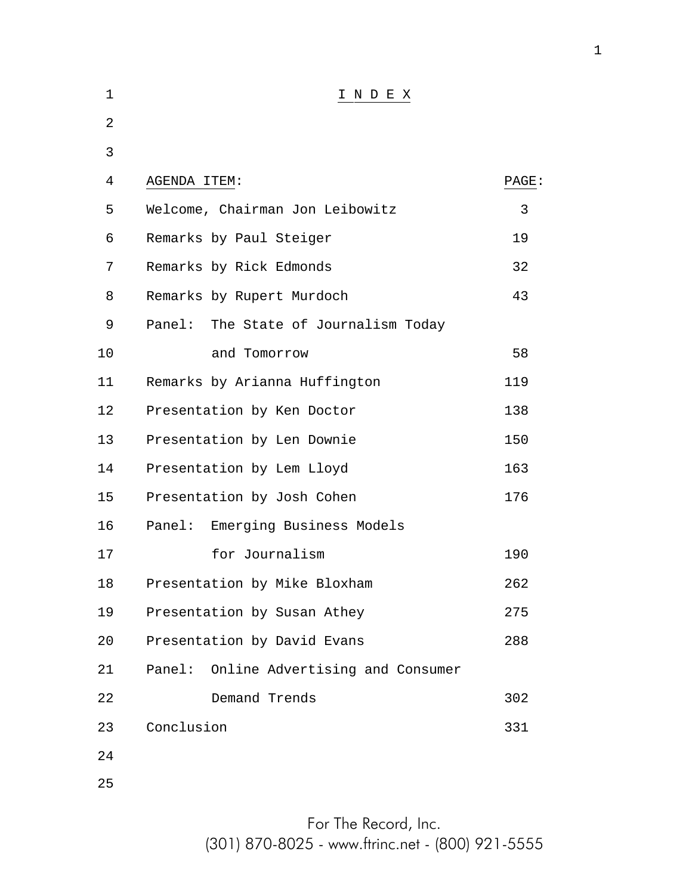# INDEX

| AGENDA ITEM: | PAGE: |
|---|---|
| Welcome, Chairman Jon Leibowitz | 3 |
| Remarks by Paul Steiger | 19 |
| Remarks by Rick Edmonds | 32 |
| Remarks by Rupert Murdoch | 43 |
| Panel: The State of Journalism Today and Tomorrow | 58 |
| Remarks by Arianna Huffington | 119 |
| Presentation by Ken Doctor | 138 |
| Presentation by Len Downie | 150 |
| Presentation by Lem Lloyd | 163 |
| Presentation by Josh Cohen | 176 |
| Panel: Emerging Business Models for Journalism | 190 |
| Presentation by Mike Bloxham | 262 |
| Presentation by Susan Athey | 275 |
| Presentation by David Evans | 288 |
| Panel: Online Advertising and Consumer Demand Trends | 302 |
| Conclusion | 331 |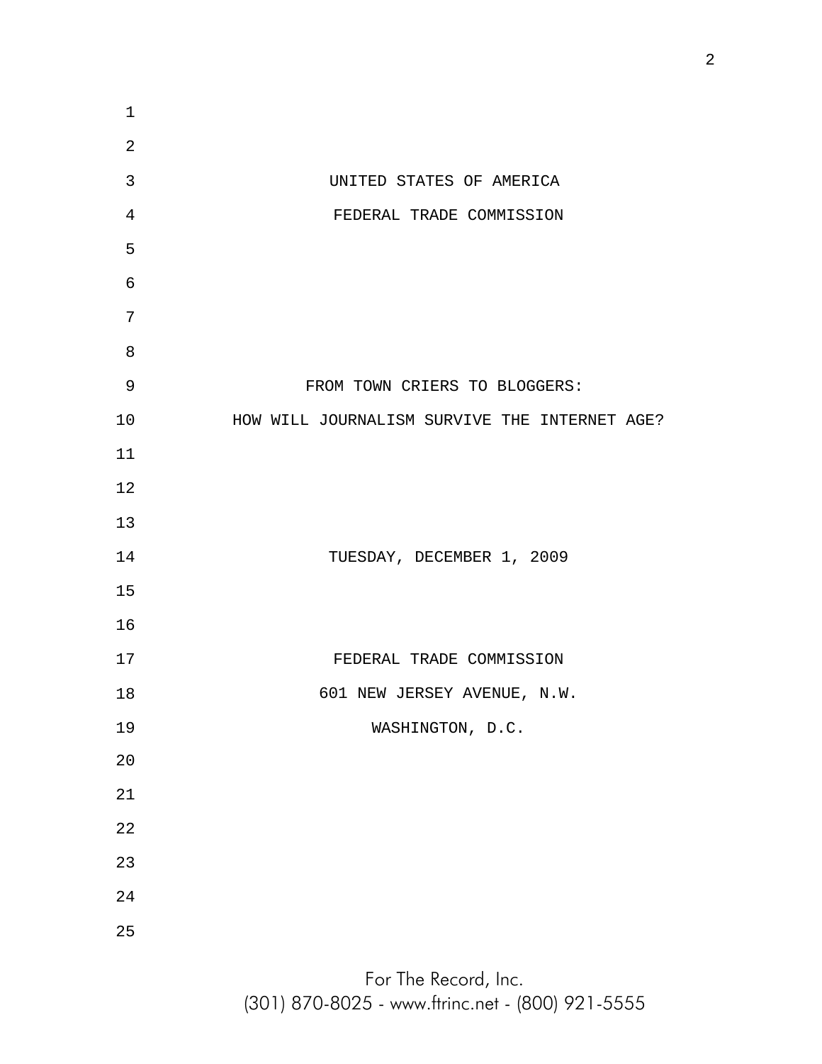UNITED STATES OF AMERICA

FEDERAL TRADE COMMISSION

FROM TOWN CRIERS TO BLOGGERS:

HOW WILL JOURNALISM SURVIVE THE INTERNET AGE?

TUESDAY, DECEMBER 1, 2009

FEDERAL TRADE COMMISSION

601 NEW JERSEY AVENUE, N.W.

WASHINGTON, D.C.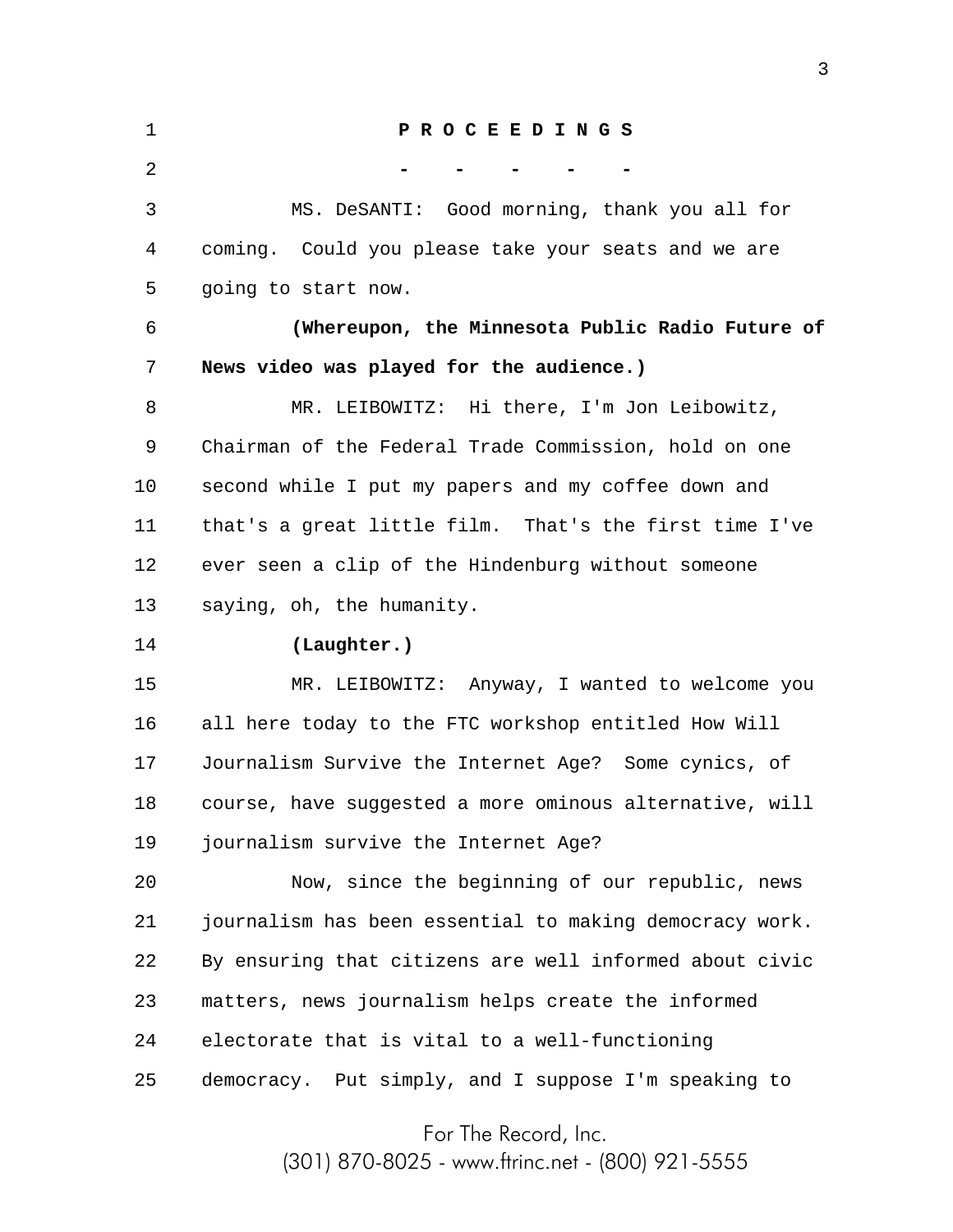**P R O C E E D I N G S**

\- - - - -

MS. DeSANTI: Good morning, thank you all for coming. Could you please take your seats and we are going to start now.

**(Whereupon, the Minnesota Public Radio Future of News video was played for the audience.)**

MR. LEIBOWITZ: Hi there, I'm Jon Leibowitz, Chairman of the Federal Trade Commission, hold on one second while I put my papers and my coffee down and that's a great little film. That's the first time I've ever seen a clip of the Hindenburg without someone saying, oh, the humanity.

**(Laughter.)**

MR. LEIBOWITZ: Anyway, I wanted to welcome you all here today to the FTC workshop entitled How Will Journalism Survive the Internet Age? Some cynics, of course, have suggested a more ominous alternative, will journalism survive the Internet Age?

Now, since the beginning of our republic, news journalism has been essential to making democracy work. By ensuring that citizens are well informed about civic matters, news journalism helps create the informed electorate that is vital to a well-functioning democracy. Put simply, and I suppose I'm speaking to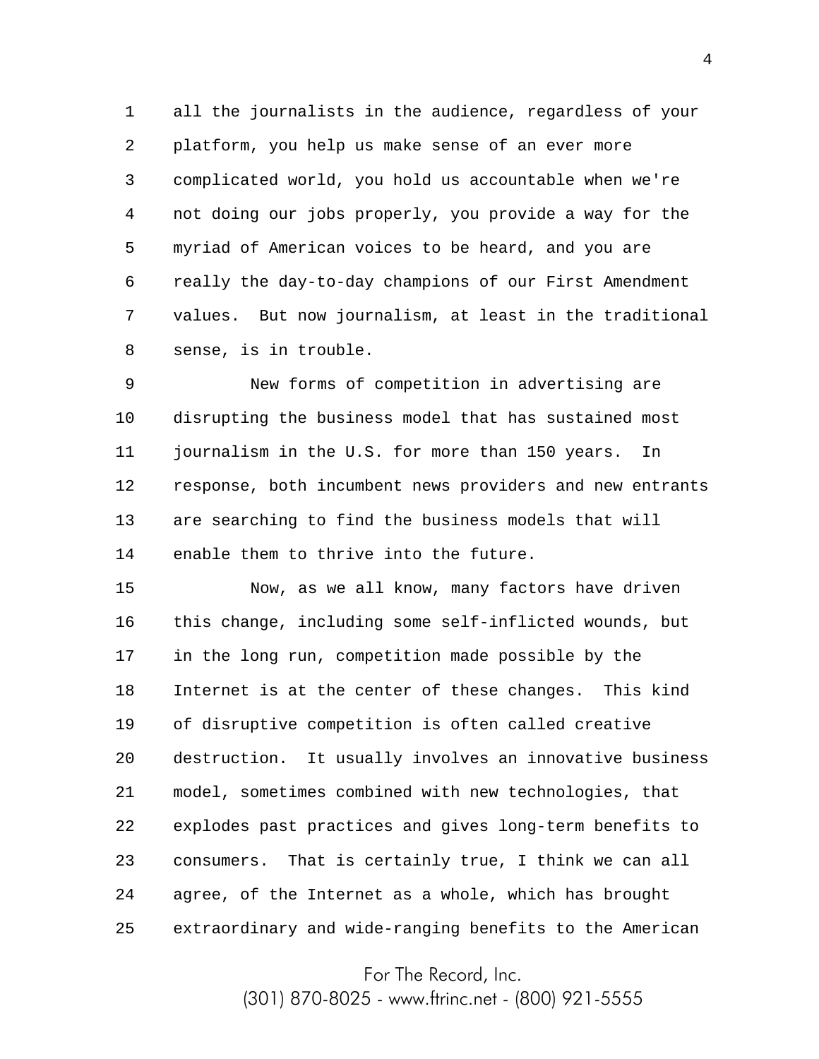all the journalists in the audience, regardless of your platform, you help us make sense of an ever more complicated world, you hold us accountable when we're not doing our jobs properly, you provide a way for the myriad of American voices to be heard, and you are really the day-to-day champions of our First Amendment values. But now journalism, at least in the traditional sense, is in trouble.

New forms of competition in advertising are disrupting the business model that has sustained most journalism in the U.S. for more than 150 years. In response, both incumbent news providers and new entrants are searching to find the business models that will enable them to thrive into the future.

Now, as we all know, many factors have driven this change, including some self-inflicted wounds, but in the long run, competition made possible by the Internet is at the center of these changes. This kind of disruptive competition is often called creative destruction. It usually involves an innovative business model, sometimes combined with new technologies, that explodes past practices and gives long-term benefits to consumers. That is certainly true, I think we can all agree, of the Internet as a whole, which has brought extraordinary and wide-ranging benefits to the American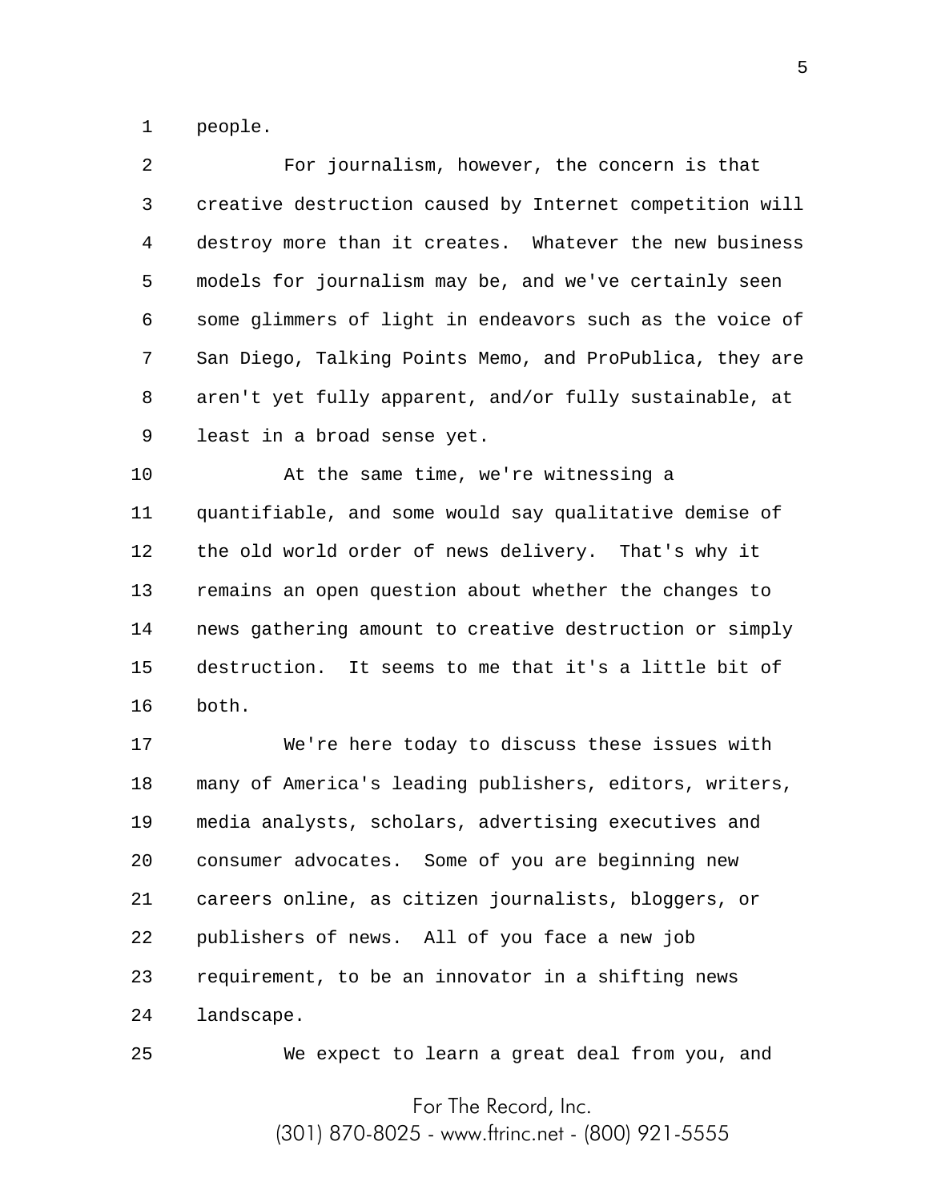people.

For journalism, however, the concern is that creative destruction caused by Internet competition will destroy more than it creates. Whatever the new business models for journalism may be, and we've certainly seen some glimmers of light in endeavors such as the voice of San Diego, Talking Points Memo, and ProPublica, they are aren't yet fully apparent, and/or fully sustainable, at least in a broad sense yet.

At the same time, we're witnessing a quantifiable, and some would say qualitative demise of the old world order of news delivery. That's why it remains an open question about whether the changes to news gathering amount to creative destruction or simply destruction. It seems to me that it's a little bit of both.

We're here today to discuss these issues with many of America's leading publishers, editors, writers, media analysts, scholars, advertising executives and consumer advocates. Some of you are beginning new careers online, as citizen journalists, bloggers, or publishers of news. All of you face a new job requirement, to be an innovator in a shifting news landscape.

We expect to learn a great deal from you, and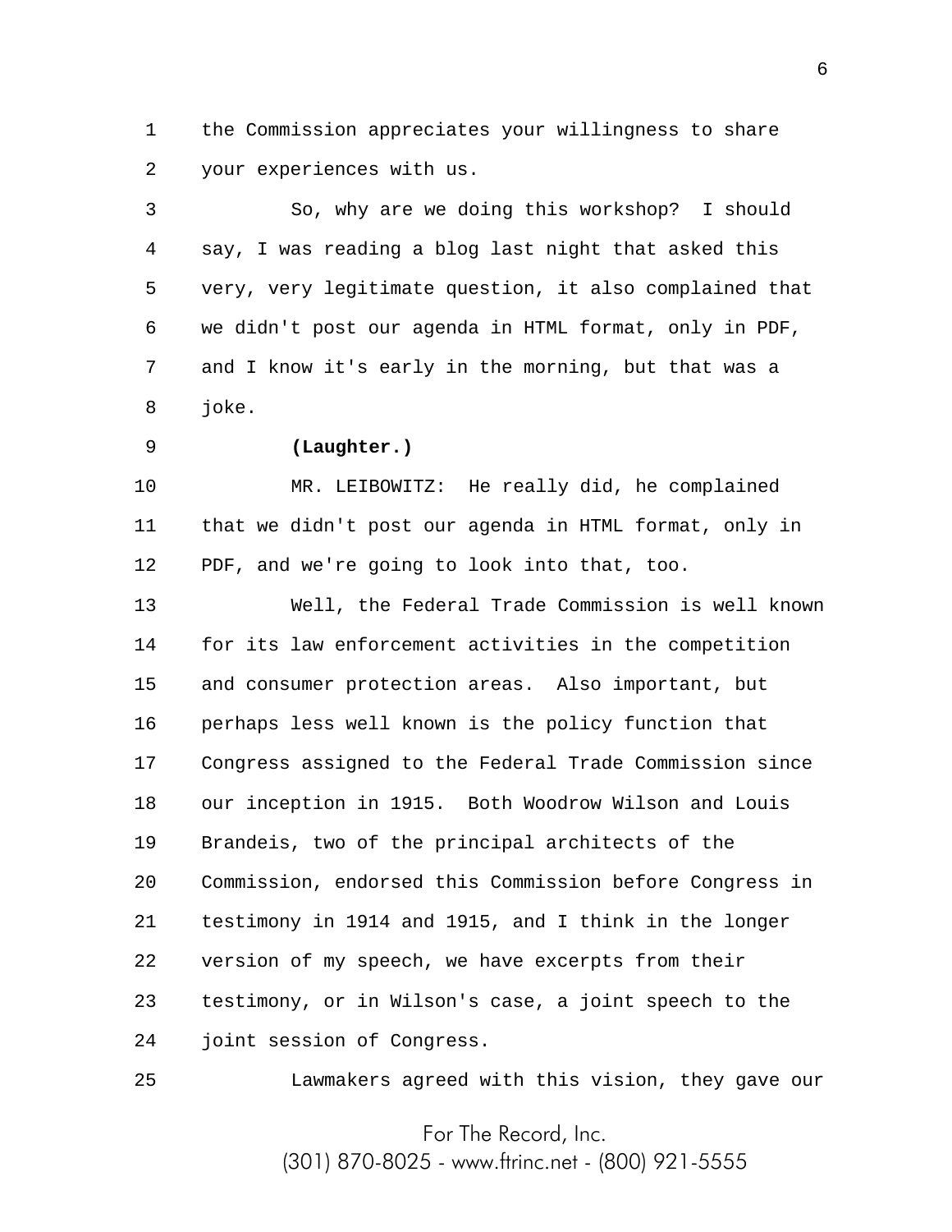the Commission appreciates your willingness to share your experiences with us.

So, why are we doing this workshop? I should say, I was reading a blog last night that asked this very, very legitimate question, it also complained that we didn't post our agenda in HTML format, only in PDF, and I know it's early in the morning, but that was a joke.

**(Laughter.)**

MR. LEIBOWITZ: He really did, he complained that we didn't post our agenda in HTML format, only in PDF, and we're going to look into that, too.

Well, the Federal Trade Commission is well known for its law enforcement activities in the competition and consumer protection areas. Also important, but perhaps less well known is the policy function that Congress assigned to the Federal Trade Commission since our inception in 1915. Both Woodrow Wilson and Louis Brandeis, two of the principal architects of the Commission, endorsed this Commission before Congress in testimony in 1914 and 1915, and I think in the longer version of my speech, we have excerpts from their testimony, or in Wilson's case, a joint speech to the joint session of Congress.

Lawmakers agreed with this vision, they gave our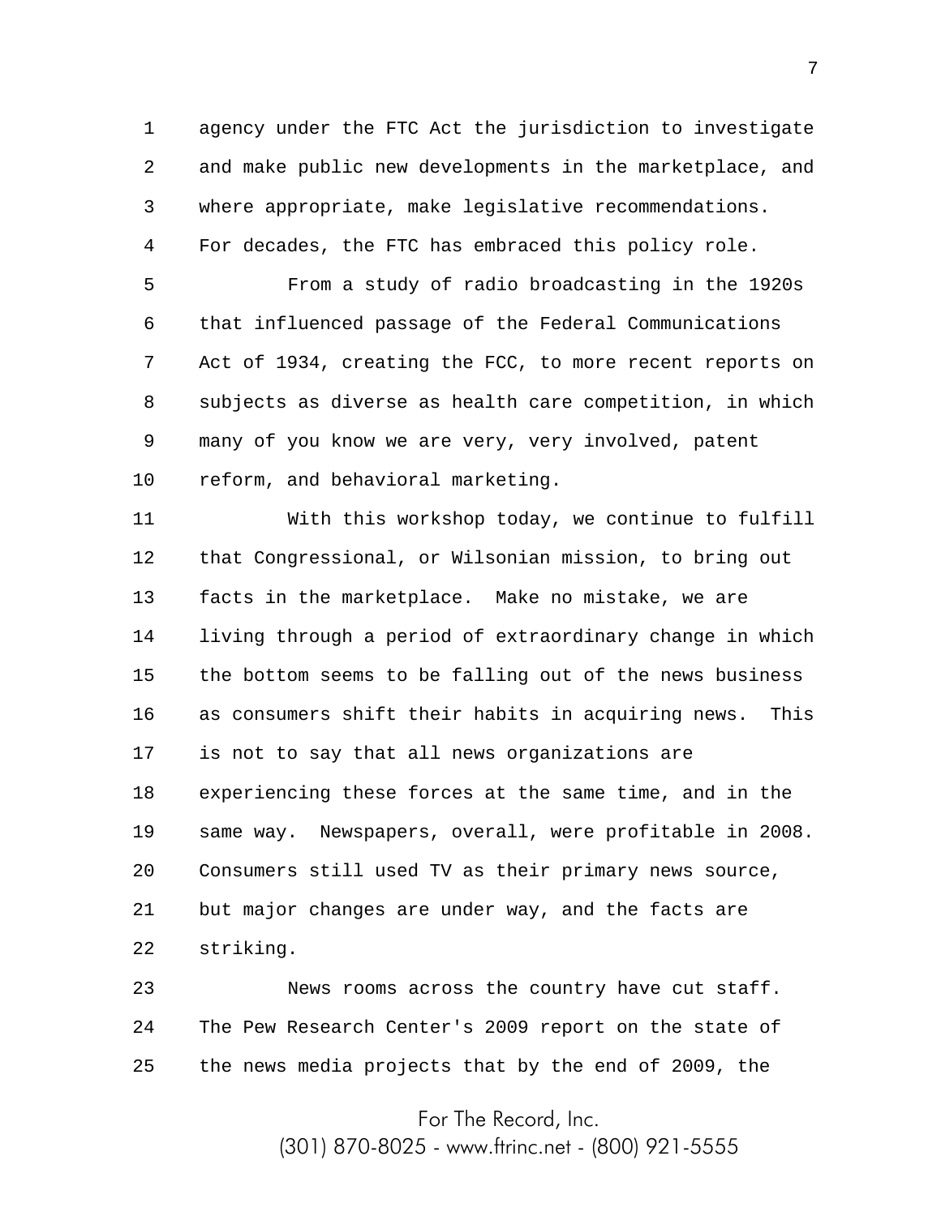agency under the FTC Act the jurisdiction to investigate and make public new developments in the marketplace, and where appropriate, make legislative recommendations. For decades, the FTC has embraced this policy role.

From a study of radio broadcasting in the 1920s that influenced passage of the Federal Communications Act of 1934, creating the FCC, to more recent reports on subjects as diverse as health care competition, in which many of you know we are very, very involved, patent reform, and behavioral marketing.

With this workshop today, we continue to fulfill that Congressional, or Wilsonian mission, to bring out facts in the marketplace. Make no mistake, we are living through a period of extraordinary change in which the bottom seems to be falling out of the news business as consumers shift their habits in acquiring news. This is not to say that all news organizations are experiencing these forces at the same time, and in the same way. Newspapers, overall, were profitable in 2008. Consumers still used TV as their primary news source, but major changes are under way, and the facts are striking.

News rooms across the country have cut staff. The Pew Research Center's 2009 report on the state of the news media projects that by the end of 2009, the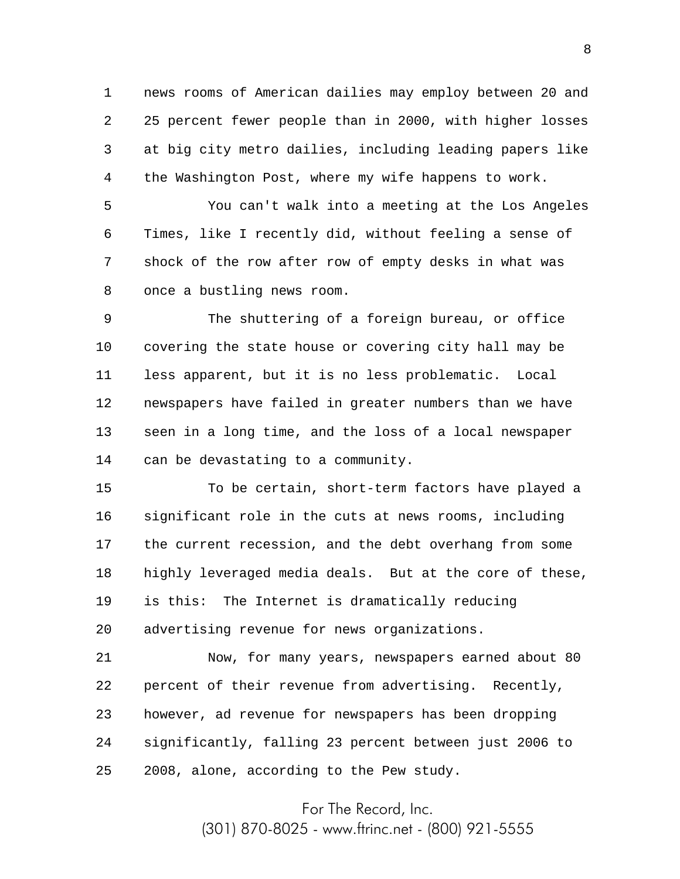news rooms of American dailies may employ between 20 and 25 percent fewer people than in 2000, with higher losses at big city metro dailies, including leading papers like the Washington Post, where my wife happens to work.

You can't walk into a meeting at the Los Angeles Times, like I recently did, without feeling a sense of shock of the row after row of empty desks in what was once a bustling news room.

The shuttering of a foreign bureau, or office covering the state house or covering city hall may be less apparent, but it is no less problematic. Local newspapers have failed in greater numbers than we have seen in a long time, and the loss of a local newspaper can be devastating to a community.

To be certain, short-term factors have played a significant role in the cuts at news rooms, including the current recession, and the debt overhang from some highly leveraged media deals. But at the core of these, is this: The Internet is dramatically reducing advertising revenue for news organizations.

Now, for many years, newspapers earned about 80 percent of their revenue from advertising. Recently, however, ad revenue for newspapers has been dropping significantly, falling 23 percent between just 2006 to 2008, alone, according to the Pew study.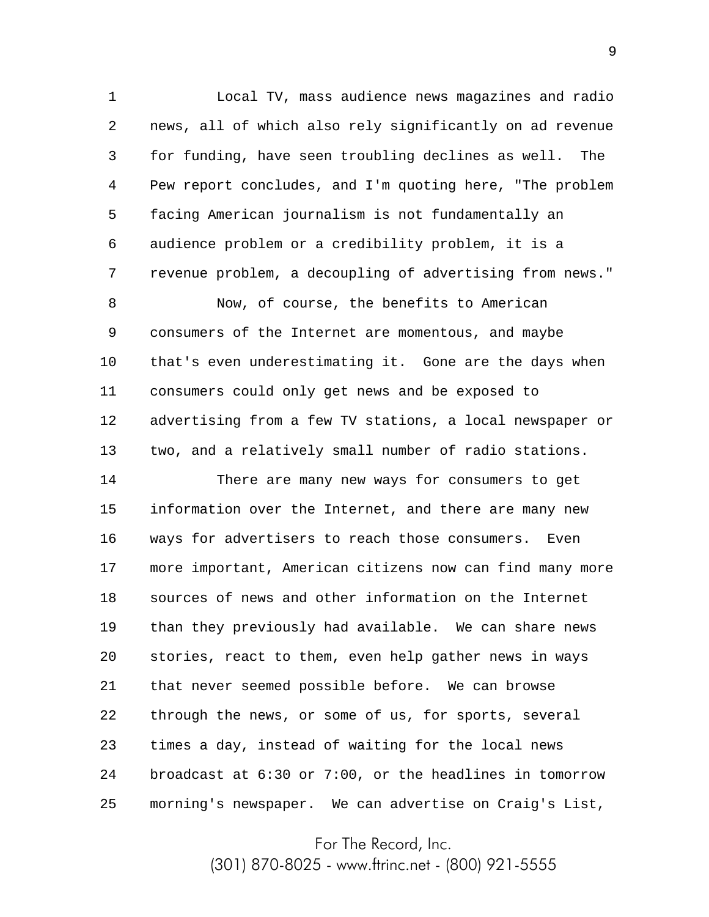Local TV, mass audience news magazines and radio news, all of which also rely significantly on ad revenue for funding, have seen troubling declines as well. The Pew report concludes, and I'm quoting here, "The problem facing American journalism is not fundamentally an audience problem or a credibility problem, it is a revenue problem, a decoupling of advertising from news."

Now, of course, the benefits to American consumers of the Internet are momentous, and maybe that's even underestimating it. Gone are the days when consumers could only get news and be exposed to advertising from a few TV stations, a local newspaper or two, and a relatively small number of radio stations.

There are many new ways for consumers to get information over the Internet, and there are many new ways for advertisers to reach those consumers. Even more important, American citizens now can find many more sources of news and other information on the Internet than they previously had available. We can share news stories, react to them, even help gather news in ways that never seemed possible before. We can browse through the news, or some of us, for sports, several times a day, instead of waiting for the local news broadcast at 6:30 or 7:00, or the headlines in tomorrow morning's newspaper. We can advertise on Craig's List,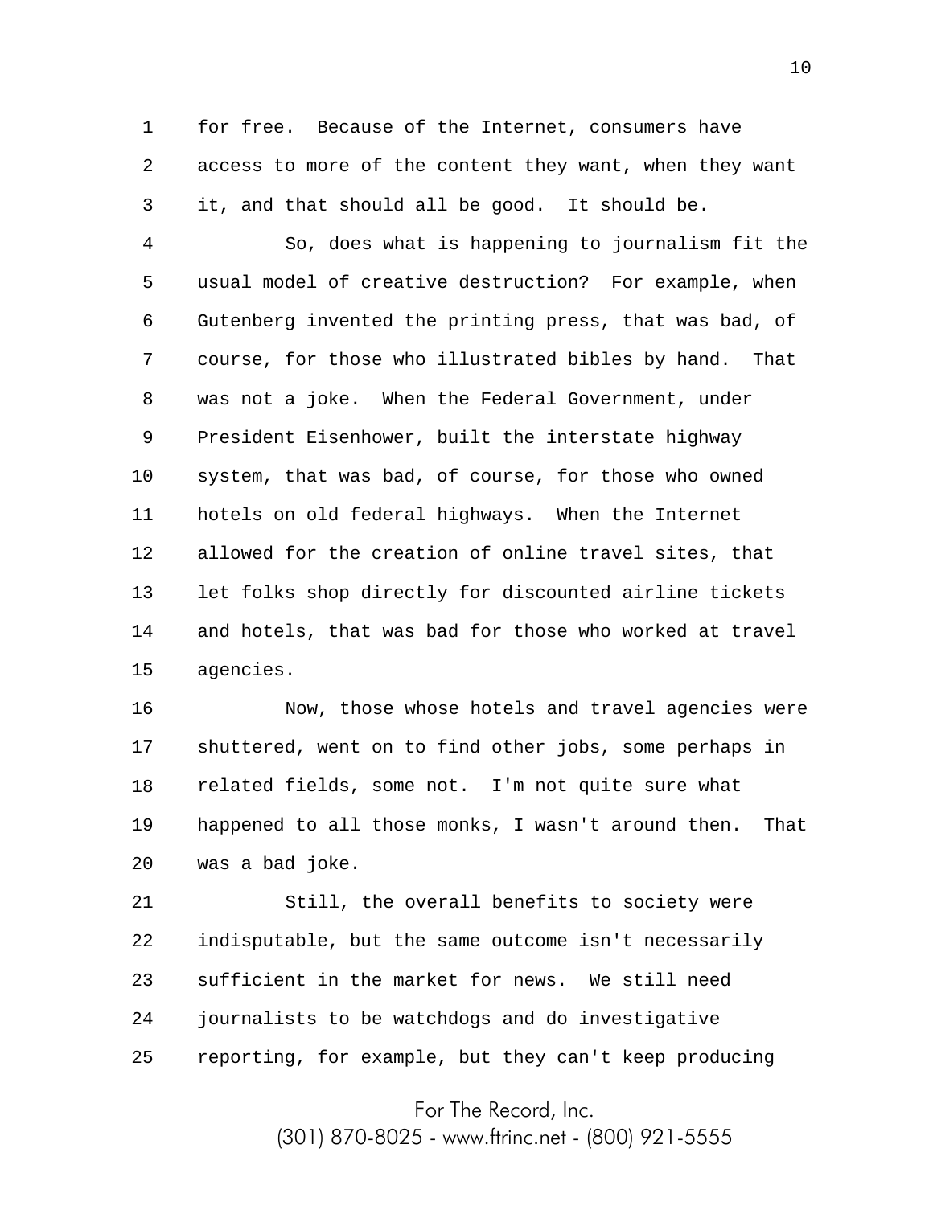for free. Because of the Internet, consumers have access to more of the content they want, when they want it, and that should all be good. It should be.

So, does what is happening to journalism fit the usual model of creative destruction? For example, when Gutenberg invented the printing press, that was bad, of course, for those who illustrated bibles by hand. That was not a joke. When the Federal Government, under President Eisenhower, built the interstate highway system, that was bad, of course, for those who owned hotels on old federal highways. When the Internet allowed for the creation of online travel sites, that let folks shop directly for discounted airline tickets and hotels, that was bad for those who worked at travel agencies.

Now, those whose hotels and travel agencies were shuttered, went on to find other jobs, some perhaps in related fields, some not. I'm not quite sure what happened to all those monks, I wasn't around then. That was a bad joke.

Still, the overall benefits to society were indisputable, but the same outcome isn't necessarily sufficient in the market for news. We still need journalists to be watchdogs and do investigative reporting, for example, but they can't keep producing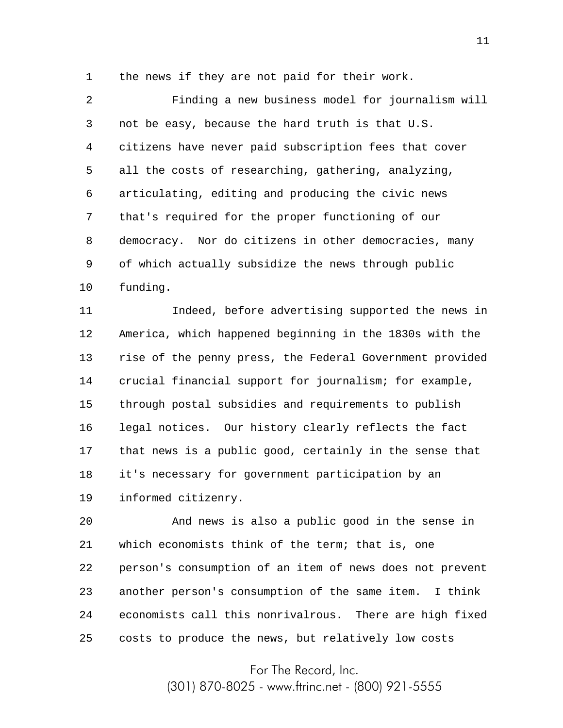the news if they are not paid for their work.

Finding a new business model for journalism will not be easy, because the hard truth is that U.S. citizens have never paid subscription fees that cover all the costs of researching, gathering, analyzing, articulating, editing and producing the civic news that's required for the proper functioning of our democracy. Nor do citizens in other democracies, many of which actually subsidize the news through public funding.

Indeed, before advertising supported the news in America, which happened beginning in the 1830s with the rise of the penny press, the Federal Government provided crucial financial support for journalism; for example, through postal subsidies and requirements to publish legal notices. Our history clearly reflects the fact that news is a public good, certainly in the sense that it's necessary for government participation by an informed citizenry.

And news is also a public good in the sense in which economists think of the term; that is, one person's consumption of an item of news does not prevent another person's consumption of the same item. I think economists call this nonrivalrous. There are high fixed costs to produce the news, but relatively low costs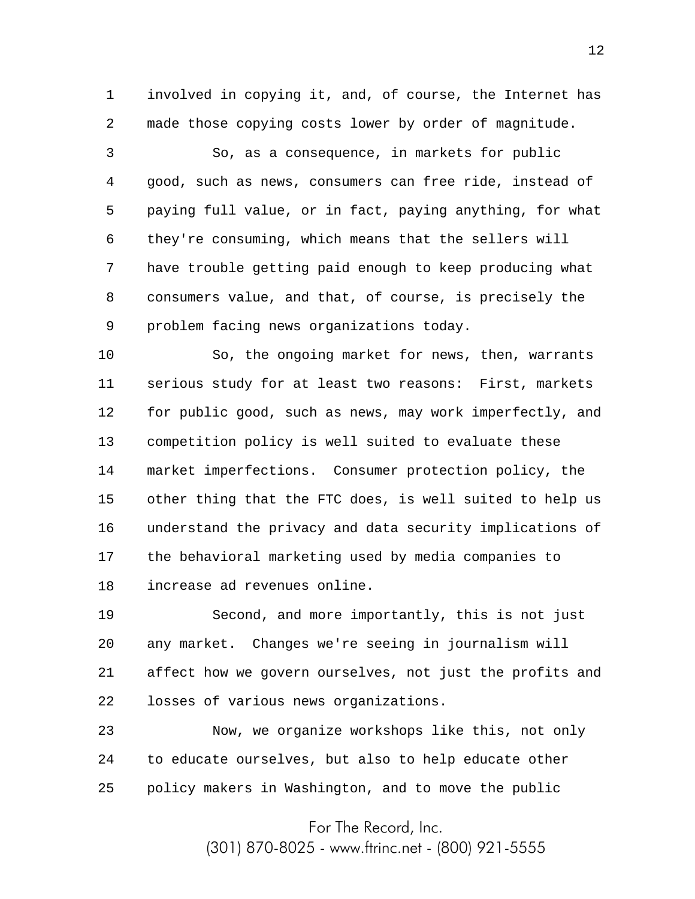involved in copying it, and, of course, the Internet has made those copying costs lower by order of magnitude.

So, as a consequence, in markets for public good, such as news, consumers can free ride, instead of paying full value, or in fact, paying anything, for what they're consuming, which means that the sellers will have trouble getting paid enough to keep producing what consumers value, and that, of course, is precisely the problem facing news organizations today.

So, the ongoing market for news, then, warrants serious study for at least two reasons: First, markets for public good, such as news, may work imperfectly, and competition policy is well suited to evaluate these market imperfections. Consumer protection policy, the other thing that the FTC does, is well suited to help us understand the privacy and data security implications of the behavioral marketing used by media companies to increase ad revenues online.

Second, and more importantly, this is not just any market. Changes we're seeing in journalism will affect how we govern ourselves, not just the profits and losses of various news organizations.

Now, we organize workshops like this, not only to educate ourselves, but also to help educate other policy makers in Washington, and to move the public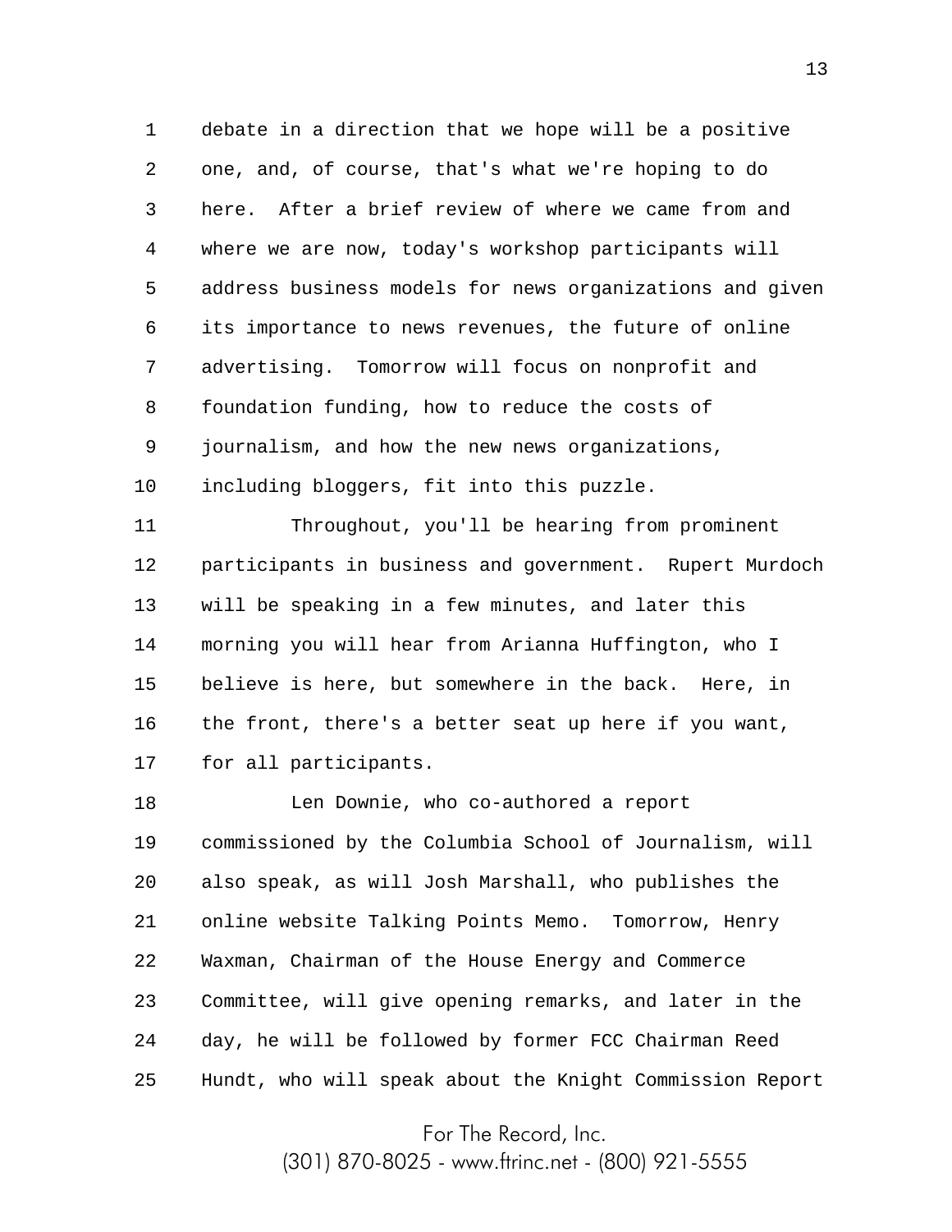debate in a direction that we hope will be a positive one, and, of course, that's what we're hoping to do here. After a brief review of where we came from and where we are now, today's workshop participants will address business models for news organizations and given its importance to news revenues, the future of online advertising. Tomorrow will focus on nonprofit and foundation funding, how to reduce the costs of journalism, and how the new news organizations, including bloggers, fit into this puzzle.

Throughout, you'll be hearing from prominent participants in business and government. Rupert Murdoch will be speaking in a few minutes, and later this morning you will hear from Arianna Huffington, who I believe is here, but somewhere in the back. Here, in the front, there's a better seat up here if you want, for all participants.

Len Downie, who co-authored a report commissioned by the Columbia School of Journalism, will also speak, as will Josh Marshall, who publishes the online website Talking Points Memo. Tomorrow, Henry Waxman, Chairman of the House Energy and Commerce Committee, will give opening remarks, and later in the day, he will be followed by former FCC Chairman Reed Hundt, who will speak about the Knight Commission Report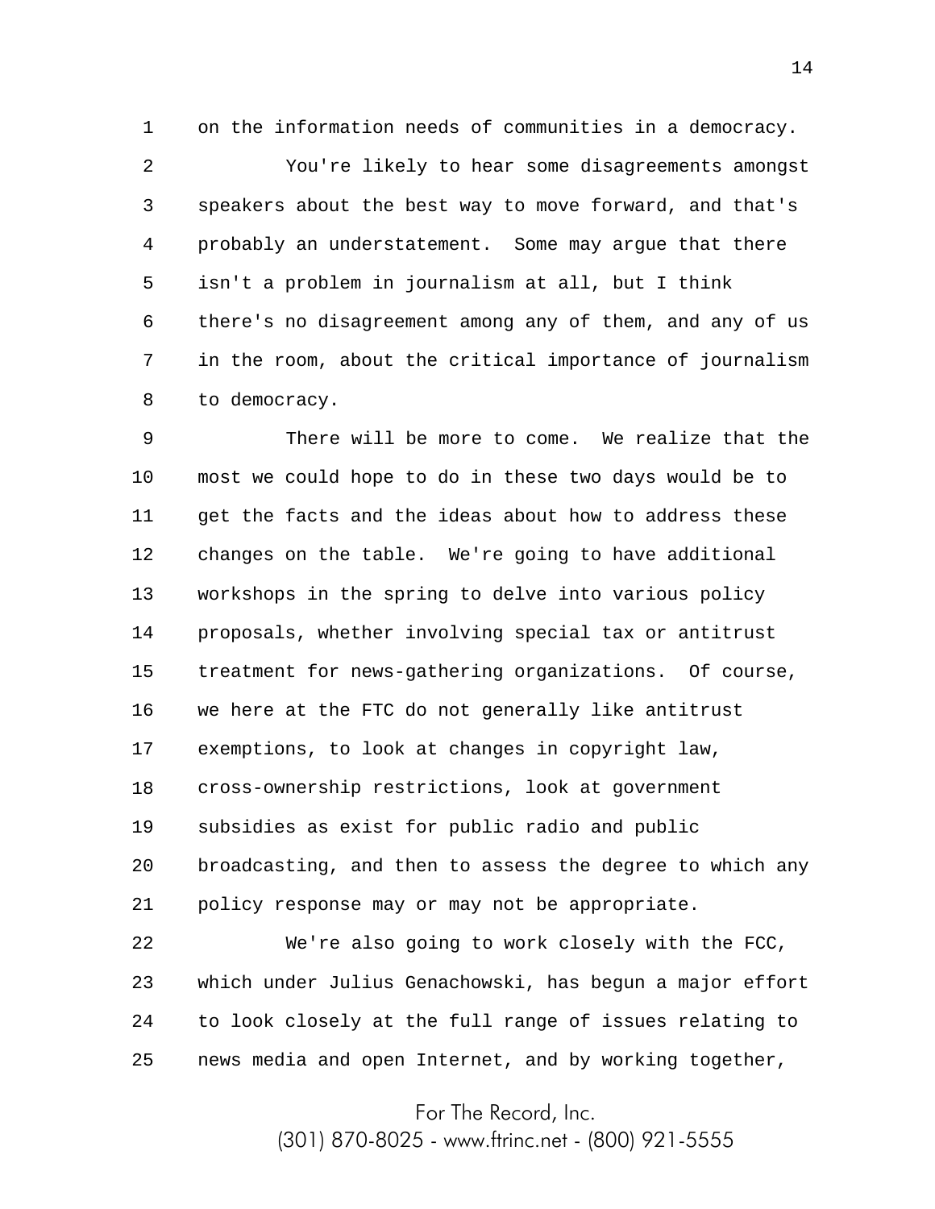on the information needs of communities in a democracy.

You're likely to hear some disagreements amongst speakers about the best way to move forward, and that's probably an understatement. Some may argue that there isn't a problem in journalism at all, but I think there's no disagreement among any of them, and any of us in the room, about the critical importance of journalism to democracy.

There will be more to come. We realize that the most we could hope to do in these two days would be to get the facts and the ideas about how to address these changes on the table. We're going to have additional workshops in the spring to delve into various policy proposals, whether involving special tax or antitrust treatment for news-gathering organizations. Of course, we here at the FTC do not generally like antitrust exemptions, to look at changes in copyright law, cross-ownership restrictions, look at government subsidies as exist for public radio and public broadcasting, and then to assess the degree to which any policy response may or may not be appropriate.

We're also going to work closely with the FCC, which under Julius Genachowski, has begun a major effort to look closely at the full range of issues relating to news media and open Internet, and by working together,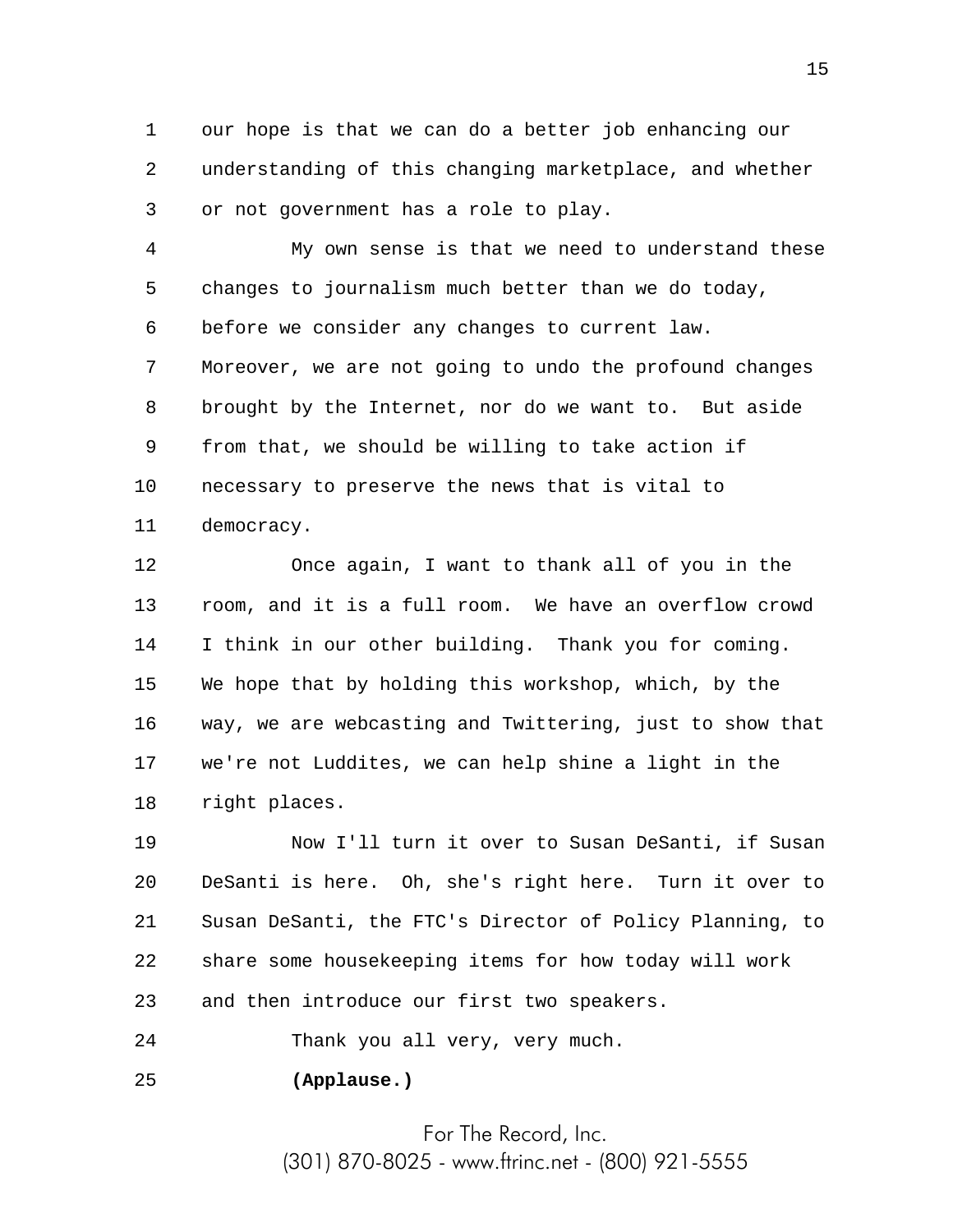our hope is that we can do a better job enhancing our understanding of this changing marketplace, and whether or not government has a role to play.

My own sense is that we need to understand these changes to journalism much better than we do today, before we consider any changes to current law. Moreover, we are not going to undo the profound changes brought by the Internet, nor do we want to. But aside from that, we should be willing to take action if necessary to preserve the news that is vital to democracy.

Once again, I want to thank all of you in the room, and it is a full room. We have an overflow crowd I think in our other building. Thank you for coming. We hope that by holding this workshop, which, by the way, we are webcasting and Twittering, just to show that we're not Luddites, we can help shine a light in the right places.

Now I'll turn it over to Susan DeSanti, if Susan DeSanti is here. Oh, she's right here. Turn it over to Susan DeSanti, the FTC's Director of Policy Planning, to share some housekeeping items for how today will work and then introduce our first two speakers.

Thank you all very, very much.

**(Applause.)**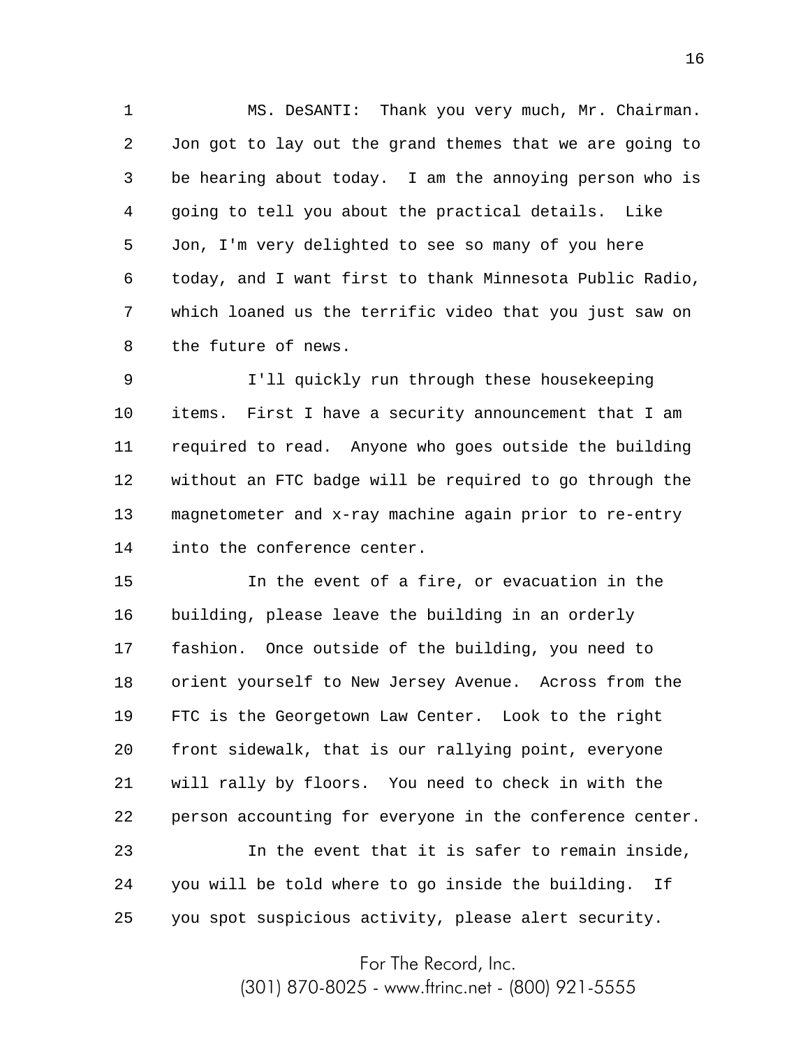MS. DeSANTI: Thank you very much, Mr. Chairman. Jon got to lay out the grand themes that we are going to be hearing about today. I am the annoying person who is going to tell you about the practical details. Like Jon, I'm very delighted to see so many of you here today, and I want first to thank Minnesota Public Radio, which loaned us the terrific video that you just saw on the future of news.

I'll quickly run through these housekeeping items. First I have a security announcement that I am required to read. Anyone who goes outside the building without an FTC badge will be required to go through the magnetometer and x-ray machine again prior to re-entry into the conference center.

In the event of a fire, or evacuation in the building, please leave the building in an orderly fashion. Once outside of the building, you need to orient yourself to New Jersey Avenue. Across from the FTC is the Georgetown Law Center. Look to the right front sidewalk, that is our rallying point, everyone will rally by floors. You need to check in with the person accounting for everyone in the conference center.

In the event that it is safer to remain inside, you will be told where to go inside the building. If you spot suspicious activity, please alert security.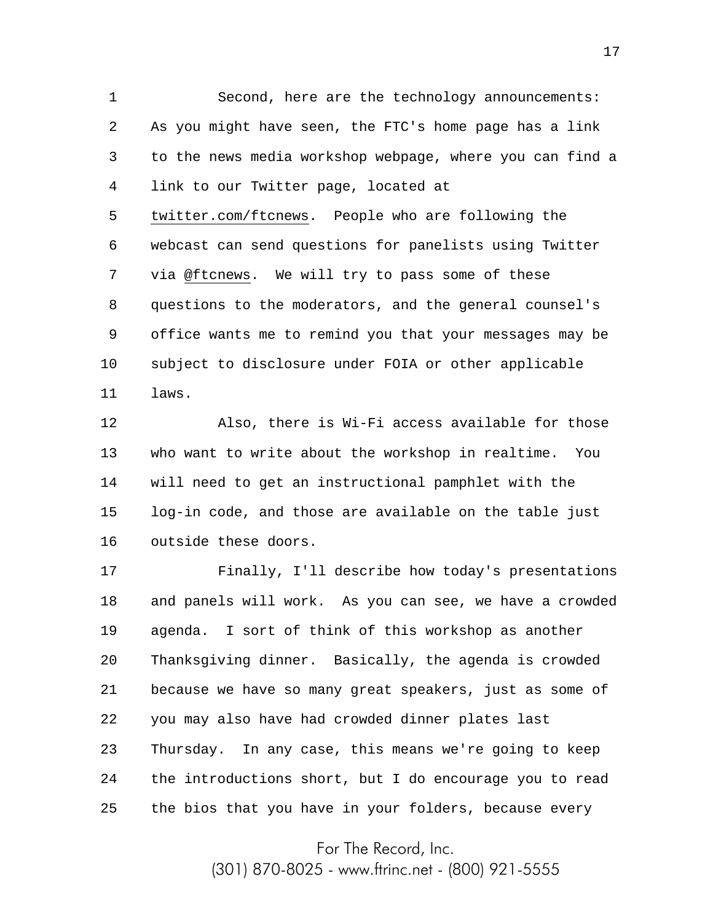Second, here are the technology announcements: As you might have seen, the FTC's home page has a link to the news media workshop webpage, where you can find a link to our Twitter page, located at twitter.com/ftcnews. People who are following the webcast can send questions for panelists using Twitter via @ftcnews. We will try to pass some of these questions to the moderators, and the general counsel's office wants me to remind you that your messages may be subject to disclosure under FOIA or other applicable laws.

Also, there is Wi-Fi access available for those who want to write about the workshop in realtime. You will need to get an instructional pamphlet with the log-in code, and those are available on the table just outside these doors.

Finally, I'll describe how today's presentations and panels will work. As you can see, we have a crowded agenda. I sort of think of this workshop as another Thanksgiving dinner. Basically, the agenda is crowded because we have so many great speakers, just as some of you may also have had crowded dinner plates last Thursday. In any case, this means we're going to keep the introductions short, but I do encourage you to read the bios that you have in your folders, because every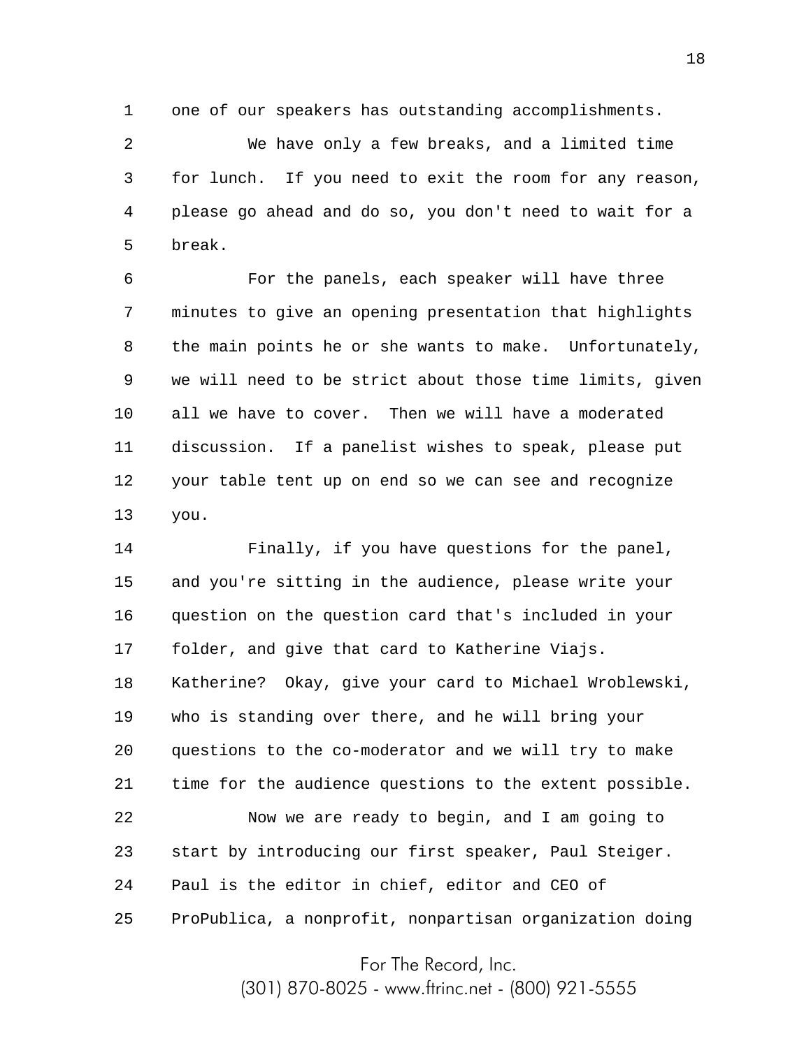one of our speakers has outstanding accomplishments.

We have only a few breaks, and a limited time for lunch. If you need to exit the room for any reason, please go ahead and do so, you don't need to wait for a break.

For the panels, each speaker will have three minutes to give an opening presentation that highlights the main points he or she wants to make. Unfortunately, we will need to be strict about those time limits, given all we have to cover. Then we will have a moderated discussion. If a panelist wishes to speak, please put your table tent up on end so we can see and recognize you.

Finally, if you have questions for the panel, and you're sitting in the audience, please write your question on the question card that's included in your folder, and give that card to Katherine Viajs. Katherine? Okay, give your card to Michael Wroblewski, who is standing over there, and he will bring your questions to the co-moderator and we will try to make time for the audience questions to the extent possible.

Now we are ready to begin, and I am going to start by introducing our first speaker, Paul Steiger. Paul is the editor in chief, editor and CEO of ProPublica, a nonprofit, nonpartisan organization doing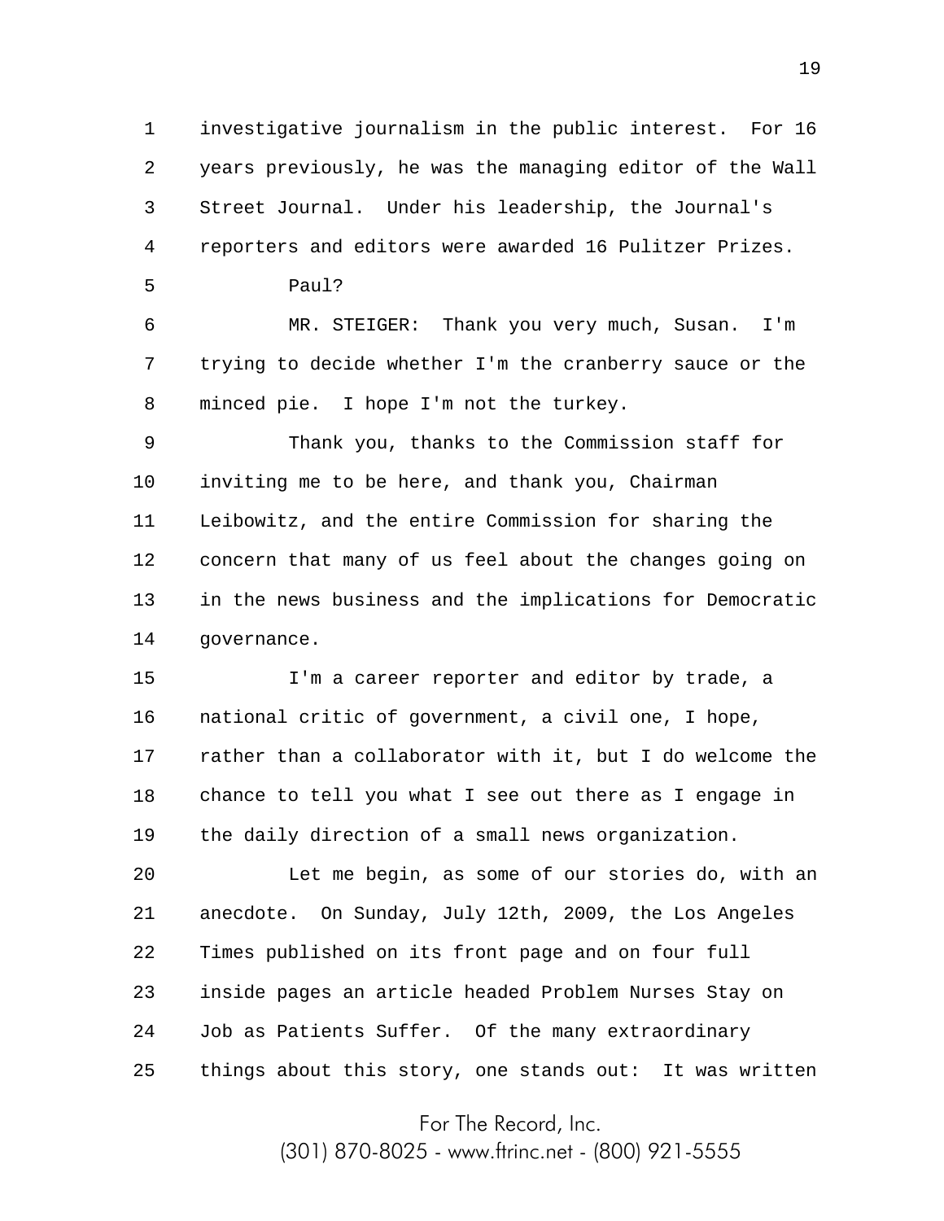investigative journalism in the public interest. For 16 years previously, he was the managing editor of the Wall Street Journal. Under his leadership, the Journal's reporters and editors were awarded 16 Pulitzer Prizes.

Paul?

MR. STEIGER: Thank you very much, Susan. I'm trying to decide whether I'm the cranberry sauce or the minced pie. I hope I'm not the turkey.

Thank you, thanks to the Commission staff for inviting me to be here, and thank you, Chairman Leibowitz, and the entire Commission for sharing the concern that many of us feel about the changes going on in the news business and the implications for Democratic governance.

I'm a career reporter and editor by trade, a national critic of government, a civil one, I hope, rather than a collaborator with it, but I do welcome the chance to tell you what I see out there as I engage in the daily direction of a small news organization.

Let me begin, as some of our stories do, with an anecdote. On Sunday, July 12th, 2009, the Los Angeles Times published on its front page and on four full inside pages an article headed Problem Nurses Stay on Job as Patients Suffer. Of the many extraordinary things about this story, one stands out: It was written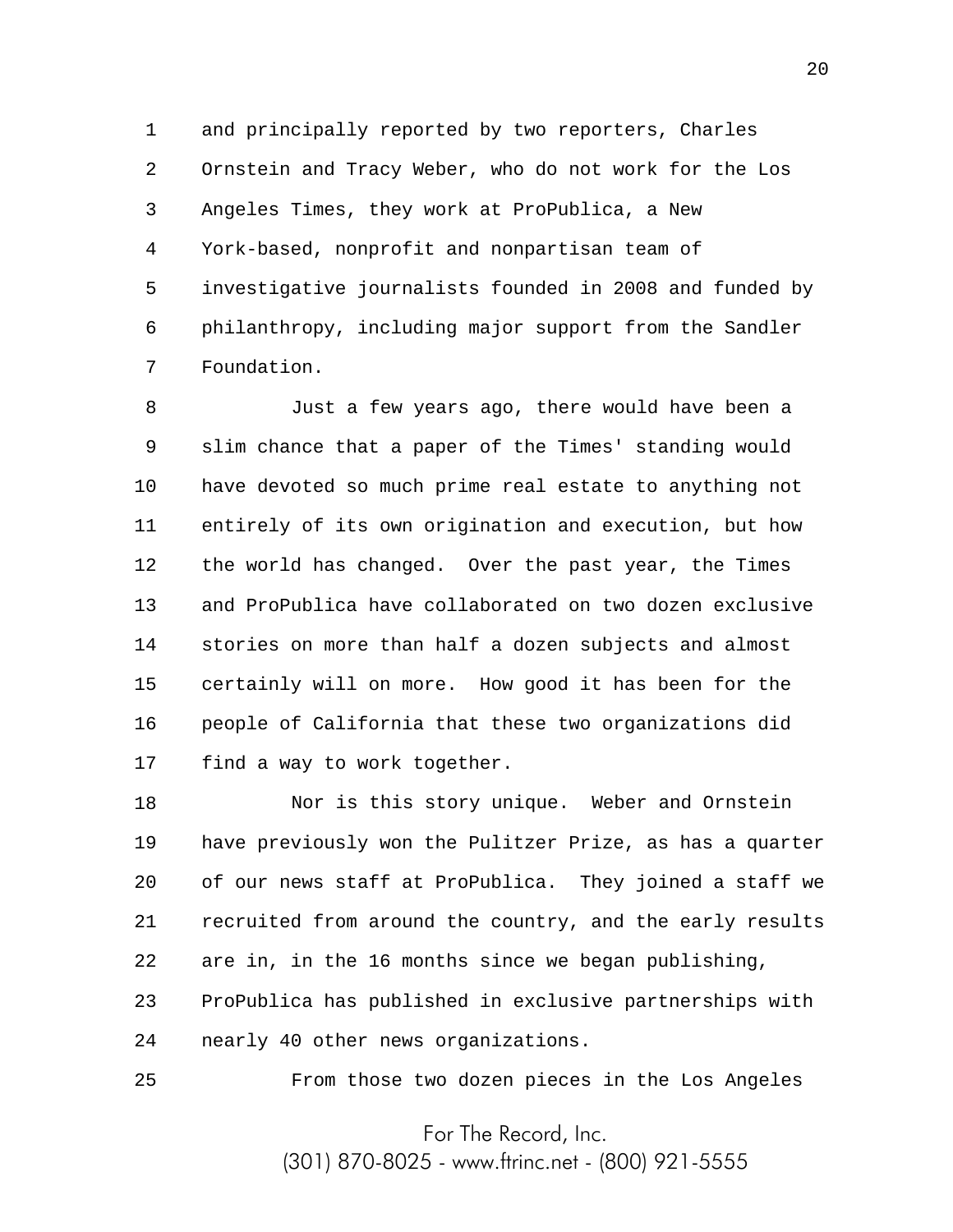and principally reported by two reporters, Charles Ornstein and Tracy Weber, who do not work for the Los Angeles Times, they work at ProPublica, a New York-based, nonprofit and nonpartisan team of investigative journalists founded in 2008 and funded by philanthropy, including major support from the Sandler Foundation.

Just a few years ago, there would have been a slim chance that a paper of the Times' standing would have devoted so much prime real estate to anything not entirely of its own origination and execution, but how the world has changed. Over the past year, the Times and ProPublica have collaborated on two dozen exclusive stories on more than half a dozen subjects and almost certainly will on more. How good it has been for the people of California that these two organizations did find a way to work together.

Nor is this story unique. Weber and Ornstein have previously won the Pulitzer Prize, as has a quarter of our news staff at ProPublica. They joined a staff we recruited from around the country, and the early results are in, in the 16 months since we began publishing, ProPublica has published in exclusive partnerships with nearly 40 other news organizations.

From those two dozen pieces in the Los Angeles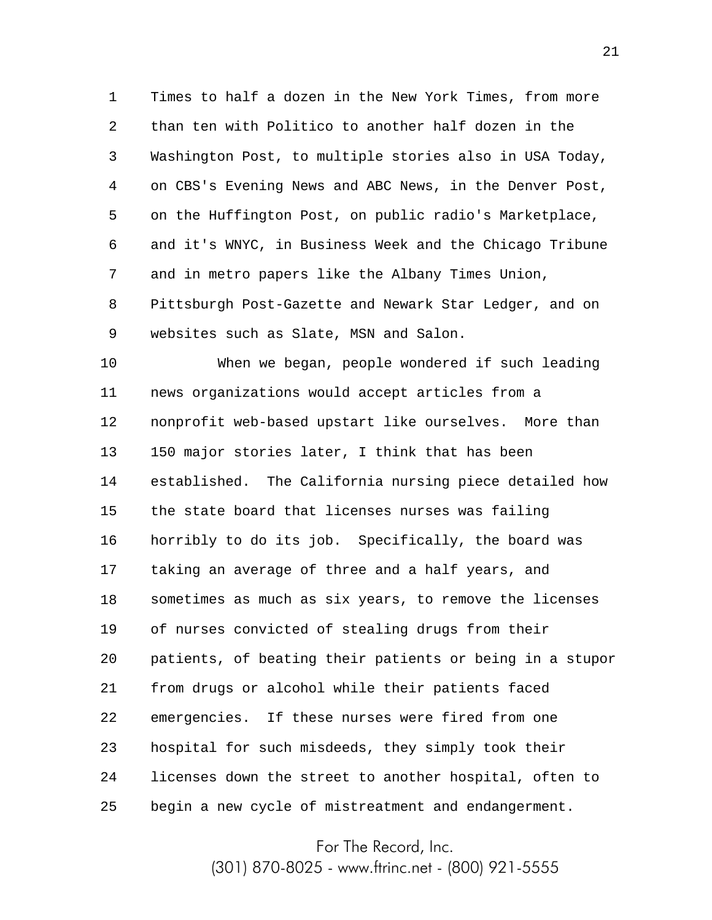Times to half a dozen in the New York Times, from more than ten with Politico to another half dozen in the Washington Post, to multiple stories also in USA Today, on CBS's Evening News and ABC News, in the Denver Post, on the Huffington Post, on public radio's Marketplace, and it's WNYC, in Business Week and the Chicago Tribune and in metro papers like the Albany Times Union, Pittsburgh Post-Gazette and Newark Star Ledger, and on websites such as Slate, MSN and Salon.

When we began, people wondered if such leading news organizations would accept articles from a nonprofit web-based upstart like ourselves. More than 150 major stories later, I think that has been established. The California nursing piece detailed how the state board that licenses nurses was failing horribly to do its job. Specifically, the board was taking an average of three and a half years, and sometimes as much as six years, to remove the licenses of nurses convicted of stealing drugs from their patients, of beating their patients or being in a stupor from drugs or alcohol while their patients faced emergencies. If these nurses were fired from one hospital for such misdeeds, they simply took their licenses down the street to another hospital, often to begin a new cycle of mistreatment and endangerment.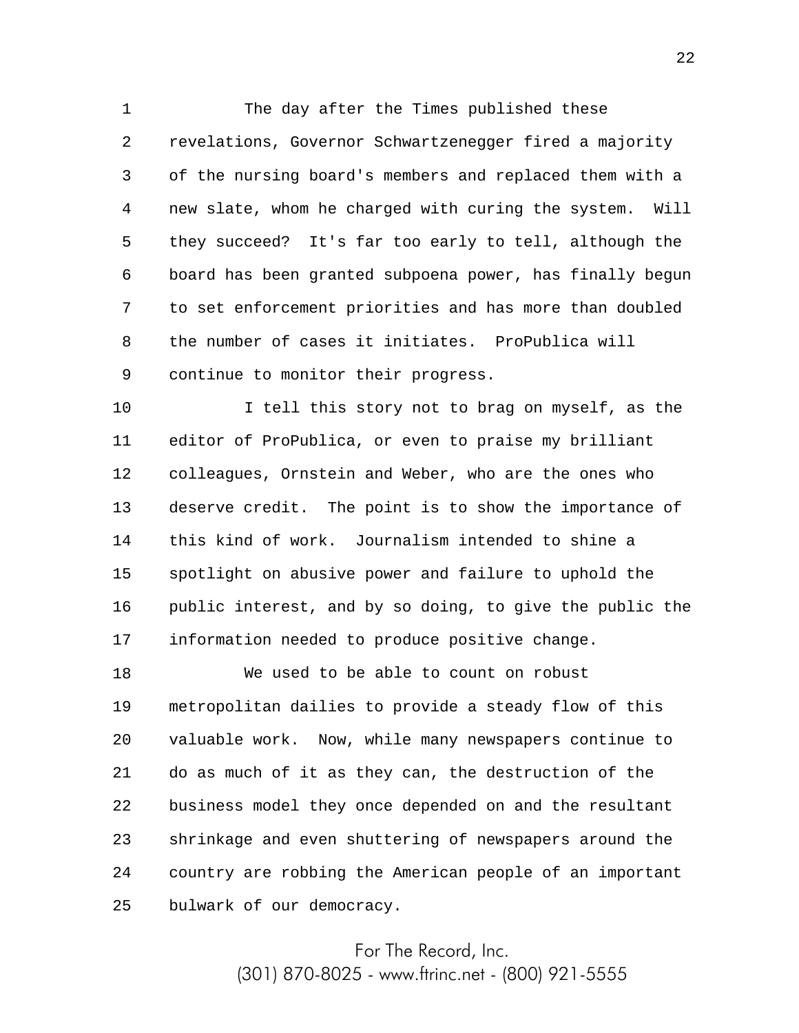The day after the Times published these revelations, Governor Schwartzenegger fired a majority of the nursing board's members and replaced them with a new slate, whom he charged with curing the system. Will they succeed? It's far too early to tell, although the board has been granted subpoena power, has finally begun to set enforcement priorities and has more than doubled the number of cases it initiates. ProPublica will continue to monitor their progress.

I tell this story not to brag on myself, as the editor of ProPublica, or even to praise my brilliant colleagues, Ornstein and Weber, who are the ones who deserve credit. The point is to show the importance of this kind of work. Journalism intended to shine a spotlight on abusive power and failure to uphold the public interest, and by so doing, to give the public the information needed to produce positive change.

We used to be able to count on robust metropolitan dailies to provide a steady flow of this valuable work. Now, while many newspapers continue to do as much of it as they can, the destruction of the business model they once depended on and the resultant shrinkage and even shuttering of newspapers around the country are robbing the American people of an important bulwark of our democracy.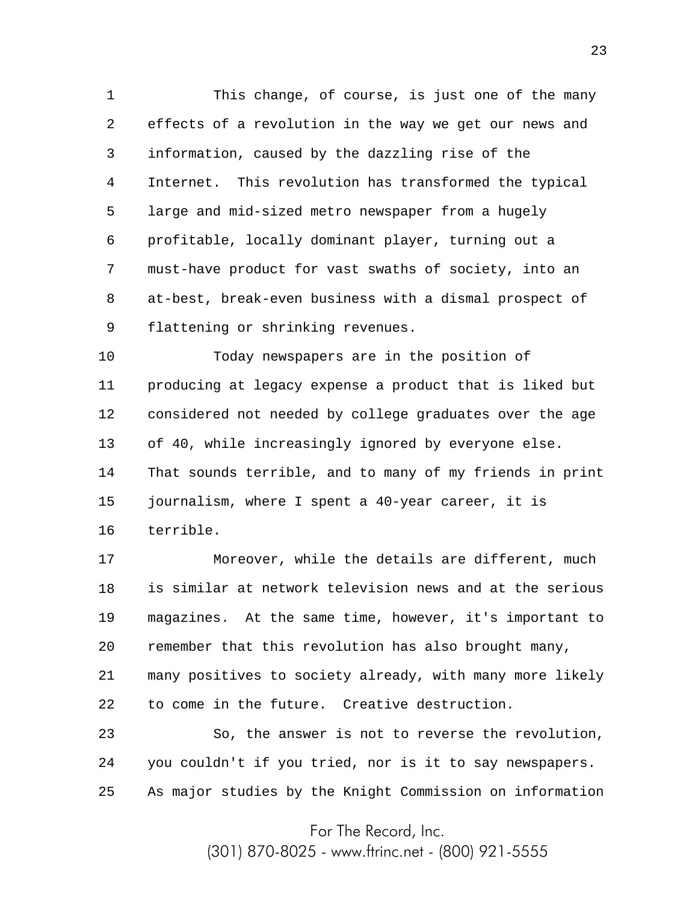This change, of course, is just one of the many effects of a revolution in the way we get our news and information, caused by the dazzling rise of the Internet. This revolution has transformed the typical large and mid-sized metro newspaper from a hugely profitable, locally dominant player, turning out a must-have product for vast swaths of society, into an at-best, break-even business with a dismal prospect of flattening or shrinking revenues.

Today newspapers are in the position of producing at legacy expense a product that is liked but considered not needed by college graduates over the age of 40, while increasingly ignored by everyone else. That sounds terrible, and to many of my friends in print journalism, where I spent a 40-year career, it is terrible.

Moreover, while the details are different, much is similar at network television news and at the serious magazines. At the same time, however, it's important to remember that this revolution has also brought many, many positives to society already, with many more likely to come in the future. Creative destruction.

So, the answer is not to reverse the revolution, you couldn't if you tried, nor is it to say newspapers. As major studies by the Knight Commission on information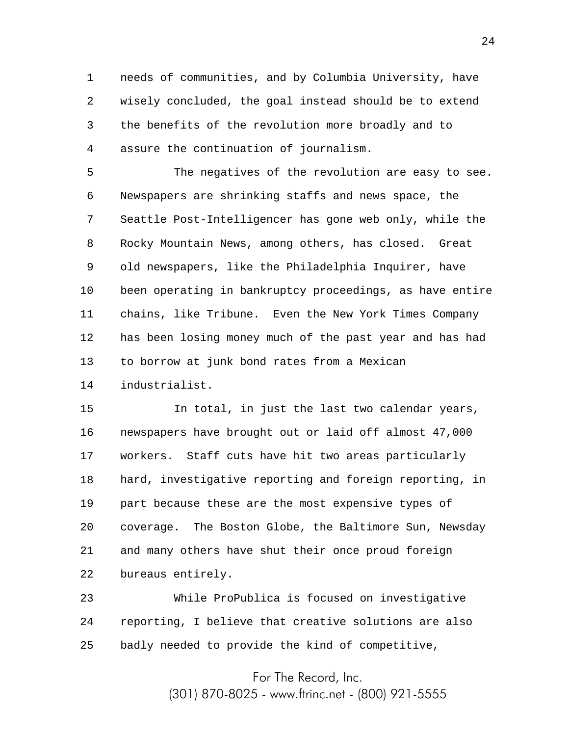needs of communities, and by Columbia University, have wisely concluded, the goal instead should be to extend the benefits of the revolution more broadly and to assure the continuation of journalism.

The negatives of the revolution are easy to see. Newspapers are shrinking staffs and news space, the Seattle Post-Intelligencer has gone web only, while the Rocky Mountain News, among others, has closed. Great old newspapers, like the Philadelphia Inquirer, have been operating in bankruptcy proceedings, as have entire chains, like Tribune. Even the New York Times Company has been losing money much of the past year and has had to borrow at junk bond rates from a Mexican industrialist.

In total, in just the last two calendar years, newspapers have brought out or laid off almost 47,000 workers. Staff cuts have hit two areas particularly hard, investigative reporting and foreign reporting, in part because these are the most expensive types of coverage. The Boston Globe, the Baltimore Sun, Newsday and many others have shut their once proud foreign bureaus entirely.

While ProPublica is focused on investigative reporting, I believe that creative solutions are also badly needed to provide the kind of competitive,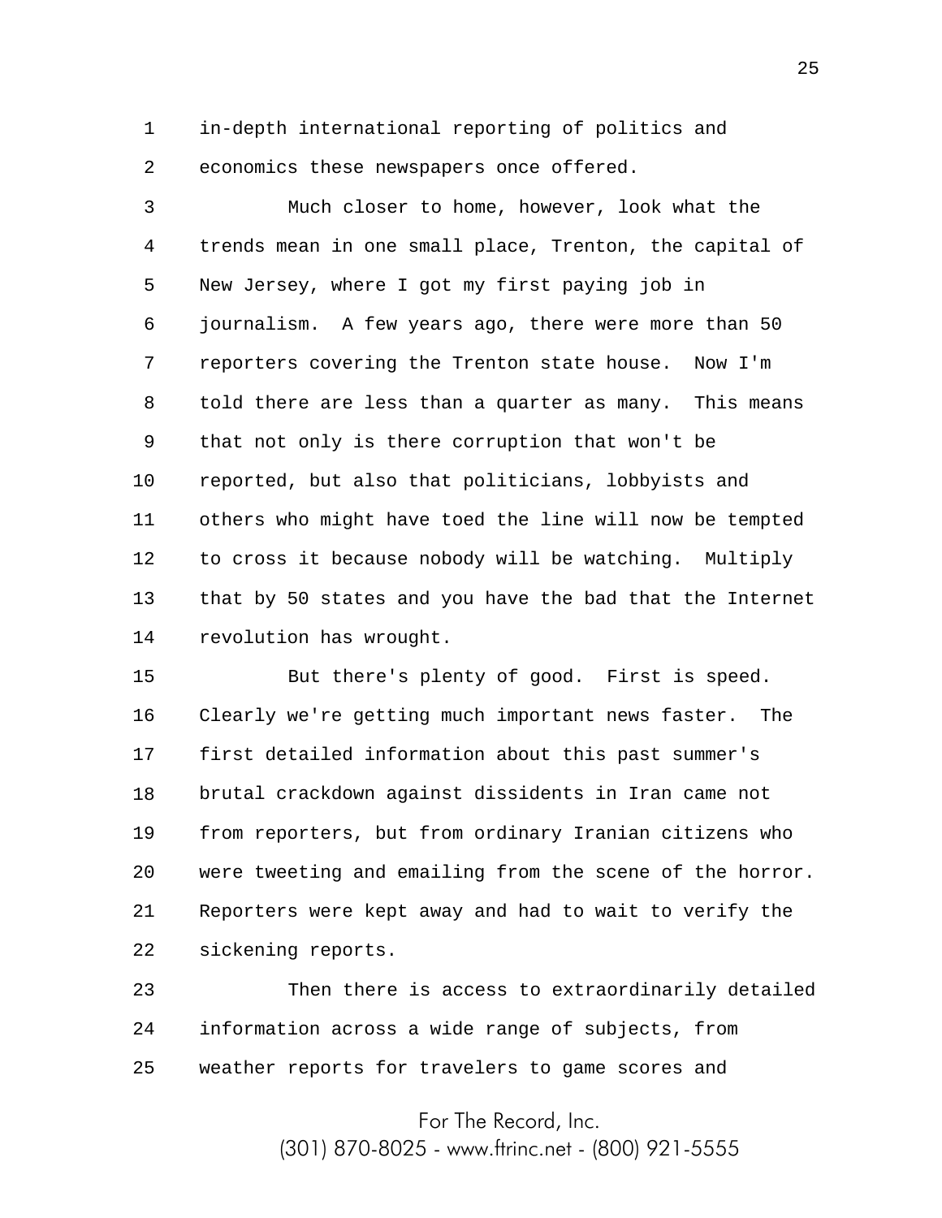in-depth international reporting of politics and economics these newspapers once offered.

Much closer to home, however, look what the trends mean in one small place, Trenton, the capital of New Jersey, where I got my first paying job in journalism. A few years ago, there were more than 50 reporters covering the Trenton state house. Now I'm told there are less than a quarter as many. This means that not only is there corruption that won't be reported, but also that politicians, lobbyists and others who might have toed the line will now be tempted to cross it because nobody will be watching. Multiply that by 50 states and you have the bad that the Internet revolution has wrought.

But there's plenty of good. First is speed. Clearly we're getting much important news faster. The first detailed information about this past summer's brutal crackdown against dissidents in Iran came not from reporters, but from ordinary Iranian citizens who were tweeting and emailing from the scene of the horror. Reporters were kept away and had to wait to verify the sickening reports.

Then there is access to extraordinarily detailed information across a wide range of subjects, from weather reports for travelers to game scores and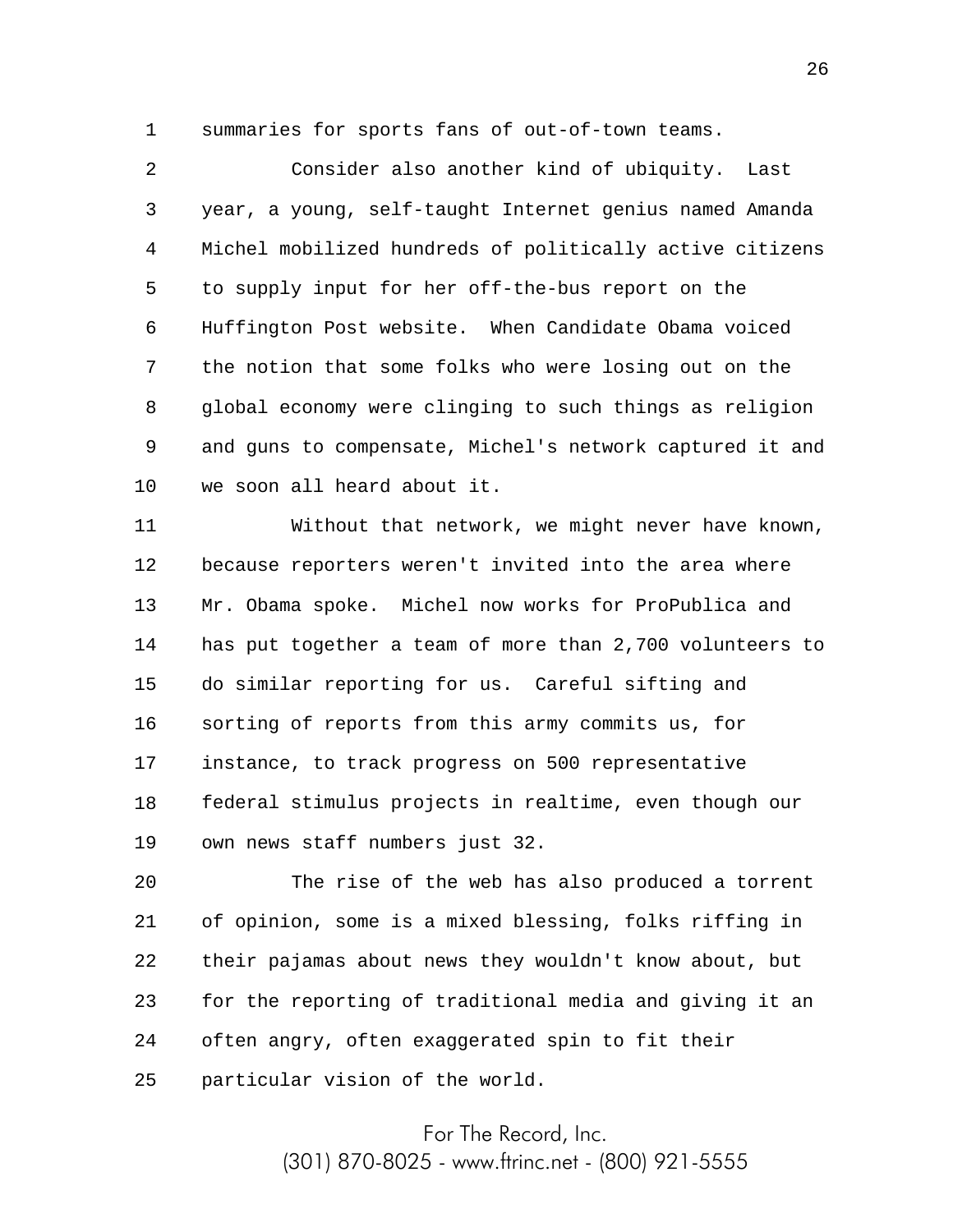summaries for sports fans of out-of-town teams.

Consider also another kind of ubiquity. Last year, a young, self-taught Internet genius named Amanda Michel mobilized hundreds of politically active citizens to supply input for her off-the-bus report on the Huffington Post website. When Candidate Obama voiced the notion that some folks who were losing out on the global economy were clinging to such things as religion and guns to compensate, Michel's network captured it and we soon all heard about it.

Without that network, we might never have known, because reporters weren't invited into the area where Mr. Obama spoke. Michel now works for ProPublica and has put together a team of more than 2,700 volunteers to do similar reporting for us. Careful sifting and sorting of reports from this army commits us, for instance, to track progress on 500 representative federal stimulus projects in realtime, even though our own news staff numbers just 32.

The rise of the web has also produced a torrent of opinion, some is a mixed blessing, folks riffing in their pajamas about news they wouldn't know about, but for the reporting of traditional media and giving it an often angry, often exaggerated spin to fit their particular vision of the world.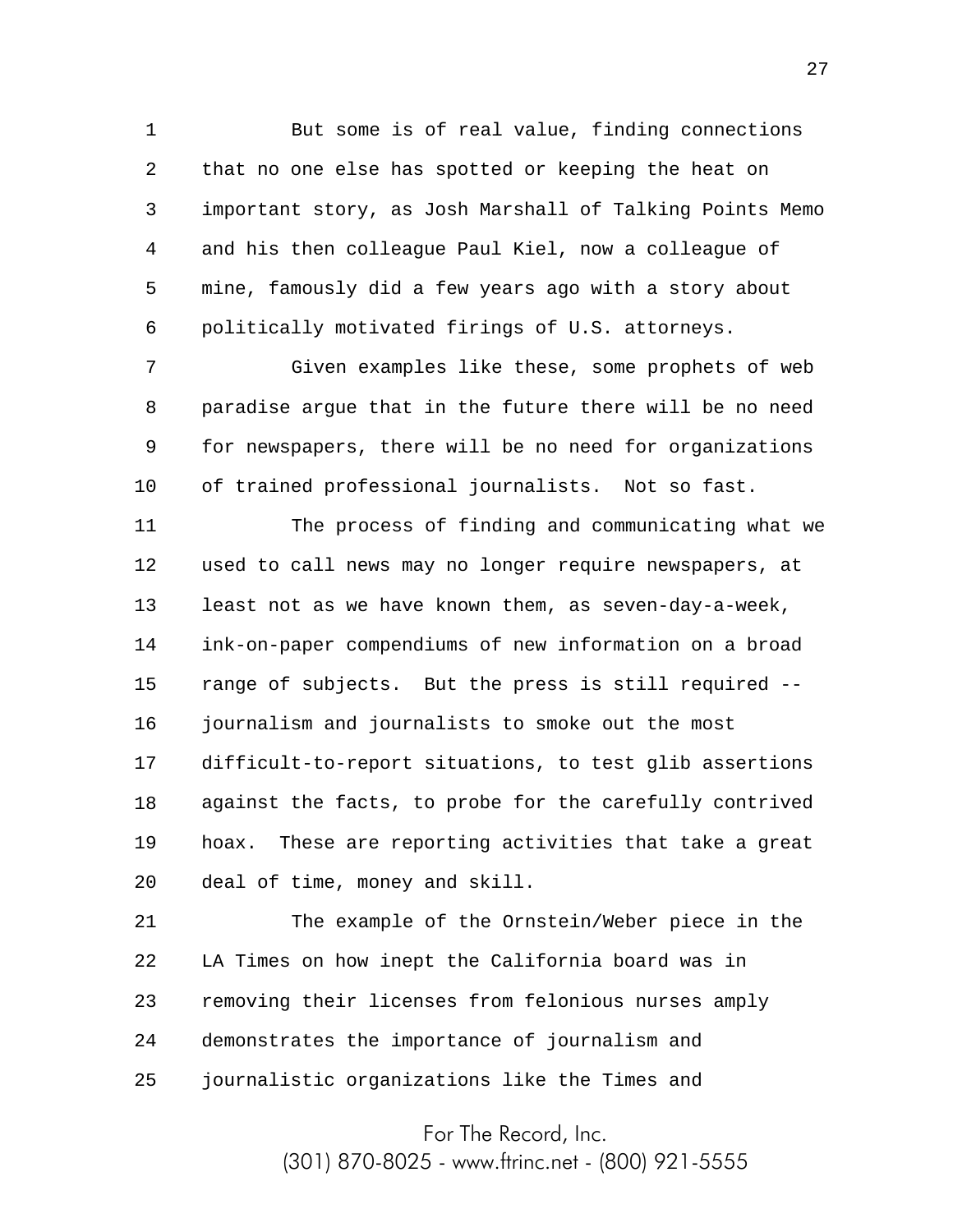But some is of real value, finding connections that no one else has spotted or keeping the heat on important story, as Josh Marshall of Talking Points Memo and his then colleague Paul Kiel, now a colleague of mine, famously did a few years ago with a story about politically motivated firings of U.S. attorneys.

Given examples like these, some prophets of web paradise argue that in the future there will be no need for newspapers, there will be no need for organizations of trained professional journalists. Not so fast.

The process of finding and communicating what we used to call news may no longer require newspapers, at least not as we have known them, as seven-day-a-week, ink-on-paper compendiums of new information on a broad range of subjects. But the press is still required -- journalism and journalists to smoke out the most difficult-to-report situations, to test glib assertions against the facts, to probe for the carefully contrived hoax. These are reporting activities that take a great deal of time, money and skill.

The example of the Ornstein/Weber piece in the LA Times on how inept the California board was in removing their licenses from felonious nurses amply demonstrates the importance of journalism and journalistic organizations like the Times and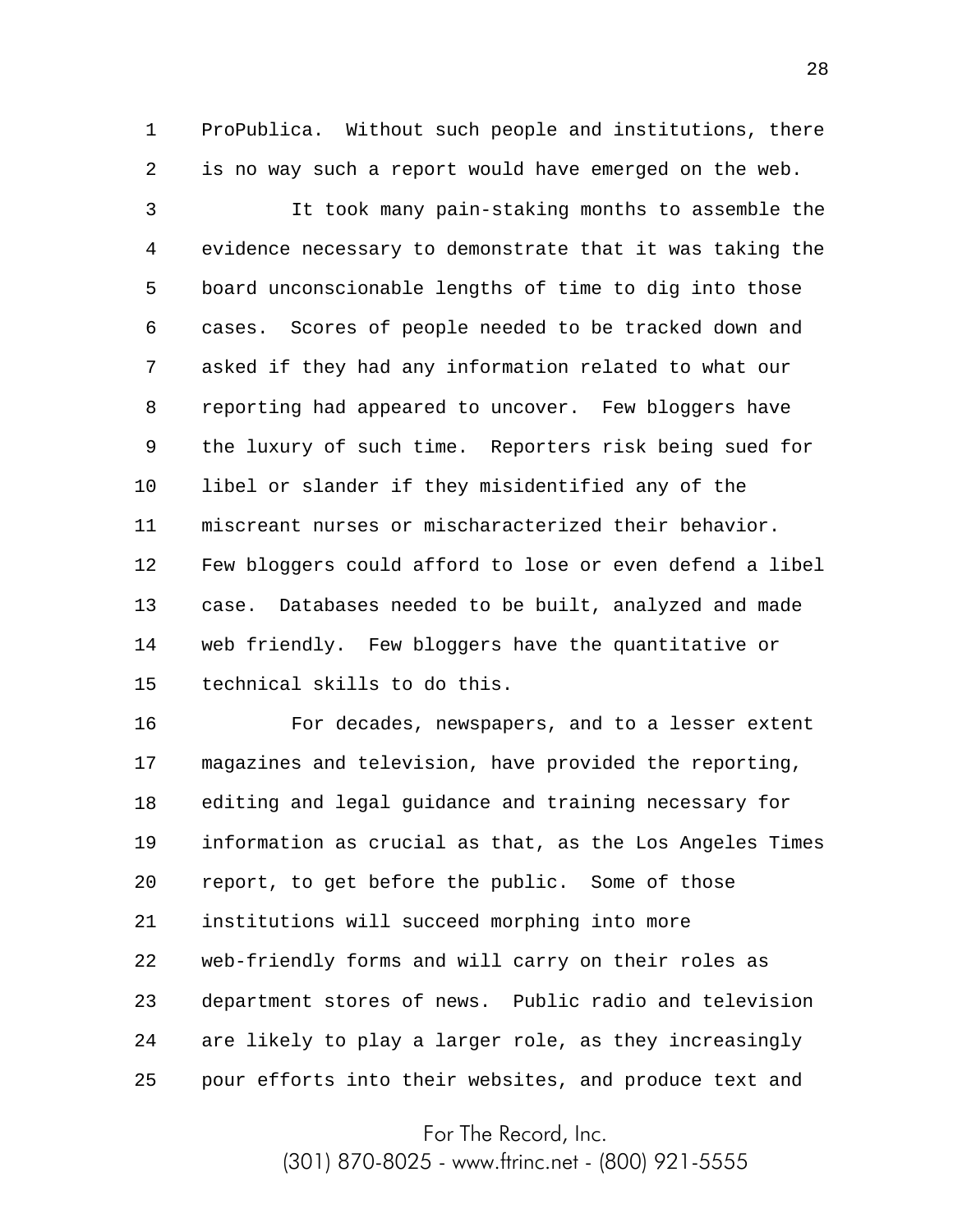ProPublica. Without such people and institutions, there is no way such a report would have emerged on the web.

It took many pain-staking months to assemble the evidence necessary to demonstrate that it was taking the board unconscionable lengths of time to dig into those cases. Scores of people needed to be tracked down and asked if they had any information related to what our reporting had appeared to uncover. Few bloggers have the luxury of such time. Reporters risk being sued for libel or slander if they misidentified any of the miscreant nurses or mischaracterized their behavior. Few bloggers could afford to lose or even defend a libel case. Databases needed to be built, analyzed and made web friendly. Few bloggers have the quantitative or technical skills to do this.

For decades, newspapers, and to a lesser extent magazines and television, have provided the reporting, editing and legal guidance and training necessary for information as crucial as that, as the Los Angeles Times report, to get before the public. Some of those institutions will succeed morphing into more web-friendly forms and will carry on their roles as department stores of news. Public radio and television are likely to play a larger role, as they increasingly pour efforts into their websites, and produce text and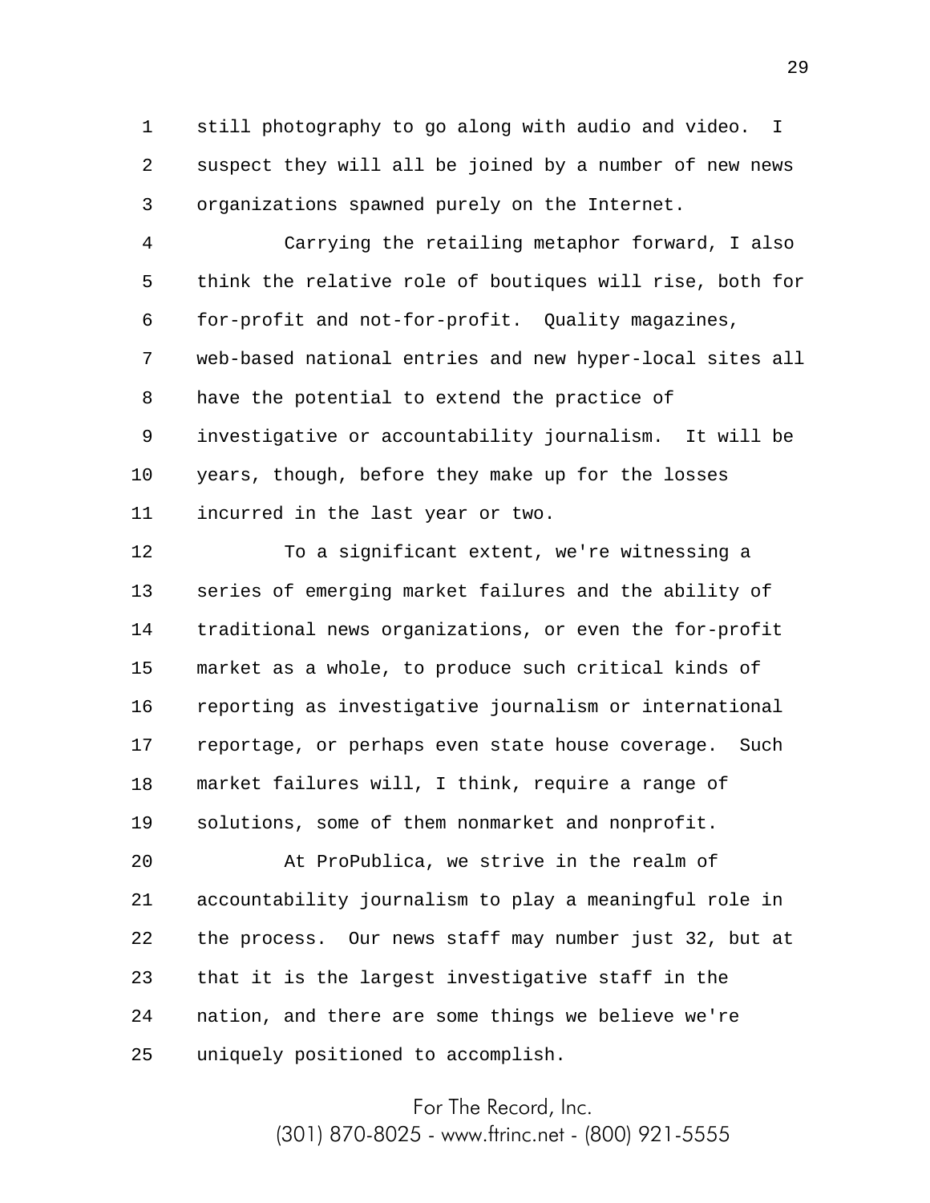still photography to go along with audio and video. I suspect they will all be joined by a number of new news organizations spawned purely on the Internet.

Carrying the retailing metaphor forward, I also think the relative role of boutiques will rise, both for for-profit and not-for-profit. Quality magazines, web-based national entries and new hyper-local sites all have the potential to extend the practice of investigative or accountability journalism. It will be years, though, before they make up for the losses incurred in the last year or two.

To a significant extent, we're witnessing a series of emerging market failures and the ability of traditional news organizations, or even the for-profit market as a whole, to produce such critical kinds of reporting as investigative journalism or international reportage, or perhaps even state house coverage. Such market failures will, I think, require a range of solutions, some of them nonmarket and nonprofit.

At ProPublica, we strive in the realm of accountability journalism to play a meaningful role in the process. Our news staff may number just 32, but at that it is the largest investigative staff in the nation, and there are some things we believe we're uniquely positioned to accomplish.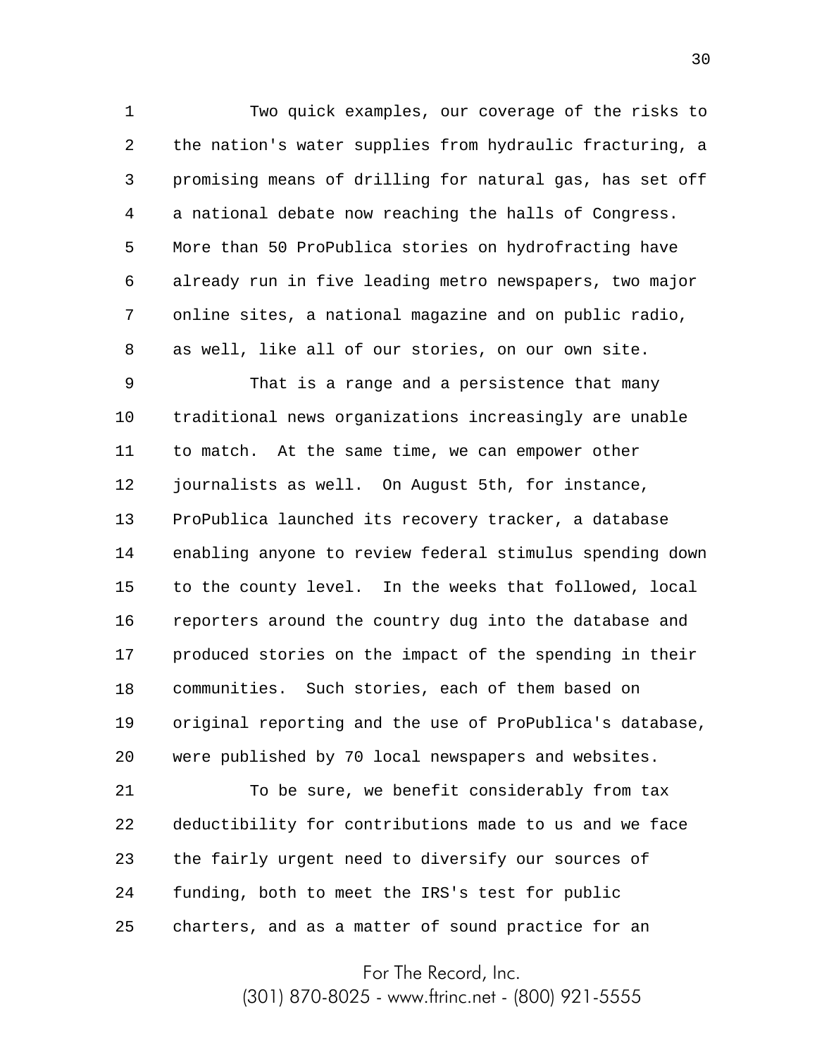Two quick examples, our coverage of the risks to the nation's water supplies from hydraulic fracturing, a promising means of drilling for natural gas, has set off a national debate now reaching the halls of Congress. More than 50 ProPublica stories on hydrofracting have already run in five leading metro newspapers, two major online sites, a national magazine and on public radio, as well, like all of our stories, on our own site.

That is a range and a persistence that many traditional news organizations increasingly are unable to match. At the same time, we can empower other journalists as well. On August 5th, for instance, ProPublica launched its recovery tracker, a database enabling anyone to review federal stimulus spending down to the county level. In the weeks that followed, local reporters around the country dug into the database and produced stories on the impact of the spending in their communities. Such stories, each of them based on original reporting and the use of ProPublica's database, were published by 70 local newspapers and websites.

To be sure, we benefit considerably from tax deductibility for contributions made to us and we face the fairly urgent need to diversify our sources of funding, both to meet the IRS's test for public charters, and as a matter of sound practice for an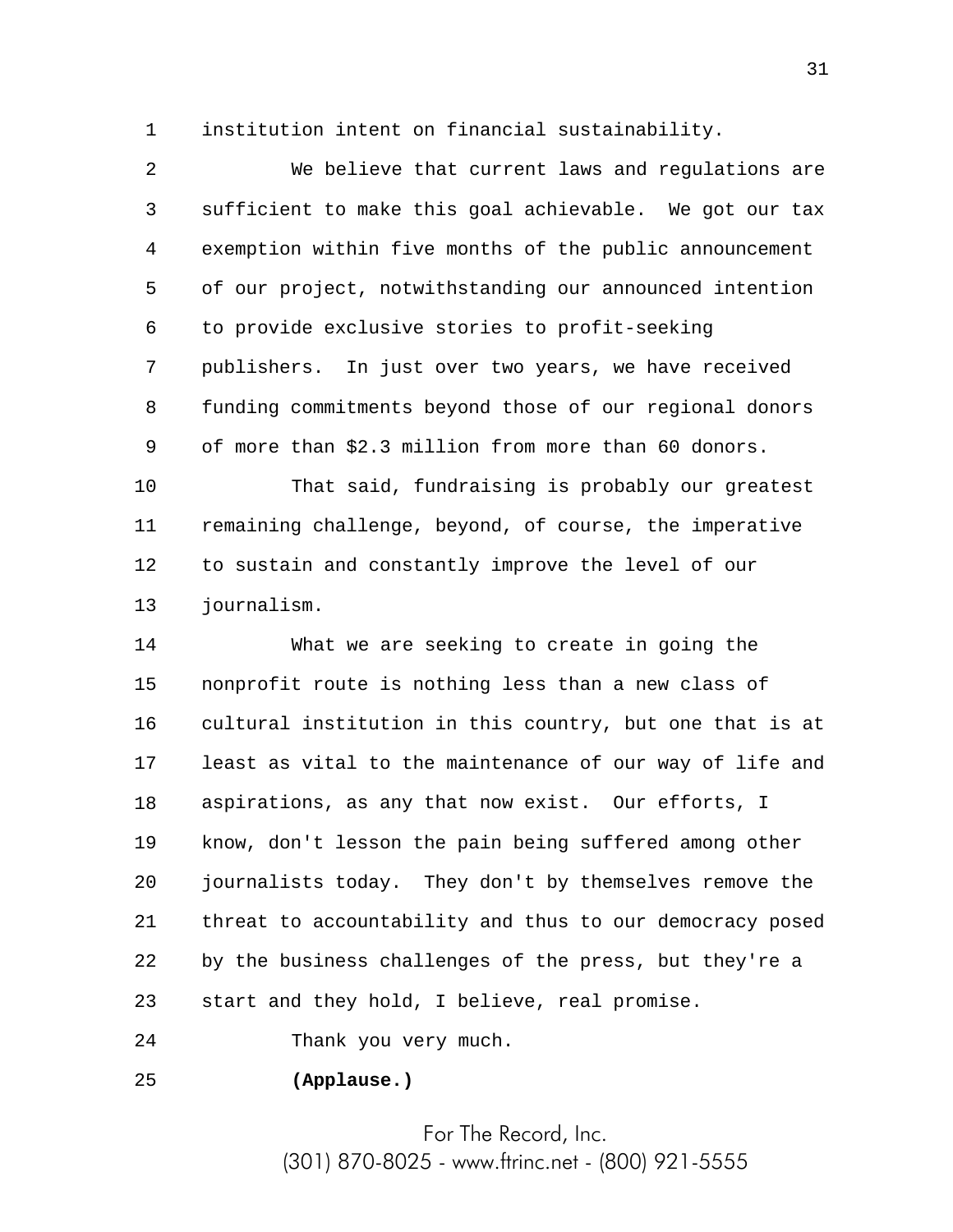institution intent on financial sustainability.

We believe that current laws and regulations are sufficient to make this goal achievable. We got our tax exemption within five months of the public announcement of our project, notwithstanding our announced intention to provide exclusive stories to profit-seeking publishers. In just over two years, we have received funding commitments beyond those of our regional donors of more than $2.3 million from more than 60 donors.

That said, fundraising is probably our greatest remaining challenge, beyond, of course, the imperative to sustain and constantly improve the level of our journalism.

What we are seeking to create in going the nonprofit route is nothing less than a new class of cultural institution in this country, but one that is at least as vital to the maintenance of our way of life and aspirations, as any that now exist. Our efforts, I know, don't lesson the pain being suffered among other journalists today. They don't by themselves remove the threat to accountability and thus to our democracy posed by the business challenges of the press, but they're a start and they hold, I believe, real promise.

Thank you very much.

**(Applause.)**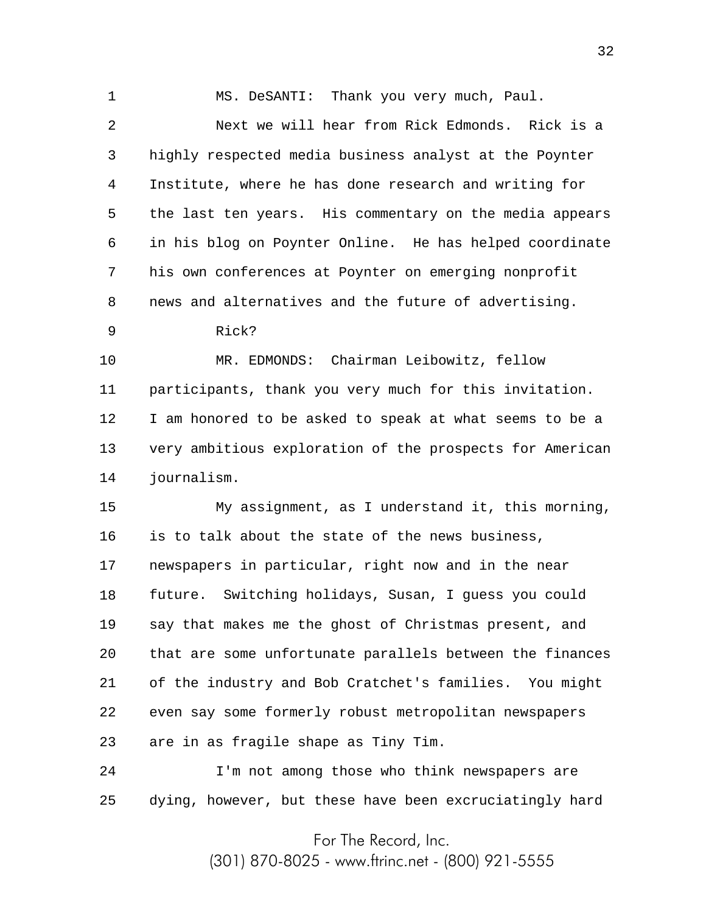MS. DeSANTI: Thank you very much, Paul.

Next we will hear from Rick Edmonds. Rick is a highly respected media business analyst at the Poynter Institute, where he has done research and writing for the last ten years. His commentary on the media appears in his blog on Poynter Online. He has helped coordinate his own conferences at Poynter on emerging nonprofit news and alternatives and the future of advertising.

Rick?

MR. EDMONDS: Chairman Leibowitz, fellow participants, thank you very much for this invitation. I am honored to be asked to speak at what seems to be a very ambitious exploration of the prospects for American journalism.

My assignment, as I understand it, this morning, is to talk about the state of the news business, newspapers in particular, right now and in the near future. Switching holidays, Susan, I guess you could say that makes me the ghost of Christmas present, and that are some unfortunate parallels between the finances of the industry and Bob Cratchet's families. You might even say some formerly robust metropolitan newspapers are in as fragile shape as Tiny Tim.

I'm not among those who think newspapers are dying, however, but these have been excruciatingly hard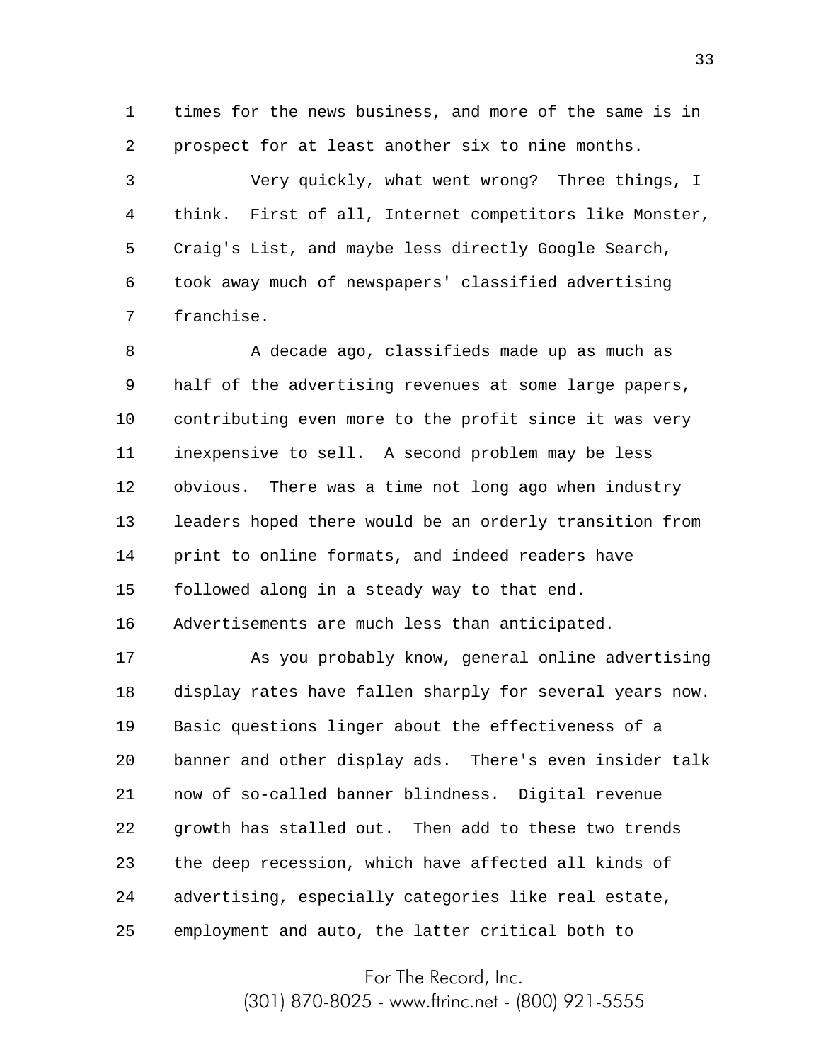times for the news business, and more of the same is in prospect for at least another six to nine months.

Very quickly, what went wrong? Three things, I think. First of all, Internet competitors like Monster, Craig's List, and maybe less directly Google Search, took away much of newspapers' classified advertising franchise.

A decade ago, classifieds made up as much as half of the advertising revenues at some large papers, contributing even more to the profit since it was very inexpensive to sell. A second problem may be less obvious. There was a time not long ago when industry leaders hoped there would be an orderly transition from print to online formats, and indeed readers have followed along in a steady way to that end. Advertisements are much less than anticipated.

As you probably know, general online advertising display rates have fallen sharply for several years now. Basic questions linger about the effectiveness of a banner and other display ads. There's even insider talk now of so-called banner blindness. Digital revenue growth has stalled out. Then add to these two trends the deep recession, which have affected all kinds of advertising, especially categories like real estate, employment and auto, the latter critical both to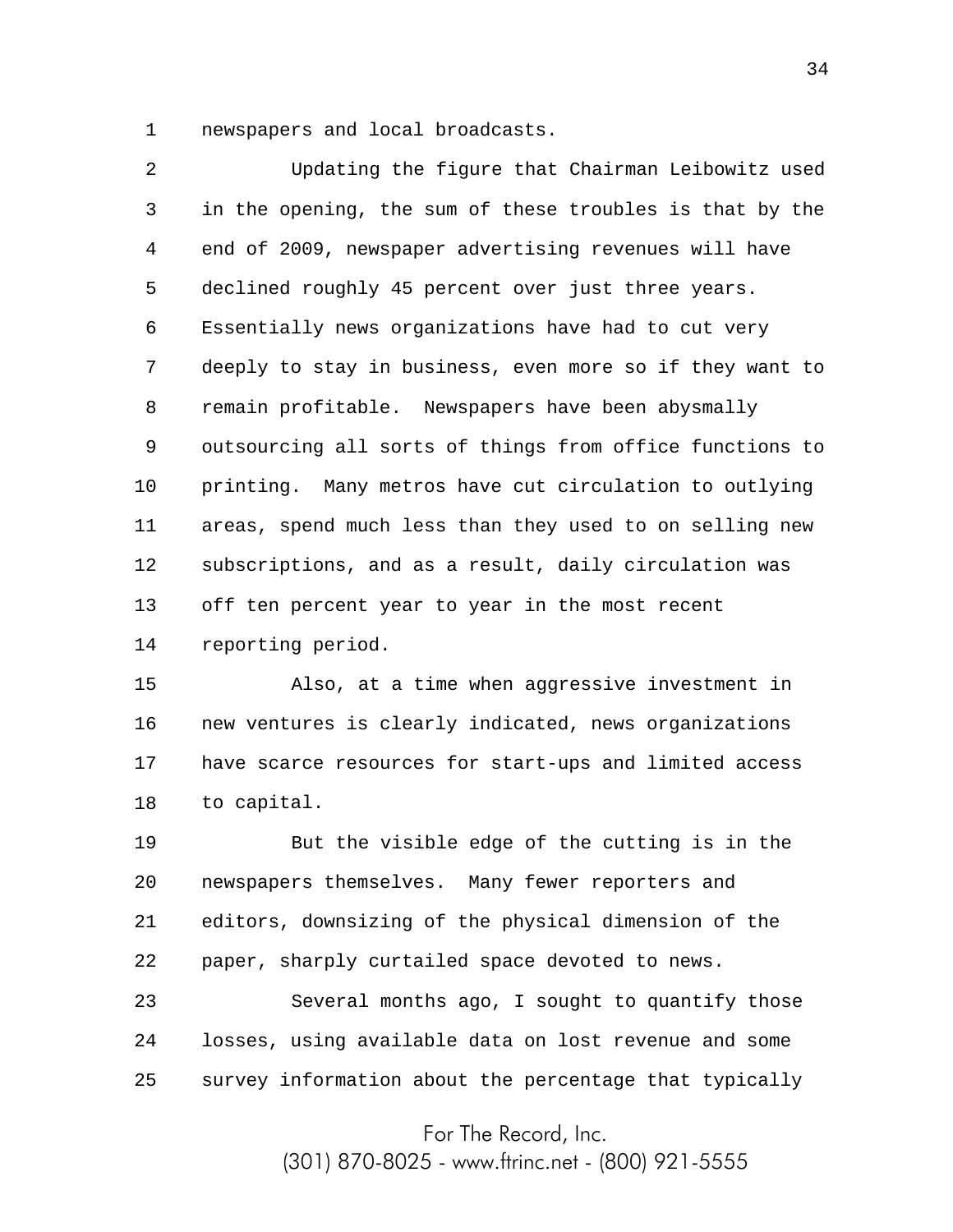newspapers and local broadcasts.

Updating the figure that Chairman Leibowitz used in the opening, the sum of these troubles is that by the end of 2009, newspaper advertising revenues will have declined roughly 45 percent over just three years. Essentially news organizations have had to cut very deeply to stay in business, even more so if they want to remain profitable. Newspapers have been abysmally outsourcing all sorts of things from office functions to printing. Many metros have cut circulation to outlying areas, spend much less than they used to on selling new subscriptions, and as a result, daily circulation was off ten percent year to year in the most recent reporting period.

Also, at a time when aggressive investment in new ventures is clearly indicated, news organizations have scarce resources for start-ups and limited access to capital.

But the visible edge of the cutting is in the newspapers themselves. Many fewer reporters and editors, downsizing of the physical dimension of the paper, sharply curtailed space devoted to news.

Several months ago, I sought to quantify those losses, using available data on lost revenue and some survey information about the percentage that typically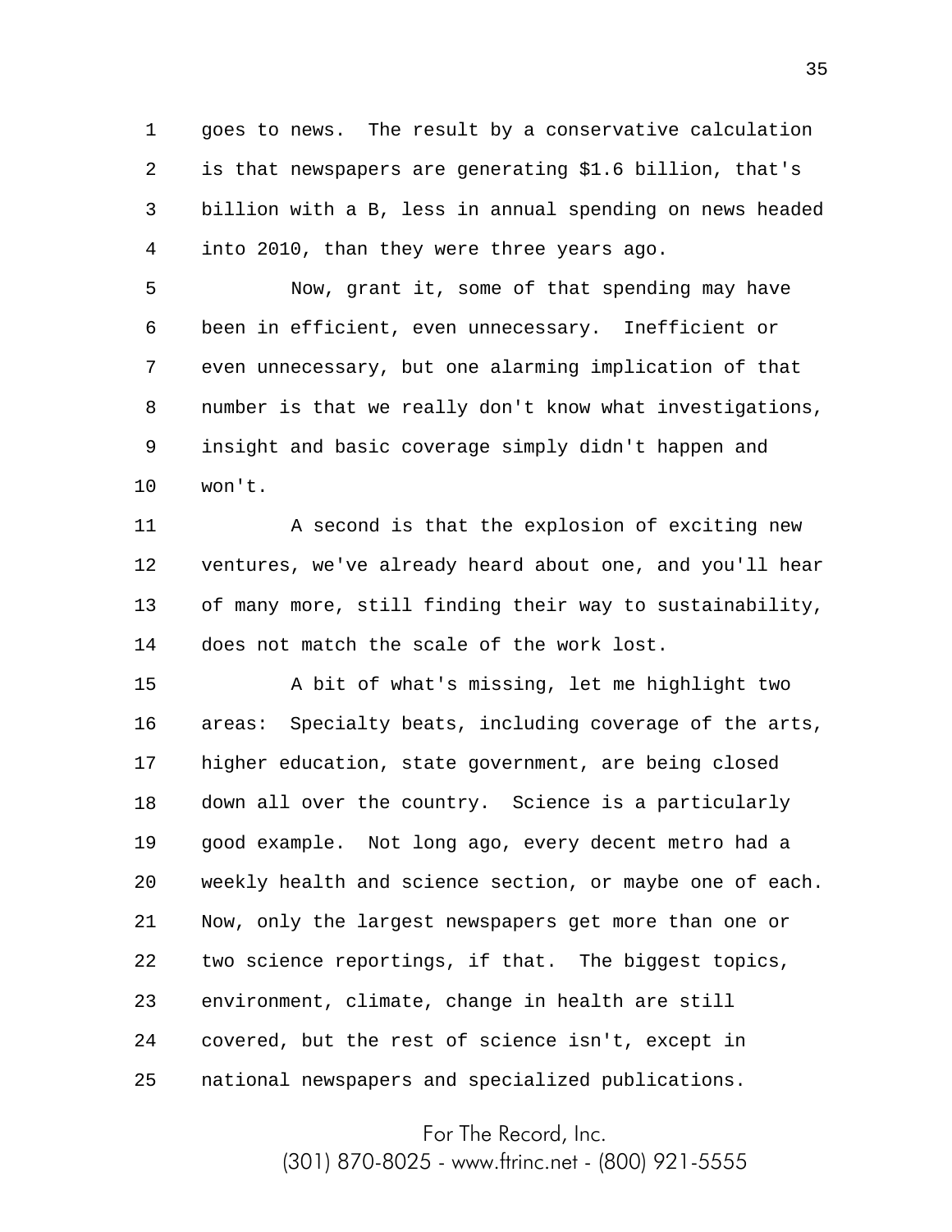goes to news. The result by a conservative calculation is that newspapers are generating $1.6 billion, that's billion with a B, less in annual spending on news headed into 2010, than they were three years ago.

Now, grant it, some of that spending may have been in efficient, even unnecessary. Inefficient or even unnecessary, but one alarming implication of that number is that we really don't know what investigations, insight and basic coverage simply didn't happen and won't.

A second is that the explosion of exciting new ventures, we've already heard about one, and you'll hear of many more, still finding their way to sustainability, does not match the scale of the work lost.

A bit of what's missing, let me highlight two areas: Specialty beats, including coverage of the arts, higher education, state government, are being closed down all over the country. Science is a particularly good example. Not long ago, every decent metro had a weekly health and science section, or maybe one of each. Now, only the largest newspapers get more than one or two science reportings, if that. The biggest topics, environment, climate, change in health are still covered, but the rest of science isn't, except in national newspapers and specialized publications.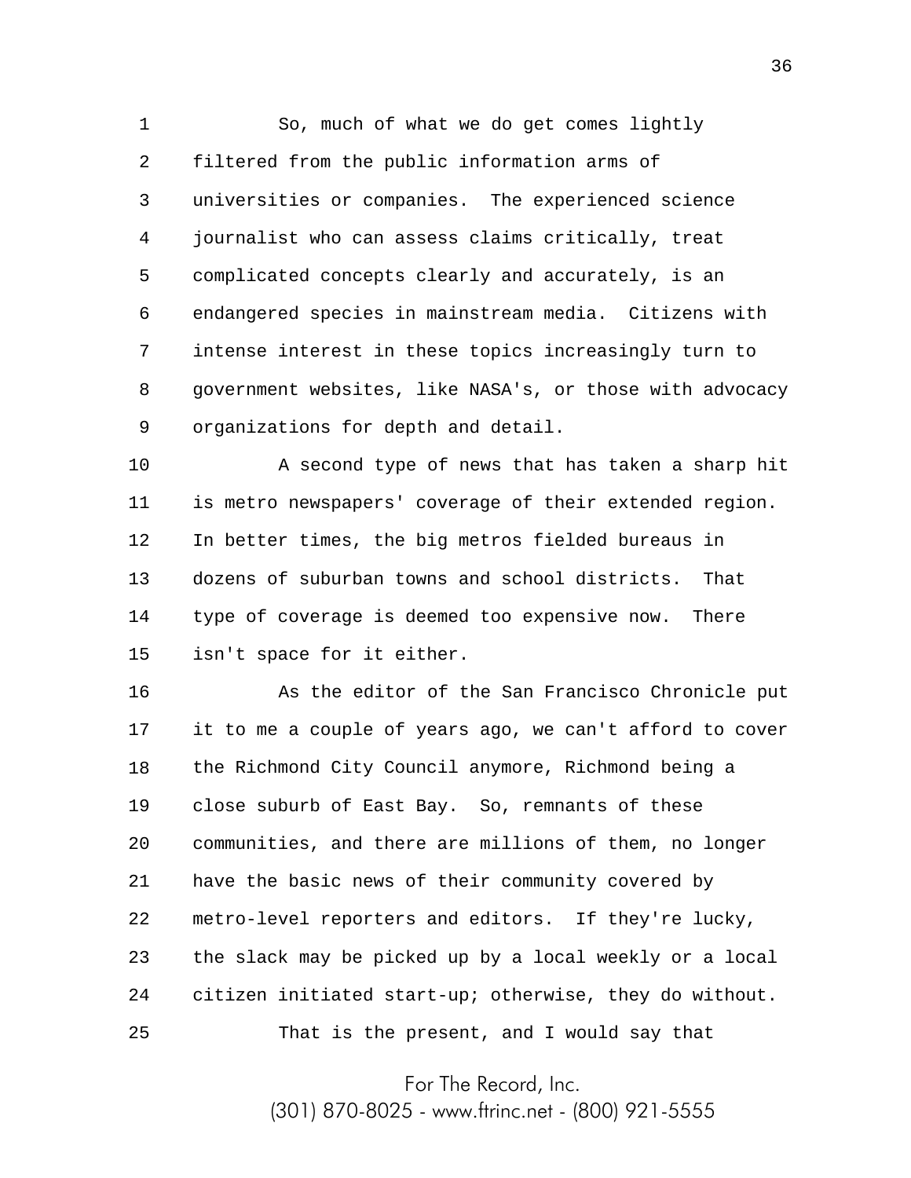So, much of what we do get comes lightly filtered from the public information arms of universities or companies. The experienced science journalist who can assess claims critically, treat complicated concepts clearly and accurately, is an endangered species in mainstream media. Citizens with intense interest in these topics increasingly turn to government websites, like NASA's, or those with advocacy organizations for depth and detail.

A second type of news that has taken a sharp hit is metro newspapers' coverage of their extended region. In better times, the big metros fielded bureaus in dozens of suburban towns and school districts. That type of coverage is deemed too expensive now. There isn't space for it either.

As the editor of the San Francisco Chronicle put it to me a couple of years ago, we can't afford to cover the Richmond City Council anymore, Richmond being a close suburb of East Bay. So, remnants of these communities, and there are millions of them, no longer have the basic news of their community covered by metro-level reporters and editors. If they're lucky, the slack may be picked up by a local weekly or a local citizen initiated start-up; otherwise, they do without.

That is the present, and I would say that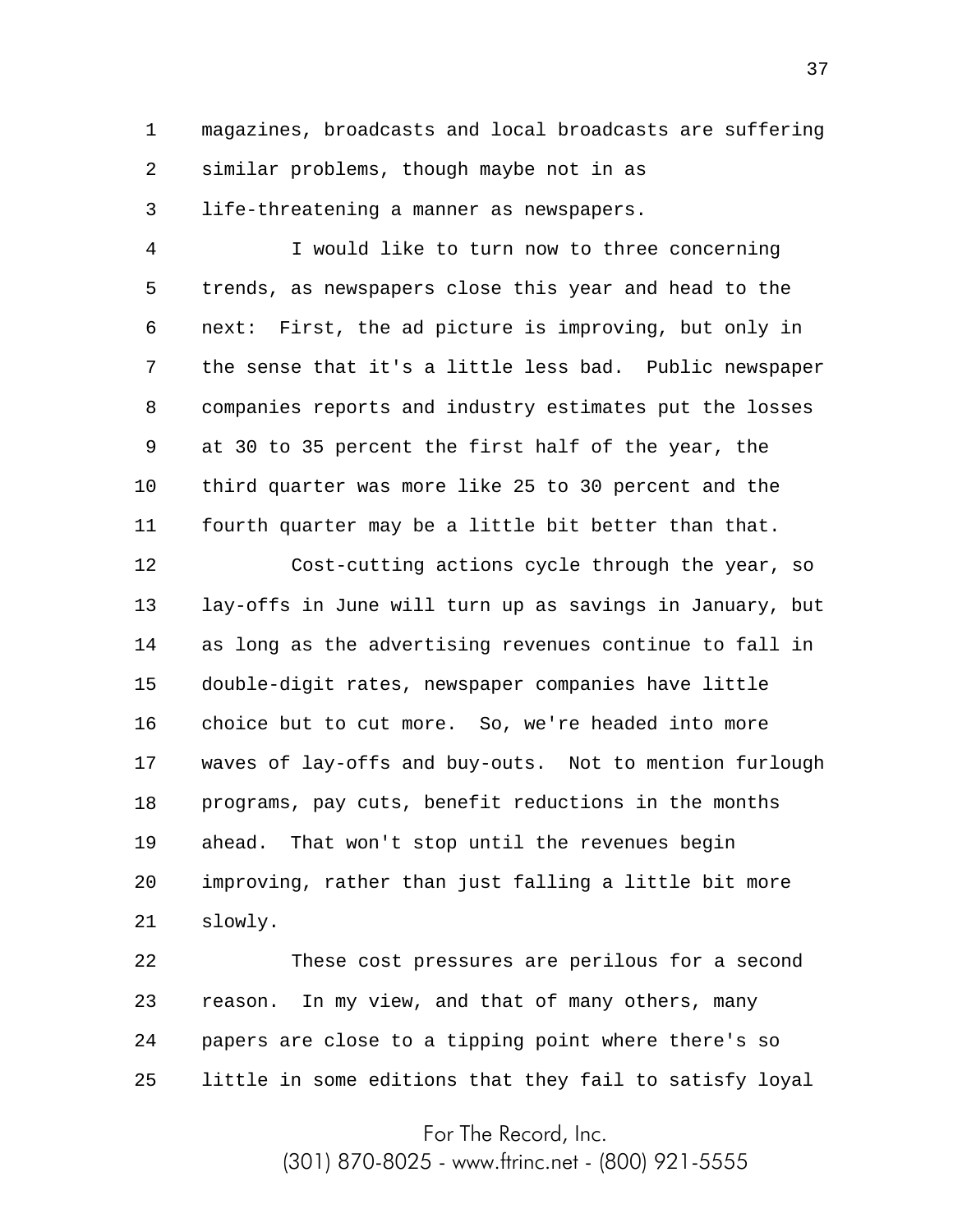magazines, broadcasts and local broadcasts are suffering similar problems, though maybe not in as life-threatening a manner as newspapers.

I would like to turn now to three concerning trends, as newspapers close this year and head to the next: First, the ad picture is improving, but only in the sense that it's a little less bad. Public newspaper companies reports and industry estimates put the losses at 30 to 35 percent the first half of the year, the third quarter was more like 25 to 30 percent and the fourth quarter may be a little bit better than that.

Cost-cutting actions cycle through the year, so lay-offs in June will turn up as savings in January, but as long as the advertising revenues continue to fall in double-digit rates, newspaper companies have little choice but to cut more. So, we're headed into more waves of lay-offs and buy-outs. Not to mention furlough programs, pay cuts, benefit reductions in the months ahead. That won't stop until the revenues begin improving, rather than just falling a little bit more slowly.

These cost pressures are perilous for a second reason. In my view, and that of many others, many papers are close to a tipping point where there's so little in some editions that they fail to satisfy loyal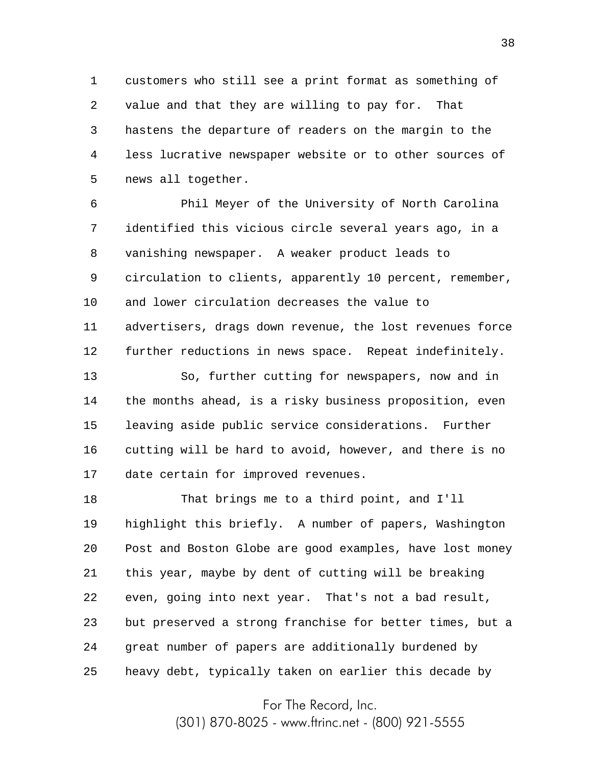customers who still see a print format as something of value and that they are willing to pay for. That hastens the departure of readers on the margin to the less lucrative newspaper website or to other sources of news all together.

Phil Meyer of the University of North Carolina identified this vicious circle several years ago, in a vanishing newspaper. A weaker product leads to circulation to clients, apparently 10 percent, remember, and lower circulation decreases the value to advertisers, drags down revenue, the lost revenues force further reductions in news space. Repeat indefinitely.

So, further cutting for newspapers, now and in the months ahead, is a risky business proposition, even leaving aside public service considerations. Further cutting will be hard to avoid, however, and there is no date certain for improved revenues.

That brings me to a third point, and I'll highlight this briefly. A number of papers, Washington Post and Boston Globe are good examples, have lost money this year, maybe by dent of cutting will be breaking even, going into next year. That's not a bad result, but preserved a strong franchise for better times, but a great number of papers are additionally burdened by heavy debt, typically taken on earlier this decade by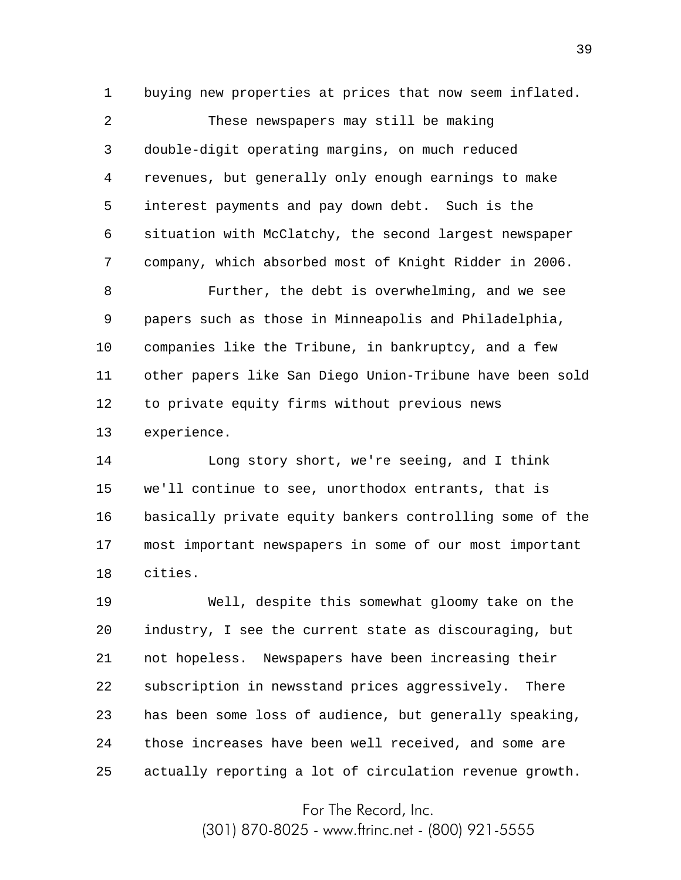buying new properties at prices that now seem inflated.

These newspapers may still be making double-digit operating margins, on much reduced revenues, but generally only enough earnings to make interest payments and pay down debt. Such is the situation with McClatchy, the second largest newspaper company, which absorbed most of Knight Ridder in 2006.

Further, the debt is overwhelming, and we see papers such as those in Minneapolis and Philadelphia, companies like the Tribune, in bankruptcy, and a few other papers like San Diego Union-Tribune have been sold to private equity firms without previous news experience.

Long story short, we're seeing, and I think we'll continue to see, unorthodox entrants, that is basically private equity bankers controlling some of the most important newspapers in some of our most important cities.

Well, despite this somewhat gloomy take on the industry, I see the current state as discouraging, but not hopeless. Newspapers have been increasing their subscription in newsstand prices aggressively. There has been some loss of audience, but generally speaking, those increases have been well received, and some are actually reporting a lot of circulation revenue growth.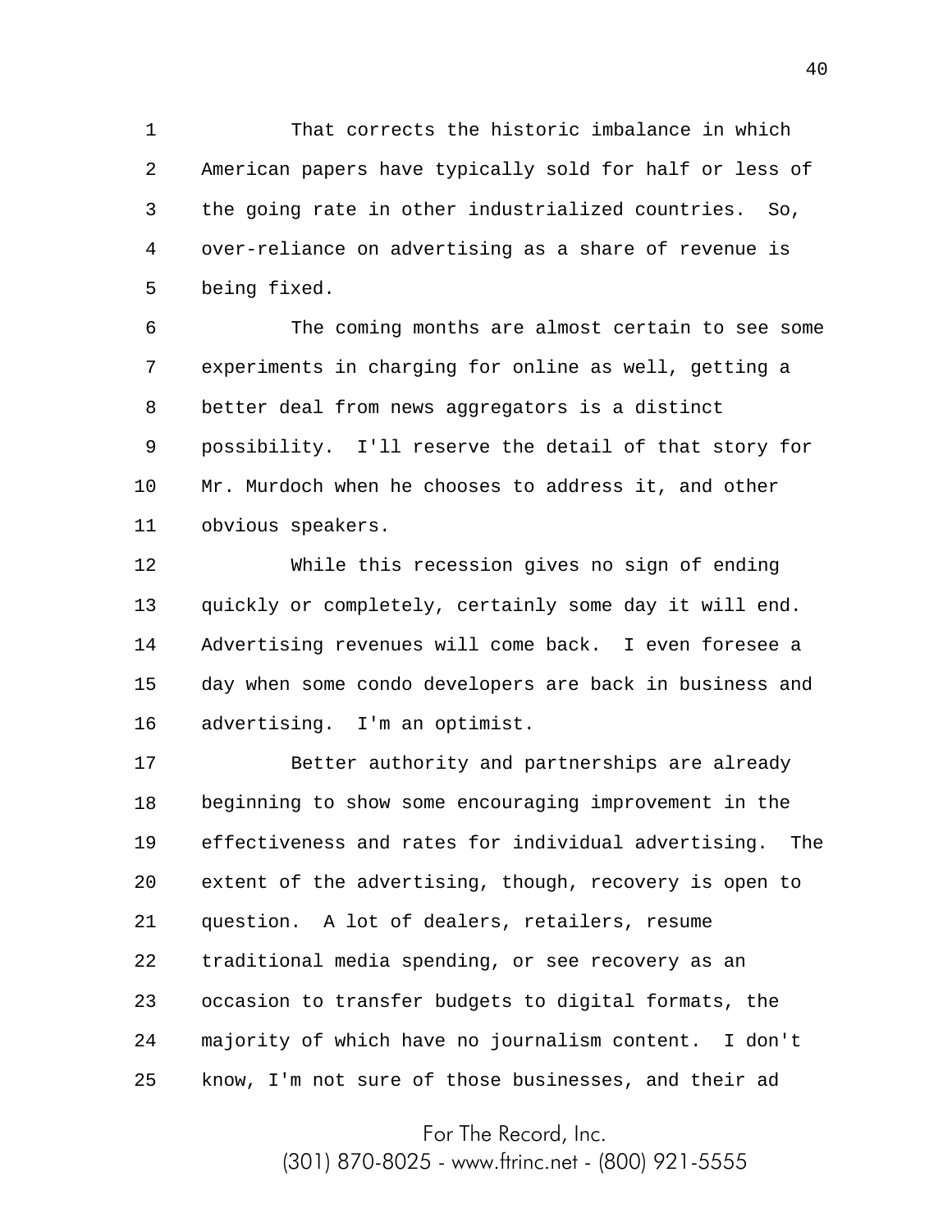That corrects the historic imbalance in which American papers have typically sold for half or less of the going rate in other industrialized countries. So, over-reliance on advertising as a share of revenue is being fixed.

The coming months are almost certain to see some experiments in charging for online as well, getting a better deal from news aggregators is a distinct possibility. I'll reserve the detail of that story for Mr. Murdoch when he chooses to address it, and other obvious speakers.

While this recession gives no sign of ending quickly or completely, certainly some day it will end. Advertising revenues will come back. I even foresee a day when some condo developers are back in business and advertising. I'm an optimist.

Better authority and partnerships are already beginning to show some encouraging improvement in the effectiveness and rates for individual advertising. The extent of the advertising, though, recovery is open to question. A lot of dealers, retailers, resume traditional media spending, or see recovery as an occasion to transfer budgets to digital formats, the majority of which have no journalism content. I don't know, I'm not sure of those businesses, and their ad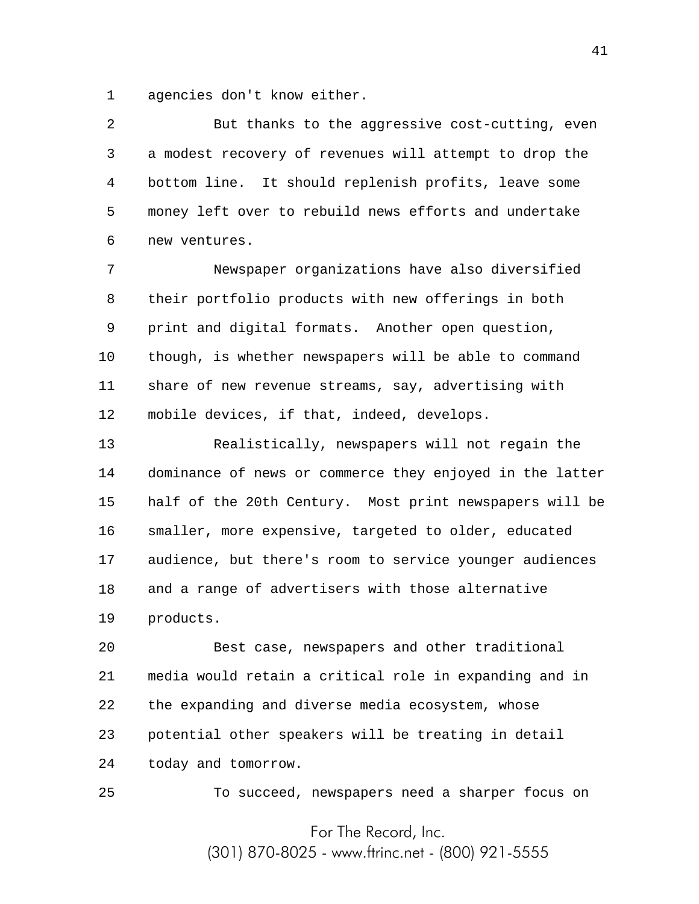agencies don't know either.

But thanks to the aggressive cost-cutting, even a modest recovery of revenues will attempt to drop the bottom line. It should replenish profits, leave some money left over to rebuild news efforts and undertake new ventures.

Newspaper organizations have also diversified their portfolio products with new offerings in both print and digital formats. Another open question, though, is whether newspapers will be able to command share of new revenue streams, say, advertising with mobile devices, if that, indeed, develops.

Realistically, newspapers will not regain the dominance of news or commerce they enjoyed in the latter half of the 20th Century. Most print newspapers will be smaller, more expensive, targeted to older, educated audience, but there's room to service younger audiences and a range of advertisers with those alternative products.

Best case, newspapers and other traditional media would retain a critical role in expanding and in the expanding and diverse media ecosystem, whose potential other speakers will be treating in detail today and tomorrow.

To succeed, newspapers need a sharper focus on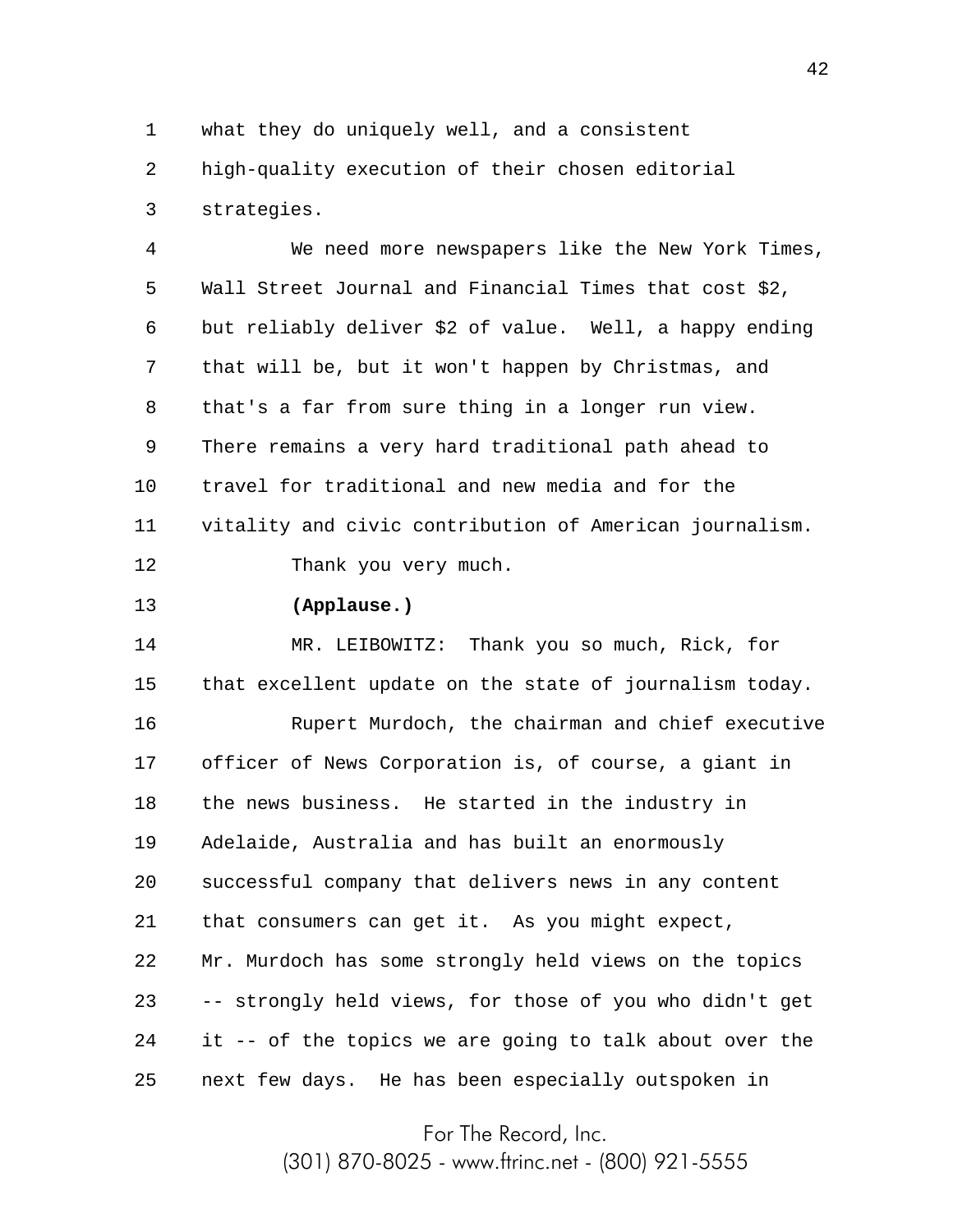what they do uniquely well, and a consistent high-quality execution of their chosen editorial strategies.

We need more newspapers like the New York Times, Wall Street Journal and Financial Times that cost $2, but reliably deliver $2 of value. Well, a happy ending that will be, but it won't happen by Christmas, and that's a far from sure thing in a longer run view. There remains a very hard traditional path ahead to travel for traditional and new media and for the vitality and civic contribution of American journalism.

Thank you very much.

**(Applause.)**

MR. LEIBOWITZ: Thank you so much, Rick, for that excellent update on the state of journalism today.

Rupert Murdoch, the chairman and chief executive officer of News Corporation is, of course, a giant in the news business. He started in the industry in Adelaide, Australia and has built an enormously successful company that delivers news in any content that consumers can get it. As you might expect, Mr. Murdoch has some strongly held views on the topics -- strongly held views, for those of you who didn't get it -- of the topics we are going to talk about over the next few days. He has been especially outspoken in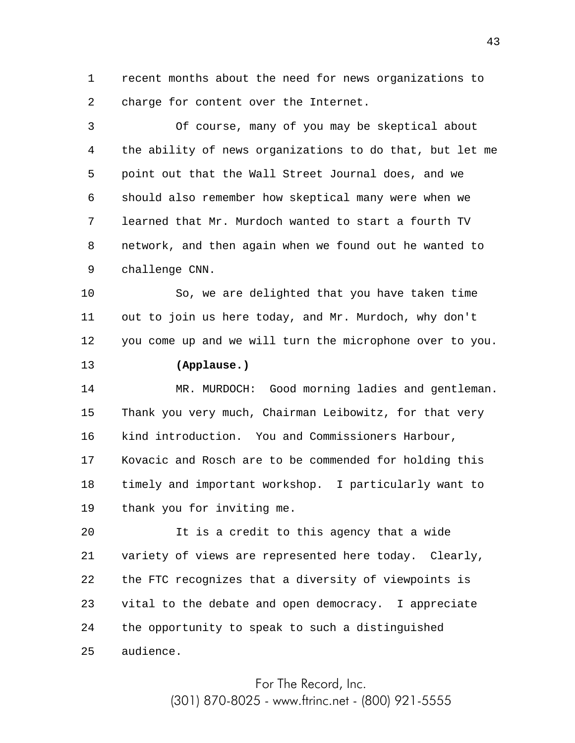recent months about the need for news organizations to charge for content over the Internet.

Of course, many of you may be skeptical about the ability of news organizations to do that, but let me point out that the Wall Street Journal does, and we should also remember how skeptical many were when we learned that Mr. Murdoch wanted to start a fourth TV network, and then again when we found out he wanted to challenge CNN.

So, we are delighted that you have taken time out to join us here today, and Mr. Murdoch, why don't you come up and we will turn the microphone over to you.

**(Applause.)**

MR. MURDOCH: Good morning ladies and gentleman. Thank you very much, Chairman Leibowitz, for that very kind introduction. You and Commissioners Harbour, Kovacic and Rosch are to be commended for holding this timely and important workshop. I particularly want to thank you for inviting me.

It is a credit to this agency that a wide variety of views are represented here today. Clearly, the FTC recognizes that a diversity of viewpoints is vital to the debate and open democracy. I appreciate the opportunity to speak to such a distinguished audience.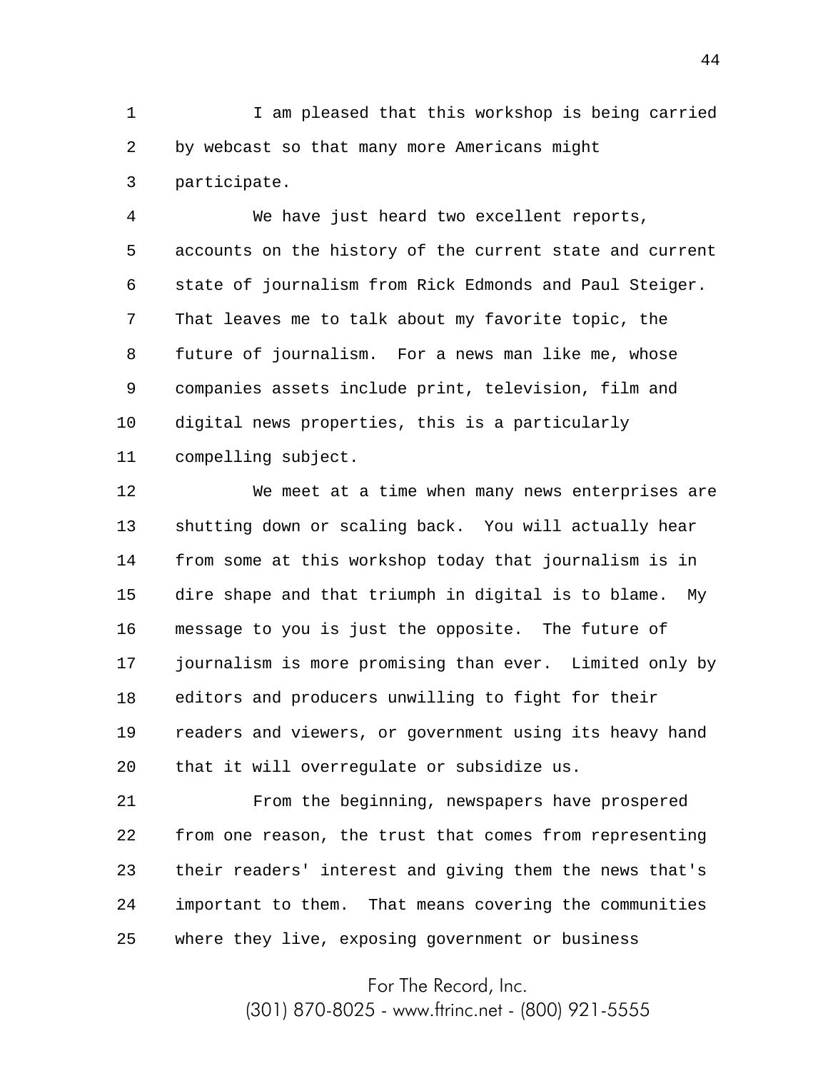I am pleased that this workshop is being carried by webcast so that many more Americans might participate.

We have just heard two excellent reports, accounts on the history of the current state and current state of journalism from Rick Edmonds and Paul Steiger. That leaves me to talk about my favorite topic, the future of journalism. For a news man like me, whose companies assets include print, television, film and digital news properties, this is a particularly compelling subject.

We meet at a time when many news enterprises are shutting down or scaling back. You will actually hear from some at this workshop today that journalism is in dire shape and that triumph in digital is to blame. My message to you is just the opposite. The future of journalism is more promising than ever. Limited only by editors and producers unwilling to fight for their readers and viewers, or government using its heavy hand that it will overregulate or subsidize us.

From the beginning, newspapers have prospered from one reason, the trust that comes from representing their readers' interest and giving them the news that's important to them. That means covering the communities where they live, exposing government or business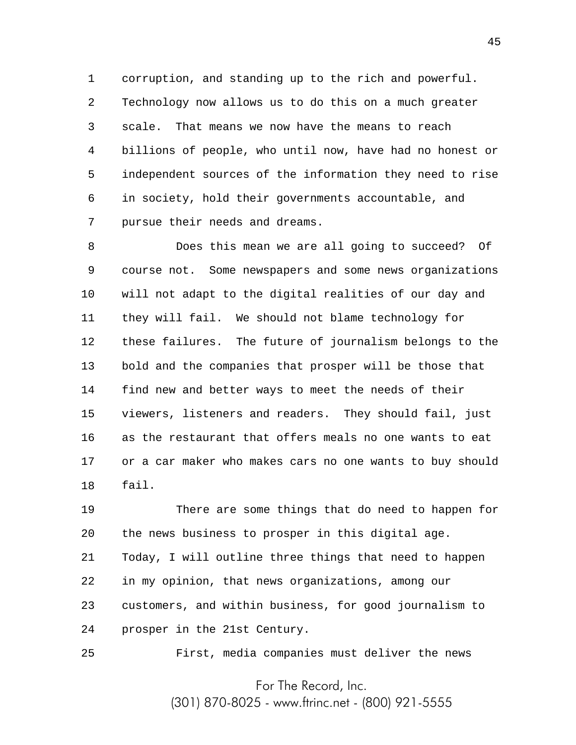corruption, and standing up to the rich and powerful. Technology now allows us to do this on a much greater scale. That means we now have the means to reach billions of people, who until now, have had no honest or independent sources of the information they need to rise in society, hold their governments accountable, and pursue their needs and dreams.

Does this mean we are all going to succeed? Of course not. Some newspapers and some news organizations will not adapt to the digital realities of our day and they will fail. We should not blame technology for these failures. The future of journalism belongs to the bold and the companies that prosper will be those that find new and better ways to meet the needs of their viewers, listeners and readers. They should fail, just as the restaurant that offers meals no one wants to eat or a car maker who makes cars no one wants to buy should fail.

There are some things that do need to happen for the news business to prosper in this digital age. Today, I will outline three things that need to happen in my opinion, that news organizations, among our customers, and within business, for good journalism to prosper in the 21st Century.

First, media companies must deliver the news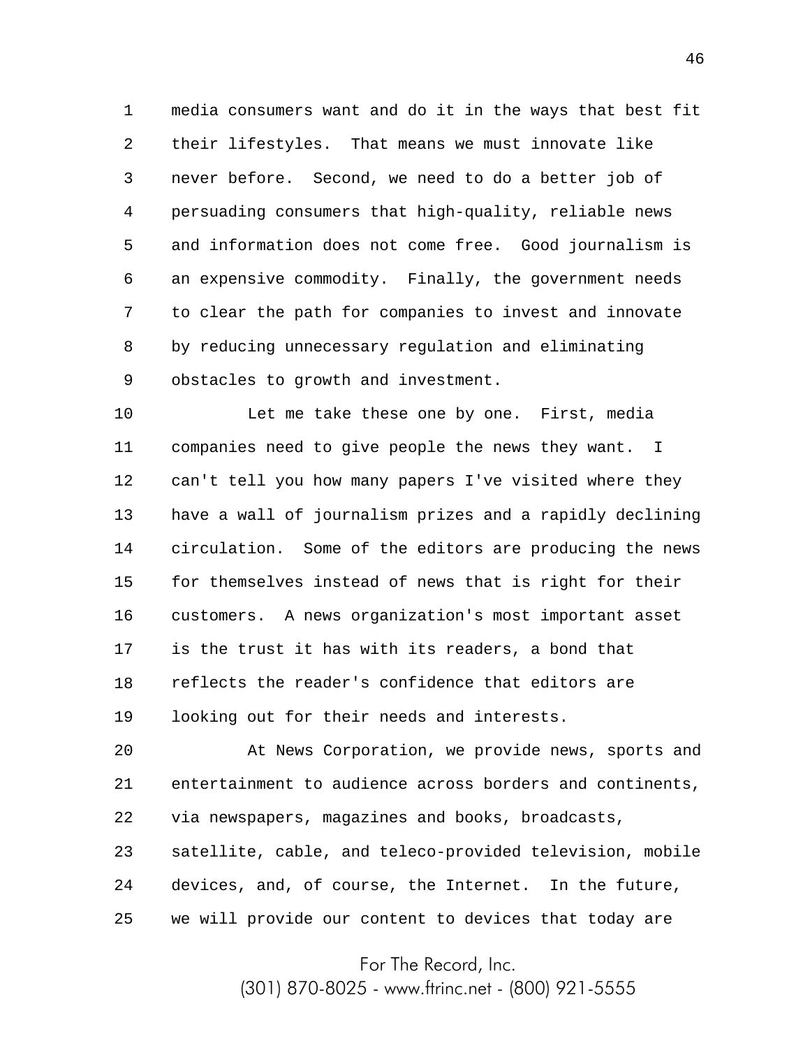media consumers want and do it in the ways that best fit their lifestyles. That means we must innovate like never before. Second, we need to do a better job of persuading consumers that high-quality, reliable news and information does not come free. Good journalism is an expensive commodity. Finally, the government needs to clear the path for companies to invest and innovate by reducing unnecessary regulation and eliminating obstacles to growth and investment.

Let me take these one by one. First, media companies need to give people the news they want. I can't tell you how many papers I've visited where they have a wall of journalism prizes and a rapidly declining circulation. Some of the editors are producing the news for themselves instead of news that is right for their customers. A news organization's most important asset is the trust it has with its readers, a bond that reflects the reader's confidence that editors are looking out for their needs and interests.

At News Corporation, we provide news, sports and entertainment to audience across borders and continents, via newspapers, magazines and books, broadcasts, satellite, cable, and teleco-provided television, mobile devices, and, of course, the Internet. In the future, we will provide our content to devices that today are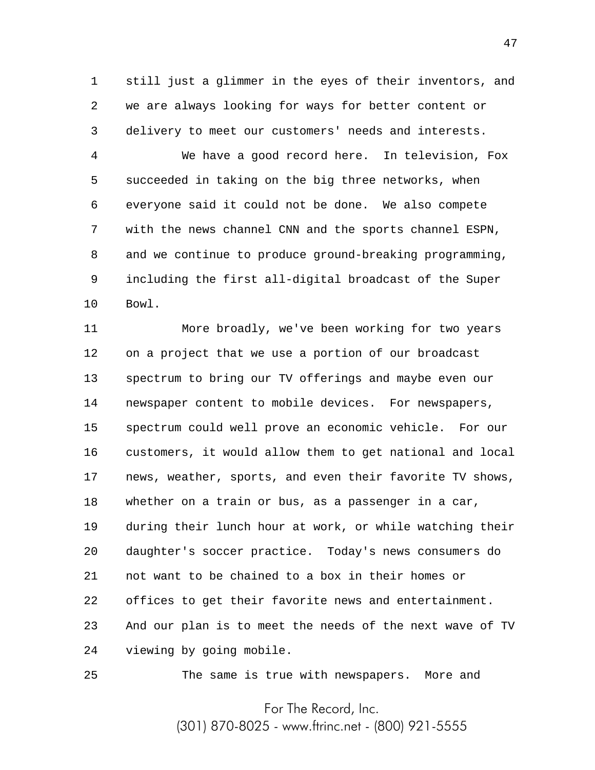still just a glimmer in the eyes of their inventors, and we are always looking for ways for better content or delivery to meet our customers' needs and interests.

We have a good record here. In television, Fox succeeded in taking on the big three networks, when everyone said it could not be done. We also compete with the news channel CNN and the sports channel ESPN, and we continue to produce ground-breaking programming, including the first all-digital broadcast of the Super Bowl.

More broadly, we've been working for two years on a project that we use a portion of our broadcast spectrum to bring our TV offerings and maybe even our newspaper content to mobile devices. For newspapers, spectrum could well prove an economic vehicle. For our customers, it would allow them to get national and local news, weather, sports, and even their favorite TV shows, whether on a train or bus, as a passenger in a car, during their lunch hour at work, or while watching their daughter's soccer practice. Today's news consumers do not want to be chained to a box in their homes or offices to get their favorite news and entertainment. And our plan is to meet the needs of the next wave of TV viewing by going mobile.

The same is true with newspapers. More and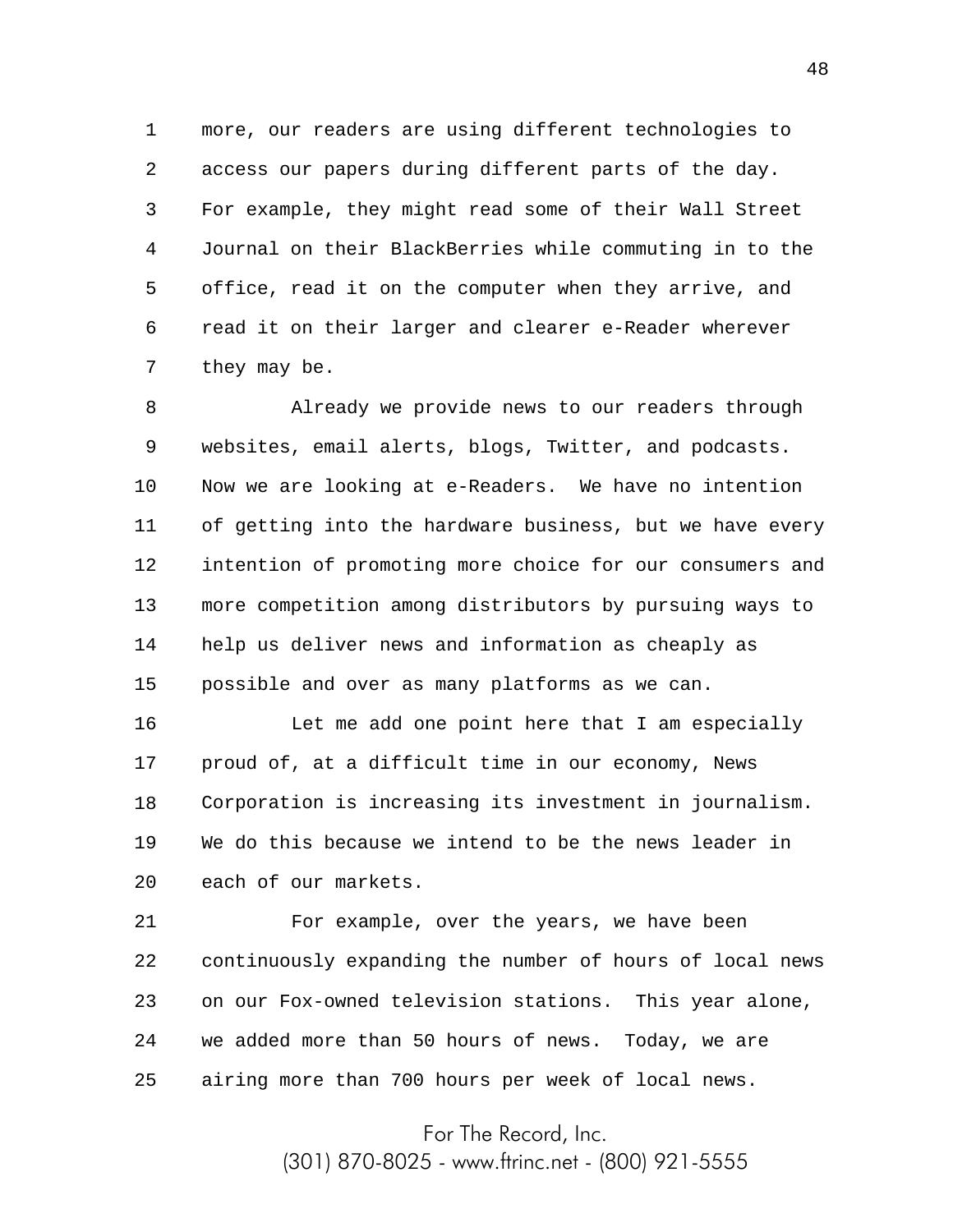more, our readers are using different technologies to access our papers during different parts of the day. For example, they might read some of their Wall Street Journal on their BlackBerries while commuting in to the office, read it on the computer when they arrive, and read it on their larger and clearer e-Reader wherever they may be.

Already we provide news to our readers through websites, email alerts, blogs, Twitter, and podcasts. Now we are looking at e-Readers. We have no intention of getting into the hardware business, but we have every intention of promoting more choice for our consumers and more competition among distributors by pursuing ways to help us deliver news and information as cheaply as possible and over as many platforms as we can.

Let me add one point here that I am especially proud of, at a difficult time in our economy, News Corporation is increasing its investment in journalism. We do this because we intend to be the news leader in each of our markets.

For example, over the years, we have been continuously expanding the number of hours of local news on our Fox-owned television stations. This year alone, we added more than 50 hours of news. Today, we are airing more than 700 hours per week of local news.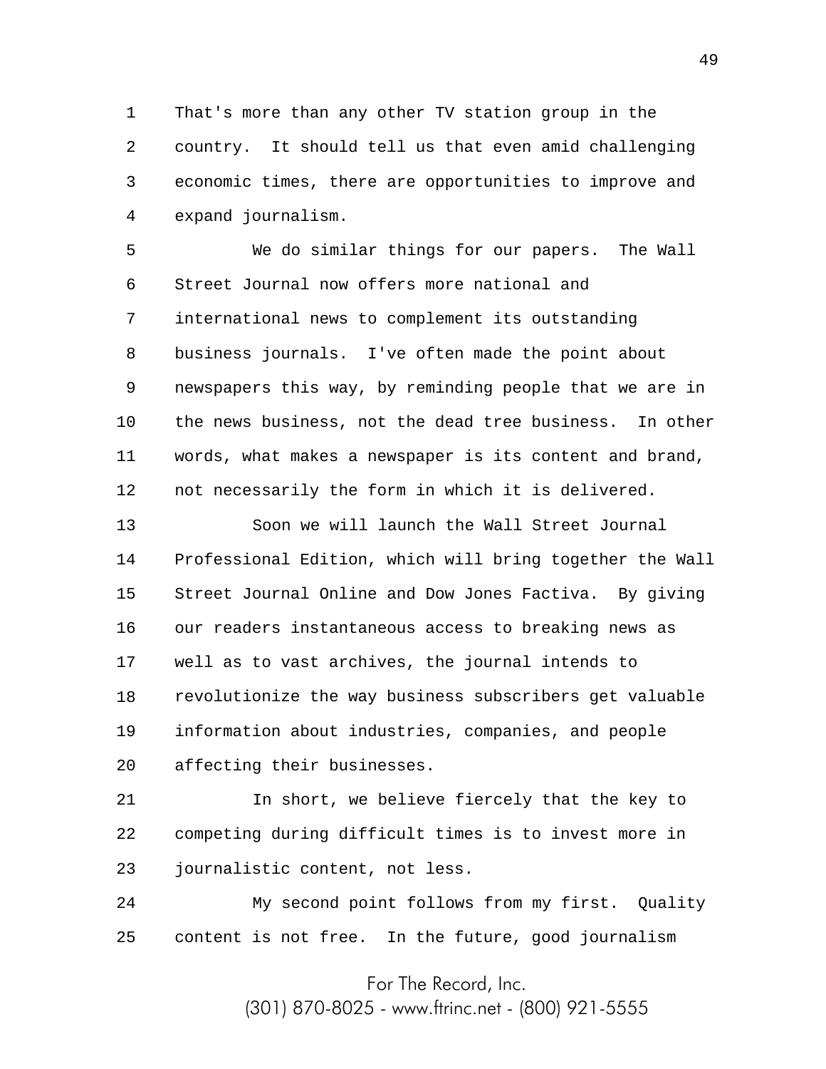That's more than any other TV station group in the country. It should tell us that even amid challenging economic times, there are opportunities to improve and expand journalism.

We do similar things for our papers. The Wall Street Journal now offers more national and international news to complement its outstanding business journals. I've often made the point about newspapers this way, by reminding people that we are in the news business, not the dead tree business. In other words, what makes a newspaper is its content and brand, not necessarily the form in which it is delivered.

Soon we will launch the Wall Street Journal Professional Edition, which will bring together the Wall Street Journal Online and Dow Jones Factiva. By giving our readers instantaneous access to breaking news as well as to vast archives, the journal intends to revolutionize the way business subscribers get valuable information about industries, companies, and people affecting their businesses.

In short, we believe fiercely that the key to competing during difficult times is to invest more in journalistic content, not less.

My second point follows from my first. Quality content is not free. In the future, good journalism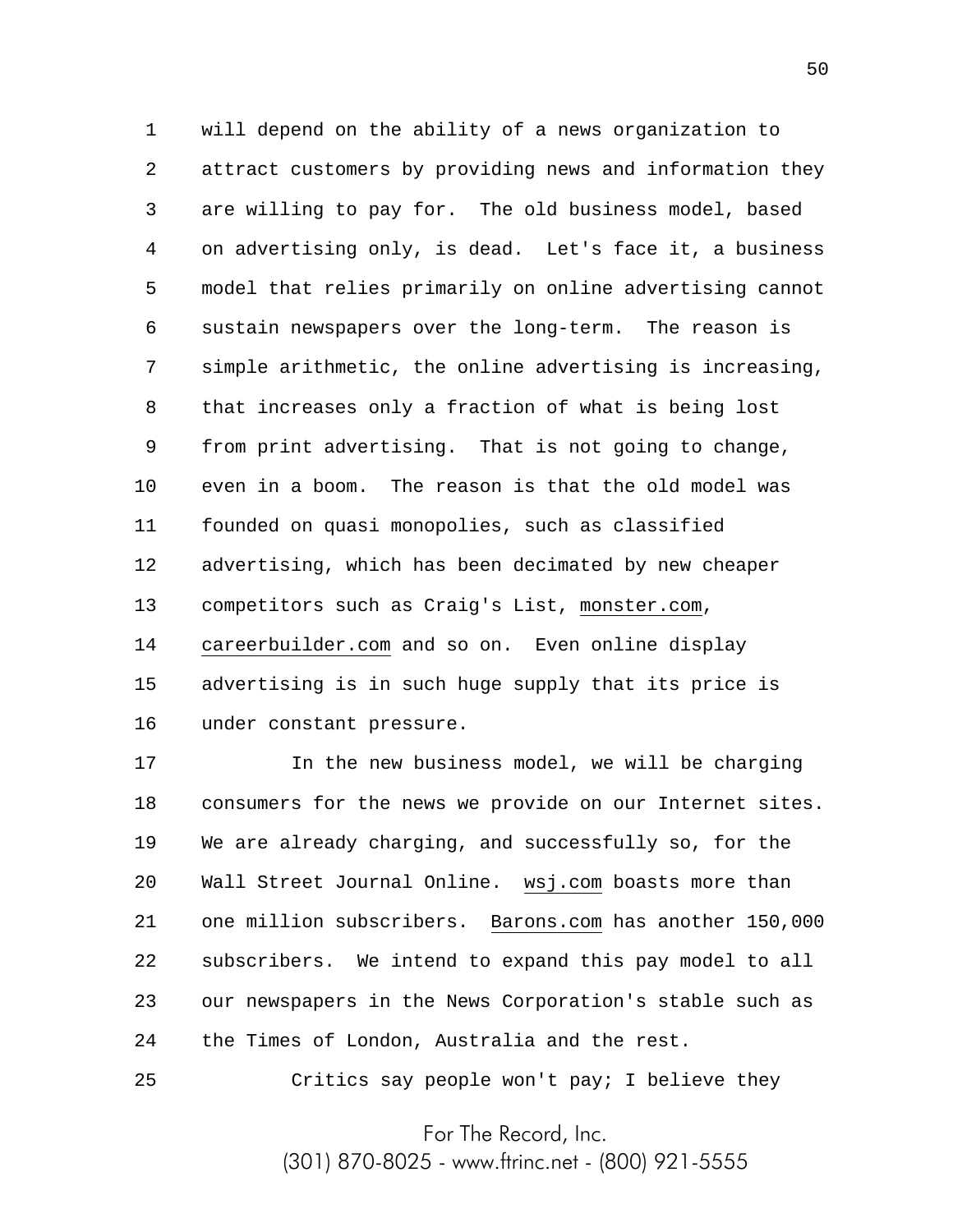will depend on the ability of a news organization to attract customers by providing news and information they are willing to pay for. The old business model, based on advertising only, is dead. Let's face it, a business model that relies primarily on online advertising cannot sustain newspapers over the long-term. The reason is simple arithmetic, the online advertising is increasing, that increases only a fraction of what is being lost from print advertising. That is not going to change, even in a boom. The reason is that the old model was founded on quasi monopolies, such as classified advertising, which has been decimated by new cheaper competitors such as Craig's List, monster.com, careerbuilder.com and so on. Even online display advertising is in such huge supply that its price is under constant pressure.

In the new business model, we will be charging consumers for the news we provide on our Internet sites. We are already charging, and successfully so, for the Wall Street Journal Online. wsj.com boasts more than one million subscribers. Barons.com has another 150,000 subscribers. We intend to expand this pay model to all our newspapers in the News Corporation's stable such as the Times of London, Australia and the rest.

Critics say people won't pay; I believe they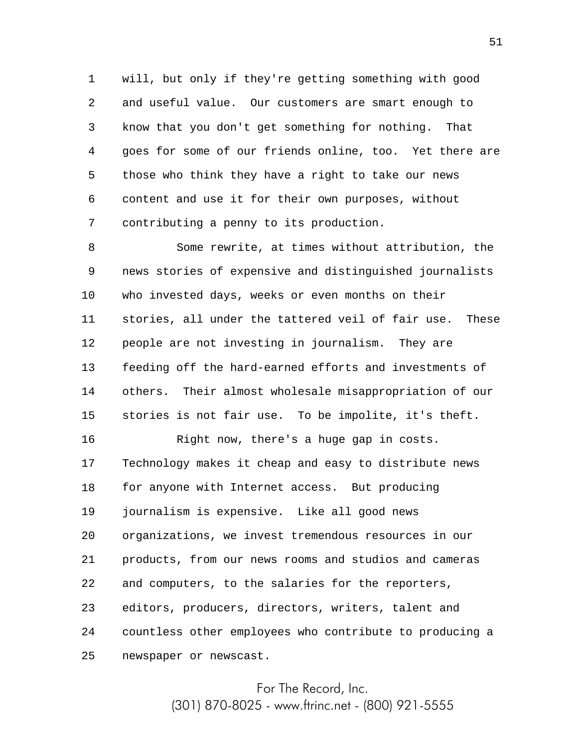will, but only if they're getting something with good and useful value. Our customers are smart enough to know that you don't get something for nothing. That goes for some of our friends online, too. Yet there are those who think they have a right to take our news content and use it for their own purposes, without contributing a penny to its production.

Some rewrite, at times without attribution, the news stories of expensive and distinguished journalists who invested days, weeks or even months on their stories, all under the tattered veil of fair use. These people are not investing in journalism. They are feeding off the hard-earned efforts and investments of others. Their almost wholesale misappropriation of our stories is not fair use. To be impolite, it's theft.

Right now, there's a huge gap in costs. Technology makes it cheap and easy to distribute news for anyone with Internet access. But producing journalism is expensive. Like all good news organizations, we invest tremendous resources in our products, from our news rooms and studios and cameras and computers, to the salaries for the reporters, editors, producers, directors, writers, talent and countless other employees who contribute to producing a newspaper or newscast.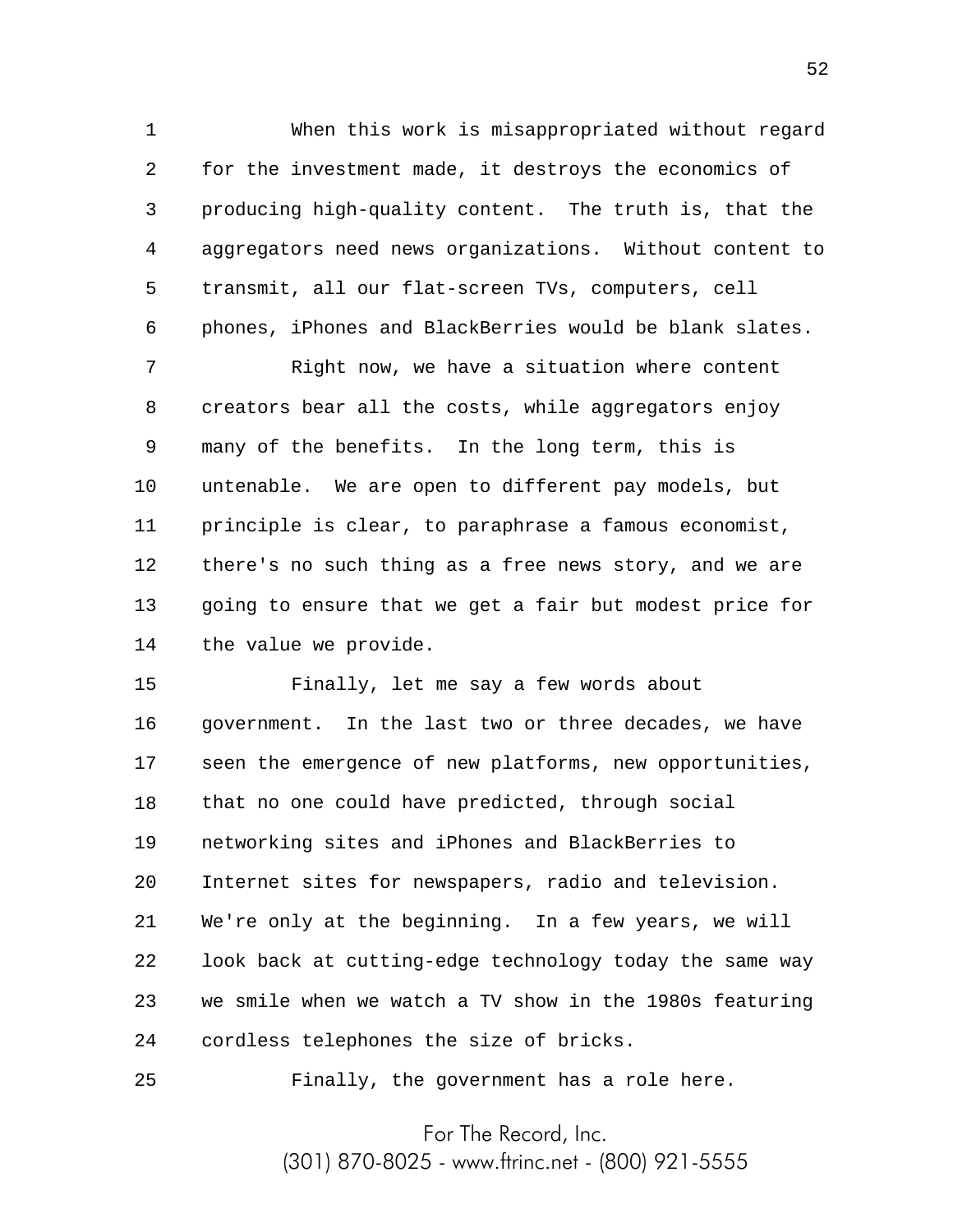When this work is misappropriated without regard for the investment made, it destroys the economics of producing high-quality content. The truth is, that the aggregators need news organizations. Without content to transmit, all our flat-screen TVs, computers, cell phones, iPhones and BlackBerries would be blank slates.

Right now, we have a situation where content creators bear all the costs, while aggregators enjoy many of the benefits. In the long term, this is untenable. We are open to different pay models, but principle is clear, to paraphrase a famous economist, there's no such thing as a free news story, and we are going to ensure that we get a fair but modest price for the value we provide.

Finally, let me say a few words about government. In the last two or three decades, we have seen the emergence of new platforms, new opportunities, that no one could have predicted, through social networking sites and iPhones and BlackBerries to Internet sites for newspapers, radio and television. We're only at the beginning. In a few years, we will look back at cutting-edge technology today the same way we smile when we watch a TV show in the 1980s featuring cordless telephones the size of bricks.

Finally, the government has a role here.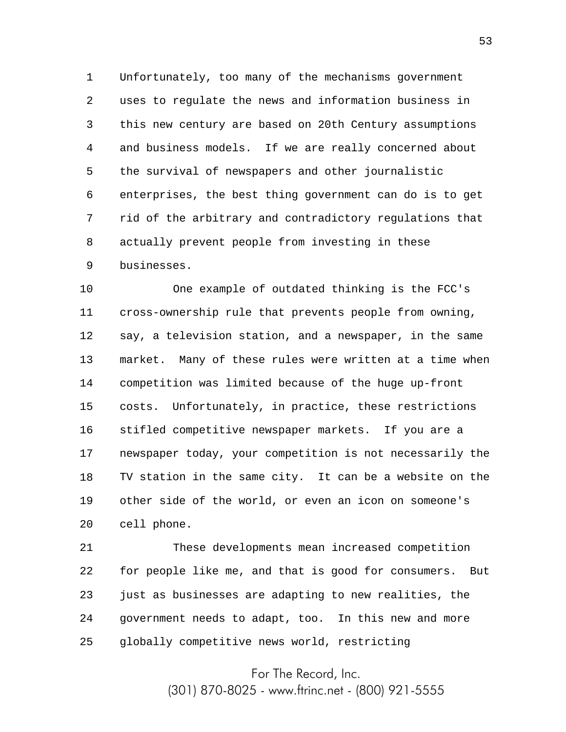Unfortunately, too many of the mechanisms government uses to regulate the news and information business in this new century are based on 20th Century assumptions and business models. If we are really concerned about the survival of newspapers and other journalistic enterprises, the best thing government can do is to get rid of the arbitrary and contradictory regulations that actually prevent people from investing in these businesses.

One example of outdated thinking is the FCC's cross-ownership rule that prevents people from owning, say, a television station, and a newspaper, in the same market. Many of these rules were written at a time when competition was limited because of the huge up-front costs. Unfortunately, in practice, these restrictions stifled competitive newspaper markets. If you are a newspaper today, your competition is not necessarily the TV station in the same city. It can be a website on the other side of the world, or even an icon on someone's cell phone.

These developments mean increased competition for people like me, and that is good for consumers. But just as businesses are adapting to new realities, the government needs to adapt, too. In this new and more globally competitive news world, restricting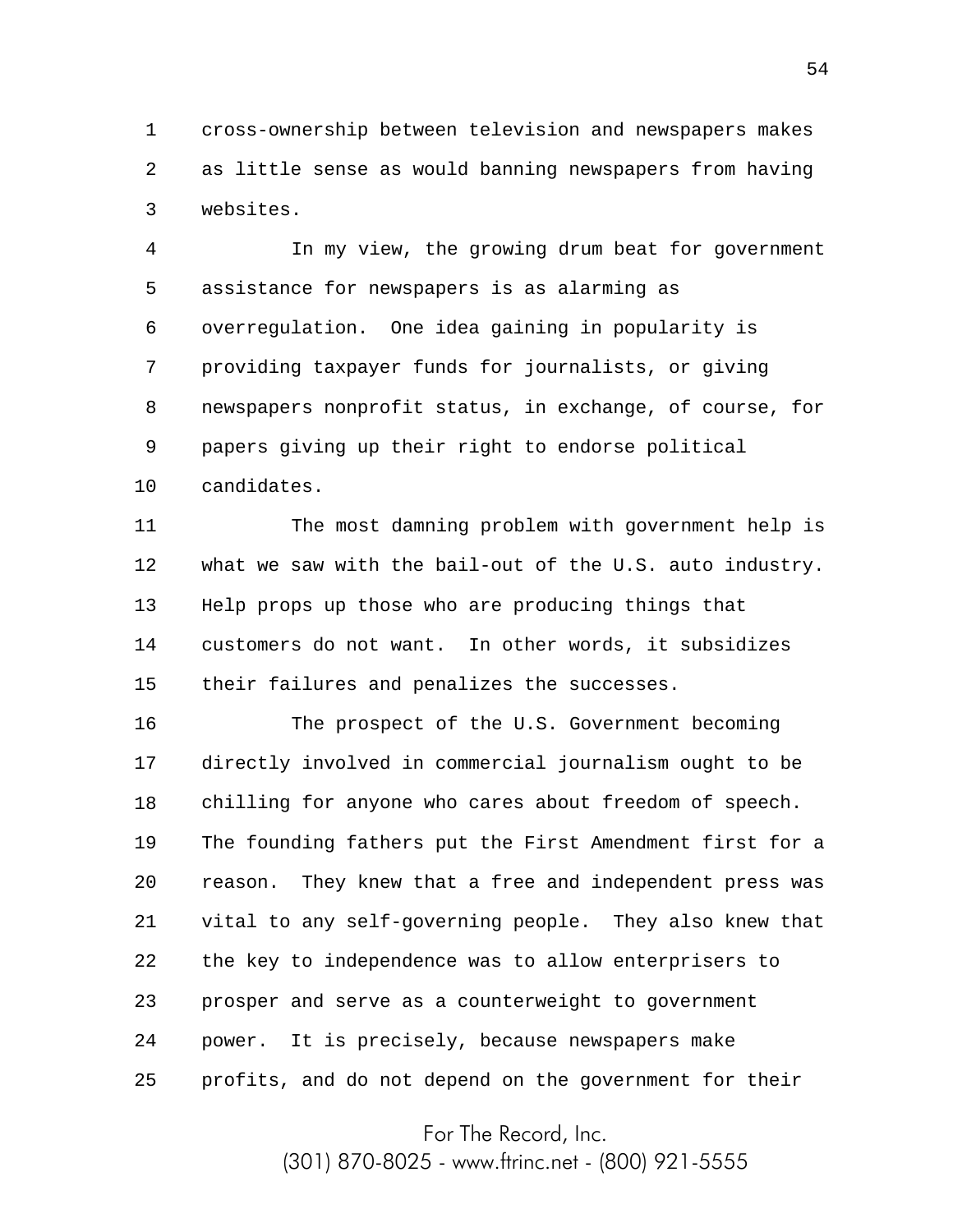cross-ownership between television and newspapers makes as little sense as would banning newspapers from having websites.

In my view, the growing drum beat for government assistance for newspapers is as alarming as overregulation. One idea gaining in popularity is providing taxpayer funds for journalists, or giving newspapers nonprofit status, in exchange, of course, for papers giving up their right to endorse political candidates.

The most damning problem with government help is what we saw with the bail-out of the U.S. auto industry. Help props up those who are producing things that customers do not want. In other words, it subsidizes their failures and penalizes the successes.

The prospect of the U.S. Government becoming directly involved in commercial journalism ought to be chilling for anyone who cares about freedom of speech. The founding fathers put the First Amendment first for a reason. They knew that a free and independent press was vital to any self-governing people. They also knew that the key to independence was to allow enterprisers to prosper and serve as a counterweight to government power. It is precisely, because newspapers make profits, and do not depend on the government for their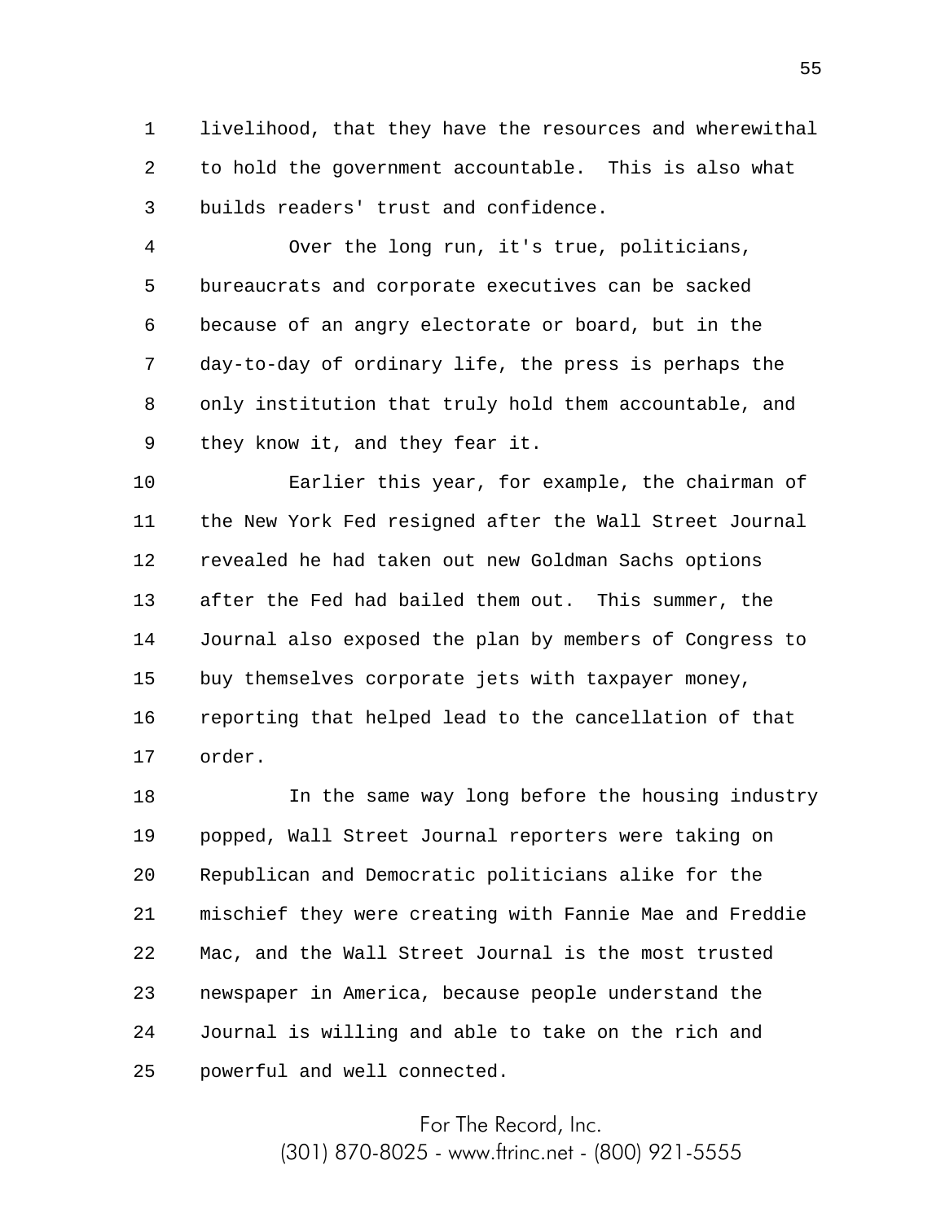livelihood, that they have the resources and wherewithal to hold the government accountable. This is also what builds readers' trust and confidence.

Over the long run, it's true, politicians, bureaucrats and corporate executives can be sacked because of an angry electorate or board, but in the day-to-day of ordinary life, the press is perhaps the only institution that truly hold them accountable, and they know it, and they fear it.

Earlier this year, for example, the chairman of the New York Fed resigned after the Wall Street Journal revealed he had taken out new Goldman Sachs options after the Fed had bailed them out. This summer, the Journal also exposed the plan by members of Congress to buy themselves corporate jets with taxpayer money, reporting that helped lead to the cancellation of that order.

In the same way long before the housing industry popped, Wall Street Journal reporters were taking on Republican and Democratic politicians alike for the mischief they were creating with Fannie Mae and Freddie Mac, and the Wall Street Journal is the most trusted newspaper in America, because people understand the Journal is willing and able to take on the rich and powerful and well connected.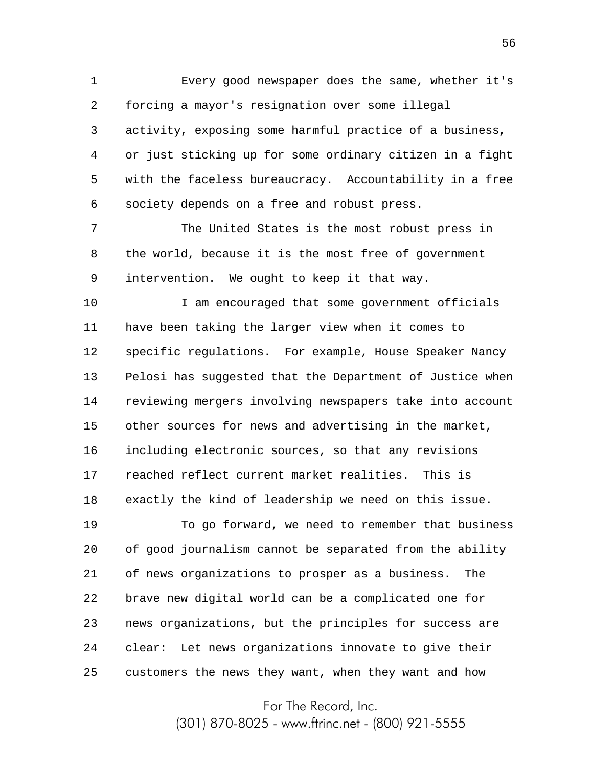Every good newspaper does the same, whether it's forcing a mayor's resignation over some illegal activity, exposing some harmful practice of a business, or just sticking up for some ordinary citizen in a fight with the faceless bureaucracy. Accountability in a free society depends on a free and robust press.

The United States is the most robust press in the world, because it is the most free of government intervention. We ought to keep it that way.

I am encouraged that some government officials have been taking the larger view when it comes to specific regulations. For example, House Speaker Nancy Pelosi has suggested that the Department of Justice when reviewing mergers involving newspapers take into account other sources for news and advertising in the market, including electronic sources, so that any revisions reached reflect current market realities. This is exactly the kind of leadership we need on this issue.

To go forward, we need to remember that business of good journalism cannot be separated from the ability of news organizations to prosper as a business. The brave new digital world can be a complicated one for news organizations, but the principles for success are clear: Let news organizations innovate to give their customers the news they want, when they want and how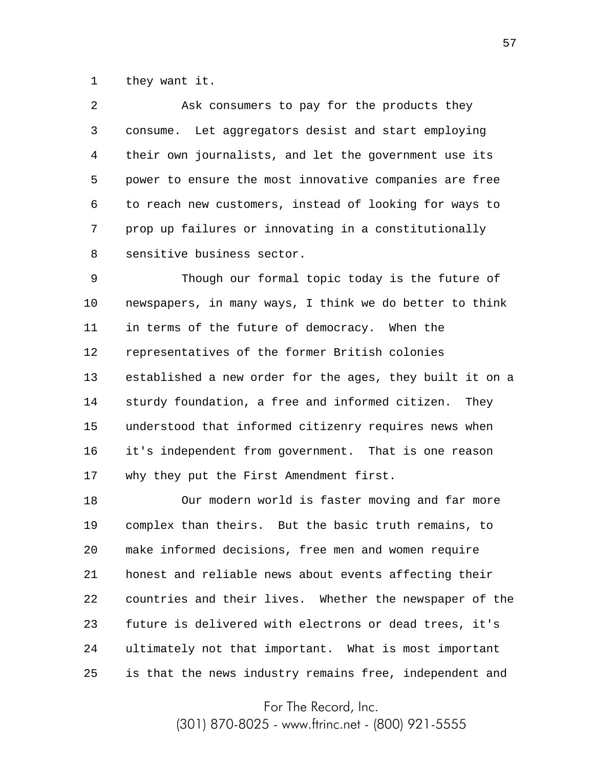they want it.

Ask consumers to pay for the products they consume. Let aggregators desist and start employing their own journalists, and let the government use its power to ensure the most innovative companies are free to reach new customers, instead of looking for ways to prop up failures or innovating in a constitutionally sensitive business sector.

Though our formal topic today is the future of newspapers, in many ways, I think we do better to think in terms of the future of democracy. When the representatives of the former British colonies established a new order for the ages, they built it on a sturdy foundation, a free and informed citizen. They understood that informed citizenry requires news when it's independent from government. That is one reason why they put the First Amendment first.

Our modern world is faster moving and far more complex than theirs. But the basic truth remains, to make informed decisions, free men and women require honest and reliable news about events affecting their countries and their lives. Whether the newspaper of the future is delivered with electrons or dead trees, it's ultimately not that important. What is most important is that the news industry remains free, independent and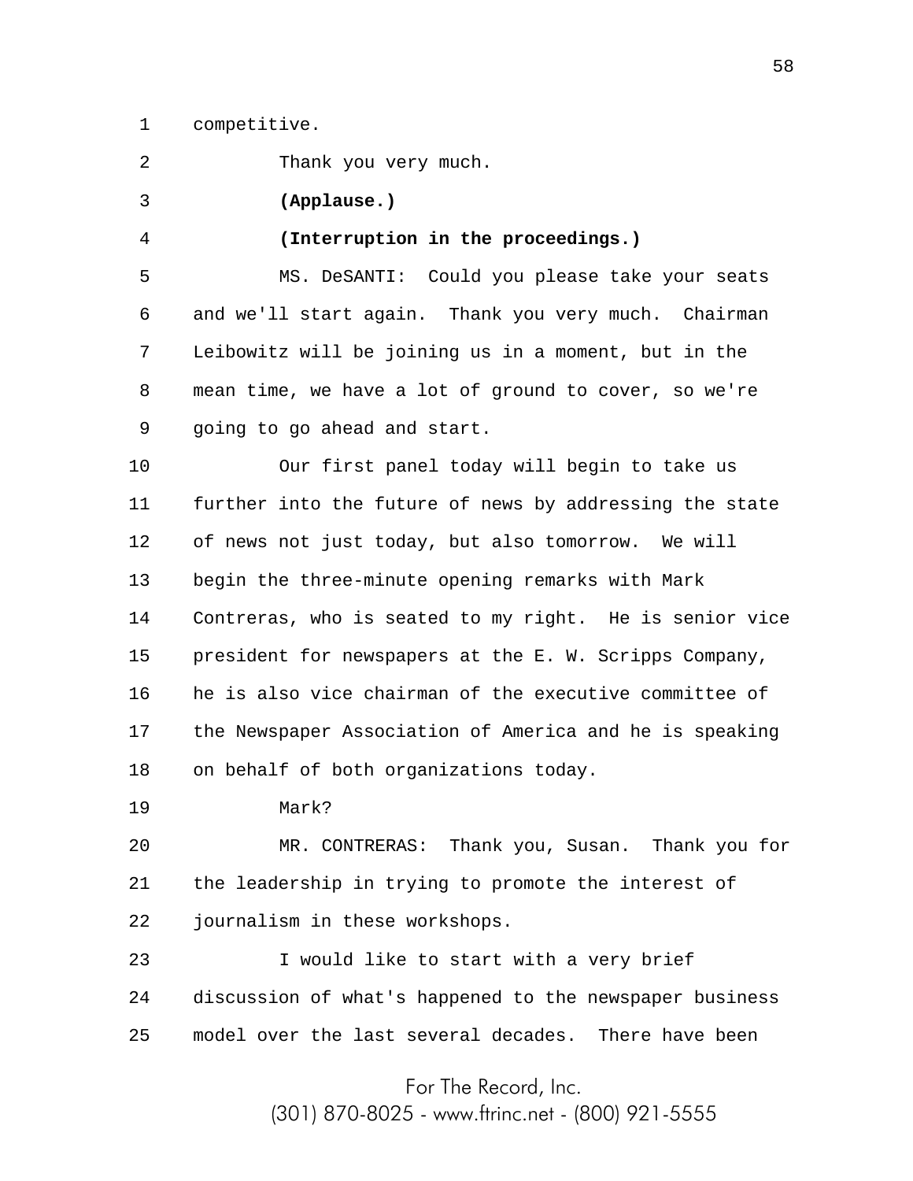competitive.

Thank you very much.

**(Applause.)**

**(Interruption in the proceedings.)**

MS. DeSANTI: Could you please take your seats and we'll start again. Thank you very much. Chairman Leibowitz will be joining us in a moment, but in the mean time, we have a lot of ground to cover, so we're going to go ahead and start.

Our first panel today will begin to take us further into the future of news by addressing the state of news not just today, but also tomorrow. We will begin the three-minute opening remarks with Mark Contreras, who is seated to my right. He is senior vice president for newspapers at the E. W. Scripps Company, he is also vice chairman of the executive committee of the Newspaper Association of America and he is speaking on behalf of both organizations today.

Mark?

MR. CONTRERAS: Thank you, Susan. Thank you for the leadership in trying to promote the interest of journalism in these workshops.

I would like to start with a very brief discussion of what's happened to the newspaper business model over the last several decades. There have been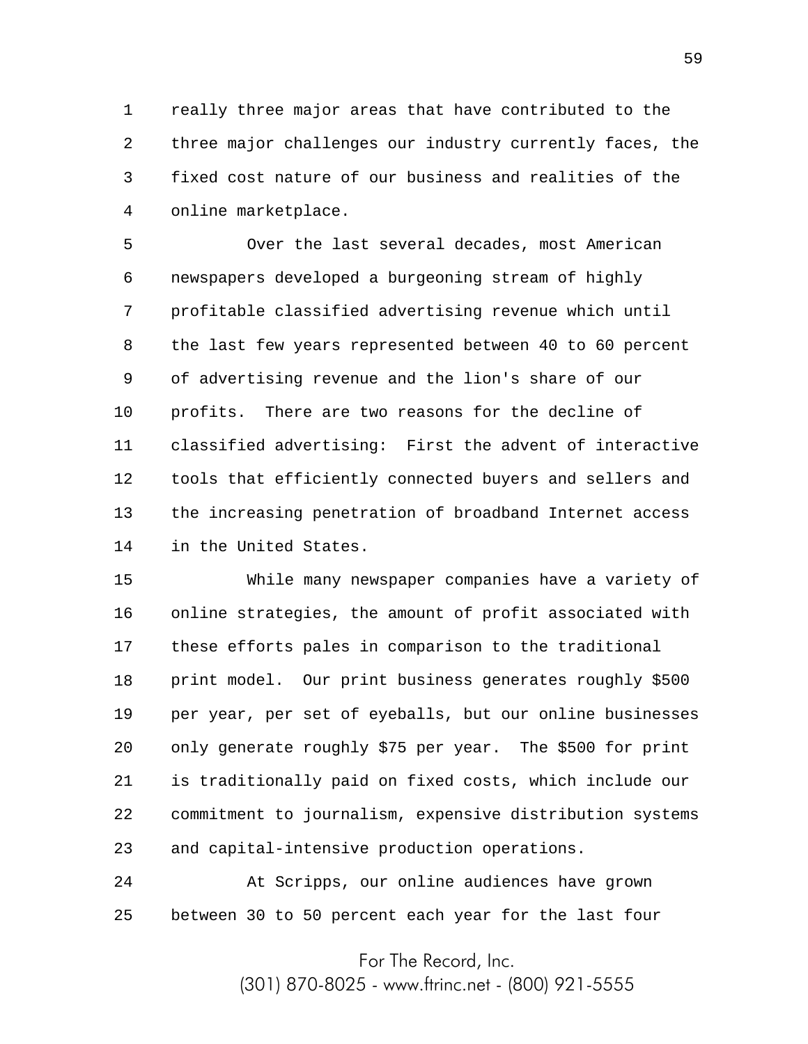really three major areas that have contributed to the three major challenges our industry currently faces, the fixed cost nature of our business and realities of the online marketplace.

Over the last several decades, most American newspapers developed a burgeoning stream of highly profitable classified advertising revenue which until the last few years represented between 40 to 60 percent of advertising revenue and the lion's share of our profits. There are two reasons for the decline of classified advertising: First the advent of interactive tools that efficiently connected buyers and sellers and the increasing penetration of broadband Internet access in the United States.

While many newspaper companies have a variety of online strategies, the amount of profit associated with these efforts pales in comparison to the traditional print model. Our print business generates roughly $500 per year, per set of eyeballs, but our online businesses only generate roughly $75 per year. The $500 for print is traditionally paid on fixed costs, which include our commitment to journalism, expensive distribution systems and capital-intensive production operations.

At Scripps, our online audiences have grown between 30 to 50 percent each year for the last four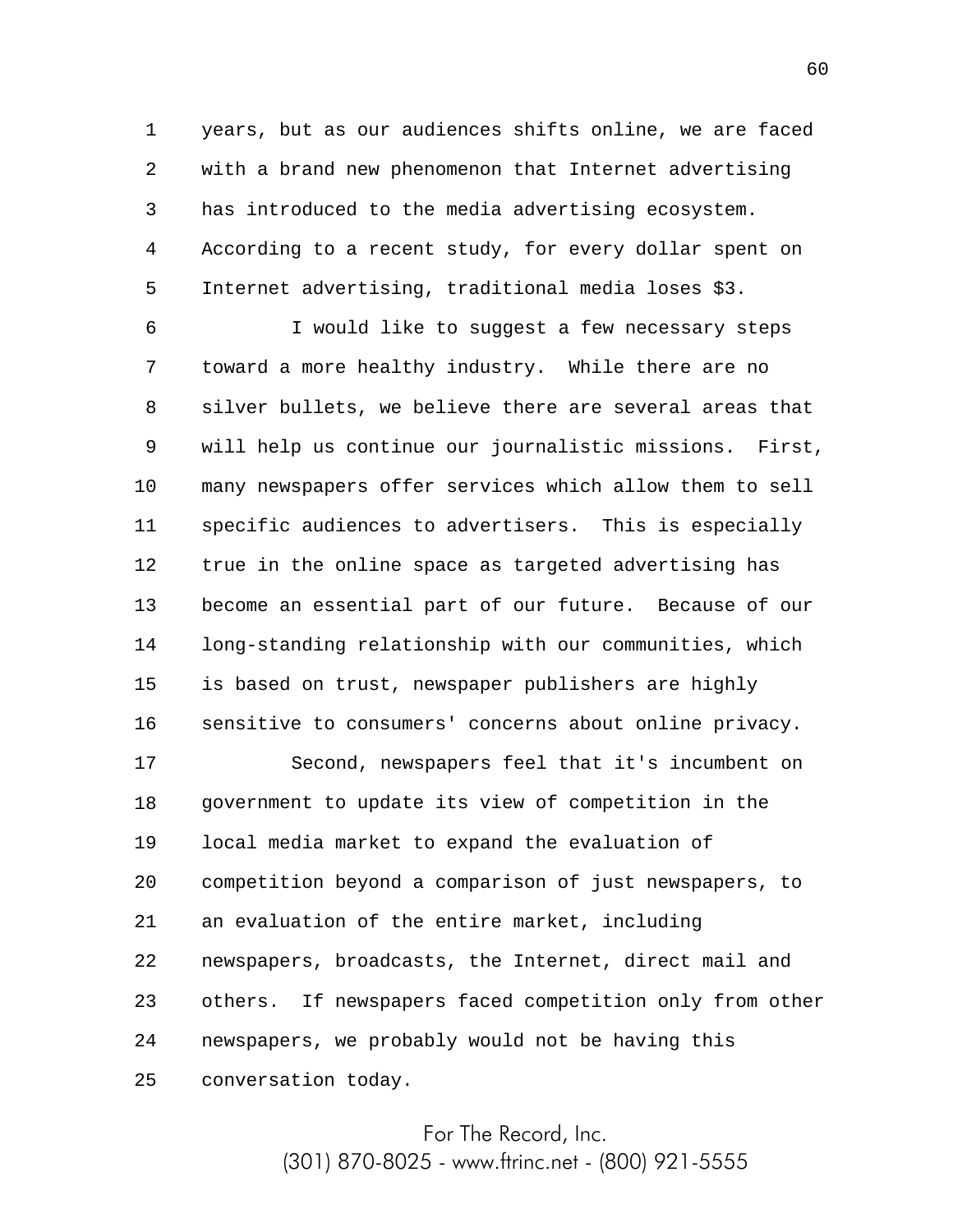years, but as our audiences shifts online, we are faced with a brand new phenomenon that Internet advertising has introduced to the media advertising ecosystem. According to a recent study, for every dollar spent on Internet advertising, traditional media loses $3.

I would like to suggest a few necessary steps toward a more healthy industry. While there are no silver bullets, we believe there are several areas that will help us continue our journalistic missions. First, many newspapers offer services which allow them to sell specific audiences to advertisers. This is especially true in the online space as targeted advertising has become an essential part of our future. Because of our long-standing relationship with our communities, which is based on trust, newspaper publishers are highly sensitive to consumers' concerns about online privacy.

Second, newspapers feel that it's incumbent on government to update its view of competition in the local media market to expand the evaluation of competition beyond a comparison of just newspapers, to an evaluation of the entire market, including newspapers, broadcasts, the Internet, direct mail and others. If newspapers faced competition only from other newspapers, we probably would not be having this conversation today.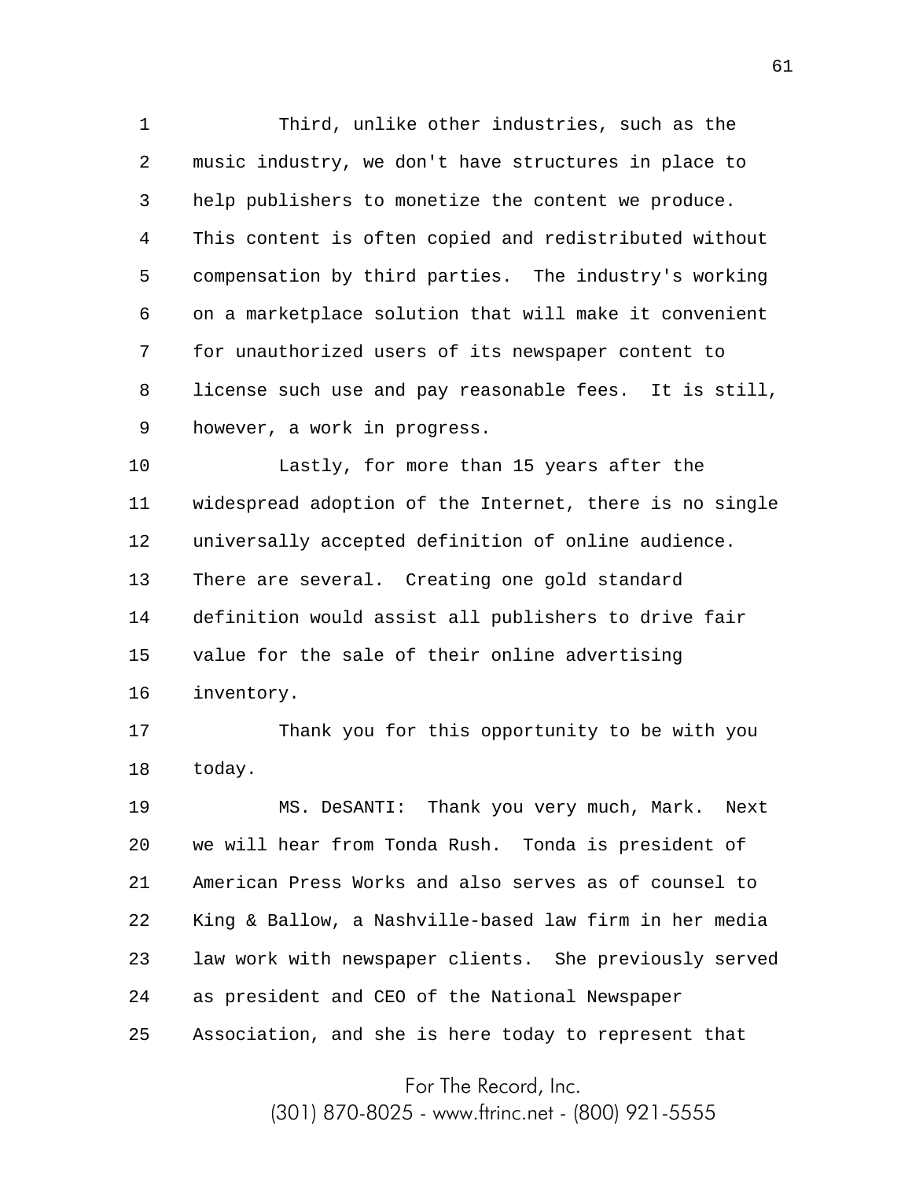Third, unlike other industries, such as the music industry, we don't have structures in place to help publishers to monetize the content we produce. This content is often copied and redistributed without compensation by third parties. The industry's working on a marketplace solution that will make it convenient for unauthorized users of its newspaper content to license such use and pay reasonable fees. It is still, however, a work in progress.

Lastly, for more than 15 years after the widespread adoption of the Internet, there is no single universally accepted definition of online audience. There are several. Creating one gold standard definition would assist all publishers to drive fair value for the sale of their online advertising inventory.

Thank you for this opportunity to be with you today.

MS. DeSANTI: Thank you very much, Mark. Next we will hear from Tonda Rush. Tonda is president of American Press Works and also serves as of counsel to King & Ballow, a Nashville-based law firm in her media law work with newspaper clients. She previously served as president and CEO of the National Newspaper Association, and she is here today to represent that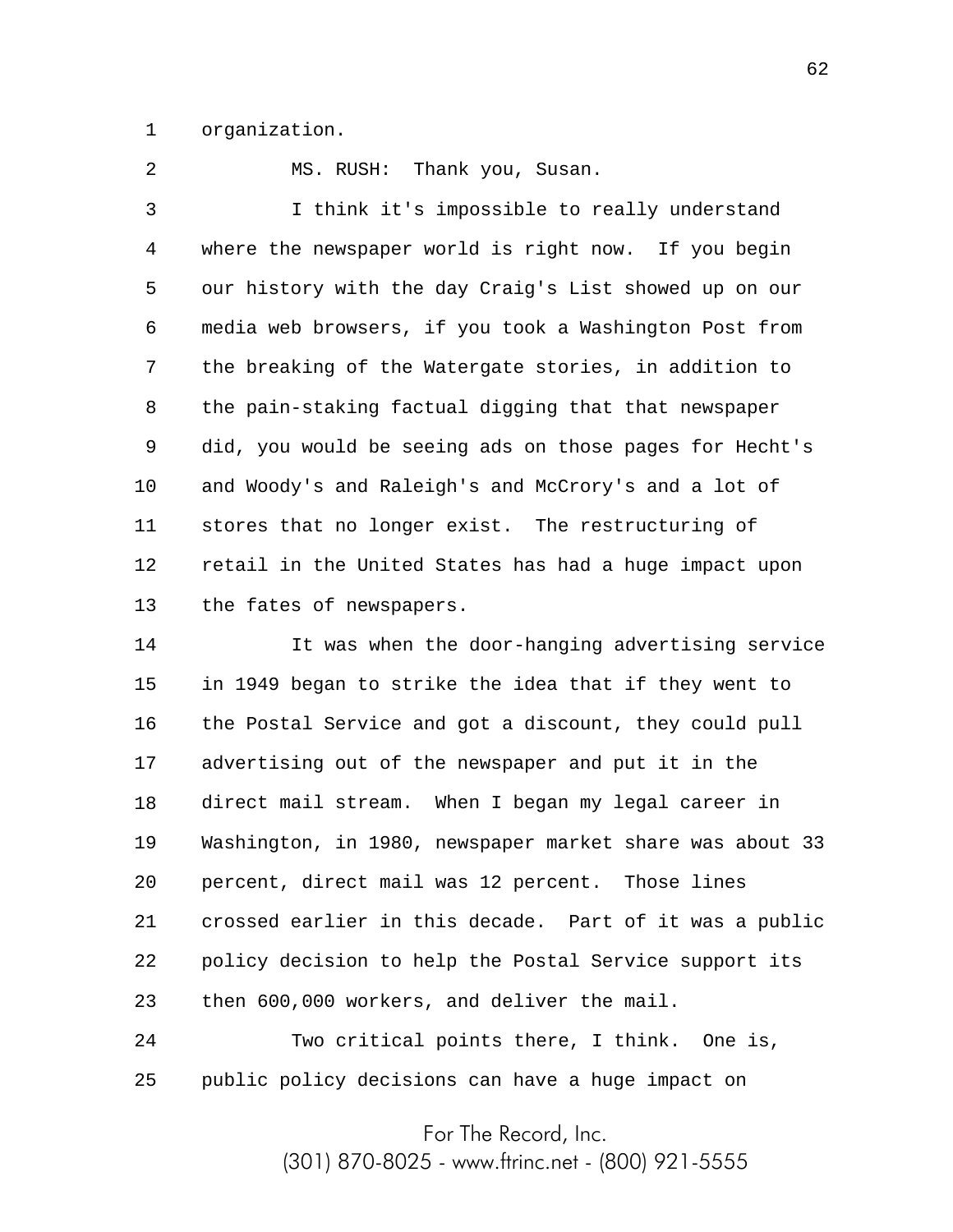organization.

MS. RUSH: Thank you, Susan.

I think it's impossible to really understand where the newspaper world is right now. If you begin our history with the day Craig's List showed up on our media web browsers, if you took a Washington Post from the breaking of the Watergate stories, in addition to the pain-staking factual digging that that newspaper did, you would be seeing ads on those pages for Hecht's and Woody's and Raleigh's and McCrory's and a lot of stores that no longer exist. The restructuring of retail in the United States has had a huge impact upon the fates of newspapers.

It was when the door-hanging advertising service in 1949 began to strike the idea that if they went to the Postal Service and got a discount, they could pull advertising out of the newspaper and put it in the direct mail stream. When I began my legal career in Washington, in 1980, newspaper market share was about 33 percent, direct mail was 12 percent. Those lines crossed earlier in this decade. Part of it was a public policy decision to help the Postal Service support its then 600,000 workers, and deliver the mail.

Two critical points there, I think. One is, public policy decisions can have a huge impact on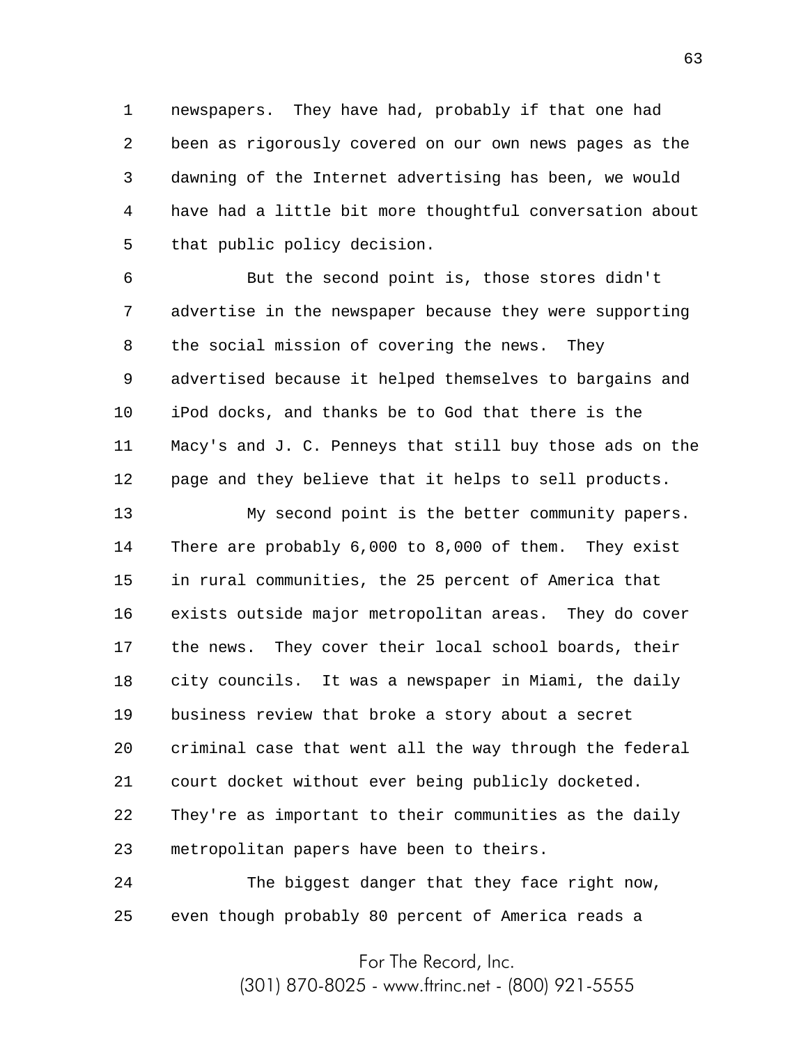newspapers. They have had, probably if that one had been as rigorously covered on our own news pages as the dawning of the Internet advertising has been, we would have had a little bit more thoughtful conversation about that public policy decision.

But the second point is, those stores didn't advertise in the newspaper because they were supporting the social mission of covering the news. They advertised because it helped themselves to bargains and iPod docks, and thanks be to God that there is the Macy's and J. C. Penneys that still buy those ads on the page and they believe that it helps to sell products.

My second point is the better community papers. There are probably 6,000 to 8,000 of them. They exist in rural communities, the 25 percent of America that exists outside major metropolitan areas. They do cover the news. They cover their local school boards, their city councils. It was a newspaper in Miami, the daily business review that broke a story about a secret criminal case that went all the way through the federal court docket without ever being publicly docketed. They're as important to their communities as the daily metropolitan papers have been to theirs.

The biggest danger that they face right now, even though probably 80 percent of America reads a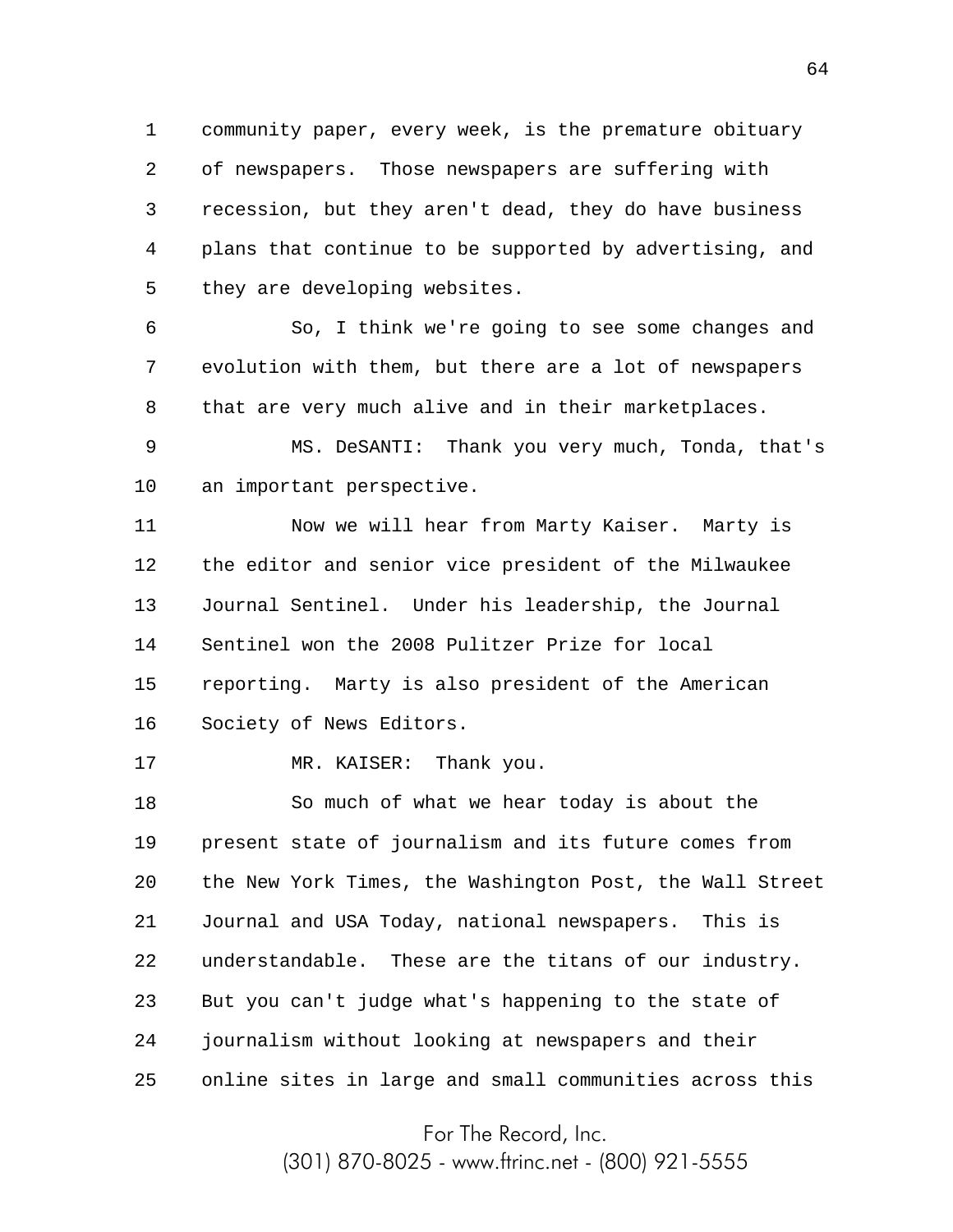community paper, every week, is the premature obituary of newspapers. Those newspapers are suffering with recession, but they aren't dead, they do have business plans that continue to be supported by advertising, and they are developing websites.

So, I think we're going to see some changes and evolution with them, but there are a lot of newspapers that are very much alive and in their marketplaces.

MS. DeSANTI: Thank you very much, Tonda, that's an important perspective.

Now we will hear from Marty Kaiser. Marty is the editor and senior vice president of the Milwaukee Journal Sentinel. Under his leadership, the Journal Sentinel won the 2008 Pulitzer Prize for local reporting. Marty is also president of the American Society of News Editors.

MR. KAISER: Thank you.

So much of what we hear today is about the present state of journalism and its future comes from the New York Times, the Washington Post, the Wall Street Journal and USA Today, national newspapers. This is understandable. These are the titans of our industry. But you can't judge what's happening to the state of journalism without looking at newspapers and their online sites in large and small communities across this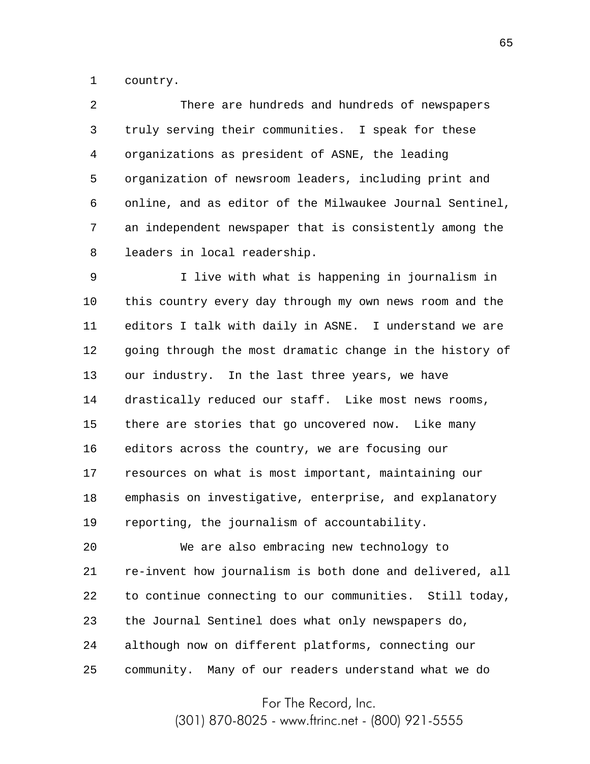country.

There are hundreds and hundreds of newspapers truly serving their communities. I speak for these organizations as president of ASNE, the leading organization of newsroom leaders, including print and online, and as editor of the Milwaukee Journal Sentinel, an independent newspaper that is consistently among the leaders in local readership.

I live with what is happening in journalism in this country every day through my own news room and the editors I talk with daily in ASNE. I understand we are going through the most dramatic change in the history of our industry. In the last three years, we have drastically reduced our staff. Like most news rooms, there are stories that go uncovered now. Like many editors across the country, we are focusing our resources on what is most important, maintaining our emphasis on investigative, enterprise, and explanatory reporting, the journalism of accountability.

We are also embracing new technology to re-invent how journalism is both done and delivered, all to continue connecting to our communities. Still today, the Journal Sentinel does what only newspapers do, although now on different platforms, connecting our community. Many of our readers understand what we do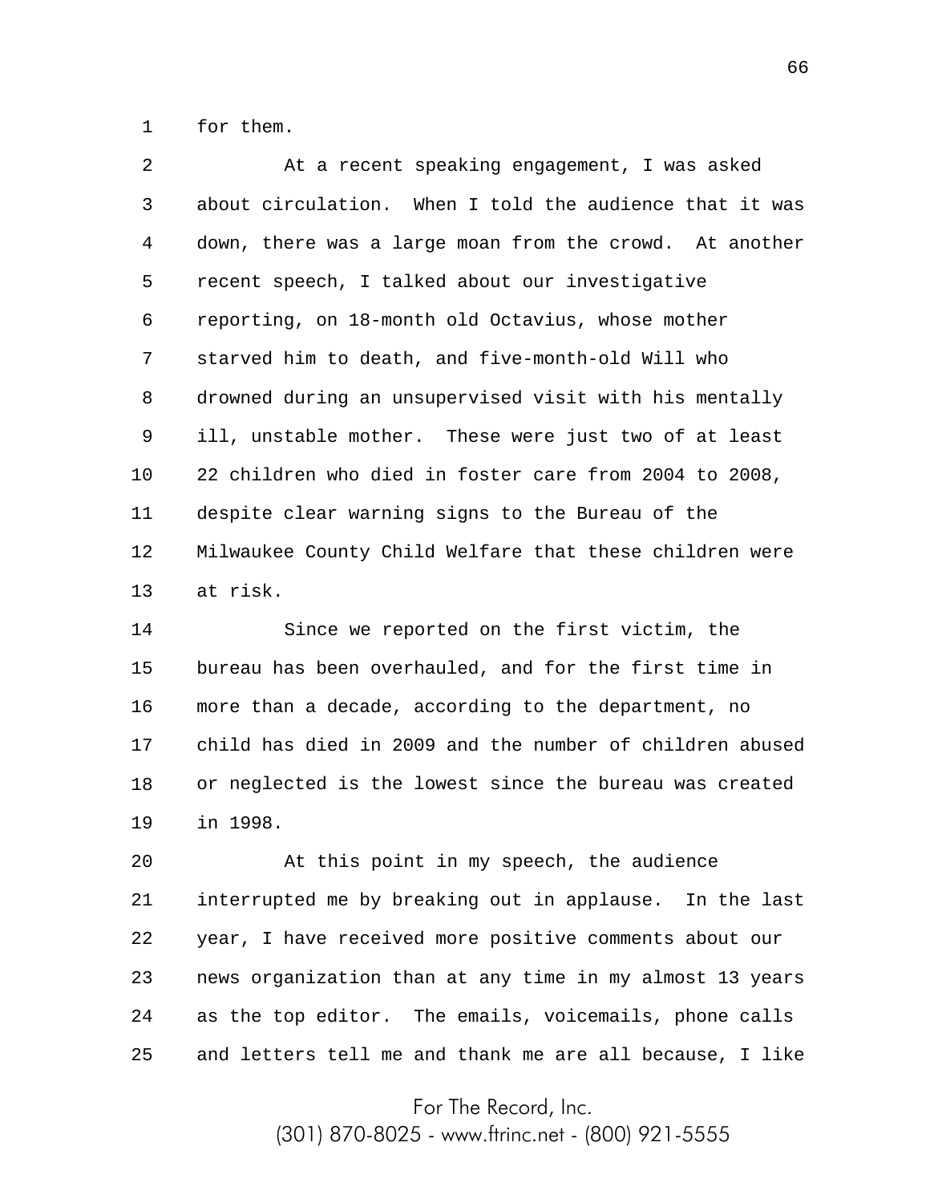for them.

At a recent speaking engagement, I was asked about circulation. When I told the audience that it was down, there was a large moan from the crowd. At another recent speech, I talked about our investigative reporting, on 18-month old Octavius, whose mother starved him to death, and five-month-old Will who drowned during an unsupervised visit with his mentally ill, unstable mother. These were just two of at least 22 children who died in foster care from 2004 to 2008, despite clear warning signs to the Bureau of the Milwaukee County Child Welfare that these children were at risk.

Since we reported on the first victim, the bureau has been overhauled, and for the first time in more than a decade, according to the department, no child has died in 2009 and the number of children abused or neglected is the lowest since the bureau was created in 1998.

At this point in my speech, the audience interrupted me by breaking out in applause. In the last year, I have received more positive comments about our news organization than at any time in my almost 13 years as the top editor. The emails, voicemails, phone calls and letters tell me and thank me are all because, I like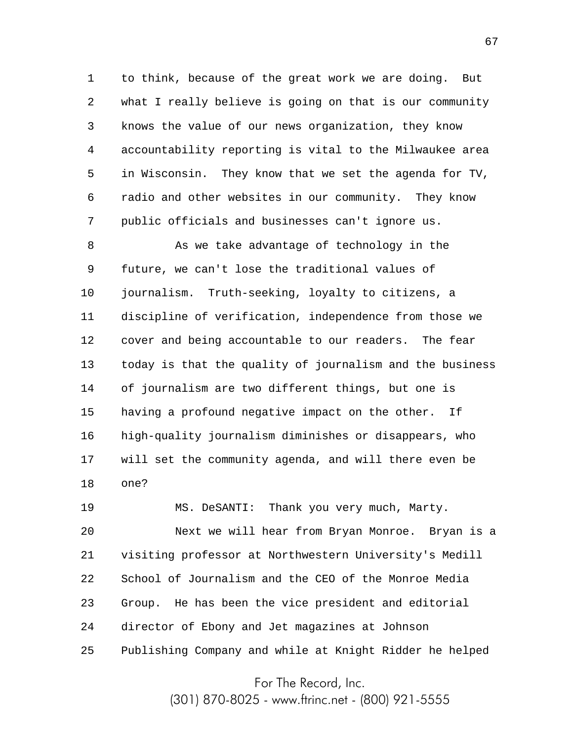to think, because of the great work we are doing. But what I really believe is going on that is our community knows the value of our news organization, they know accountability reporting is vital to the Milwaukee area in Wisconsin. They know that we set the agenda for TV, radio and other websites in our community. They know public officials and businesses can't ignore us.

As we take advantage of technology in the future, we can't lose the traditional values of journalism. Truth-seeking, loyalty to citizens, a discipline of verification, independence from those we cover and being accountable to our readers. The fear today is that the quality of journalism and the business of journalism are two different things, but one is having a profound negative impact on the other. If high-quality journalism diminishes or disappears, who will set the community agenda, and will there even be one?

MS. DeSANTI: Thank you very much, Marty.

Next we will hear from Bryan Monroe. Bryan is a visiting professor at Northwestern University's Medill School of Journalism and the CEO of the Monroe Media Group. He has been the vice president and editorial director of Ebony and Jet magazines at Johnson Publishing Company and while at Knight Ridder he helped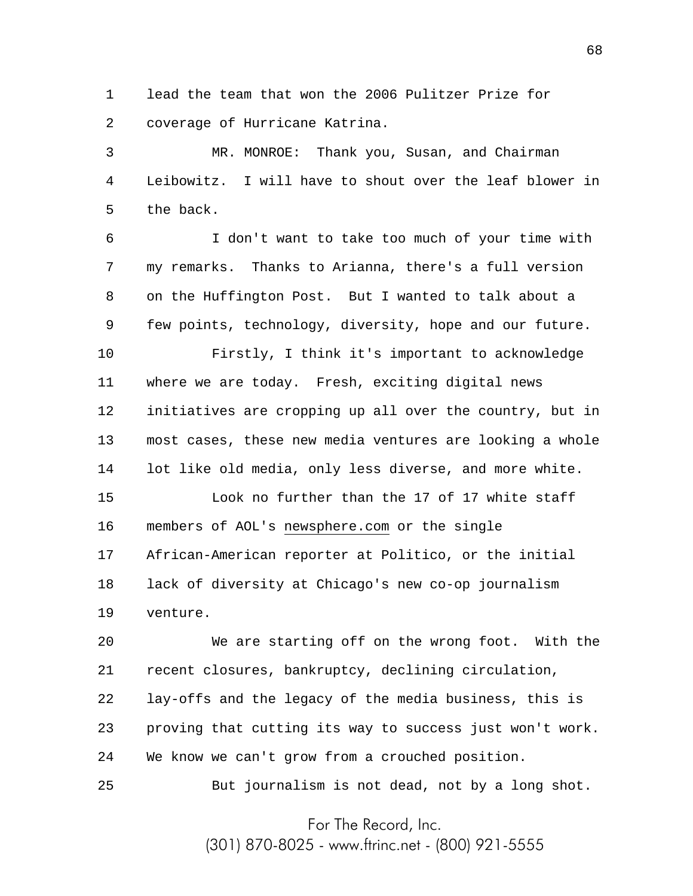lead the team that won the 2006 Pulitzer Prize for coverage of Hurricane Katrina.

MR. MONROE: Thank you, Susan, and Chairman Leibowitz. I will have to shout over the leaf blower in the back.

I don't want to take too much of your time with my remarks. Thanks to Arianna, there's a full version on the Huffington Post. But I wanted to talk about a few points, technology, diversity, hope and our future.

Firstly, I think it's important to acknowledge where we are today. Fresh, exciting digital news initiatives are cropping up all over the country, but in most cases, these new media ventures are looking a whole lot like old media, only less diverse, and more white.

Look no further than the 17 of 17 white staff members of AOL's newsphere.com or the single African-American reporter at Politico, or the initial lack of diversity at Chicago's new co-op journalism venture.

We are starting off on the wrong foot. With the recent closures, bankruptcy, declining circulation, lay-offs and the legacy of the media business, this is proving that cutting its way to success just won't work. We know we can't grow from a crouched position.

But journalism is not dead, not by a long shot.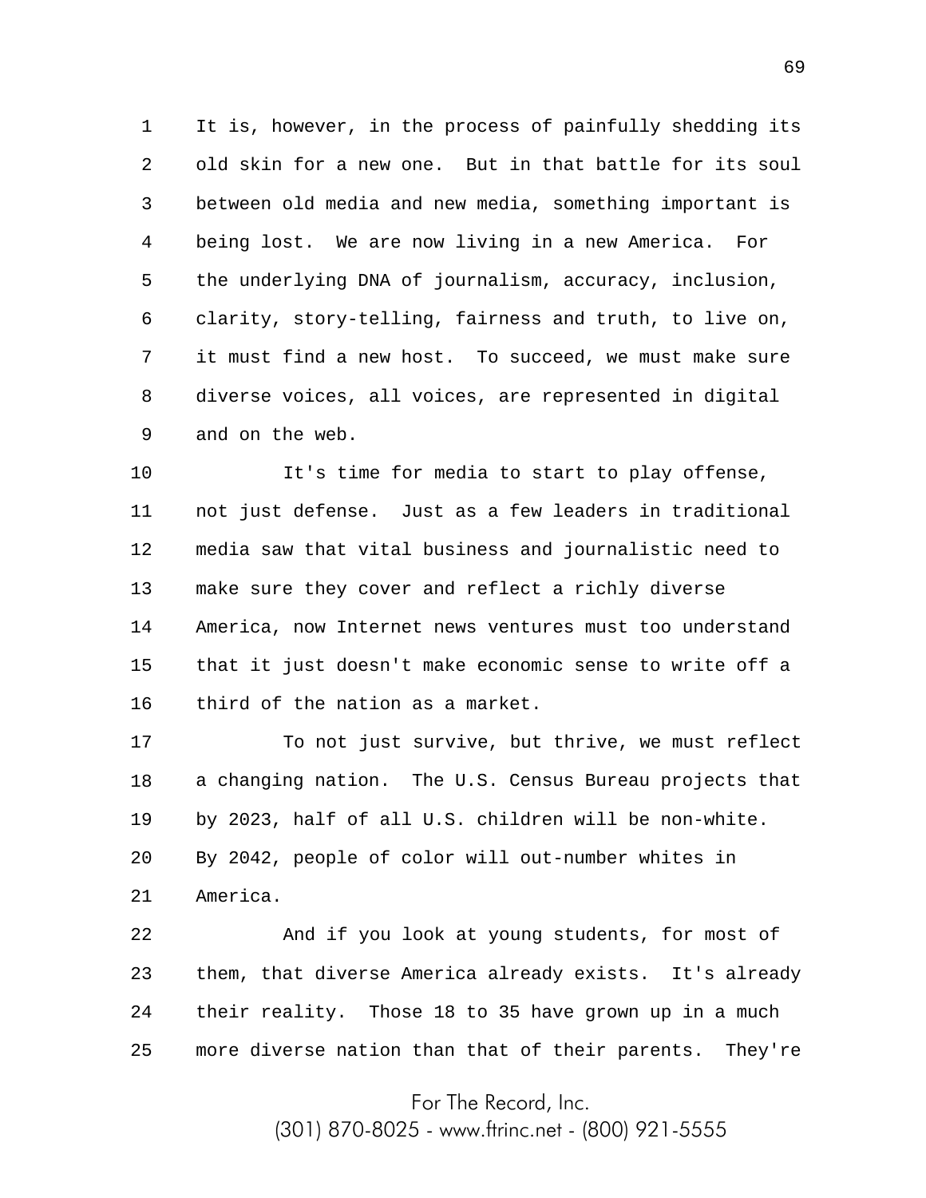It is, however, in the process of painfully shedding its old skin for a new one. But in that battle for its soul between old media and new media, something important is being lost. We are now living in a new America. For the underlying DNA of journalism, accuracy, inclusion, clarity, story-telling, fairness and truth, to live on, it must find a new host. To succeed, we must make sure diverse voices, all voices, are represented in digital and on the web.

It's time for media to start to play offense, not just defense. Just as a few leaders in traditional media saw that vital business and journalistic need to make sure they cover and reflect a richly diverse America, now Internet news ventures must too understand that it just doesn't make economic sense to write off a third of the nation as a market.

To not just survive, but thrive, we must reflect a changing nation. The U.S. Census Bureau projects that by 2023, half of all U.S. children will be non-white. By 2042, people of color will out-number whites in America.

And if you look at young students, for most of them, that diverse America already exists. It's already their reality. Those 18 to 35 have grown up in a much more diverse nation than that of their parents. They're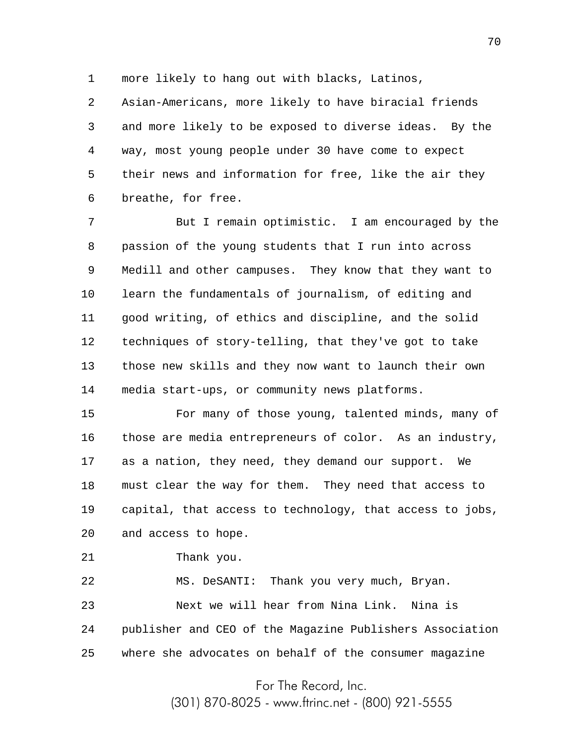more likely to hang out with blacks, Latinos, Asian-Americans, more likely to have biracial friends and more likely to be exposed to diverse ideas. By the way, most young people under 30 have come to expect their news and information for free, like the air they breathe, for free.

But I remain optimistic. I am encouraged by the passion of the young students that I run into across Medill and other campuses. They know that they want to learn the fundamentals of journalism, of editing and good writing, of ethics and discipline, and the solid techniques of story-telling, that they've got to take those new skills and they now want to launch their own media start-ups, or community news platforms.

For many of those young, talented minds, many of those are media entrepreneurs of color. As an industry, as a nation, they need, they demand our support. We must clear the way for them. They need that access to capital, that access to technology, that access to jobs, and access to hope.

Thank you.

MS. DeSANTI: Thank you very much, Bryan.

Next we will hear from Nina Link. Nina is publisher and CEO of the Magazine Publishers Association where she advocates on behalf of the consumer magazine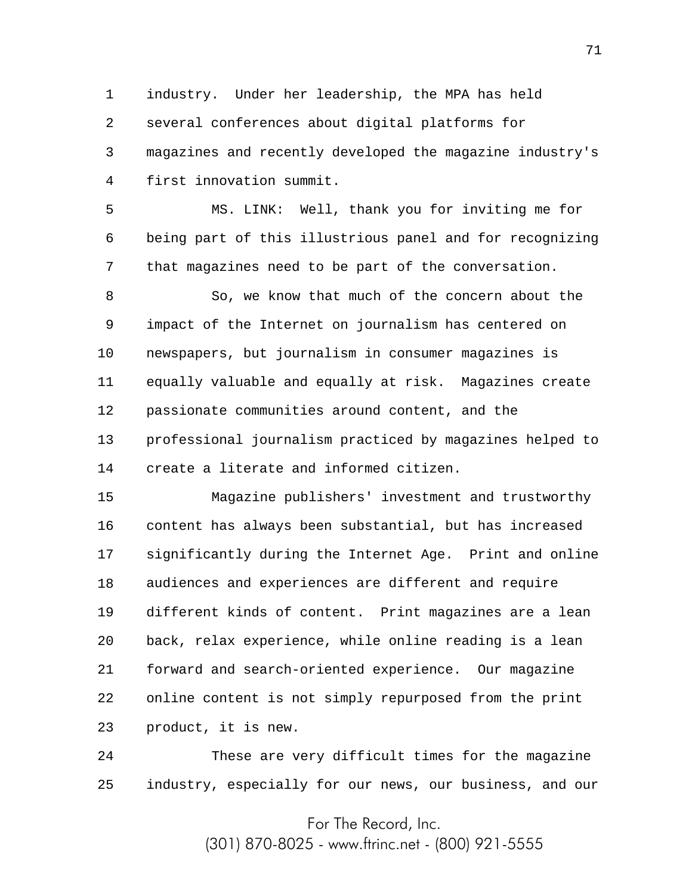industry. Under her leadership, the MPA has held several conferences about digital platforms for magazines and recently developed the magazine industry's first innovation summit.

MS. LINK: Well, thank you for inviting me for being part of this illustrious panel and for recognizing that magazines need to be part of the conversation.

So, we know that much of the concern about the impact of the Internet on journalism has centered on newspapers, but journalism in consumer magazines is equally valuable and equally at risk. Magazines create passionate communities around content, and the professional journalism practiced by magazines helped to create a literate and informed citizen.

Magazine publishers' investment and trustworthy content has always been substantial, but has increased significantly during the Internet Age. Print and online audiences and experiences are different and require different kinds of content. Print magazines are a lean back, relax experience, while online reading is a lean forward and search-oriented experience. Our magazine online content is not simply repurposed from the print product, it is new.

These are very difficult times for the magazine industry, especially for our news, our business, and our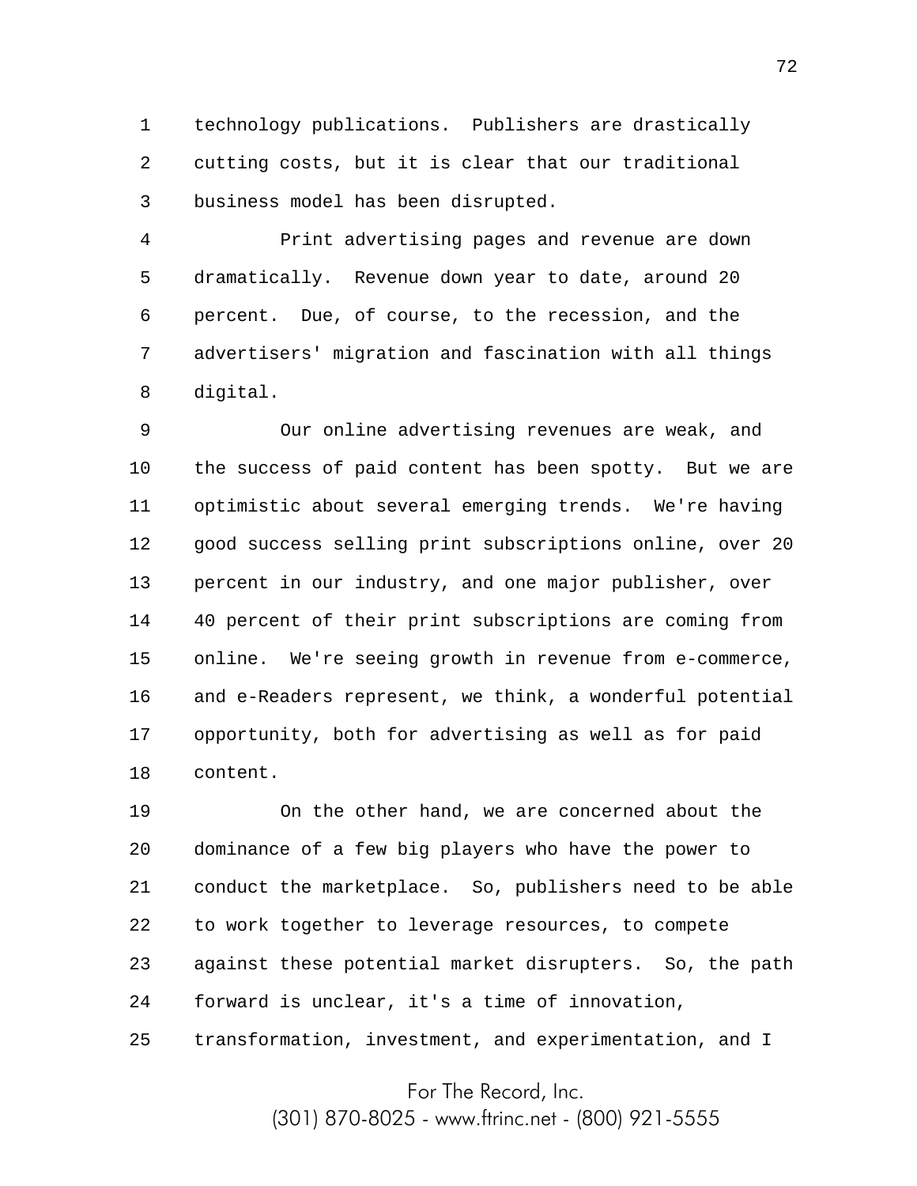technology publications. Publishers are drastically cutting costs, but it is clear that our traditional business model has been disrupted.

Print advertising pages and revenue are down dramatically. Revenue down year to date, around 20 percent. Due, of course, to the recession, and the advertisers' migration and fascination with all things digital.

Our online advertising revenues are weak, and the success of paid content has been spotty. But we are optimistic about several emerging trends. We're having good success selling print subscriptions online, over 20 percent in our industry, and one major publisher, over 40 percent of their print subscriptions are coming from online. We're seeing growth in revenue from e-commerce, and e-Readers represent, we think, a wonderful potential opportunity, both for advertising as well as for paid content.

On the other hand, we are concerned about the dominance of a few big players who have the power to conduct the marketplace. So, publishers need to be able to work together to leverage resources, to compete against these potential market disrupters. So, the path forward is unclear, it's a time of innovation, transformation, investment, and experimentation, and I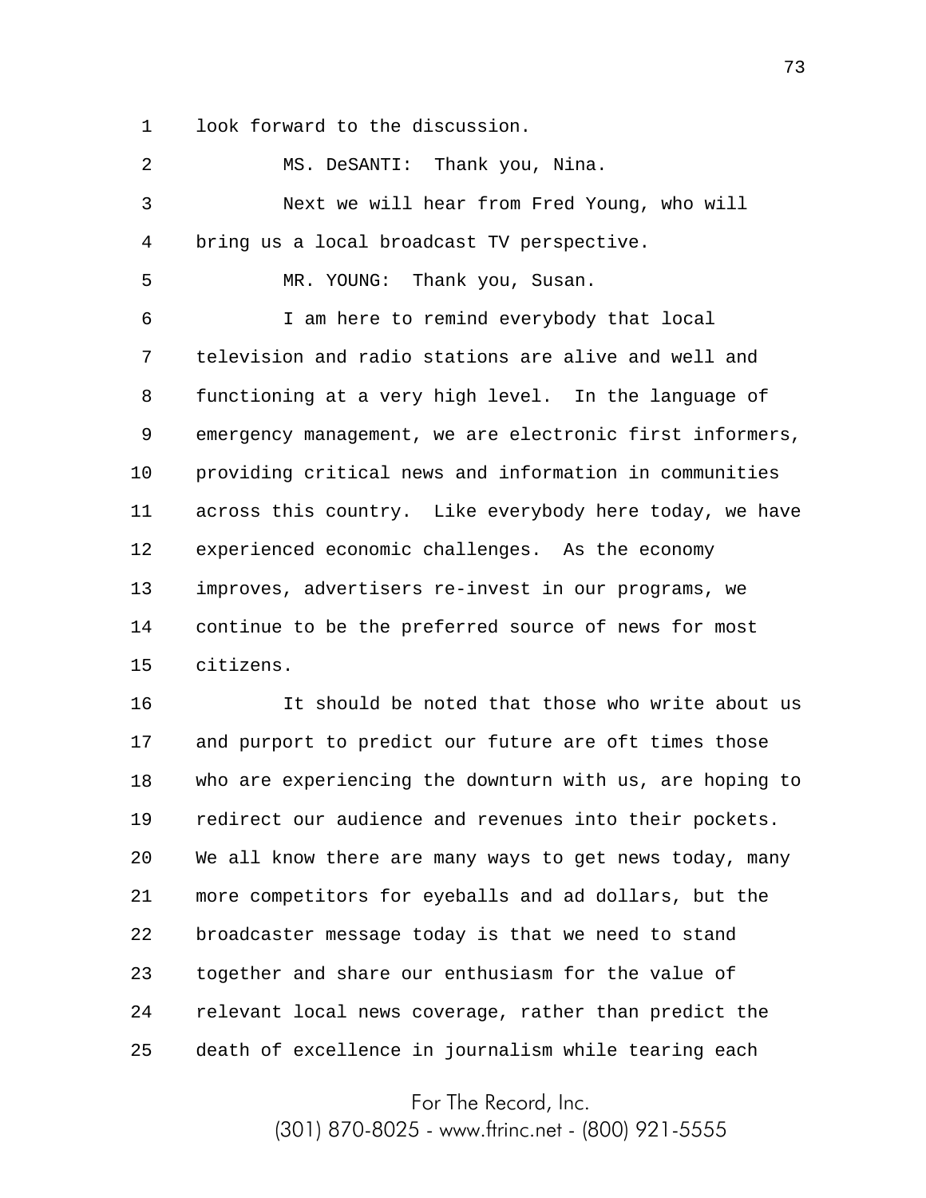look forward to the discussion.

MS. DeSANTI: Thank you, Nina.

Next we will hear from Fred Young, who will bring us a local broadcast TV perspective.

MR. YOUNG: Thank you, Susan.

I am here to remind everybody that local television and radio stations are alive and well and functioning at a very high level. In the language of emergency management, we are electronic first informers, providing critical news and information in communities across this country. Like everybody here today, we have experienced economic challenges. As the economy improves, advertisers re-invest in our programs, we continue to be the preferred source of news for most citizens.

It should be noted that those who write about us and purport to predict our future are oft times those who are experiencing the downturn with us, are hoping to redirect our audience and revenues into their pockets. We all know there are many ways to get news today, many more competitors for eyeballs and ad dollars, but the broadcaster message today is that we need to stand together and share our enthusiasm for the value of relevant local news coverage, rather than predict the death of excellence in journalism while tearing each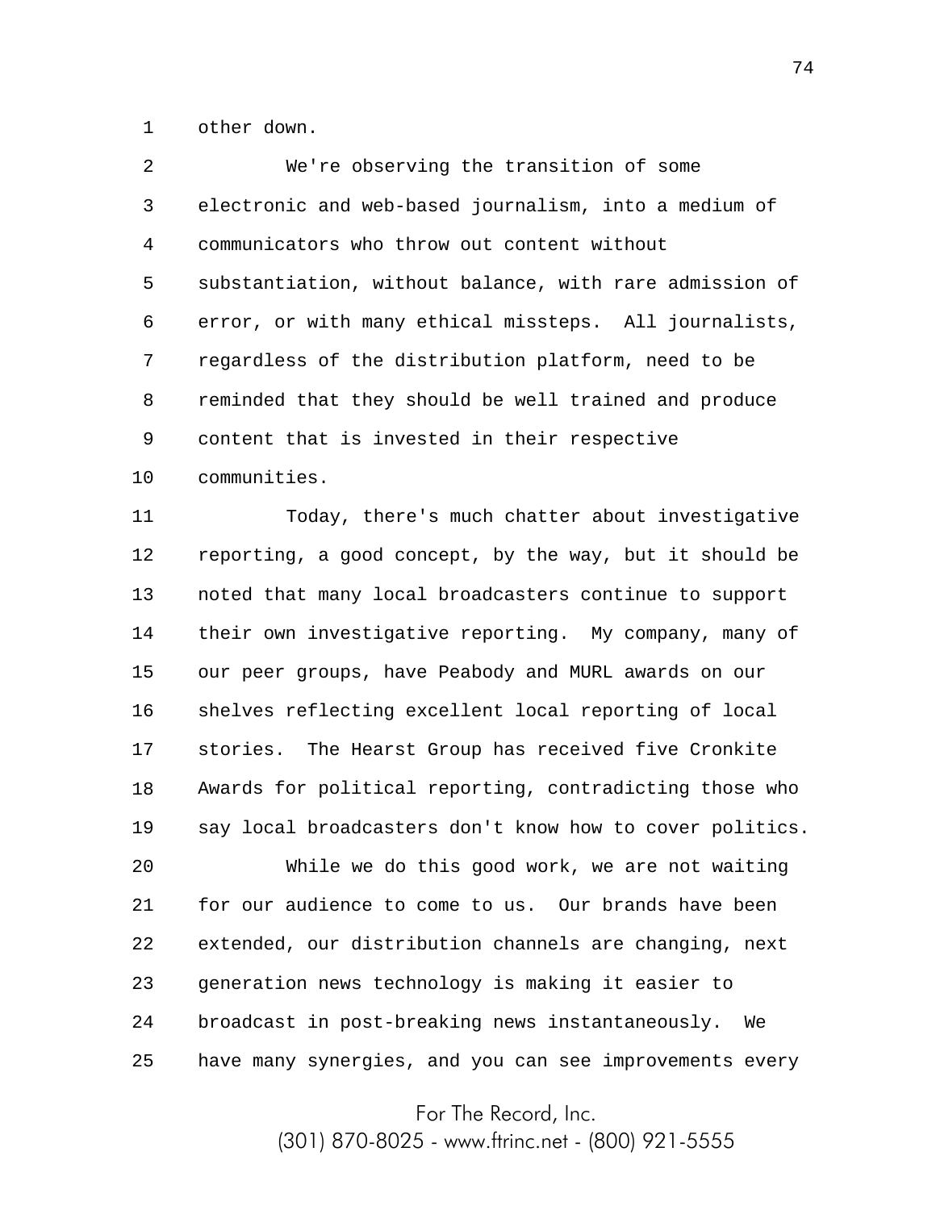other down.

We're observing the transition of some electronic and web-based journalism, into a medium of communicators who throw out content without substantiation, without balance, with rare admission of error, or with many ethical missteps. All journalists, regardless of the distribution platform, need to be reminded that they should be well trained and produce content that is invested in their respective communities.

Today, there's much chatter about investigative reporting, a good concept, by the way, but it should be noted that many local broadcasters continue to support their own investigative reporting. My company, many of our peer groups, have Peabody and MURL awards on our shelves reflecting excellent local reporting of local stories. The Hearst Group has received five Cronkite Awards for political reporting, contradicting those who say local broadcasters don't know how to cover politics.

While we do this good work, we are not waiting for our audience to come to us. Our brands have been extended, our distribution channels are changing, next generation news technology is making it easier to broadcast in post-breaking news instantaneously. We have many synergies, and you can see improvements every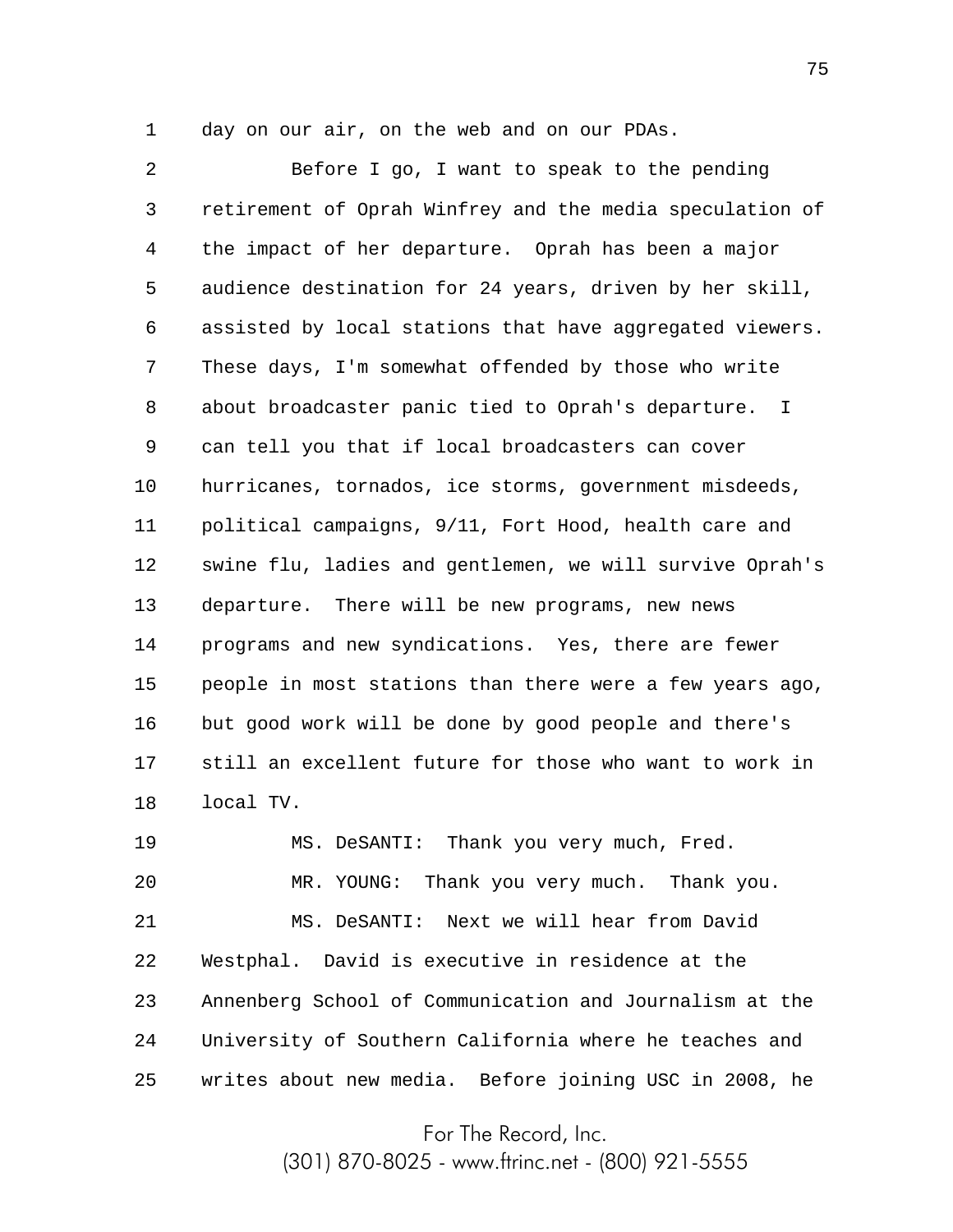day on our air, on the web and on our PDAs.

Before I go, I want to speak to the pending retirement of Oprah Winfrey and the media speculation of the impact of her departure. Oprah has been a major audience destination for 24 years, driven by her skill, assisted by local stations that have aggregated viewers. These days, I'm somewhat offended by those who write about broadcaster panic tied to Oprah's departure. I can tell you that if local broadcasters can cover hurricanes, tornados, ice storms, government misdeeds, political campaigns, 9/11, Fort Hood, health care and swine flu, ladies and gentlemen, we will survive Oprah's departure. There will be new programs, new news programs and new syndications. Yes, there are fewer people in most stations than there were a few years ago, but good work will be done by good people and there's still an excellent future for those who want to work in local TV.

MS. DeSANTI: Thank you very much, Fred.

MR. YOUNG: Thank you very much. Thank you.

MS. DeSANTI: Next we will hear from David Westphal. David is executive in residence at the Annenberg School of Communication and Journalism at the University of Southern California where he teaches and writes about new media. Before joining USC in 2008, he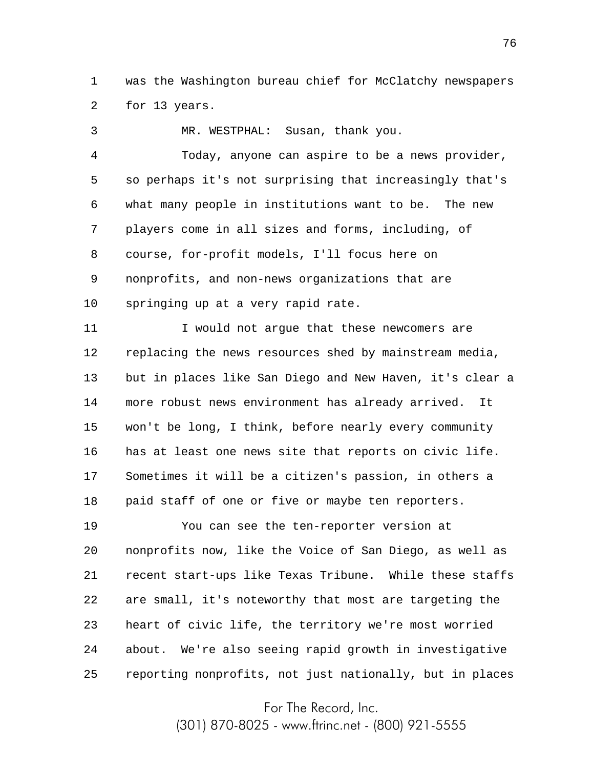was the Washington bureau chief for McClatchy newspapers for 13 years.

MR. WESTPHAL: Susan, thank you.

Today, anyone can aspire to be a news provider, so perhaps it's not surprising that increasingly that's what many people in institutions want to be. The new players come in all sizes and forms, including, of course, for-profit models, I'll focus here on nonprofits, and non-news organizations that are springing up at a very rapid rate.

I would not argue that these newcomers are replacing the news resources shed by mainstream media, but in places like San Diego and New Haven, it's clear a more robust news environment has already arrived. It won't be long, I think, before nearly every community has at least one news site that reports on civic life. Sometimes it will be a citizen's passion, in others a paid staff of one or five or maybe ten reporters.

You can see the ten-reporter version at nonprofits now, like the Voice of San Diego, as well as recent start-ups like Texas Tribune. While these staffs are small, it's noteworthy that most are targeting the heart of civic life, the territory we're most worried about. We're also seeing rapid growth in investigative reporting nonprofits, not just nationally, but in places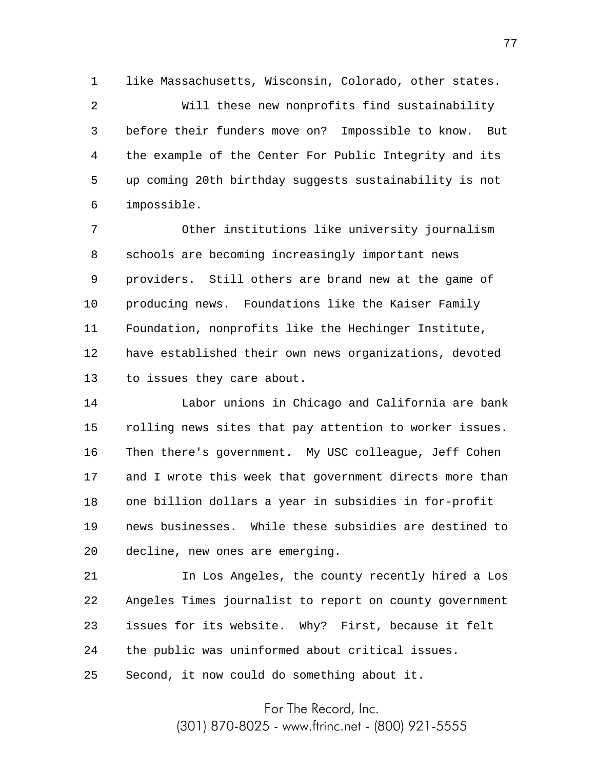like Massachusetts, Wisconsin, Colorado, other states.

Will these new nonprofits find sustainability before their funders move on? Impossible to know. But the example of the Center For Public Integrity and its up coming 20th birthday suggests sustainability is not impossible.

Other institutions like university journalism schools are becoming increasingly important news providers. Still others are brand new at the game of producing news. Foundations like the Kaiser Family Foundation, nonprofits like the Hechinger Institute, have established their own news organizations, devoted to issues they care about.

Labor unions in Chicago and California are bank rolling news sites that pay attention to worker issues. Then there's government. My USC colleague, Jeff Cohen and I wrote this week that government directs more than one billion dollars a year in subsidies in for-profit news businesses. While these subsidies are destined to decline, new ones are emerging.

In Los Angeles, the county recently hired a Los Angeles Times journalist to report on county government issues for its website. Why? First, because it felt the public was uninformed about critical issues. Second, it now could do something about it.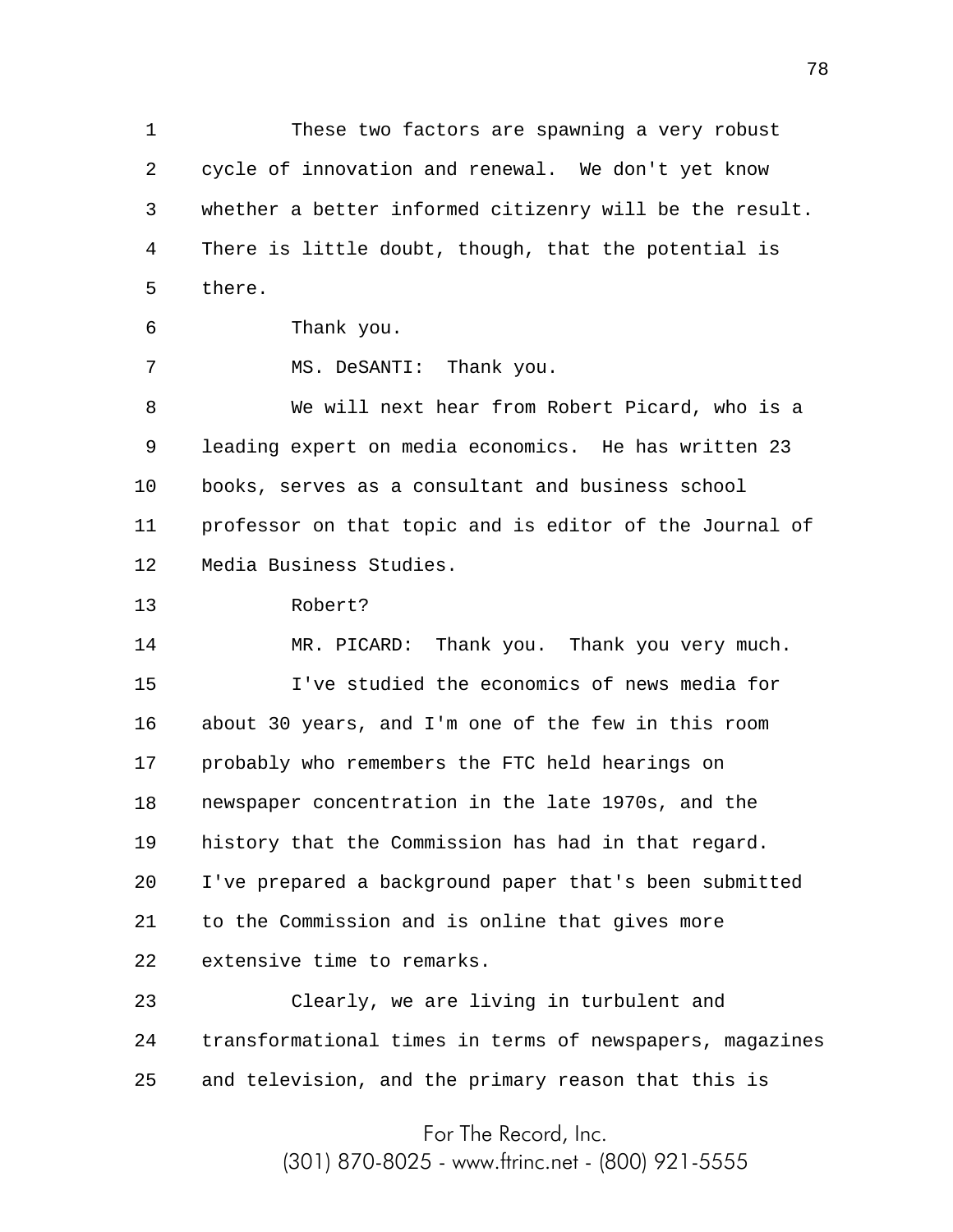These two factors are spawning a very robust cycle of innovation and renewal. We don't yet know whether a better informed citizenry will be the result. There is little doubt, though, that the potential is there.

Thank you.

MS. DeSANTI: Thank you.

We will next hear from Robert Picard, who is a leading expert on media economics. He has written 23 books, serves as a consultant and business school professor on that topic and is editor of the Journal of Media Business Studies.

Robert?

MR. PICARD: Thank you. Thank you very much.

I've studied the economics of news media for about 30 years, and I'm one of the few in this room probably who remembers the FTC held hearings on newspaper concentration in the late 1970s, and the history that the Commission has had in that regard. I've prepared a background paper that's been submitted to the Commission and is online that gives more extensive time to remarks.

Clearly, we are living in turbulent and transformational times in terms of newspapers, magazines and television, and the primary reason that this is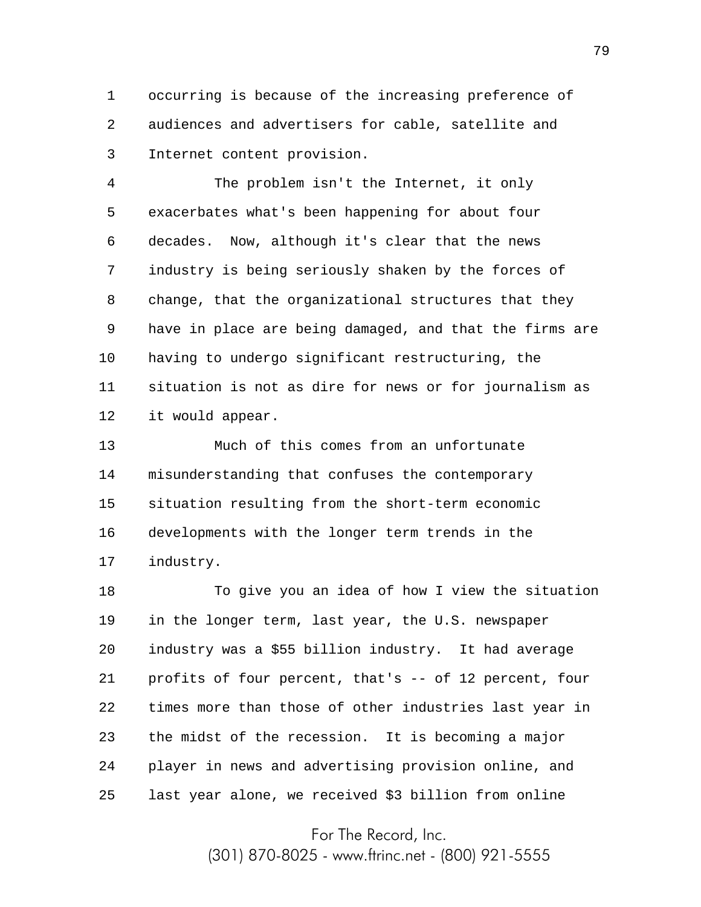occurring is because of the increasing preference of audiences and advertisers for cable, satellite and Internet content provision.

The problem isn't the Internet, it only exacerbates what's been happening for about four decades. Now, although it's clear that the news industry is being seriously shaken by the forces of change, that the organizational structures that they have in place are being damaged, and that the firms are having to undergo significant restructuring, the situation is not as dire for news or for journalism as it would appear.

Much of this comes from an unfortunate misunderstanding that confuses the contemporary situation resulting from the short-term economic developments with the longer term trends in the industry.

To give you an idea of how I view the situation in the longer term, last year, the U.S. newspaper industry was a $55 billion industry. It had average profits of four percent, that's -- of 12 percent, four times more than those of other industries last year in the midst of the recession. It is becoming a major player in news and advertising provision online, and last year alone, we received $3 billion from online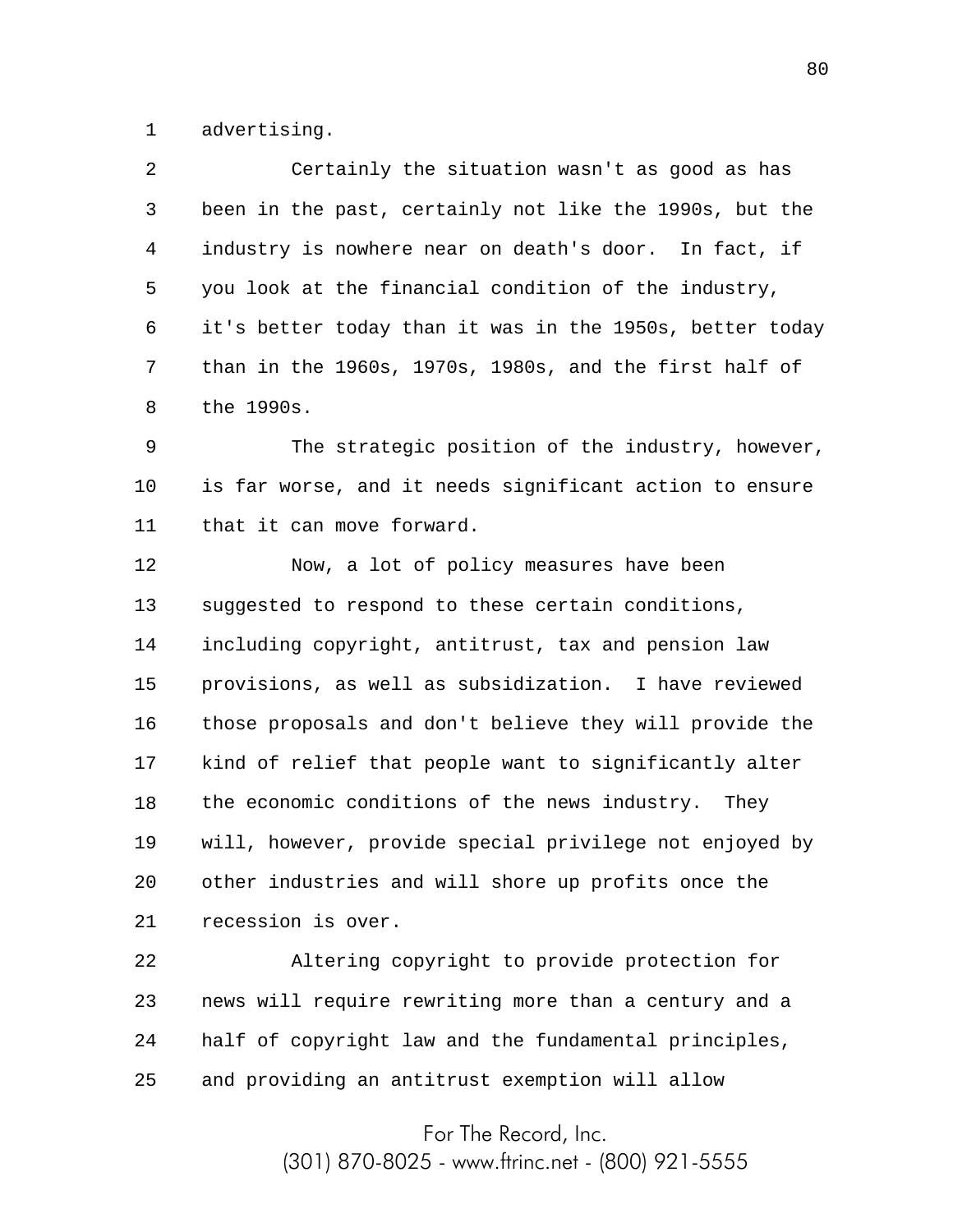advertising.

Certainly the situation wasn't as good as has been in the past, certainly not like the 1990s, but the industry is nowhere near on death's door. In fact, if you look at the financial condition of the industry, it's better today than it was in the 1950s, better today than in the 1960s, 1970s, 1980s, and the first half of the 1990s.

The strategic position of the industry, however, is far worse, and it needs significant action to ensure that it can move forward.

Now, a lot of policy measures have been suggested to respond to these certain conditions, including copyright, antitrust, tax and pension law provisions, as well as subsidization. I have reviewed those proposals and don't believe they will provide the kind of relief that people want to significantly alter the economic conditions of the news industry. They will, however, provide special privilege not enjoyed by other industries and will shore up profits once the recession is over.

Altering copyright to provide protection for news will require rewriting more than a century and a half of copyright law and the fundamental principles, and providing an antitrust exemption will allow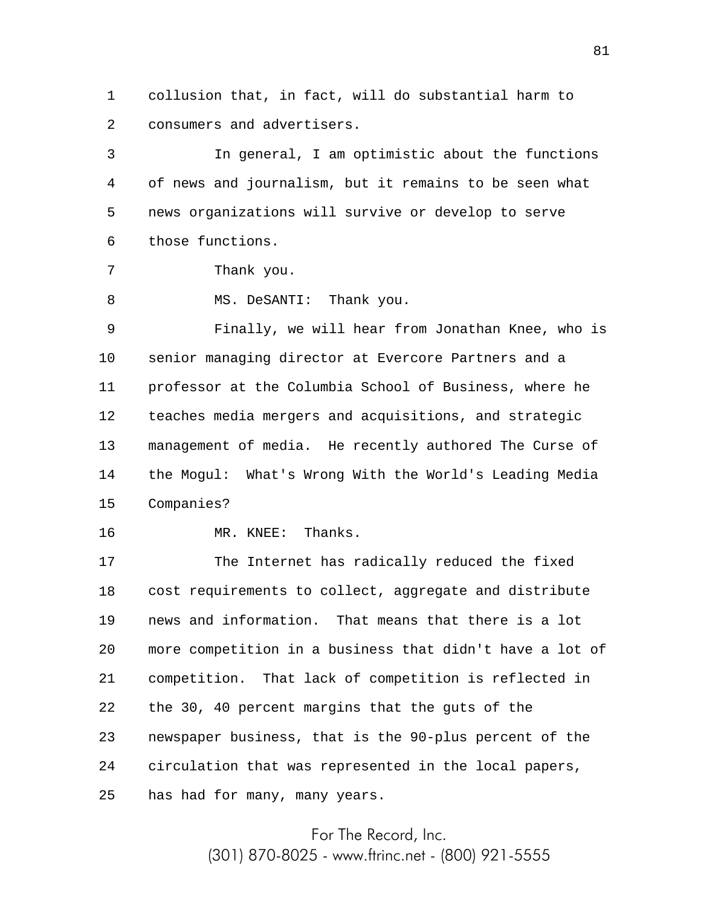collusion that, in fact, will do substantial harm to consumers and advertisers.

In general, I am optimistic about the functions of news and journalism, but it remains to be seen what news organizations will survive or develop to serve those functions.

Thank you.

MS. DeSANTI: Thank you.

Finally, we will hear from Jonathan Knee, who is senior managing director at Evercore Partners and a professor at the Columbia School of Business, where he teaches media mergers and acquisitions, and strategic management of media. He recently authored The Curse of the Mogul: What's Wrong With the World's Leading Media Companies?

MR. KNEE: Thanks.

The Internet has radically reduced the fixed cost requirements to collect, aggregate and distribute news and information. That means that there is a lot more competition in a business that didn't have a lot of competition. That lack of competition is reflected in the 30, 40 percent margins that the guts of the newspaper business, that is the 90-plus percent of the circulation that was represented in the local papers, has had for many, many years.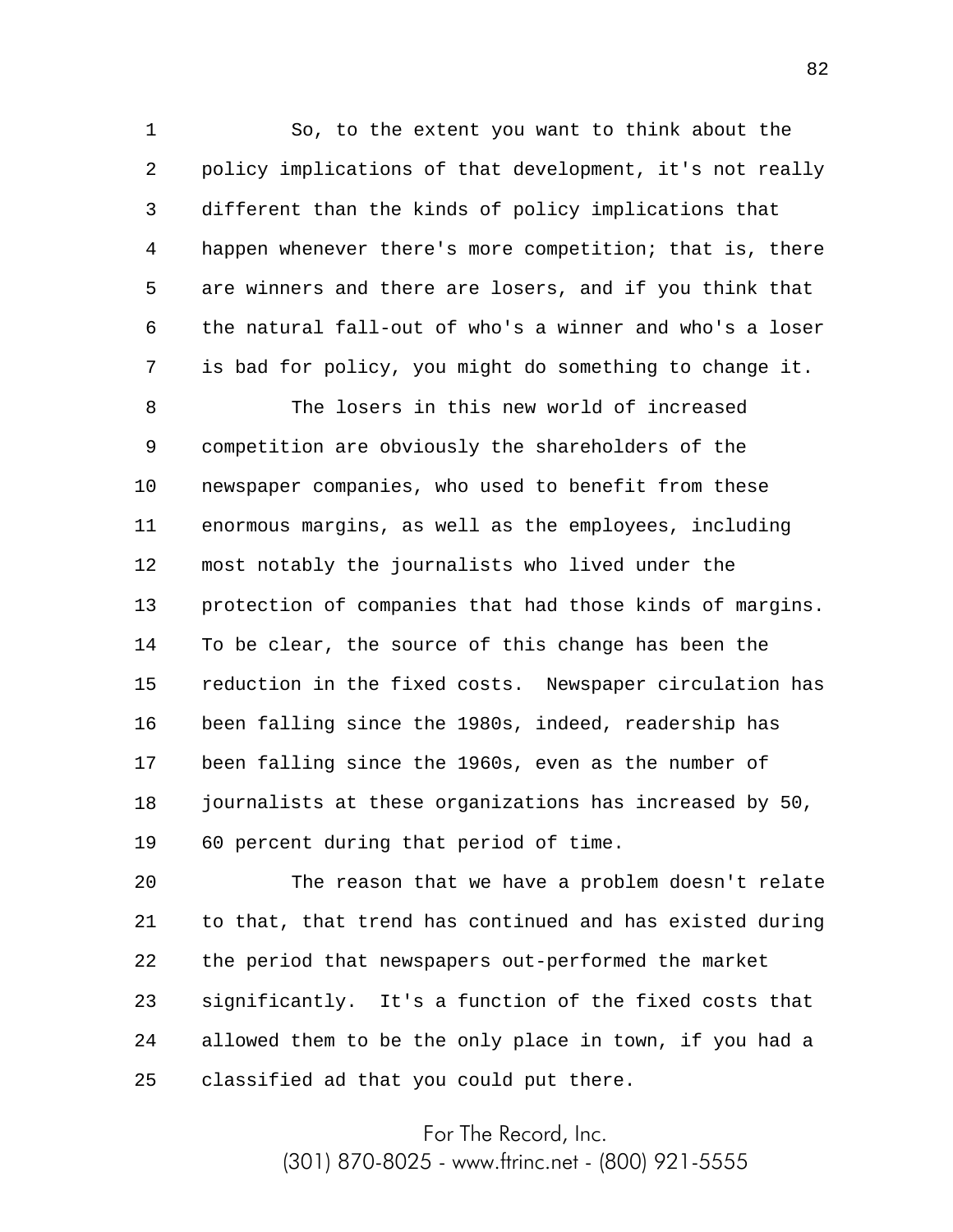So, to the extent you want to think about the policy implications of that development, it's not really different than the kinds of policy implications that happen whenever there's more competition; that is, there are winners and there are losers, and if you think that the natural fall-out of who's a winner and who's a loser is bad for policy, you might do something to change it.

The losers in this new world of increased competition are obviously the shareholders of the newspaper companies, who used to benefit from these enormous margins, as well as the employees, including most notably the journalists who lived under the protection of companies that had those kinds of margins. To be clear, the source of this change has been the reduction in the fixed costs. Newspaper circulation has been falling since the 1980s, indeed, readership has been falling since the 1960s, even as the number of journalists at these organizations has increased by 50, 60 percent during that period of time.

The reason that we have a problem doesn't relate to that, that trend has continued and has existed during the period that newspapers out-performed the market significantly. It's a function of the fixed costs that allowed them to be the only place in town, if you had a classified ad that you could put there.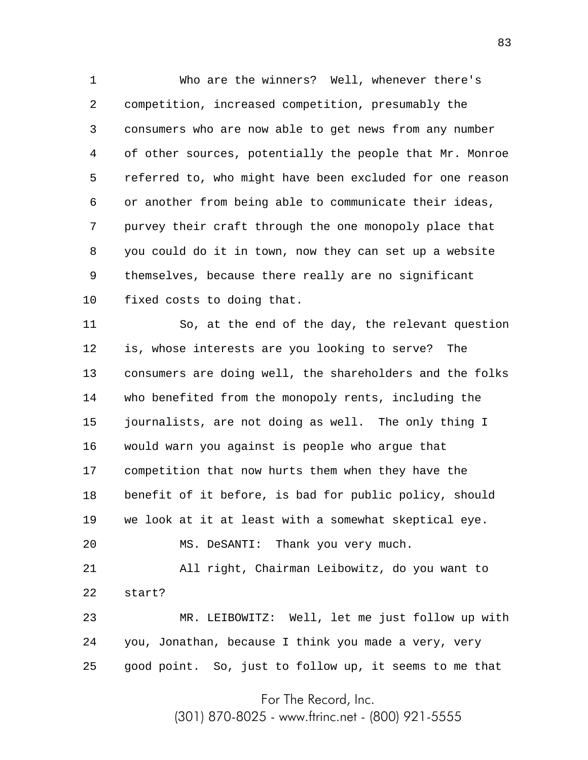Who are the winners? Well, whenever there's competition, increased competition, presumably the consumers who are now able to get news from any number of other sources, potentially the people that Mr. Monroe referred to, who might have been excluded for one reason or another from being able to communicate their ideas, purvey their craft through the one monopoly place that you could do it in town, now they can set up a website themselves, because there really are no significant fixed costs to doing that.

So, at the end of the day, the relevant question is, whose interests are you looking to serve? The consumers are doing well, the shareholders and the folks who benefited from the monopoly rents, including the journalists, are not doing as well. The only thing I would warn you against is people who argue that competition that now hurts them when they have the benefit of it before, is bad for public policy, should we look at it at least with a somewhat skeptical eye.

MS. DeSANTI: Thank you very much.

All right, Chairman Leibowitz, do you want to start?

MR. LEIBOWITZ: Well, let me just follow up with you, Jonathan, because I think you made a very, very good point. So, just to follow up, it seems to me that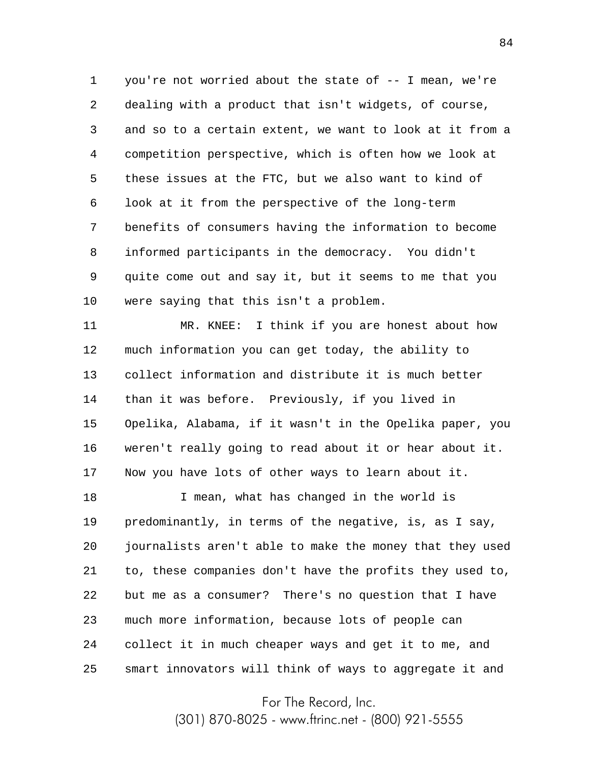you're not worried about the state of -- I mean, we're dealing with a product that isn't widgets, of course, and so to a certain extent, we want to look at it from a competition perspective, which is often how we look at these issues at the FTC, but we also want to kind of look at it from the perspective of the long-term benefits of consumers having the information to become informed participants in the democracy. You didn't quite come out and say it, but it seems to me that you were saying that this isn't a problem.

MR. KNEE: I think if you are honest about how much information you can get today, the ability to collect information and distribute it is much better than it was before. Previously, if you lived in Opelika, Alabama, if it wasn't in the Opelika paper, you weren't really going to read about it or hear about it. Now you have lots of other ways to learn about it.

I mean, what has changed in the world is predominantly, in terms of the negative, is, as I say, journalists aren't able to make the money that they used to, these companies don't have the profits they used to, but me as a consumer? There's no question that I have much more information, because lots of people can collect it in much cheaper ways and get it to me, and smart innovators will think of ways to aggregate it and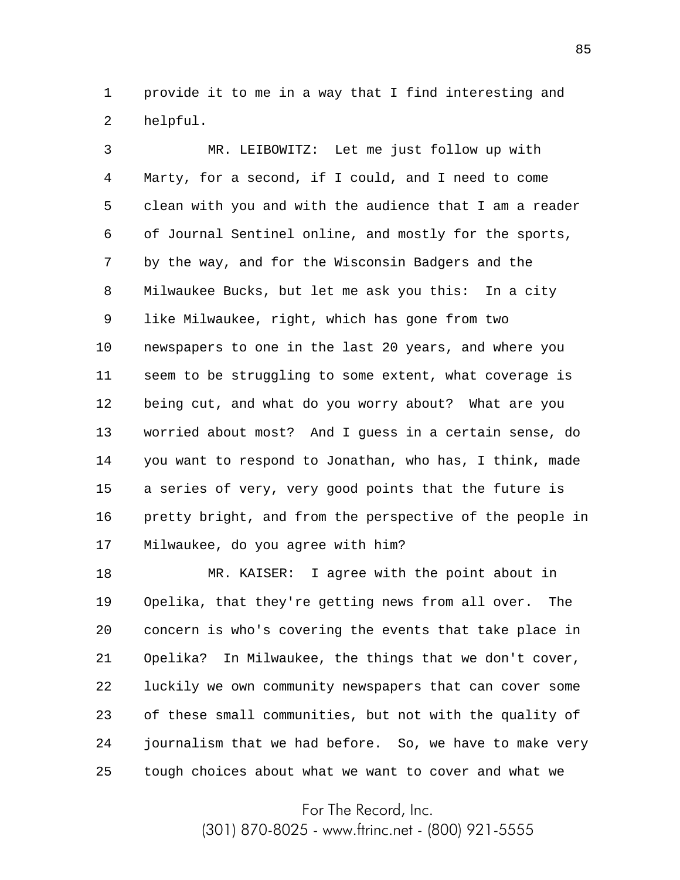provide it to me in a way that I find interesting and helpful.

MR. LEIBOWITZ: Let me just follow up with Marty, for a second, if I could, and I need to come clean with you and with the audience that I am a reader of Journal Sentinel online, and mostly for the sports, by the way, and for the Wisconsin Badgers and the Milwaukee Bucks, but let me ask you this: In a city like Milwaukee, right, which has gone from two newspapers to one in the last 20 years, and where you seem to be struggling to some extent, what coverage is being cut, and what do you worry about? What are you worried about most? And I guess in a certain sense, do you want to respond to Jonathan, who has, I think, made a series of very, very good points that the future is pretty bright, and from the perspective of the people in Milwaukee, do you agree with him?

MR. KAISER: I agree with the point about in Opelika, that they're getting news from all over. The concern is who's covering the events that take place in Opelika? In Milwaukee, the things that we don't cover, luckily we own community newspapers that can cover some of these small communities, but not with the quality of journalism that we had before. So, we have to make very tough choices about what we want to cover and what we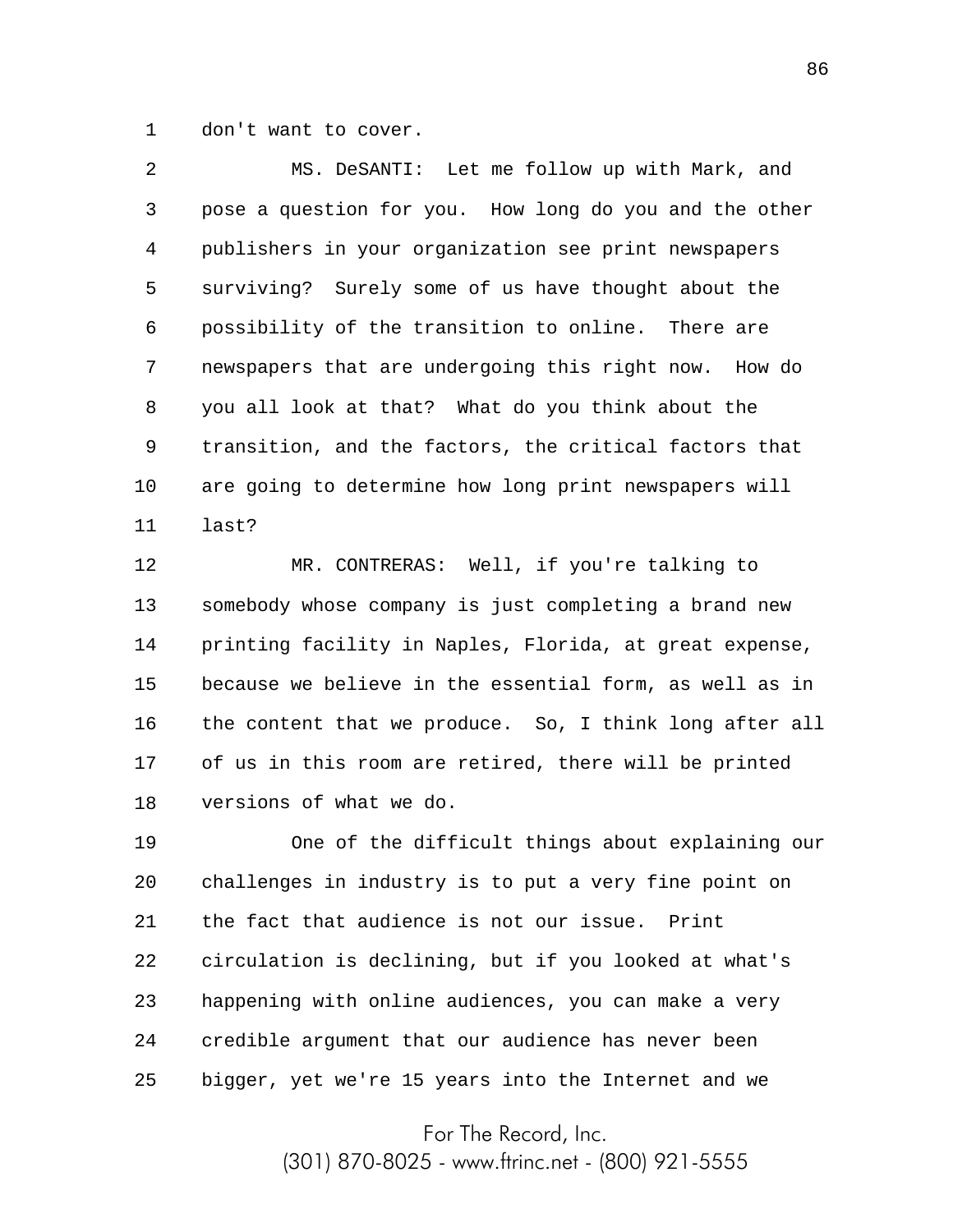don't want to cover.

MS. DeSANTI: Let me follow up with Mark, and pose a question for you. How long do you and the other publishers in your organization see print newspapers surviving? Surely some of us have thought about the possibility of the transition to online. There are newspapers that are undergoing this right now. How do you all look at that? What do you think about the transition, and the factors, the critical factors that are going to determine how long print newspapers will last?

MR. CONTRERAS: Well, if you're talking to somebody whose company is just completing a brand new printing facility in Naples, Florida, at great expense, because we believe in the essential form, as well as in the content that we produce. So, I think long after all of us in this room are retired, there will be printed versions of what we do.

One of the difficult things about explaining our challenges in industry is to put a very fine point on the fact that audience is not our issue. Print circulation is declining, but if you looked at what's happening with online audiences, you can make a very credible argument that our audience has never been bigger, yet we're 15 years into the Internet and we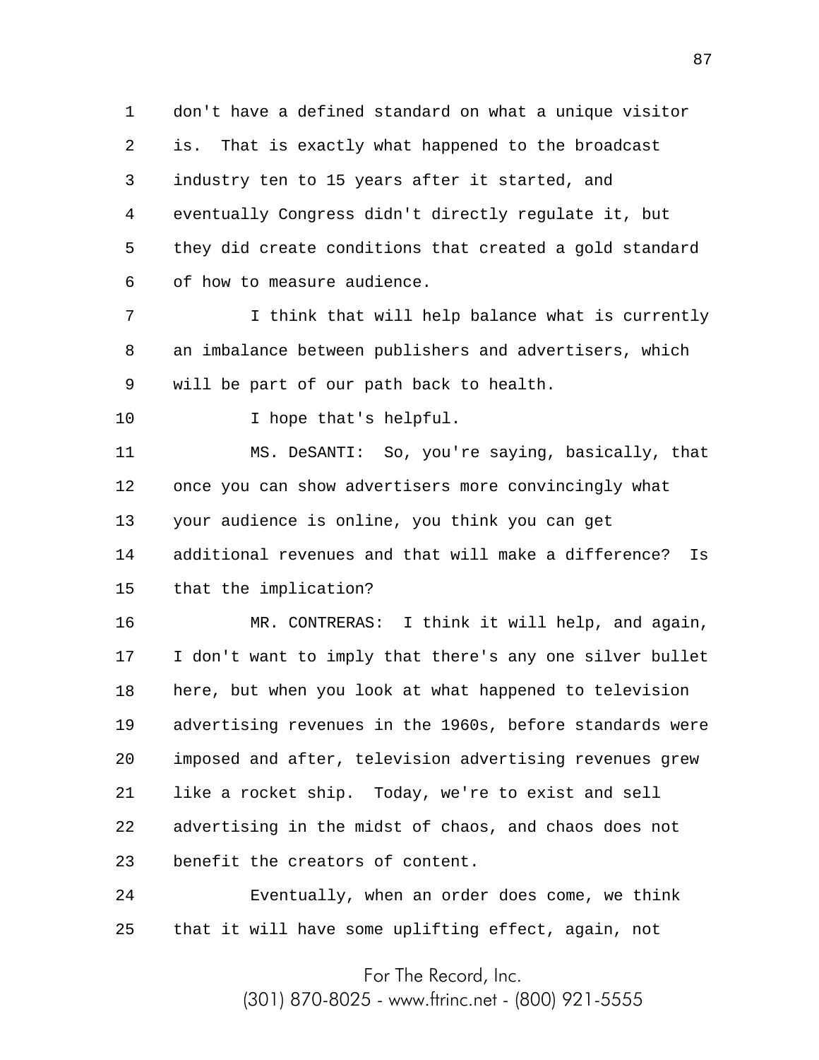don't have a defined standard on what a unique visitor is. That is exactly what happened to the broadcast industry ten to 15 years after it started, and eventually Congress didn't directly regulate it, but they did create conditions that created a gold standard of how to measure audience.

I think that will help balance what is currently an imbalance between publishers and advertisers, which will be part of our path back to health.

I hope that's helpful.

MS. DeSANTI: So, you're saying, basically, that once you can show advertisers more convincingly what your audience is online, you think you can get additional revenues and that will make a difference? Is that the implication?

MR. CONTRERAS: I think it will help, and again, I don't want to imply that there's any one silver bullet here, but when you look at what happened to television advertising revenues in the 1960s, before standards were imposed and after, television advertising revenues grew like a rocket ship. Today, we're to exist and sell advertising in the midst of chaos, and chaos does not benefit the creators of content.

Eventually, when an order does come, we think that it will have some uplifting effect, again, not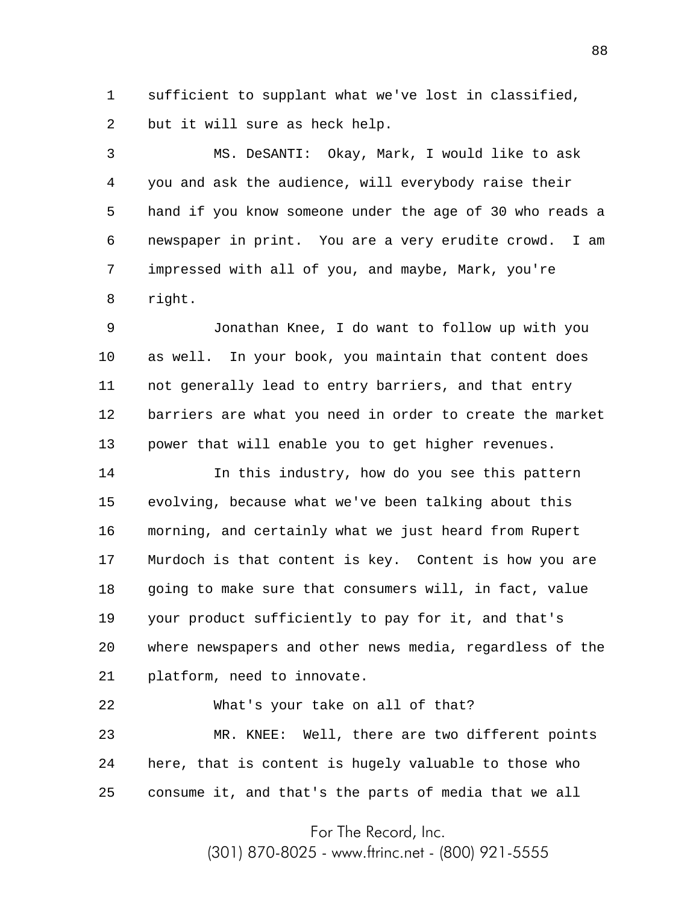sufficient to supplant what we've lost in classified, but it will sure as heck help.

MS. DeSANTI: Okay, Mark, I would like to ask you and ask the audience, will everybody raise their hand if you know someone under the age of 30 who reads a newspaper in print. You are a very erudite crowd. I am impressed with all of you, and maybe, Mark, you're right.

Jonathan Knee, I do want to follow up with you as well. In your book, you maintain that content does not generally lead to entry barriers, and that entry barriers are what you need in order to create the market power that will enable you to get higher revenues.

In this industry, how do you see this pattern evolving, because what we've been talking about this morning, and certainly what we just heard from Rupert Murdoch is that content is key. Content is how you are going to make sure that consumers will, in fact, value your product sufficiently to pay for it, and that's where newspapers and other news media, regardless of the platform, need to innovate.

What's your take on all of that?

MR. KNEE: Well, there are two different points here, that is content is hugely valuable to those who consume it, and that's the parts of media that we all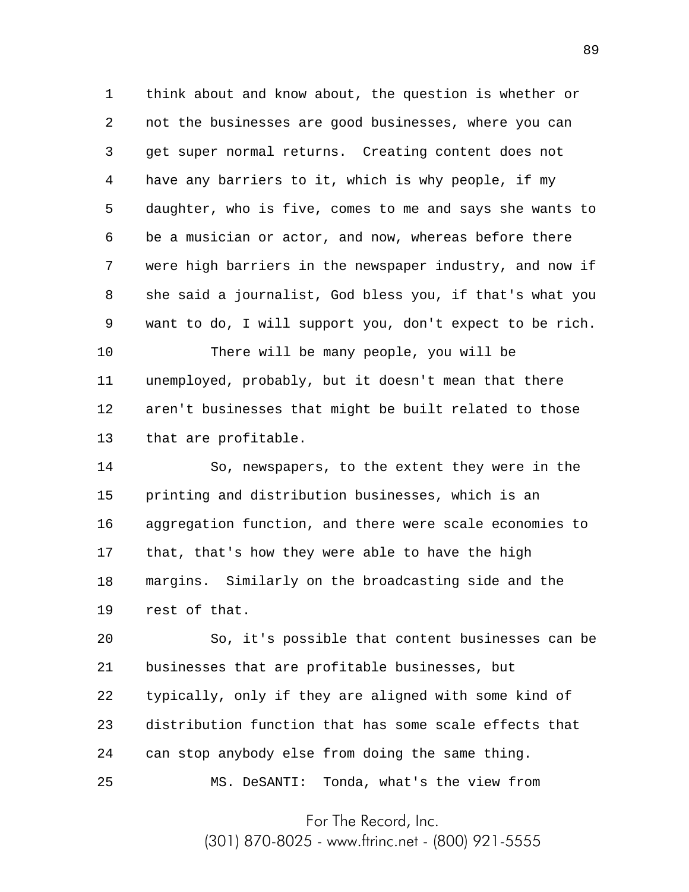think about and know about, the question is whether or not the businesses are good businesses, where you can get super normal returns. Creating content does not have any barriers to it, which is why people, if my daughter, who is five, comes to me and says she wants to be a musician or actor, and now, whereas before there were high barriers in the newspaper industry, and now if she said a journalist, God bless you, if that's what you want to do, I will support you, don't expect to be rich.

There will be many people, you will be unemployed, probably, but it doesn't mean that there aren't businesses that might be built related to those that are profitable.

So, newspapers, to the extent they were in the printing and distribution businesses, which is an aggregation function, and there were scale economies to that, that's how they were able to have the high margins. Similarly on the broadcasting side and the rest of that.

So, it's possible that content businesses can be businesses that are profitable businesses, but typically, only if they are aligned with some kind of distribution function that has some scale effects that can stop anybody else from doing the same thing.

MS. DeSANTI: Tonda, what's the view from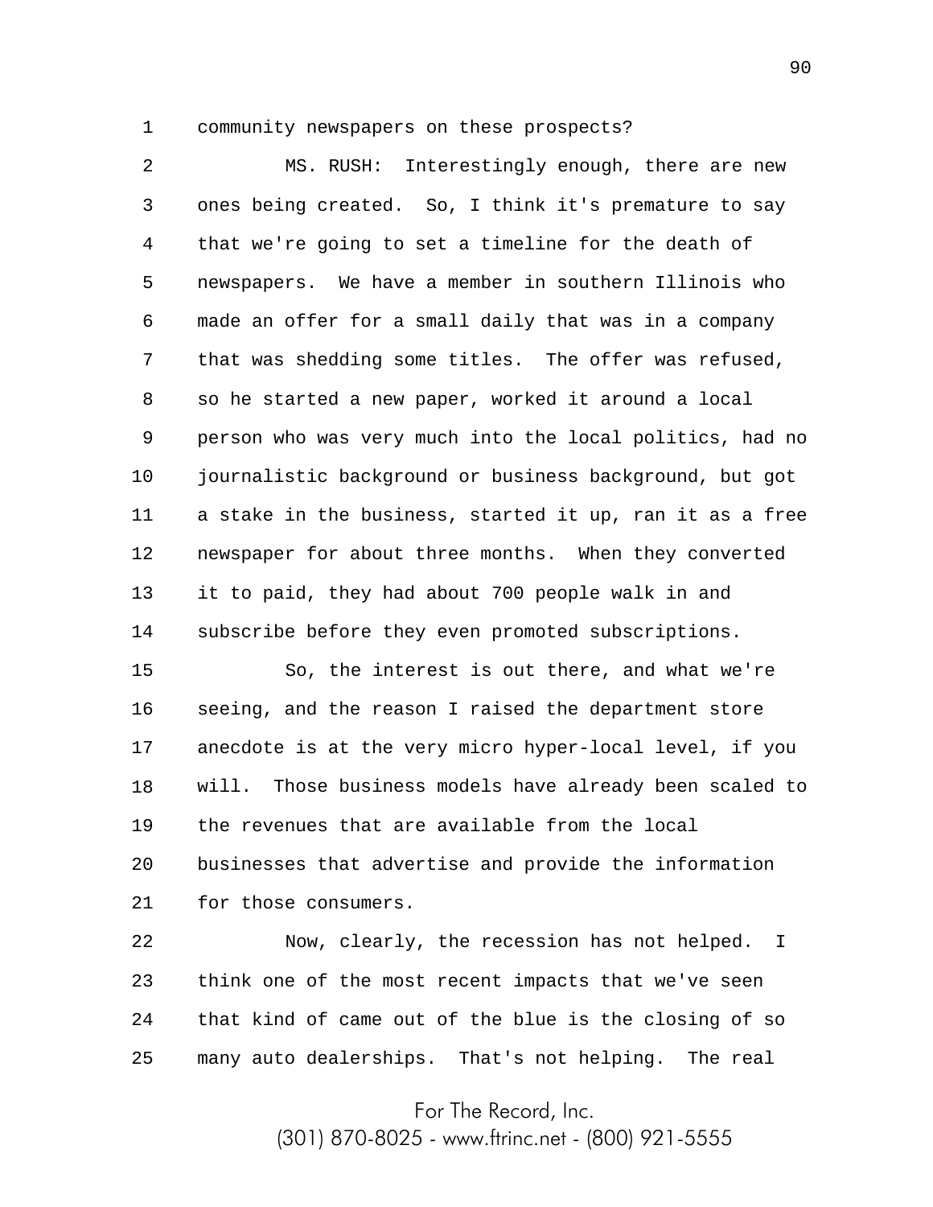community newspapers on these prospects?

MS. RUSH: Interestingly enough, there are new ones being created. So, I think it's premature to say that we're going to set a timeline for the death of newspapers. We have a member in southern Illinois who made an offer for a small daily that was in a company that was shedding some titles. The offer was refused, so he started a new paper, worked it around a local person who was very much into the local politics, had no journalistic background or business background, but got a stake in the business, started it up, ran it as a free newspaper for about three months. When they converted it to paid, they had about 700 people walk in and subscribe before they even promoted subscriptions.

So, the interest is out there, and what we're seeing, and the reason I raised the department store anecdote is at the very micro hyper-local level, if you will. Those business models have already been scaled to the revenues that are available from the local businesses that advertise and provide the information for those consumers.

Now, clearly, the recession has not helped. I think one of the most recent impacts that we've seen that kind of came out of the blue is the closing of so many auto dealerships. That's not helping. The real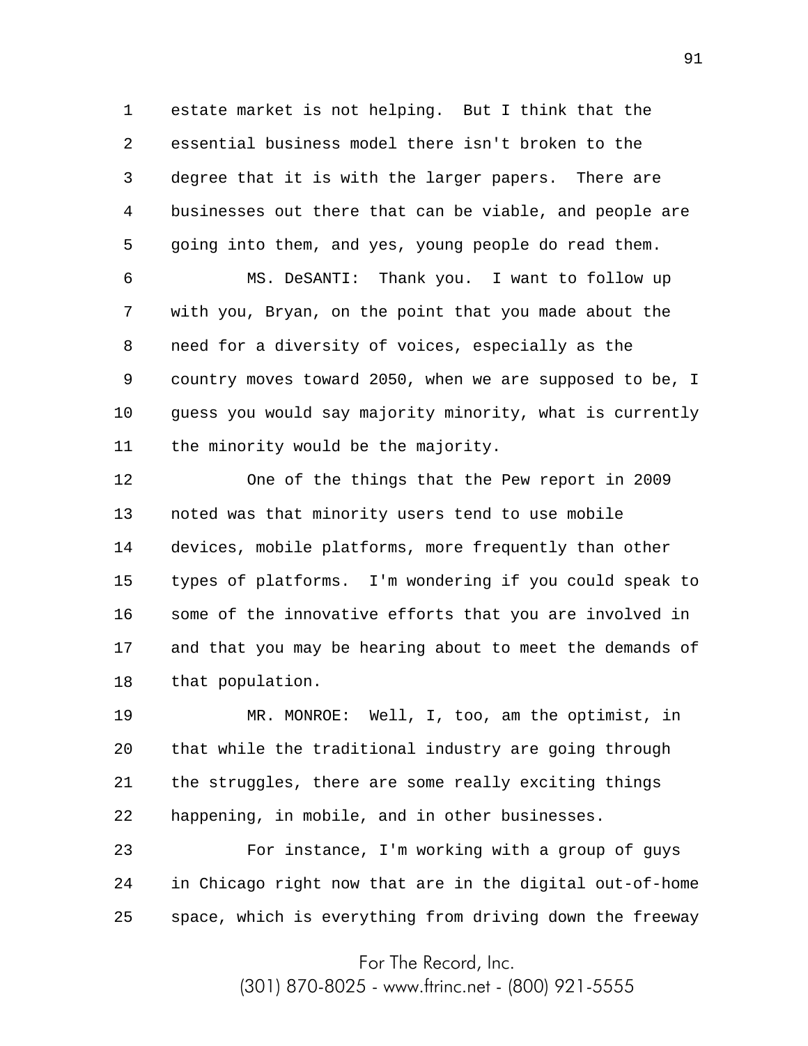estate market is not helping. But I think that the essential business model there isn't broken to the degree that it is with the larger papers. There are businesses out there that can be viable, and people are going into them, and yes, young people do read them.

MS. DeSANTI: Thank you. I want to follow up with you, Bryan, on the point that you made about the need for a diversity of voices, especially as the country moves toward 2050, when we are supposed to be, I guess you would say majority minority, what is currently the minority would be the majority.

One of the things that the Pew report in 2009 noted was that minority users tend to use mobile devices, mobile platforms, more frequently than other types of platforms. I'm wondering if you could speak to some of the innovative efforts that you are involved in and that you may be hearing about to meet the demands of that population.

MR. MONROE: Well, I, too, am the optimist, in that while the traditional industry are going through the struggles, there are some really exciting things happening, in mobile, and in other businesses.

For instance, I'm working with a group of guys in Chicago right now that are in the digital out-of-home space, which is everything from driving down the freeway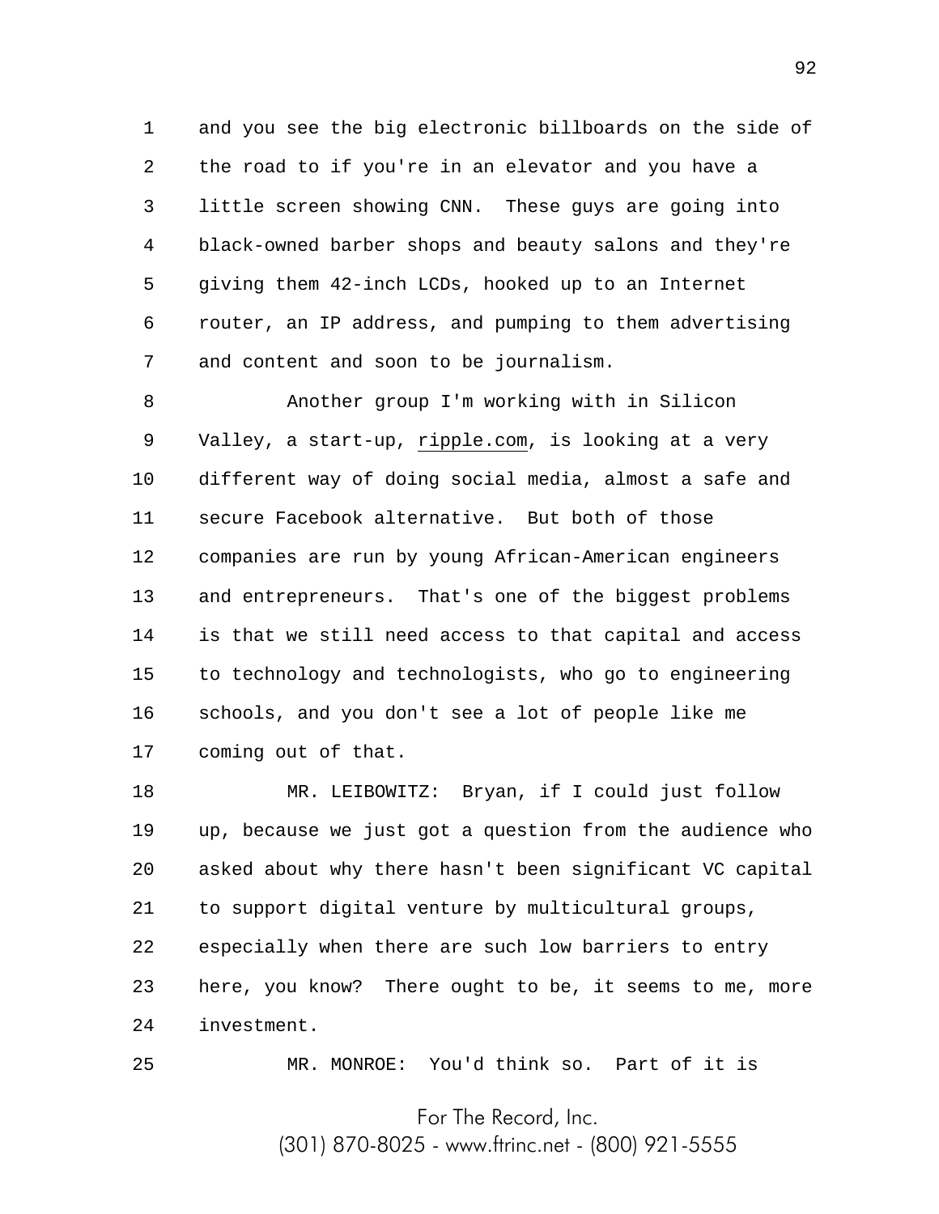and you see the big electronic billboards on the side of the road to if you're in an elevator and you have a little screen showing CNN. These guys are going into black-owned barber shops and beauty salons and they're giving them 42-inch LCDs, hooked up to an Internet router, an IP address, and pumping to them advertising and content and soon to be journalism.

Another group I'm working with in Silicon Valley, a start-up, ripple.com, is looking at a very different way of doing social media, almost a safe and secure Facebook alternative. But both of those companies are run by young African-American engineers and entrepreneurs. That's one of the biggest problems is that we still need access to that capital and access to technology and technologists, who go to engineering schools, and you don't see a lot of people like me coming out of that.

MR. LEIBOWITZ: Bryan, if I could just follow up, because we just got a question from the audience who asked about why there hasn't been significant VC capital to support digital venture by multicultural groups, especially when there are such low barriers to entry here, you know? There ought to be, it seems to me, more investment.

MR. MONROE: You'd think so. Part of it is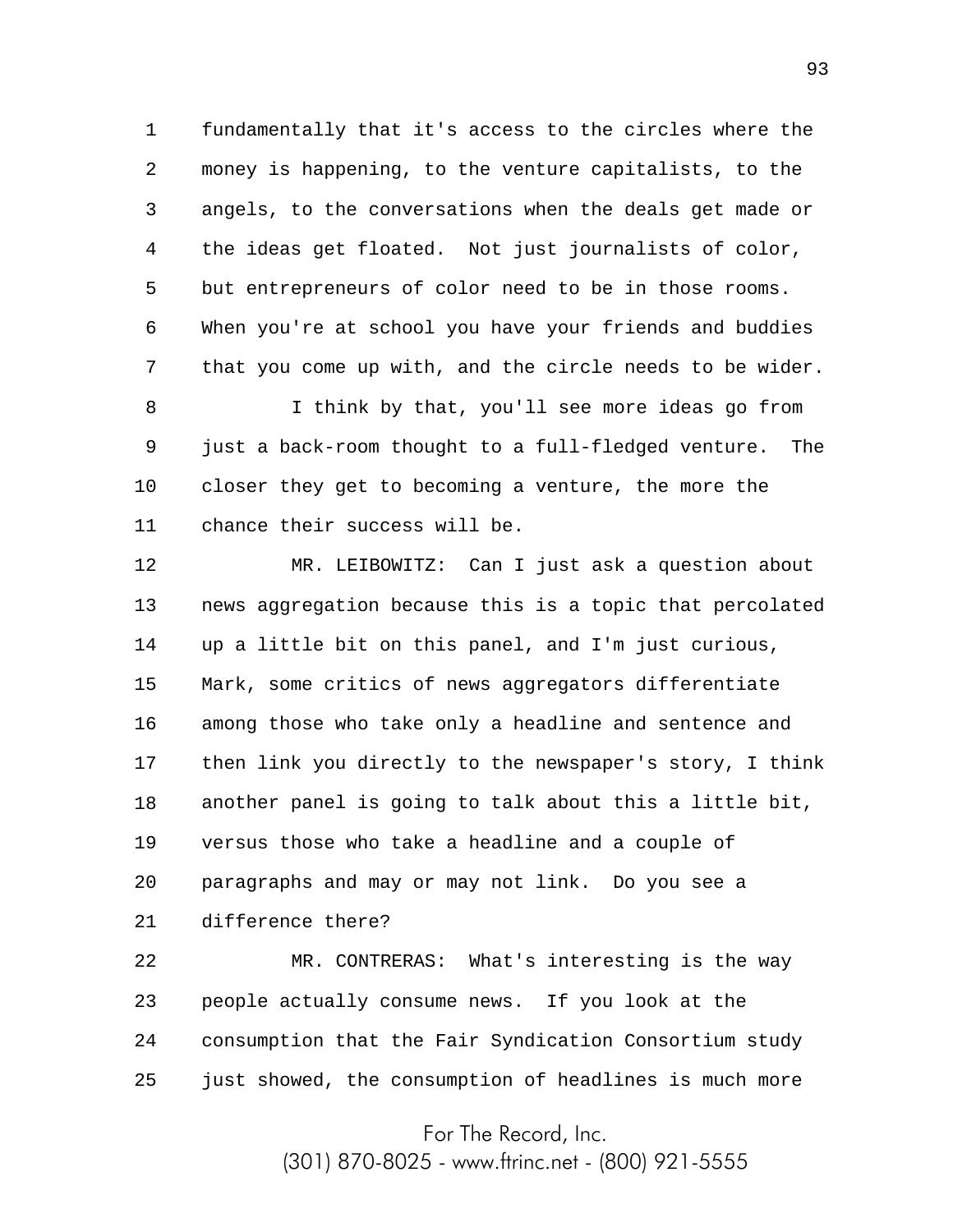fundamentally that it's access to the circles where the money is happening, to the venture capitalists, to the angels, to the conversations when the deals get made or the ideas get floated. Not just journalists of color, but entrepreneurs of color need to be in those rooms. When you're at school you have your friends and buddies that you come up with, and the circle needs to be wider.

I think by that, you'll see more ideas go from just a back-room thought to a full-fledged venture. The closer they get to becoming a venture, the more the chance their success will be.

MR. LEIBOWITZ: Can I just ask a question about news aggregation because this is a topic that percolated up a little bit on this panel, and I'm just curious, Mark, some critics of news aggregators differentiate among those who take only a headline and sentence and then link you directly to the newspaper's story, I think another panel is going to talk about this a little bit, versus those who take a headline and a couple of paragraphs and may or may not link. Do you see a difference there?

MR. CONTRERAS: What's interesting is the way people actually consume news. If you look at the consumption that the Fair Syndication Consortium study just showed, the consumption of headlines is much more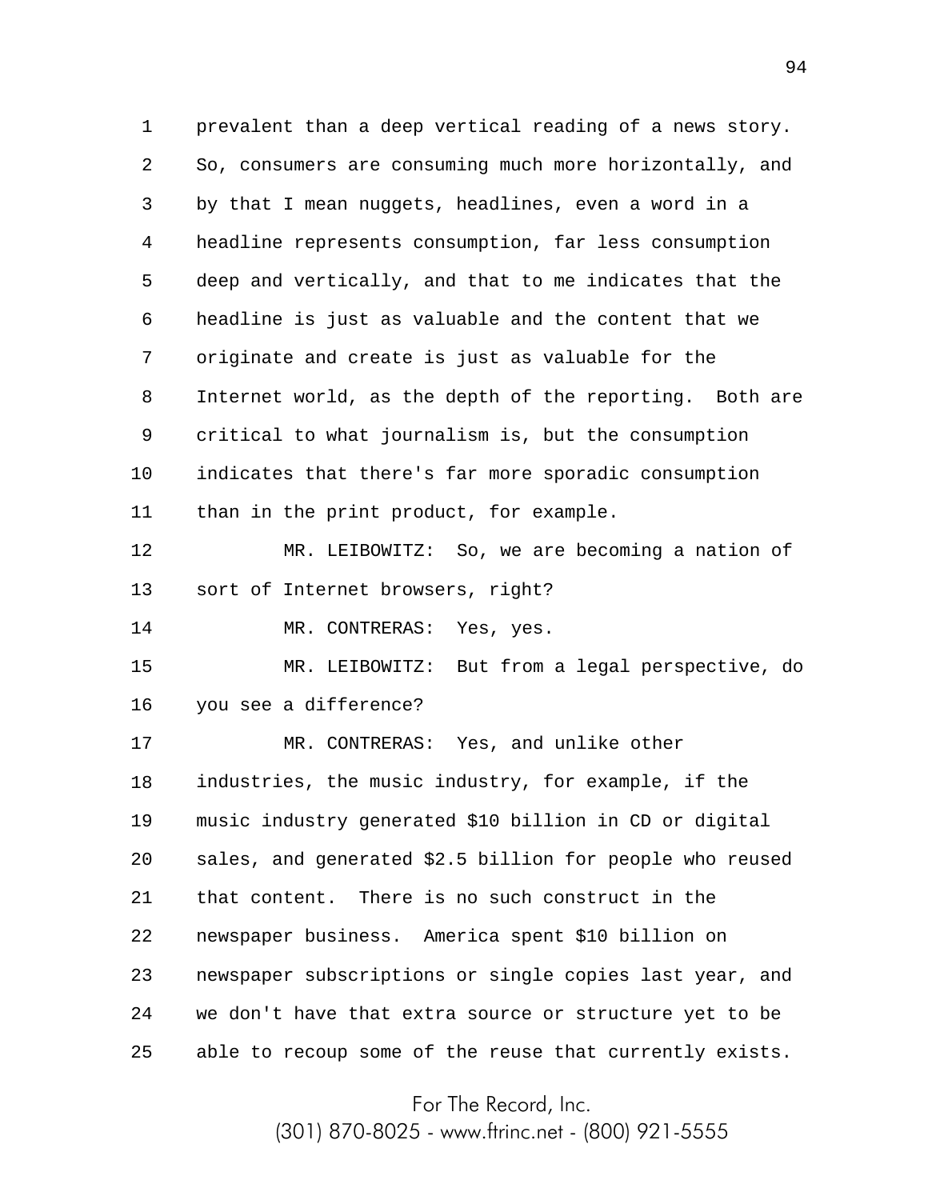prevalent than a deep vertical reading of a news story. So, consumers are consuming much more horizontally, and by that I mean nuggets, headlines, even a word in a headline represents consumption, far less consumption deep and vertically, and that to me indicates that the headline is just as valuable and the content that we originate and create is just as valuable for the Internet world, as the depth of the reporting. Both are critical to what journalism is, but the consumption indicates that there's far more sporadic consumption than in the print product, for example.

MR. LEIBOWITZ: So, we are becoming a nation of sort of Internet browsers, right?

MR. CONTRERAS: Yes, yes.

MR. LEIBOWITZ: But from a legal perspective, do you see a difference?

MR. CONTRERAS: Yes, and unlike other industries, the music industry, for example, if the music industry generated $10 billion in CD or digital sales, and generated $2.5 billion for people who reused that content. There is no such construct in the newspaper business. America spent $10 billion on newspaper subscriptions or single copies last year, and we don't have that extra source or structure yet to be able to recoup some of the reuse that currently exists.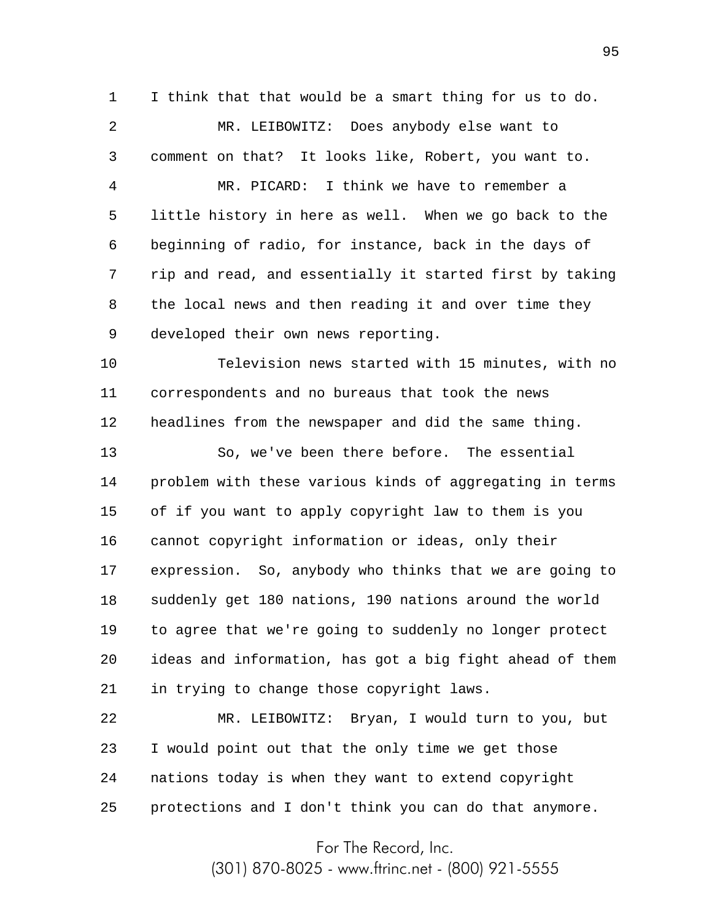I think that that would be a smart thing for us to do.

MR. LEIBOWITZ: Does anybody else want to comment on that? It looks like, Robert, you want to.

MR. PICARD: I think we have to remember a little history in here as well. When we go back to the beginning of radio, for instance, back in the days of rip and read, and essentially it started first by taking the local news and then reading it and over time they developed their own news reporting.

Television news started with 15 minutes, with no correspondents and no bureaus that took the news headlines from the newspaper and did the same thing.

So, we've been there before. The essential problem with these various kinds of aggregating in terms of if you want to apply copyright law to them is you cannot copyright information or ideas, only their expression. So, anybody who thinks that we are going to suddenly get 180 nations, 190 nations around the world to agree that we're going to suddenly no longer protect ideas and information, has got a big fight ahead of them in trying to change those copyright laws.

MR. LEIBOWITZ: Bryan, I would turn to you, but I would point out that the only time we get those nations today is when they want to extend copyright protections and I don't think you can do that anymore.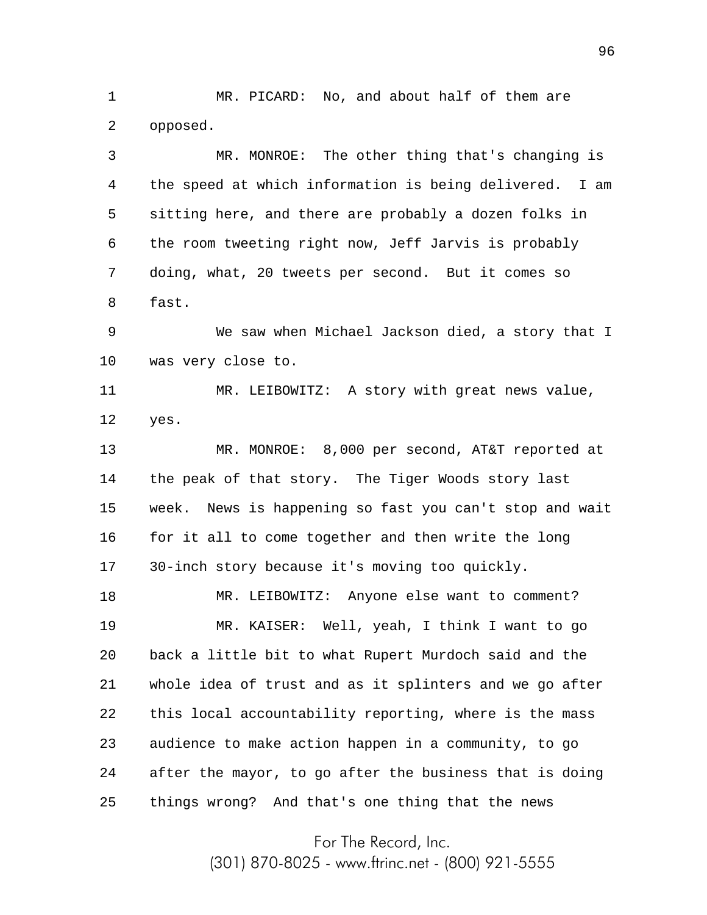MR. PICARD: No, and about half of them are opposed.

MR. MONROE: The other thing that's changing is the speed at which information is being delivered. I am sitting here, and there are probably a dozen folks in the room tweeting right now, Jeff Jarvis is probably doing, what, 20 tweets per second. But it comes so fast.

We saw when Michael Jackson died, a story that I was very close to.

MR. LEIBOWITZ: A story with great news value, yes.

MR. MONROE: 8,000 per second, AT&T reported at the peak of that story. The Tiger Woods story last week. News is happening so fast you can't stop and wait for it all to come together and then write the long 30-inch story because it's moving too quickly.

MR. LEIBOWITZ: Anyone else want to comment?

MR. KAISER: Well, yeah, I think I want to go back a little bit to what Rupert Murdoch said and the whole idea of trust and as it splinters and we go after this local accountability reporting, where is the mass audience to make action happen in a community, to go after the mayor, to go after the business that is doing things wrong? And that's one thing that the news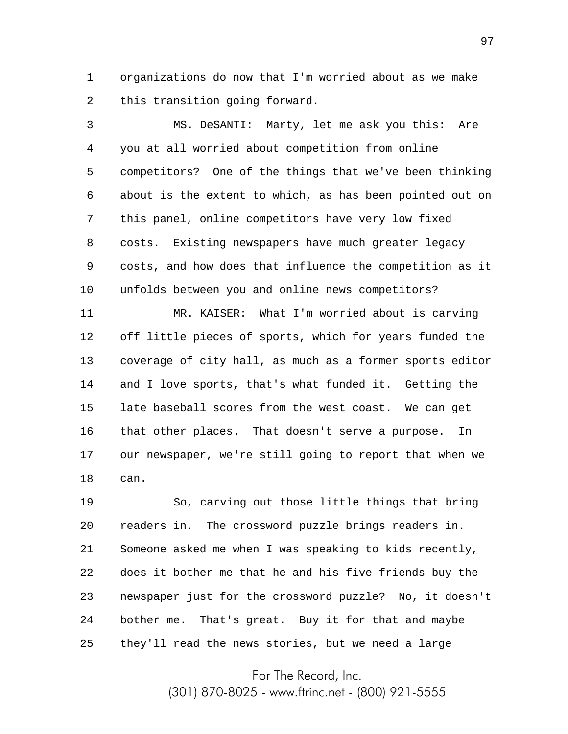organizations do now that I'm worried about as we make this transition going forward.

MS. DeSANTI: Marty, let me ask you this: Are you at all worried about competition from online competitors? One of the things that we've been thinking about is the extent to which, as has been pointed out on this panel, online competitors have very low fixed costs. Existing newspapers have much greater legacy costs, and how does that influence the competition as it unfolds between you and online news competitors?

MR. KAISER: What I'm worried about is carving off little pieces of sports, which for years funded the coverage of city hall, as much as a former sports editor and I love sports, that's what funded it. Getting the late baseball scores from the west coast. We can get that other places. That doesn't serve a purpose. In our newspaper, we're still going to report that when we can.

So, carving out those little things that bring readers in. The crossword puzzle brings readers in. Someone asked me when I was speaking to kids recently, does it bother me that he and his five friends buy the newspaper just for the crossword puzzle? No, it doesn't bother me. That's great. Buy it for that and maybe they'll read the news stories, but we need a large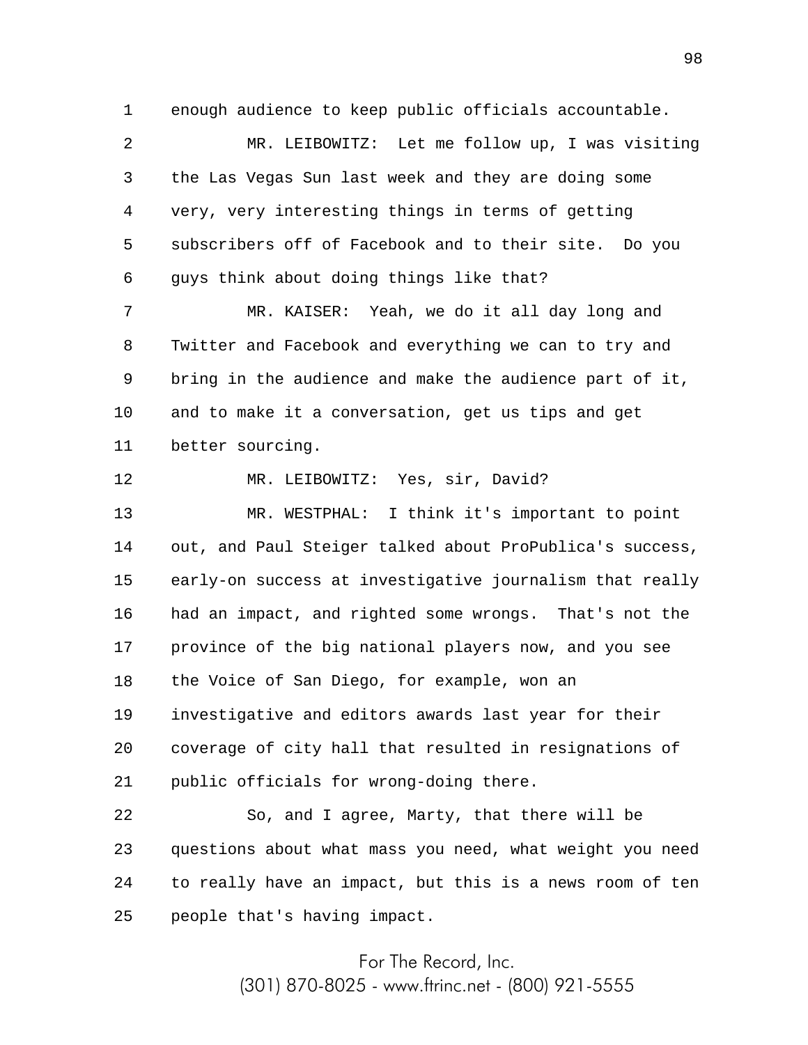enough audience to keep public officials accountable.

MR. LEIBOWITZ: Let me follow up, I was visiting the Las Vegas Sun last week and they are doing some very, very interesting things in terms of getting subscribers off of Facebook and to their site. Do you guys think about doing things like that?

MR. KAISER: Yeah, we do it all day long and Twitter and Facebook and everything we can to try and bring in the audience and make the audience part of it, and to make it a conversation, get us tips and get better sourcing.

MR. LEIBOWITZ: Yes, sir, David?

MR. WESTPHAL: I think it's important to point out, and Paul Steiger talked about ProPublica's success, early-on success at investigative journalism that really had an impact, and righted some wrongs. That's not the province of the big national players now, and you see the Voice of San Diego, for example, won an investigative and editors awards last year for their coverage of city hall that resulted in resignations of public officials for wrong-doing there.

So, and I agree, Marty, that there will be questions about what mass you need, what weight you need to really have an impact, but this is a news room of ten people that's having impact.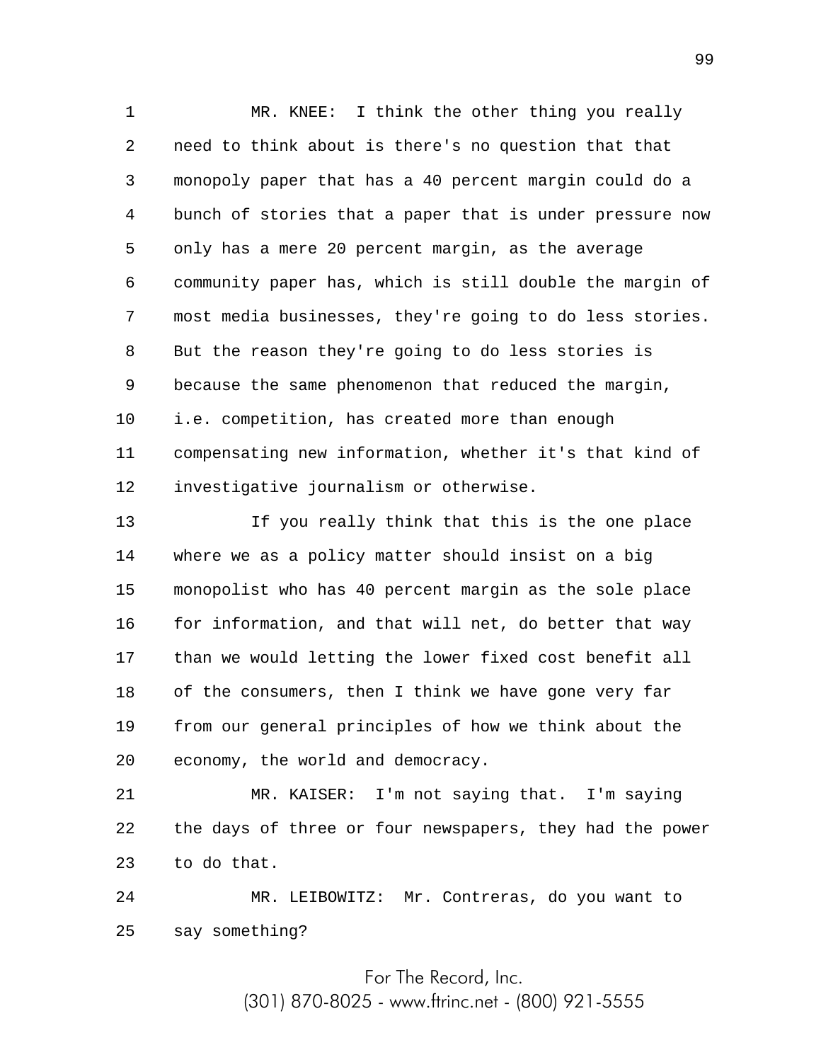MR. KNEE: I think the other thing you really need to think about is there's no question that that monopoly paper that has a 40 percent margin could do a bunch of stories that a paper that is under pressure now only has a mere 20 percent margin, as the average community paper has, which is still double the margin of most media businesses, they're going to do less stories. But the reason they're going to do less stories is because the same phenomenon that reduced the margin, i.e. competition, has created more than enough compensating new information, whether it's that kind of investigative journalism or otherwise.

If you really think that this is the one place where we as a policy matter should insist on a big monopolist who has 40 percent margin as the sole place for information, and that will net, do better that way than we would letting the lower fixed cost benefit all of the consumers, then I think we have gone very far from our general principles of how we think about the economy, the world and democracy.

MR. KAISER: I'm not saying that. I'm saying the days of three or four newspapers, they had the power to do that.

MR. LEIBOWITZ: Mr. Contreras, do you want to say something?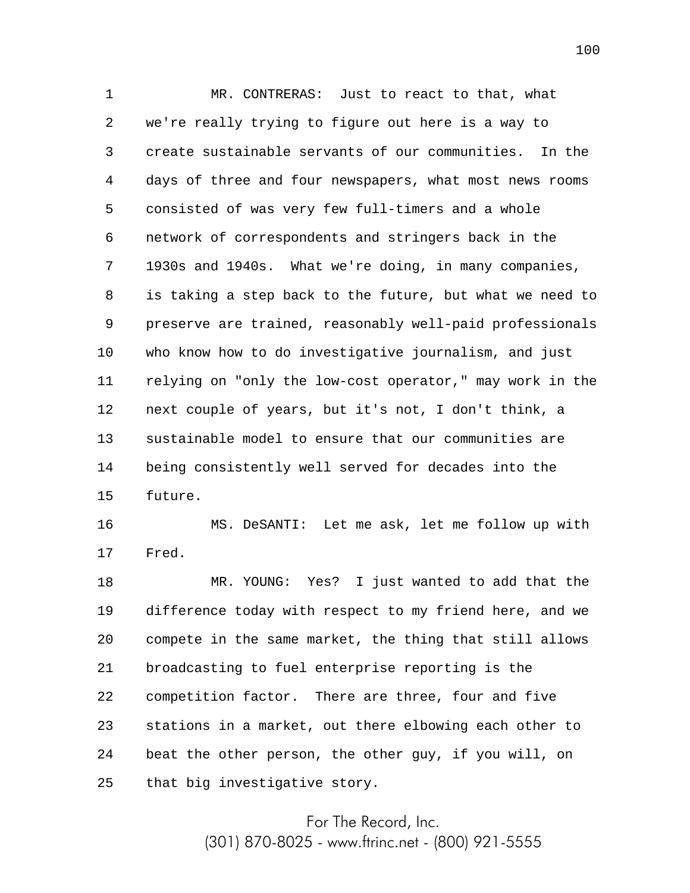MR. CONTRERAS: Just to react to that, what we're really trying to figure out here is a way to create sustainable servants of our communities. In the days of three and four newspapers, what most news rooms consisted of was very few full-timers and a whole network of correspondents and stringers back in the 1930s and 1940s. What we're doing, in many companies, is taking a step back to the future, but what we need to preserve are trained, reasonably well-paid professionals who know how to do investigative journalism, and just relying on "only the low-cost operator," may work in the next couple of years, but it's not, I don't think, a sustainable model to ensure that our communities are being consistently well served for decades into the future.

MS. DeSANTI: Let me ask, let me follow up with Fred.

MR. YOUNG: Yes? I just wanted to add that the difference today with respect to my friend here, and we compete in the same market, the thing that still allows broadcasting to fuel enterprise reporting is the competition factor. There are three, four and five stations in a market, out there elbowing each other to beat the other person, the other guy, if you will, on that big investigative story.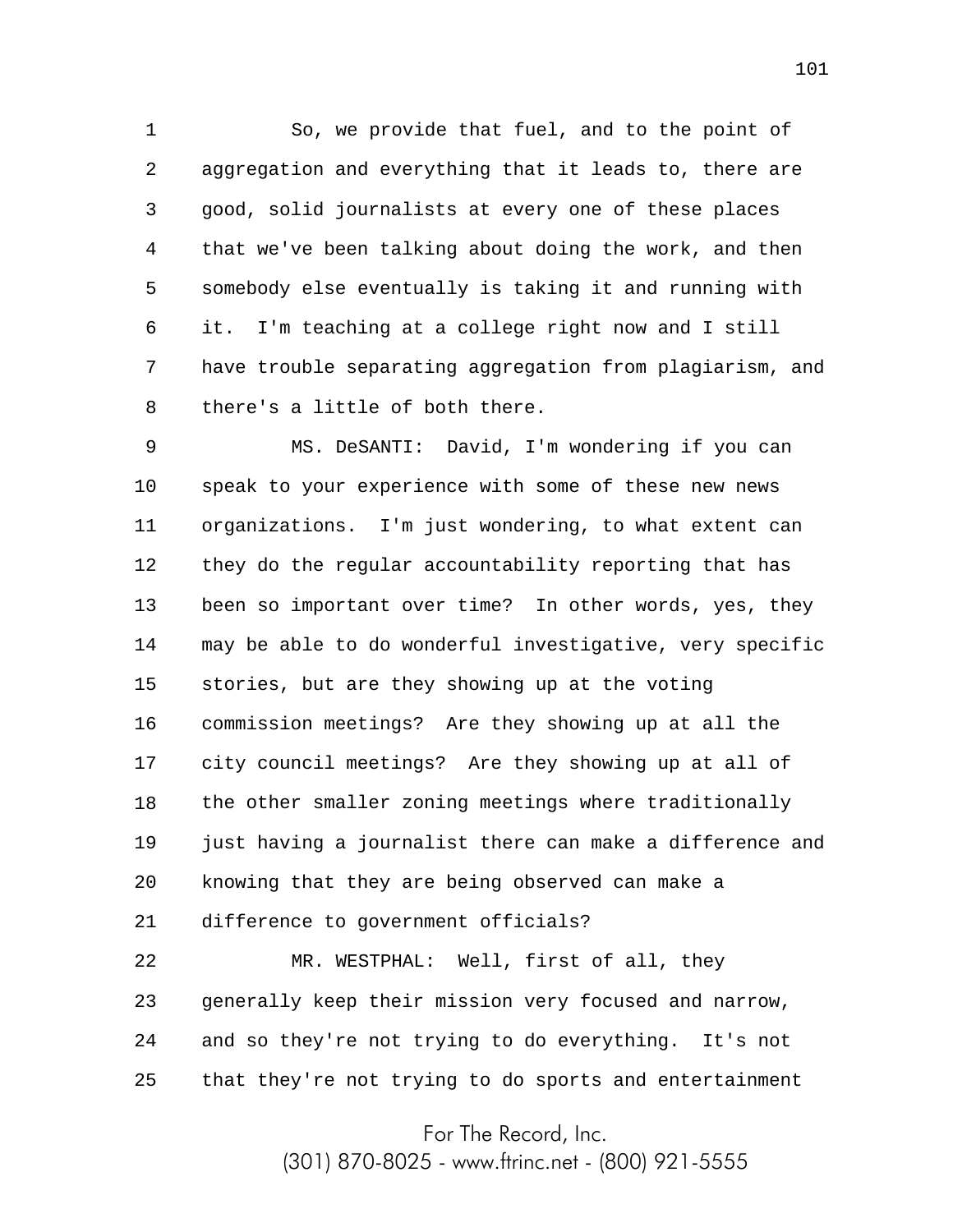So, we provide that fuel, and to the point of aggregation and everything that it leads to, there are good, solid journalists at every one of these places that we've been talking about doing the work, and then somebody else eventually is taking it and running with it. I'm teaching at a college right now and I still have trouble separating aggregation from plagiarism, and there's a little of both there.

MS. DeSANTI: David, I'm wondering if you can speak to your experience with some of these new news organizations. I'm just wondering, to what extent can they do the regular accountability reporting that has been so important over time? In other words, yes, they may be able to do wonderful investigative, very specific stories, but are they showing up at the voting commission meetings? Are they showing up at all the city council meetings? Are they showing up at all of the other smaller zoning meetings where traditionally just having a journalist there can make a difference and knowing that they are being observed can make a difference to government officials?

MR. WESTPHAL: Well, first of all, they generally keep their mission very focused and narrow, and so they're not trying to do everything. It's not that they're not trying to do sports and entertainment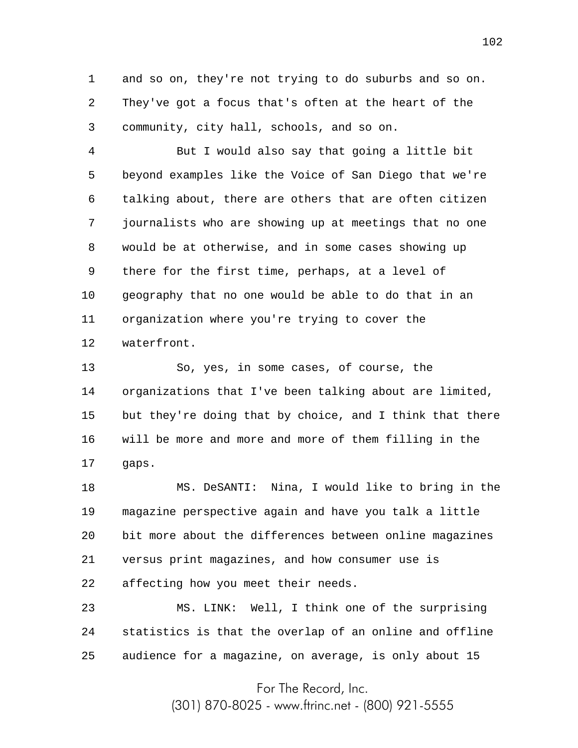and so on, they're not trying to do suburbs and so on. They've got a focus that's often at the heart of the community, city hall, schools, and so on.

But I would also say that going a little bit beyond examples like the Voice of San Diego that we're talking about, there are others that are often citizen journalists who are showing up at meetings that no one would be at otherwise, and in some cases showing up there for the first time, perhaps, at a level of geography that no one would be able to do that in an organization where you're trying to cover the waterfront.

So, yes, in some cases, of course, the organizations that I've been talking about are limited, but they're doing that by choice, and I think that there will be more and more and more of them filling in the gaps.

MS. DeSANTI: Nina, I would like to bring in the magazine perspective again and have you talk a little bit more about the differences between online magazines versus print magazines, and how consumer use is affecting how you meet their needs.

MS. LINK: Well, I think one of the surprising statistics is that the overlap of an online and offline audience for a magazine, on average, is only about 15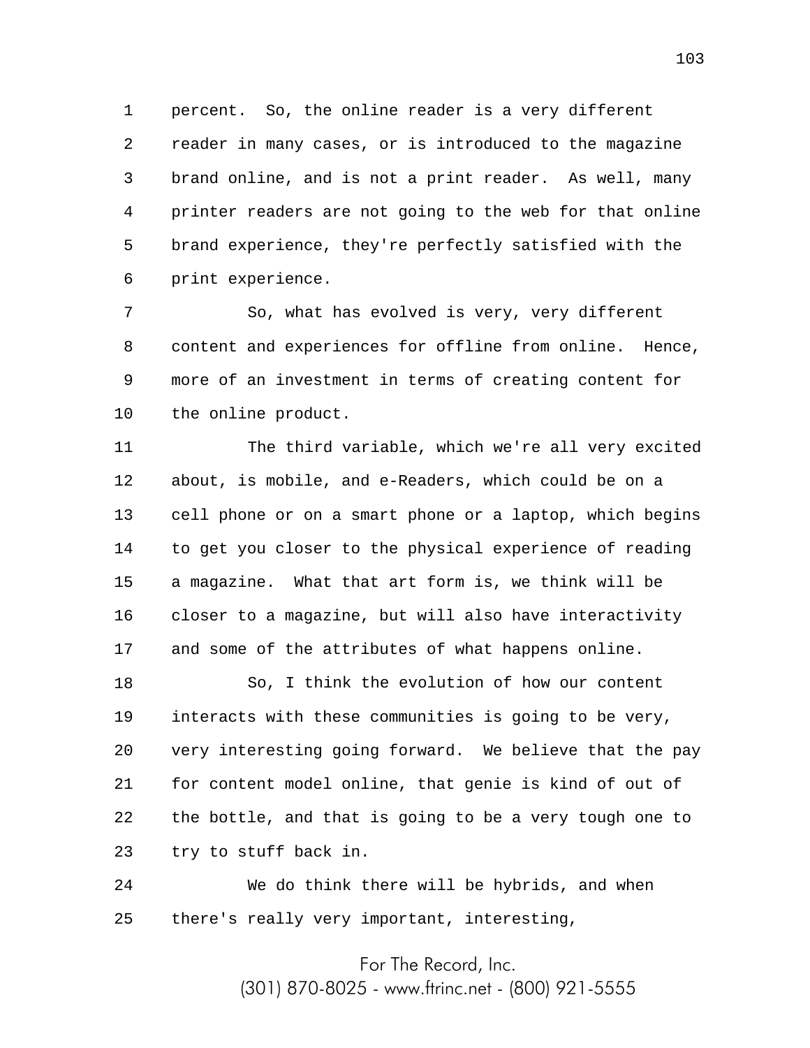percent. So, the online reader is a very different reader in many cases, or is introduced to the magazine brand online, and is not a print reader. As well, many printer readers are not going to the web for that online brand experience, they're perfectly satisfied with the print experience.

So, what has evolved is very, very different content and experiences for offline from online. Hence, more of an investment in terms of creating content for the online product.

The third variable, which we're all very excited about, is mobile, and e-Readers, which could be on a cell phone or on a smart phone or a laptop, which begins to get you closer to the physical experience of reading a magazine. What that art form is, we think will be closer to a magazine, but will also have interactivity and some of the attributes of what happens online.

So, I think the evolution of how our content interacts with these communities is going to be very, very interesting going forward. We believe that the pay for content model online, that genie is kind of out of the bottle, and that is going to be a very tough one to try to stuff back in.

We do think there will be hybrids, and when there's really very important, interesting,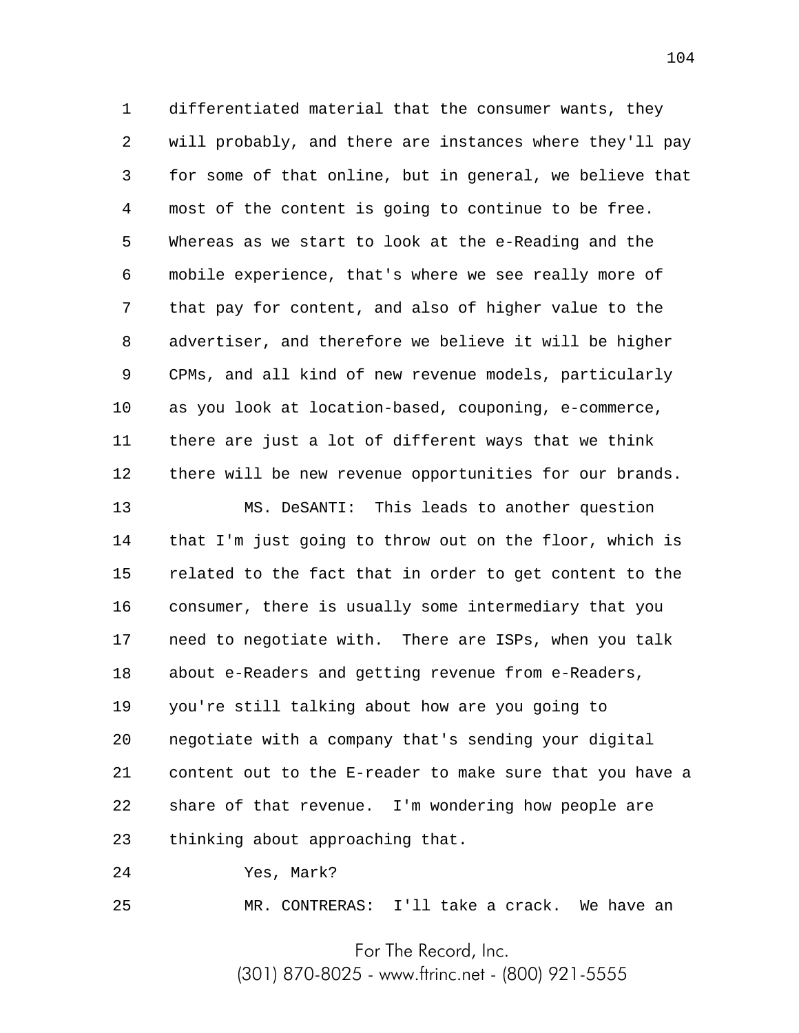differentiated material that the consumer wants, they will probably, and there are instances where they'll pay for some of that online, but in general, we believe that most of the content is going to continue to be free. Whereas as we start to look at the e-Reading and the mobile experience, that's where we see really more of that pay for content, and also of higher value to the advertiser, and therefore we believe it will be higher CPMs, and all kind of new revenue models, particularly as you look at location-based, couponing, e-commerce, there are just a lot of different ways that we think there will be new revenue opportunities for our brands.

MS. DeSANTI: This leads to another question that I'm just going to throw out on the floor, which is related to the fact that in order to get content to the consumer, there is usually some intermediary that you need to negotiate with. There are ISPs, when you talk about e-Readers and getting revenue from e-Readers, you're still talking about how are you going to negotiate with a company that's sending your digital content out to the E-reader to make sure that you have a share of that revenue. I'm wondering how people are thinking about approaching that.

Yes, Mark?

MR. CONTRERAS: I'll take a crack. We have an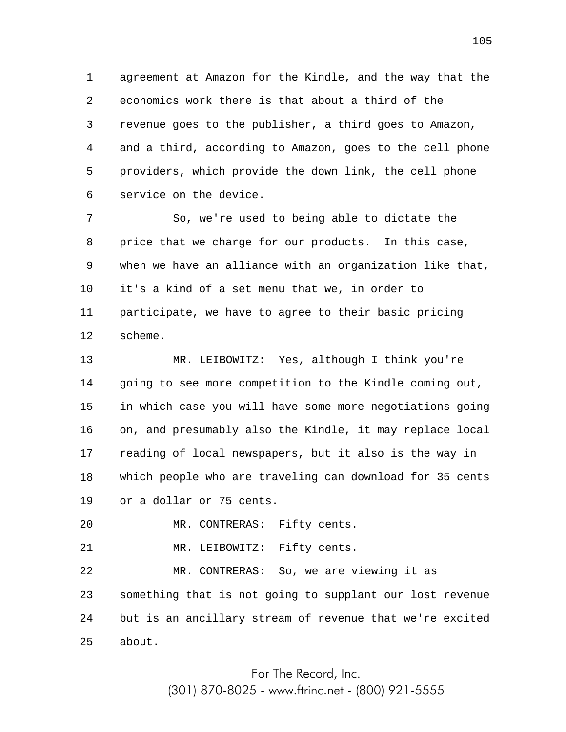agreement at Amazon for the Kindle, and the way that the economics work there is that about a third of the revenue goes to the publisher, a third goes to Amazon, and a third, according to Amazon, goes to the cell phone providers, which provide the down link, the cell phone service on the device.

So, we're used to being able to dictate the price that we charge for our products. In this case, when we have an alliance with an organization like that, it's a kind of a set menu that we, in order to participate, we have to agree to their basic pricing scheme.

MR. LEIBOWITZ: Yes, although I think you're going to see more competition to the Kindle coming out, in which case you will have some more negotiations going on, and presumably also the Kindle, it may replace local reading of local newspapers, but it also is the way in which people who are traveling can download for 35 cents or a dollar or 75 cents.

MR. CONTRERAS: Fifty cents.

MR. LEIBOWITZ: Fifty cents.

MR. CONTRERAS: So, we are viewing it as something that is not going to supplant our lost revenue but is an ancillary stream of revenue that we're excited about.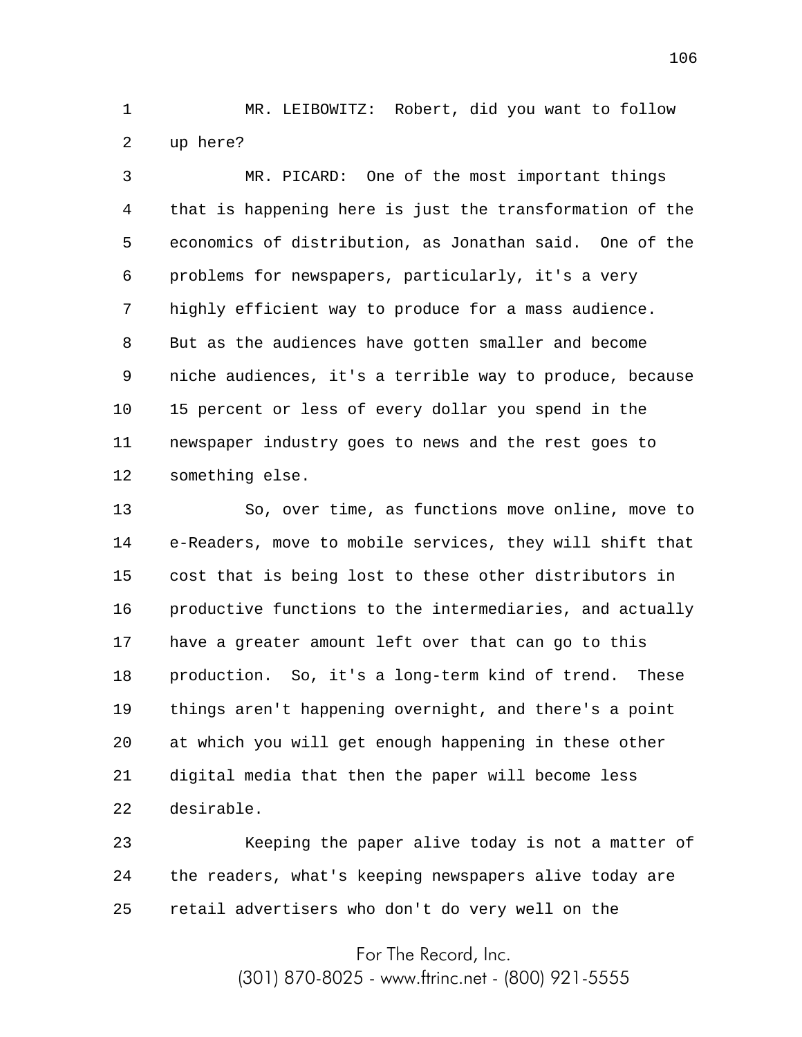MR. LEIBOWITZ: Robert, did you want to follow up here?

MR. PICARD: One of the most important things that is happening here is just the transformation of the economics of distribution, as Jonathan said. One of the problems for newspapers, particularly, it's a very highly efficient way to produce for a mass audience. But as the audiences have gotten smaller and become niche audiences, it's a terrible way to produce, because 15 percent or less of every dollar you spend in the newspaper industry goes to news and the rest goes to something else.

So, over time, as functions move online, move to e-Readers, move to mobile services, they will shift that cost that is being lost to these other distributors in productive functions to the intermediaries, and actually have a greater amount left over that can go to this production. So, it's a long-term kind of trend. These things aren't happening overnight, and there's a point at which you will get enough happening in these other digital media that then the paper will become less desirable.

Keeping the paper alive today is not a matter of the readers, what's keeping newspapers alive today are retail advertisers who don't do very well on the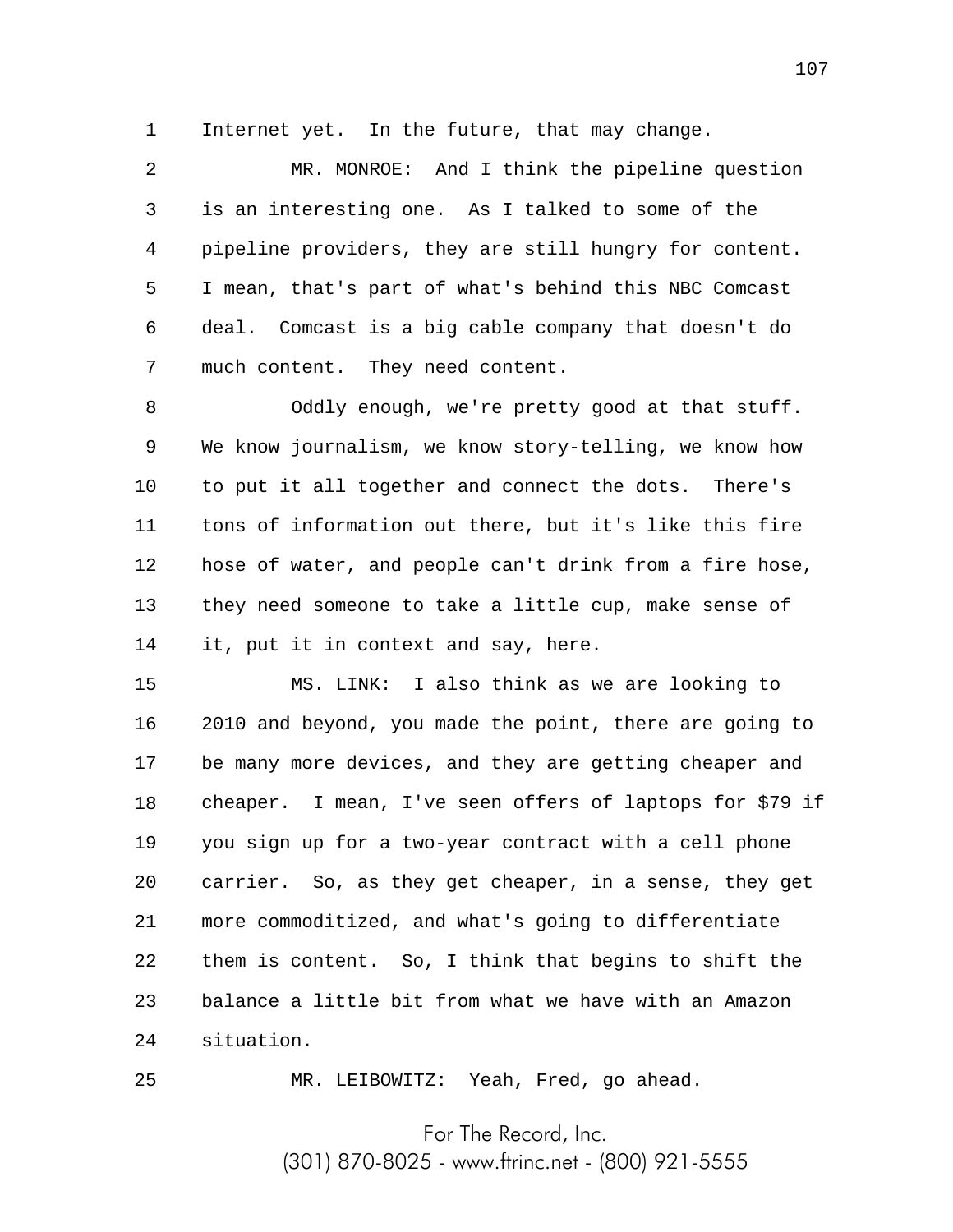Internet yet. In the future, that may change.

MR. MONROE: And I think the pipeline question is an interesting one. As I talked to some of the pipeline providers, they are still hungry for content. I mean, that's part of what's behind this NBC Comcast deal. Comcast is a big cable company that doesn't do much content. They need content.

Oddly enough, we're pretty good at that stuff. We know journalism, we know story-telling, we know how to put it all together and connect the dots. There's tons of information out there, but it's like this fire hose of water, and people can't drink from a fire hose, they need someone to take a little cup, make sense of it, put it in context and say, here.

MS. LINK: I also think as we are looking to 2010 and beyond, you made the point, there are going to be many more devices, and they are getting cheaper and cheaper. I mean, I've seen offers of laptops for $79 if you sign up for a two-year contract with a cell phone carrier. So, as they get cheaper, in a sense, they get more commoditized, and what's going to differentiate them is content. So, I think that begins to shift the balance a little bit from what we have with an Amazon situation.

MR. LEIBOWITZ: Yeah, Fred, go ahead.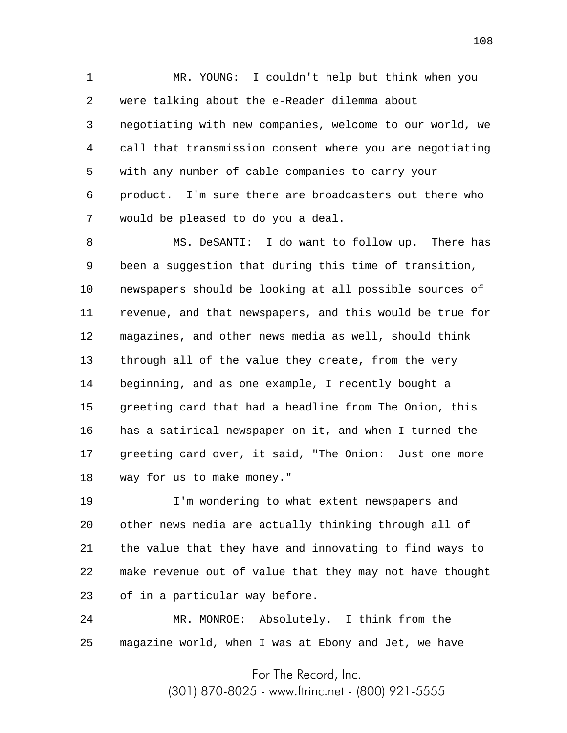MR. YOUNG: I couldn't help but think when you were talking about the e-Reader dilemma about negotiating with new companies, welcome to our world, we call that transmission consent where you are negotiating with any number of cable companies to carry your product. I'm sure there are broadcasters out there who would be pleased to do you a deal.

MS. DeSANTI: I do want to follow up. There has been a suggestion that during this time of transition, newspapers should be looking at all possible sources of revenue, and that newspapers, and this would be true for magazines, and other news media as well, should think through all of the value they create, from the very beginning, and as one example, I recently bought a greeting card that had a headline from The Onion, this has a satirical newspaper on it, and when I turned the greeting card over, it said, "The Onion: Just one more way for us to make money."

I'm wondering to what extent newspapers and other news media are actually thinking through all of the value that they have and innovating to find ways to make revenue out of value that they may not have thought of in a particular way before.

MR. MONROE: Absolutely. I think from the magazine world, when I was at Ebony and Jet, we have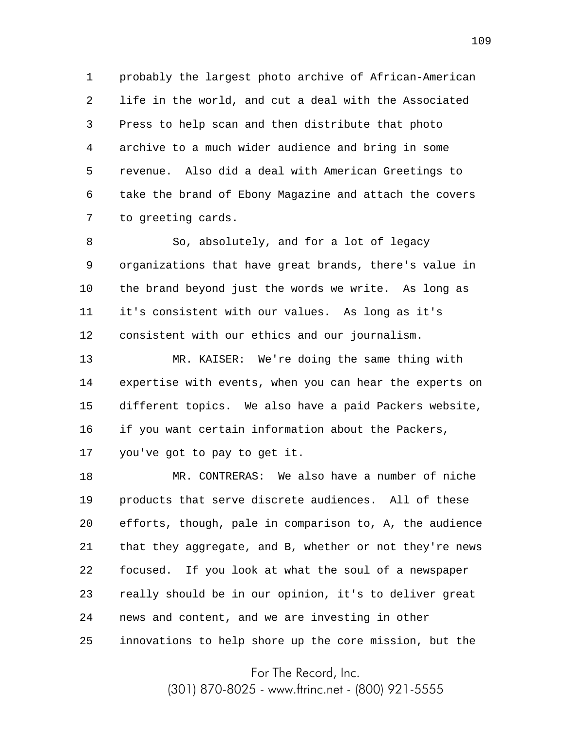probably the largest photo archive of African-American life in the world, and cut a deal with the Associated Press to help scan and then distribute that photo archive to a much wider audience and bring in some revenue. Also did a deal with American Greetings to take the brand of Ebony Magazine and attach the covers to greeting cards.

So, absolutely, and for a lot of legacy organizations that have great brands, there's value in the brand beyond just the words we write. As long as it's consistent with our values. As long as it's consistent with our ethics and our journalism.

MR. KAISER: We're doing the same thing with expertise with events, when you can hear the experts on different topics. We also have a paid Packers website, if you want certain information about the Packers, you've got to pay to get it.

MR. CONTRERAS: We also have a number of niche products that serve discrete audiences. All of these efforts, though, pale in comparison to, A, the audience that they aggregate, and B, whether or not they're news focused. If you look at what the soul of a newspaper really should be in our opinion, it's to deliver great news and content, and we are investing in other innovations to help shore up the core mission, but the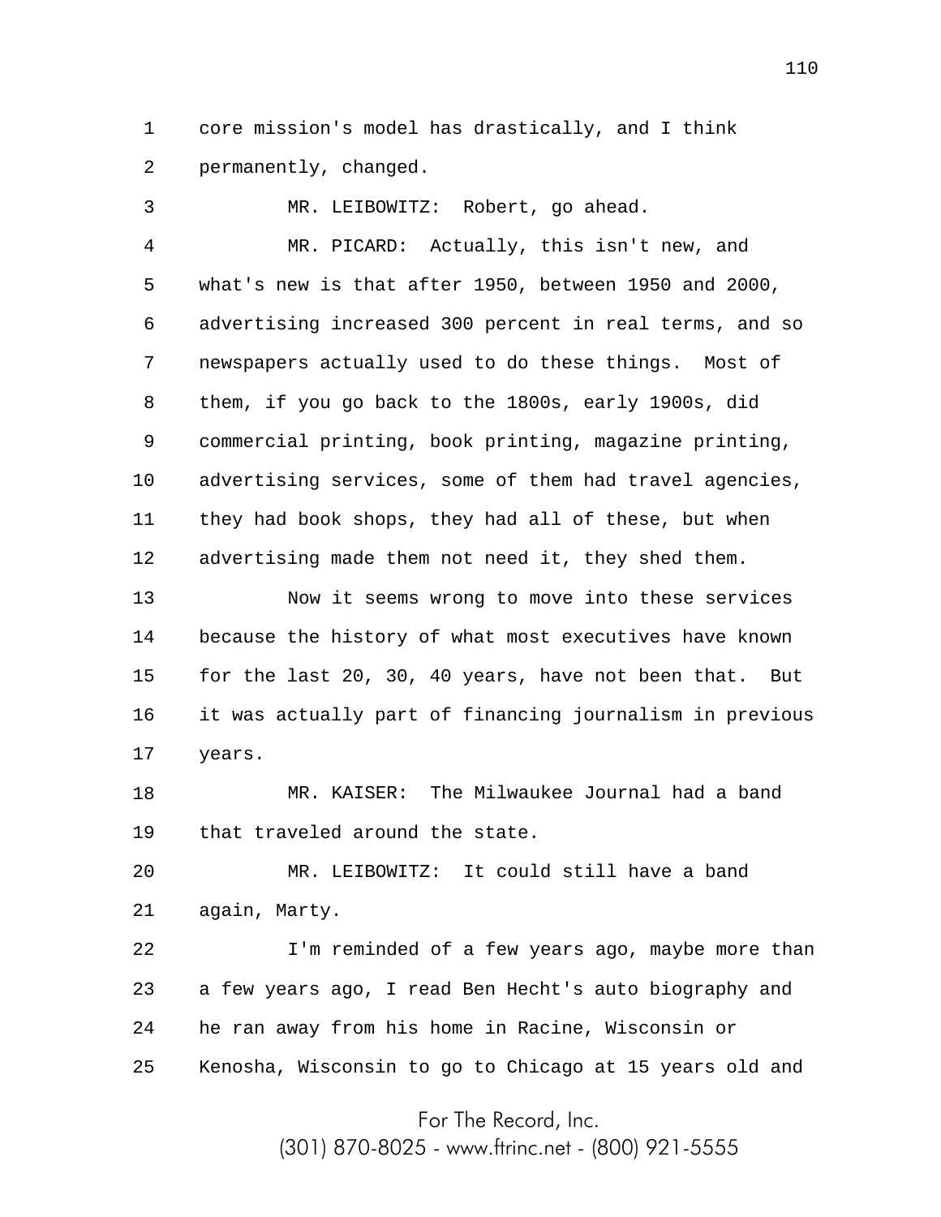core mission's model has drastically, and I think permanently, changed.

MR. LEIBOWITZ: Robert, go ahead.

MR. PICARD: Actually, this isn't new, and what's new is that after 1950, between 1950 and 2000, advertising increased 300 percent in real terms, and so newspapers actually used to do these things. Most of them, if you go back to the 1800s, early 1900s, did commercial printing, book printing, magazine printing, advertising services, some of them had travel agencies, they had book shops, they had all of these, but when advertising made them not need it, they shed them.

Now it seems wrong to move into these services because the history of what most executives have known for the last 20, 30, 40 years, have not been that. But it was actually part of financing journalism in previous years.

MR. KAISER: The Milwaukee Journal had a band that traveled around the state.

MR. LEIBOWITZ: It could still have a band again, Marty.

I'm reminded of a few years ago, maybe more than a few years ago, I read Ben Hecht's auto biography and he ran away from his home in Racine, Wisconsin or Kenosha, Wisconsin to go to Chicago at 15 years old and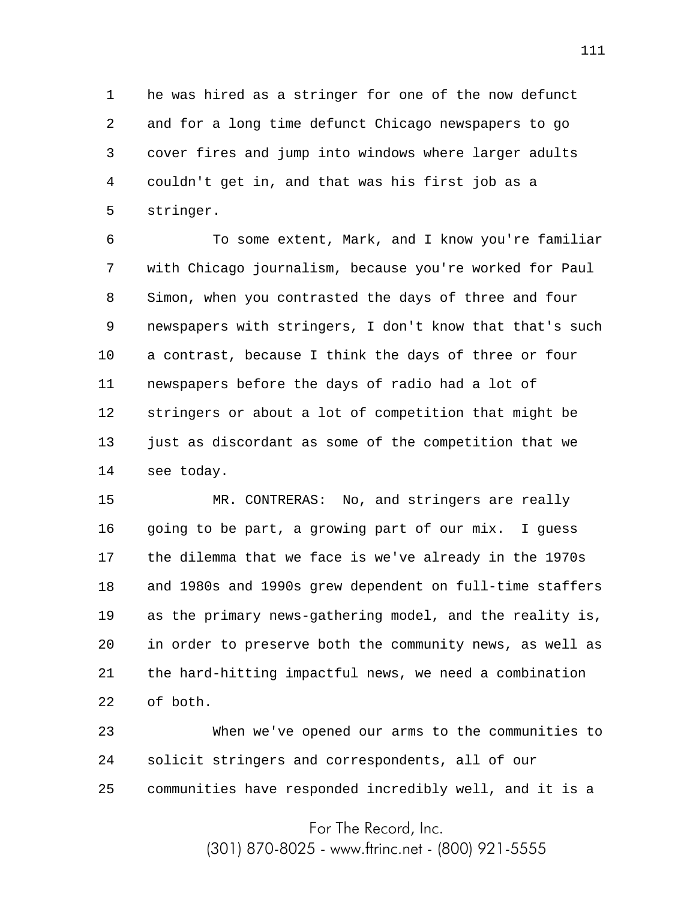he was hired as a stringer for one of the now defunct and for a long time defunct Chicago newspapers to go cover fires and jump into windows where larger adults couldn't get in, and that was his first job as a stringer.

To some extent, Mark, and I know you're familiar with Chicago journalism, because you're worked for Paul Simon, when you contrasted the days of three and four newspapers with stringers, I don't know that that's such a contrast, because I think the days of three or four newspapers before the days of radio had a lot of stringers or about a lot of competition that might be just as discordant as some of the competition that we see today.

MR. CONTRERAS: No, and stringers are really going to be part, a growing part of our mix. I guess the dilemma that we face is we've already in the 1970s and 1980s and 1990s grew dependent on full-time staffers as the primary news-gathering model, and the reality is, in order to preserve both the community news, as well as the hard-hitting impactful news, we need a combination of both.

When we've opened our arms to the communities to solicit stringers and correspondents, all of our communities have responded incredibly well, and it is a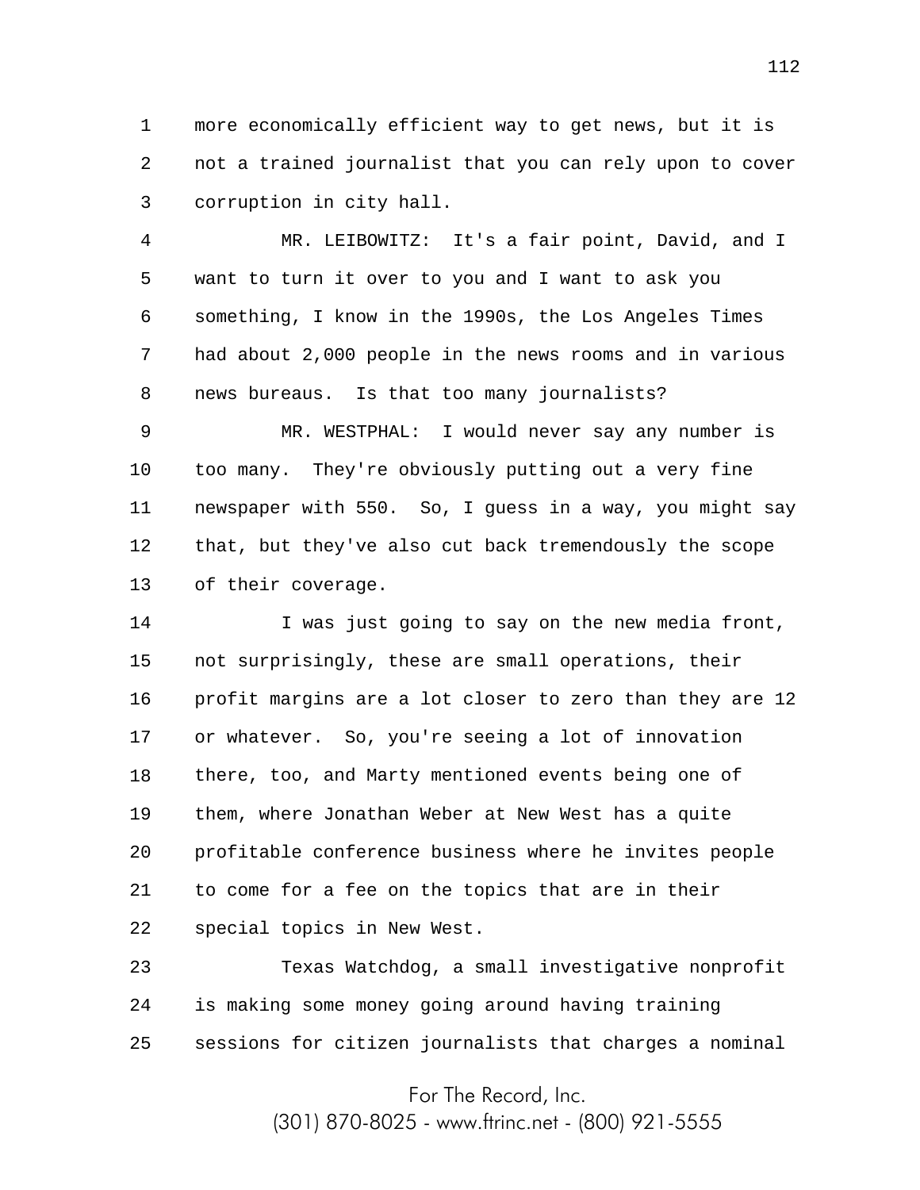more economically efficient way to get news, but it is not a trained journalist that you can rely upon to cover corruption in city hall.

MR. LEIBOWITZ: It's a fair point, David, and I want to turn it over to you and I want to ask you something, I know in the 1990s, the Los Angeles Times had about 2,000 people in the news rooms and in various news bureaus. Is that too many journalists?

MR. WESTPHAL: I would never say any number is too many. They're obviously putting out a very fine newspaper with 550. So, I guess in a way, you might say that, but they've also cut back tremendously the scope of their coverage.

I was just going to say on the new media front, not surprisingly, these are small operations, their profit margins are a lot closer to zero than they are 12 or whatever. So, you're seeing a lot of innovation there, too, and Marty mentioned events being one of them, where Jonathan Weber at New West has a quite profitable conference business where he invites people to come for a fee on the topics that are in their special topics in New West.

Texas Watchdog, a small investigative nonprofit is making some money going around having training sessions for citizen journalists that charges a nominal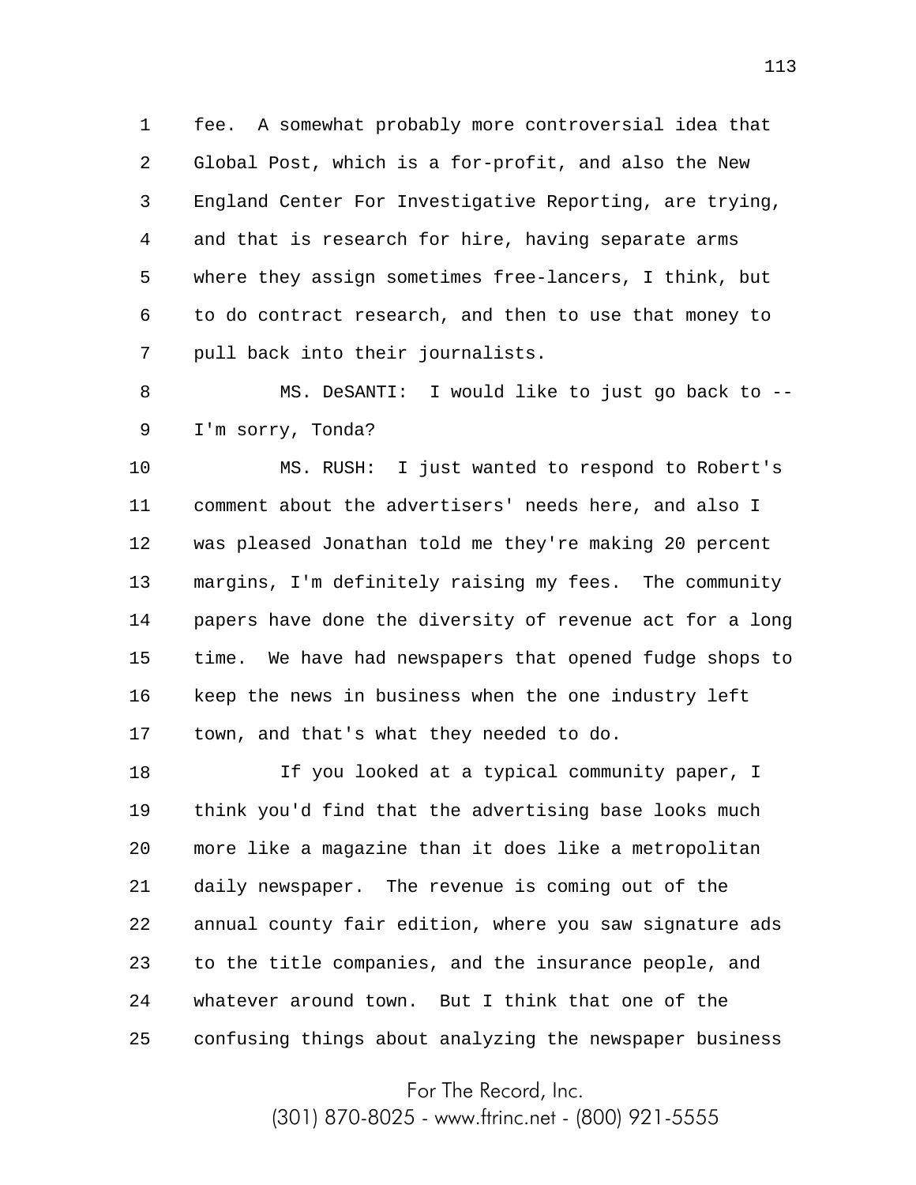fee. A somewhat probably more controversial idea that Global Post, which is a for-profit, and also the New England Center For Investigative Reporting, are trying, and that is research for hire, having separate arms where they assign sometimes free-lancers, I think, but to do contract research, and then to use that money to pull back into their journalists.

MS. DeSANTI: I would like to just go back to -- I'm sorry, Tonda?

MS. RUSH: I just wanted to respond to Robert's comment about the advertisers' needs here, and also I was pleased Jonathan told me they're making 20 percent margins, I'm definitely raising my fees. The community papers have done the diversity of revenue act for a long time. We have had newspapers that opened fudge shops to keep the news in business when the one industry left town, and that's what they needed to do.

If you looked at a typical community paper, I think you'd find that the advertising base looks much more like a magazine than it does like a metropolitan daily newspaper. The revenue is coming out of the annual county fair edition, where you saw signature ads to the title companies, and the insurance people, and whatever around town. But I think that one of the confusing things about analyzing the newspaper business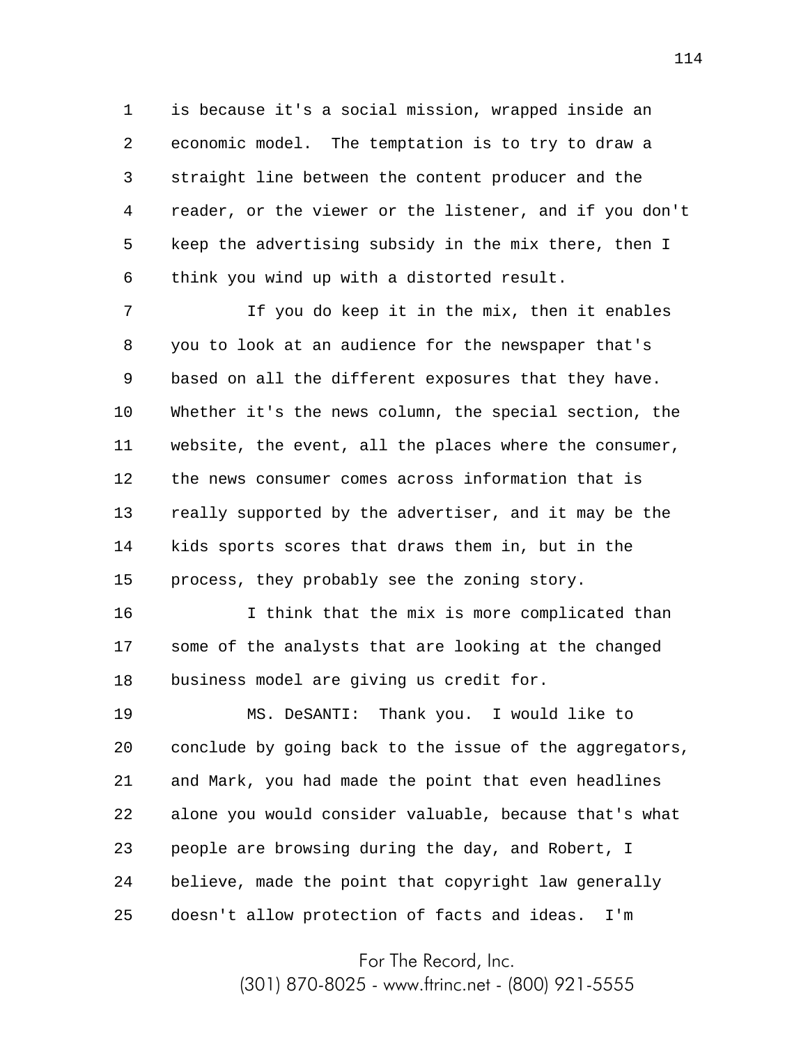is because it's a social mission, wrapped inside an economic model. The temptation is to try to draw a straight line between the content producer and the reader, or the viewer or the listener, and if you don't keep the advertising subsidy in the mix there, then I think you wind up with a distorted result.

If you do keep it in the mix, then it enables you to look at an audience for the newspaper that's based on all the different exposures that they have. Whether it's the news column, the special section, the website, the event, all the places where the consumer, the news consumer comes across information that is really supported by the advertiser, and it may be the kids sports scores that draws them in, but in the process, they probably see the zoning story.

I think that the mix is more complicated than some of the analysts that are looking at the changed business model are giving us credit for.

MS. DeSANTI: Thank you. I would like to conclude by going back to the issue of the aggregators, and Mark, you had made the point that even headlines alone you would consider valuable, because that's what people are browsing during the day, and Robert, I believe, made the point that copyright law generally doesn't allow protection of facts and ideas. I'm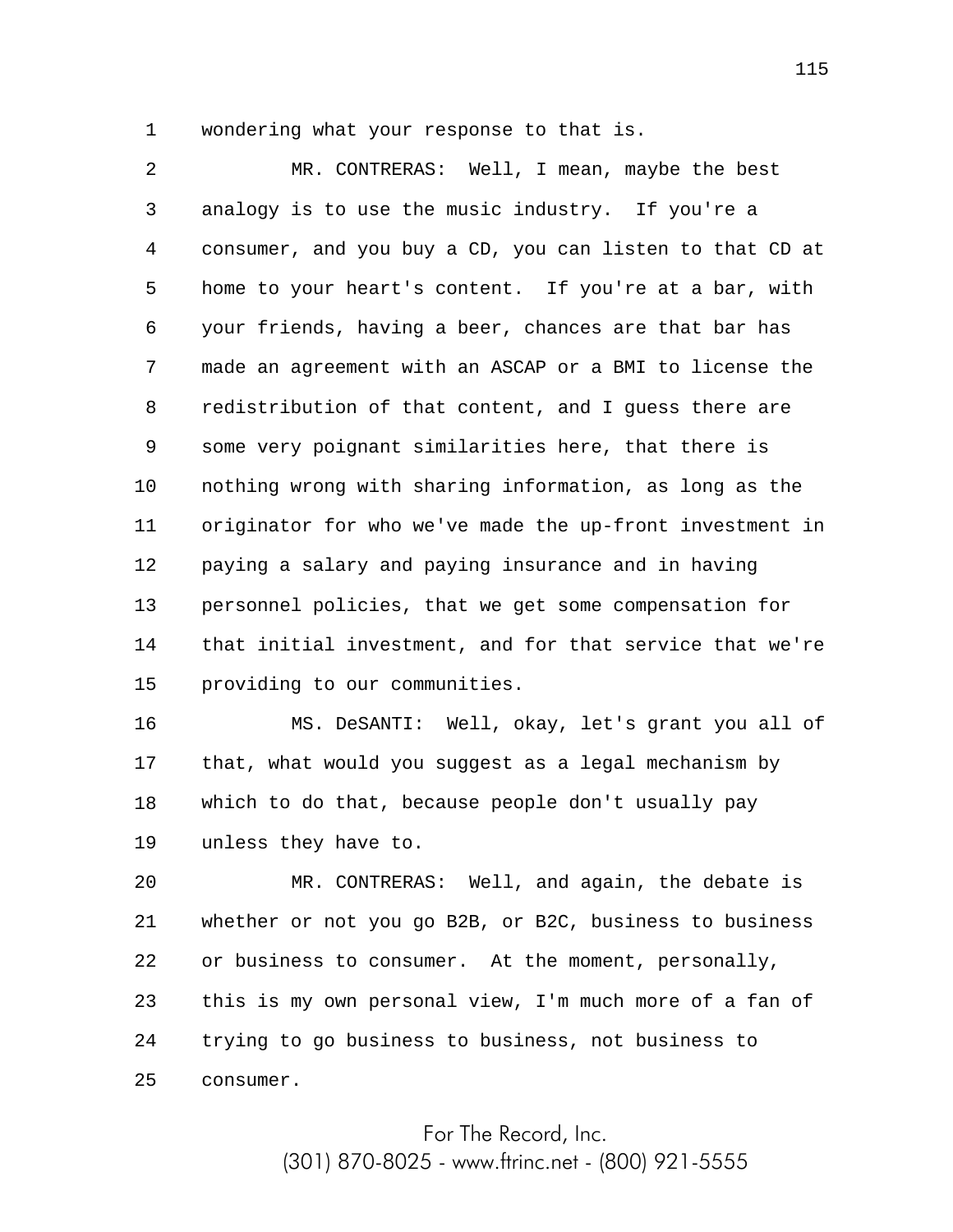wondering what your response to that is.

MR. CONTRERAS: Well, I mean, maybe the best analogy is to use the music industry. If you're a consumer, and you buy a CD, you can listen to that CD at home to your heart's content. If you're at a bar, with your friends, having a beer, chances are that bar has made an agreement with an ASCAP or a BMI to license the redistribution of that content, and I guess there are some very poignant similarities here, that there is nothing wrong with sharing information, as long as the originator for who we've made the up-front investment in paying a salary and paying insurance and in having personnel policies, that we get some compensation for that initial investment, and for that service that we're providing to our communities.

MS. DeSANTI: Well, okay, let's grant you all of that, what would you suggest as a legal mechanism by which to do that, because people don't usually pay unless they have to.

MR. CONTRERAS: Well, and again, the debate is whether or not you go B2B, or B2C, business to business or business to consumer. At the moment, personally, this is my own personal view, I'm much more of a fan of trying to go business to business, not business to consumer.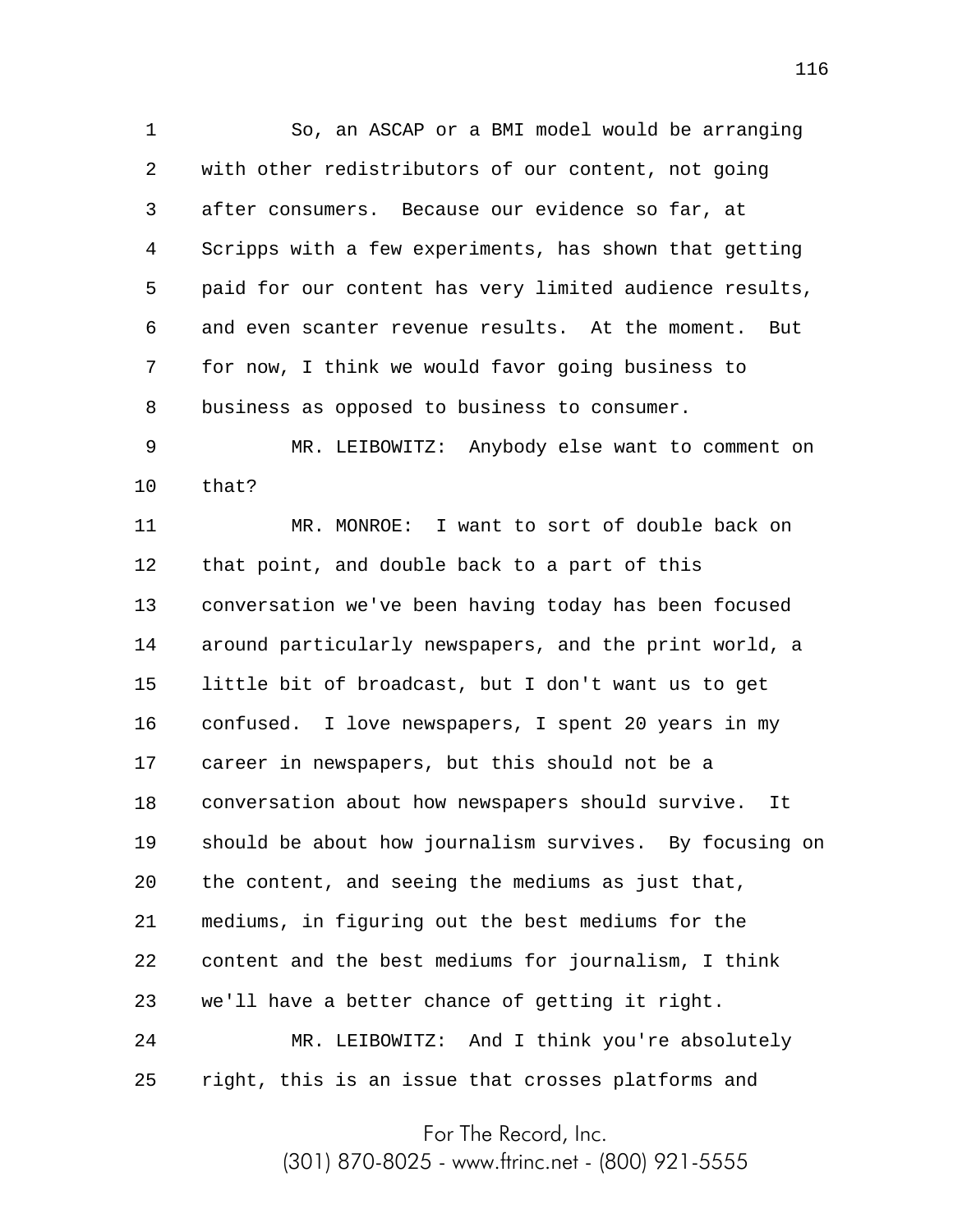So, an ASCAP or a BMI model would be arranging with other redistributors of our content, not going after consumers. Because our evidence so far, at Scripps with a few experiments, has shown that getting paid for our content has very limited audience results, and even scanter revenue results. At the moment. But for now, I think we would favor going business to business as opposed to business to consumer.

MR. LEIBOWITZ: Anybody else want to comment on that?

MR. MONROE: I want to sort of double back on that point, and double back to a part of this conversation we've been having today has been focused around particularly newspapers, and the print world, a little bit of broadcast, but I don't want us to get confused. I love newspapers, I spent 20 years in my career in newspapers, but this should not be a conversation about how newspapers should survive. It should be about how journalism survives. By focusing on the content, and seeing the mediums as just that, mediums, in figuring out the best mediums for the content and the best mediums for journalism, I think we'll have a better chance of getting it right.

MR. LEIBOWITZ: And I think you're absolutely right, this is an issue that crosses platforms and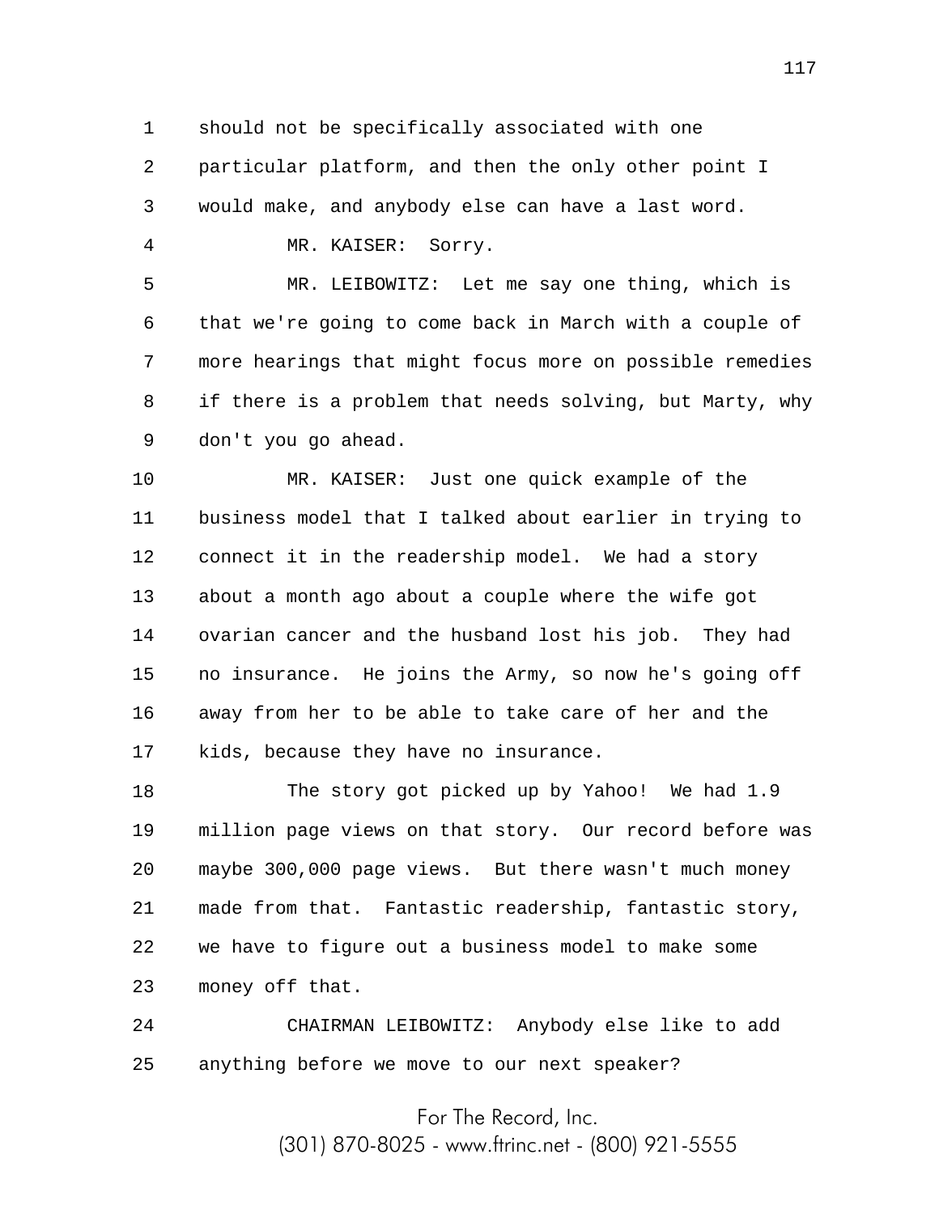should not be specifically associated with one particular platform, and then the only other point I would make, and anybody else can have a last word.

MR. KAISER: Sorry.

MR. LEIBOWITZ: Let me say one thing, which is that we're going to come back in March with a couple of more hearings that might focus more on possible remedies if there is a problem that needs solving, but Marty, why don't you go ahead.

MR. KAISER: Just one quick example of the business model that I talked about earlier in trying to connect it in the readership model. We had a story about a month ago about a couple where the wife got ovarian cancer and the husband lost his job. They had no insurance. He joins the Army, so now he's going off away from her to be able to take care of her and the kids, because they have no insurance.

The story got picked up by Yahoo! We had 1.9 million page views on that story. Our record before was maybe 300,000 page views. But there wasn't much money made from that. Fantastic readership, fantastic story, we have to figure out a business model to make some money off that.

CHAIRMAN LEIBOWITZ: Anybody else like to add anything before we move to our next speaker?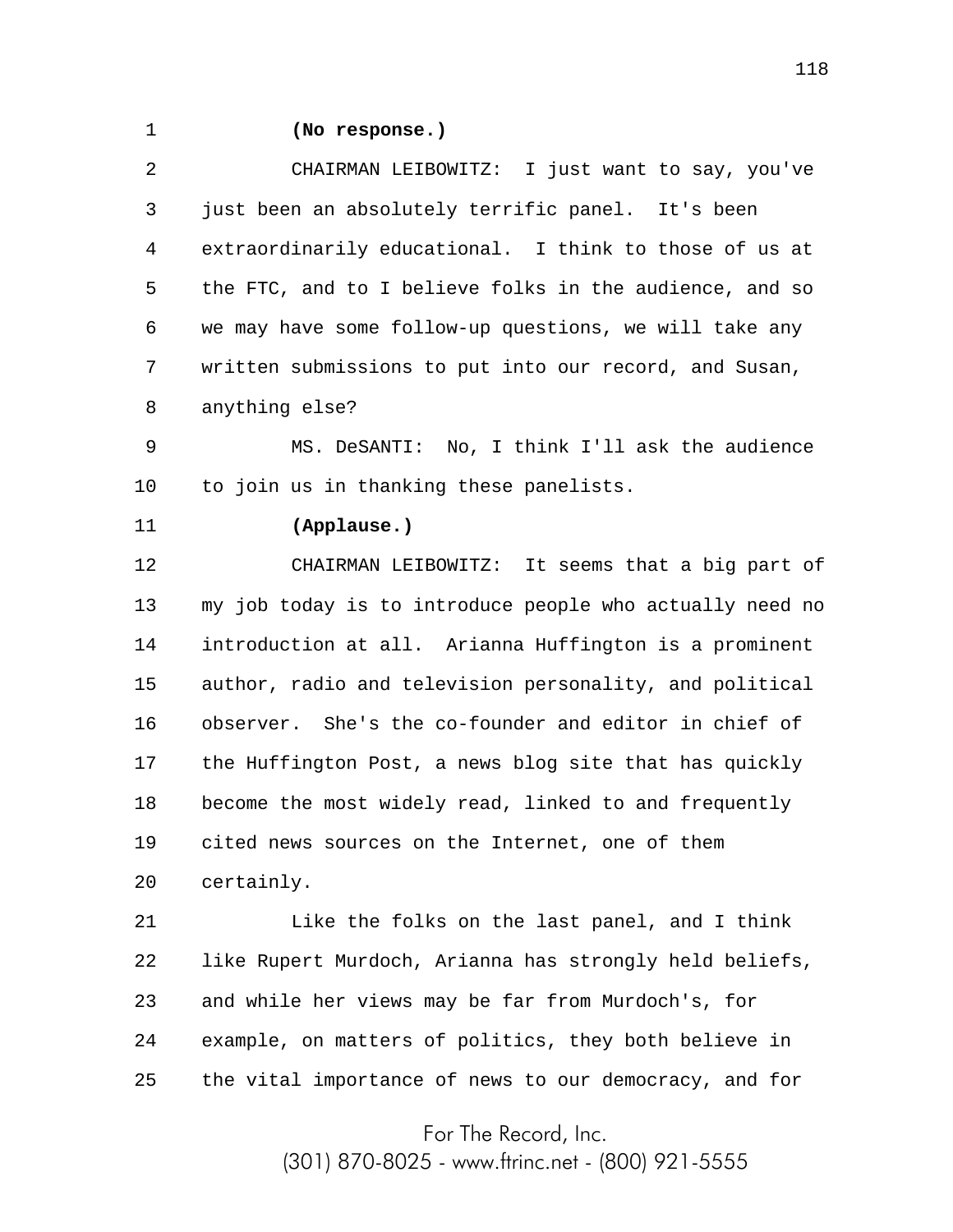**(No response.)**

CHAIRMAN LEIBOWITZ: I just want to say, you've just been an absolutely terrific panel. It's been extraordinarily educational. I think to those of us at the FTC, and to I believe folks in the audience, and so we may have some follow-up questions, we will take any written submissions to put into our record, and Susan, anything else?

MS. DeSANTI: No, I think I'll ask the audience to join us in thanking these panelists.

**(Applause.)**

CHAIRMAN LEIBOWITZ: It seems that a big part of my job today is to introduce people who actually need no introduction at all. Arianna Huffington is a prominent author, radio and television personality, and political observer. She's the co-founder and editor in chief of the Huffington Post, a news blog site that has quickly become the most widely read, linked to and frequently cited news sources on the Internet, one of them certainly.

Like the folks on the last panel, and I think like Rupert Murdoch, Arianna has strongly held beliefs, and while her views may be far from Murdoch's, for example, on matters of politics, they both believe in the vital importance of news to our democracy, and for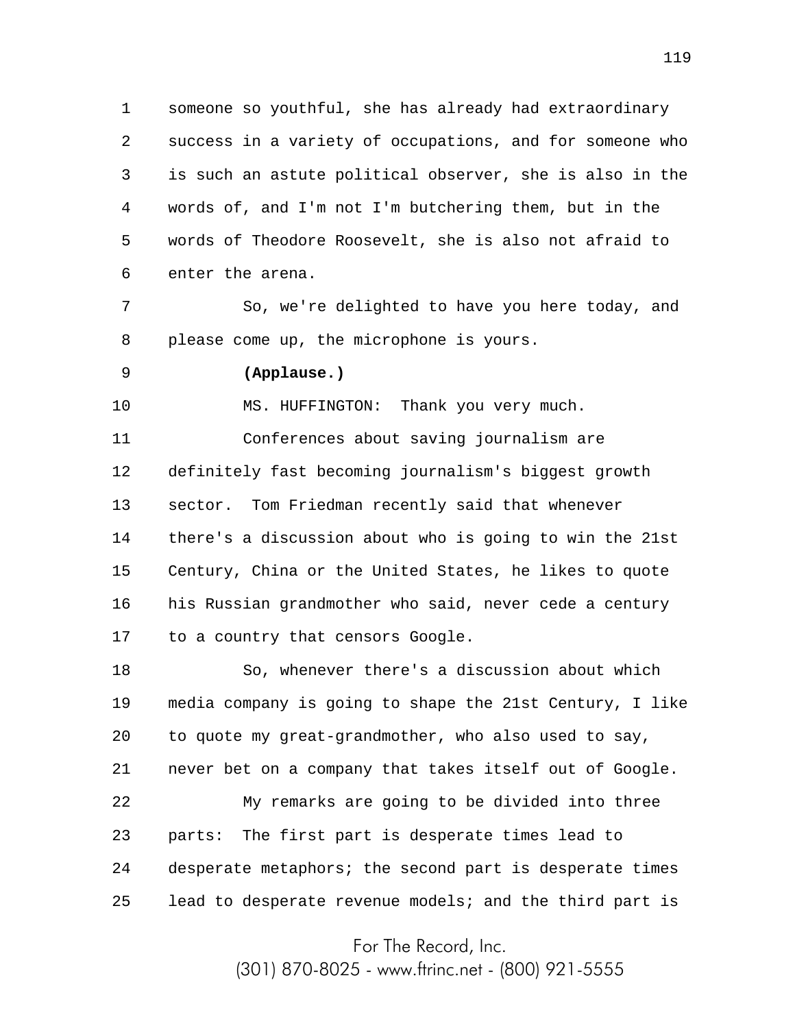someone so youthful, she has already had extraordinary success in a variety of occupations, and for someone who is such an astute political observer, she is also in the words of, and I'm not I'm butchering them, but in the words of Theodore Roosevelt, she is also not afraid to enter the arena.

So, we're delighted to have you here today, and please come up, the microphone is yours.

**(Applause.)**

MS. HUFFINGTON: Thank you very much.

Conferences about saving journalism are definitely fast becoming journalism's biggest growth sector. Tom Friedman recently said that whenever there's a discussion about who is going to win the 21st Century, China or the United States, he likes to quote his Russian grandmother who said, never cede a century to a country that censors Google.

So, whenever there's a discussion about which media company is going to shape the 21st Century, I like to quote my great-grandmother, who also used to say, never bet on a company that takes itself out of Google.

My remarks are going to be divided into three parts: The first part is desperate times lead to desperate metaphors; the second part is desperate times lead to desperate revenue models; and the third part is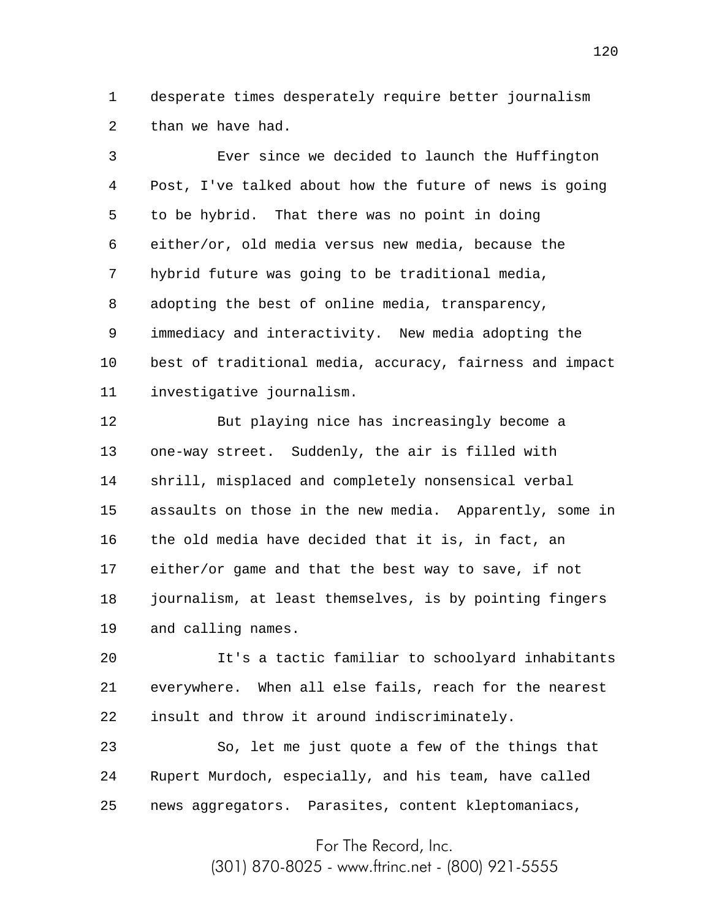desperate times desperately require better journalism than we have had.

Ever since we decided to launch the Huffington Post, I've talked about how the future of news is going to be hybrid. That there was no point in doing either/or, old media versus new media, because the hybrid future was going to be traditional media, adopting the best of online media, transparency, immediacy and interactivity. New media adopting the best of traditional media, accuracy, fairness and impact investigative journalism.

But playing nice has increasingly become a one-way street. Suddenly, the air is filled with shrill, misplaced and completely nonsensical verbal assaults on those in the new media. Apparently, some in the old media have decided that it is, in fact, an either/or game and that the best way to save, if not journalism, at least themselves, is by pointing fingers and calling names.

It's a tactic familiar to schoolyard inhabitants everywhere. When all else fails, reach for the nearest insult and throw it around indiscriminately.

So, let me just quote a few of the things that Rupert Murdoch, especially, and his team, have called news aggregators. Parasites, content kleptomaniacs,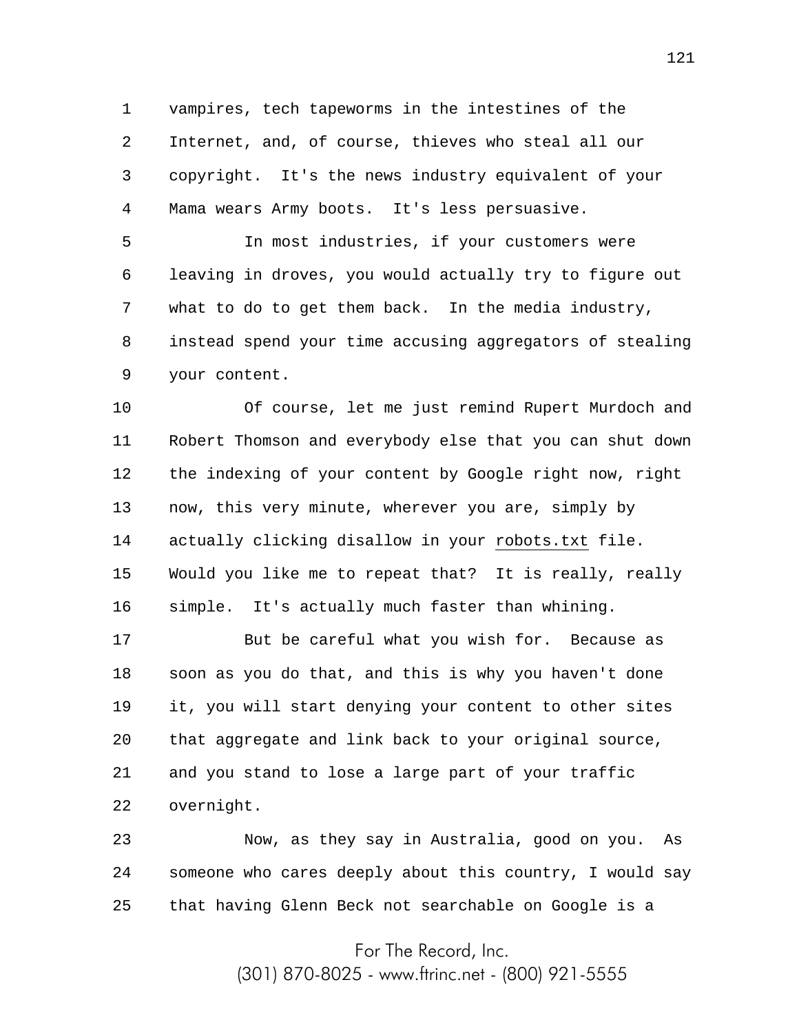vampires, tech tapeworms in the intestines of the Internet, and, of course, thieves who steal all our copyright. It's the news industry equivalent of your Mama wears Army boots. It's less persuasive.

In most industries, if your customers were leaving in droves, you would actually try to figure out what to do to get them back. In the media industry, instead spend your time accusing aggregators of stealing your content.

Of course, let me just remind Rupert Murdoch and Robert Thomson and everybody else that you can shut down the indexing of your content by Google right now, right now, this very minute, wherever you are, simply by actually clicking disallow in your robots.txt file. Would you like me to repeat that? It is really, really simple. It's actually much faster than whining.

But be careful what you wish for. Because as soon as you do that, and this is why you haven't done it, you will start denying your content to other sites that aggregate and link back to your original source, and you stand to lose a large part of your traffic overnight.

Now, as they say in Australia, good on you. As someone who cares deeply about this country, I would say that having Glenn Beck not searchable on Google is a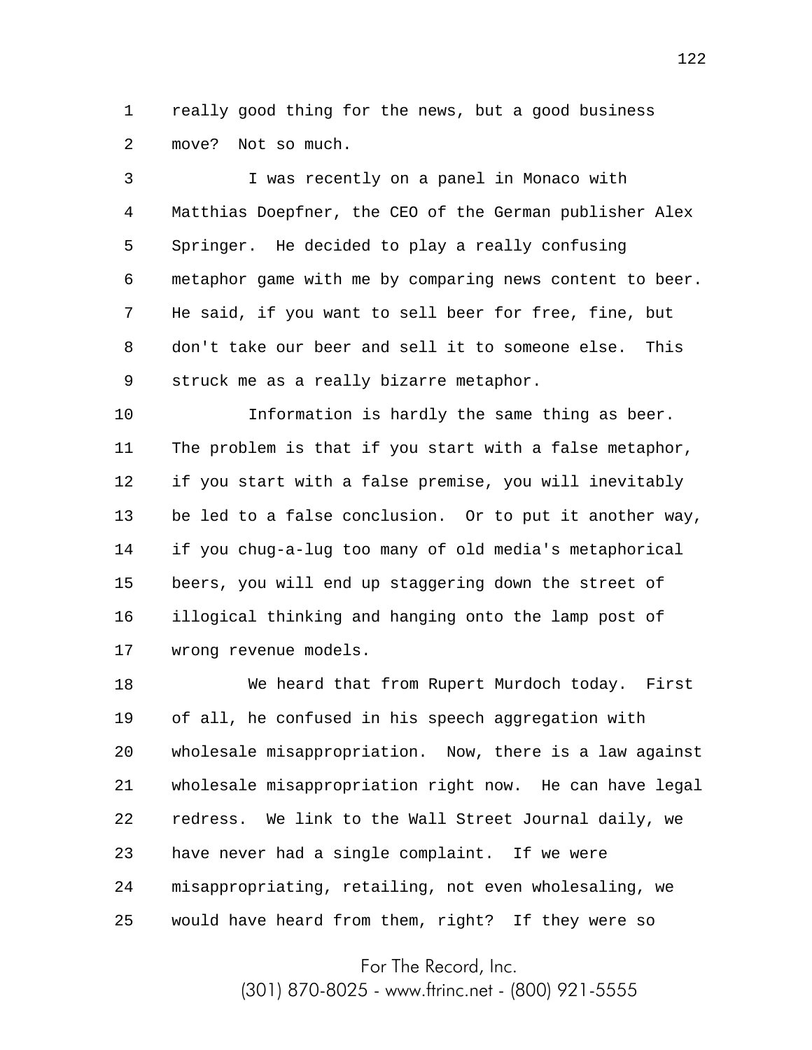really good thing for the news, but a good business move? Not so much.

I was recently on a panel in Monaco with Matthias Doepfner, the CEO of the German publisher Alex Springer. He decided to play a really confusing metaphor game with me by comparing news content to beer. He said, if you want to sell beer for free, fine, but don't take our beer and sell it to someone else. This struck me as a really bizarre metaphor.

Information is hardly the same thing as beer. The problem is that if you start with a false metaphor, if you start with a false premise, you will inevitably be led to a false conclusion. Or to put it another way, if you chug-a-lug too many of old media's metaphorical beers, you will end up staggering down the street of illogical thinking and hanging onto the lamp post of wrong revenue models.

We heard that from Rupert Murdoch today. First of all, he confused in his speech aggregation with wholesale misappropriation. Now, there is a law against wholesale misappropriation right now. He can have legal redress. We link to the Wall Street Journal daily, we have never had a single complaint. If we were misappropriating, retailing, not even wholesaling, we would have heard from them, right? If they were so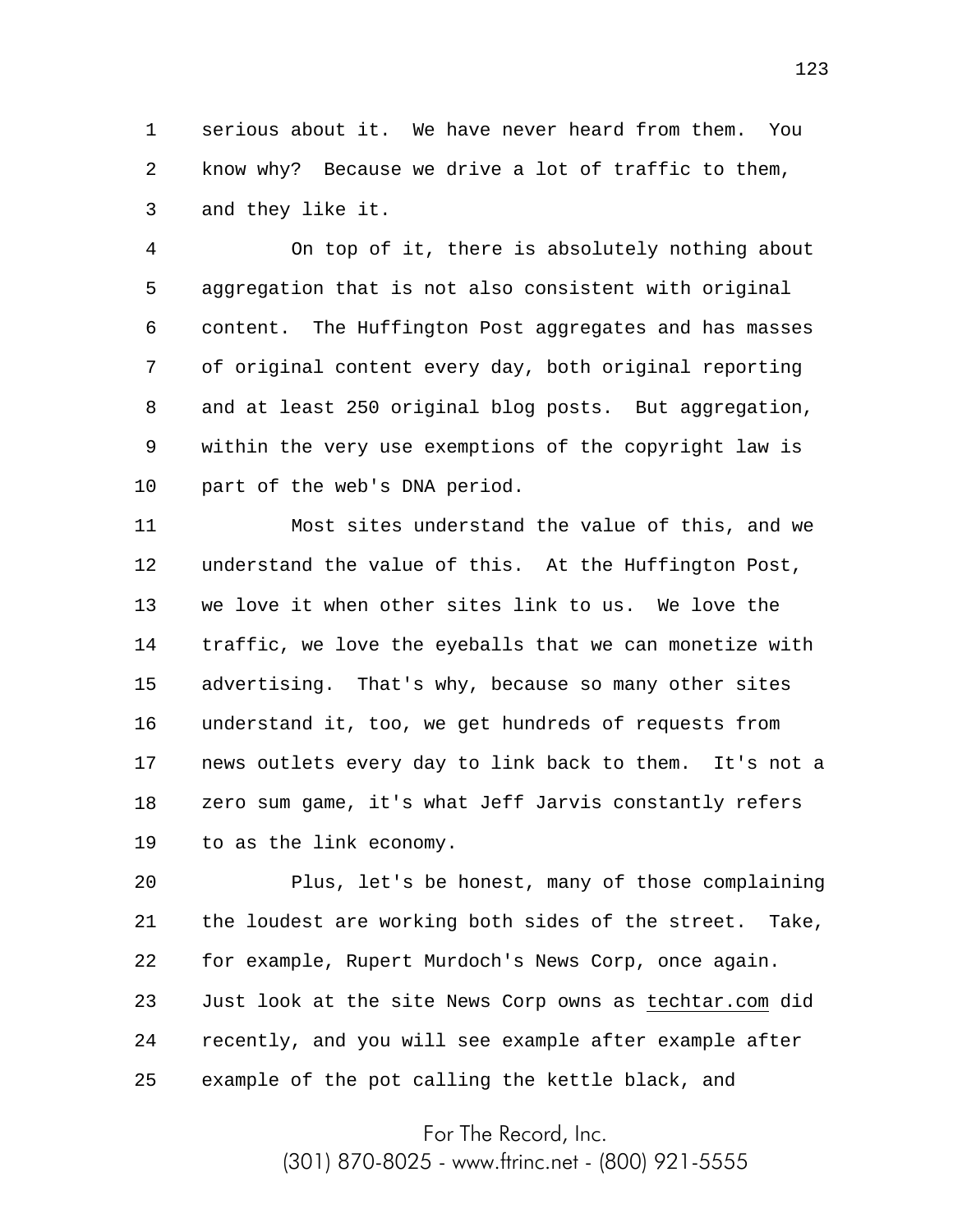serious about it. We have never heard from them. You know why? Because we drive a lot of traffic to them, and they like it.

On top of it, there is absolutely nothing about aggregation that is not also consistent with original content. The Huffington Post aggregates and has masses of original content every day, both original reporting and at least 250 original blog posts. But aggregation, within the very use exemptions of the copyright law is part of the web's DNA period.

Most sites understand the value of this, and we understand the value of this. At the Huffington Post, we love it when other sites link to us. We love the traffic, we love the eyeballs that we can monetize with advertising. That's why, because so many other sites understand it, too, we get hundreds of requests from news outlets every day to link back to them. It's not a zero sum game, it's what Jeff Jarvis constantly refers to as the link economy.

Plus, let's be honest, many of those complaining the loudest are working both sides of the street. Take, for example, Rupert Murdoch's News Corp, once again. Just look at the site News Corp owns as techtar.com did recently, and you will see example after example after example of the pot calling the kettle black, and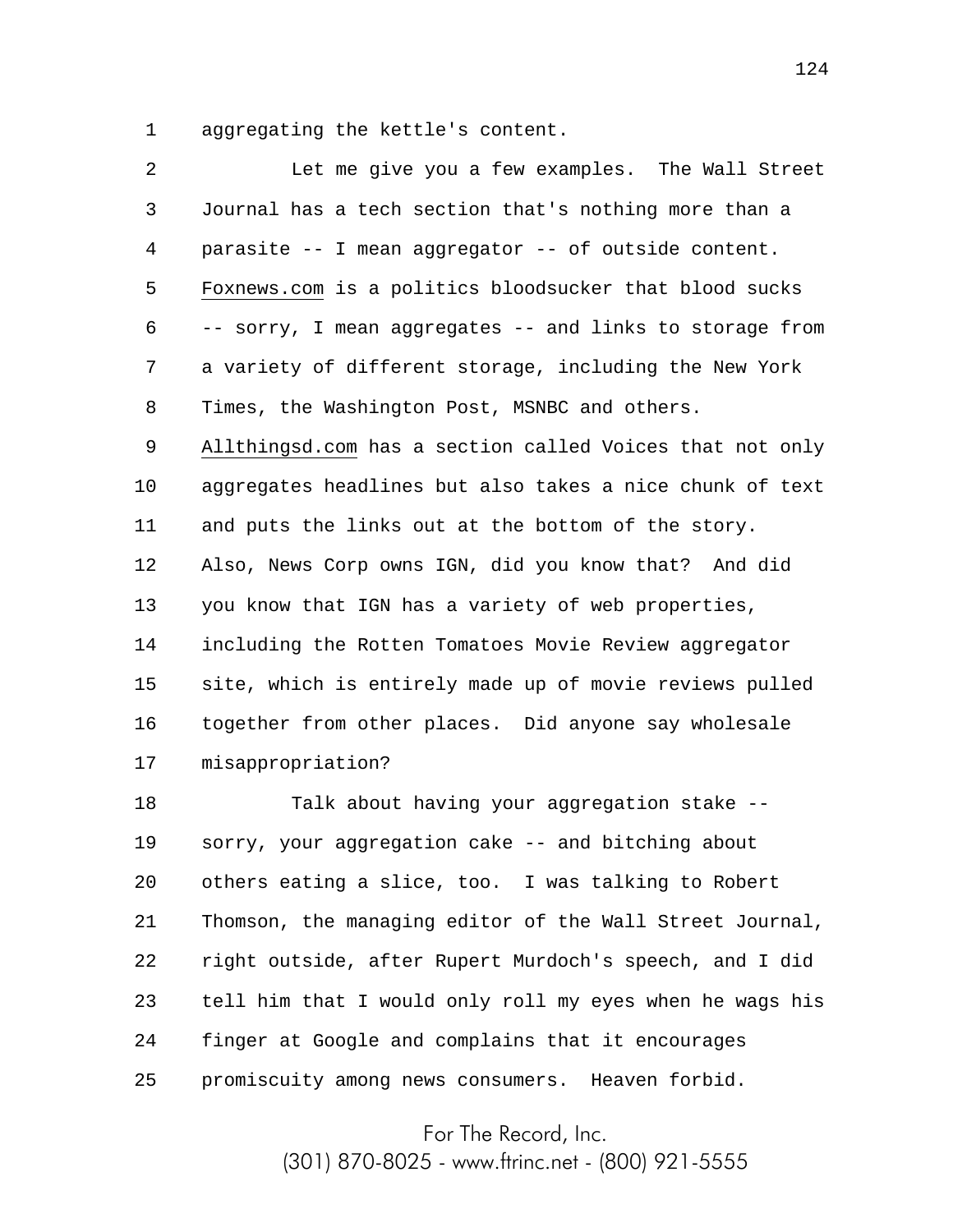aggregating the kettle's content.

Let me give you a few examples. The Wall Street Journal has a tech section that's nothing more than a parasite -- I mean aggregator -- of outside content. Foxnews.com is a politics bloodsucker that blood sucks -- sorry, I mean aggregates -- and links to storage from a variety of different storage, including the New York Times, the Washington Post, MSNBC and others. Allthingsd.com has a section called Voices that not only aggregates headlines but also takes a nice chunk of text and puts the links out at the bottom of the story. Also, News Corp owns IGN, did you know that? And did you know that IGN has a variety of web properties, including the Rotten Tomatoes Movie Review aggregator site, which is entirely made up of movie reviews pulled together from other places. Did anyone say wholesale misappropriation?

Talk about having your aggregation stake -- sorry, your aggregation cake -- and bitching about others eating a slice, too. I was talking to Robert Thomson, the managing editor of the Wall Street Journal, right outside, after Rupert Murdoch's speech, and I did tell him that I would only roll my eyes when he wags his finger at Google and complains that it encourages promiscuity among news consumers. Heaven forbid.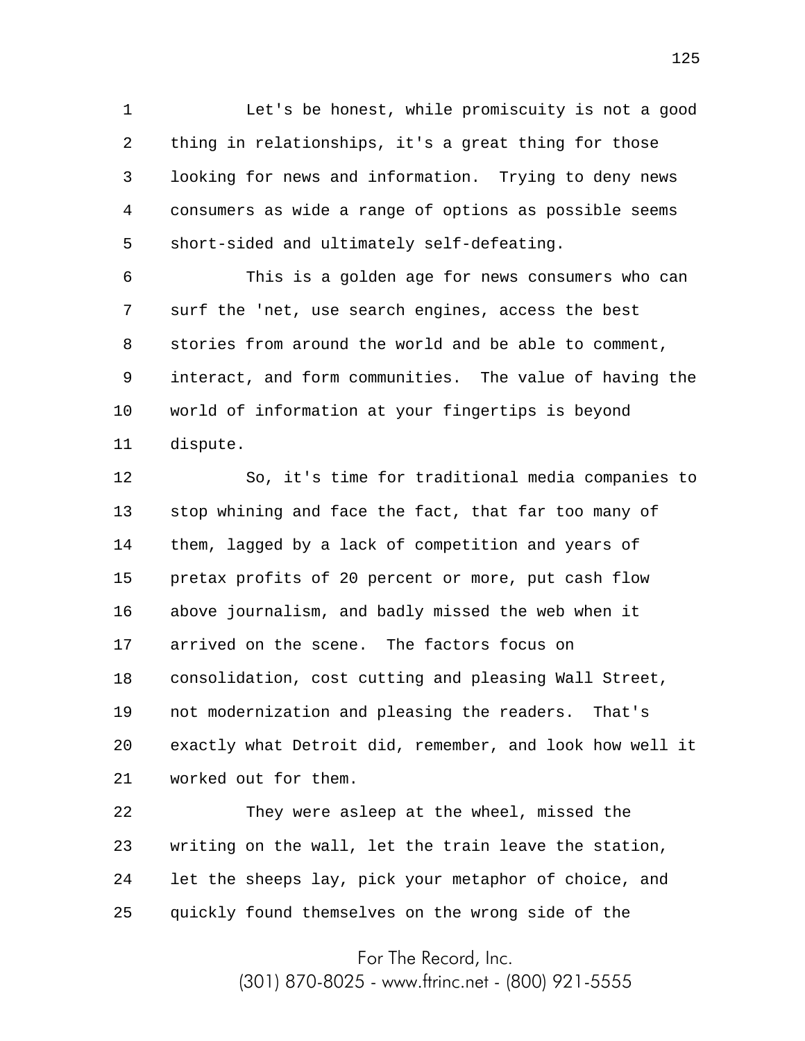Let's be honest, while promiscuity is not a good thing in relationships, it's a great thing for those looking for news and information. Trying to deny news consumers as wide a range of options as possible seems short-sided and ultimately self-defeating.

This is a golden age for news consumers who can surf the 'net, use search engines, access the best stories from around the world and be able to comment, interact, and form communities. The value of having the world of information at your fingertips is beyond dispute.

So, it's time for traditional media companies to stop whining and face the fact, that far too many of them, lagged by a lack of competition and years of pretax profits of 20 percent or more, put cash flow above journalism, and badly missed the web when it arrived on the scene. The factors focus on consolidation, cost cutting and pleasing Wall Street, not modernization and pleasing the readers. That's exactly what Detroit did, remember, and look how well it worked out for them.

They were asleep at the wheel, missed the writing on the wall, let the train leave the station, let the sheeps lay, pick your metaphor of choice, and quickly found themselves on the wrong side of the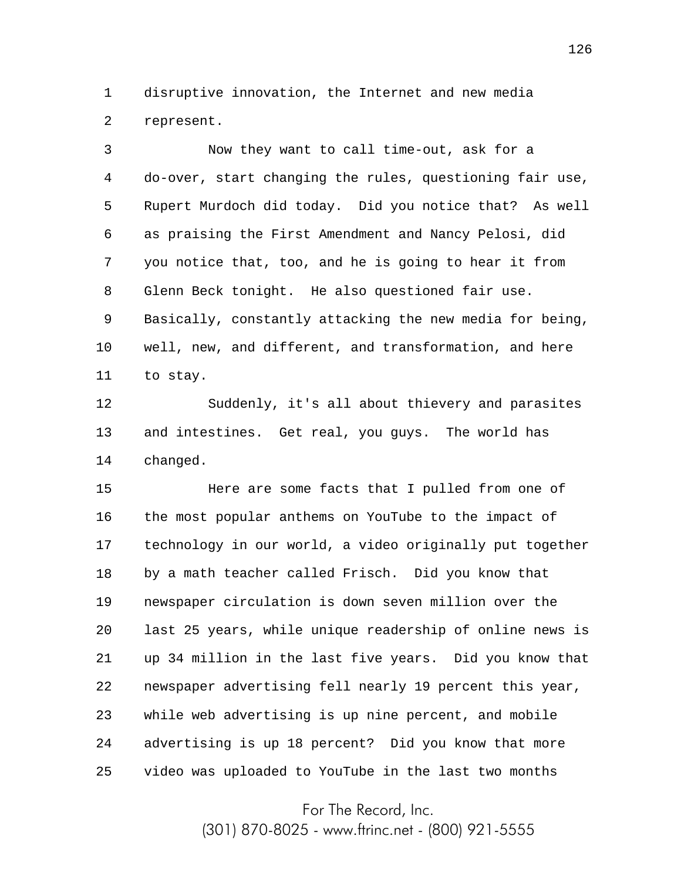disruptive innovation, the Internet and new media represent.

Now they want to call time-out, ask for a do-over, start changing the rules, questioning fair use, Rupert Murdoch did today. Did you notice that? As well as praising the First Amendment and Nancy Pelosi, did you notice that, too, and he is going to hear it from Glenn Beck tonight. He also questioned fair use. Basically, constantly attacking the new media for being, well, new, and different, and transformation, and here to stay.

Suddenly, it's all about thievery and parasites and intestines. Get real, you guys. The world has changed.

Here are some facts that I pulled from one of the most popular anthems on YouTube to the impact of technology in our world, a video originally put together by a math teacher called Frisch. Did you know that newspaper circulation is down seven million over the last 25 years, while unique readership of online news is up 34 million in the last five years. Did you know that newspaper advertising fell nearly 19 percent this year, while web advertising is up nine percent, and mobile advertising is up 18 percent? Did you know that more video was uploaded to YouTube in the last two months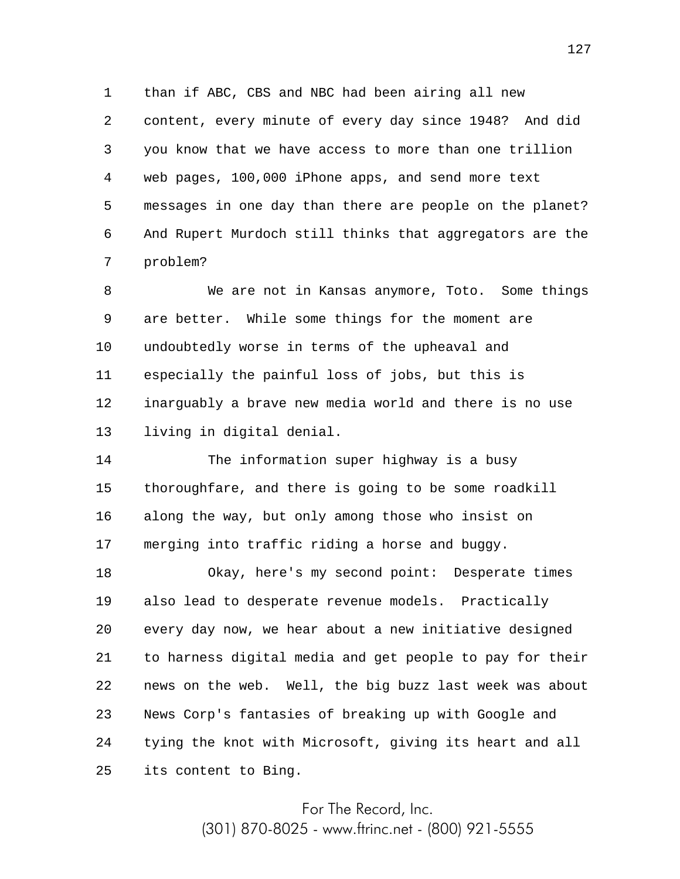than if ABC, CBS and NBC had been airing all new content, every minute of every day since 1948? And did you know that we have access to more than one trillion web pages, 100,000 iPhone apps, and send more text messages in one day than there are people on the planet? And Rupert Murdoch still thinks that aggregators are the problem?

We are not in Kansas anymore, Toto. Some things are better. While some things for the moment are undoubtedly worse in terms of the upheaval and especially the painful loss of jobs, but this is inarguably a brave new media world and there is no use living in digital denial.

The information super highway is a busy thoroughfare, and there is going to be some roadkill along the way, but only among those who insist on merging into traffic riding a horse and buggy.

Okay, here's my second point: Desperate times also lead to desperate revenue models. Practically every day now, we hear about a new initiative designed to harness digital media and get people to pay for their news on the web. Well, the big buzz last week was about News Corp's fantasies of breaking up with Google and tying the knot with Microsoft, giving its heart and all its content to Bing.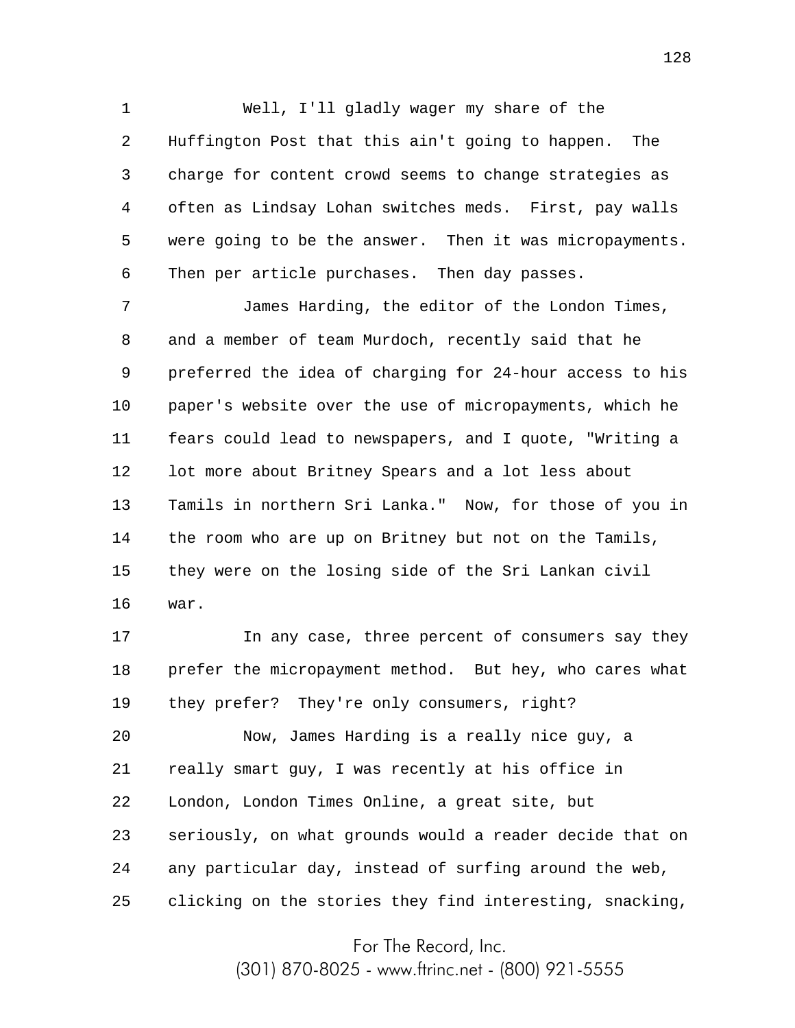Well, I'll gladly wager my share of the Huffington Post that this ain't going to happen. The charge for content crowd seems to change strategies as often as Lindsay Lohan switches meds. First, pay walls were going to be the answer. Then it was micropayments. Then per article purchases. Then day passes.

James Harding, the editor of the London Times, and a member of team Murdoch, recently said that he preferred the idea of charging for 24-hour access to his paper's website over the use of micropayments, which he fears could lead to newspapers, and I quote, "Writing a lot more about Britney Spears and a lot less about Tamils in northern Sri Lanka." Now, for those of you in the room who are up on Britney but not on the Tamils, they were on the losing side of the Sri Lankan civil war.

In any case, three percent of consumers say they prefer the micropayment method. But hey, who cares what they prefer? They're only consumers, right?

Now, James Harding is a really nice guy, a really smart guy, I was recently at his office in London, London Times Online, a great site, but seriously, on what grounds would a reader decide that on any particular day, instead of surfing around the web, clicking on the stories they find interesting, snacking,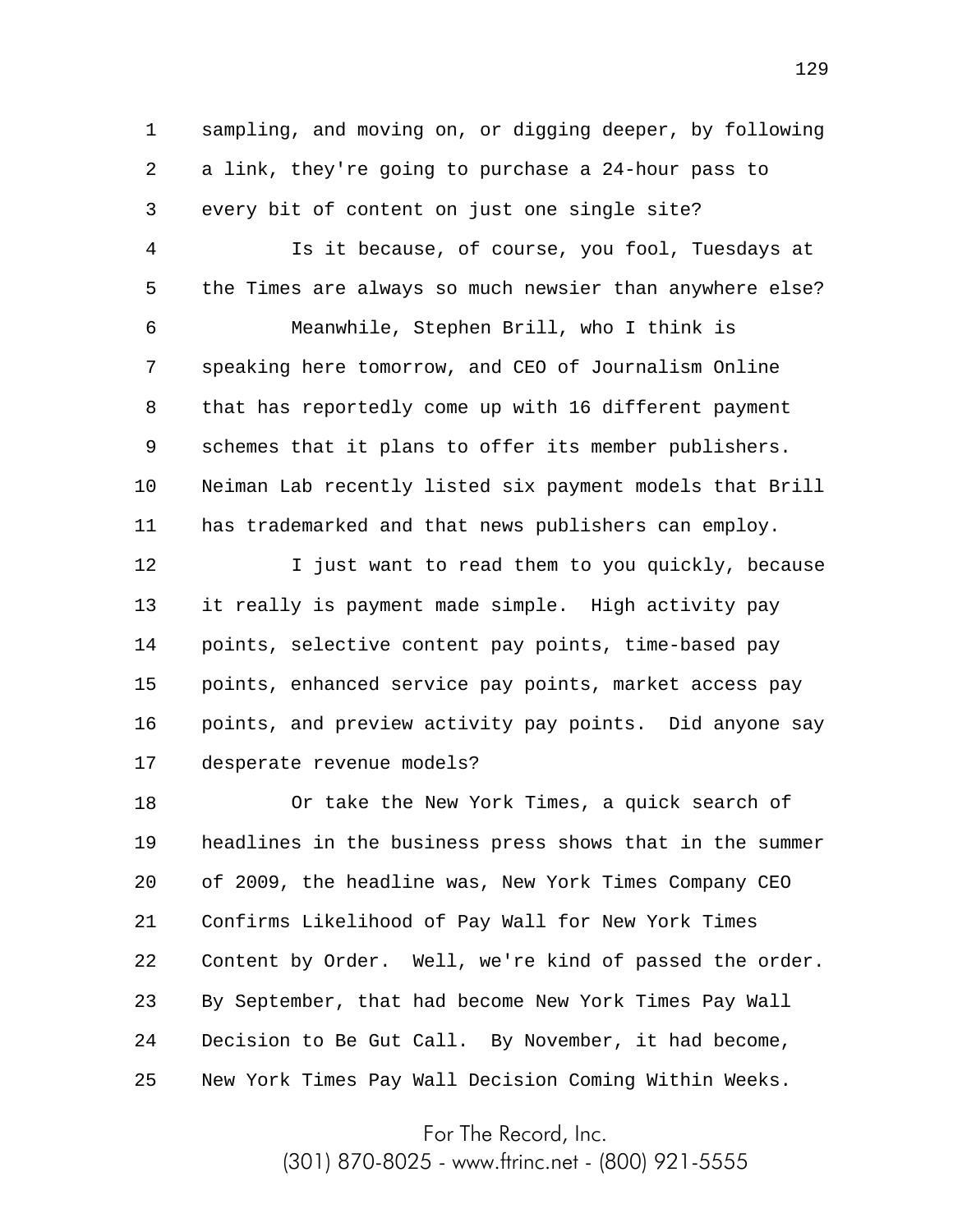sampling, and moving on, or digging deeper, by following a link, they're going to purchase a 24-hour pass to every bit of content on just one single site?

Is it because, of course, you fool, Tuesdays at the Times are always so much newsier than anywhere else?

Meanwhile, Stephen Brill, who I think is speaking here tomorrow, and CEO of Journalism Online that has reportedly come up with 16 different payment schemes that it plans to offer its member publishers. Neiman Lab recently listed six payment models that Brill has trademarked and that news publishers can employ.

I just want to read them to you quickly, because it really is payment made simple. High activity pay points, selective content pay points, time-based pay points, enhanced service pay points, market access pay points, and preview activity pay points. Did anyone say desperate revenue models?

Or take the New York Times, a quick search of headlines in the business press shows that in the summer of 2009, the headline was, New York Times Company CEO Confirms Likelihood of Pay Wall for New York Times Content by Order. Well, we're kind of passed the order. By September, that had become New York Times Pay Wall Decision to Be Gut Call. By November, it had become, New York Times Pay Wall Decision Coming Within Weeks.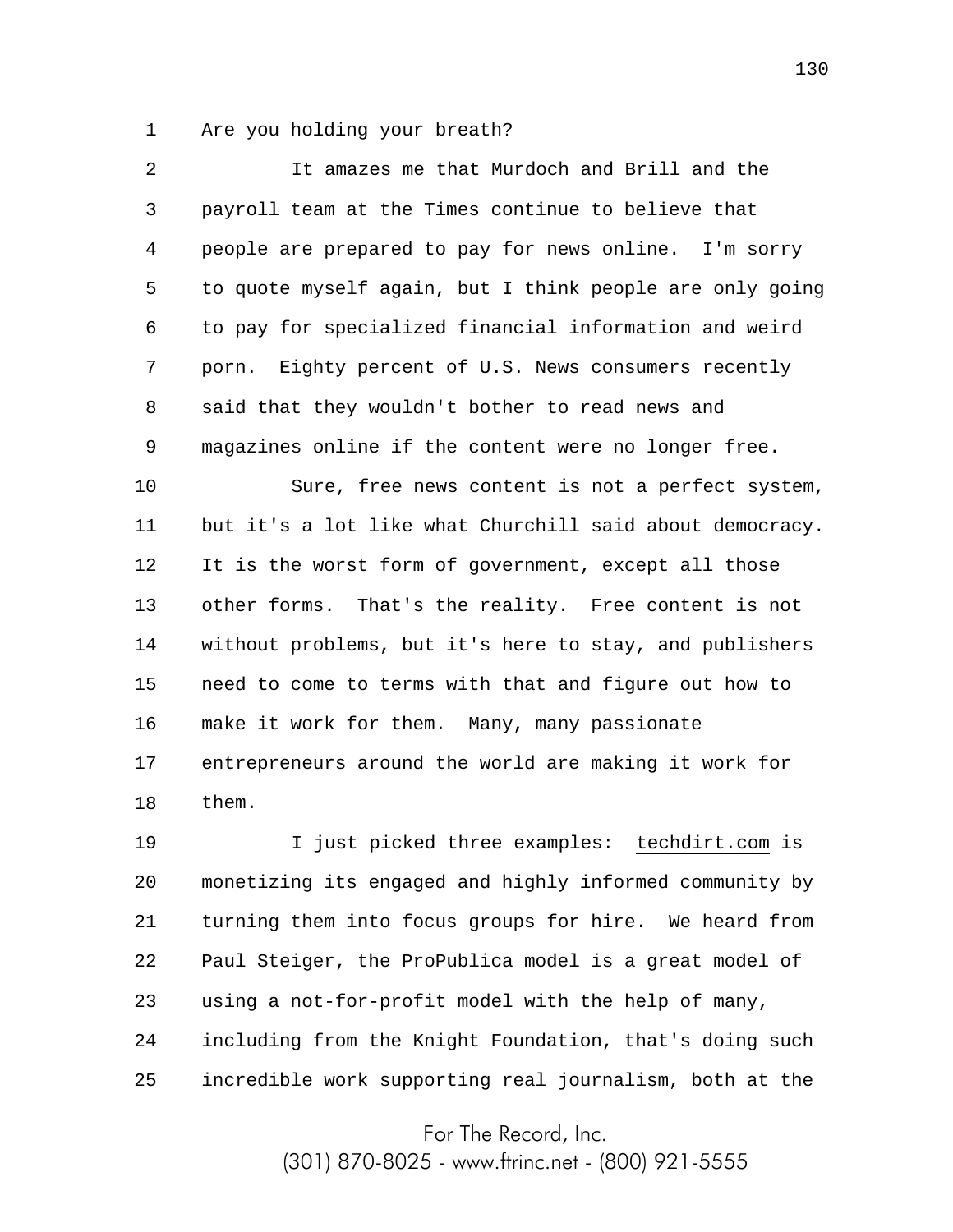Are you holding your breath?

It amazes me that Murdoch and Brill and the payroll team at the Times continue to believe that people are prepared to pay for news online. I'm sorry to quote myself again, but I think people are only going to pay for specialized financial information and weird porn. Eighty percent of U.S. News consumers recently said that they wouldn't bother to read news and magazines online if the content were no longer free.

Sure, free news content is not a perfect system, but it's a lot like what Churchill said about democracy. It is the worst form of government, except all those other forms. That's the reality. Free content is not without problems, but it's here to stay, and publishers need to come to terms with that and figure out how to make it work for them. Many, many passionate entrepreneurs around the world are making it work for them.

I just picked three examples: techdirt.com is monetizing its engaged and highly informed community by turning them into focus groups for hire. We heard from Paul Steiger, the ProPublica model is a great model of using a not-for-profit model with the help of many, including from the Knight Foundation, that's doing such incredible work supporting real journalism, both at the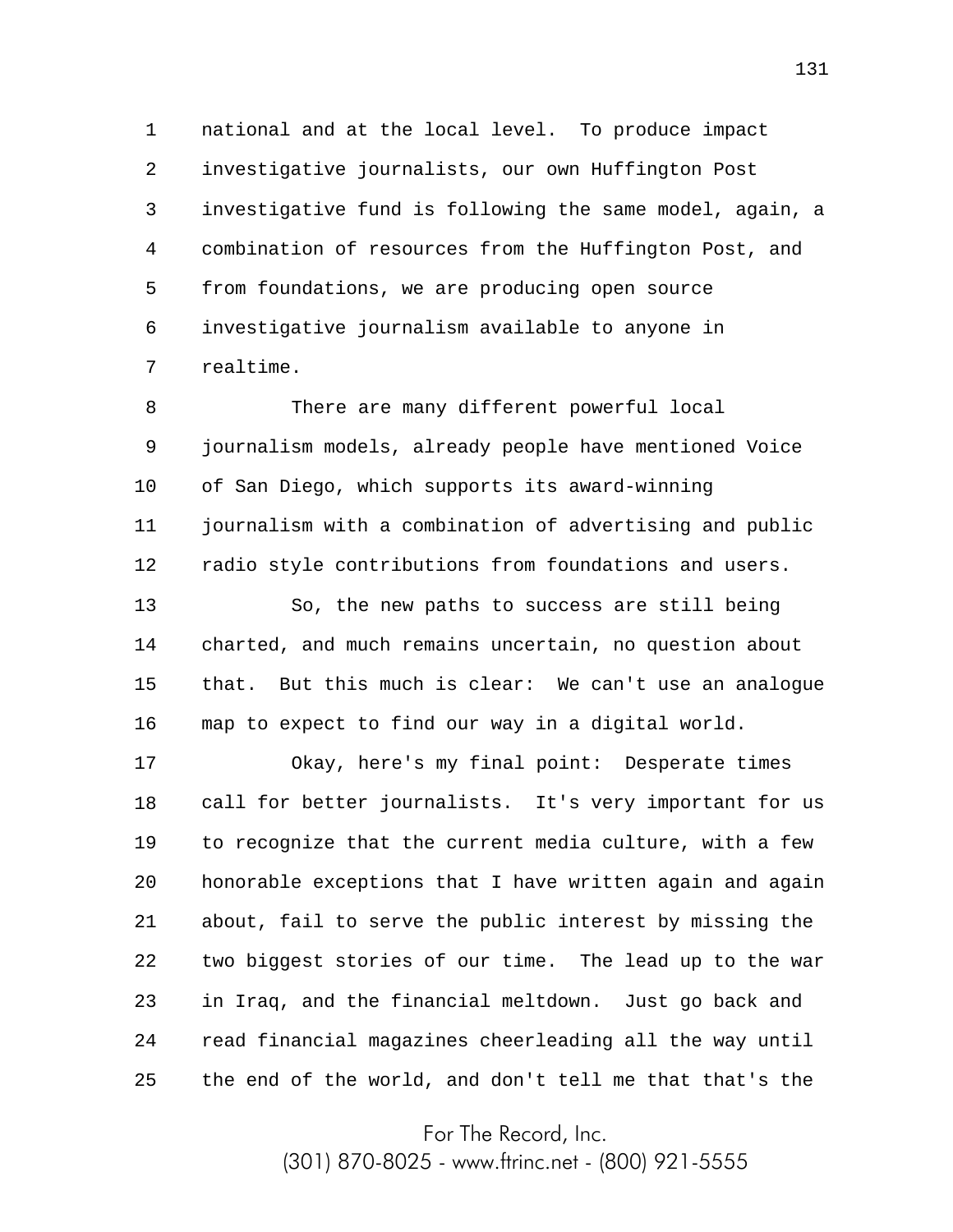national and at the local level. To produce impact investigative journalists, our own Huffington Post investigative fund is following the same model, again, a combination of resources from the Huffington Post, and from foundations, we are producing open source investigative journalism available to anyone in realtime.

There are many different powerful local journalism models, already people have mentioned Voice of San Diego, which supports its award-winning journalism with a combination of advertising and public radio style contributions from foundations and users.

So, the new paths to success are still being charted, and much remains uncertain, no question about that. But this much is clear: We can't use an analogue map to expect to find our way in a digital world.

Okay, here's my final point: Desperate times call for better journalists. It's very important for us to recognize that the current media culture, with a few honorable exceptions that I have written again and again about, fail to serve the public interest by missing the two biggest stories of our time. The lead up to the war in Iraq, and the financial meltdown. Just go back and read financial magazines cheerleading all the way until the end of the world, and don't tell me that that's the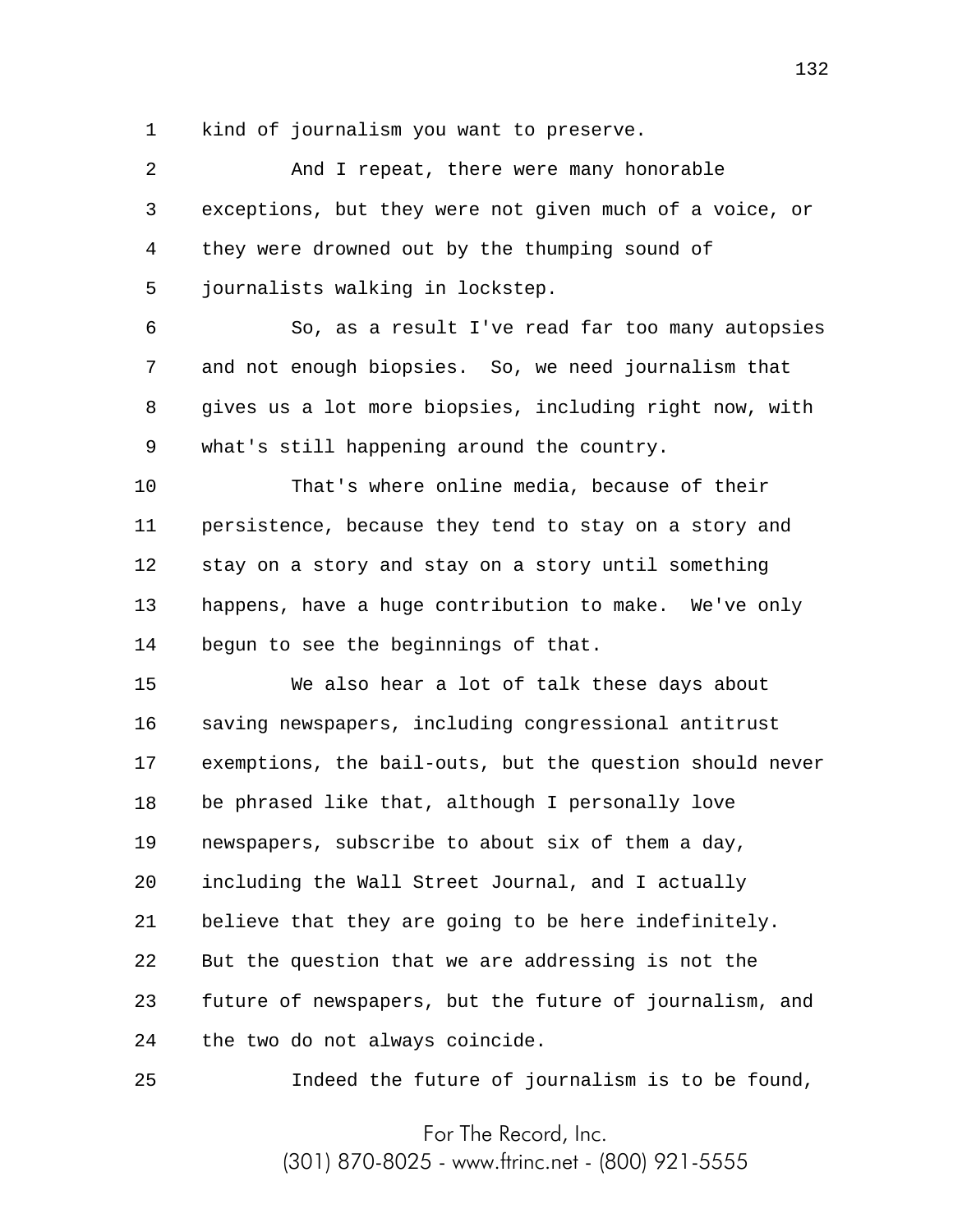kind of journalism you want to preserve.

And I repeat, there were many honorable exceptions, but they were not given much of a voice, or they were drowned out by the thumping sound of journalists walking in lockstep.

So, as a result I've read far too many autopsies and not enough biopsies. So, we need journalism that gives us a lot more biopsies, including right now, with what's still happening around the country.

That's where online media, because of their persistence, because they tend to stay on a story and stay on a story and stay on a story until something happens, have a huge contribution to make. We've only begun to see the beginnings of that.

We also hear a lot of talk these days about saving newspapers, including congressional antitrust exemptions, the bail-outs, but the question should never be phrased like that, although I personally love newspapers, subscribe to about six of them a day, including the Wall Street Journal, and I actually believe that they are going to be here indefinitely. But the question that we are addressing is not the future of newspapers, but the future of journalism, and the two do not always coincide.

Indeed the future of journalism is to be found,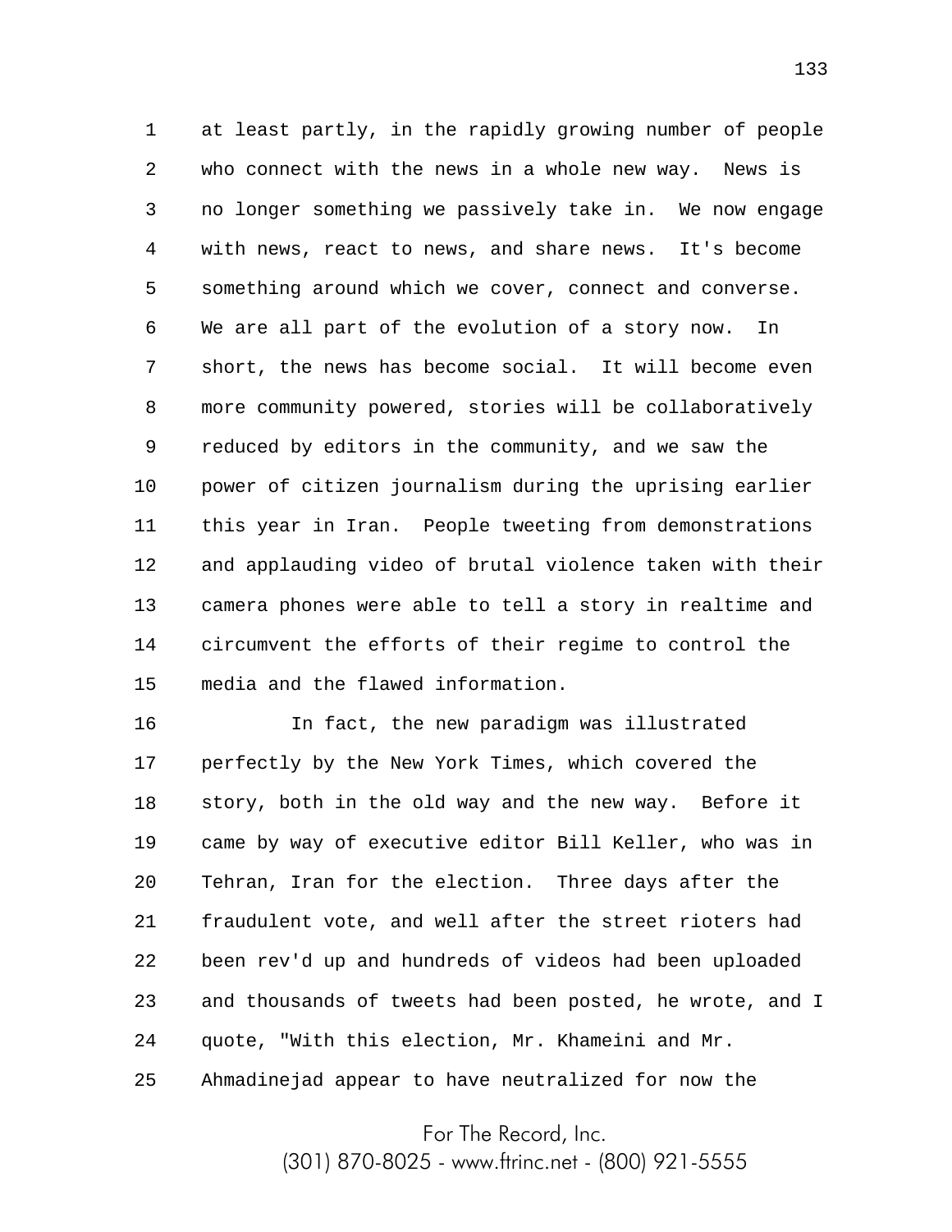at least partly, in the rapidly growing number of people who connect with the news in a whole new way. News is no longer something we passively take in. We now engage with news, react to news, and share news. It's become something around which we cover, connect and converse. We are all part of the evolution of a story now. In short, the news has become social. It will become even more community powered, stories will be collaboratively reduced by editors in the community, and we saw the power of citizen journalism during the uprising earlier this year in Iran. People tweeting from demonstrations and applauding video of brutal violence taken with their camera phones were able to tell a story in realtime and circumvent the efforts of their regime to control the media and the flawed information.

In fact, the new paradigm was illustrated perfectly by the New York Times, which covered the story, both in the old way and the new way. Before it came by way of executive editor Bill Keller, who was in Tehran, Iran for the election. Three days after the fraudulent vote, and well after the street rioters had been rev'd up and hundreds of videos had been uploaded and thousands of tweets had been posted, he wrote, and I quote, "With this election, Mr. Khameini and Mr. Ahmadinejad appear to have neutralized for now the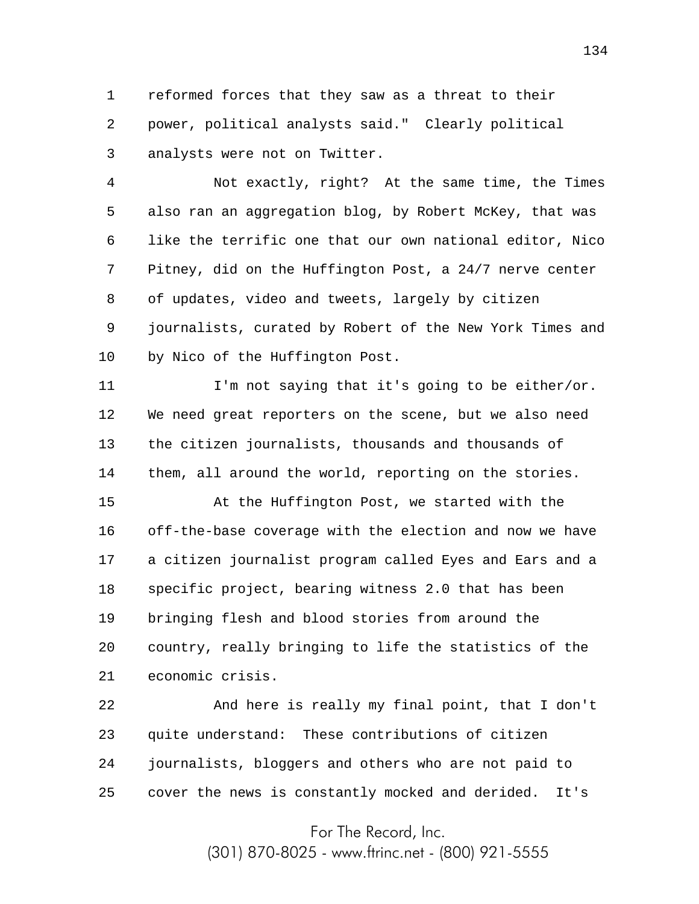reformed forces that they saw as a threat to their power, political analysts said." Clearly political analysts were not on Twitter.

Not exactly, right? At the same time, the Times also ran an aggregation blog, by Robert McKey, that was like the terrific one that our own national editor, Nico Pitney, did on the Huffington Post, a 24/7 nerve center of updates, video and tweets, largely by citizen journalists, curated by Robert of the New York Times and by Nico of the Huffington Post.

I'm not saying that it's going to be either/or. We need great reporters on the scene, but we also need the citizen journalists, thousands and thousands of them, all around the world, reporting on the stories.

At the Huffington Post, we started with the off-the-base coverage with the election and now we have a citizen journalist program called Eyes and Ears and a specific project, bearing witness 2.0 that has been bringing flesh and blood stories from around the country, really bringing to life the statistics of the economic crisis.

And here is really my final point, that I don't quite understand: These contributions of citizen journalists, bloggers and others who are not paid to cover the news is constantly mocked and derided. It's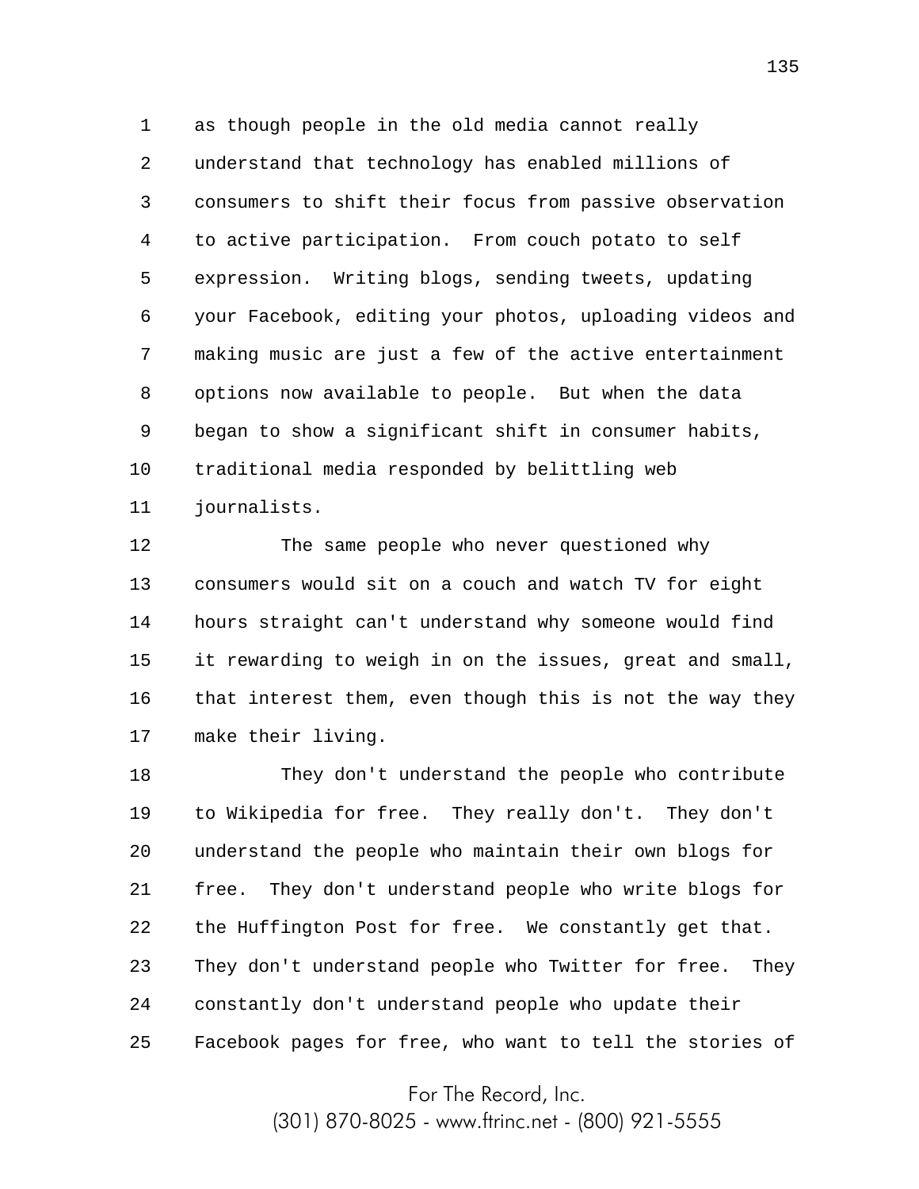as though people in the old media cannot really understand that technology has enabled millions of consumers to shift their focus from passive observation to active participation. From couch potato to self expression. Writing blogs, sending tweets, updating your Facebook, editing your photos, uploading videos and making music are just a few of the active entertainment options now available to people. But when the data began to show a significant shift in consumer habits, traditional media responded by belittling web journalists.

The same people who never questioned why consumers would sit on a couch and watch TV for eight hours straight can't understand why someone would find it rewarding to weigh in on the issues, great and small, that interest them, even though this is not the way they make their living.

They don't understand the people who contribute to Wikipedia for free. They really don't. They don't understand the people who maintain their own blogs for free. They don't understand people who write blogs for the Huffington Post for free. We constantly get that. They don't understand people who Twitter for free. They constantly don't understand people who update their Facebook pages for free, who want to tell the stories of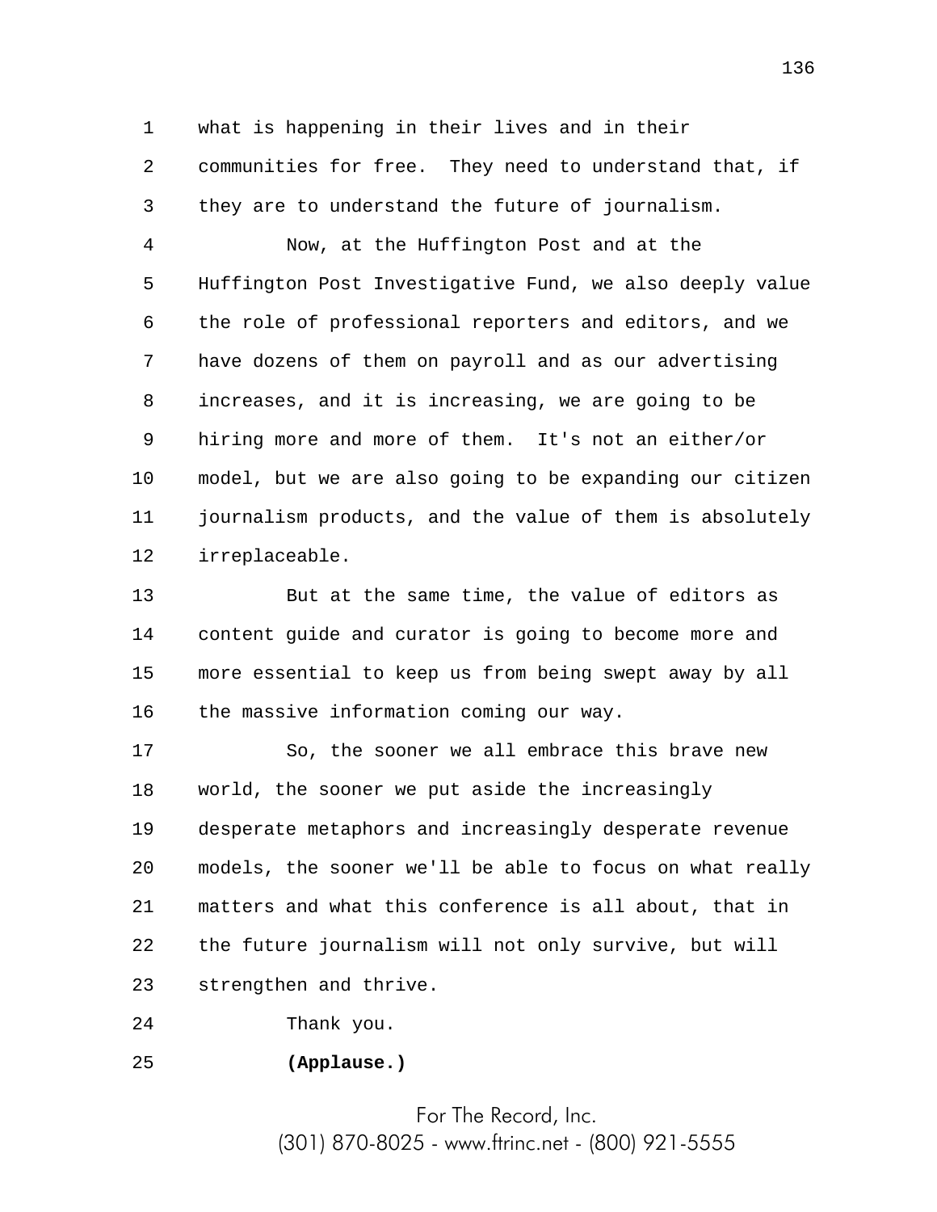what is happening in their lives and in their communities for free. They need to understand that, if they are to understand the future of journalism.

Now, at the Huffington Post and at the Huffington Post Investigative Fund, we also deeply value the role of professional reporters and editors, and we have dozens of them on payroll and as our advertising increases, and it is increasing, we are going to be hiring more and more of them. It's not an either/or model, but we are also going to be expanding our citizen journalism products, and the value of them is absolutely irreplaceable.

But at the same time, the value of editors as content guide and curator is going to become more and more essential to keep us from being swept away by all the massive information coming our way.

So, the sooner we all embrace this brave new world, the sooner we put aside the increasingly desperate metaphors and increasingly desperate revenue models, the sooner we'll be able to focus on what really matters and what this conference is all about, that in the future journalism will not only survive, but will strengthen and thrive.

Thank you.

**(Applause.)**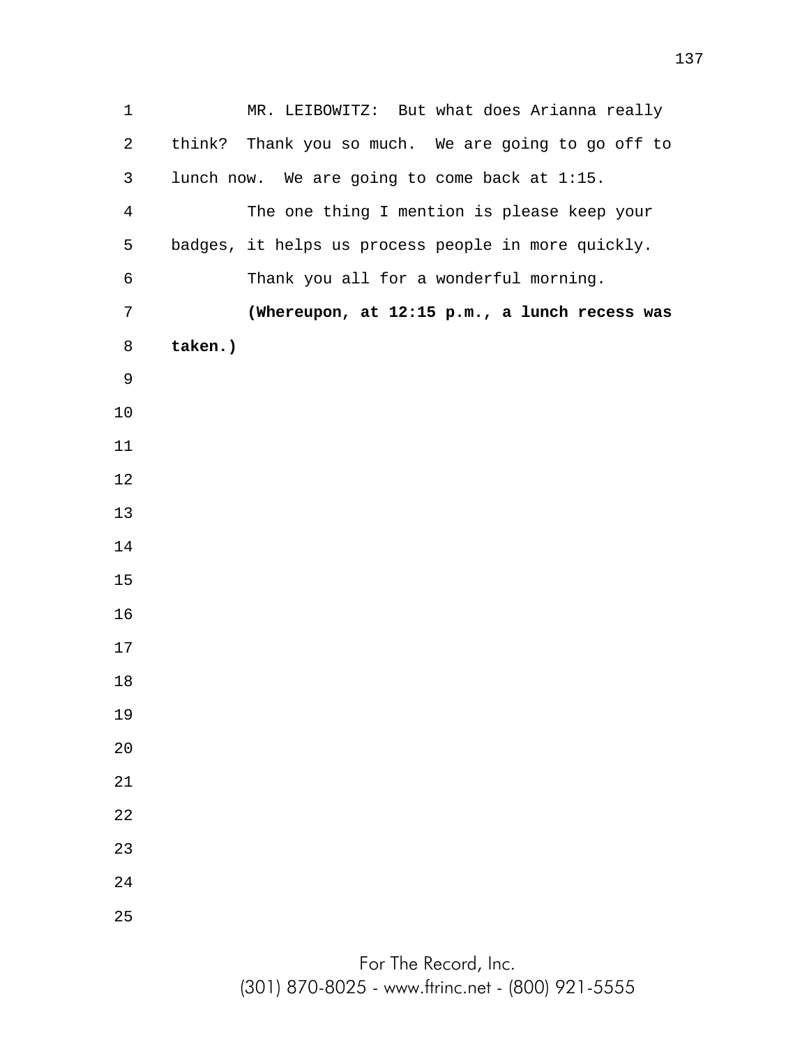MR. LEIBOWITZ: But what does Arianna really think? Thank you so much. We are going to go off to lunch now. We are going to come back at 1:15.

The one thing I mention is please keep your badges, it helps us process people in more quickly.

Thank you all for a wonderful morning.

**(Whereupon, at 12:15 p.m., a lunch recess was taken.)**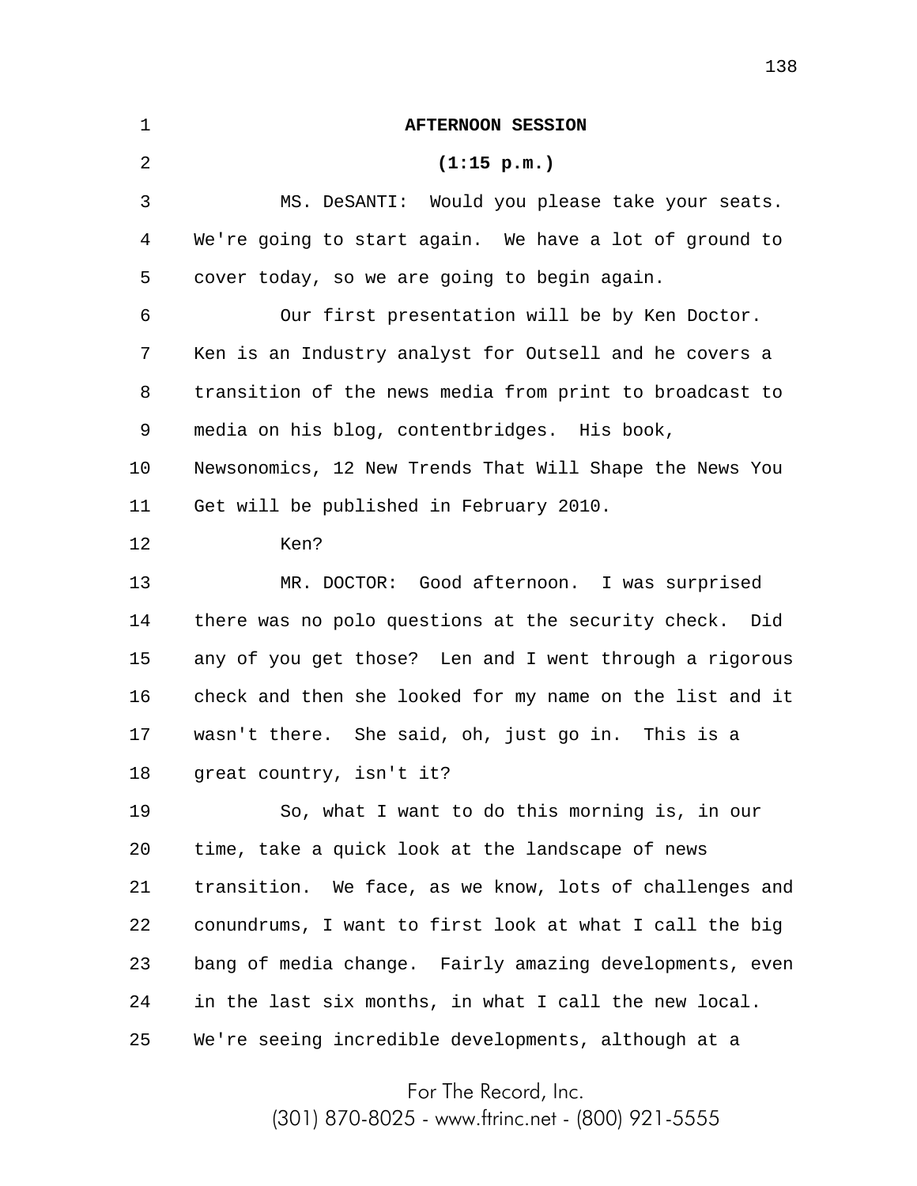**AFTERNOON SESSION**

**(1:15 p.m.)**

MS. DeSANTI: Would you please take your seats. We're going to start again. We have a lot of ground to cover today, so we are going to begin again.

Our first presentation will be by Ken Doctor. Ken is an Industry analyst for Outsell and he covers a transition of the news media from print to broadcast to media on his blog, contentbridges. His book, Newsonomics, 12 New Trends That Will Shape the News You Get will be published in February 2010.

Ken?

MR. DOCTOR: Good afternoon. I was surprised there was no polo questions at the security check. Did any of you get those? Len and I went through a rigorous check and then she looked for my name on the list and it wasn't there. She said, oh, just go in. This is a great country, isn't it?

So, what I want to do this morning is, in our time, take a quick look at the landscape of news transition. We face, as we know, lots of challenges and conundrums, I want to first look at what I call the big bang of media change. Fairly amazing developments, even in the last six months, in what I call the new local. We're seeing incredible developments, although at a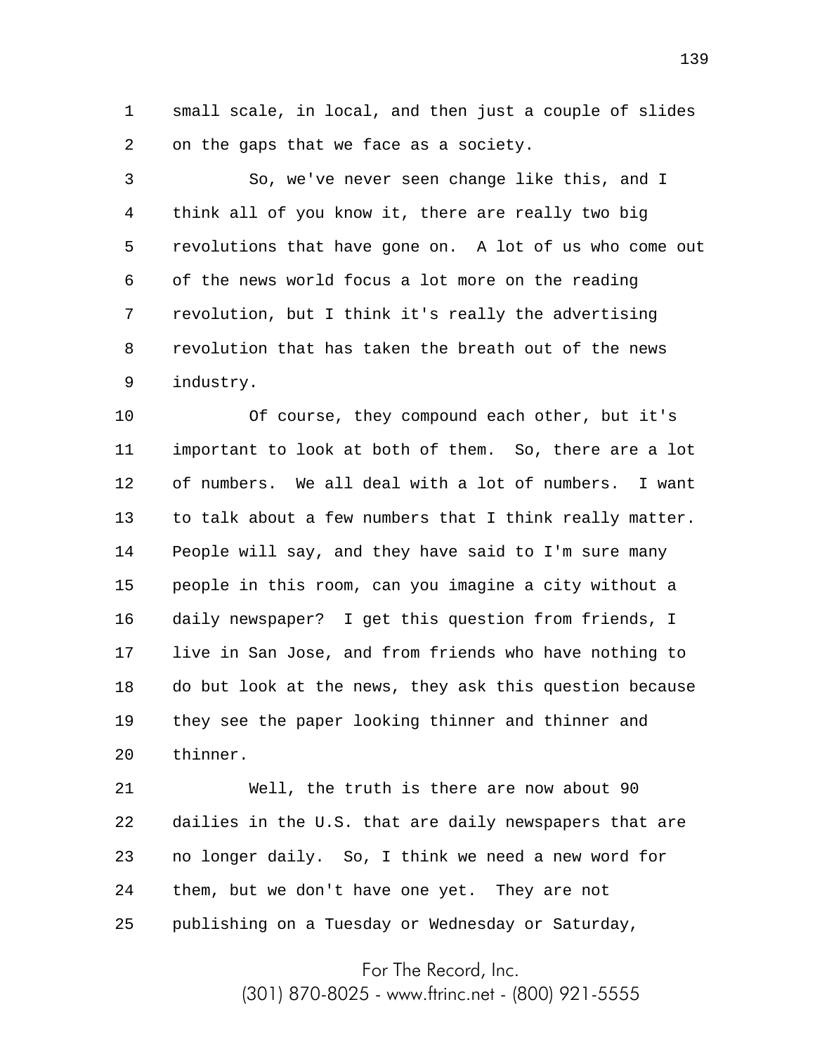small scale, in local, and then just a couple of slides on the gaps that we face as a society.

So, we've never seen change like this, and I think all of you know it, there are really two big revolutions that have gone on. A lot of us who come out of the news world focus a lot more on the reading revolution, but I think it's really the advertising revolution that has taken the breath out of the news industry.

Of course, they compound each other, but it's important to look at both of them. So, there are a lot of numbers. We all deal with a lot of numbers. I want to talk about a few numbers that I think really matter. People will say, and they have said to I'm sure many people in this room, can you imagine a city without a daily newspaper? I get this question from friends, I live in San Jose, and from friends who have nothing to do but look at the news, they ask this question because they see the paper looking thinner and thinner and thinner.

Well, the truth is there are now about 90 dailies in the U.S. that are daily newspapers that are no longer daily. So, I think we need a new word for them, but we don't have one yet. They are not publishing on a Tuesday or Wednesday or Saturday,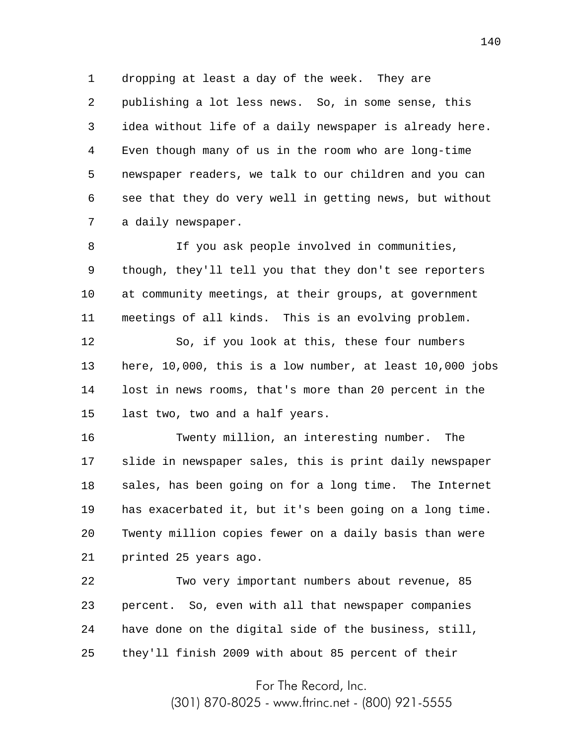dropping at least a day of the week. They are publishing a lot less news. So, in some sense, this idea without life of a daily newspaper is already here. Even though many of us in the room who are long-time newspaper readers, we talk to our children and you can see that they do very well in getting news, but without a daily newspaper.

If you ask people involved in communities, though, they'll tell you that they don't see reporters at community meetings, at their groups, at government meetings of all kinds. This is an evolving problem.

So, if you look at this, these four numbers here, 10,000, this is a low number, at least 10,000 jobs lost in news rooms, that's more than 20 percent in the last two, two and a half years.

Twenty million, an interesting number. The slide in newspaper sales, this is print daily newspaper sales, has been going on for a long time. The Internet has exacerbated it, but it's been going on a long time. Twenty million copies fewer on a daily basis than were printed 25 years ago.

Two very important numbers about revenue, 85 percent. So, even with all that newspaper companies have done on the digital side of the business, still, they'll finish 2009 with about 85 percent of their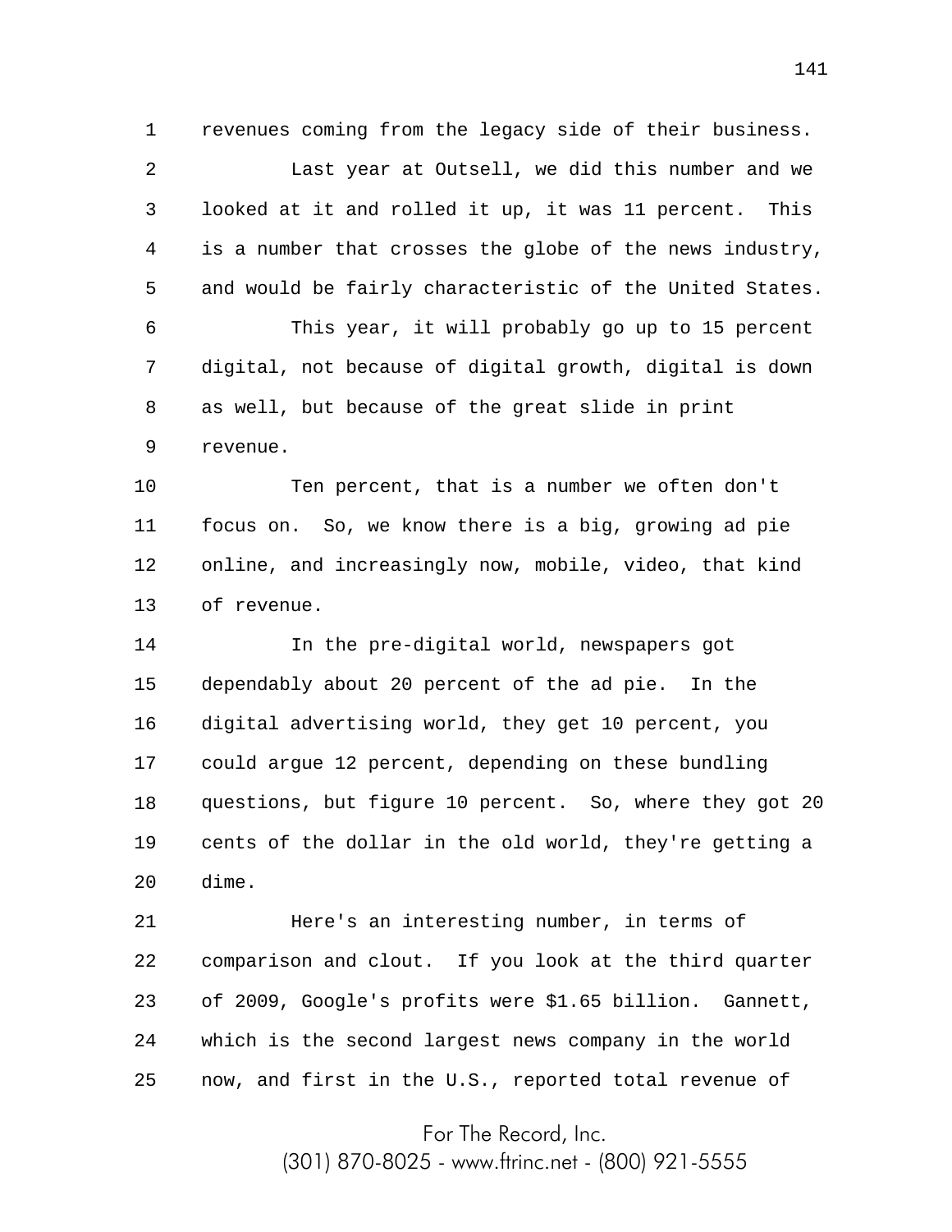revenues coming from the legacy side of their business.

Last year at Outsell, we did this number and we looked at it and rolled it up, it was 11 percent. This is a number that crosses the globe of the news industry, and would be fairly characteristic of the United States.

This year, it will probably go up to 15 percent digital, not because of digital growth, digital is down as well, but because of the great slide in print revenue.

Ten percent, that is a number we often don't focus on. So, we know there is a big, growing ad pie online, and increasingly now, mobile, video, that kind of revenue.

In the pre-digital world, newspapers got dependably about 20 percent of the ad pie. In the digital advertising world, they get 10 percent, you could argue 12 percent, depending on these bundling questions, but figure 10 percent. So, where they got 20 cents of the dollar in the old world, they're getting a dime.

Here's an interesting number, in terms of comparison and clout. If you look at the third quarter of 2009, Google's profits were $1.65 billion. Gannett, which is the second largest news company in the world now, and first in the U.S., reported total revenue of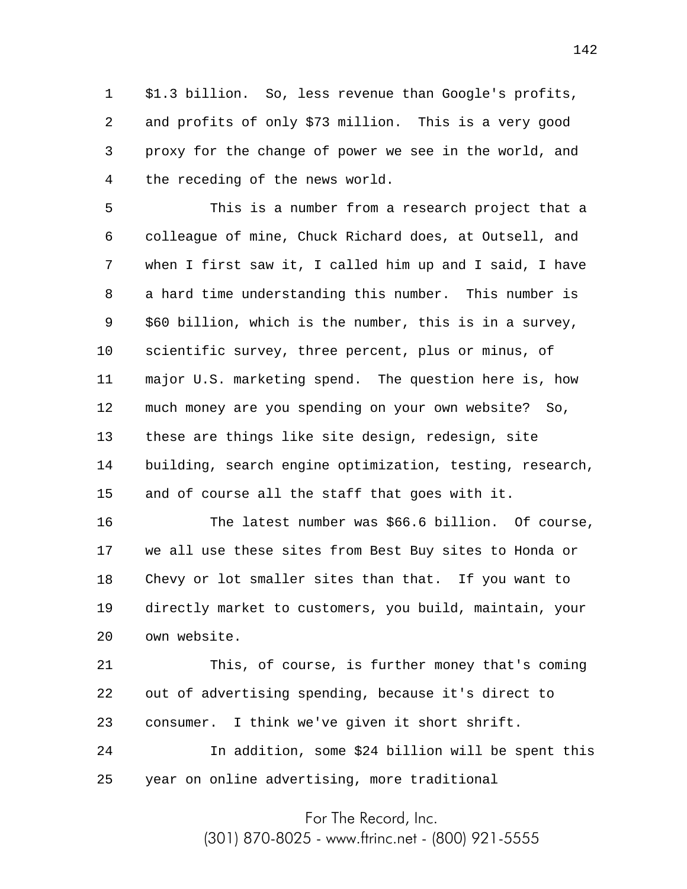$1.3 billion. So, less revenue than Google's profits, and profits of only $73 million. This is a very good proxy for the change of power we see in the world, and the receding of the news world.

This is a number from a research project that a colleague of mine, Chuck Richard does, at Outsell, and when I first saw it, I called him up and I said, I have a hard time understanding this number. This number is $60 billion, which is the number, this is in a survey, scientific survey, three percent, plus or minus, of major U.S. marketing spend. The question here is, how much money are you spending on your own website? So, these are things like site design, redesign, site building, search engine optimization, testing, research, and of course all the staff that goes with it.

The latest number was $66.6 billion. Of course, we all use these sites from Best Buy sites to Honda or Chevy or lot smaller sites than that. If you want to directly market to customers, you build, maintain, your own website.

This, of course, is further money that's coming out of advertising spending, because it's direct to consumer. I think we've given it short shrift.

In addition, some $24 billion will be spent this year on online advertising, more traditional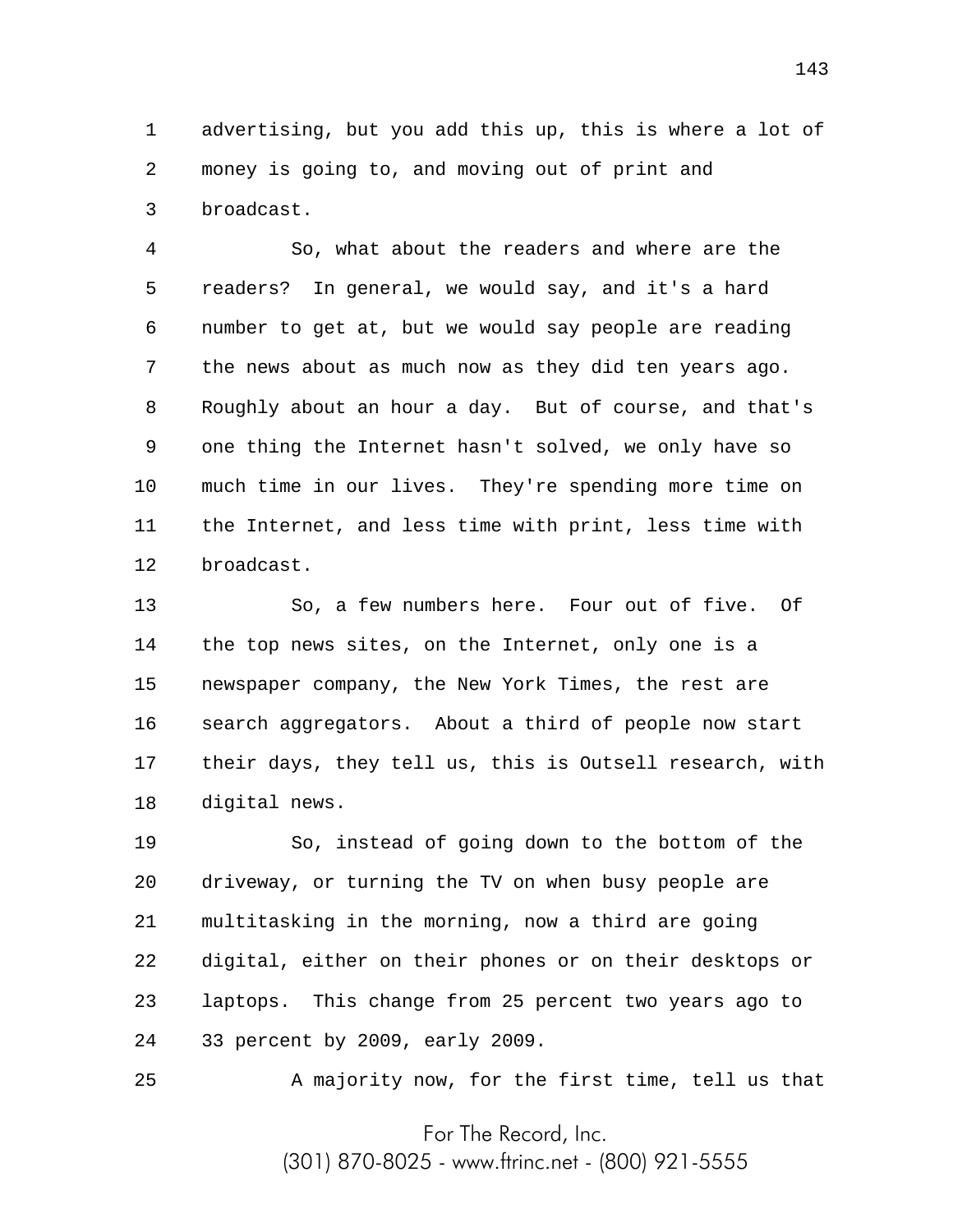advertising, but you add this up, this is where a lot of money is going to, and moving out of print and broadcast.

So, what about the readers and where are the readers? In general, we would say, and it's a hard number to get at, but we would say people are reading the news about as much now as they did ten years ago. Roughly about an hour a day. But of course, and that's one thing the Internet hasn't solved, we only have so much time in our lives. They're spending more time on the Internet, and less time with print, less time with broadcast.

So, a few numbers here. Four out of five. Of the top news sites, on the Internet, only one is a newspaper company, the New York Times, the rest are search aggregators. About a third of people now start their days, they tell us, this is Outsell research, with digital news.

So, instead of going down to the bottom of the driveway, or turning the TV on when busy people are multitasking in the morning, now a third are going digital, either on their phones or on their desktops or laptops. This change from 25 percent two years ago to 33 percent by 2009, early 2009.

A majority now, for the first time, tell us that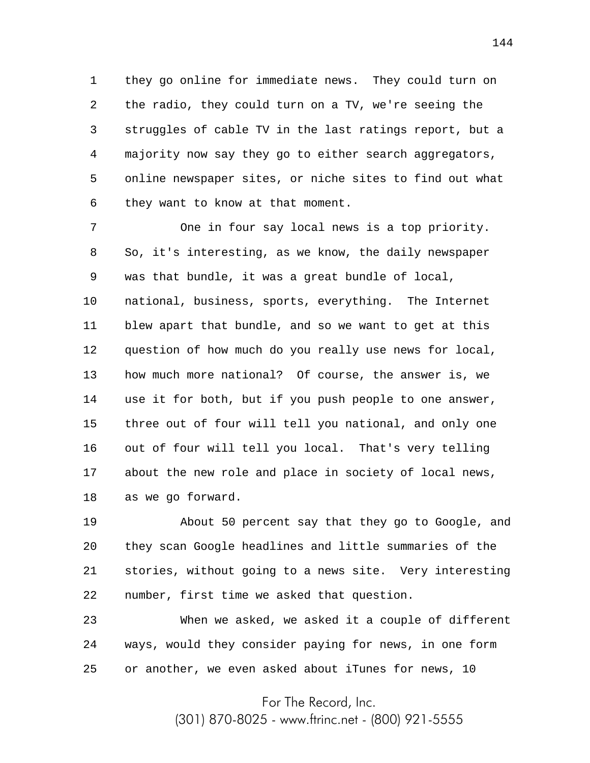they go online for immediate news. They could turn on the radio, they could turn on a TV, we're seeing the struggles of cable TV in the last ratings report, but a majority now say they go to either search aggregators, online newspaper sites, or niche sites to find out what they want to know at that moment.

One in four say local news is a top priority. So, it's interesting, as we know, the daily newspaper was that bundle, it was a great bundle of local, national, business, sports, everything. The Internet blew apart that bundle, and so we want to get at this question of how much do you really use news for local, how much more national? Of course, the answer is, we use it for both, but if you push people to one answer, three out of four will tell you national, and only one out of four will tell you local. That's very telling about the new role and place in society of local news, as we go forward.

About 50 percent say that they go to Google, and they scan Google headlines and little summaries of the stories, without going to a news site. Very interesting number, first time we asked that question.

When we asked, we asked it a couple of different ways, would they consider paying for news, in one form or another, we even asked about iTunes for news, 10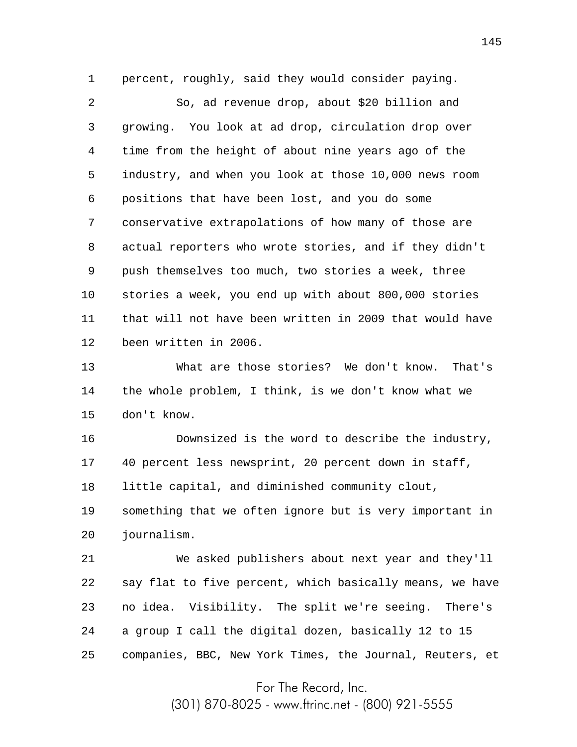percent, roughly, said they would consider paying.

So, ad revenue drop, about $20 billion and growing. You look at ad drop, circulation drop over time from the height of about nine years ago of the industry, and when you look at those 10,000 news room positions that have been lost, and you do some conservative extrapolations of how many of those are actual reporters who wrote stories, and if they didn't push themselves too much, two stories a week, three stories a week, you end up with about 800,000 stories that will not have been written in 2009 that would have been written in 2006.

What are those stories? We don't know. That's the whole problem, I think, is we don't know what we don't know.

Downsized is the word to describe the industry, 40 percent less newsprint, 20 percent down in staff, little capital, and diminished community clout, something that we often ignore but is very important in journalism.

We asked publishers about next year and they'll say flat to five percent, which basically means, we have no idea. Visibility. The split we're seeing. There's a group I call the digital dozen, basically 12 to 15 companies, BBC, New York Times, the Journal, Reuters, et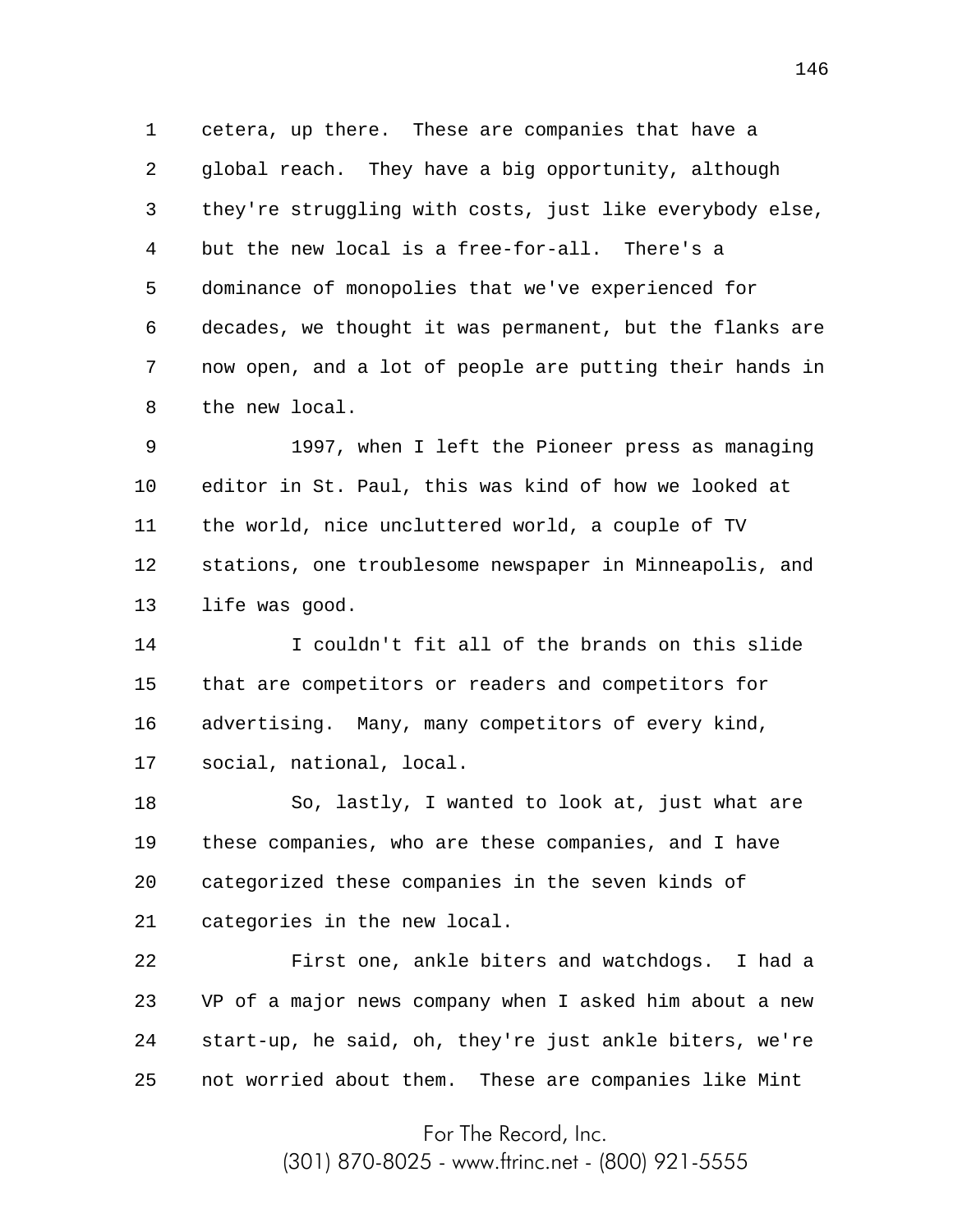cetera, up there. These are companies that have a global reach. They have a big opportunity, although they're struggling with costs, just like everybody else, but the new local is a free-for-all. There's a dominance of monopolies that we've experienced for decades, we thought it was permanent, but the flanks are now open, and a lot of people are putting their hands in the new local.

1997, when I left the Pioneer press as managing editor in St. Paul, this was kind of how we looked at the world, nice uncluttered world, a couple of TV stations, one troublesome newspaper in Minneapolis, and life was good.

I couldn't fit all of the brands on this slide that are competitors or readers and competitors for advertising. Many, many competitors of every kind, social, national, local.

So, lastly, I wanted to look at, just what are these companies, who are these companies, and I have categorized these companies in the seven kinds of categories in the new local.

First one, ankle biters and watchdogs. I had a VP of a major news company when I asked him about a new start-up, he said, oh, they're just ankle biters, we're not worried about them. These are companies like Mint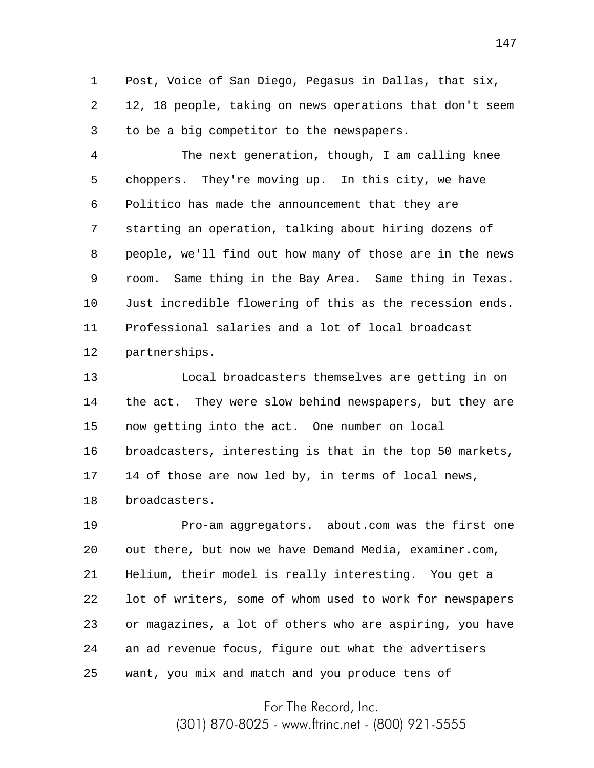Post, Voice of San Diego, Pegasus in Dallas, that six, 12, 18 people, taking on news operations that don't seem to be a big competitor to the newspapers.

The next generation, though, I am calling knee choppers. They're moving up. In this city, we have Politico has made the announcement that they are starting an operation, talking about hiring dozens of people, we'll find out how many of those are in the news room. Same thing in the Bay Area. Same thing in Texas. Just incredible flowering of this as the recession ends. Professional salaries and a lot of local broadcast partnerships.

Local broadcasters themselves are getting in on the act. They were slow behind newspapers, but they are now getting into the act. One number on local broadcasters, interesting is that in the top 50 markets, 14 of those are now led by, in terms of local news, broadcasters.

Pro-am aggregators. about.com was the first one out there, but now we have Demand Media, examiner.com, Helium, their model is really interesting. You get a lot of writers, some of whom used to work for newspapers or magazines, a lot of others who are aspiring, you have an ad revenue focus, figure out what the advertisers want, you mix and match and you produce tens of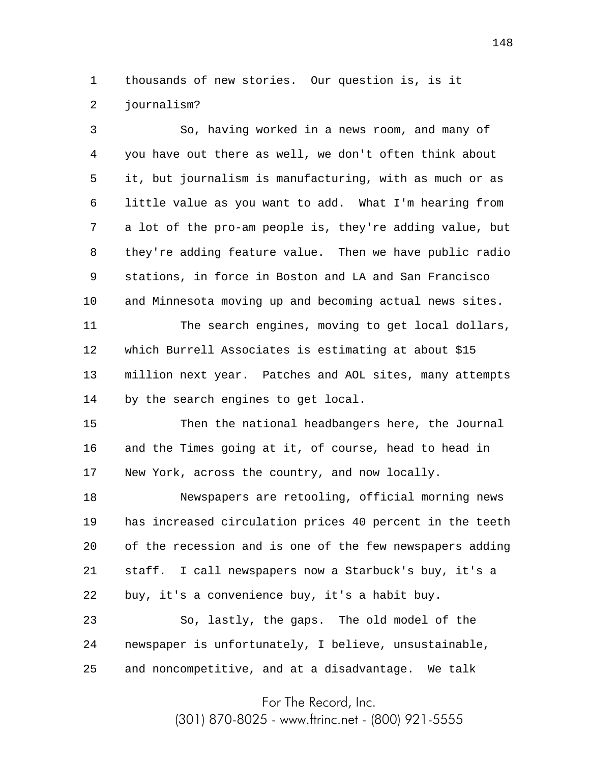thousands of new stories. Our question is, is it journalism?

So, having worked in a news room, and many of you have out there as well, we don't often think about it, but journalism is manufacturing, with as much or as little value as you want to add. What I'm hearing from a lot of the pro-am people is, they're adding value, but they're adding feature value. Then we have public radio stations, in force in Boston and LA and San Francisco and Minnesota moving up and becoming actual news sites.

The search engines, moving to get local dollars, which Burrell Associates is estimating at about $15 million next year. Patches and AOL sites, many attempts by the search engines to get local.

Then the national headbangers here, the Journal and the Times going at it, of course, head to head in New York, across the country, and now locally.

Newspapers are retooling, official morning news has increased circulation prices 40 percent in the teeth of the recession and is one of the few newspapers adding staff. I call newspapers now a Starbuck's buy, it's a buy, it's a convenience buy, it's a habit buy.

So, lastly, the gaps. The old model of the newspaper is unfortunately, I believe, unsustainable, and noncompetitive, and at a disadvantage. We talk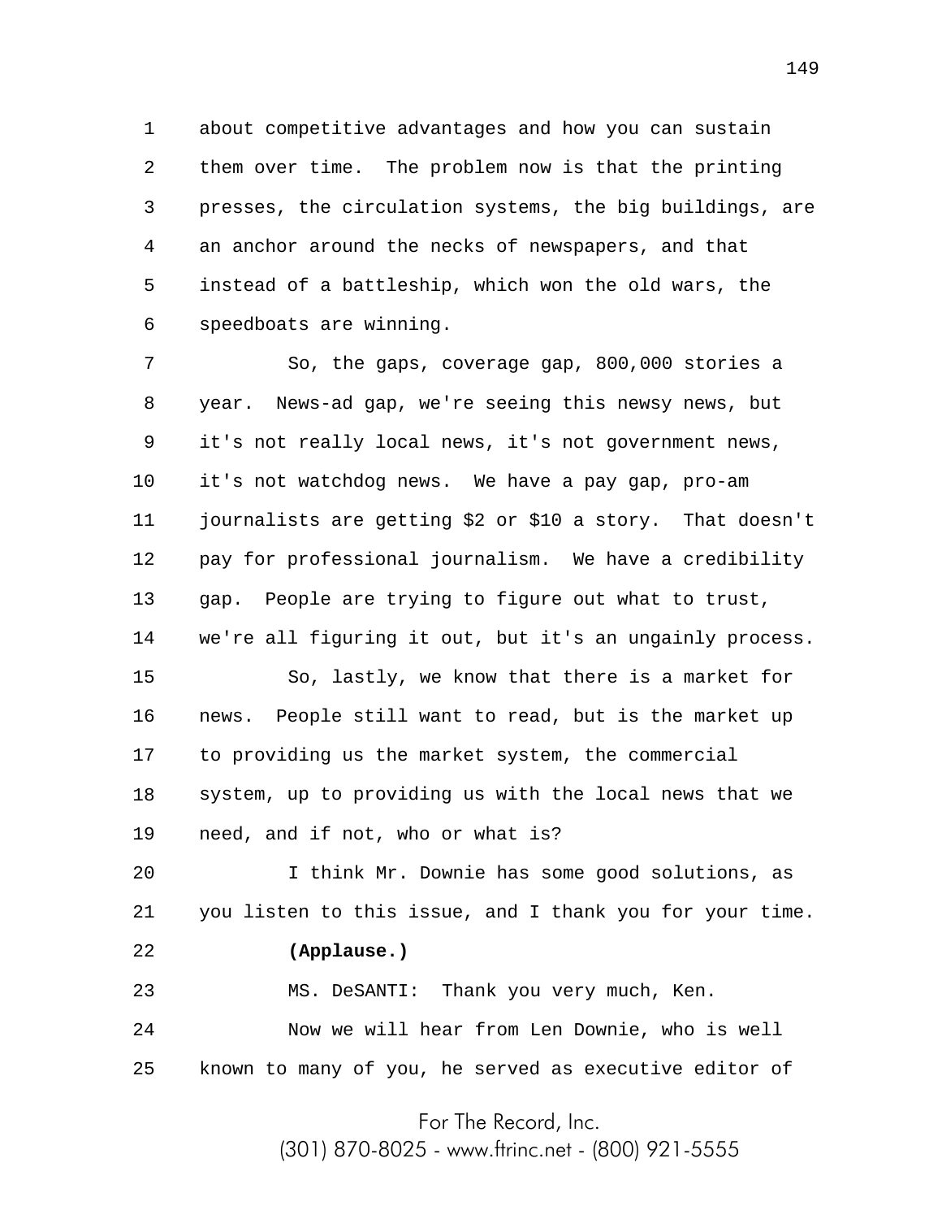about competitive advantages and how you can sustain them over time. The problem now is that the printing presses, the circulation systems, the big buildings, are an anchor around the necks of newspapers, and that instead of a battleship, which won the old wars, the speedboats are winning.

So, the gaps, coverage gap, 800,000 stories a year. News-ad gap, we're seeing this newsy news, but it's not really local news, it's not government news, it's not watchdog news. We have a pay gap, pro-am journalists are getting $2 or $10 a story. That doesn't pay for professional journalism. We have a credibility gap. People are trying to figure out what to trust, we're all figuring it out, but it's an ungainly process.

So, lastly, we know that there is a market for news. People still want to read, but is the market up to providing us the market system, the commercial system, up to providing us with the local news that we need, and if not, who or what is?

I think Mr. Downie has some good solutions, as you listen to this issue, and I thank you for your time.

**(Applause.)**

MS. DeSANTI: Thank you very much, Ken.

Now we will hear from Len Downie, who is well known to many of you, he served as executive editor of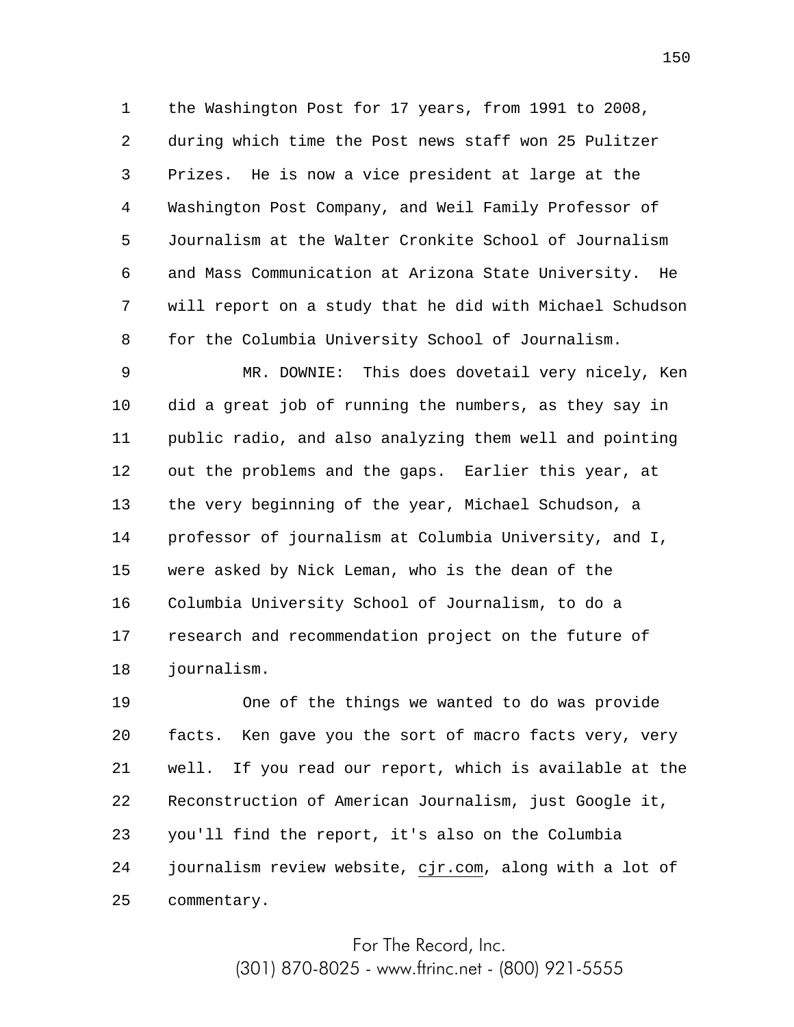the Washington Post for 17 years, from 1991 to 2008, during which time the Post news staff won 25 Pulitzer Prizes. He is now a vice president at large at the Washington Post Company, and Weil Family Professor of Journalism at the Walter Cronkite School of Journalism and Mass Communication at Arizona State University. He will report on a study that he did with Michael Schudson for the Columbia University School of Journalism.

MR. DOWNIE: This does dovetail very nicely, Ken did a great job of running the numbers, as they say in public radio, and also analyzing them well and pointing out the problems and the gaps. Earlier this year, at the very beginning of the year, Michael Schudson, a professor of journalism at Columbia University, and I, were asked by Nick Leman, who is the dean of the Columbia University School of Journalism, to do a research and recommendation project on the future of journalism.

One of the things we wanted to do was provide facts. Ken gave you the sort of macro facts very, very well. If you read our report, which is available at the Reconstruction of American Journalism, just Google it, you'll find the report, it's also on the Columbia journalism review website, cjr.com, along with a lot of commentary.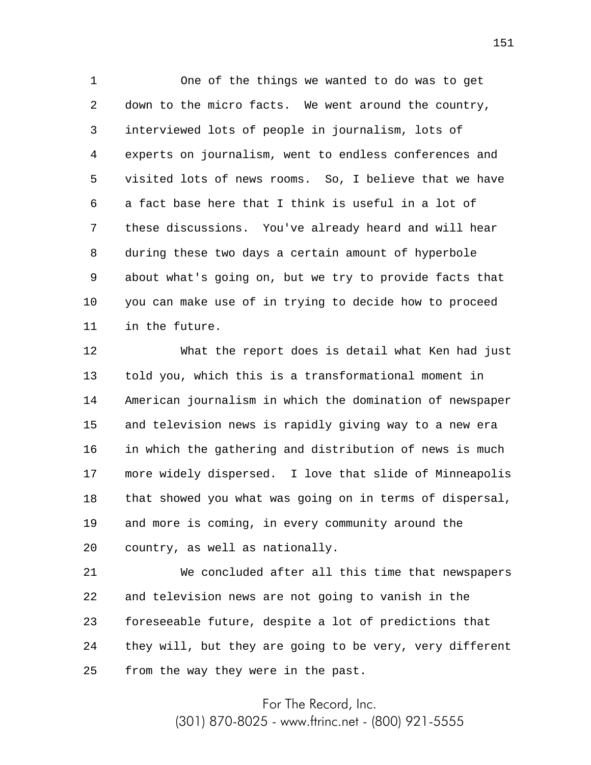One of the things we wanted to do was to get down to the micro facts. We went around the country, interviewed lots of people in journalism, lots of experts on journalism, went to endless conferences and visited lots of news rooms. So, I believe that we have a fact base here that I think is useful in a lot of these discussions. You've already heard and will hear during these two days a certain amount of hyperbole about what's going on, but we try to provide facts that you can make use of in trying to decide how to proceed in the future.

What the report does is detail what Ken had just told you, which this is a transformational moment in American journalism in which the domination of newspaper and television news is rapidly giving way to a new era in which the gathering and distribution of news is much more widely dispersed. I love that slide of Minneapolis that showed you what was going on in terms of dispersal, and more is coming, in every community around the country, as well as nationally.

We concluded after all this time that newspapers and television news are not going to vanish in the foreseeable future, despite a lot of predictions that they will, but they are going to be very, very different from the way they were in the past.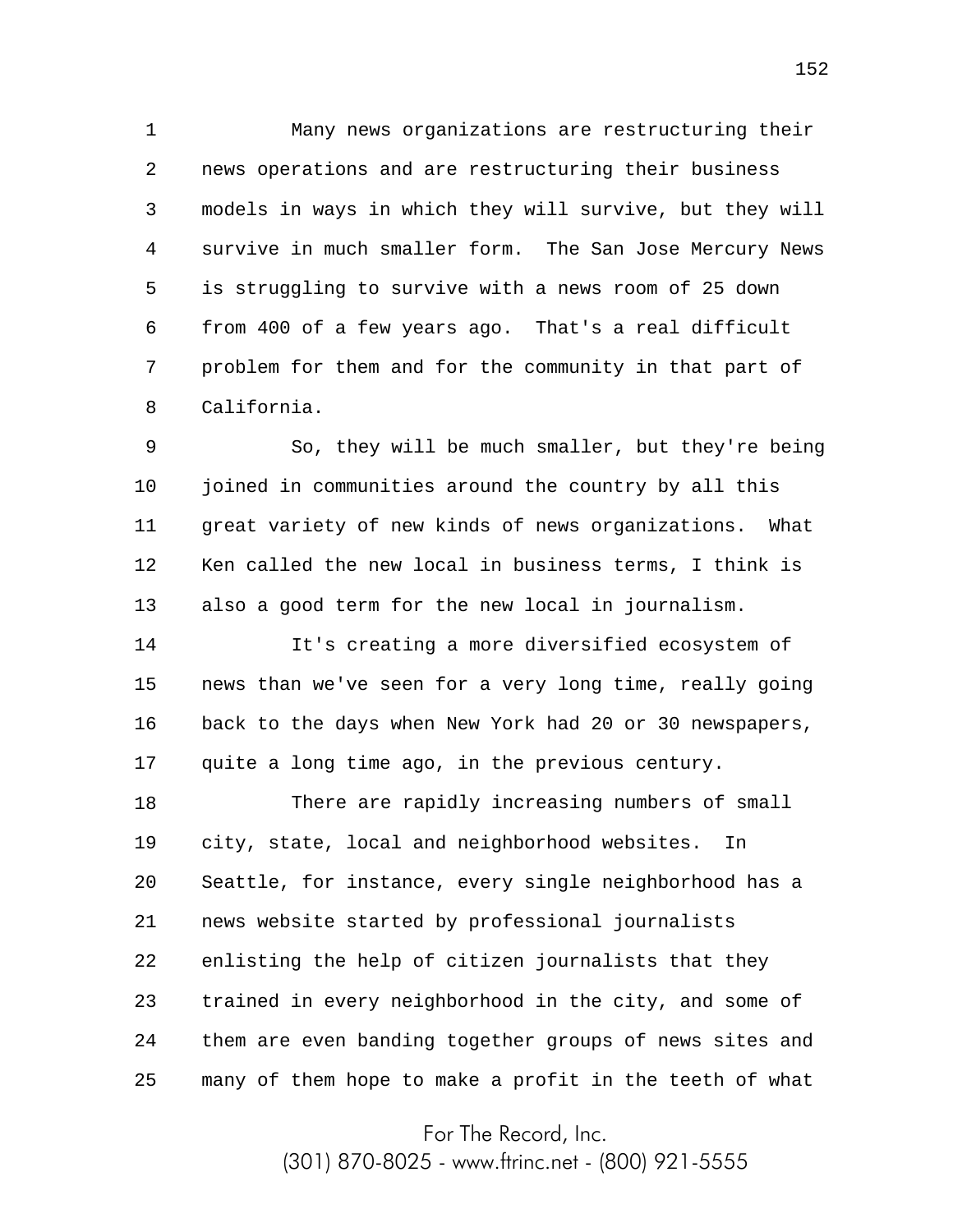Many news organizations are restructuring their news operations and are restructuring their business models in ways in which they will survive, but they will survive in much smaller form. The San Jose Mercury News is struggling to survive with a news room of 25 down from 400 of a few years ago. That's a real difficult problem for them and for the community in that part of California.

So, they will be much smaller, but they're being joined in communities around the country by all this great variety of new kinds of news organizations. What Ken called the new local in business terms, I think is also a good term for the new local in journalism.

It's creating a more diversified ecosystem of news than we've seen for a very long time, really going back to the days when New York had 20 or 30 newspapers, quite a long time ago, in the previous century.

There are rapidly increasing numbers of small city, state, local and neighborhood websites. In Seattle, for instance, every single neighborhood has a news website started by professional journalists enlisting the help of citizen journalists that they trained in every neighborhood in the city, and some of them are even banding together groups of news sites and many of them hope to make a profit in the teeth of what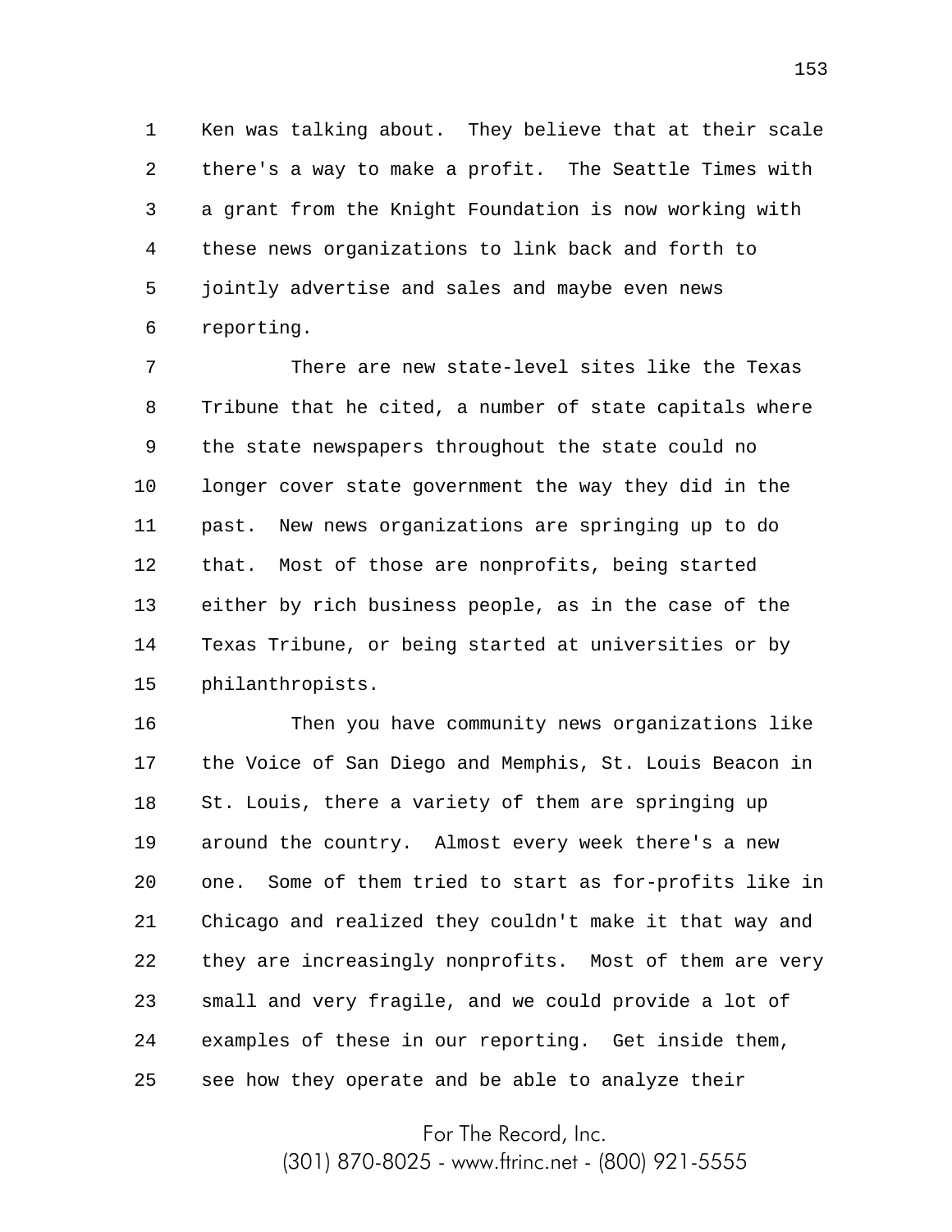Ken was talking about. They believe that at their scale there's a way to make a profit. The Seattle Times with a grant from the Knight Foundation is now working with these news organizations to link back and forth to jointly advertise and sales and maybe even news reporting.

There are new state-level sites like the Texas Tribune that he cited, a number of state capitals where the state newspapers throughout the state could no longer cover state government the way they did in the past. New news organizations are springing up to do that. Most of those are nonprofits, being started either by rich business people, as in the case of the Texas Tribune, or being started at universities or by philanthropists.

Then you have community news organizations like the Voice of San Diego and Memphis, St. Louis Beacon in St. Louis, there a variety of them are springing up around the country. Almost every week there's a new one. Some of them tried to start as for-profits like in Chicago and realized they couldn't make it that way and they are increasingly nonprofits. Most of them are very small and very fragile, and we could provide a lot of examples of these in our reporting. Get inside them, see how they operate and be able to analyze their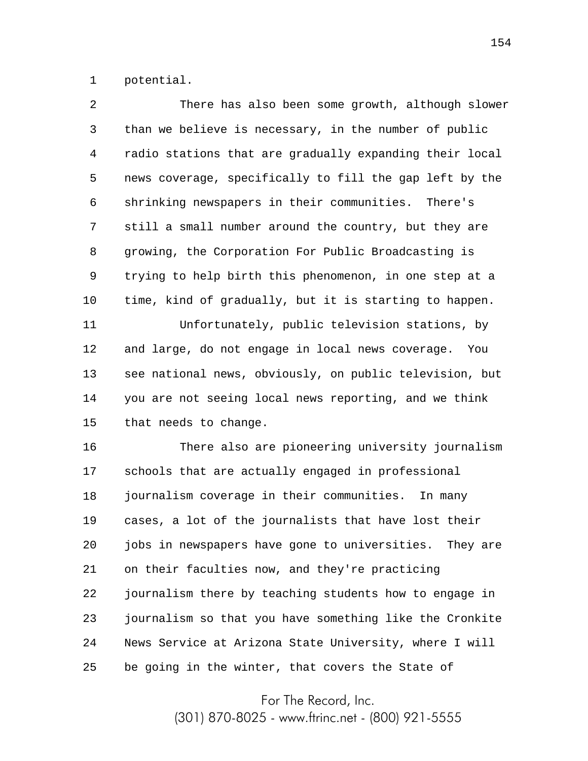potential.

There has also been some growth, although slower than we believe is necessary, in the number of public radio stations that are gradually expanding their local news coverage, specifically to fill the gap left by the shrinking newspapers in their communities. There's still a small number around the country, but they are growing, the Corporation For Public Broadcasting is trying to help birth this phenomenon, in one step at a time, kind of gradually, but it is starting to happen.

Unfortunately, public television stations, by and large, do not engage in local news coverage. You see national news, obviously, on public television, but you are not seeing local news reporting, and we think that needs to change.

There also are pioneering university journalism schools that are actually engaged in professional journalism coverage in their communities. In many cases, a lot of the journalists that have lost their jobs in newspapers have gone to universities. They are on their faculties now, and they're practicing journalism there by teaching students how to engage in journalism so that you have something like the Cronkite News Service at Arizona State University, where I will be going in the winter, that covers the State of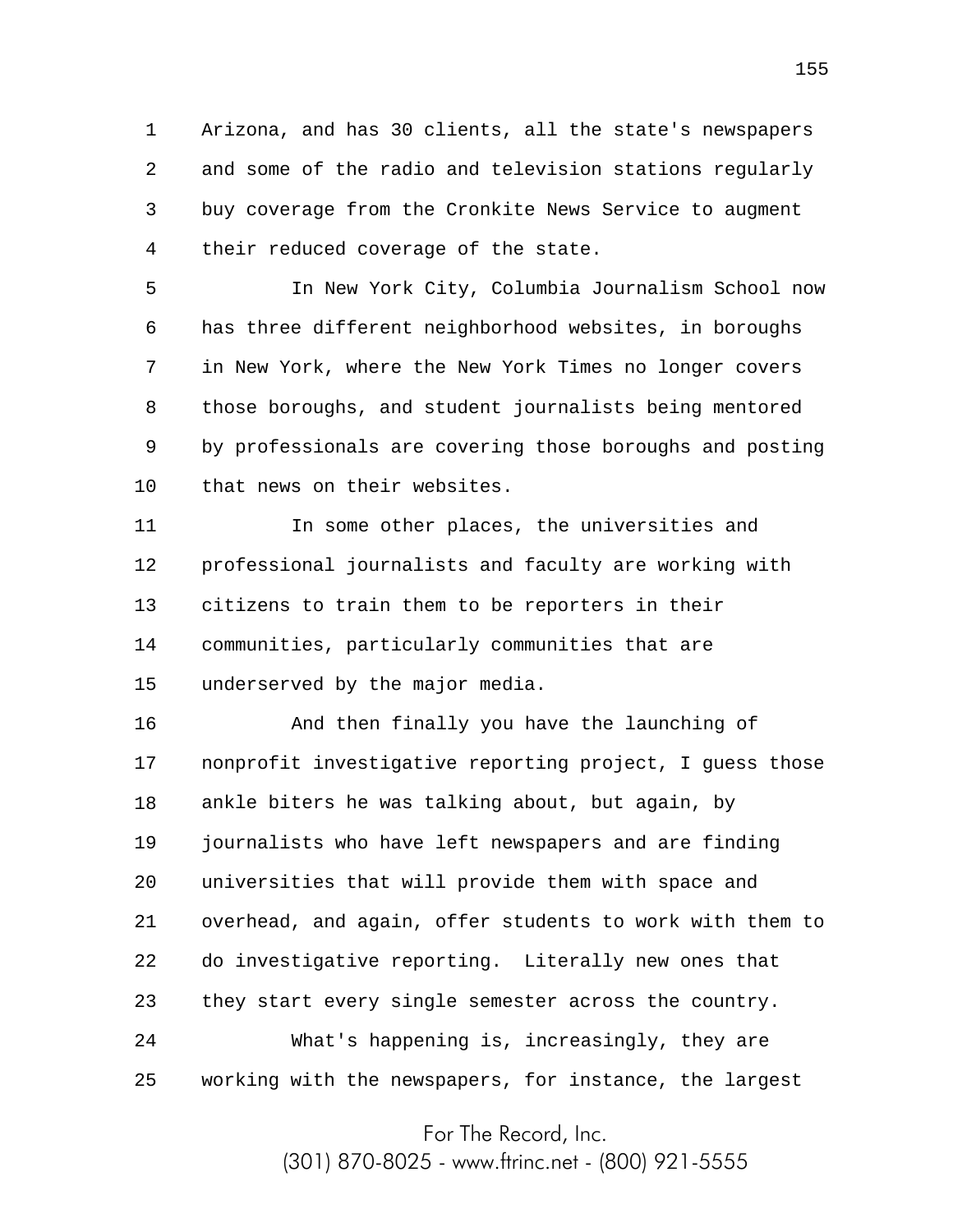Arizona, and has 30 clients, all the state's newspapers and some of the radio and television stations regularly buy coverage from the Cronkite News Service to augment their reduced coverage of the state.

In New York City, Columbia Journalism School now has three different neighborhood websites, in boroughs in New York, where the New York Times no longer covers those boroughs, and student journalists being mentored by professionals are covering those boroughs and posting that news on their websites.

In some other places, the universities and professional journalists and faculty are working with citizens to train them to be reporters in their communities, particularly communities that are underserved by the major media.

And then finally you have the launching of nonprofit investigative reporting project, I guess those ankle biters he was talking about, but again, by journalists who have left newspapers and are finding universities that will provide them with space and overhead, and again, offer students to work with them to do investigative reporting. Literally new ones that they start every single semester across the country.

What's happening is, increasingly, they are working with the newspapers, for instance, the largest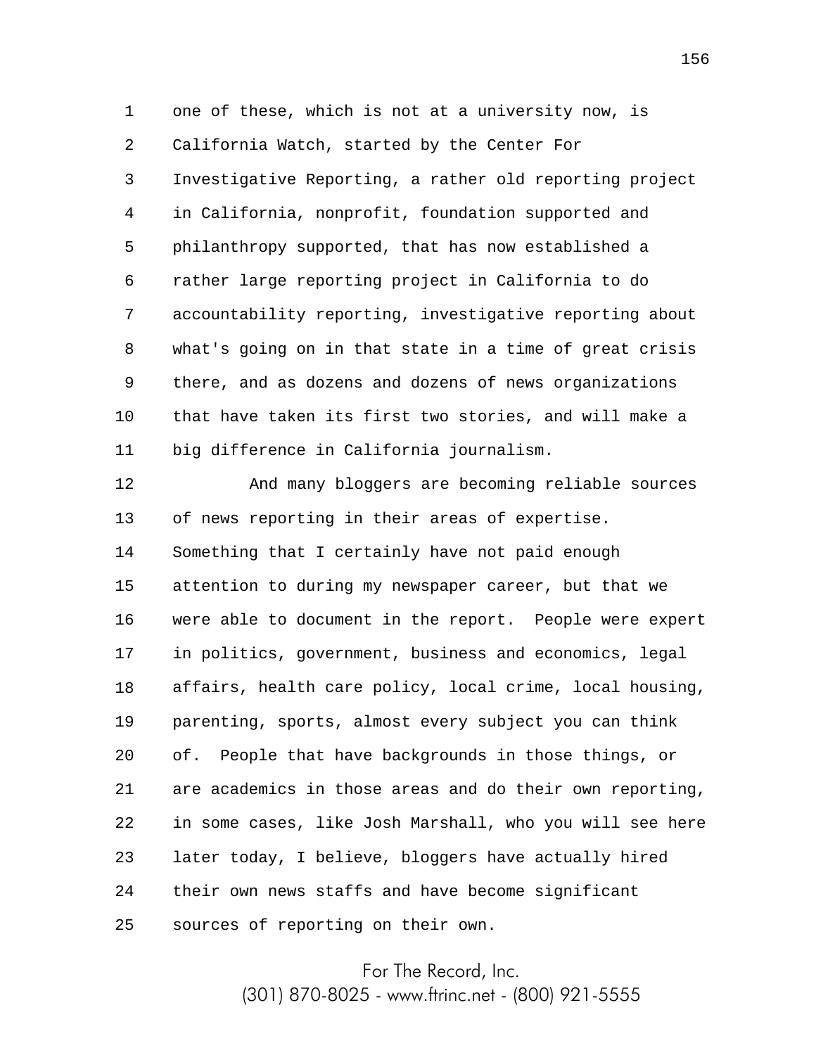one of these, which is not at a university now, is California Watch, started by the Center For Investigative Reporting, a rather old reporting project in California, nonprofit, foundation supported and philanthropy supported, that has now established a rather large reporting project in California to do accountability reporting, investigative reporting about what's going on in that state in a time of great crisis there, and as dozens and dozens of news organizations that have taken its first two stories, and will make a big difference in California journalism.

And many bloggers are becoming reliable sources of news reporting in their areas of expertise. Something that I certainly have not paid enough attention to during my newspaper career, but that we were able to document in the report. People were expert in politics, government, business and economics, legal affairs, health care policy, local crime, local housing, parenting, sports, almost every subject you can think of. People that have backgrounds in those things, or are academics in those areas and do their own reporting, in some cases, like Josh Marshall, who you will see here later today, I believe, bloggers have actually hired their own news staffs and have become significant sources of reporting on their own.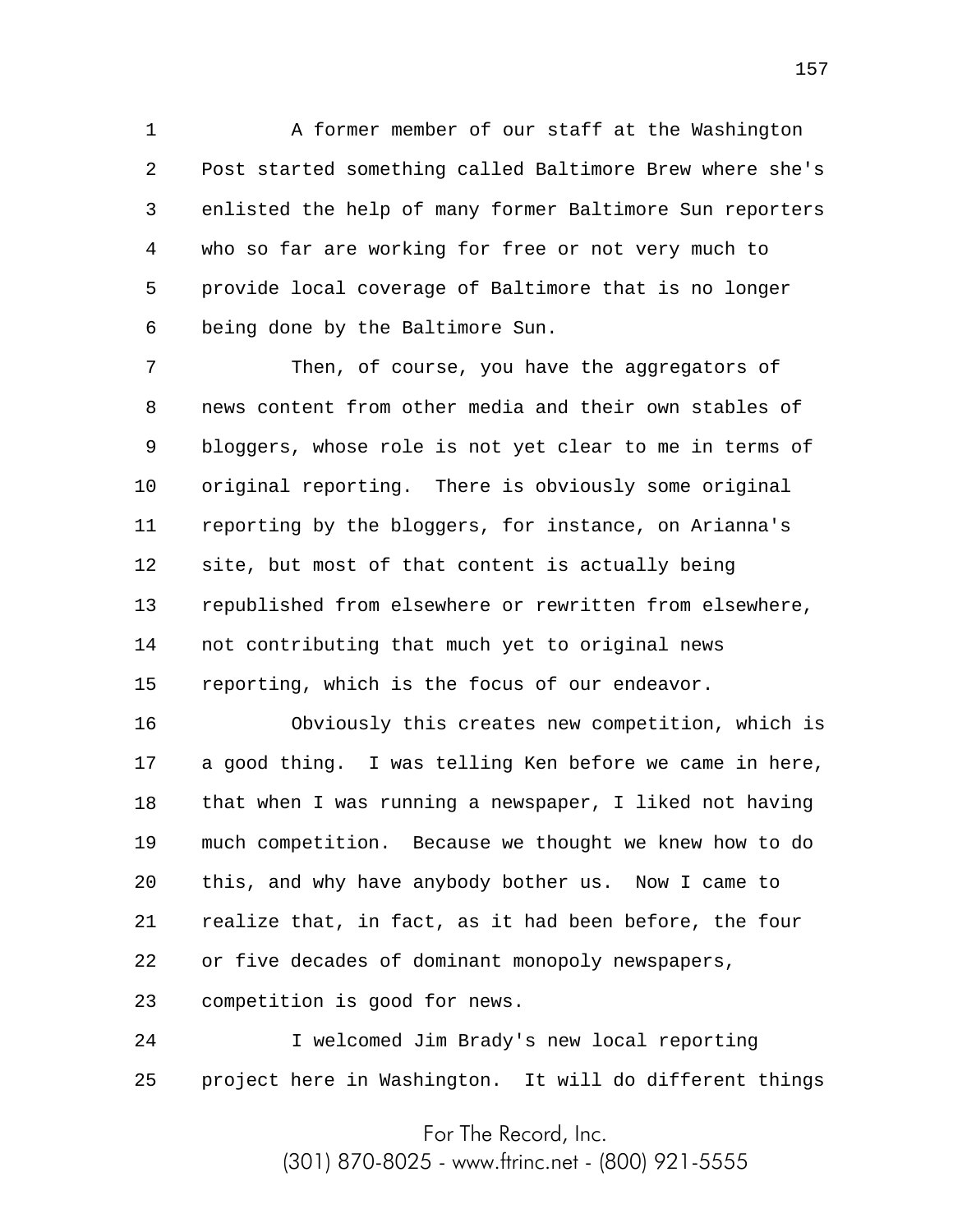A former member of our staff at the Washington Post started something called Baltimore Brew where she's enlisted the help of many former Baltimore Sun reporters who so far are working for free or not very much to provide local coverage of Baltimore that is no longer being done by the Baltimore Sun.

Then, of course, you have the aggregators of news content from other media and their own stables of bloggers, whose role is not yet clear to me in terms of original reporting. There is obviously some original reporting by the bloggers, for instance, on Arianna's site, but most of that content is actually being republished from elsewhere or rewritten from elsewhere, not contributing that much yet to original news reporting, which is the focus of our endeavor.

Obviously this creates new competition, which is a good thing. I was telling Ken before we came in here, that when I was running a newspaper, I liked not having much competition. Because we thought we knew how to do this, and why have anybody bother us. Now I came to realize that, in fact, as it had been before, the four or five decades of dominant monopoly newspapers, competition is good for news.

I welcomed Jim Brady's new local reporting project here in Washington. It will do different things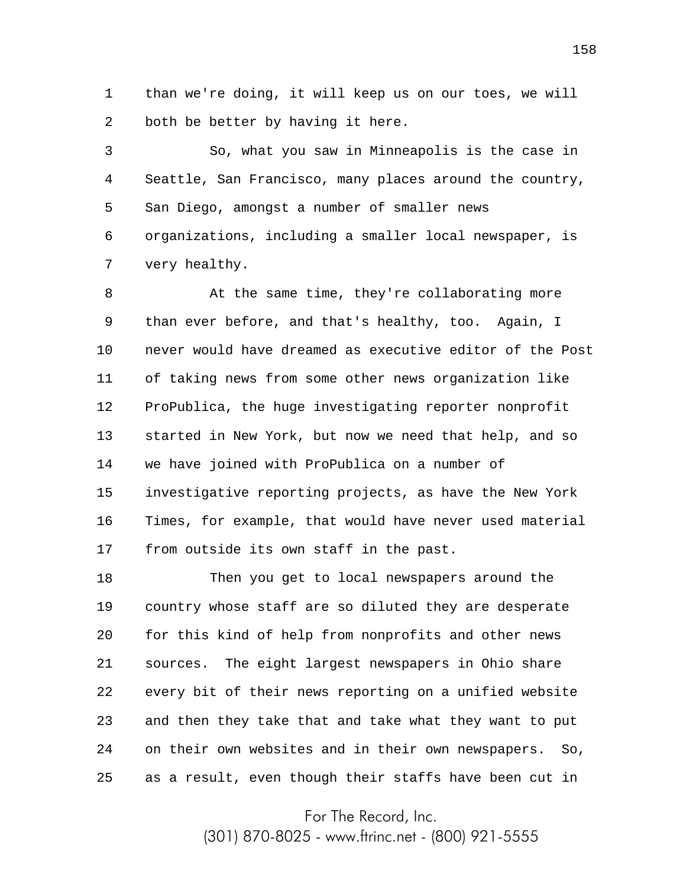than we're doing, it will keep us on our toes, we will both be better by having it here.

So, what you saw in Minneapolis is the case in Seattle, San Francisco, many places around the country, San Diego, amongst a number of smaller news organizations, including a smaller local newspaper, is very healthy.

At the same time, they're collaborating more than ever before, and that's healthy, too. Again, I never would have dreamed as executive editor of the Post of taking news from some other news organization like ProPublica, the huge investigating reporter nonprofit started in New York, but now we need that help, and so we have joined with ProPublica on a number of investigative reporting projects, as have the New York Times, for example, that would have never used material from outside its own staff in the past.

Then you get to local newspapers around the country whose staff are so diluted they are desperate for this kind of help from nonprofits and other news sources. The eight largest newspapers in Ohio share every bit of their news reporting on a unified website and then they take that and take what they want to put on their own websites and in their own newspapers. So, as a result, even though their staffs have been cut in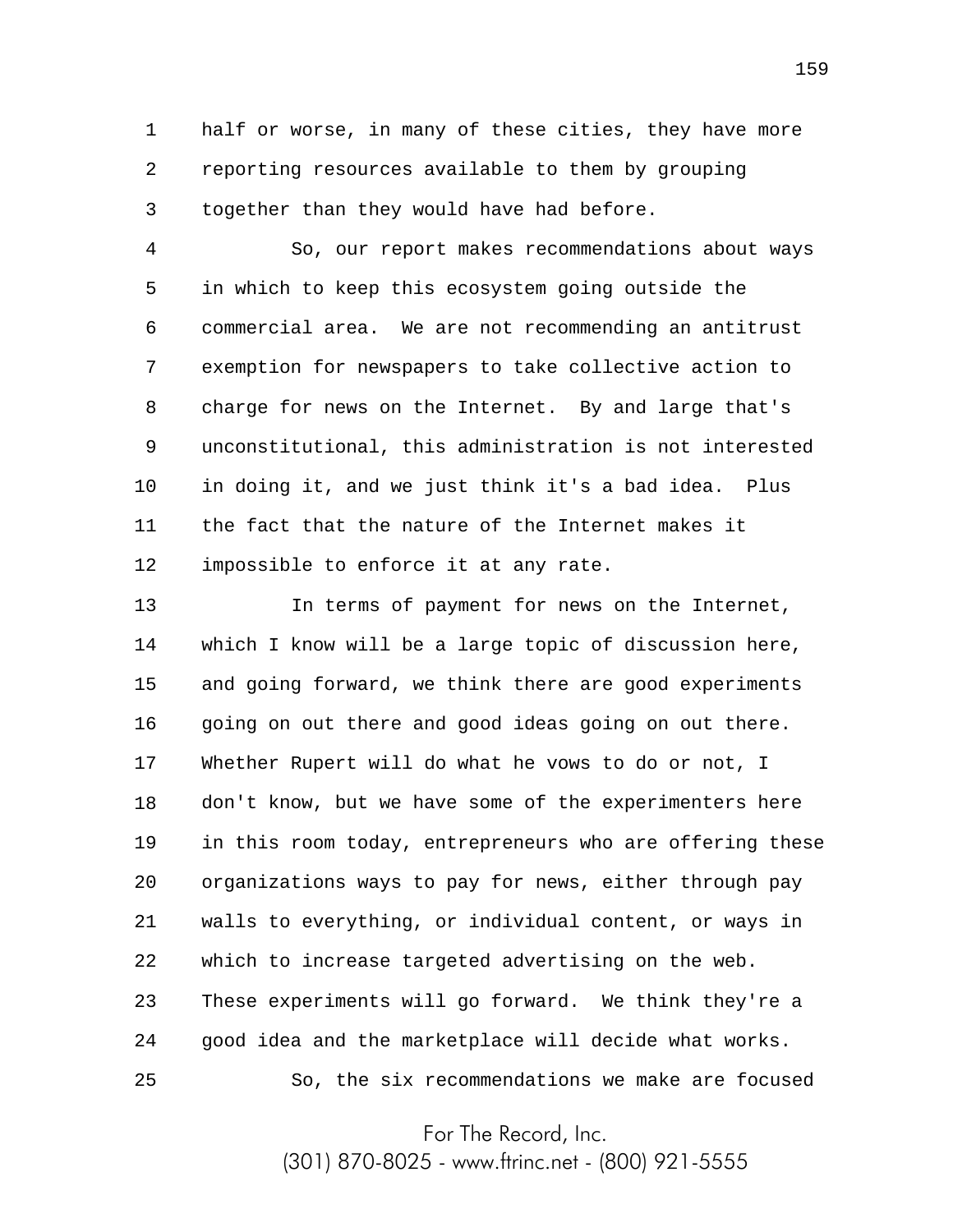half or worse, in many of these cities, they have more reporting resources available to them by grouping together than they would have had before.

So, our report makes recommendations about ways in which to keep this ecosystem going outside the commercial area. We are not recommending an antitrust exemption for newspapers to take collective action to charge for news on the Internet. By and large that's unconstitutional, this administration is not interested in doing it, and we just think it's a bad idea. Plus the fact that the nature of the Internet makes it impossible to enforce it at any rate.

In terms of payment for news on the Internet, which I know will be a large topic of discussion here, and going forward, we think there are good experiments going on out there and good ideas going on out there. Whether Rupert will do what he vows to do or not, I don't know, but we have some of the experimenters here in this room today, entrepreneurs who are offering these organizations ways to pay for news, either through pay walls to everything, or individual content, or ways in which to increase targeted advertising on the web. These experiments will go forward. We think they're a good idea and the marketplace will decide what works.

So, the six recommendations we make are focused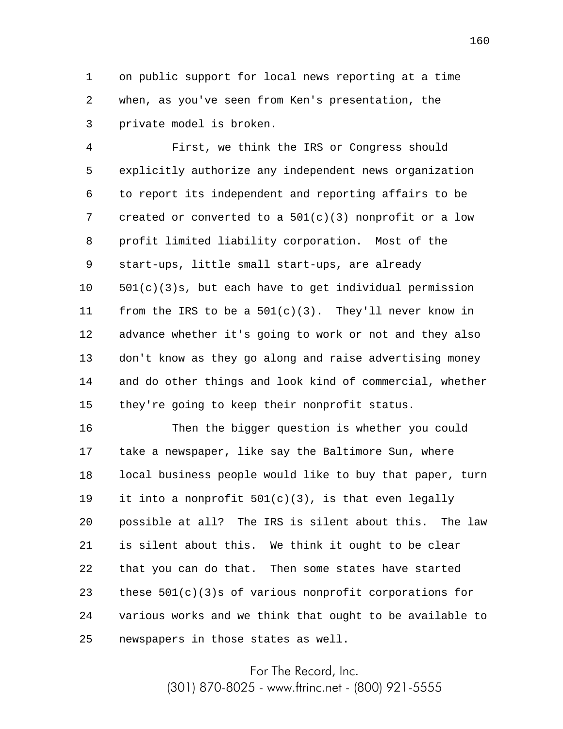on public support for local news reporting at a time when, as you've seen from Ken's presentation, the private model is broken.

First, we think the IRS or Congress should explicitly authorize any independent news organization to report its independent and reporting affairs to be created or converted to a 501(c)(3) nonprofit or a low profit limited liability corporation. Most of the start-ups, little small start-ups, are already 501(c)(3)s, but each have to get individual permission from the IRS to be a 501(c)(3). They'll never know in advance whether it's going to work or not and they also don't know as they go along and raise advertising money and do other things and look kind of commercial, whether they're going to keep their nonprofit status.

Then the bigger question is whether you could take a newspaper, like say the Baltimore Sun, where local business people would like to buy that paper, turn it into a nonprofit 501(c)(3), is that even legally possible at all? The IRS is silent about this. The law is silent about this. We think it ought to be clear that you can do that. Then some states have started these 501(c)(3)s of various nonprofit corporations for various works and we think that ought to be available to newspapers in those states as well.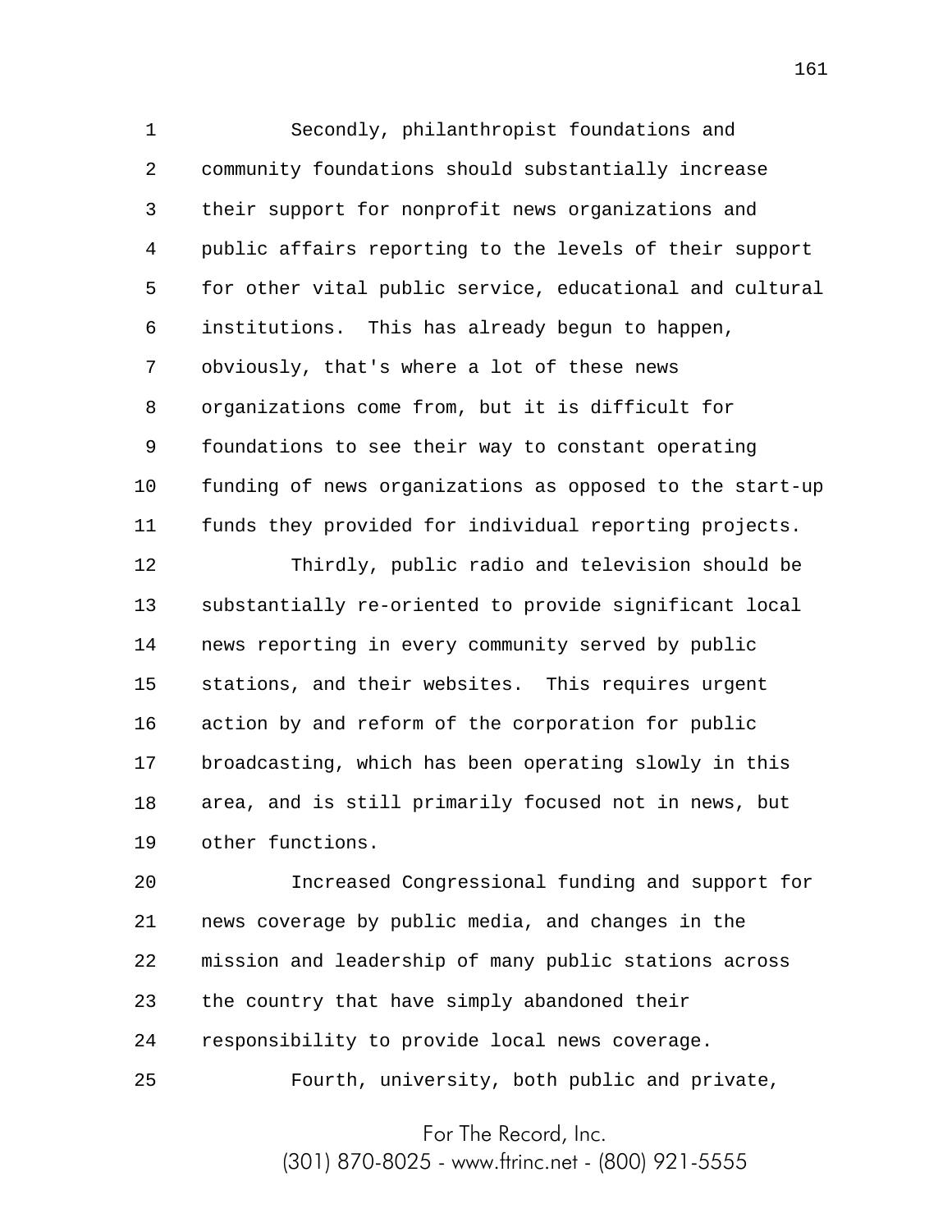Secondly, philanthropist foundations and community foundations should substantially increase their support for nonprofit news organizations and public affairs reporting to the levels of their support for other vital public service, educational and cultural institutions. This has already begun to happen, obviously, that's where a lot of these news organizations come from, but it is difficult for foundations to see their way to constant operating funding of news organizations as opposed to the start-up funds they provided for individual reporting projects.

Thirdly, public radio and television should be substantially re-oriented to provide significant local news reporting in every community served by public stations, and their websites. This requires urgent action by and reform of the corporation for public broadcasting, which has been operating slowly in this area, and is still primarily focused not in news, but other functions.

Increased Congressional funding and support for news coverage by public media, and changes in the mission and leadership of many public stations across the country that have simply abandoned their responsibility to provide local news coverage.

Fourth, university, both public and private,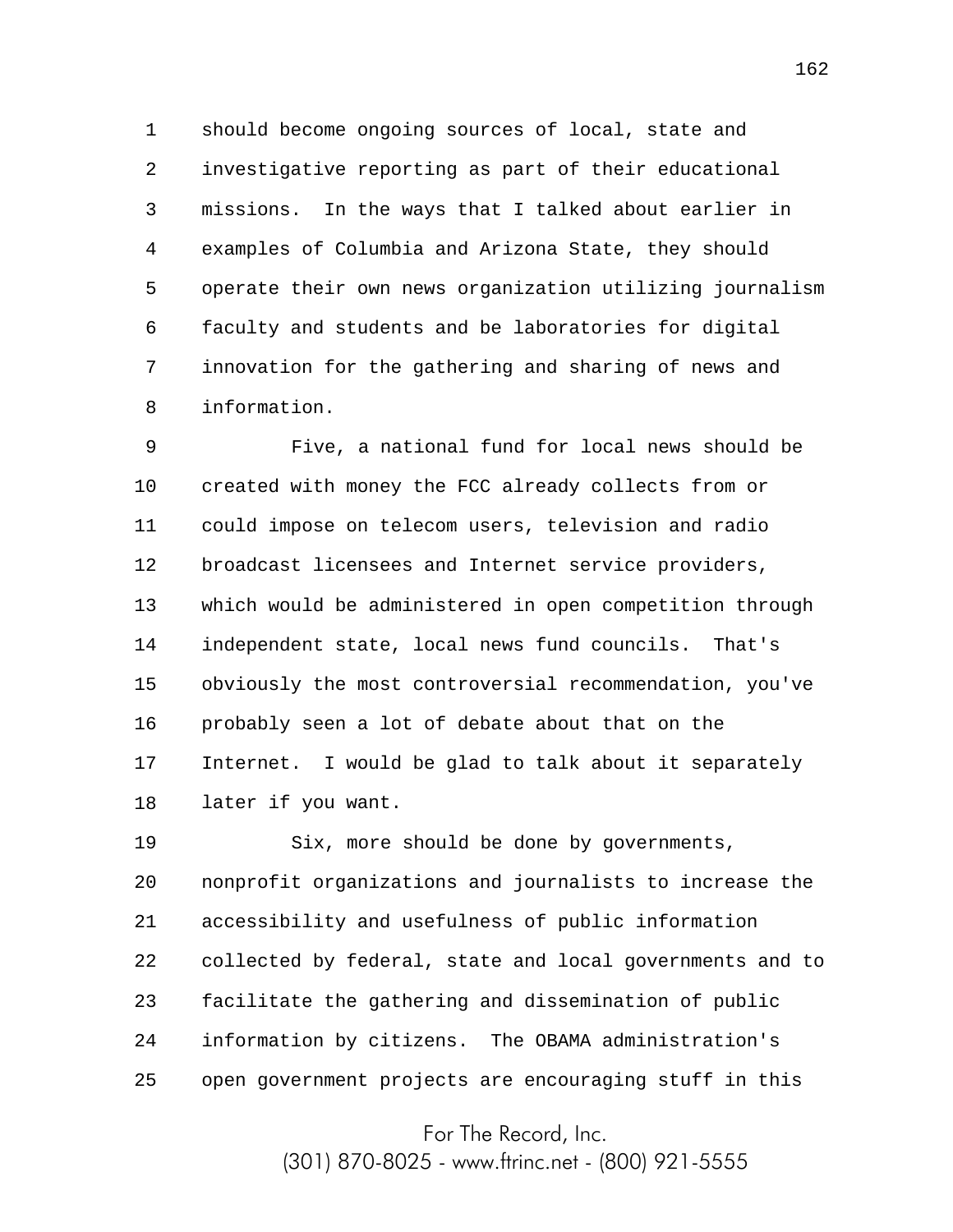should become ongoing sources of local, state and investigative reporting as part of their educational missions. In the ways that I talked about earlier in examples of Columbia and Arizona State, they should operate their own news organization utilizing journalism faculty and students and be laboratories for digital innovation for the gathering and sharing of news and information.

Five, a national fund for local news should be created with money the FCC already collects from or could impose on telecom users, television and radio broadcast licensees and Internet service providers, which would be administered in open competition through independent state, local news fund councils. That's obviously the most controversial recommendation, you've probably seen a lot of debate about that on the Internet. I would be glad to talk about it separately later if you want.

Six, more should be done by governments, nonprofit organizations and journalists to increase the accessibility and usefulness of public information collected by federal, state and local governments and to facilitate the gathering and dissemination of public information by citizens. The OBAMA administration's open government projects are encouraging stuff in this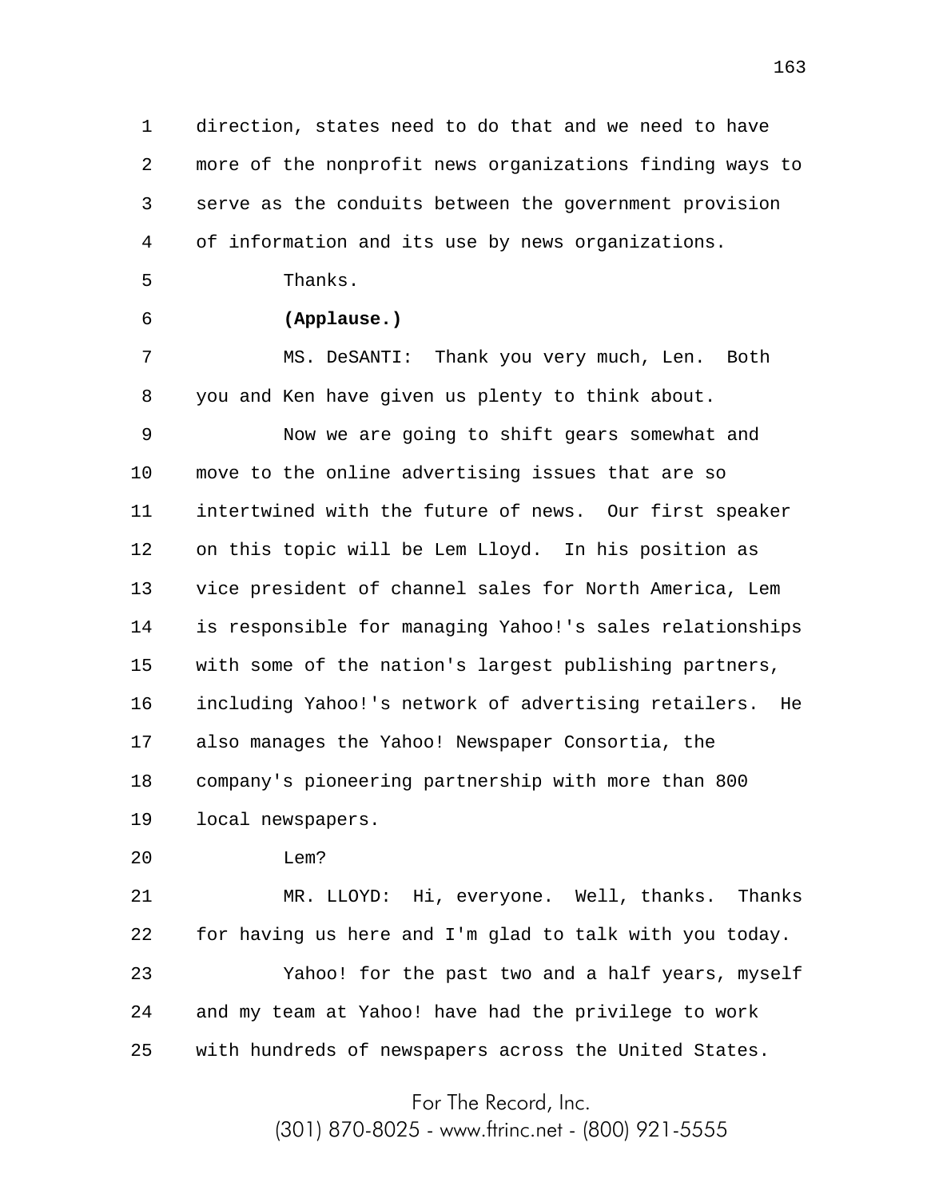direction, states need to do that and we need to have more of the nonprofit news organizations finding ways to serve as the conduits between the government provision of information and its use by news organizations.

Thanks.

**(Applause.)**

MS. DeSANTI: Thank you very much, Len. Both you and Ken have given us plenty to think about.

Now we are going to shift gears somewhat and move to the online advertising issues that are so intertwined with the future of news. Our first speaker on this topic will be Lem Lloyd. In his position as vice president of channel sales for North America, Lem is responsible for managing Yahoo!'s sales relationships with some of the nation's largest publishing partners, including Yahoo!'s network of advertising retailers. He also manages the Yahoo! Newspaper Consortia, the company's pioneering partnership with more than 800 local newspapers.

Lem?

MR. LLOYD: Hi, everyone. Well, thanks. Thanks for having us here and I'm glad to talk with you today.

Yahoo! for the past two and a half years, myself and my team at Yahoo! have had the privilege to work with hundreds of newspapers across the United States.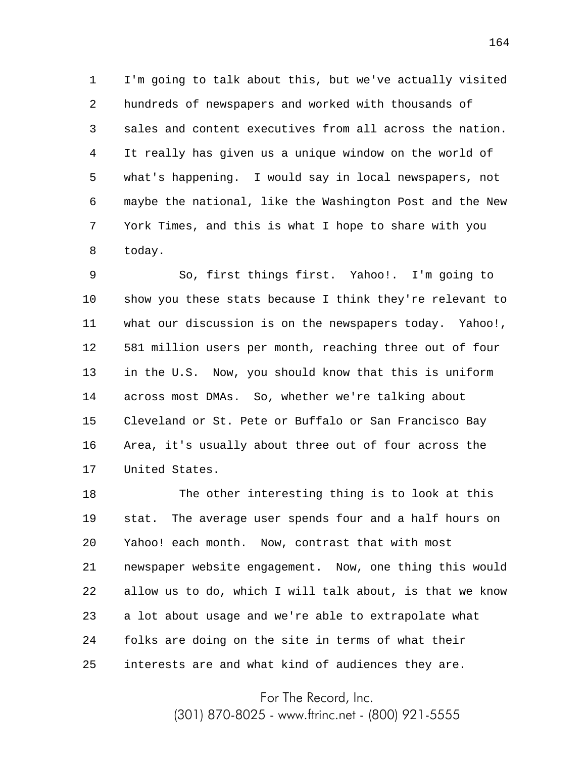I'm going to talk about this, but we've actually visited hundreds of newspapers and worked with thousands of sales and content executives from all across the nation. It really has given us a unique window on the world of what's happening. I would say in local newspapers, not maybe the national, like the Washington Post and the New York Times, and this is what I hope to share with you today.

So, first things first. Yahoo!. I'm going to show you these stats because I think they're relevant to what our discussion is on the newspapers today. Yahoo!, 581 million users per month, reaching three out of four in the U.S. Now, you should know that this is uniform across most DMAs. So, whether we're talking about Cleveland or St. Pete or Buffalo or San Francisco Bay Area, it's usually about three out of four across the United States.

The other interesting thing is to look at this stat. The average user spends four and a half hours on Yahoo! each month. Now, contrast that with most newspaper website engagement. Now, one thing this would allow us to do, which I will talk about, is that we know a lot about usage and we're able to extrapolate what folks are doing on the site in terms of what their interests are and what kind of audiences they are.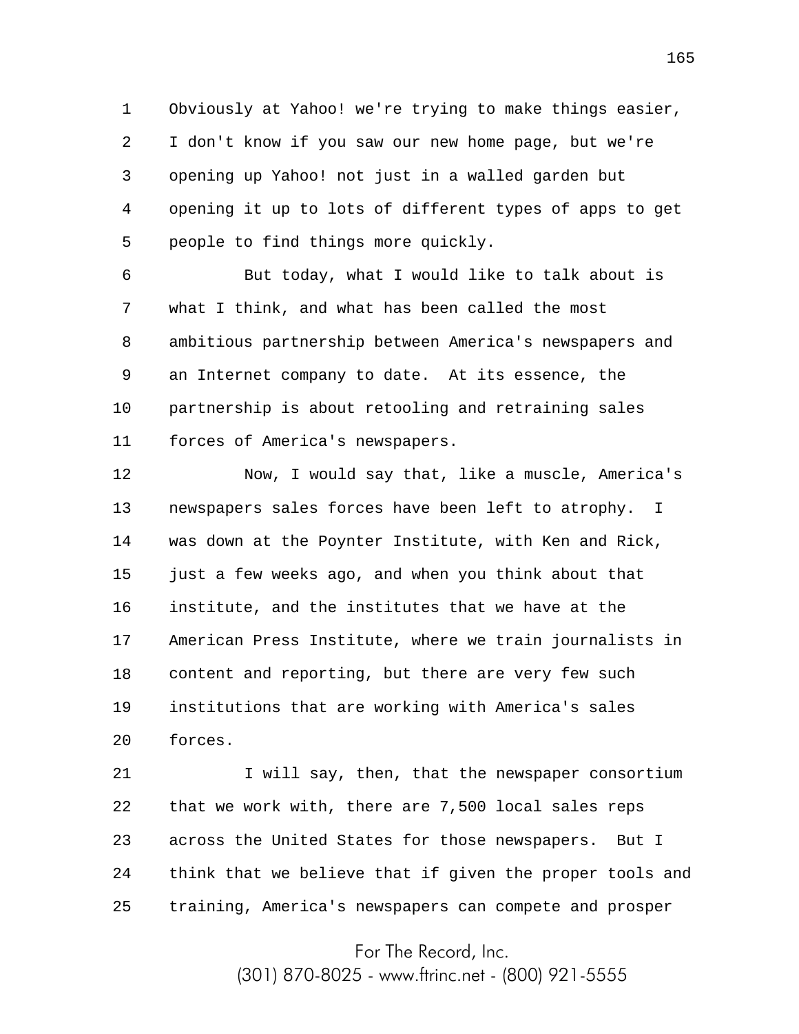Obviously at Yahoo! we're trying to make things easier, I don't know if you saw our new home page, but we're opening up Yahoo! not just in a walled garden but opening it up to lots of different types of apps to get people to find things more quickly.

But today, what I would like to talk about is what I think, and what has been called the most ambitious partnership between America's newspapers and an Internet company to date. At its essence, the partnership is about retooling and retraining sales forces of America's newspapers.

Now, I would say that, like a muscle, America's newspapers sales forces have been left to atrophy. I was down at the Poynter Institute, with Ken and Rick, just a few weeks ago, and when you think about that institute, and the institutes that we have at the American Press Institute, where we train journalists in content and reporting, but there are very few such institutions that are working with America's sales forces.

I will say, then, that the newspaper consortium that we work with, there are 7,500 local sales reps across the United States for those newspapers. But I think that we believe that if given the proper tools and training, America's newspapers can compete and prosper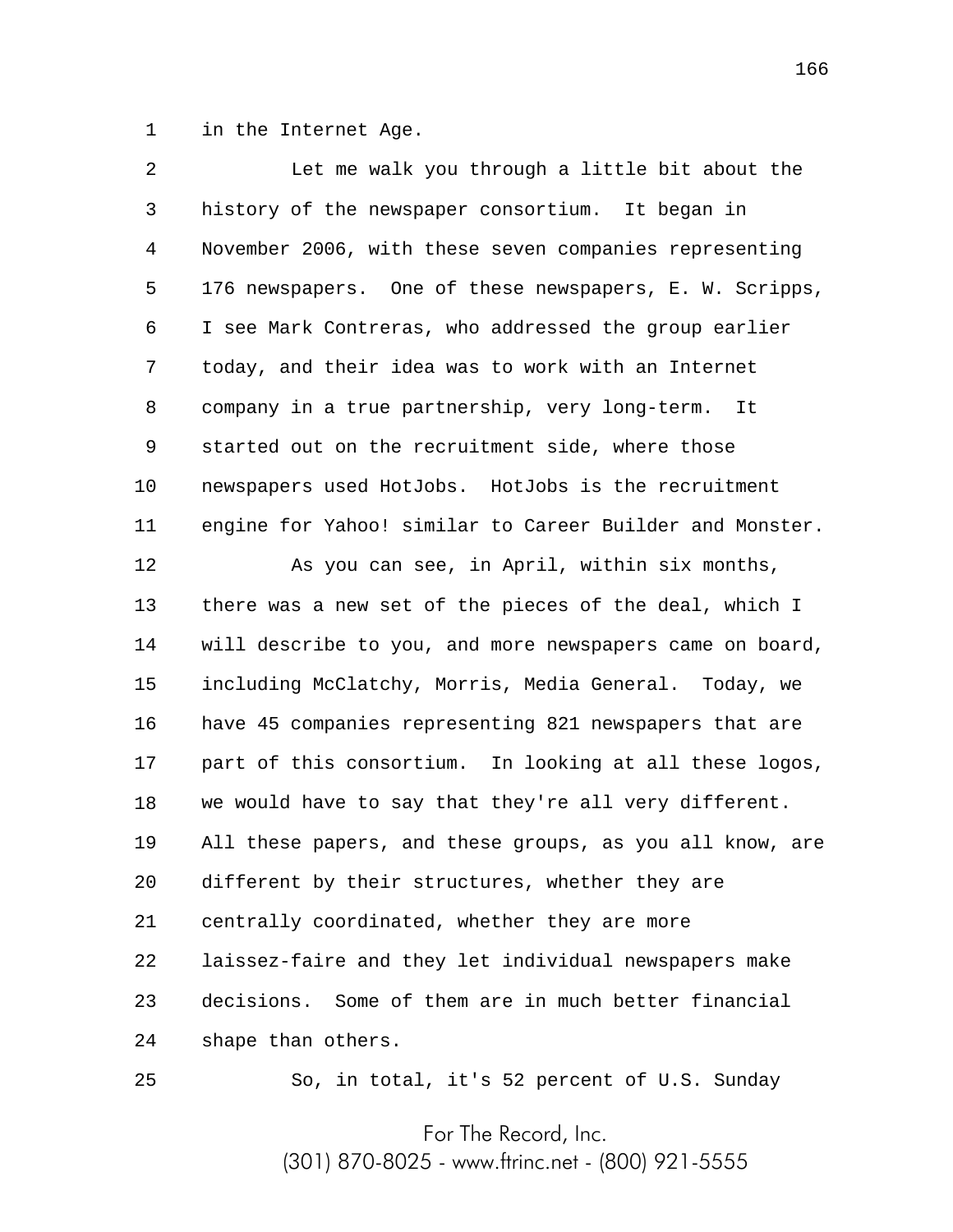in the Internet Age.

Let me walk you through a little bit about the history of the newspaper consortium. It began in November 2006, with these seven companies representing 176 newspapers. One of these newspapers, E. W. Scripps, I see Mark Contreras, who addressed the group earlier today, and their idea was to work with an Internet company in a true partnership, very long-term. It started out on the recruitment side, where those newspapers used HotJobs. HotJobs is the recruitment engine for Yahoo! similar to Career Builder and Monster.

As you can see, in April, within six months, there was a new set of the pieces of the deal, which I will describe to you, and more newspapers came on board, including McClatchy, Morris, Media General. Today, we have 45 companies representing 821 newspapers that are part of this consortium. In looking at all these logos, we would have to say that they're all very different. All these papers, and these groups, as you all know, are different by their structures, whether they are centrally coordinated, whether they are more laissez-faire and they let individual newspapers make decisions. Some of them are in much better financial shape than others.

So, in total, it's 52 percent of U.S. Sunday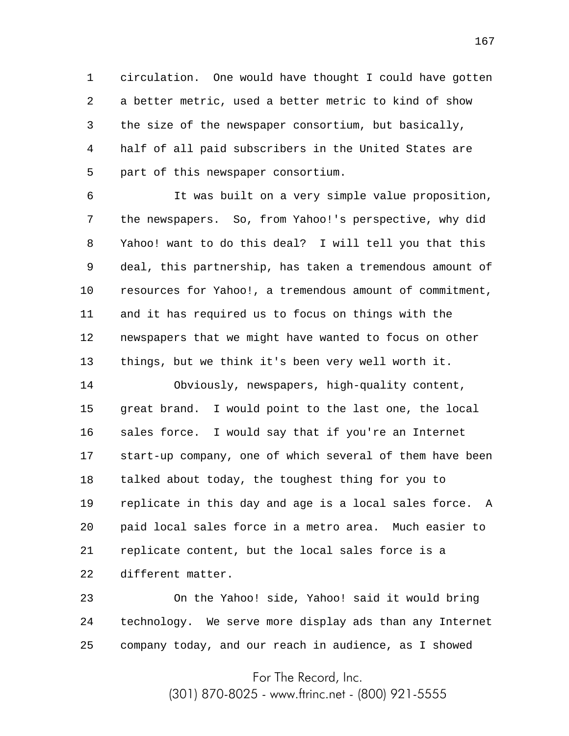circulation. One would have thought I could have gotten a better metric, used a better metric to kind of show the size of the newspaper consortium, but basically, half of all paid subscribers in the United States are part of this newspaper consortium.

It was built on a very simple value proposition, the newspapers. So, from Yahoo!'s perspective, why did Yahoo! want to do this deal? I will tell you that this deal, this partnership, has taken a tremendous amount of resources for Yahoo!, a tremendous amount of commitment, and it has required us to focus on things with the newspapers that we might have wanted to focus on other things, but we think it's been very well worth it.

Obviously, newspapers, high-quality content, great brand. I would point to the last one, the local sales force. I would say that if you're an Internet start-up company, one of which several of them have been talked about today, the toughest thing for you to replicate in this day and age is a local sales force. A paid local sales force in a metro area. Much easier to replicate content, but the local sales force is a different matter.

On the Yahoo! side, Yahoo! said it would bring technology. We serve more display ads than any Internet company today, and our reach in audience, as I showed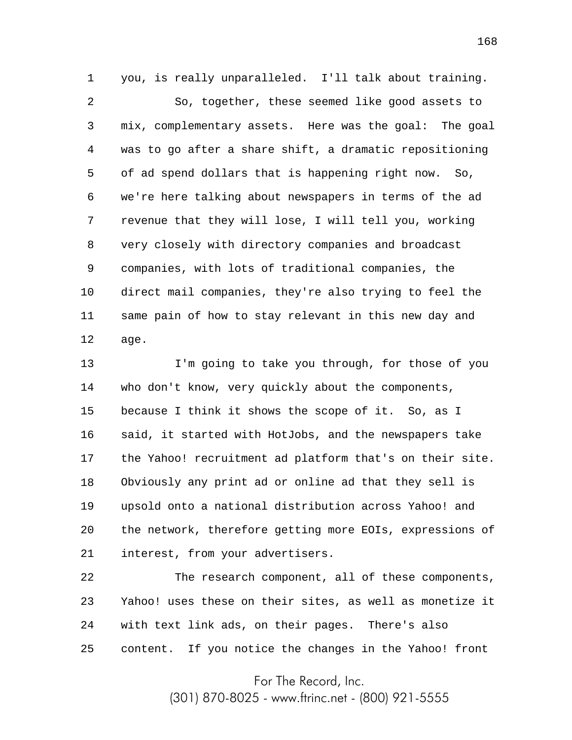you, is really unparalleled. I'll talk about training.

So, together, these seemed like good assets to mix, complementary assets. Here was the goal: The goal was to go after a share shift, a dramatic repositioning of ad spend dollars that is happening right now. So, we're here talking about newspapers in terms of the ad revenue that they will lose, I will tell you, working very closely with directory companies and broadcast companies, with lots of traditional companies, the direct mail companies, they're also trying to feel the same pain of how to stay relevant in this new day and age.

I'm going to take you through, for those of you who don't know, very quickly about the components, because I think it shows the scope of it. So, as I said, it started with HotJobs, and the newspapers take the Yahoo! recruitment ad platform that's on their site. Obviously any print ad or online ad that they sell is upsold onto a national distribution across Yahoo! and the network, therefore getting more EOIs, expressions of interest, from your advertisers.

The research component, all of these components, Yahoo! uses these on their sites, as well as monetize it with text link ads, on their pages. There's also content. If you notice the changes in the Yahoo! front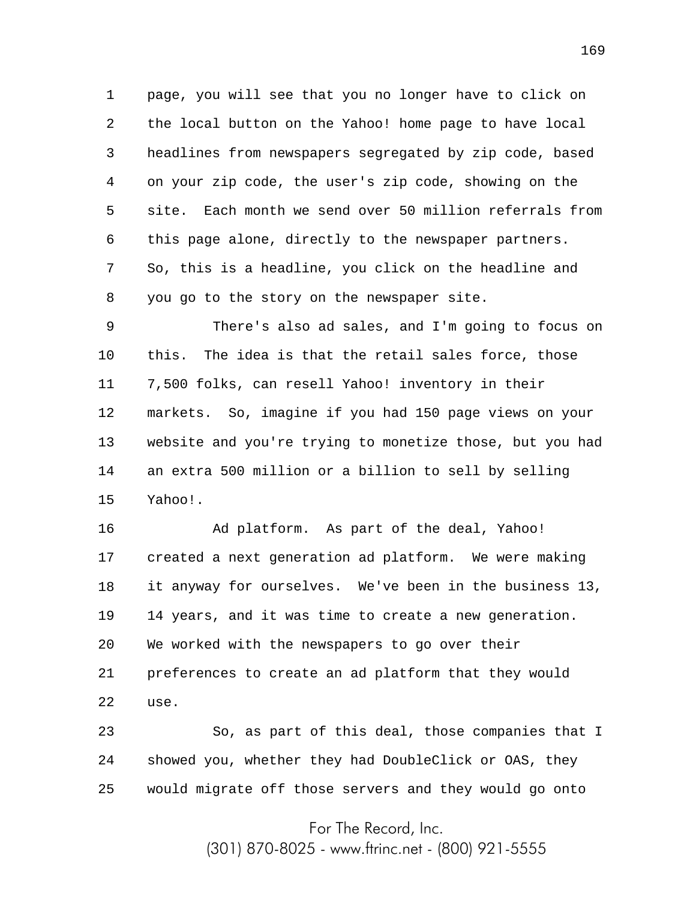page, you will see that you no longer have to click on the local button on the Yahoo! home page to have local headlines from newspapers segregated by zip code, based on your zip code, the user's zip code, showing on the site. Each month we send over 50 million referrals from this page alone, directly to the newspaper partners. So, this is a headline, you click on the headline and you go to the story on the newspaper site.

There's also ad sales, and I'm going to focus on this. The idea is that the retail sales force, those 7,500 folks, can resell Yahoo! inventory in their markets. So, imagine if you had 150 page views on your website and you're trying to monetize those, but you had an extra 500 million or a billion to sell by selling Yahoo!.

Ad platform. As part of the deal, Yahoo! created a next generation ad platform. We were making it anyway for ourselves. We've been in the business 13, 14 years, and it was time to create a new generation. We worked with the newspapers to go over their preferences to create an ad platform that they would use.

So, as part of this deal, those companies that I showed you, whether they had DoubleClick or OAS, they would migrate off those servers and they would go onto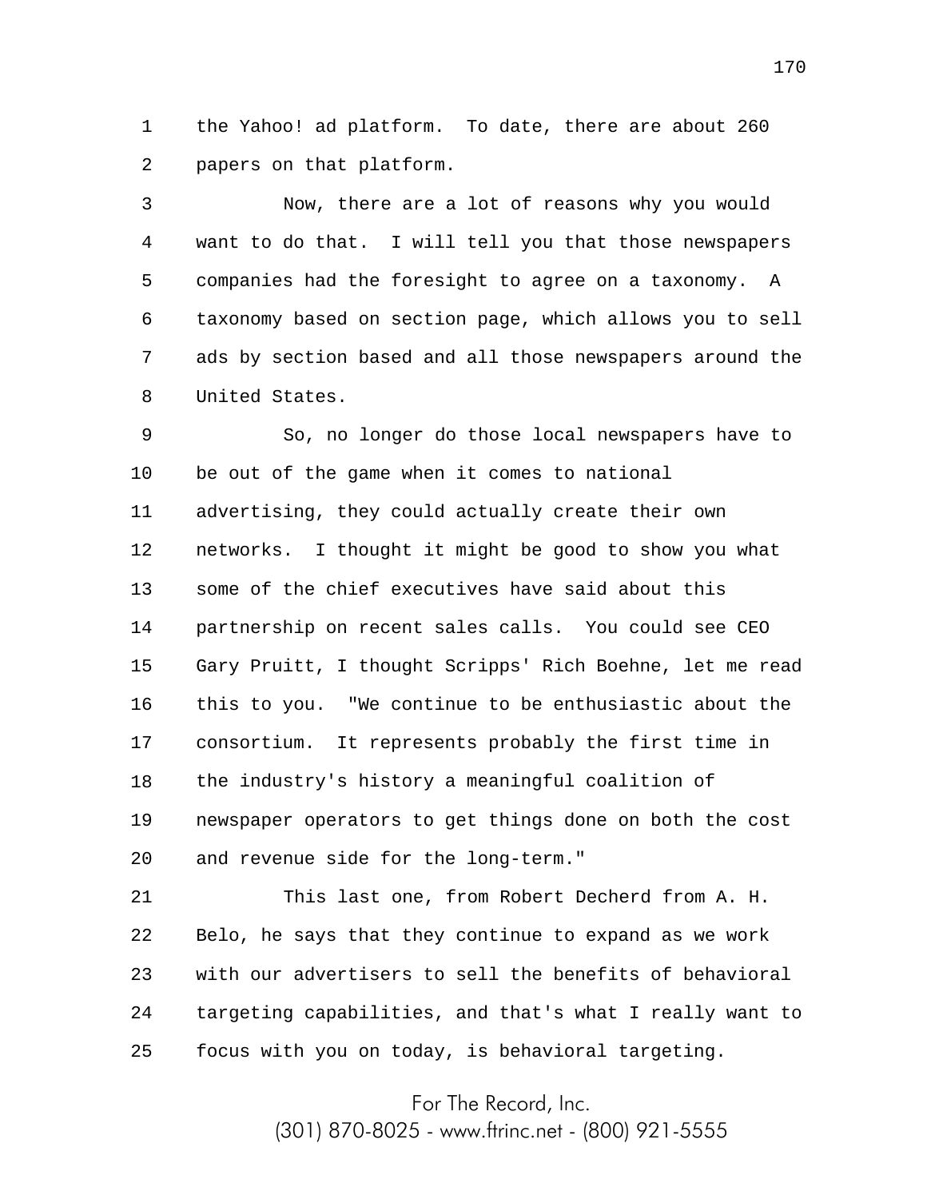the Yahoo! ad platform. To date, there are about 260 papers on that platform.

Now, there are a lot of reasons why you would want to do that. I will tell you that those newspapers companies had the foresight to agree on a taxonomy. A taxonomy based on section page, which allows you to sell ads by section based and all those newspapers around the United States.

So, no longer do those local newspapers have to be out of the game when it comes to national advertising, they could actually create their own networks. I thought it might be good to show you what some of the chief executives have said about this partnership on recent sales calls. You could see CEO Gary Pruitt, I thought Scripps' Rich Boehne, let me read this to you. "We continue to be enthusiastic about the consortium. It represents probably the first time in the industry's history a meaningful coalition of newspaper operators to get things done on both the cost and revenue side for the long-term."

This last one, from Robert Decherd from A. H. Belo, he says that they continue to expand as we work with our advertisers to sell the benefits of behavioral targeting capabilities, and that's what I really want to focus with you on today, is behavioral targeting.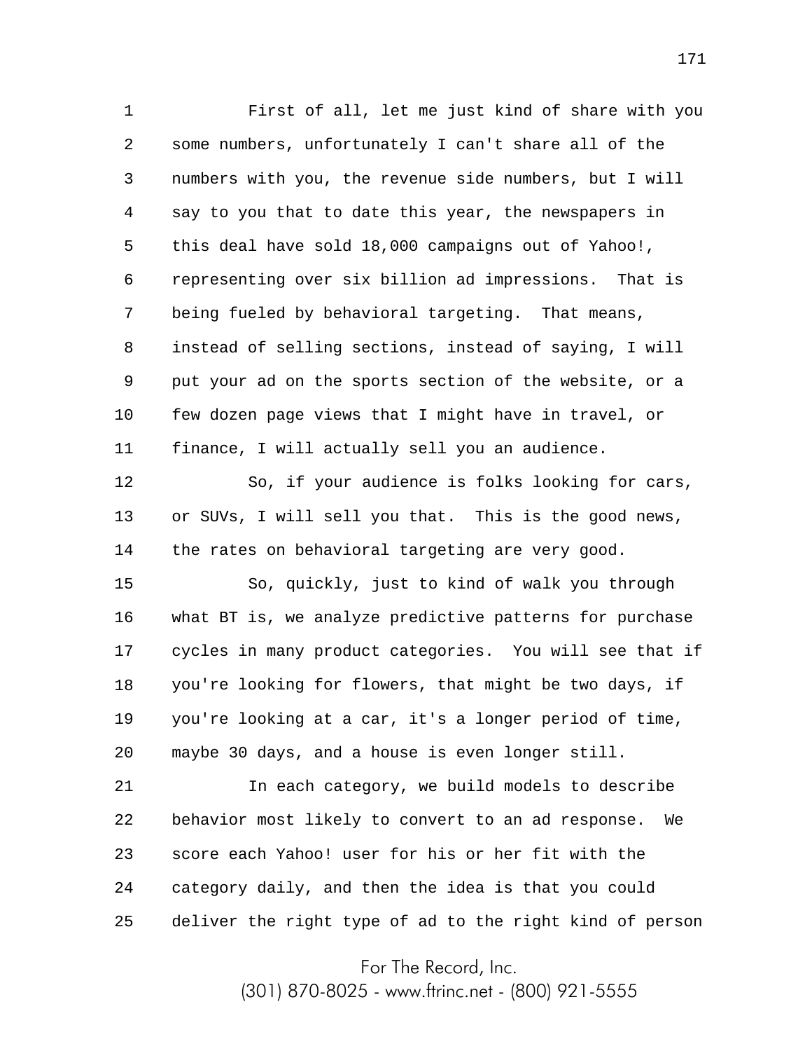First of all, let me just kind of share with you some numbers, unfortunately I can't share all of the numbers with you, the revenue side numbers, but I will say to you that to date this year, the newspapers in this deal have sold 18,000 campaigns out of Yahoo!, representing over six billion ad impressions. That is being fueled by behavioral targeting. That means, instead of selling sections, instead of saying, I will put your ad on the sports section of the website, or a few dozen page views that I might have in travel, or finance, I will actually sell you an audience.

So, if your audience is folks looking for cars, or SUVs, I will sell you that. This is the good news, the rates on behavioral targeting are very good.

So, quickly, just to kind of walk you through what BT is, we analyze predictive patterns for purchase cycles in many product categories. You will see that if you're looking for flowers, that might be two days, if you're looking at a car, it's a longer period of time, maybe 30 days, and a house is even longer still.

In each category, we build models to describe behavior most likely to convert to an ad response. We score each Yahoo! user for his or her fit with the category daily, and then the idea is that you could deliver the right type of ad to the right kind of person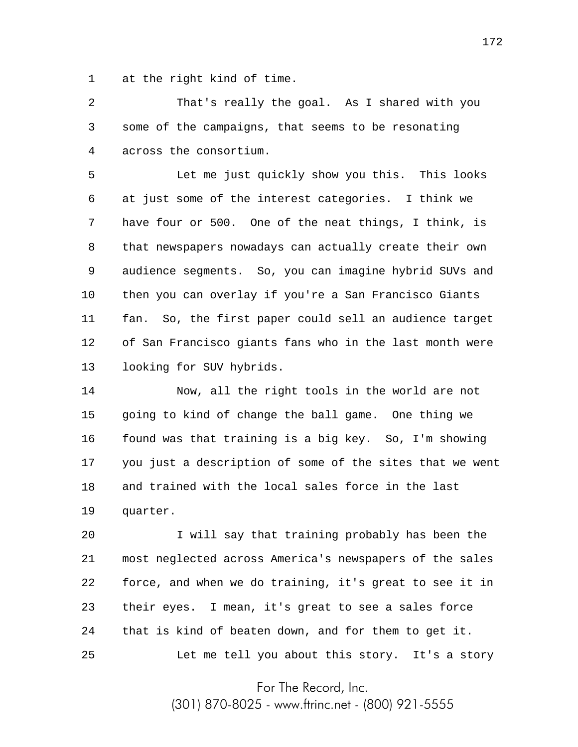at the right kind of time.

That's really the goal. As I shared with you some of the campaigns, that seems to be resonating across the consortium.

Let me just quickly show you this. This looks at just some of the interest categories. I think we have four or 500. One of the neat things, I think, is that newspapers nowadays can actually create their own audience segments. So, you can imagine hybrid SUVs and then you can overlay if you're a San Francisco Giants fan. So, the first paper could sell an audience target of San Francisco giants fans who in the last month were looking for SUV hybrids.

Now, all the right tools in the world are not going to kind of change the ball game. One thing we found was that training is a big key. So, I'm showing you just a description of some of the sites that we went and trained with the local sales force in the last quarter.

I will say that training probably has been the most neglected across America's newspapers of the sales force, and when we do training, it's great to see it in their eyes. I mean, it's great to see a sales force that is kind of beaten down, and for them to get it.

Let me tell you about this story. It's a story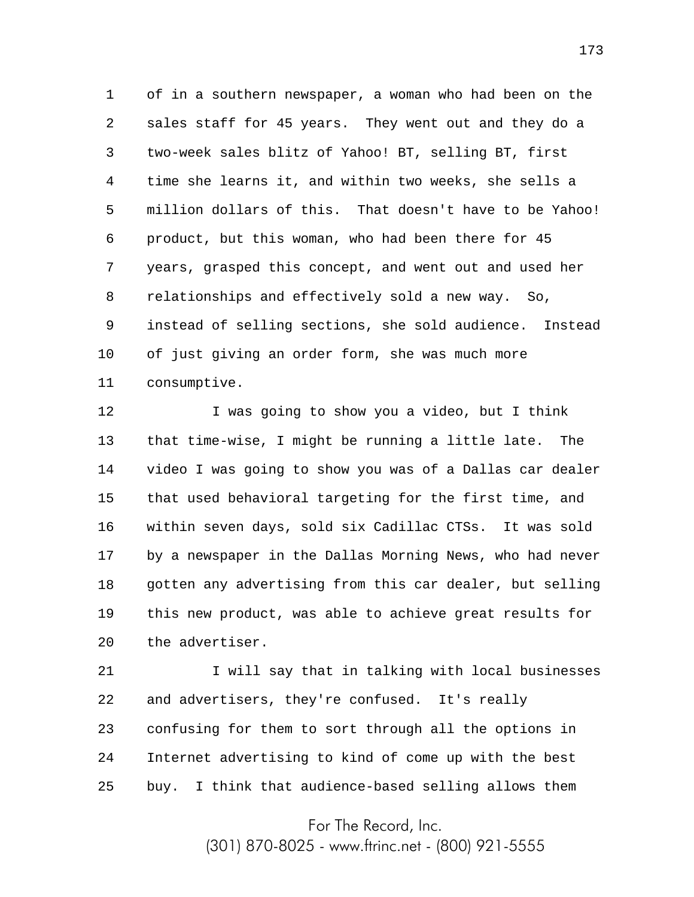of in a southern newspaper, a woman who had been on the sales staff for 45 years. They went out and they do a two-week sales blitz of Yahoo! BT, selling BT, first time she learns it, and within two weeks, she sells a million dollars of this. That doesn't have to be Yahoo! product, but this woman, who had been there for 45 years, grasped this concept, and went out and used her relationships and effectively sold a new way. So, instead of selling sections, she sold audience. Instead of just giving an order form, she was much more consumptive.

I was going to show you a video, but I think that time-wise, I might be running a little late. The video I was going to show you was of a Dallas car dealer that used behavioral targeting for the first time, and within seven days, sold six Cadillac CTSs. It was sold by a newspaper in the Dallas Morning News, who had never gotten any advertising from this car dealer, but selling this new product, was able to achieve great results for the advertiser.

I will say that in talking with local businesses and advertisers, they're confused. It's really confusing for them to sort through all the options in Internet advertising to kind of come up with the best buy. I think that audience-based selling allows them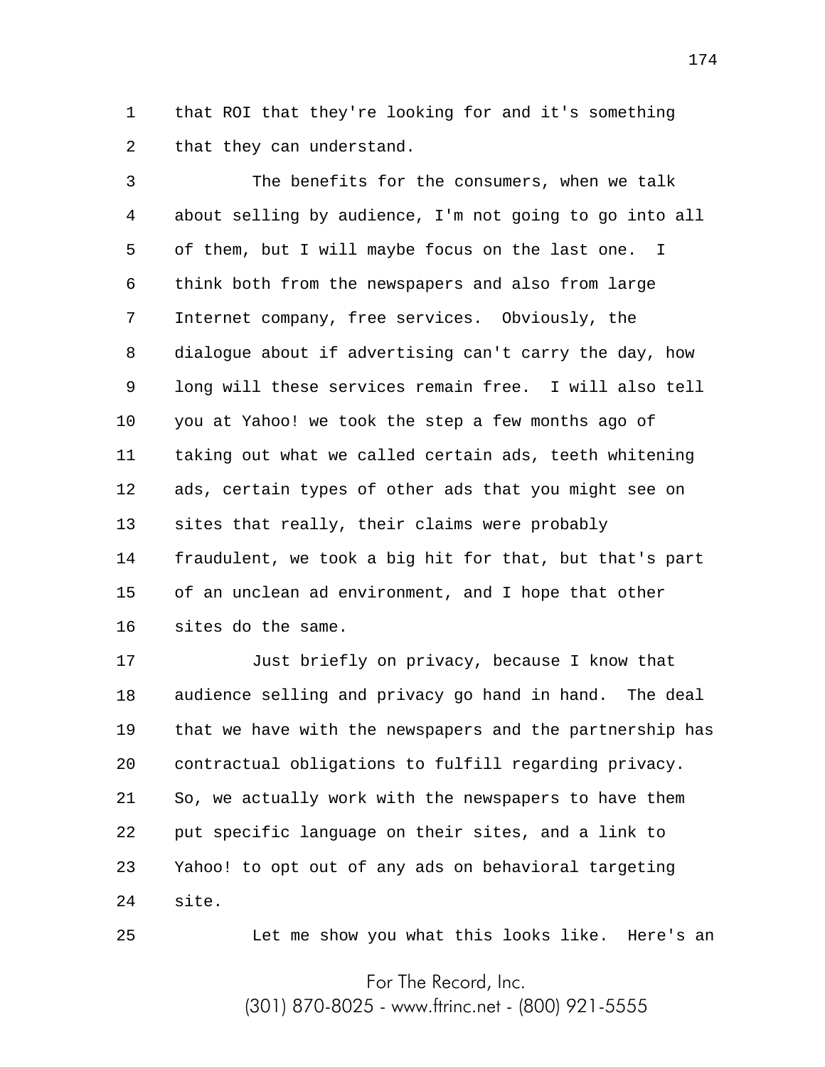that ROI that they're looking for and it's something that they can understand.

The benefits for the consumers, when we talk about selling by audience, I'm not going to go into all of them, but I will maybe focus on the last one. I think both from the newspapers and also from large Internet company, free services. Obviously, the dialogue about if advertising can't carry the day, how long will these services remain free. I will also tell you at Yahoo! we took the step a few months ago of taking out what we called certain ads, teeth whitening ads, certain types of other ads that you might see on sites that really, their claims were probably fraudulent, we took a big hit for that, but that's part of an unclean ad environment, and I hope that other sites do the same.

Just briefly on privacy, because I know that audience selling and privacy go hand in hand. The deal that we have with the newspapers and the partnership has contractual obligations to fulfill regarding privacy. So, we actually work with the newspapers to have them put specific language on their sites, and a link to Yahoo! to opt out of any ads on behavioral targeting site.

Let me show you what this looks like. Here's an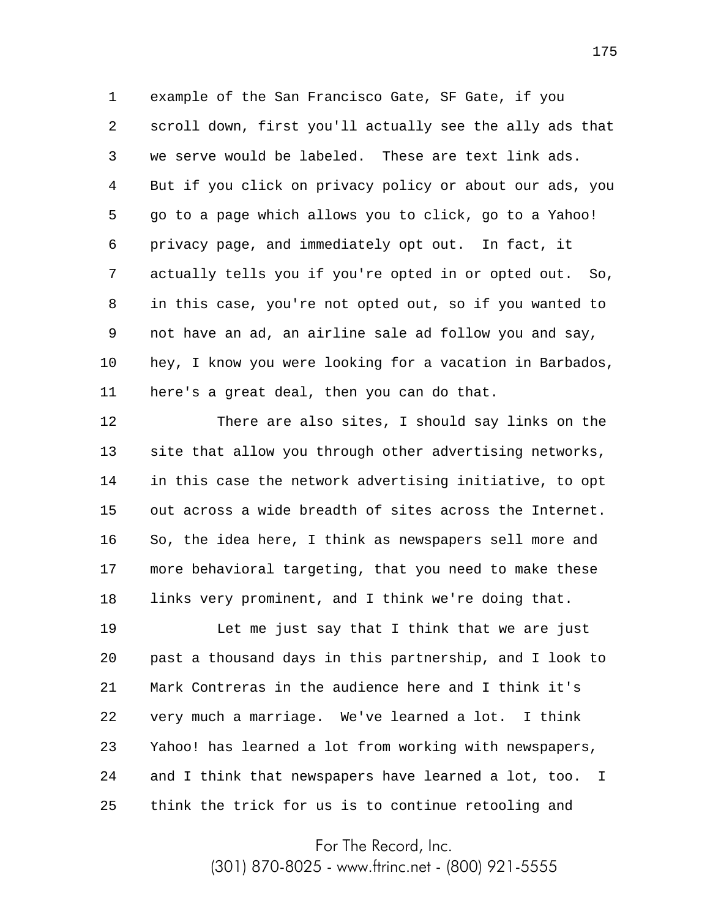example of the San Francisco Gate, SF Gate, if you scroll down, first you'll actually see the ally ads that we serve would be labeled. These are text link ads. But if you click on privacy policy or about our ads, you go to a page which allows you to click, go to a Yahoo! privacy page, and immediately opt out. In fact, it actually tells you if you're opted in or opted out. So, in this case, you're not opted out, so if you wanted to not have an ad, an airline sale ad follow you and say, hey, I know you were looking for a vacation in Barbados, here's a great deal, then you can do that.

There are also sites, I should say links on the site that allow you through other advertising networks, in this case the network advertising initiative, to opt out across a wide breadth of sites across the Internet. So, the idea here, I think as newspapers sell more and more behavioral targeting, that you need to make these links very prominent, and I think we're doing that.

Let me just say that I think that we are just past a thousand days in this partnership, and I look to Mark Contreras in the audience here and I think it's very much a marriage. We've learned a lot. I think Yahoo! has learned a lot from working with newspapers, and I think that newspapers have learned a lot, too. I think the trick for us is to continue retooling and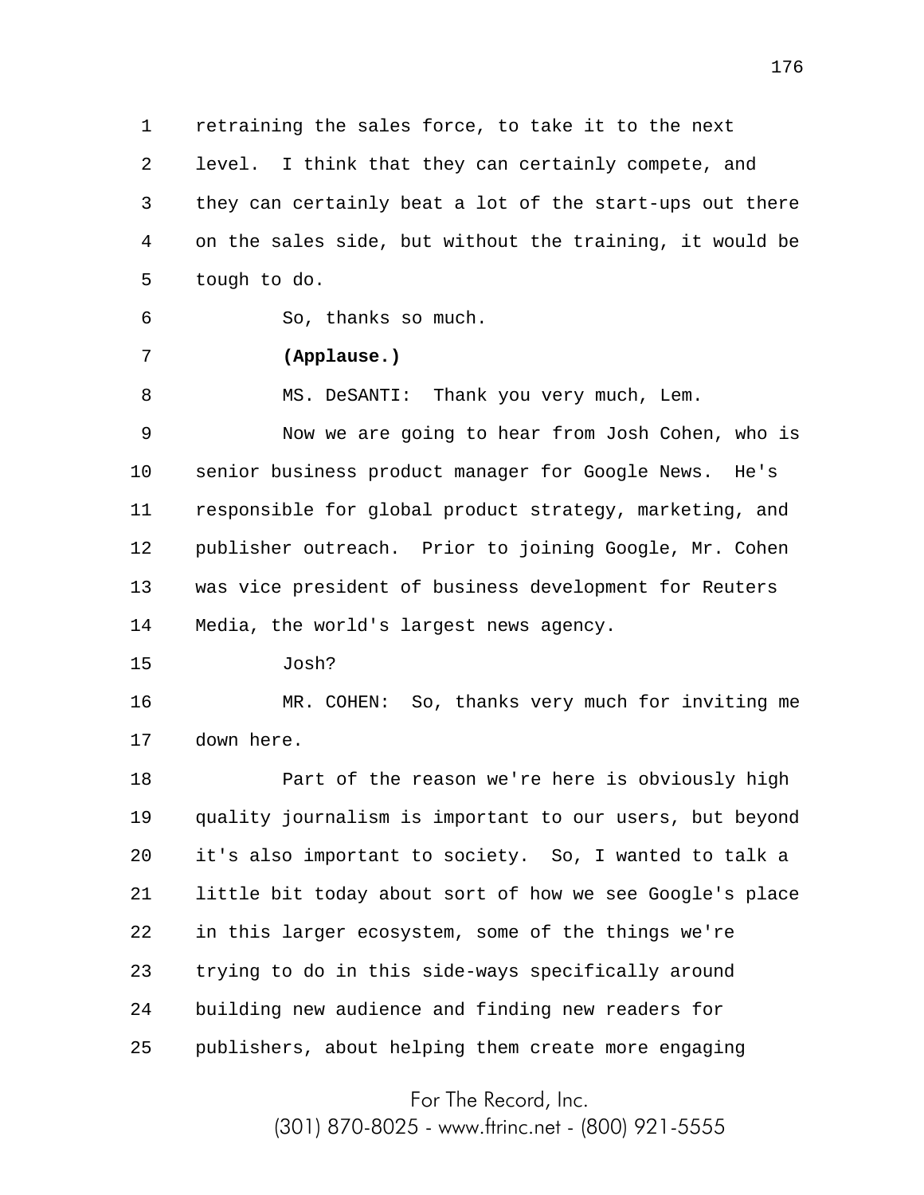retraining the sales force, to take it to the next level. I think that they can certainly compete, and they can certainly beat a lot of the start-ups out there on the sales side, but without the training, it would be tough to do.

So, thanks so much.

**(Applause.)**

MS. DeSANTI: Thank you very much, Lem.

Now we are going to hear from Josh Cohen, who is senior business product manager for Google News. He's responsible for global product strategy, marketing, and publisher outreach. Prior to joining Google, Mr. Cohen was vice president of business development for Reuters Media, the world's largest news agency.

Josh?

MR. COHEN: So, thanks very much for inviting me down here.

Part of the reason we're here is obviously high quality journalism is important to our users, but beyond it's also important to society. So, I wanted to talk a little bit today about sort of how we see Google's place in this larger ecosystem, some of the things we're trying to do in this side-ways specifically around building new audience and finding new readers for publishers, about helping them create more engaging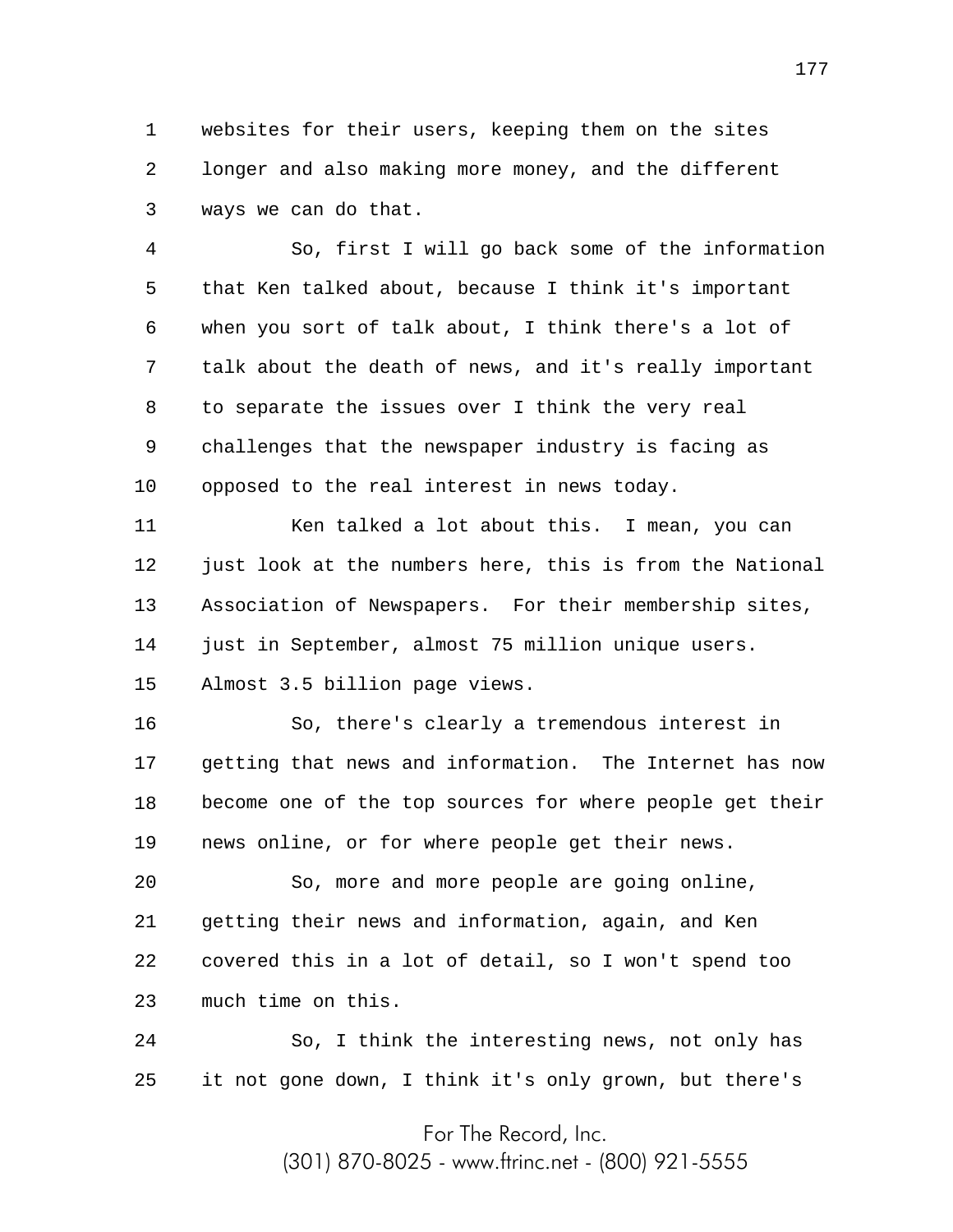websites for their users, keeping them on the sites longer and also making more money, and the different ways we can do that.

So, first I will go back some of the information that Ken talked about, because I think it's important when you sort of talk about, I think there's a lot of talk about the death of news, and it's really important to separate the issues over I think the very real challenges that the newspaper industry is facing as opposed to the real interest in news today.

Ken talked a lot about this. I mean, you can just look at the numbers here, this is from the National Association of Newspapers. For their membership sites, just in September, almost 75 million unique users. Almost 3.5 billion page views.

So, there's clearly a tremendous interest in getting that news and information. The Internet has now become one of the top sources for where people get their news online, or for where people get their news.

So, more and more people are going online, getting their news and information, again, and Ken covered this in a lot of detail, so I won't spend too much time on this.

So, I think the interesting news, not only has it not gone down, I think it's only grown, but there's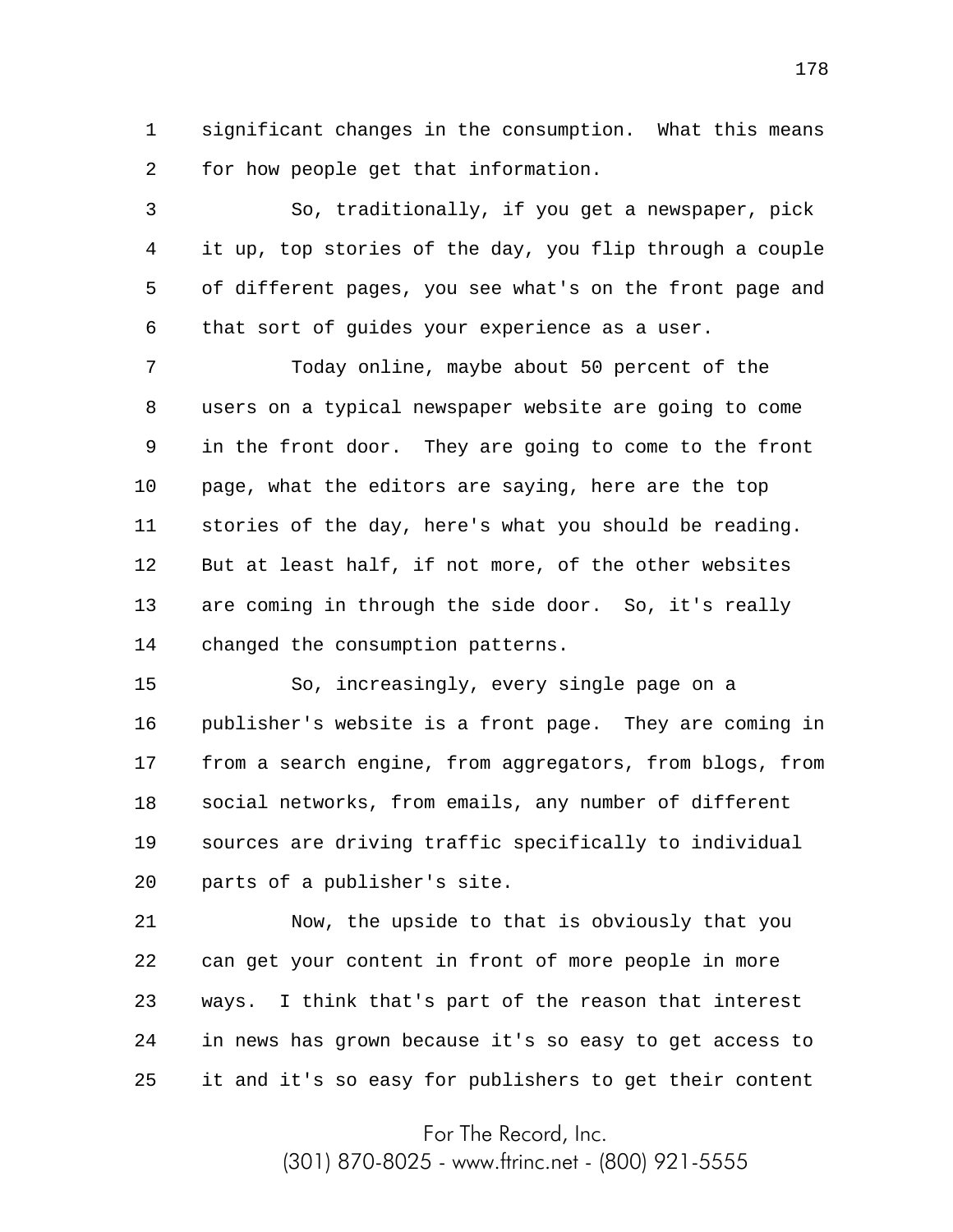significant changes in the consumption. What this means for how people get that information.

So, traditionally, if you get a newspaper, pick it up, top stories of the day, you flip through a couple of different pages, you see what's on the front page and that sort of guides your experience as a user.

Today online, maybe about 50 percent of the users on a typical newspaper website are going to come in the front door. They are going to come to the front page, what the editors are saying, here are the top stories of the day, here's what you should be reading. But at least half, if not more, of the other websites are coming in through the side door. So, it's really changed the consumption patterns.

So, increasingly, every single page on a publisher's website is a front page. They are coming in from a search engine, from aggregators, from blogs, from social networks, from emails, any number of different sources are driving traffic specifically to individual parts of a publisher's site.

Now, the upside to that is obviously that you can get your content in front of more people in more ways. I think that's part of the reason that interest in news has grown because it's so easy to get access to it and it's so easy for publishers to get their content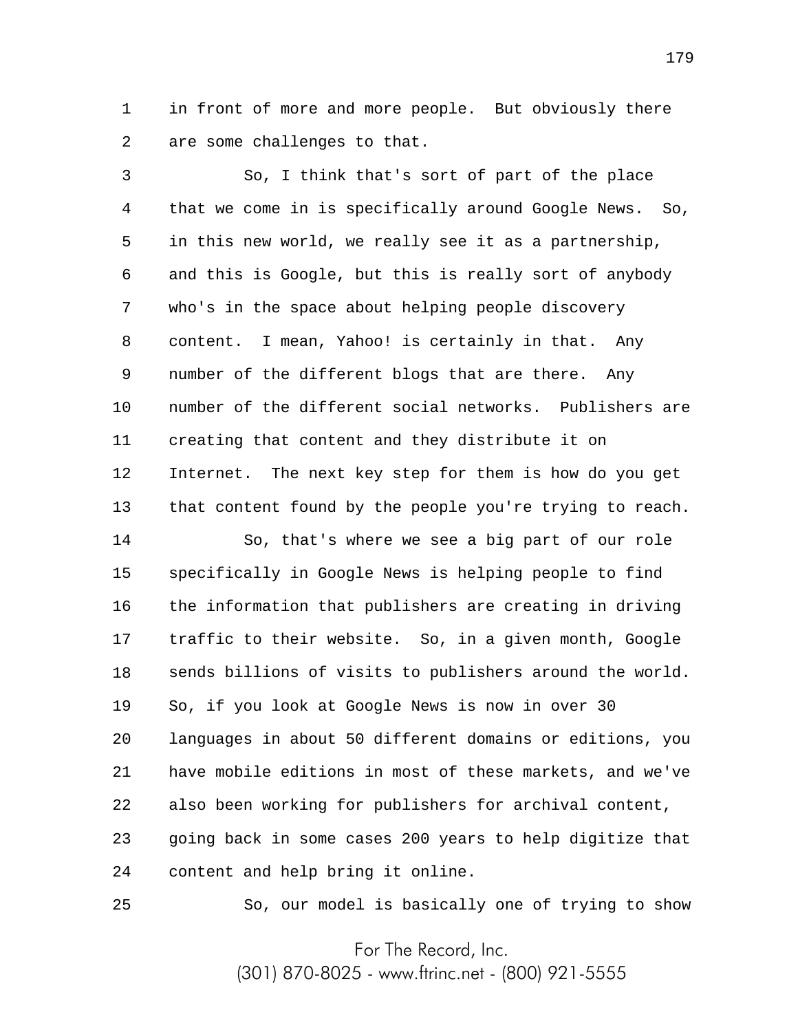in front of more and more people. But obviously there are some challenges to that.

So, I think that's sort of part of the place that we come in is specifically around Google News. So, in this new world, we really see it as a partnership, and this is Google, but this is really sort of anybody who's in the space about helping people discovery content. I mean, Yahoo! is certainly in that. Any number of the different blogs that are there. Any number of the different social networks. Publishers are creating that content and they distribute it on Internet. The next key step for them is how do you get that content found by the people you're trying to reach.

So, that's where we see a big part of our role specifically in Google News is helping people to find the information that publishers are creating in driving traffic to their website. So, in a given month, Google sends billions of visits to publishers around the world. So, if you look at Google News is now in over 30 languages in about 50 different domains or editions, you have mobile editions in most of these markets, and we've also been working for publishers for archival content, going back in some cases 200 years to help digitize that content and help bring it online.

So, our model is basically one of trying to show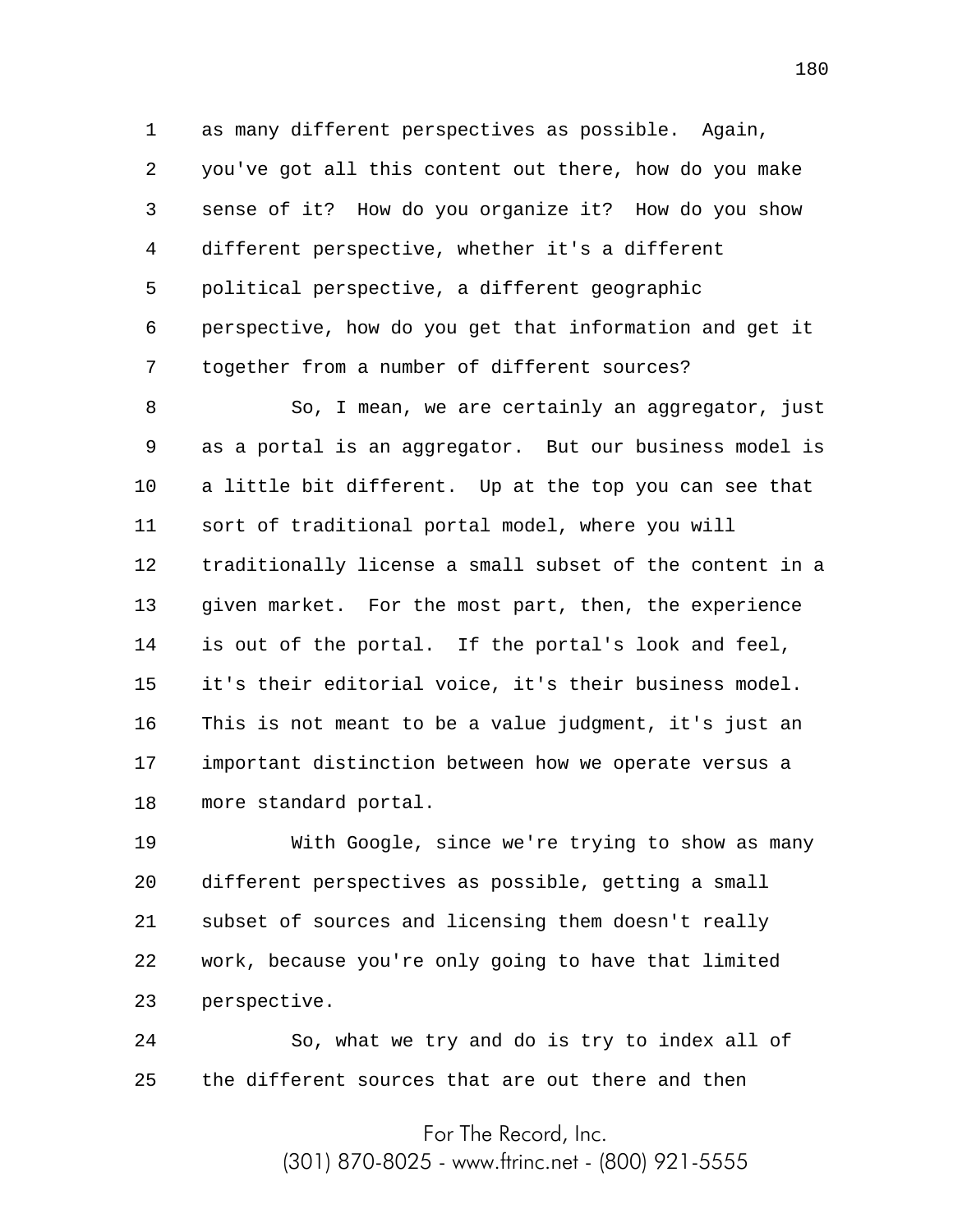as many different perspectives as possible. Again, you've got all this content out there, how do you make sense of it? How do you organize it? How do you show different perspective, whether it's a different political perspective, a different geographic perspective, how do you get that information and get it together from a number of different sources?

So, I mean, we are certainly an aggregator, just as a portal is an aggregator. But our business model is a little bit different. Up at the top you can see that sort of traditional portal model, where you will traditionally license a small subset of the content in a given market. For the most part, then, the experience is out of the portal. If the portal's look and feel, it's their editorial voice, it's their business model. This is not meant to be a value judgment, it's just an important distinction between how we operate versus a more standard portal.

With Google, since we're trying to show as many different perspectives as possible, getting a small subset of sources and licensing them doesn't really work, because you're only going to have that limited perspective.

So, what we try and do is try to index all of the different sources that are out there and then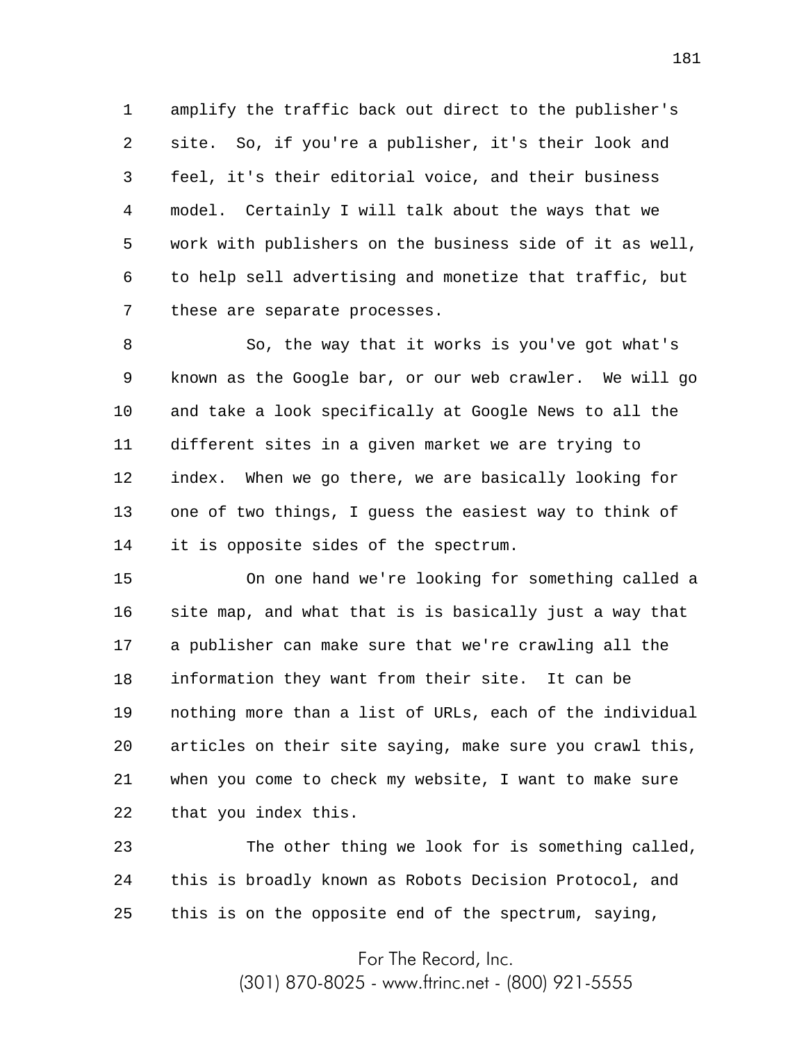amplify the traffic back out direct to the publisher's site. So, if you're a publisher, it's their look and feel, it's their editorial voice, and their business model. Certainly I will talk about the ways that we work with publishers on the business side of it as well, to help sell advertising and monetize that traffic, but these are separate processes.

So, the way that it works is you've got what's known as the Google bar, or our web crawler. We will go and take a look specifically at Google News to all the different sites in a given market we are trying to index. When we go there, we are basically looking for one of two things, I guess the easiest way to think of it is opposite sides of the spectrum.

On one hand we're looking for something called a site map, and what that is is basically just a way that a publisher can make sure that we're crawling all the information they want from their site. It can be nothing more than a list of URLs, each of the individual articles on their site saying, make sure you crawl this, when you come to check my website, I want to make sure that you index this.

The other thing we look for is something called, this is broadly known as Robots Decision Protocol, and this is on the opposite end of the spectrum, saying,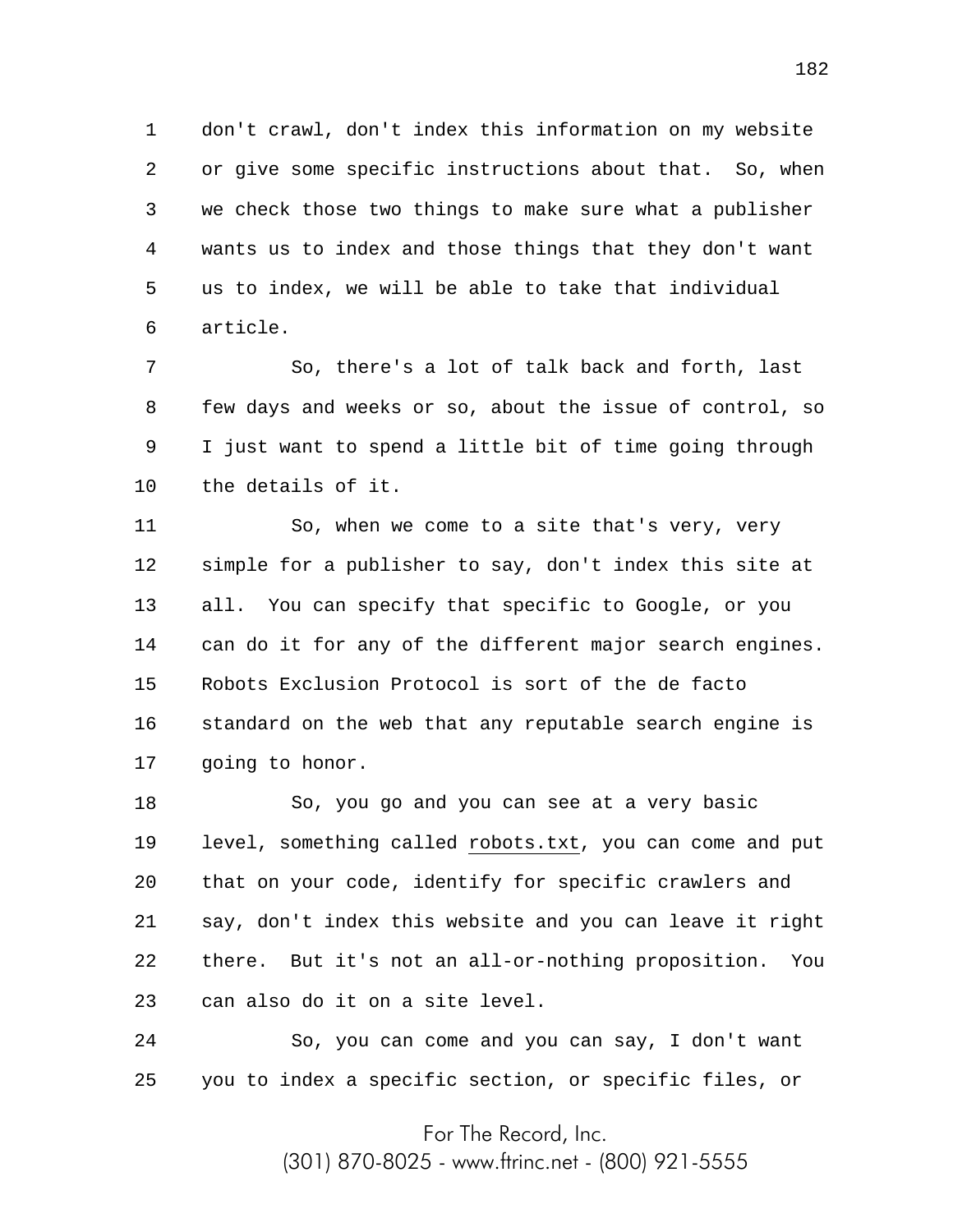don't crawl, don't index this information on my website or give some specific instructions about that. So, when we check those two things to make sure what a publisher wants us to index and those things that they don't want us to index, we will be able to take that individual article.

So, there's a lot of talk back and forth, last few days and weeks or so, about the issue of control, so I just want to spend a little bit of time going through the details of it.

So, when we come to a site that's very, very simple for a publisher to say, don't index this site at all. You can specify that specific to Google, or you can do it for any of the different major search engines. Robots Exclusion Protocol is sort of the de facto standard on the web that any reputable search engine is going to honor.

So, you go and you can see at a very basic level, something called robots.txt, you can come and put that on your code, identify for specific crawlers and say, don't index this website and you can leave it right there. But it's not an all-or-nothing proposition. You can also do it on a site level.

So, you can come and you can say, I don't want you to index a specific section, or specific files, or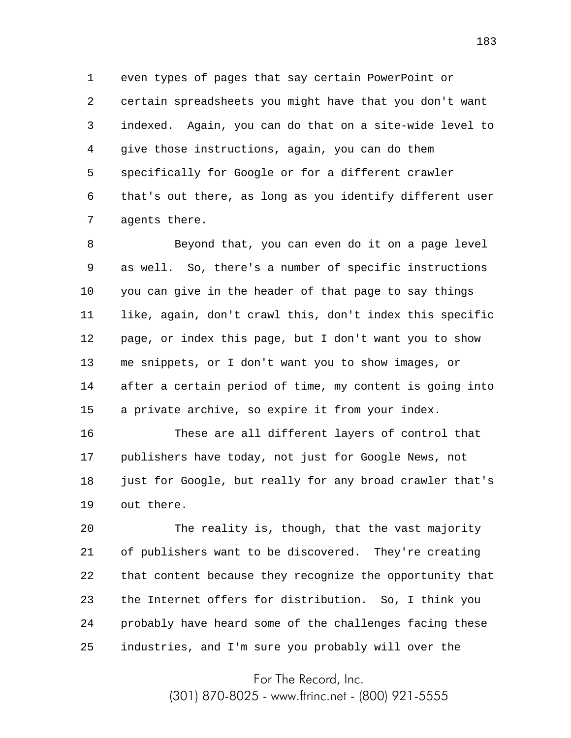even types of pages that say certain PowerPoint or certain spreadsheets you might have that you don't want indexed. Again, you can do that on a site-wide level to give those instructions, again, you can do them specifically for Google or for a different crawler that's out there, as long as you identify different user agents there.

Beyond that, you can even do it on a page level as well. So, there's a number of specific instructions you can give in the header of that page to say things like, again, don't crawl this, don't index this specific page, or index this page, but I don't want you to show me snippets, or I don't want you to show images, or after a certain period of time, my content is going into a private archive, so expire it from your index.

These are all different layers of control that publishers have today, not just for Google News, not just for Google, but really for any broad crawler that's out there.

The reality is, though, that the vast majority of publishers want to be discovered. They're creating that content because they recognize the opportunity that the Internet offers for distribution. So, I think you probably have heard some of the challenges facing these industries, and I'm sure you probably will over the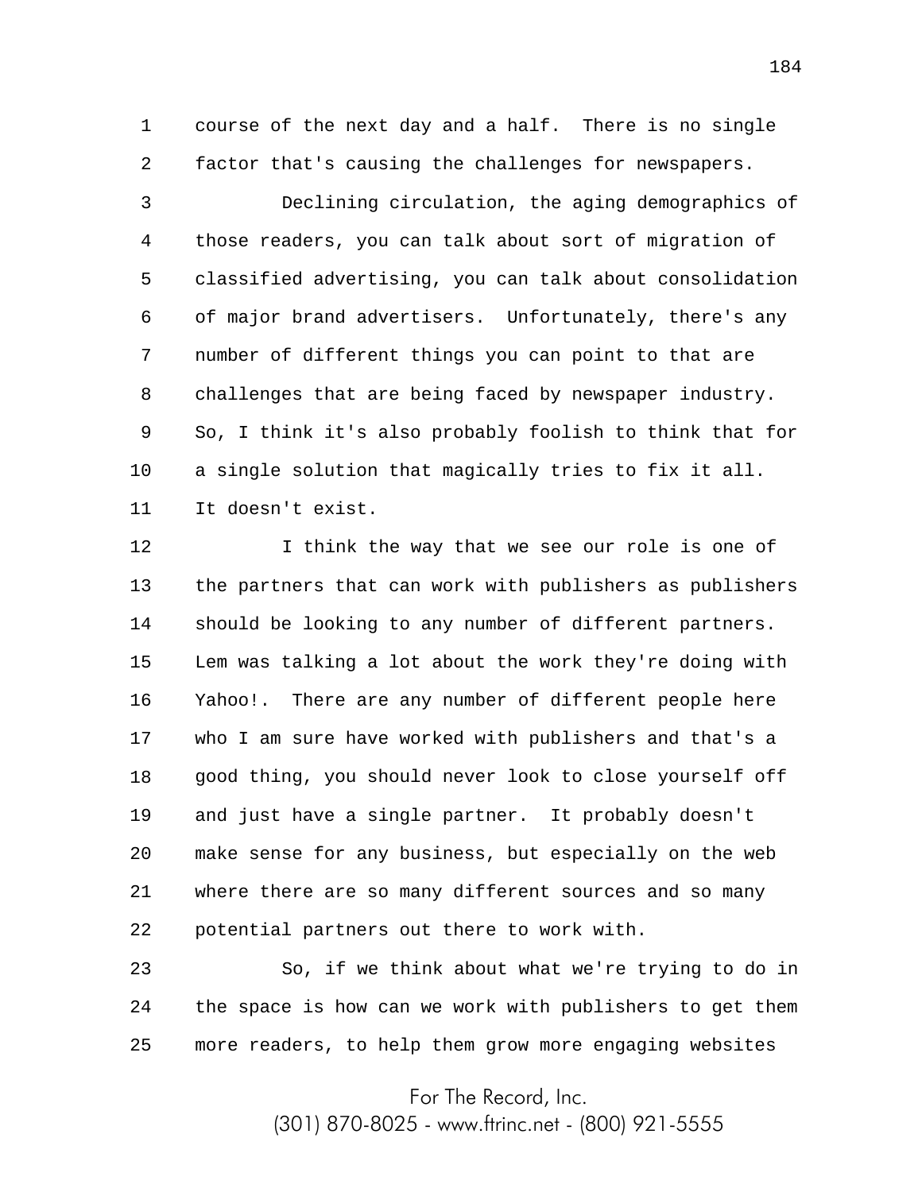course of the next day and a half. There is no single factor that's causing the challenges for newspapers.

Declining circulation, the aging demographics of those readers, you can talk about sort of migration of classified advertising, you can talk about consolidation of major brand advertisers. Unfortunately, there's any number of different things you can point to that are challenges that are being faced by newspaper industry. So, I think it's also probably foolish to think that for a single solution that magically tries to fix it all. It doesn't exist.

I think the way that we see our role is one of the partners that can work with publishers as publishers should be looking to any number of different partners. Lem was talking a lot about the work they're doing with Yahoo!. There are any number of different people here who I am sure have worked with publishers and that's a good thing, you should never look to close yourself off and just have a single partner. It probably doesn't make sense for any business, but especially on the web where there are so many different sources and so many potential partners out there to work with.

So, if we think about what we're trying to do in the space is how can we work with publishers to get them more readers, to help them grow more engaging websites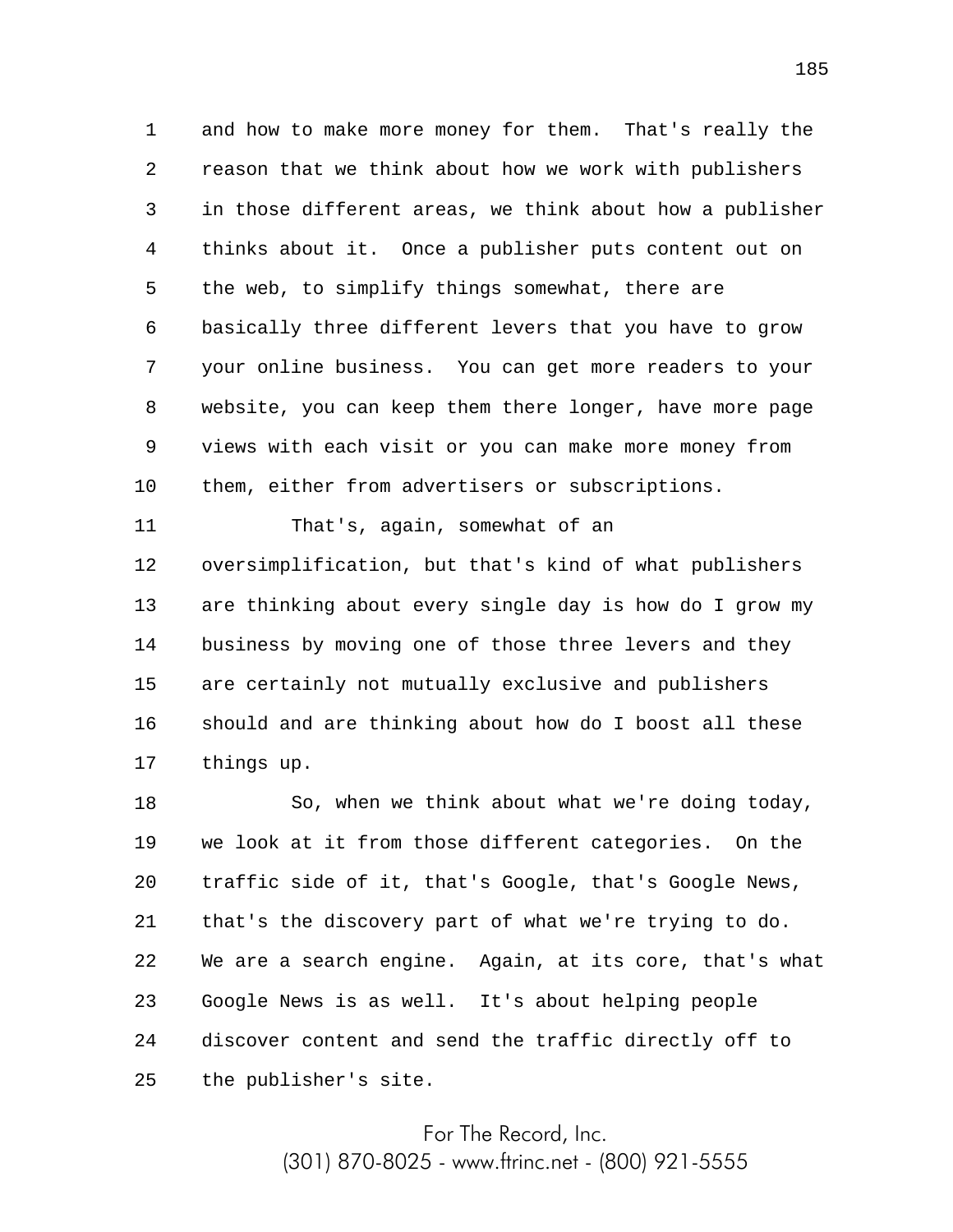and how to make more money for them. That's really the reason that we think about how we work with publishers in those different areas, we think about how a publisher thinks about it. Once a publisher puts content out on the web, to simplify things somewhat, there are basically three different levers that you have to grow your online business. You can get more readers to your website, you can keep them there longer, have more page views with each visit or you can make more money from them, either from advertisers or subscriptions.

That's, again, somewhat of an oversimplification, but that's kind of what publishers are thinking about every single day is how do I grow my business by moving one of those three levers and they are certainly not mutually exclusive and publishers should and are thinking about how do I boost all these things up.

So, when we think about what we're doing today, we look at it from those different categories. On the traffic side of it, that's Google, that's Google News, that's the discovery part of what we're trying to do. We are a search engine. Again, at its core, that's what Google News is as well. It's about helping people discover content and send the traffic directly off to the publisher's site.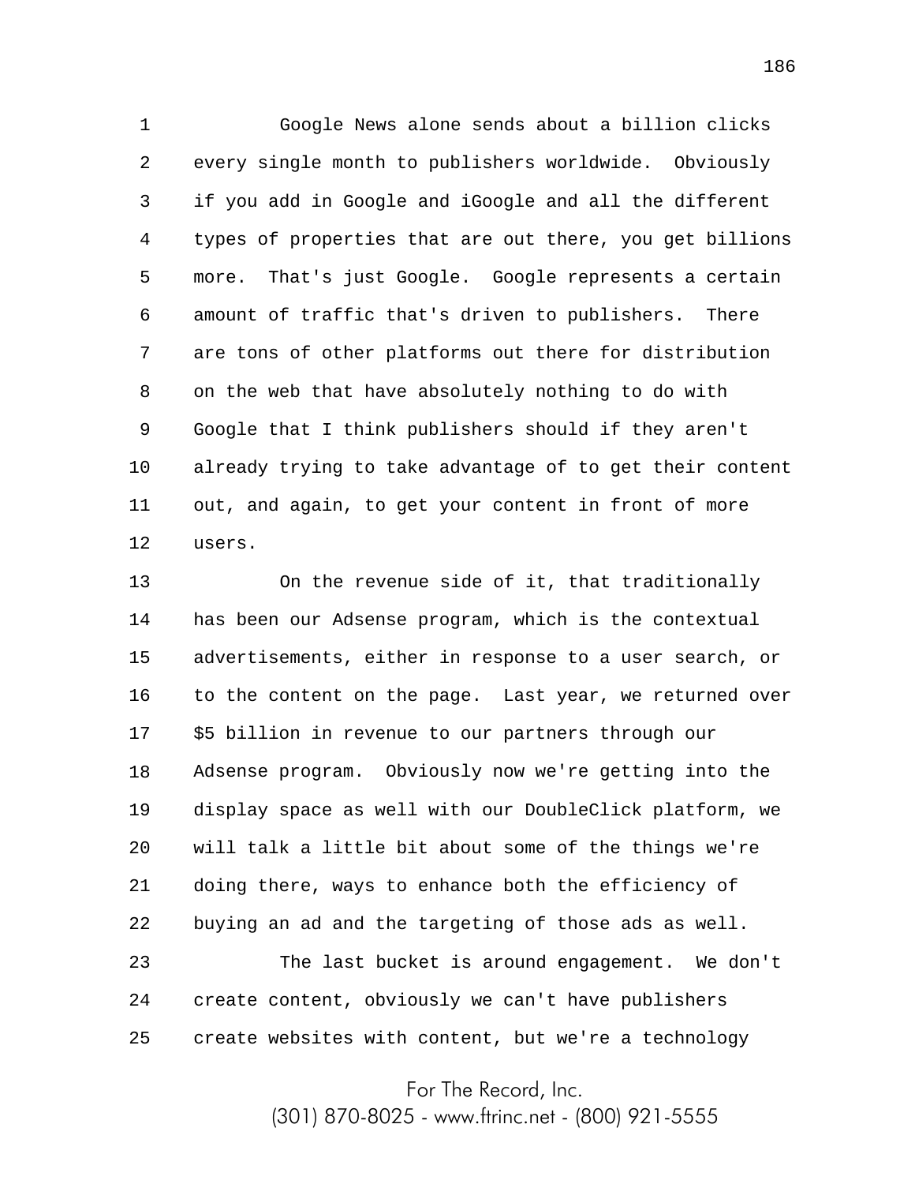Google News alone sends about a billion clicks every single month to publishers worldwide. Obviously if you add in Google and iGoogle and all the different types of properties that are out there, you get billions more. That's just Google. Google represents a certain amount of traffic that's driven to publishers. There are tons of other platforms out there for distribution on the web that have absolutely nothing to do with Google that I think publishers should if they aren't already trying to take advantage of to get their content out, and again, to get your content in front of more users.

On the revenue side of it, that traditionally has been our Adsense program, which is the contextual advertisements, either in response to a user search, or to the content on the page. Last year, we returned over $5 billion in revenue to our partners through our Adsense program. Obviously now we're getting into the display space as well with our DoubleClick platform, we will talk a little bit about some of the things we're doing there, ways to enhance both the efficiency of buying an ad and the targeting of those ads as well.

The last bucket is around engagement. We don't create content, obviously we can't have publishers create websites with content, but we're a technology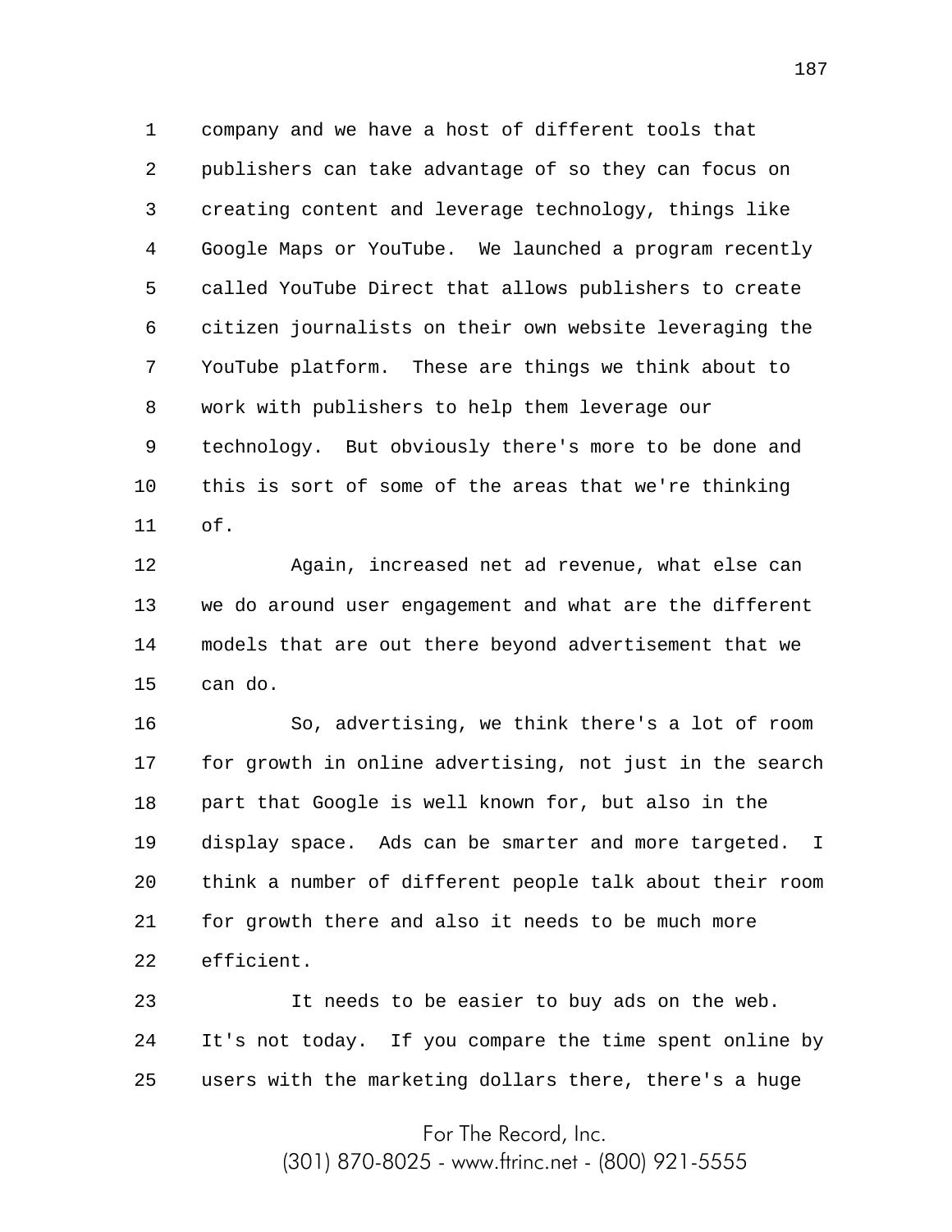company and we have a host of different tools that publishers can take advantage of so they can focus on creating content and leverage technology, things like Google Maps or YouTube. We launched a program recently called YouTube Direct that allows publishers to create citizen journalists on their own website leveraging the YouTube platform. These are things we think about to work with publishers to help them leverage our technology. But obviously there's more to be done and this is sort of some of the areas that we're thinking of.

Again, increased net ad revenue, what else can we do around user engagement and what are the different models that are out there beyond advertisement that we can do.

So, advertising, we think there's a lot of room for growth in online advertising, not just in the search part that Google is well known for, but also in the display space. Ads can be smarter and more targeted. I think a number of different people talk about their room for growth there and also it needs to be much more efficient.

It needs to be easier to buy ads on the web. It's not today. If you compare the time spent online by users with the marketing dollars there, there's a huge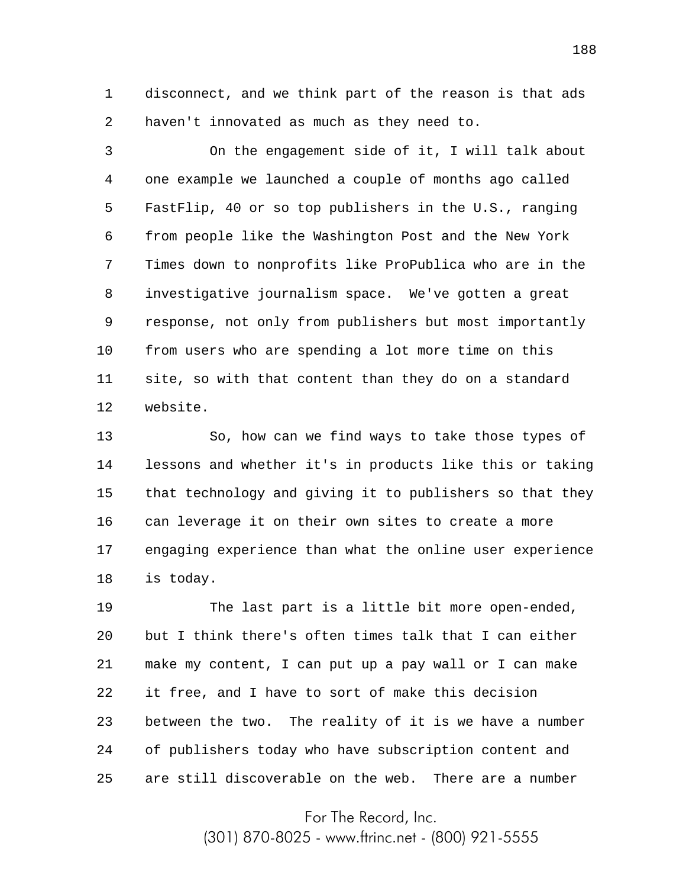disconnect, and we think part of the reason is that ads haven't innovated as much as they need to.

On the engagement side of it, I will talk about one example we launched a couple of months ago called FastFlip, 40 or so top publishers in the U.S., ranging from people like the Washington Post and the New York Times down to nonprofits like ProPublica who are in the investigative journalism space. We've gotten a great response, not only from publishers but most importantly from users who are spending a lot more time on this site, so with that content than they do on a standard website.

So, how can we find ways to take those types of lessons and whether it's in products like this or taking that technology and giving it to publishers so that they can leverage it on their own sites to create a more engaging experience than what the online user experience is today.

The last part is a little bit more open-ended, but I think there's often times talk that I can either make my content, I can put up a pay wall or I can make it free, and I have to sort of make this decision between the two. The reality of it is we have a number of publishers today who have subscription content and are still discoverable on the web. There are a number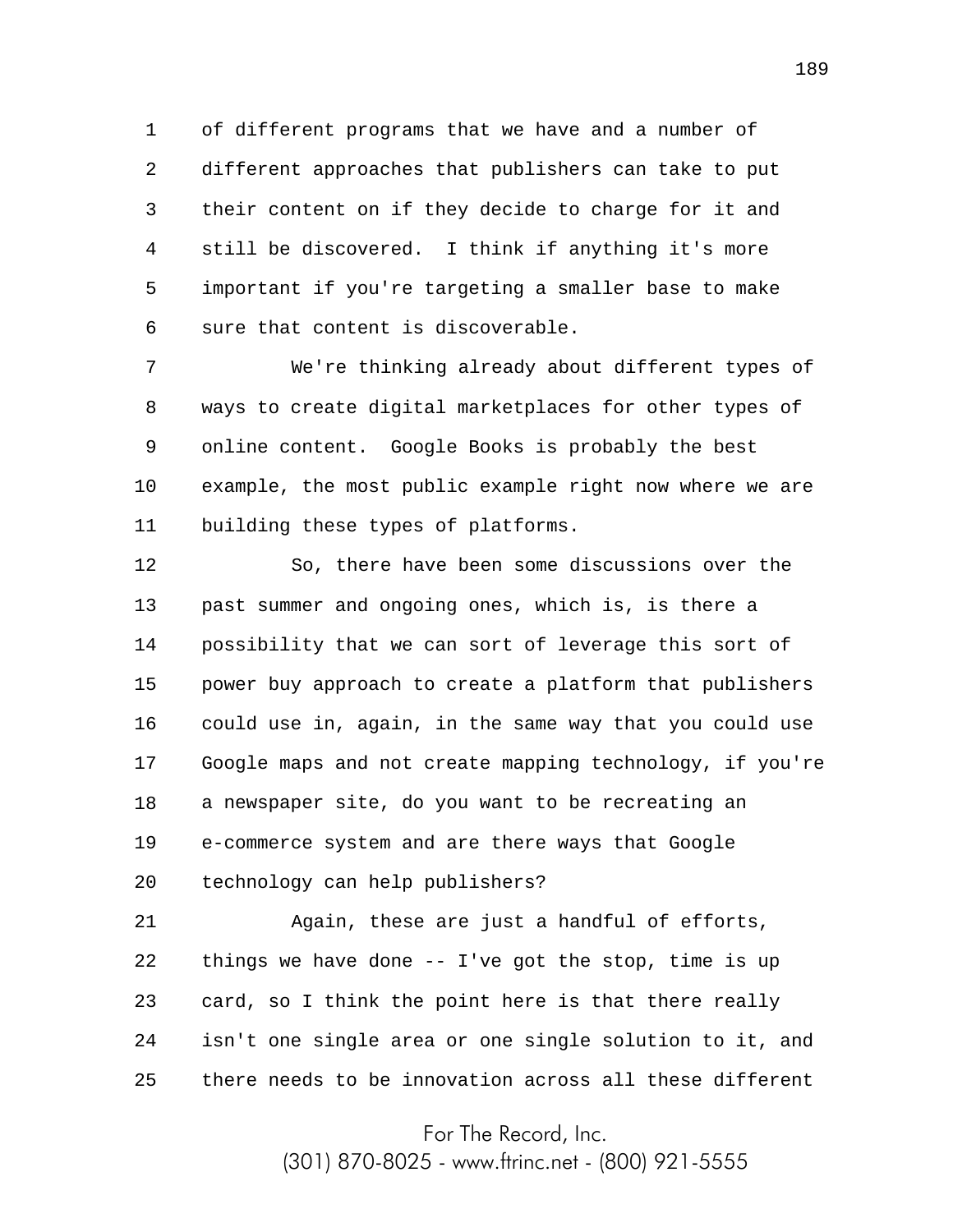of different programs that we have and a number of different approaches that publishers can take to put their content on if they decide to charge for it and still be discovered. I think if anything it's more important if you're targeting a smaller base to make sure that content is discoverable.

We're thinking already about different types of ways to create digital marketplaces for other types of online content. Google Books is probably the best example, the most public example right now where we are building these types of platforms.

So, there have been some discussions over the past summer and ongoing ones, which is, is there a possibility that we can sort of leverage this sort of power buy approach to create a platform that publishers could use in, again, in the same way that you could use Google maps and not create mapping technology, if you're a newspaper site, do you want to be recreating an e-commerce system and are there ways that Google technology can help publishers?

Again, these are just a handful of efforts, things we have done -- I've got the stop, time is up card, so I think the point here is that there really isn't one single area or one single solution to it, and there needs to be innovation across all these different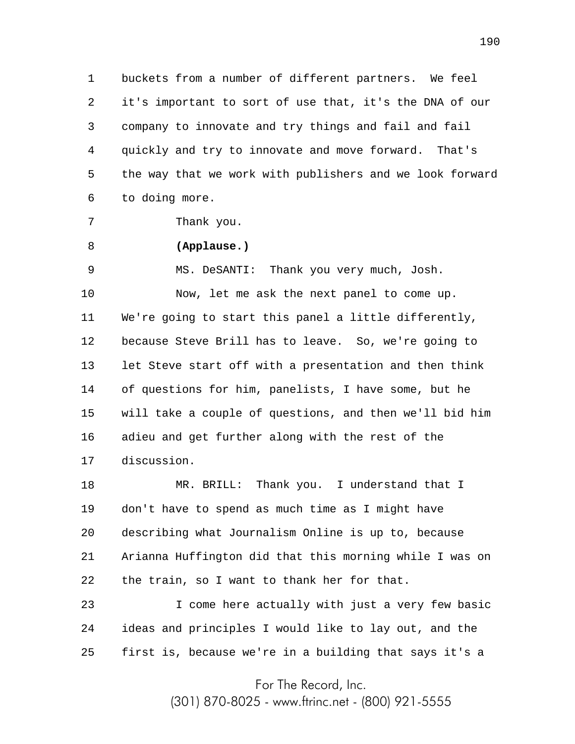buckets from a number of different partners. We feel it's important to sort of use that, it's the DNA of our company to innovate and try things and fail and fail quickly and try to innovate and move forward. That's the way that we work with publishers and we look forward to doing more.

Thank you.

**(Applause.)**

MS. DeSANTI: Thank you very much, Josh.

Now, let me ask the next panel to come up. We're going to start this panel a little differently, because Steve Brill has to leave. So, we're going to let Steve start off with a presentation and then think of questions for him, panelists, I have some, but he will take a couple of questions, and then we'll bid him adieu and get further along with the rest of the discussion.

MR. BRILL: Thank you. I understand that I don't have to spend as much time as I might have describing what Journalism Online is up to, because Arianna Huffington did that this morning while I was on the train, so I want to thank her for that.

I come here actually with just a very few basic ideas and principles I would like to lay out, and the first is, because we're in a building that says it's a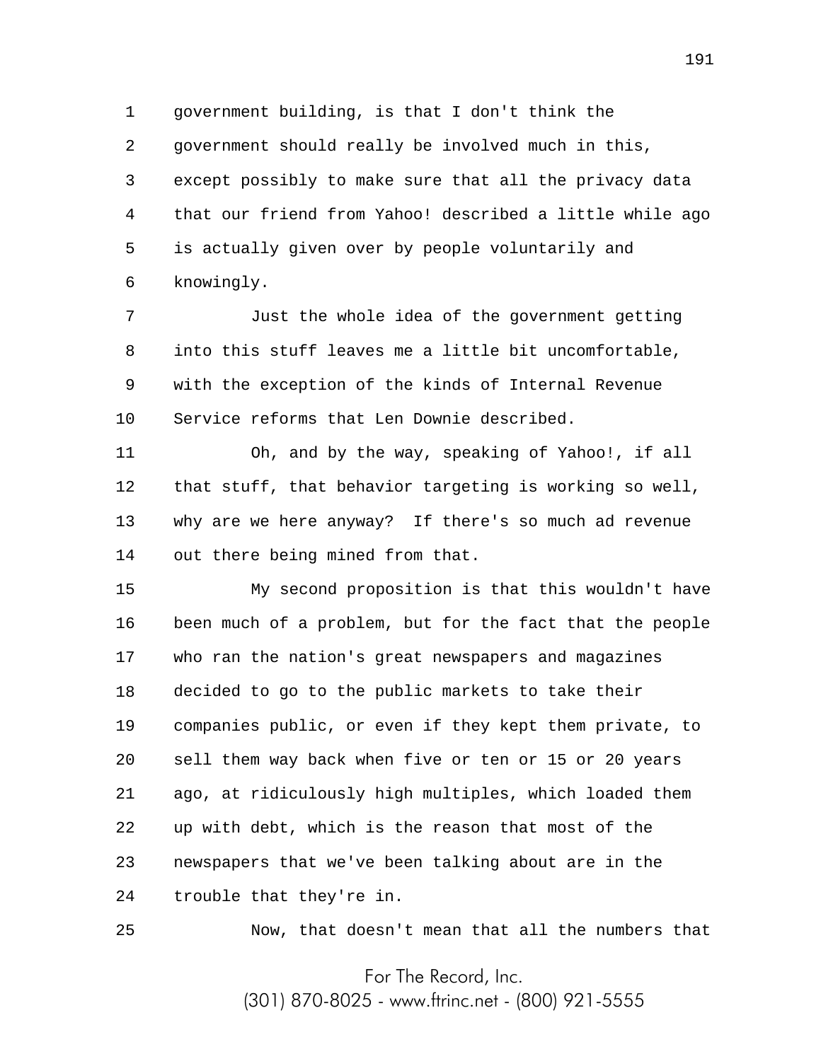government building, is that I don't think the government should really be involved much in this, except possibly to make sure that all the privacy data that our friend from Yahoo! described a little while ago is actually given over by people voluntarily and knowingly.

Just the whole idea of the government getting into this stuff leaves me a little bit uncomfortable, with the exception of the kinds of Internal Revenue Service reforms that Len Downie described.

Oh, and by the way, speaking of Yahoo!, if all that stuff, that behavior targeting is working so well, why are we here anyway? If there's so much ad revenue out there being mined from that.

My second proposition is that this wouldn't have been much of a problem, but for the fact that the people who ran the nation's great newspapers and magazines decided to go to the public markets to take their companies public, or even if they kept them private, to sell them way back when five or ten or 15 or 20 years ago, at ridiculously high multiples, which loaded them up with debt, which is the reason that most of the newspapers that we've been talking about are in the trouble that they're in.

Now, that doesn't mean that all the numbers that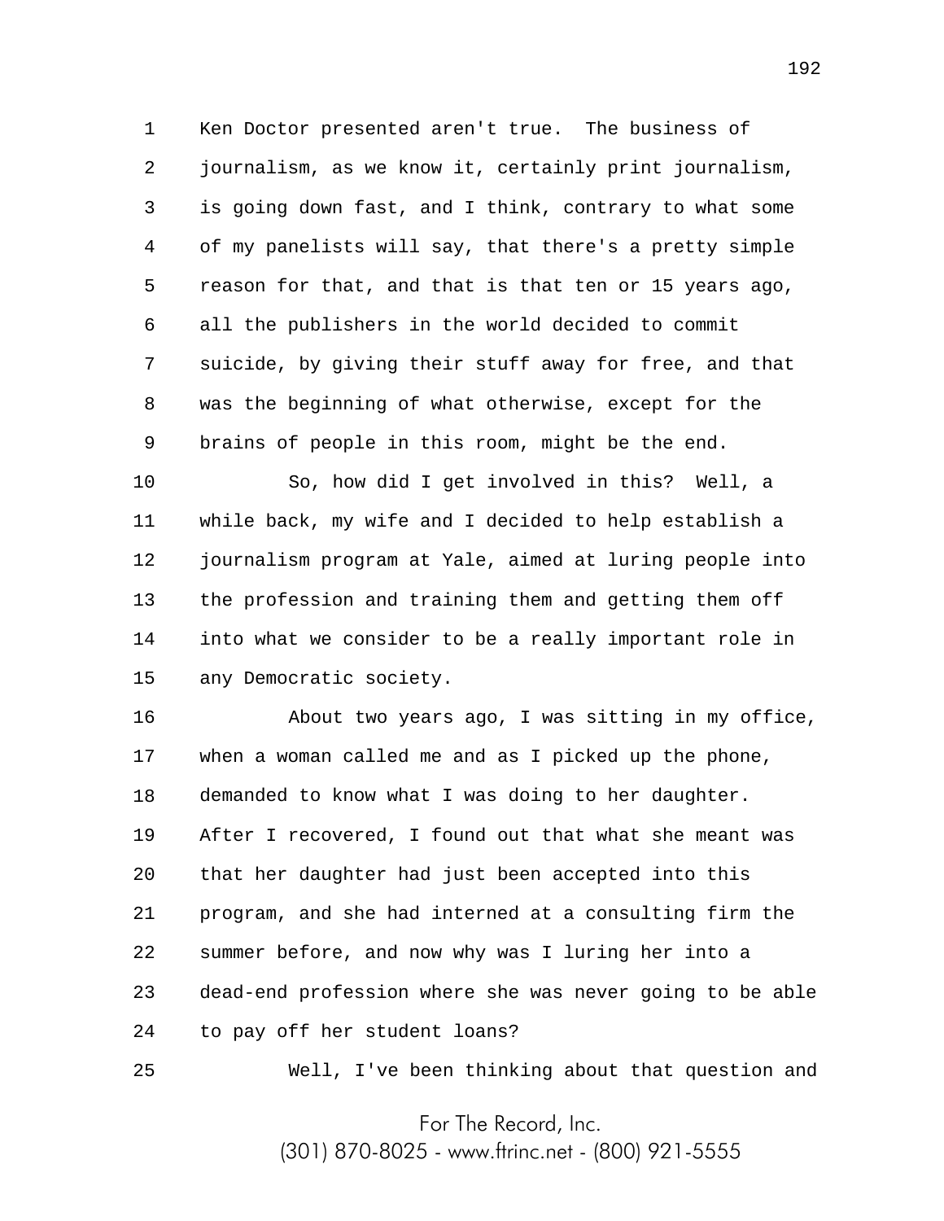Ken Doctor presented aren't true. The business of journalism, as we know it, certainly print journalism, is going down fast, and I think, contrary to what some of my panelists will say, that there's a pretty simple reason for that, and that is that ten or 15 years ago, all the publishers in the world decided to commit suicide, by giving their stuff away for free, and that was the beginning of what otherwise, except for the brains of people in this room, might be the end.

So, how did I get involved in this? Well, a while back, my wife and I decided to help establish a journalism program at Yale, aimed at luring people into the profession and training them and getting them off into what we consider to be a really important role in any Democratic society.

About two years ago, I was sitting in my office, when a woman called me and as I picked up the phone, demanded to know what I was doing to her daughter. After I recovered, I found out that what she meant was that her daughter had just been accepted into this program, and she had interned at a consulting firm the summer before, and now why was I luring her into a dead-end profession where she was never going to be able to pay off her student loans?

Well, I've been thinking about that question and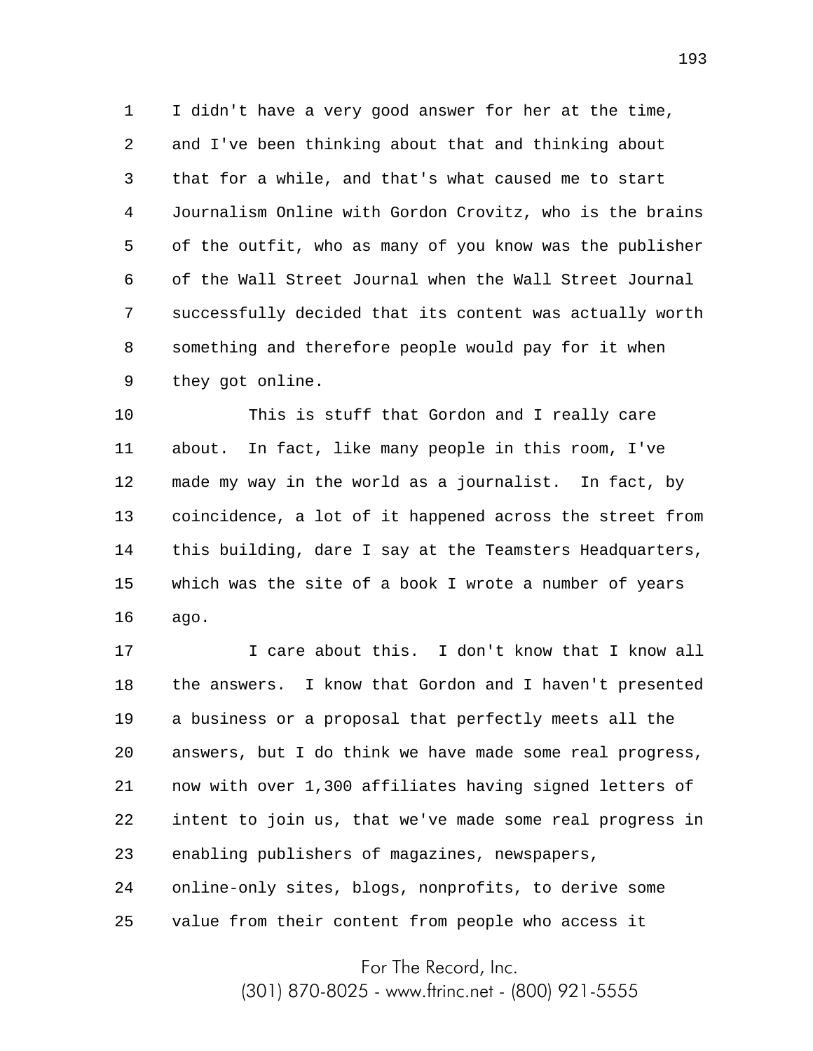I didn't have a very good answer for her at the time, and I've been thinking about that and thinking about that for a while, and that's what caused me to start Journalism Online with Gordon Crovitz, who is the brains of the outfit, who as many of you know was the publisher of the Wall Street Journal when the Wall Street Journal successfully decided that its content was actually worth something and therefore people would pay for it when they got online.

This is stuff that Gordon and I really care about. In fact, like many people in this room, I've made my way in the world as a journalist. In fact, by coincidence, a lot of it happened across the street from this building, dare I say at the Teamsters Headquarters, which was the site of a book I wrote a number of years ago.

I care about this. I don't know that I know all the answers. I know that Gordon and I haven't presented a business or a proposal that perfectly meets all the answers, but I do think we have made some real progress, now with over 1,300 affiliates having signed letters of intent to join us, that we've made some real progress in enabling publishers of magazines, newspapers, online-only sites, blogs, nonprofits, to derive some value from their content from people who access it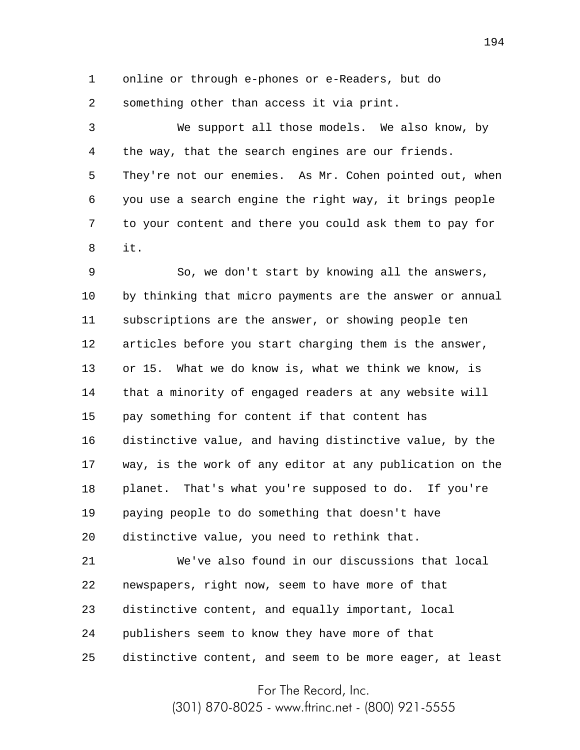online or through e-phones or e-Readers, but do something other than access it via print.

We support all those models. We also know, by the way, that the search engines are our friends. They're not our enemies. As Mr. Cohen pointed out, when you use a search engine the right way, it brings people to your content and there you could ask them to pay for it.

So, we don't start by knowing all the answers, by thinking that micro payments are the answer or annual subscriptions are the answer, or showing people ten articles before you start charging them is the answer, or 15. What we do know is, what we think we know, is that a minority of engaged readers at any website will pay something for content if that content has distinctive value, and having distinctive value, by the way, is the work of any editor at any publication on the planet. That's what you're supposed to do. If you're paying people to do something that doesn't have distinctive value, you need to rethink that.

We've also found in our discussions that local newspapers, right now, seem to have more of that distinctive content, and equally important, local publishers seem to know they have more of that distinctive content, and seem to be more eager, at least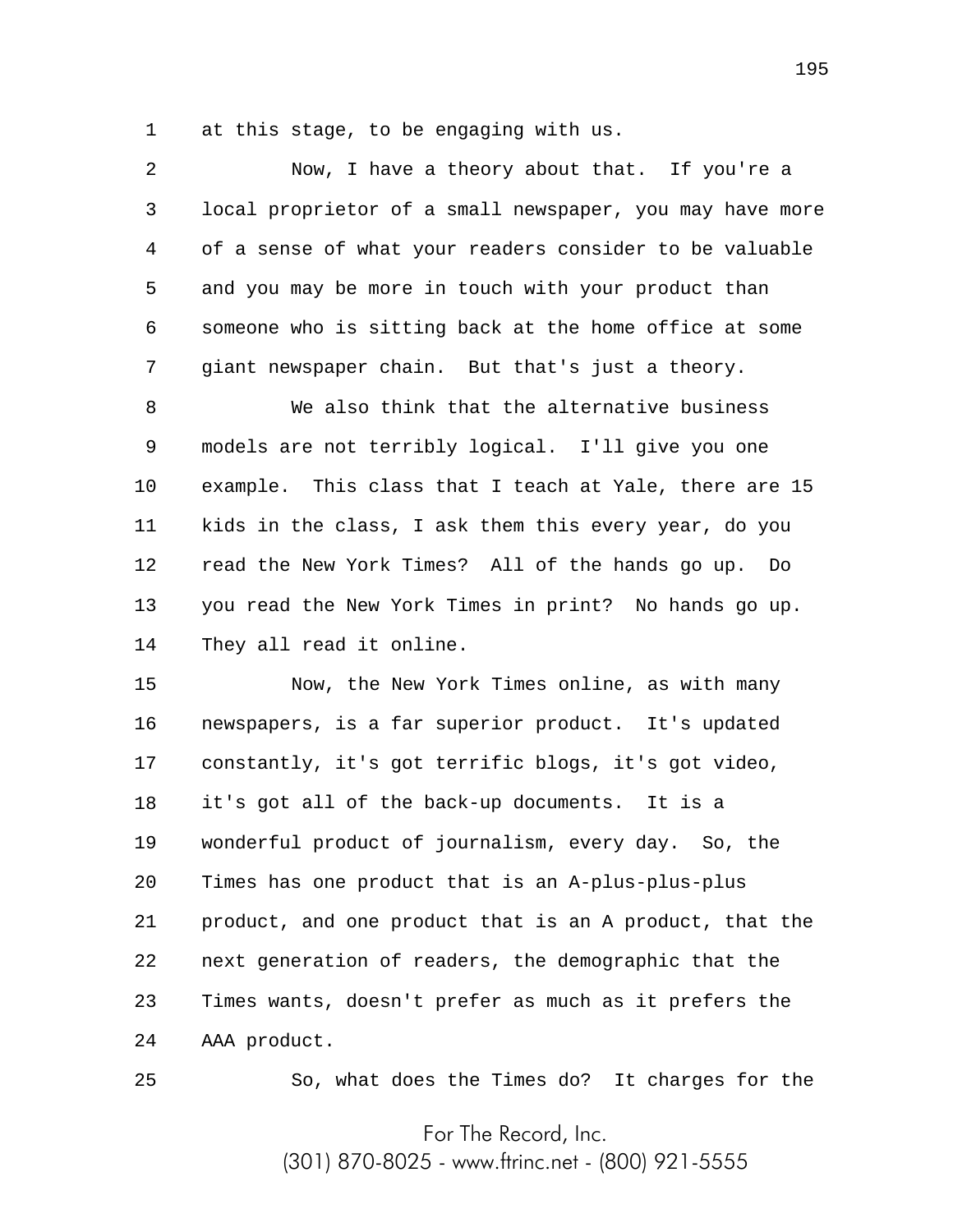at this stage, to be engaging with us.

Now, I have a theory about that. If you're a local proprietor of a small newspaper, you may have more of a sense of what your readers consider to be valuable and you may be more in touch with your product than someone who is sitting back at the home office at some giant newspaper chain. But that's just a theory.

We also think that the alternative business models are not terribly logical. I'll give you one example. This class that I teach at Yale, there are 15 kids in the class, I ask them this every year, do you read the New York Times? All of the hands go up. Do you read the New York Times in print? No hands go up. They all read it online.

Now, the New York Times online, as with many newspapers, is a far superior product. It's updated constantly, it's got terrific blogs, it's got video, it's got all of the back-up documents. It is a wonderful product of journalism, every day. So, the Times has one product that is an A-plus-plus-plus product, and one product that is an A product, that the next generation of readers, the demographic that the Times wants, doesn't prefer as much as it prefers the AAA product.

So, what does the Times do? It charges for the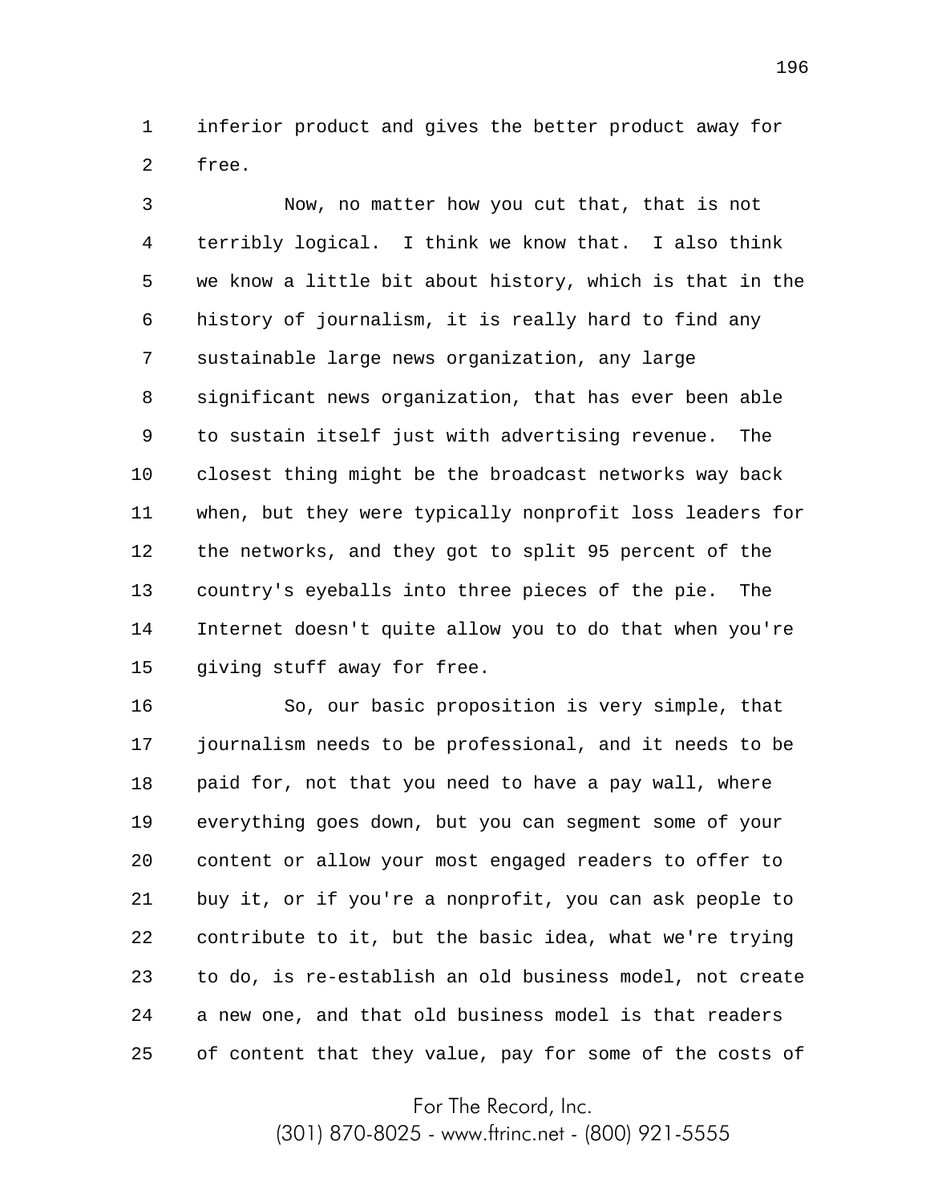inferior product and gives the better product away for free.

Now, no matter how you cut that, that is not terribly logical. I think we know that. I also think we know a little bit about history, which is that in the history of journalism, it is really hard to find any sustainable large news organization, any large significant news organization, that has ever been able to sustain itself just with advertising revenue. The closest thing might be the broadcast networks way back when, but they were typically nonprofit loss leaders for the networks, and they got to split 95 percent of the country's eyeballs into three pieces of the pie. The Internet doesn't quite allow you to do that when you're giving stuff away for free.

So, our basic proposition is very simple, that journalism needs to be professional, and it needs to be paid for, not that you need to have a pay wall, where everything goes down, but you can segment some of your content or allow your most engaged readers to offer to buy it, or if you're a nonprofit, you can ask people to contribute to it, but the basic idea, what we're trying to do, is re-establish an old business model, not create a new one, and that old business model is that readers of content that they value, pay for some of the costs of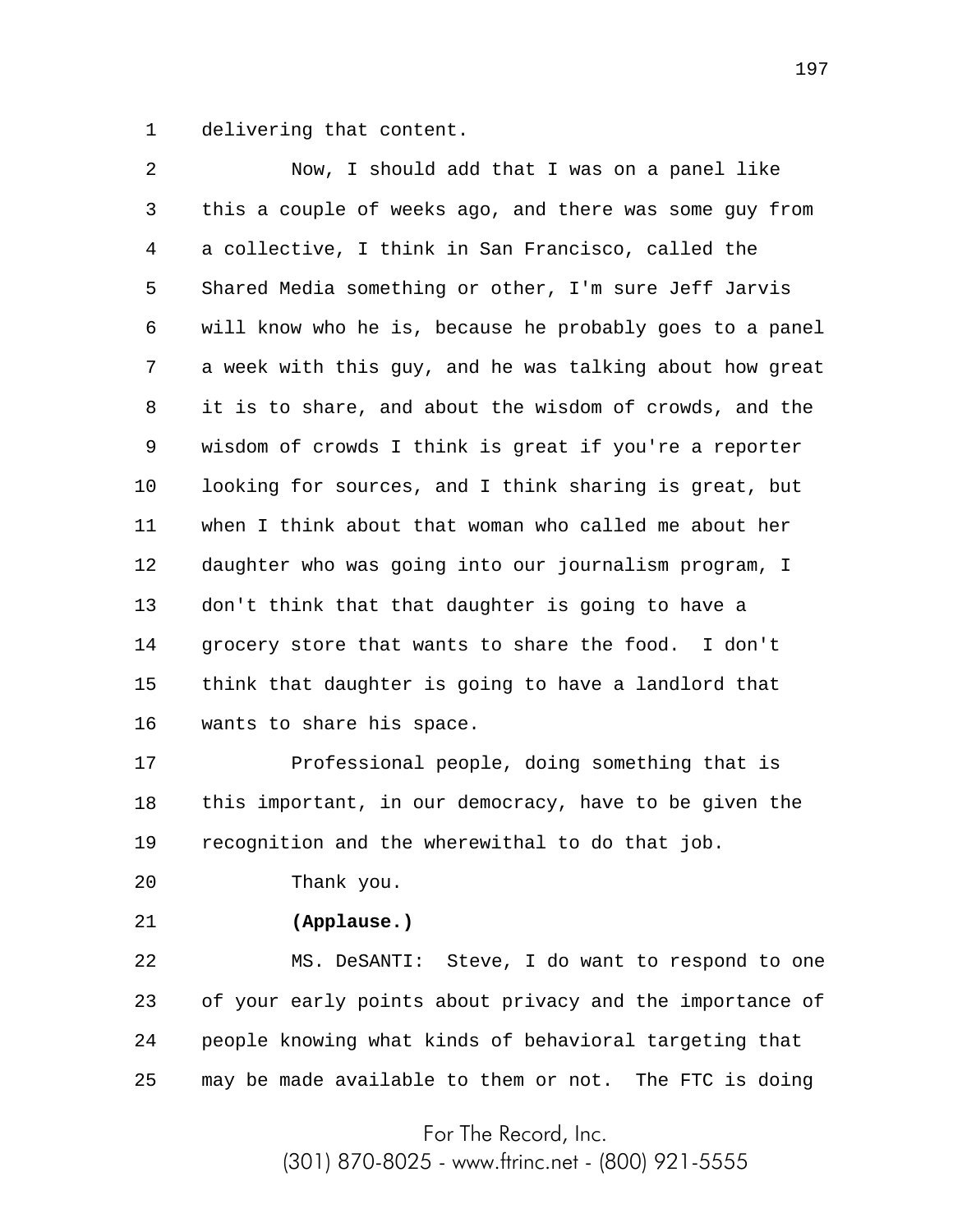delivering that content.

Now, I should add that I was on a panel like this a couple of weeks ago, and there was some guy from a collective, I think in San Francisco, called the Shared Media something or other, I'm sure Jeff Jarvis will know who he is, because he probably goes to a panel a week with this guy, and he was talking about how great it is to share, and about the wisdom of crowds, and the wisdom of crowds I think is great if you're a reporter looking for sources, and I think sharing is great, but when I think about that woman who called me about her daughter who was going into our journalism program, I don't think that that daughter is going to have a grocery store that wants to share the food. I don't think that daughter is going to have a landlord that wants to share his space.

Professional people, doing something that is this important, in our democracy, have to be given the recognition and the wherewithal to do that job.

Thank you.

**(Applause.)**

MS. DeSANTI: Steve, I do want to respond to one of your early points about privacy and the importance of people knowing what kinds of behavioral targeting that may be made available to them or not. The FTC is doing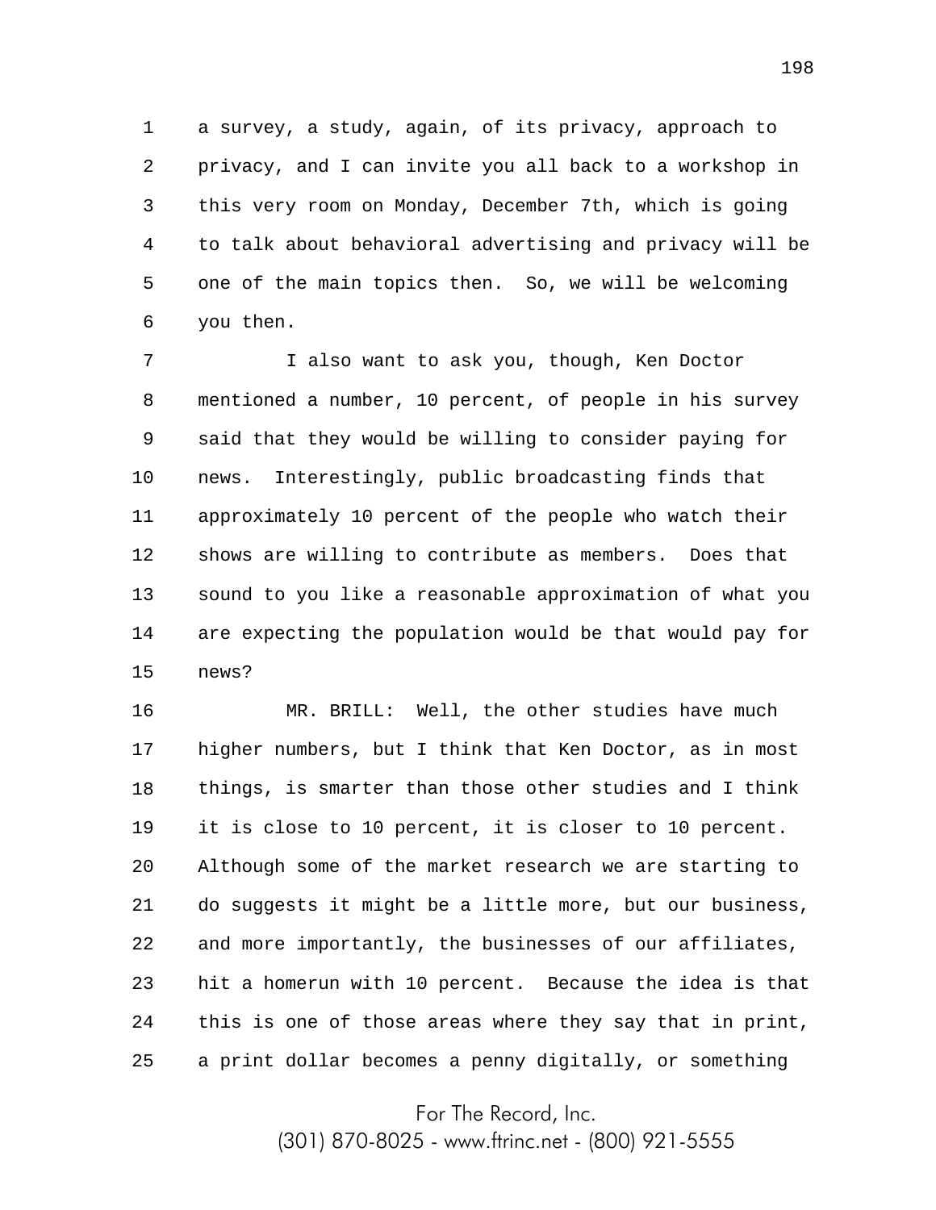a survey, a study, again, of its privacy, approach to privacy, and I can invite you all back to a workshop in this very room on Monday, December 7th, which is going to talk about behavioral advertising and privacy will be one of the main topics then. So, we will be welcoming you then.

I also want to ask you, though, Ken Doctor mentioned a number, 10 percent, of people in his survey said that they would be willing to consider paying for news. Interestingly, public broadcasting finds that approximately 10 percent of the people who watch their shows are willing to contribute as members. Does that sound to you like a reasonable approximation of what you are expecting the population would be that would pay for news?

MR. BRILL: Well, the other studies have much higher numbers, but I think that Ken Doctor, as in most things, is smarter than those other studies and I think it is close to 10 percent, it is closer to 10 percent. Although some of the market research we are starting to do suggests it might be a little more, but our business, and more importantly, the businesses of our affiliates, hit a homerun with 10 percent. Because the idea is that this is one of those areas where they say that in print, a print dollar becomes a penny digitally, or something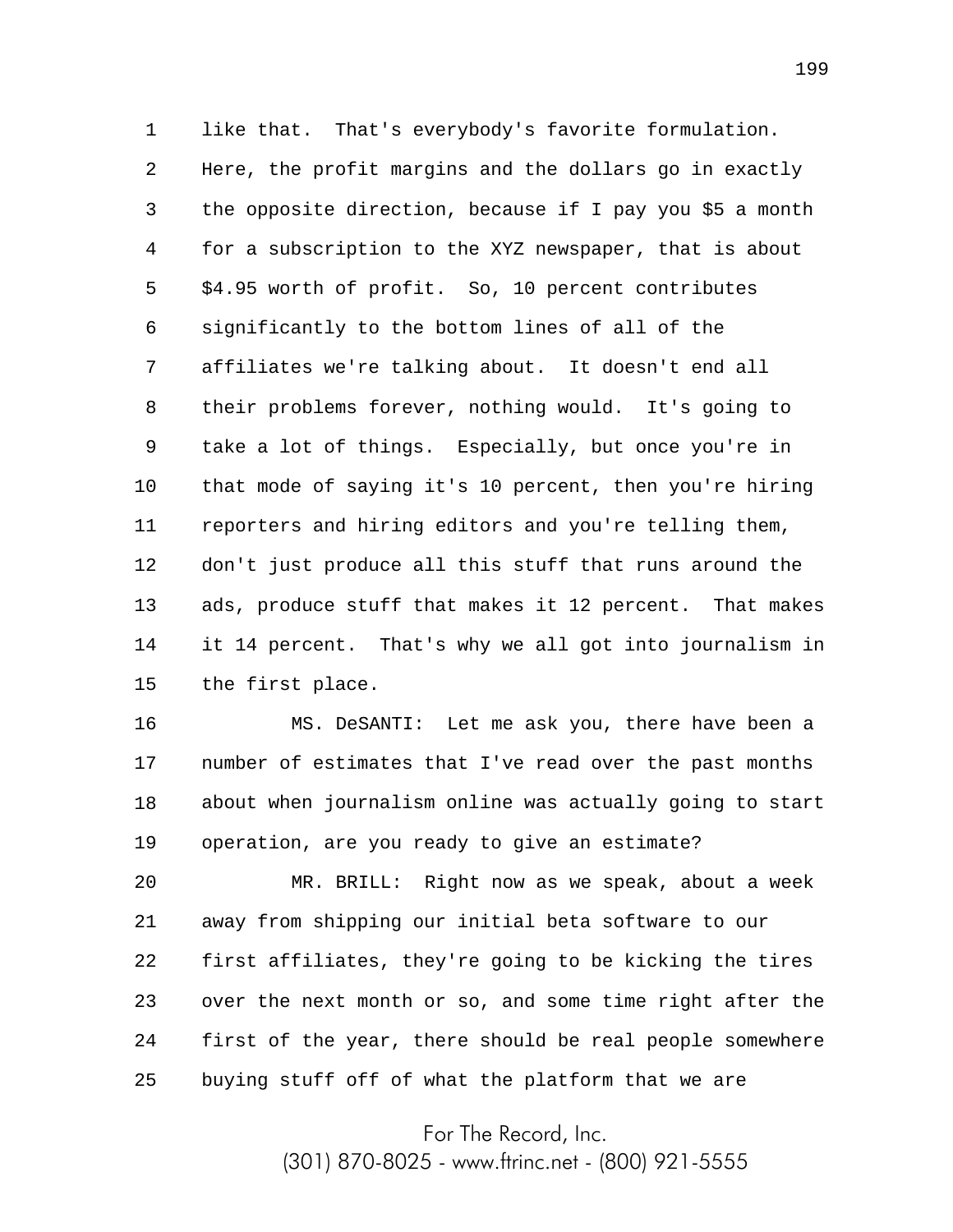like that. That's everybody's favorite formulation. Here, the profit margins and the dollars go in exactly the opposite direction, because if I pay you $5 a month for a subscription to the XYZ newspaper, that is about $4.95 worth of profit. So, 10 percent contributes significantly to the bottom lines of all of the affiliates we're talking about. It doesn't end all their problems forever, nothing would. It's going to take a lot of things. Especially, but once you're in that mode of saying it's 10 percent, then you're hiring reporters and hiring editors and you're telling them, don't just produce all this stuff that runs around the ads, produce stuff that makes it 12 percent. That makes it 14 percent. That's why we all got into journalism in the first place.

MS. DeSANTI: Let me ask you, there have been a number of estimates that I've read over the past months about when journalism online was actually going to start operation, are you ready to give an estimate?

MR. BRILL: Right now as we speak, about a week away from shipping our initial beta software to our first affiliates, they're going to be kicking the tires over the next month or so, and some time right after the first of the year, there should be real people somewhere buying stuff off of what the platform that we are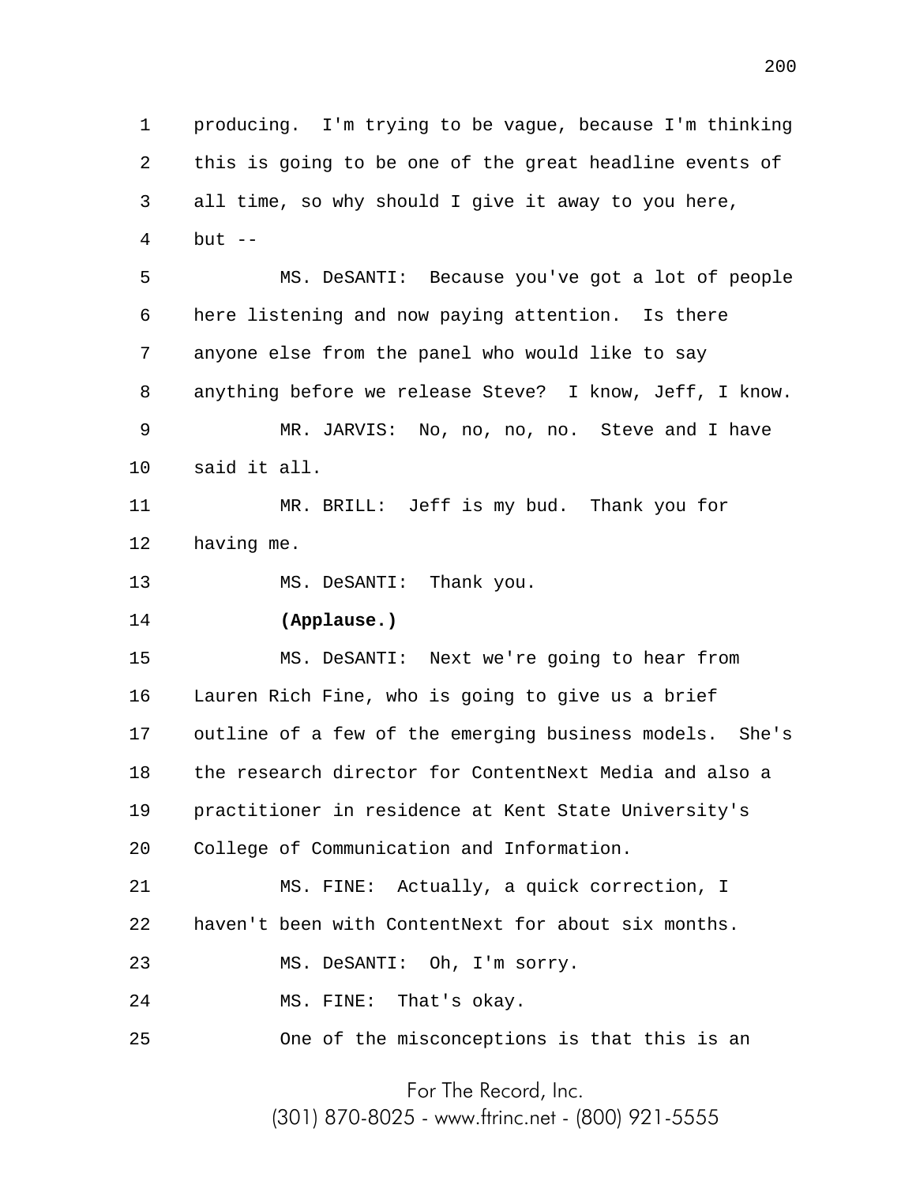producing. I'm trying to be vague, because I'm thinking this is going to be one of the great headline events of all time, so why should I give it away to you here, but --

MS. DeSANTI: Because you've got a lot of people here listening and now paying attention. Is there anyone else from the panel who would like to say anything before we release Steve? I know, Jeff, I know.

MR. JARVIS: No, no, no, no. Steve and I have said it all.

MR. BRILL: Jeff is my bud. Thank you for having me.

MS. DeSANTI: Thank you.

**(Applause.)**

MS. DeSANTI: Next we're going to hear from Lauren Rich Fine, who is going to give us a brief outline of a few of the emerging business models. She's the research director for ContentNext Media and also a practitioner in residence at Kent State University's College of Communication and Information.

MS. FINE: Actually, a quick correction, I haven't been with ContentNext for about six months.

MS. DeSANTI: Oh, I'm sorry.

MS. FINE: That's okay.

One of the misconceptions is that this is an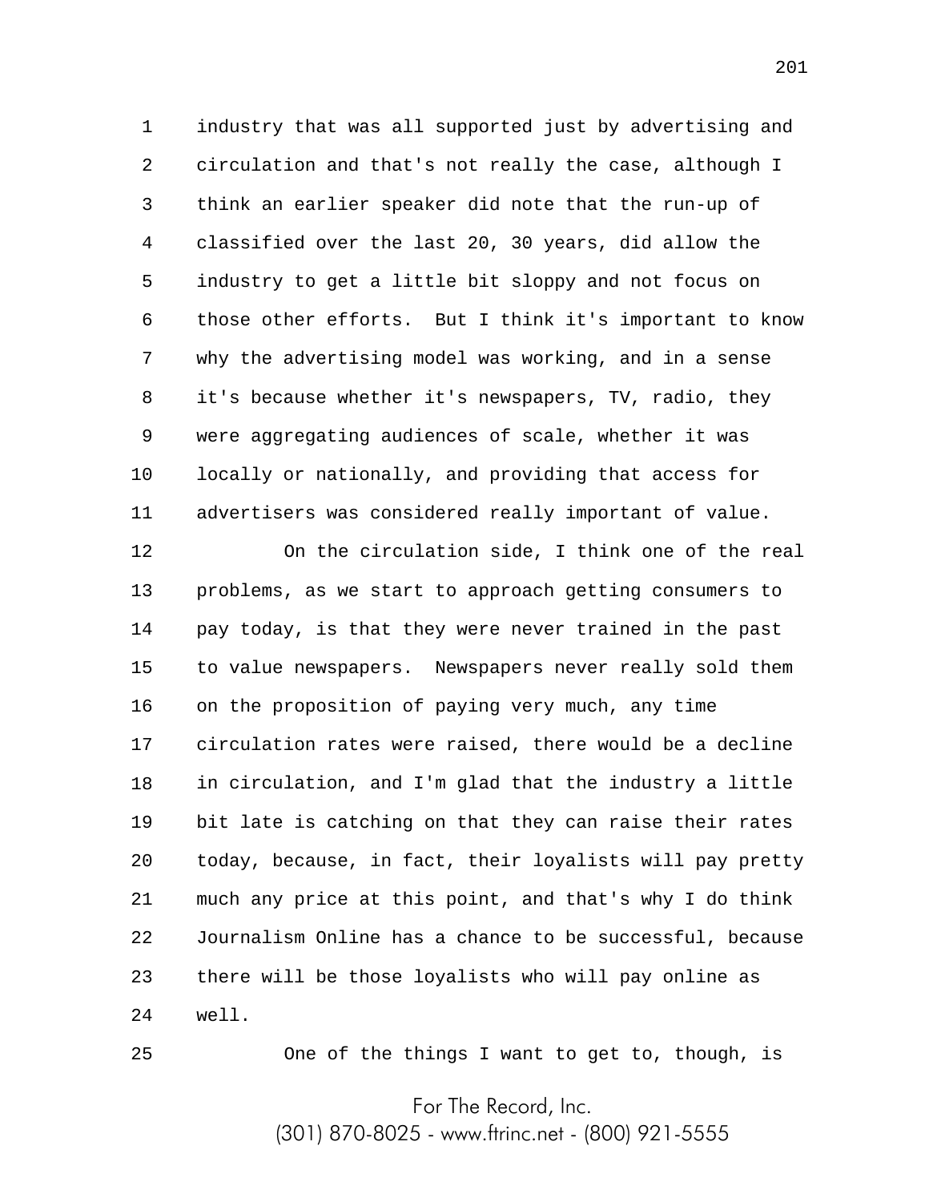industry that was all supported just by advertising and circulation and that's not really the case, although I think an earlier speaker did note that the run-up of classified over the last 20, 30 years, did allow the industry to get a little bit sloppy and not focus on those other efforts. But I think it's important to know why the advertising model was working, and in a sense it's because whether it's newspapers, TV, radio, they were aggregating audiences of scale, whether it was locally or nationally, and providing that access for advertisers was considered really important of value.

On the circulation side, I think one of the real problems, as we start to approach getting consumers to pay today, is that they were never trained in the past to value newspapers. Newspapers never really sold them on the proposition of paying very much, any time circulation rates were raised, there would be a decline in circulation, and I'm glad that the industry a little bit late is catching on that they can raise their rates today, because, in fact, their loyalists will pay pretty much any price at this point, and that's why I do think Journalism Online has a chance to be successful, because there will be those loyalists who will pay online as well.

One of the things I want to get to, though, is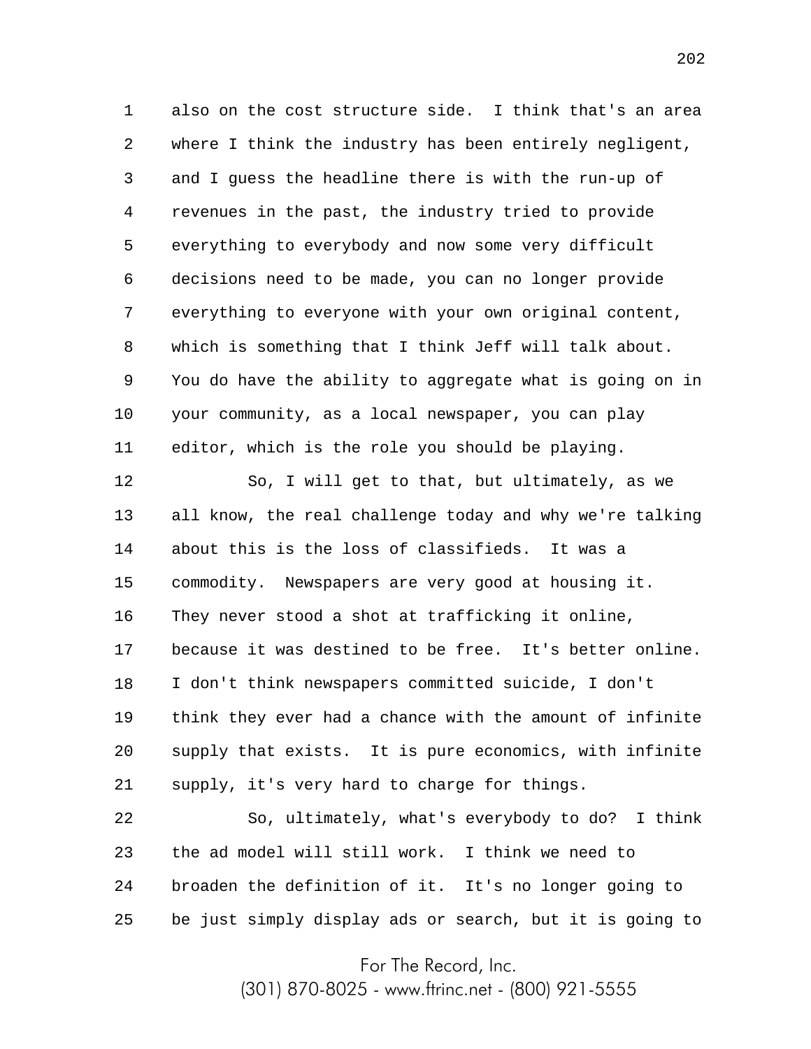also on the cost structure side. I think that's an area where I think the industry has been entirely negligent, and I guess the headline there is with the run-up of revenues in the past, the industry tried to provide everything to everybody and now some very difficult decisions need to be made, you can no longer provide everything to everyone with your own original content, which is something that I think Jeff will talk about. You do have the ability to aggregate what is going on in your community, as a local newspaper, you can play editor, which is the role you should be playing.

So, I will get to that, but ultimately, as we all know, the real challenge today and why we're talking about this is the loss of classifieds. It was a commodity. Newspapers are very good at housing it. They never stood a shot at trafficking it online, because it was destined to be free. It's better online. I don't think newspapers committed suicide, I don't think they ever had a chance with the amount of infinite supply that exists. It is pure economics, with infinite supply, it's very hard to charge for things.

So, ultimately, what's everybody to do? I think the ad model will still work. I think we need to broaden the definition of it. It's no longer going to be just simply display ads or search, but it is going to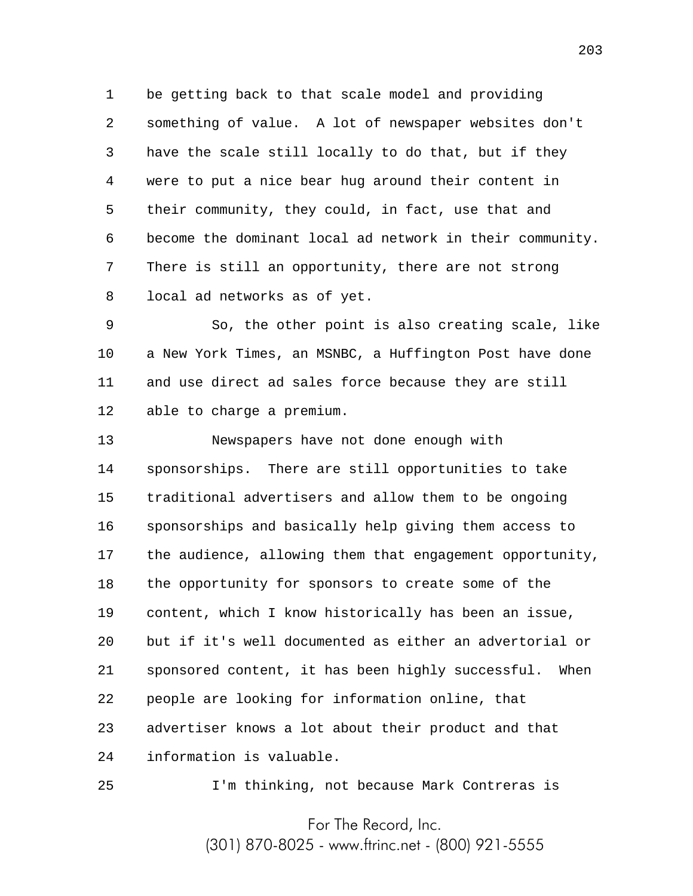be getting back to that scale model and providing something of value. A lot of newspaper websites don't have the scale still locally to do that, but if they were to put a nice bear hug around their content in their community, they could, in fact, use that and become the dominant local ad network in their community. There is still an opportunity, there are not strong local ad networks as of yet.

So, the other point is also creating scale, like a New York Times, an MSNBC, a Huffington Post have done and use direct ad sales force because they are still able to charge a premium.

Newspapers have not done enough with sponsorships. There are still opportunities to take traditional advertisers and allow them to be ongoing sponsorships and basically help giving them access to the audience, allowing them that engagement opportunity, the opportunity for sponsors to create some of the content, which I know historically has been an issue, but if it's well documented as either an advertorial or sponsored content, it has been highly successful. When people are looking for information online, that advertiser knows a lot about their product and that information is valuable.

I'm thinking, not because Mark Contreras is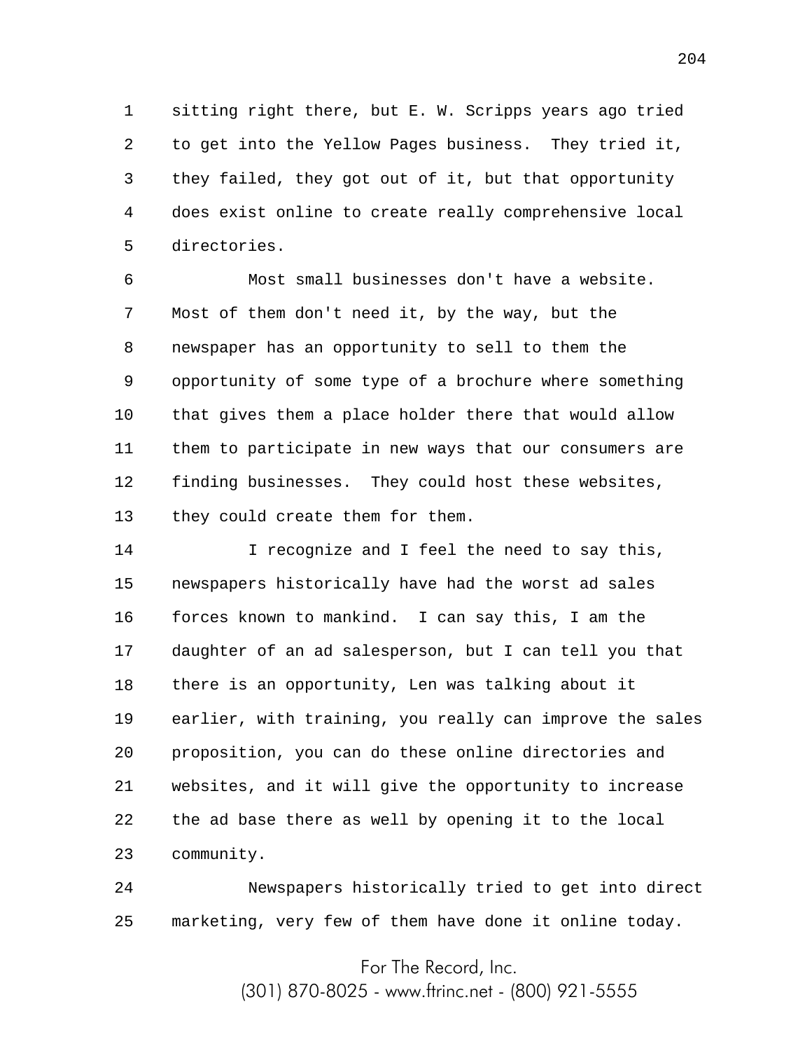sitting right there, but E. W. Scripps years ago tried to get into the Yellow Pages business. They tried it, they failed, they got out of it, but that opportunity does exist online to create really comprehensive local directories.

Most small businesses don't have a website. Most of them don't need it, by the way, but the newspaper has an opportunity to sell to them the opportunity of some type of a brochure where something that gives them a place holder there that would allow them to participate in new ways that our consumers are finding businesses. They could host these websites, they could create them for them.

I recognize and I feel the need to say this, newspapers historically have had the worst ad sales forces known to mankind. I can say this, I am the daughter of an ad salesperson, but I can tell you that there is an opportunity, Len was talking about it earlier, with training, you really can improve the sales proposition, you can do these online directories and websites, and it will give the opportunity to increase the ad base there as well by opening it to the local community.

Newspapers historically tried to get into direct marketing, very few of them have done it online today.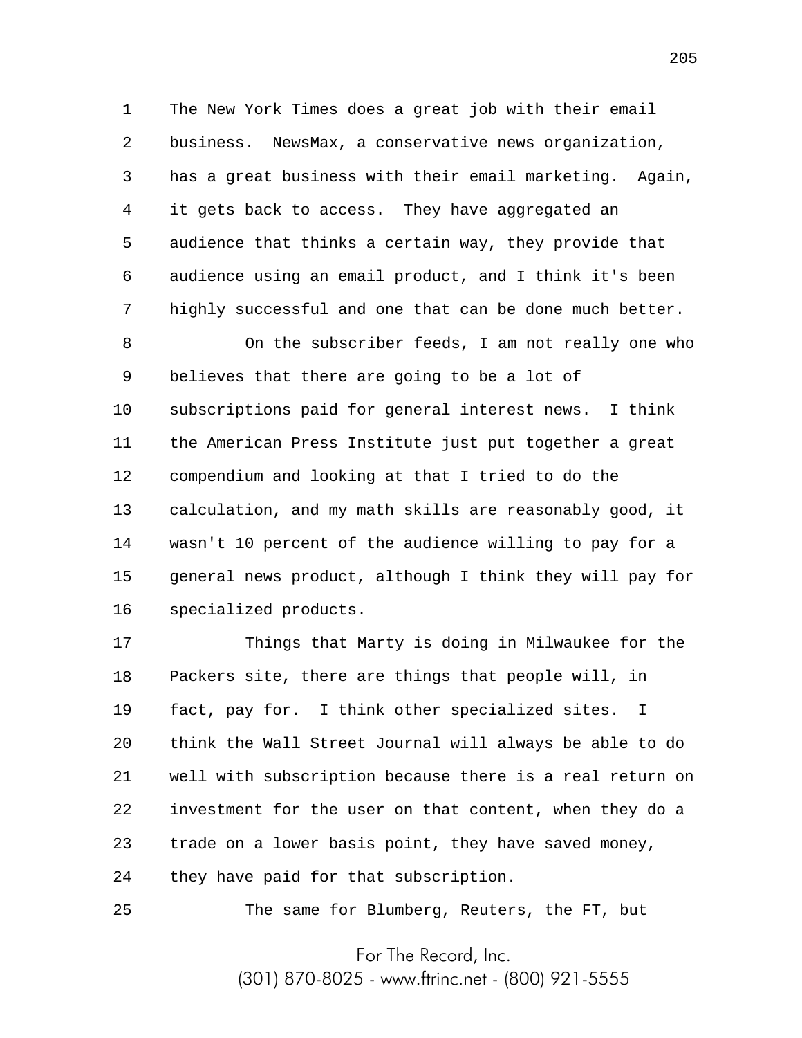The New York Times does a great job with their email business. NewsMax, a conservative news organization, has a great business with their email marketing. Again, it gets back to access. They have aggregated an audience that thinks a certain way, they provide that audience using an email product, and I think it's been highly successful and one that can be done much better.

On the subscriber feeds, I am not really one who believes that there are going to be a lot of subscriptions paid for general interest news. I think the American Press Institute just put together a great compendium and looking at that I tried to do the calculation, and my math skills are reasonably good, it wasn't 10 percent of the audience willing to pay for a general news product, although I think they will pay for specialized products.

Things that Marty is doing in Milwaukee for the Packers site, there are things that people will, in fact, pay for. I think other specialized sites. I think the Wall Street Journal will always be able to do well with subscription because there is a real return on investment for the user on that content, when they do a trade on a lower basis point, they have saved money, they have paid for that subscription.

The same for Blumberg, Reuters, the FT, but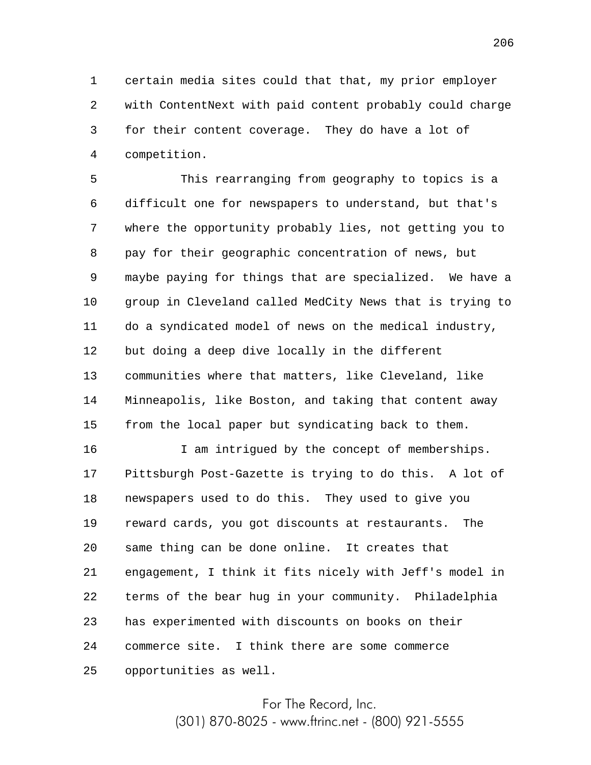certain media sites could that that, my prior employer with ContentNext with paid content probably could charge for their content coverage. They do have a lot of competition.

This rearranging from geography to topics is a difficult one for newspapers to understand, but that's where the opportunity probably lies, not getting you to pay for their geographic concentration of news, but maybe paying for things that are specialized. We have a group in Cleveland called MedCity News that is trying to do a syndicated model of news on the medical industry, but doing a deep dive locally in the different communities where that matters, like Cleveland, like Minneapolis, like Boston, and taking that content away from the local paper but syndicating back to them.

I am intrigued by the concept of memberships. Pittsburgh Post-Gazette is trying to do this. A lot of newspapers used to do this. They used to give you reward cards, you got discounts at restaurants. The same thing can be done online. It creates that engagement, I think it fits nicely with Jeff's model in terms of the bear hug in your community. Philadelphia has experimented with discounts on books on their commerce site. I think there are some commerce opportunities as well.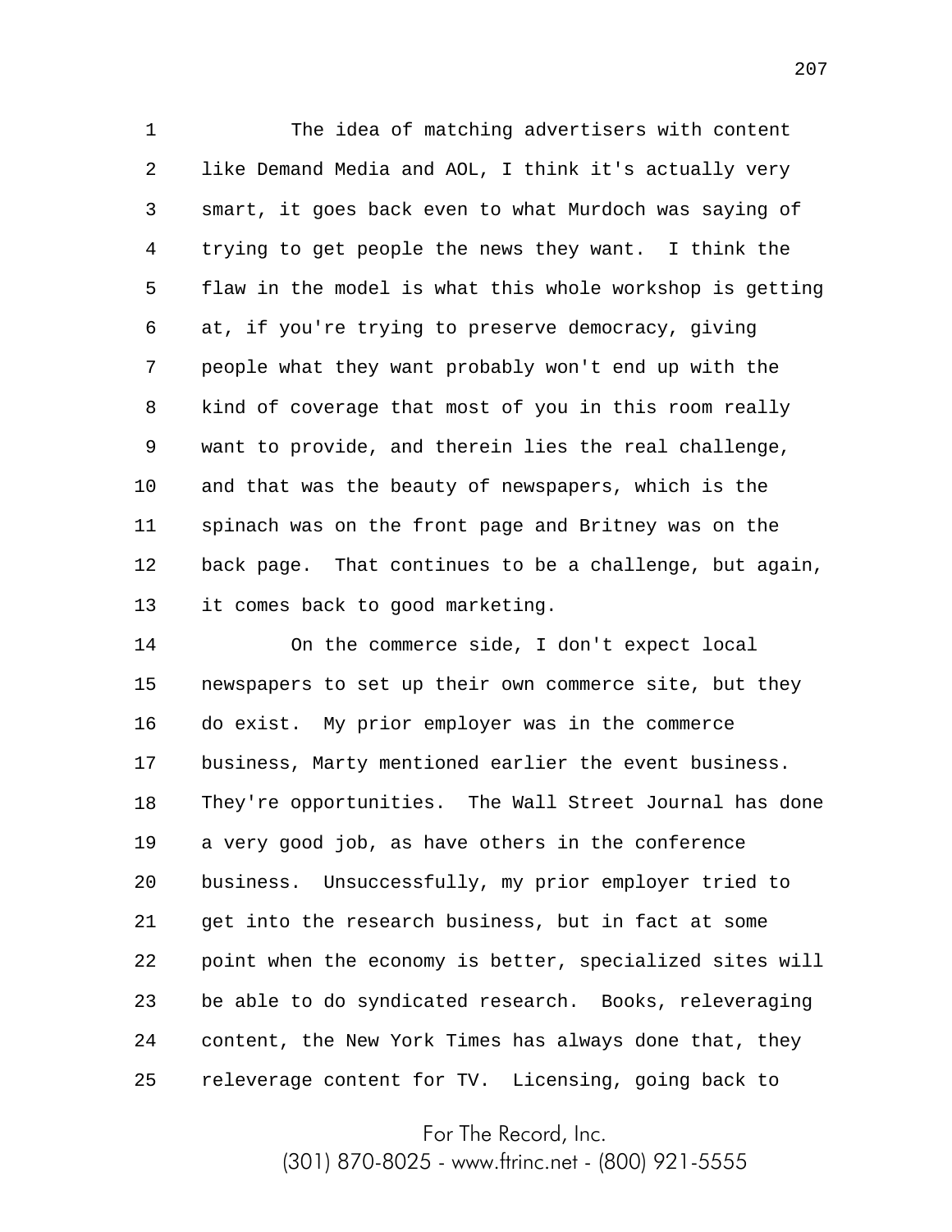The idea of matching advertisers with content like Demand Media and AOL, I think it's actually very smart, it goes back even to what Murdoch was saying of trying to get people the news they want. I think the flaw in the model is what this whole workshop is getting at, if you're trying to preserve democracy, giving people what they want probably won't end up with the kind of coverage that most of you in this room really want to provide, and therein lies the real challenge, and that was the beauty of newspapers, which is the spinach was on the front page and Britney was on the back page. That continues to be a challenge, but again, it comes back to good marketing.

On the commerce side, I don't expect local newspapers to set up their own commerce site, but they do exist. My prior employer was in the commerce business, Marty mentioned earlier the event business. They're opportunities. The Wall Street Journal has done a very good job, as have others in the conference business. Unsuccessfully, my prior employer tried to get into the research business, but in fact at some point when the economy is better, specialized sites will be able to do syndicated research. Books, releveraging content, the New York Times has always done that, they releverage content for TV. Licensing, going back to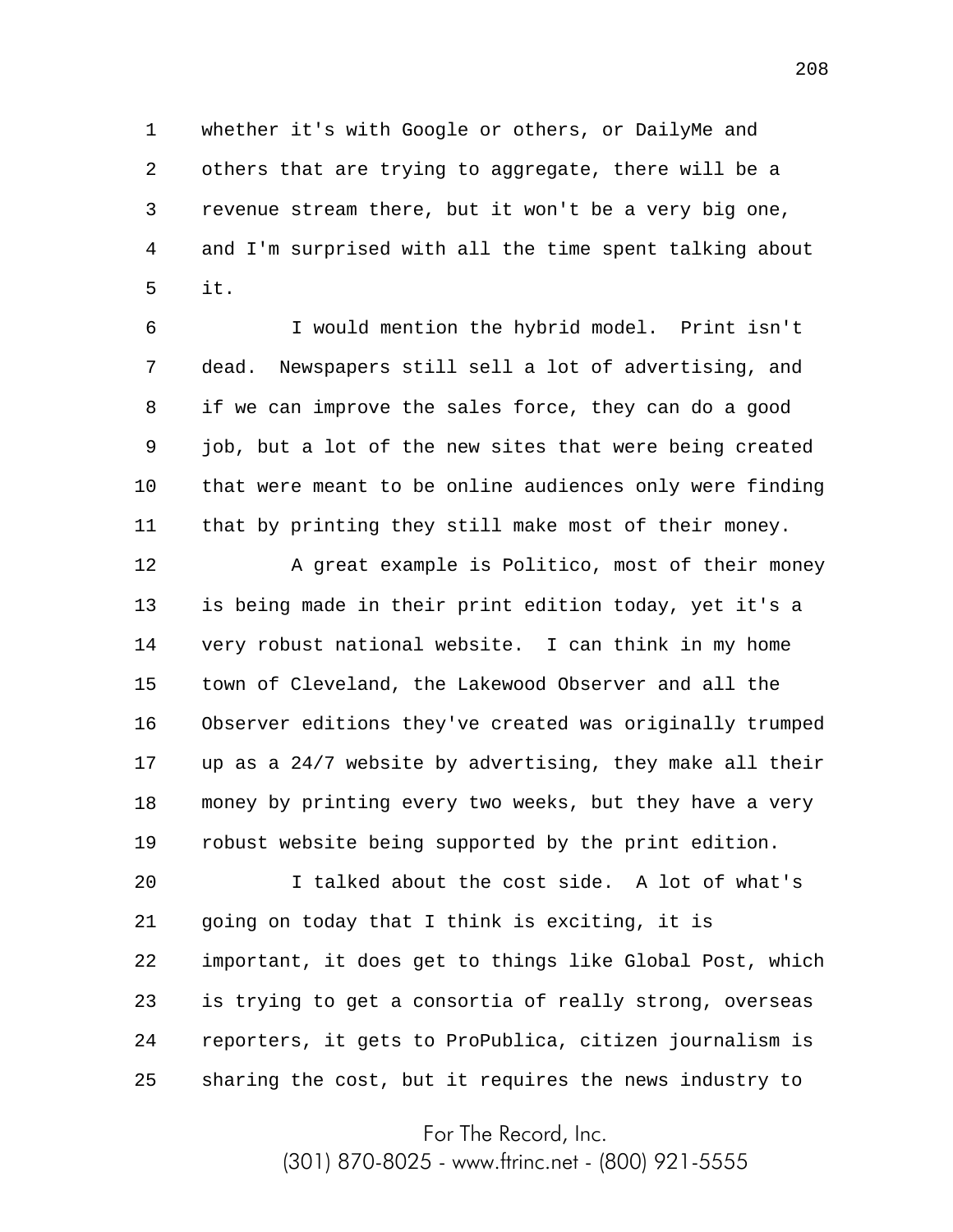whether it's with Google or others, or DailyMe and others that are trying to aggregate, there will be a revenue stream there, but it won't be a very big one, and I'm surprised with all the time spent talking about it.

I would mention the hybrid model. Print isn't dead. Newspapers still sell a lot of advertising, and if we can improve the sales force, they can do a good job, but a lot of the new sites that were being created that were meant to be online audiences only were finding that by printing they still make most of their money.

A great example is Politico, most of their money is being made in their print edition today, yet it's a very robust national website. I can think in my home town of Cleveland, the Lakewood Observer and all the Observer editions they've created was originally trumped up as a 24/7 website by advertising, they make all their money by printing every two weeks, but they have a very robust website being supported by the print edition.

I talked about the cost side. A lot of what's going on today that I think is exciting, it is important, it does get to things like Global Post, which is trying to get a consortia of really strong, overseas reporters, it gets to ProPublica, citizen journalism is sharing the cost, but it requires the news industry to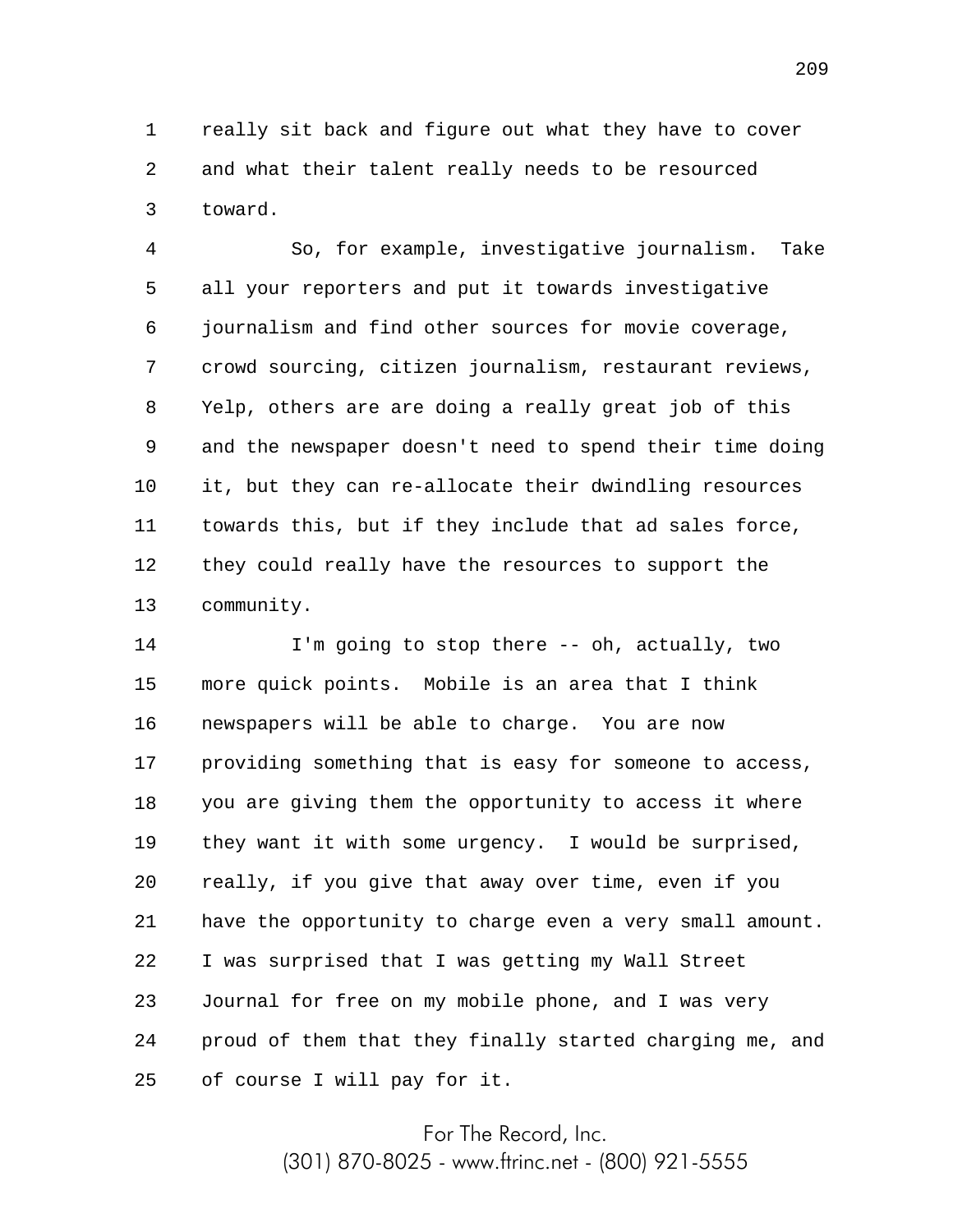really sit back and figure out what they have to cover and what their talent really needs to be resourced toward.

So, for example, investigative journalism. Take all your reporters and put it towards investigative journalism and find other sources for movie coverage, crowd sourcing, citizen journalism, restaurant reviews, Yelp, others are are doing a really great job of this and the newspaper doesn't need to spend their time doing it, but they can re-allocate their dwindling resources towards this, but if they include that ad sales force, they could really have the resources to support the community.

I'm going to stop there -- oh, actually, two more quick points. Mobile is an area that I think newspapers will be able to charge. You are now providing something that is easy for someone to access, you are giving them the opportunity to access it where they want it with some urgency. I would be surprised, really, if you give that away over time, even if you have the opportunity to charge even a very small amount. I was surprised that I was getting my Wall Street Journal for free on my mobile phone, and I was very proud of them that they finally started charging me, and of course I will pay for it.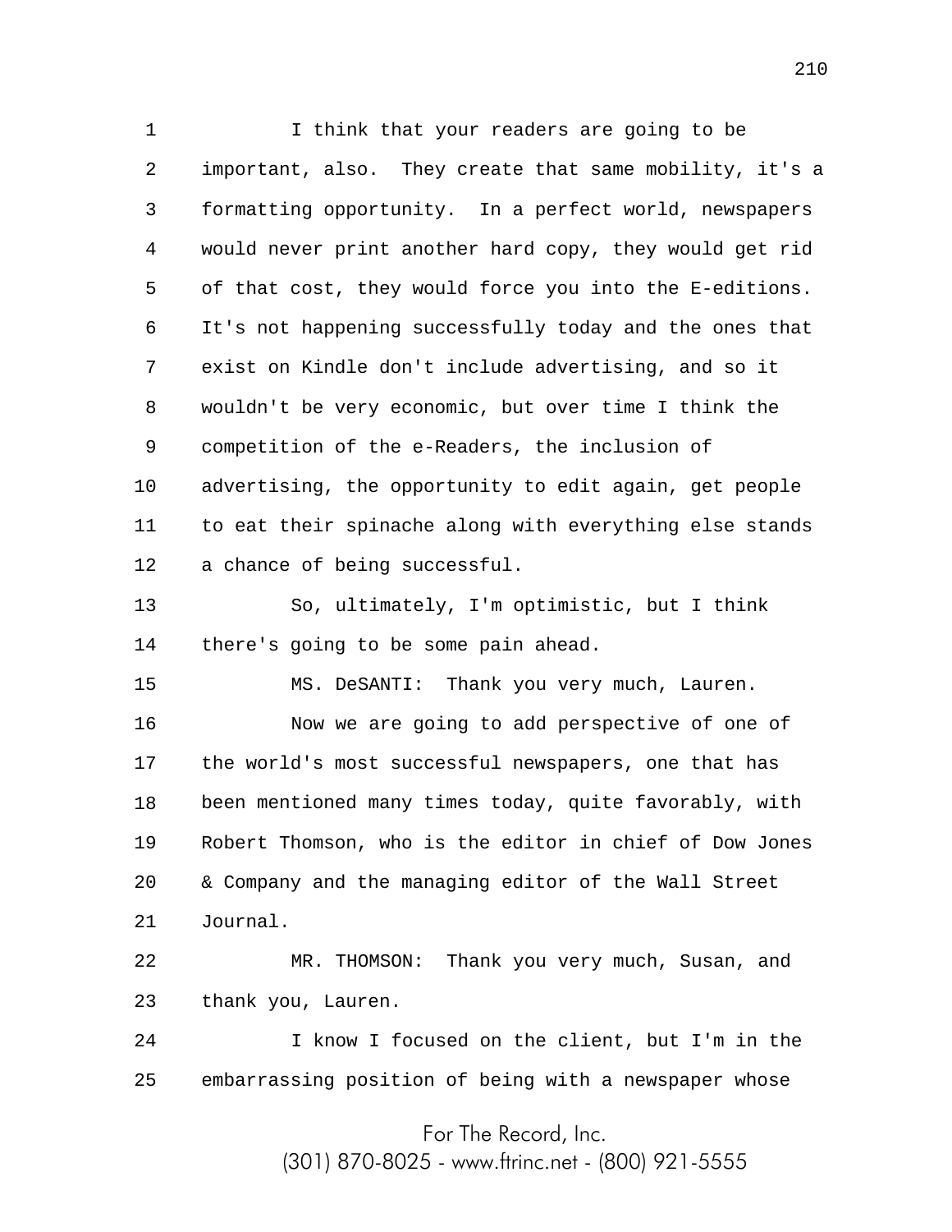I think that your readers are going to be important, also. They create that same mobility, it's a formatting opportunity. In a perfect world, newspapers would never print another hard copy, they would get rid of that cost, they would force you into the E-editions. It's not happening successfully today and the ones that exist on Kindle don't include advertising, and so it wouldn't be very economic, but over time I think the competition of the e-Readers, the inclusion of advertising, the opportunity to edit again, get people to eat their spinache along with everything else stands a chance of being successful.

So, ultimately, I'm optimistic, but I think there's going to be some pain ahead.

MS. DeSANTI: Thank you very much, Lauren.

Now we are going to add perspective of one of the world's most successful newspapers, one that has been mentioned many times today, quite favorably, with Robert Thomson, who is the editor in chief of Dow Jones & Company and the managing editor of the Wall Street Journal.

MR. THOMSON: Thank you very much, Susan, and thank you, Lauren.

I know I focused on the client, but I'm in the embarrassing position of being with a newspaper whose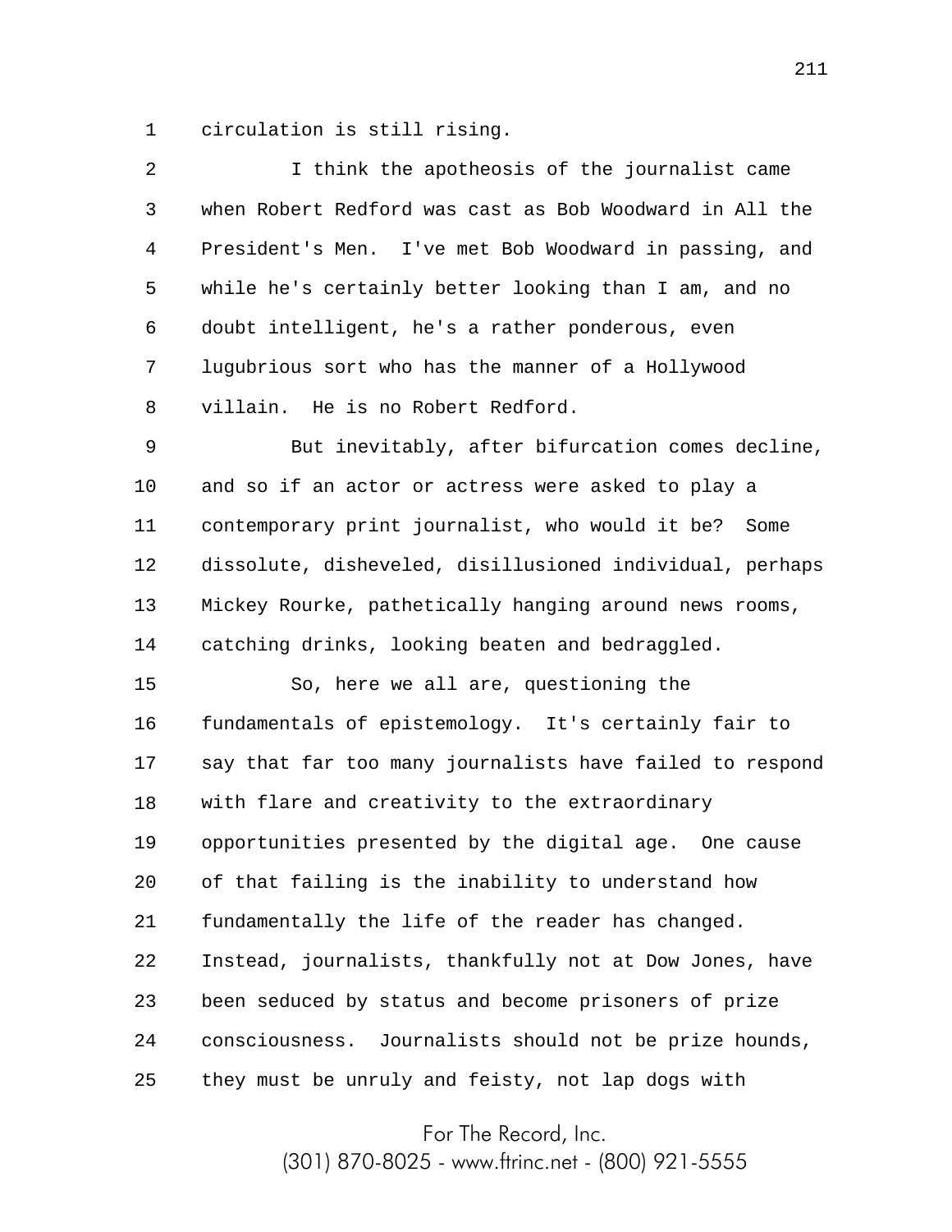circulation is still rising.

I think the apotheosis of the journalist came when Robert Redford was cast as Bob Woodward in All the President's Men. I've met Bob Woodward in passing, and while he's certainly better looking than I am, and no doubt intelligent, he's a rather ponderous, even lugubrious sort who has the manner of a Hollywood villain. He is no Robert Redford.

But inevitably, after bifurcation comes decline, and so if an actor or actress were asked to play a contemporary print journalist, who would it be? Some dissolute, disheveled, disillusioned individual, perhaps Mickey Rourke, pathetically hanging around news rooms, catching drinks, looking beaten and bedraggled.

So, here we all are, questioning the fundamentals of epistemology. It's certainly fair to say that far too many journalists have failed to respond with flare and creativity to the extraordinary opportunities presented by the digital age. One cause of that failing is the inability to understand how fundamentally the life of the reader has changed. Instead, journalists, thankfully not at Dow Jones, have been seduced by status and become prisoners of prize consciousness. Journalists should not be prize hounds, they must be unruly and feisty, not lap dogs with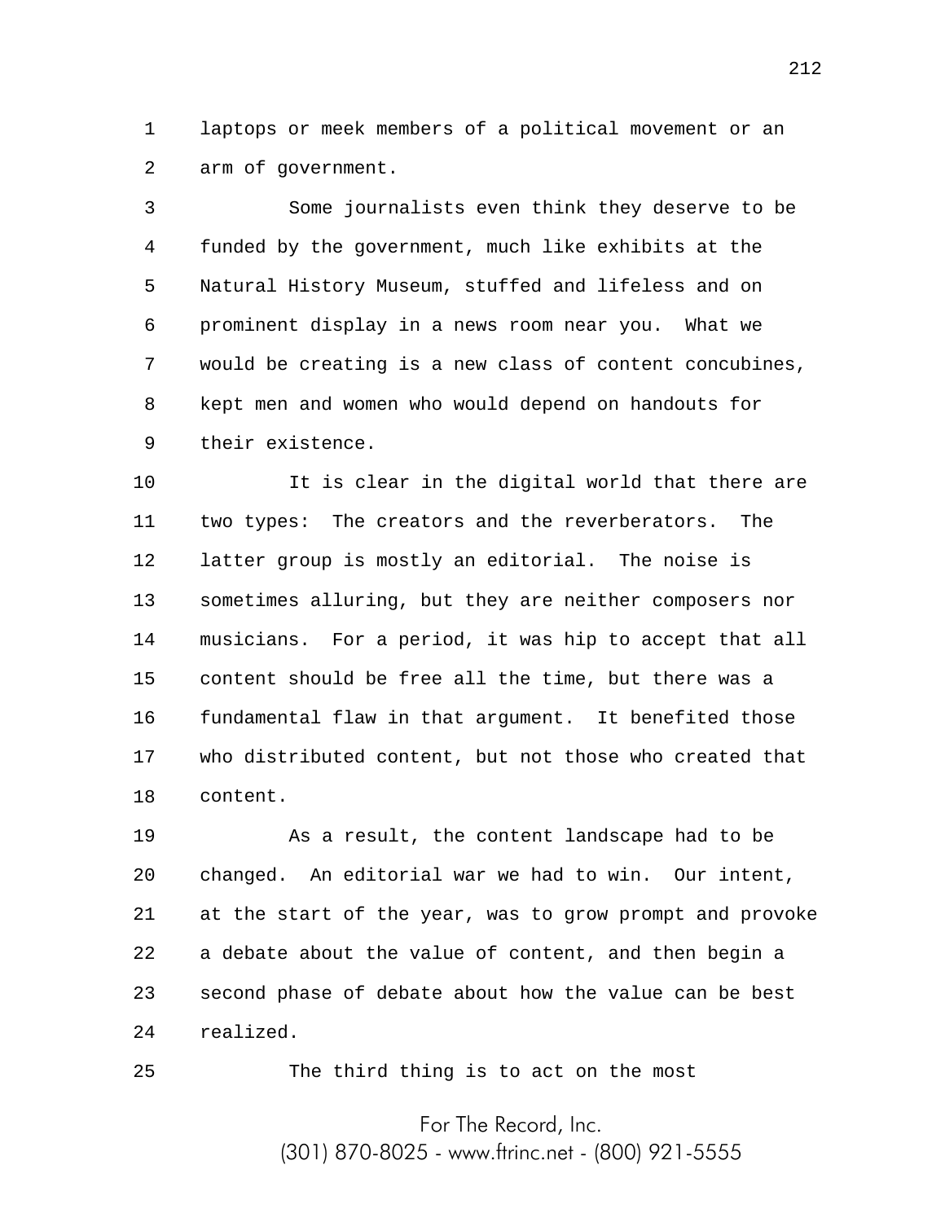laptops or meek members of a political movement or an arm of government.

Some journalists even think they deserve to be funded by the government, much like exhibits at the Natural History Museum, stuffed and lifeless and on prominent display in a news room near you. What we would be creating is a new class of content concubines, kept men and women who would depend on handouts for their existence.

It is clear in the digital world that there are two types: The creators and the reverberators. The latter group is mostly an editorial. The noise is sometimes alluring, but they are neither composers nor musicians. For a period, it was hip to accept that all content should be free all the time, but there was a fundamental flaw in that argument. It benefited those who distributed content, but not those who created that content.

As a result, the content landscape had to be changed. An editorial war we had to win. Our intent, at the start of the year, was to grow prompt and provoke a debate about the value of content, and then begin a second phase of debate about how the value can be best realized.

The third thing is to act on the most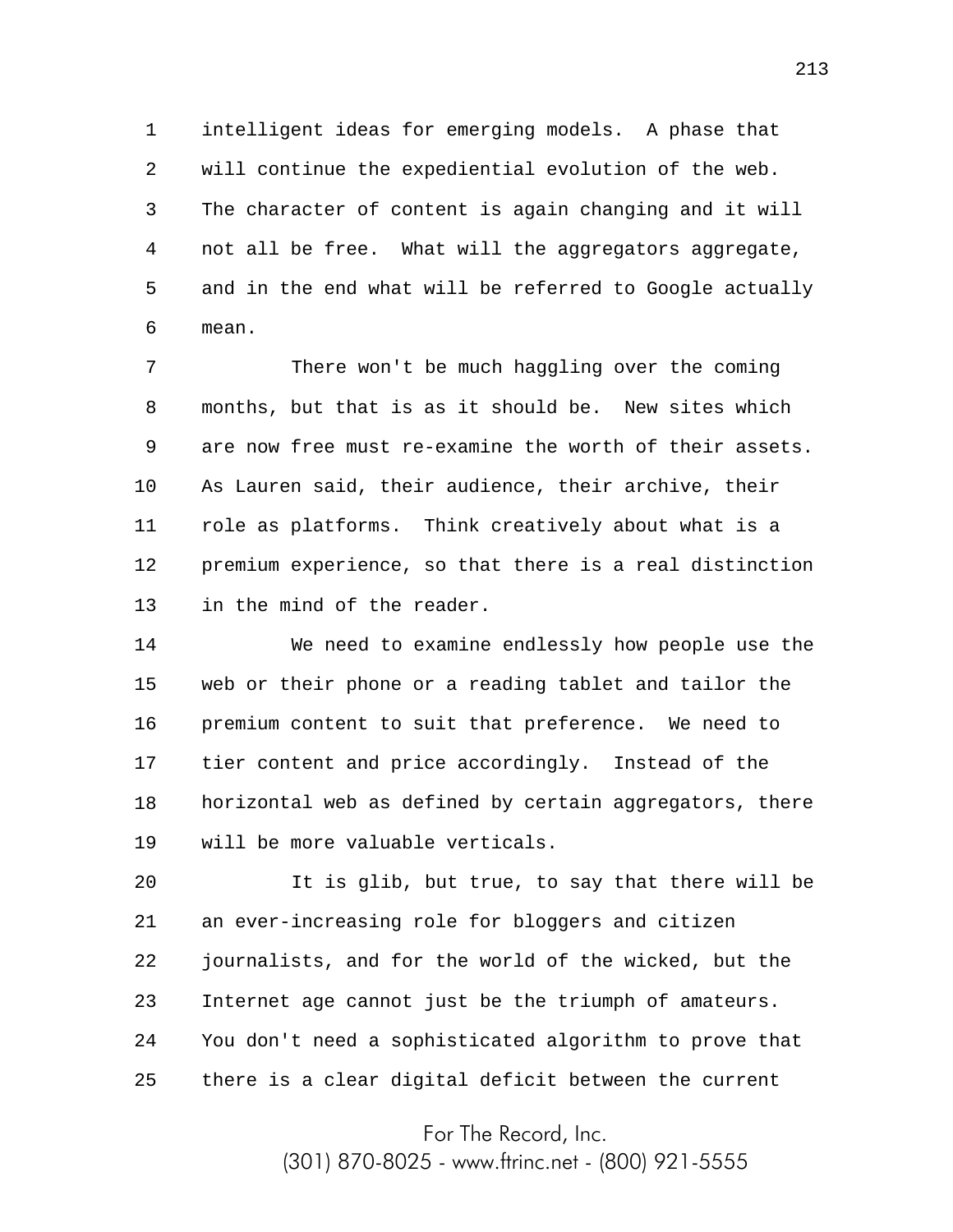intelligent ideas for emerging models. A phase that will continue the expediential evolution of the web. The character of content is again changing and it will not all be free. What will the aggregators aggregate, and in the end what will be referred to Google actually mean.

There won't be much haggling over the coming months, but that is as it should be. New sites which are now free must re-examine the worth of their assets. As Lauren said, their audience, their archive, their role as platforms. Think creatively about what is a premium experience, so that there is a real distinction in the mind of the reader.

We need to examine endlessly how people use the web or their phone or a reading tablet and tailor the premium content to suit that preference. We need to tier content and price accordingly. Instead of the horizontal web as defined by certain aggregators, there will be more valuable verticals.

It is glib, but true, to say that there will be an ever-increasing role for bloggers and citizen journalists, and for the world of the wicked, but the Internet age cannot just be the triumph of amateurs. You don't need a sophisticated algorithm to prove that there is a clear digital deficit between the current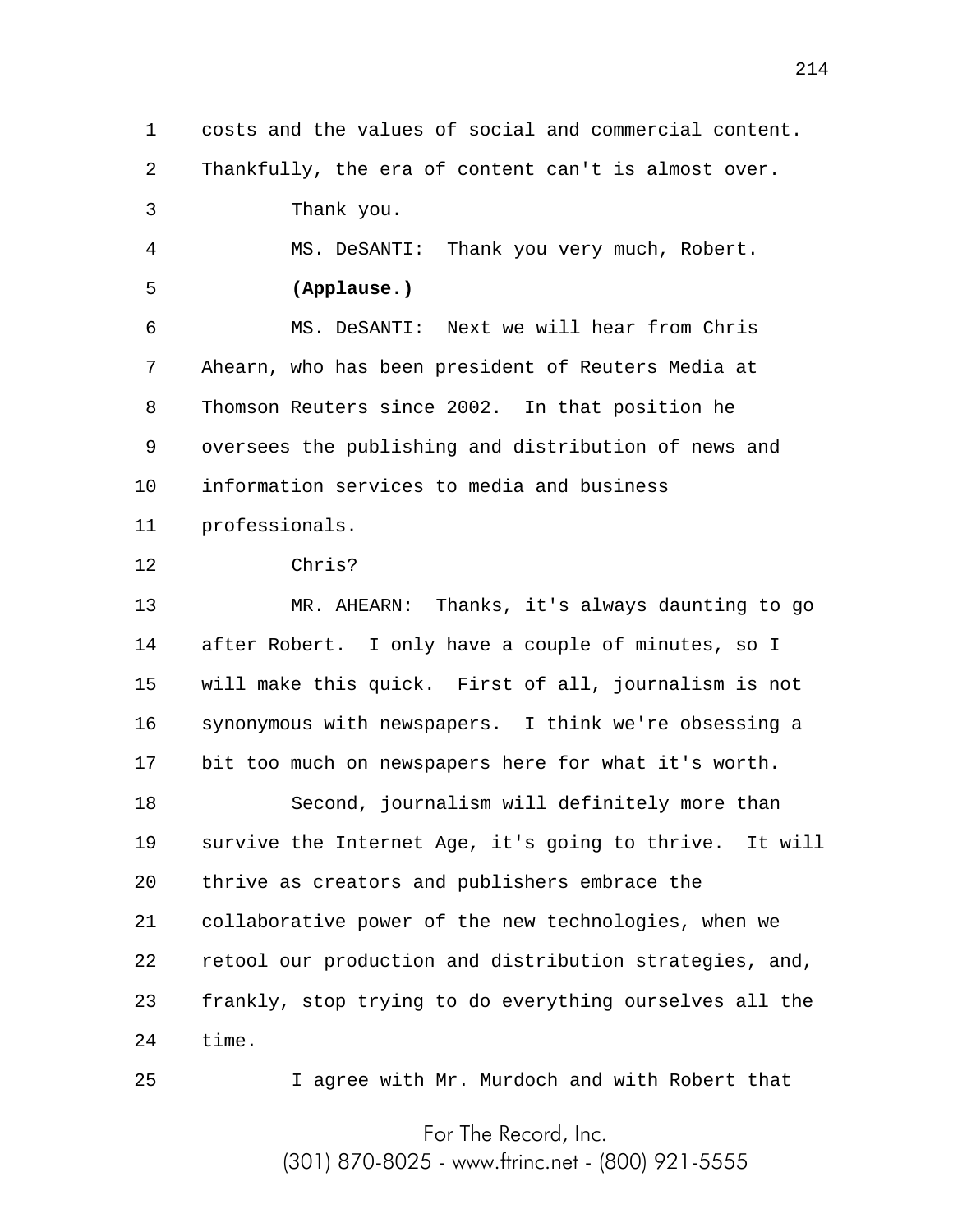costs and the values of social and commercial content. Thankfully, the era of content can't is almost over.

Thank you.

MS. DeSANTI: Thank you very much, Robert.

**(Applause.)**

MS. DeSANTI: Next we will hear from Chris Ahearn, who has been president of Reuters Media at Thomson Reuters since 2002. In that position he oversees the publishing and distribution of news and information services to media and business professionals.

Chris?

MR. AHEARN: Thanks, it's always daunting to go after Robert. I only have a couple of minutes, so I will make this quick. First of all, journalism is not synonymous with newspapers. I think we're obsessing a bit too much on newspapers here for what it's worth.

Second, journalism will definitely more than survive the Internet Age, it's going to thrive. It will thrive as creators and publishers embrace the collaborative power of the new technologies, when we retool our production and distribution strategies, and, frankly, stop trying to do everything ourselves all the time.

I agree with Mr. Murdoch and with Robert that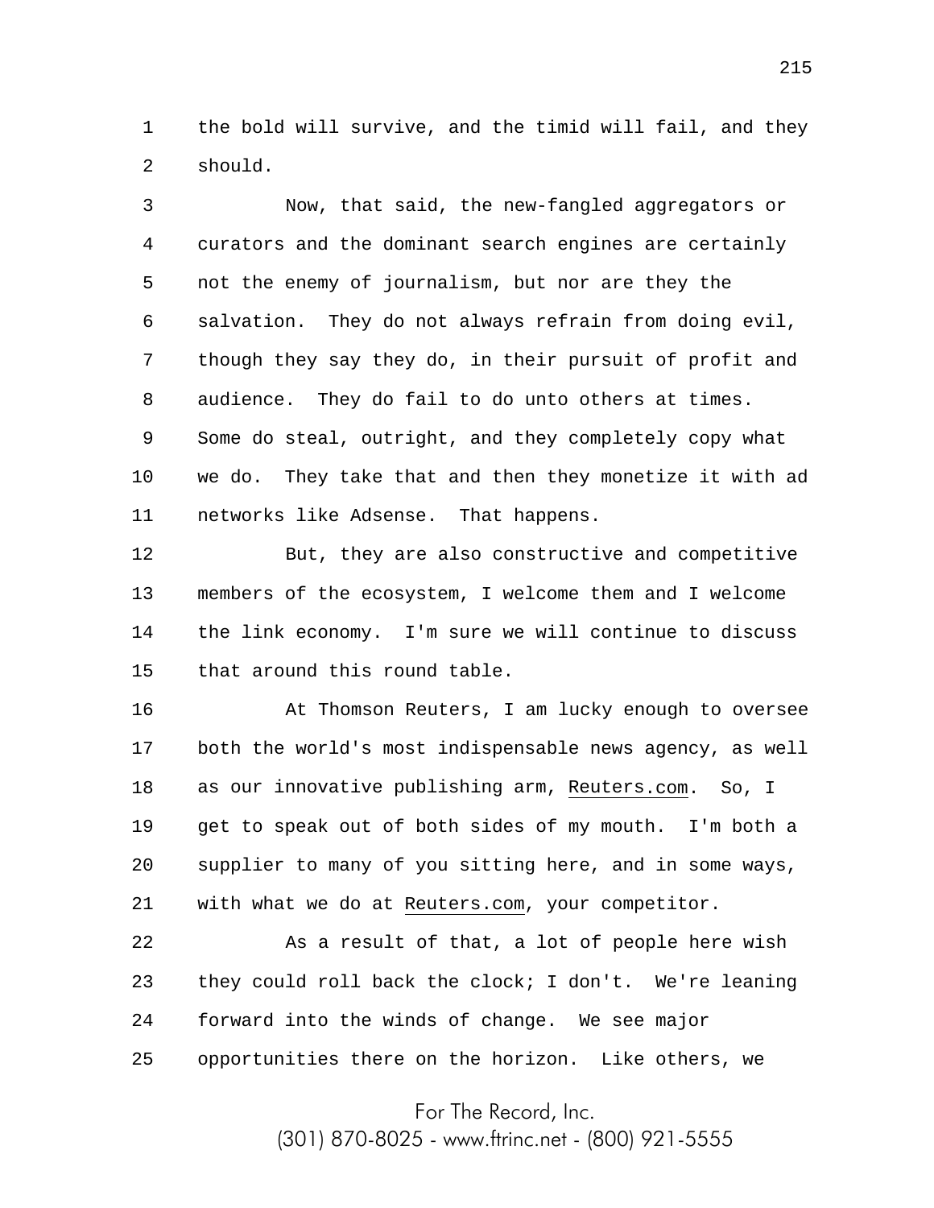the bold will survive, and the timid will fail, and they should.

Now, that said, the new-fangled aggregators or curators and the dominant search engines are certainly not the enemy of journalism, but nor are they the salvation. They do not always refrain from doing evil, though they say they do, in their pursuit of profit and audience. They do fail to do unto others at times. Some do steal, outright, and they completely copy what we do. They take that and then they monetize it with ad networks like Adsense. That happens.

But, they are also constructive and competitive members of the ecosystem, I welcome them and I welcome the link economy. I'm sure we will continue to discuss that around this round table.

At Thomson Reuters, I am lucky enough to oversee both the world's most indispensable news agency, as well as our innovative publishing arm, Reuters.com. So, I get to speak out of both sides of my mouth. I'm both a supplier to many of you sitting here, and in some ways, with what we do at Reuters.com, your competitor.

As a result of that, a lot of people here wish they could roll back the clock; I don't. We're leaning forward into the winds of change. We see major opportunities there on the horizon. Like others, we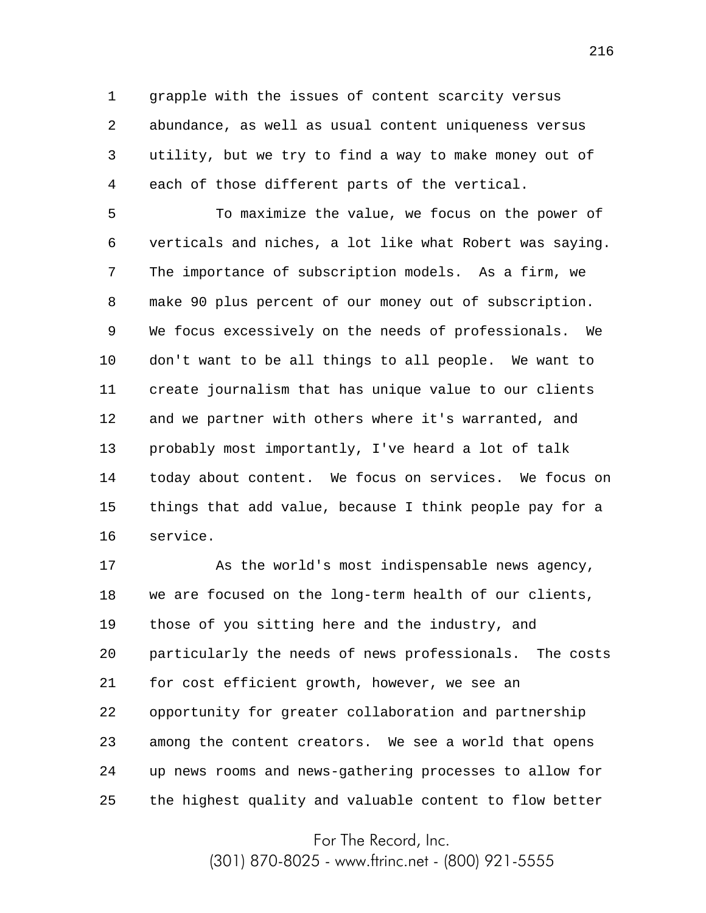grapple with the issues of content scarcity versus abundance, as well as usual content uniqueness versus utility, but we try to find a way to make money out of each of those different parts of the vertical.

To maximize the value, we focus on the power of verticals and niches, a lot like what Robert was saying. The importance of subscription models. As a firm, we make 90 plus percent of our money out of subscription. We focus excessively on the needs of professionals. We don't want to be all things to all people. We want to create journalism that has unique value to our clients and we partner with others where it's warranted, and probably most importantly, I've heard a lot of talk today about content. We focus on services. We focus on things that add value, because I think people pay for a service.

As the world's most indispensable news agency, we are focused on the long-term health of our clients, those of you sitting here and the industry, and particularly the needs of news professionals. The costs for cost efficient growth, however, we see an opportunity for greater collaboration and partnership among the content creators. We see a world that opens up news rooms and news-gathering processes to allow for the highest quality and valuable content to flow better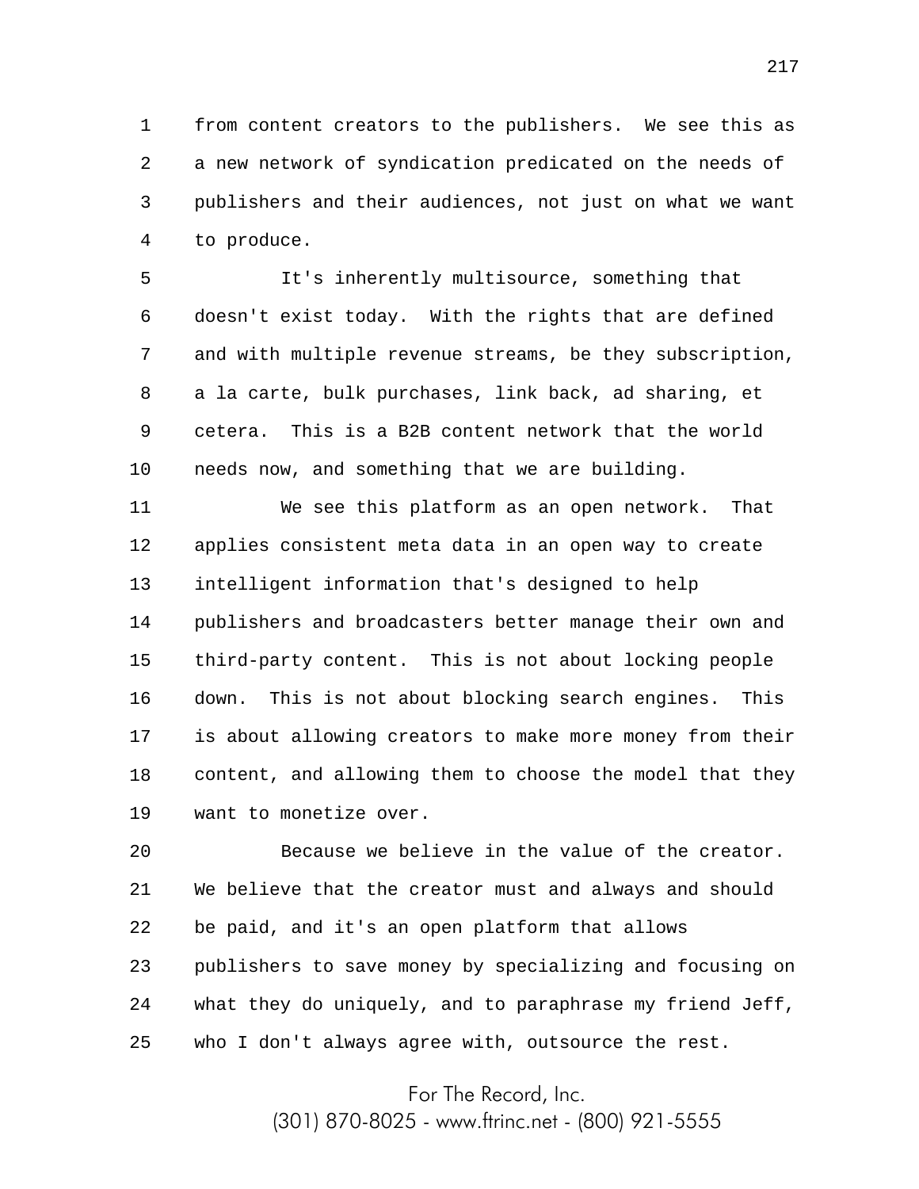from content creators to the publishers. We see this as a new network of syndication predicated on the needs of publishers and their audiences, not just on what we want to produce.

It's inherently multisource, something that doesn't exist today. With the rights that are defined and with multiple revenue streams, be they subscription, a la carte, bulk purchases, link back, ad sharing, et cetera. This is a B2B content network that the world needs now, and something that we are building.

We see this platform as an open network. That applies consistent meta data in an open way to create intelligent information that's designed to help publishers and broadcasters better manage their own and third-party content. This is not about locking people down. This is not about blocking search engines. This is about allowing creators to make more money from their content, and allowing them to choose the model that they want to monetize over.

Because we believe in the value of the creator. We believe that the creator must and always and should be paid, and it's an open platform that allows publishers to save money by specializing and focusing on what they do uniquely, and to paraphrase my friend Jeff, who I don't always agree with, outsource the rest.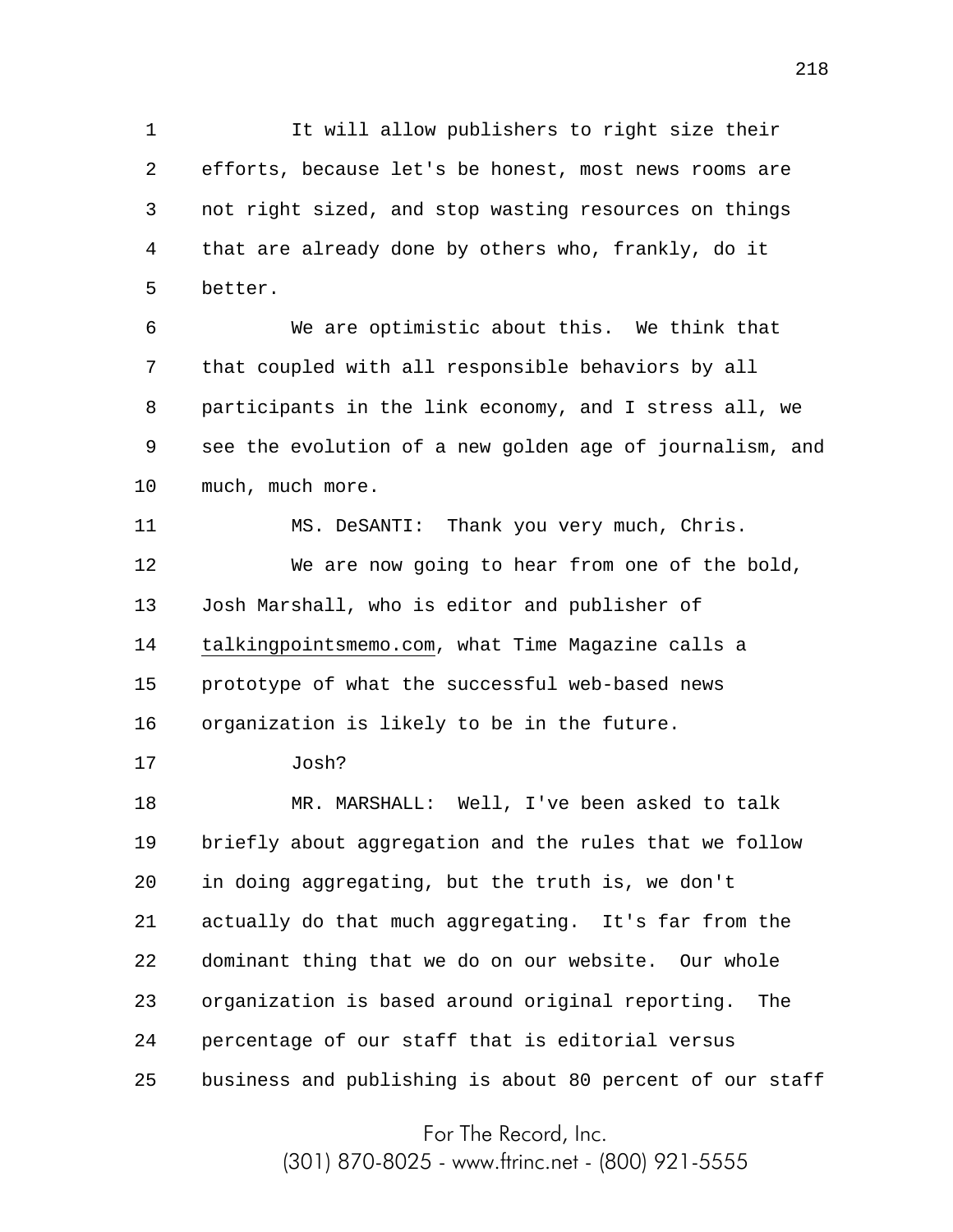It will allow publishers to right size their efforts, because let's be honest, most news rooms are not right sized, and stop wasting resources on things that are already done by others who, frankly, do it better.

We are optimistic about this. We think that that coupled with all responsible behaviors by all participants in the link economy, and I stress all, we see the evolution of a new golden age of journalism, and much, much more.

MS. DeSANTI: Thank you very much, Chris.

We are now going to hear from one of the bold, Josh Marshall, who is editor and publisher of talkingpointsmemo.com, what Time Magazine calls a prototype of what the successful web-based news organization is likely to be in the future.

Josh?

MR. MARSHALL: Well, I've been asked to talk briefly about aggregation and the rules that we follow in doing aggregating, but the truth is, we don't actually do that much aggregating. It's far from the dominant thing that we do on our website. Our whole organization is based around original reporting. The percentage of our staff that is editorial versus business and publishing is about 80 percent of our staff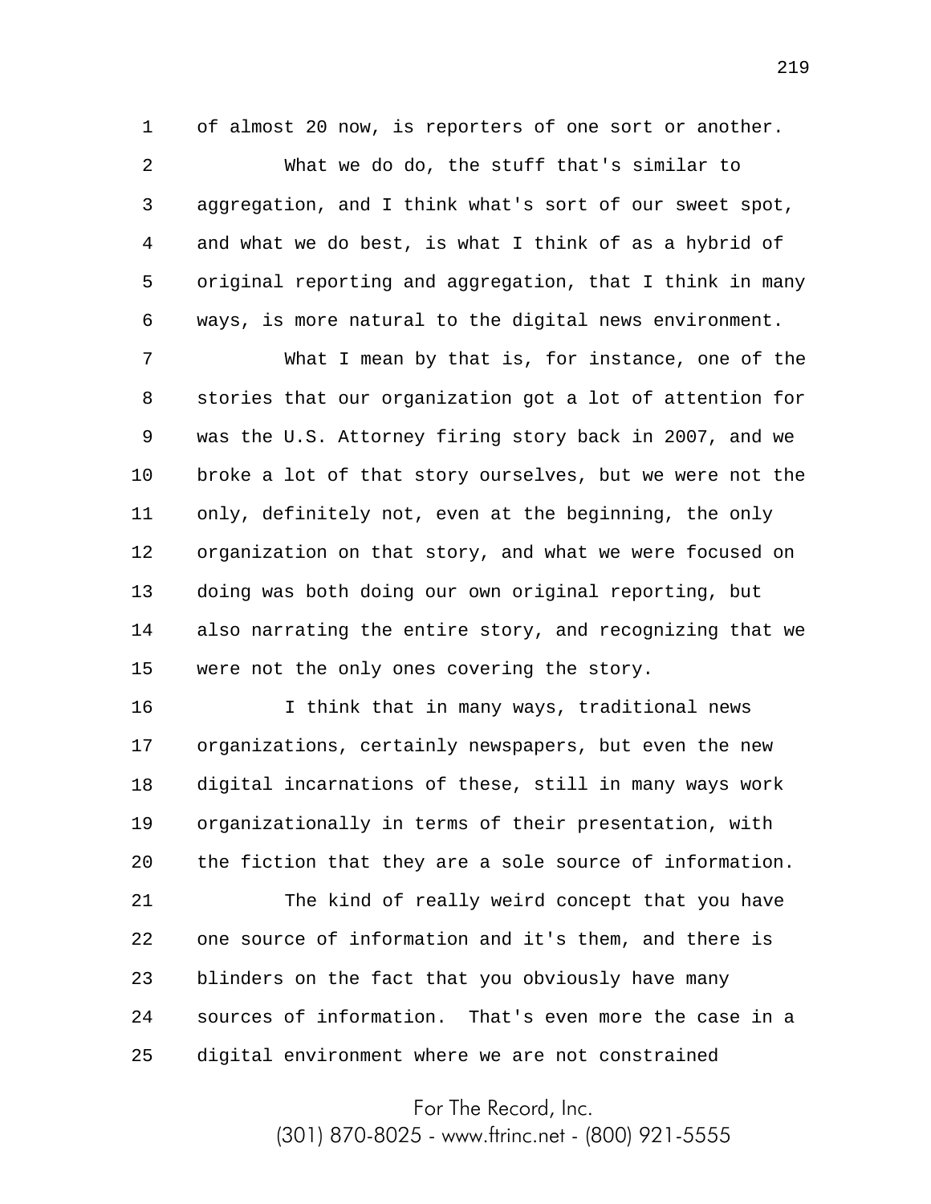of almost 20 now, is reporters of one sort or another.

What we do do, the stuff that's similar to aggregation, and I think what's sort of our sweet spot, and what we do best, is what I think of as a hybrid of original reporting and aggregation, that I think in many ways, is more natural to the digital news environment.

What I mean by that is, for instance, one of the stories that our organization got a lot of attention for was the U.S. Attorney firing story back in 2007, and we broke a lot of that story ourselves, but we were not the only, definitely not, even at the beginning, the only organization on that story, and what we were focused on doing was both doing our own original reporting, but also narrating the entire story, and recognizing that we were not the only ones covering the story.

I think that in many ways, traditional news organizations, certainly newspapers, but even the new digital incarnations of these, still in many ways work organizationally in terms of their presentation, with the fiction that they are a sole source of information.

The kind of really weird concept that you have one source of information and it's them, and there is blinders on the fact that you obviously have many sources of information. That's even more the case in a digital environment where we are not constrained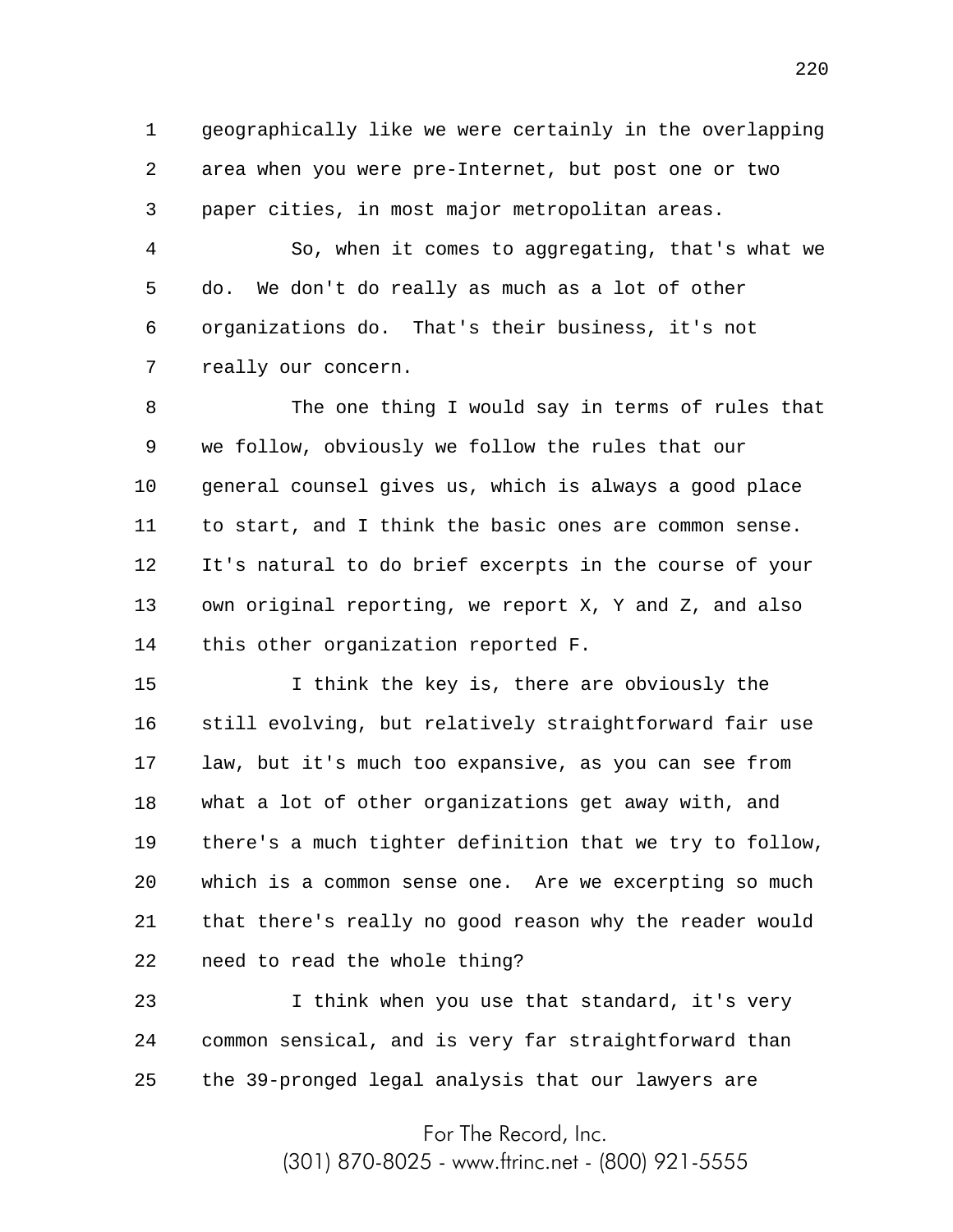geographically like we were certainly in the overlapping area when you were pre-Internet, but post one or two paper cities, in most major metropolitan areas.

So, when it comes to aggregating, that's what we do. We don't do really as much as a lot of other organizations do. That's their business, it's not really our concern.

The one thing I would say in terms of rules that we follow, obviously we follow the rules that our general counsel gives us, which is always a good place to start, and I think the basic ones are common sense. It's natural to do brief excerpts in the course of your own original reporting, we report X, Y and Z, and also this other organization reported F.

I think the key is, there are obviously the still evolving, but relatively straightforward fair use law, but it's much too expansive, as you can see from what a lot of other organizations get away with, and there's a much tighter definition that we try to follow, which is a common sense one. Are we excerpting so much that there's really no good reason why the reader would need to read the whole thing?

I think when you use that standard, it's very common sensical, and is very far straightforward than the 39-pronged legal analysis that our lawyers are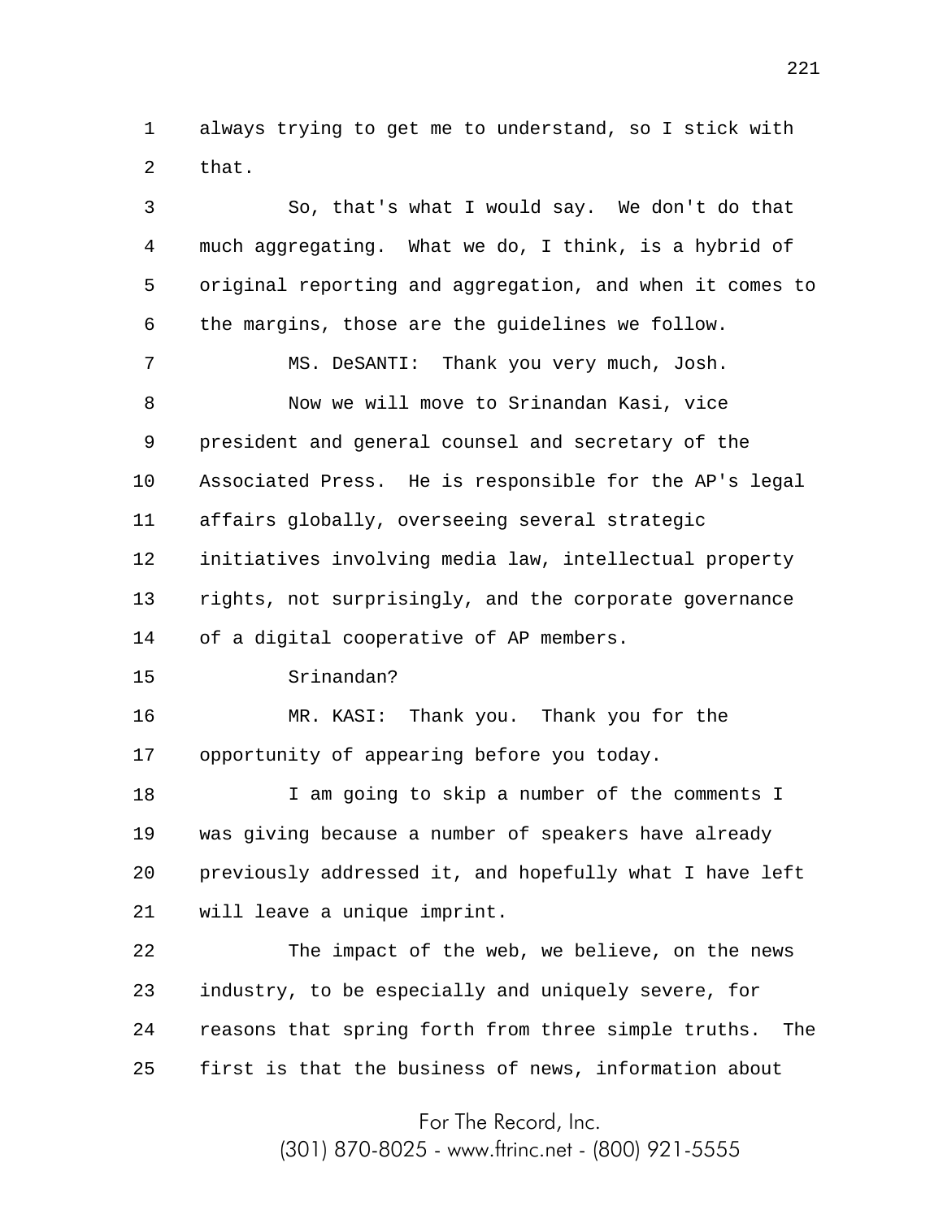always trying to get me to understand, so I stick with that.

So, that's what I would say. We don't do that much aggregating. What we do, I think, is a hybrid of original reporting and aggregation, and when it comes to the margins, those are the guidelines we follow.

MS. DeSANTI: Thank you very much, Josh.

Now we will move to Srinandan Kasi, vice president and general counsel and secretary of the Associated Press. He is responsible for the AP's legal affairs globally, overseeing several strategic initiatives involving media law, intellectual property rights, not surprisingly, and the corporate governance of a digital cooperative of AP members.

Srinandan?

MR. KASI: Thank you. Thank you for the opportunity of appearing before you today.

I am going to skip a number of the comments I was giving because a number of speakers have already previously addressed it, and hopefully what I have left will leave a unique imprint.

The impact of the web, we believe, on the news industry, to be especially and uniquely severe, for reasons that spring forth from three simple truths. The first is that the business of news, information about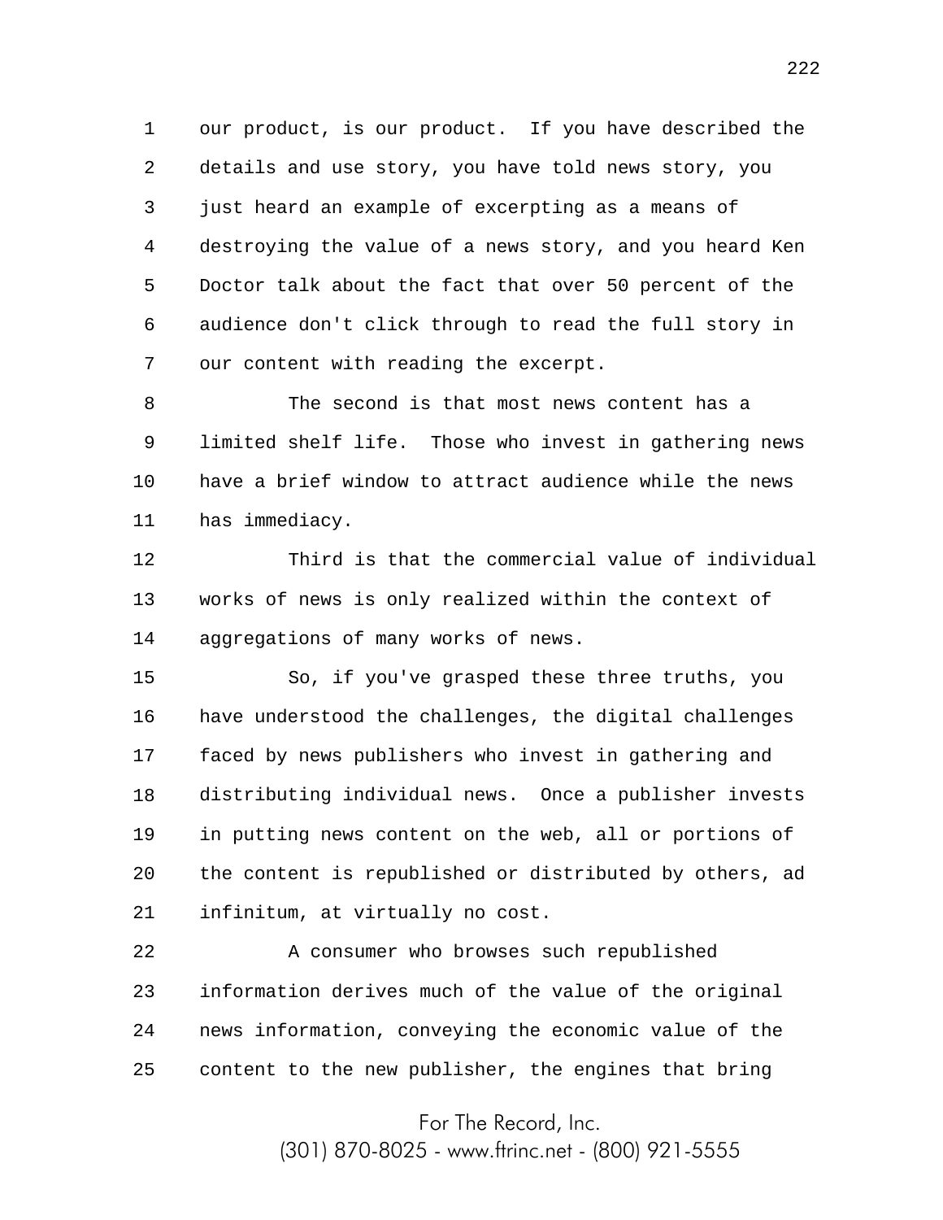our product, is our product. If you have described the details and use story, you have told news story, you just heard an example of excerpting as a means of destroying the value of a news story, and you heard Ken Doctor talk about the fact that over 50 percent of the audience don't click through to read the full story in our content with reading the excerpt.

The second is that most news content has a limited shelf life. Those who invest in gathering news have a brief window to attract audience while the news has immediacy.

Third is that the commercial value of individual works of news is only realized within the context of aggregations of many works of news.

So, if you've grasped these three truths, you have understood the challenges, the digital challenges faced by news publishers who invest in gathering and distributing individual news. Once a publisher invests in putting news content on the web, all or portions of the content is republished or distributed by others, ad infinitum, at virtually no cost.

A consumer who browses such republished information derives much of the value of the original news information, conveying the economic value of the content to the new publisher, the engines that bring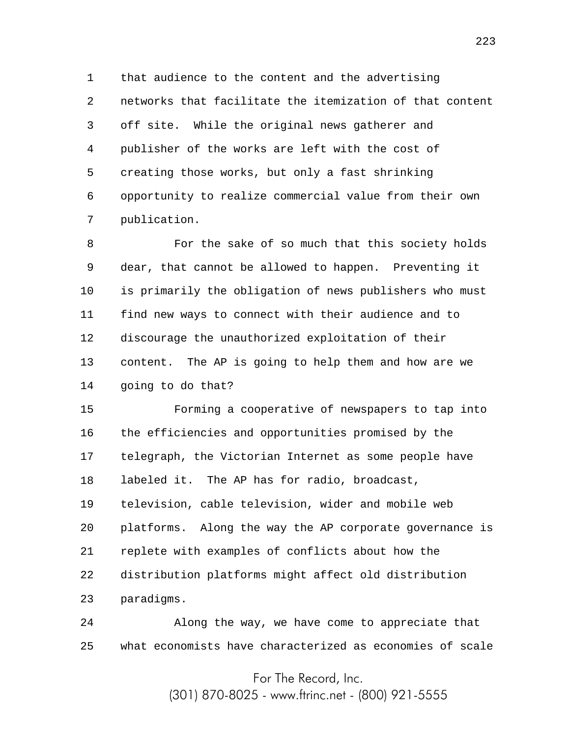that audience to the content and the advertising networks that facilitate the itemization of that content off site. While the original news gatherer and publisher of the works are left with the cost of creating those works, but only a fast shrinking opportunity to realize commercial value from their own publication.

For the sake of so much that this society holds dear, that cannot be allowed to happen. Preventing it is primarily the obligation of news publishers who must find new ways to connect with their audience and to discourage the unauthorized exploitation of their content. The AP is going to help them and how are we going to do that?

Forming a cooperative of newspapers to tap into the efficiencies and opportunities promised by the telegraph, the Victorian Internet as some people have labeled it. The AP has for radio, broadcast, television, cable television, wider and mobile web platforms. Along the way the AP corporate governance is replete with examples of conflicts about how the distribution platforms might affect old distribution paradigms.

Along the way, we have come to appreciate that what economists have characterized as economies of scale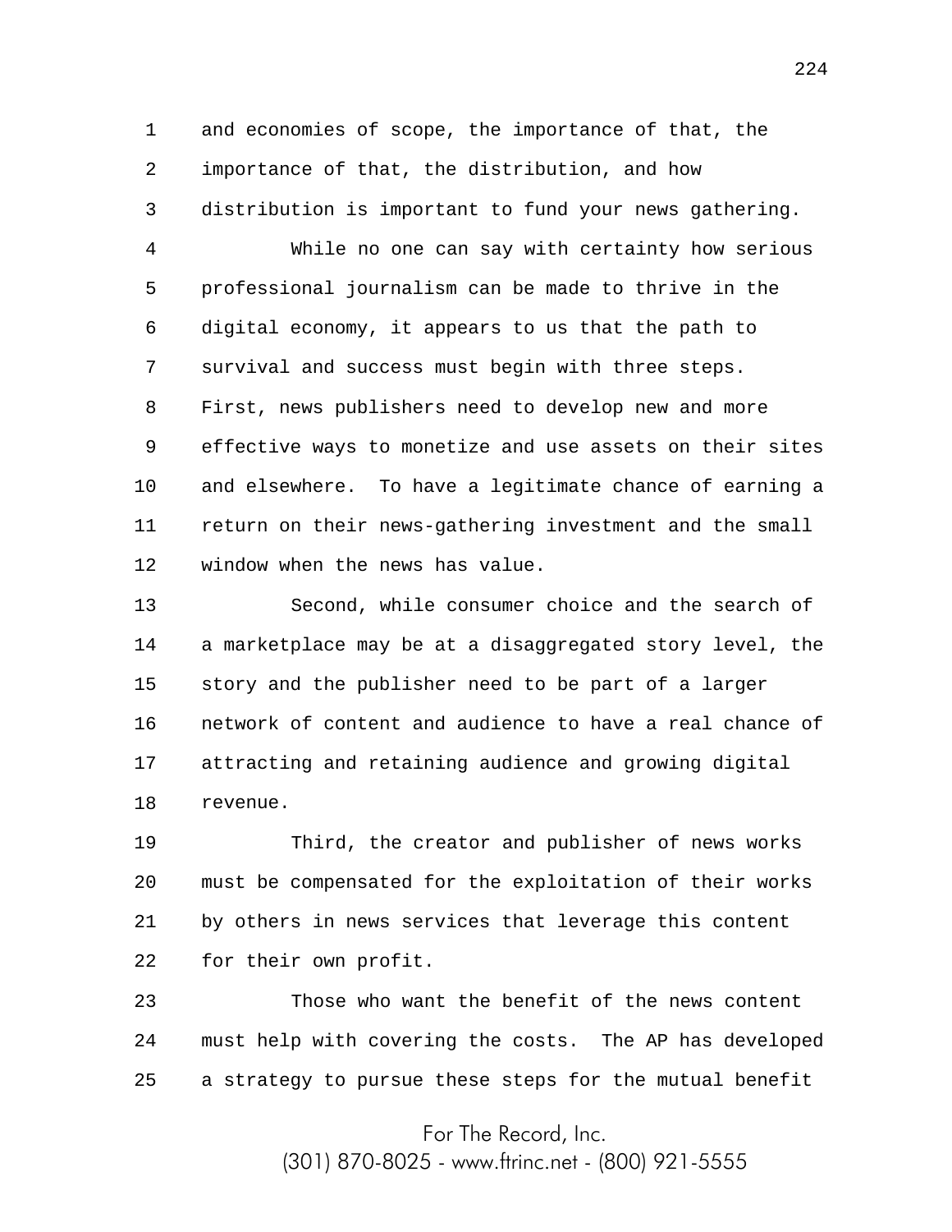and economies of scope, the importance of that, the importance of that, the distribution, and how distribution is important to fund your news gathering.

While no one can say with certainty how serious professional journalism can be made to thrive in the digital economy, it appears to us that the path to survival and success must begin with three steps. First, news publishers need to develop new and more effective ways to monetize and use assets on their sites and elsewhere. To have a legitimate chance of earning a return on their news-gathering investment and the small window when the news has value.

Second, while consumer choice and the search of a marketplace may be at a disaggregated story level, the story and the publisher need to be part of a larger network of content and audience to have a real chance of attracting and retaining audience and growing digital revenue.

Third, the creator and publisher of news works must be compensated for the exploitation of their works by others in news services that leverage this content for their own profit.

Those who want the benefit of the news content must help with covering the costs. The AP has developed a strategy to pursue these steps for the mutual benefit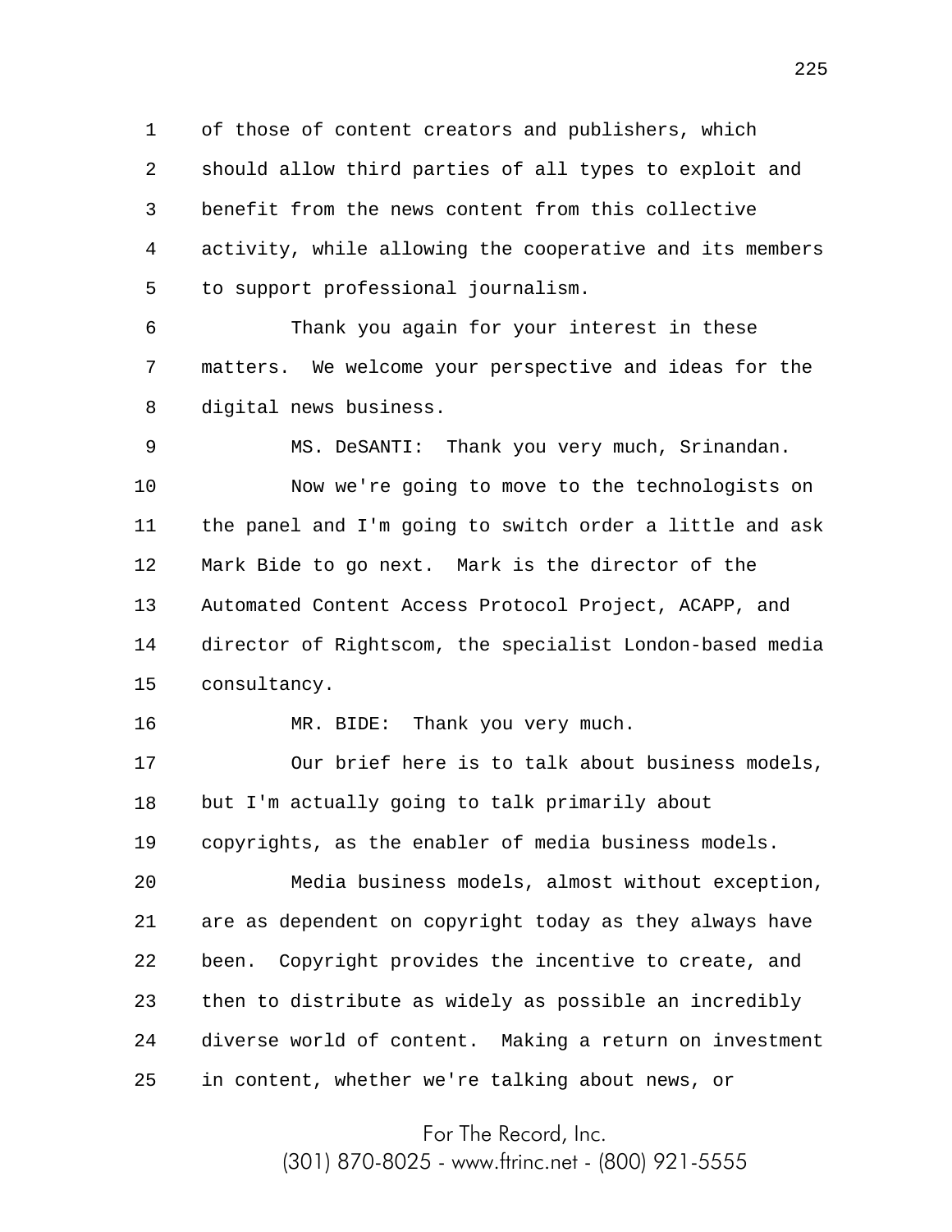of those of content creators and publishers, which should allow third parties of all types to exploit and benefit from the news content from this collective activity, while allowing the cooperative and its members to support professional journalism.

Thank you again for your interest in these matters. We welcome your perspective and ideas for the digital news business.

MS. DeSANTI: Thank you very much, Srinandan.

Now we're going to move to the technologists on the panel and I'm going to switch order a little and ask Mark Bide to go next. Mark is the director of the Automated Content Access Protocol Project, ACAPP, and director of Rightscom, the specialist London-based media consultancy.

MR. BIDE: Thank you very much.

Our brief here is to talk about business models, but I'm actually going to talk primarily about copyrights, as the enabler of media business models.

Media business models, almost without exception, are as dependent on copyright today as they always have been. Copyright provides the incentive to create, and then to distribute as widely as possible an incredibly diverse world of content. Making a return on investment in content, whether we're talking about news, or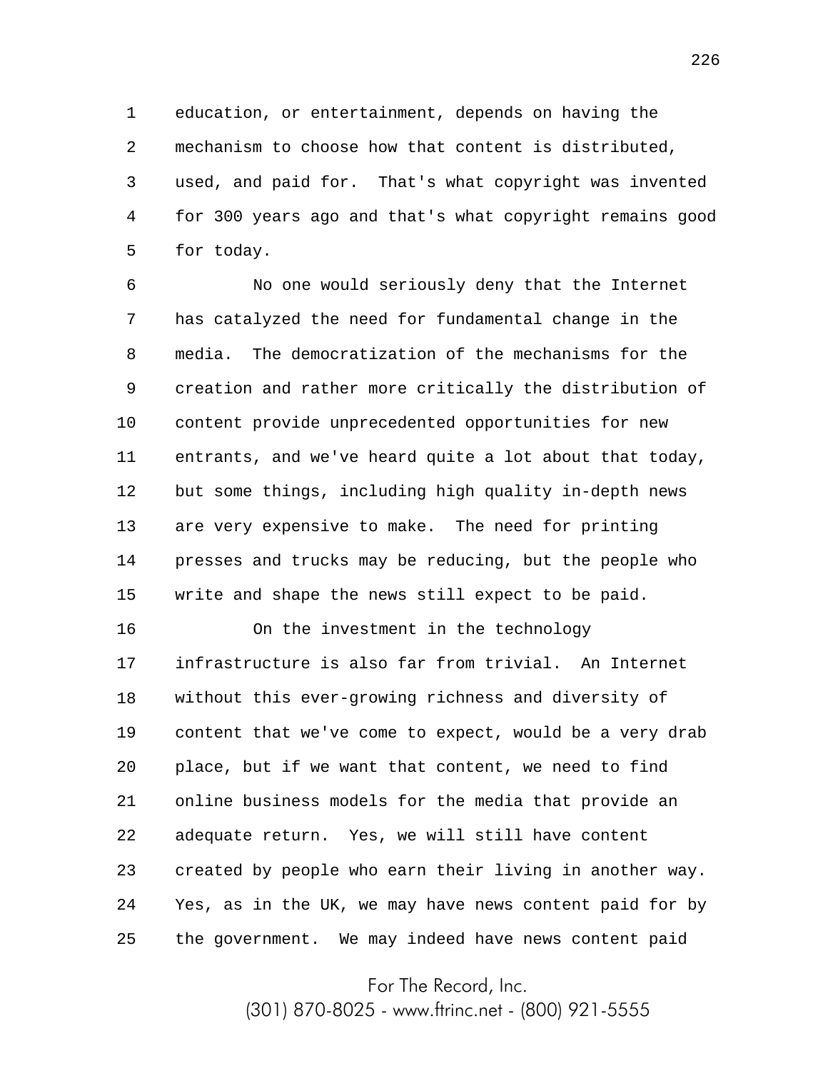education, or entertainment, depends on having the mechanism to choose how that content is distributed, used, and paid for. That's what copyright was invented for 300 years ago and that's what copyright remains good for today.

No one would seriously deny that the Internet has catalyzed the need for fundamental change in the media. The democratization of the mechanisms for the creation and rather more critically the distribution of content provide unprecedented opportunities for new entrants, and we've heard quite a lot about that today, but some things, including high quality in-depth news are very expensive to make. The need for printing presses and trucks may be reducing, but the people who write and shape the news still expect to be paid.

On the investment in the technology infrastructure is also far from trivial. An Internet without this ever-growing richness and diversity of content that we've come to expect, would be a very drab place, but if we want that content, we need to find online business models for the media that provide an adequate return. Yes, we will still have content created by people who earn their living in another way. Yes, as in the UK, we may have news content paid for by the government. We may indeed have news content paid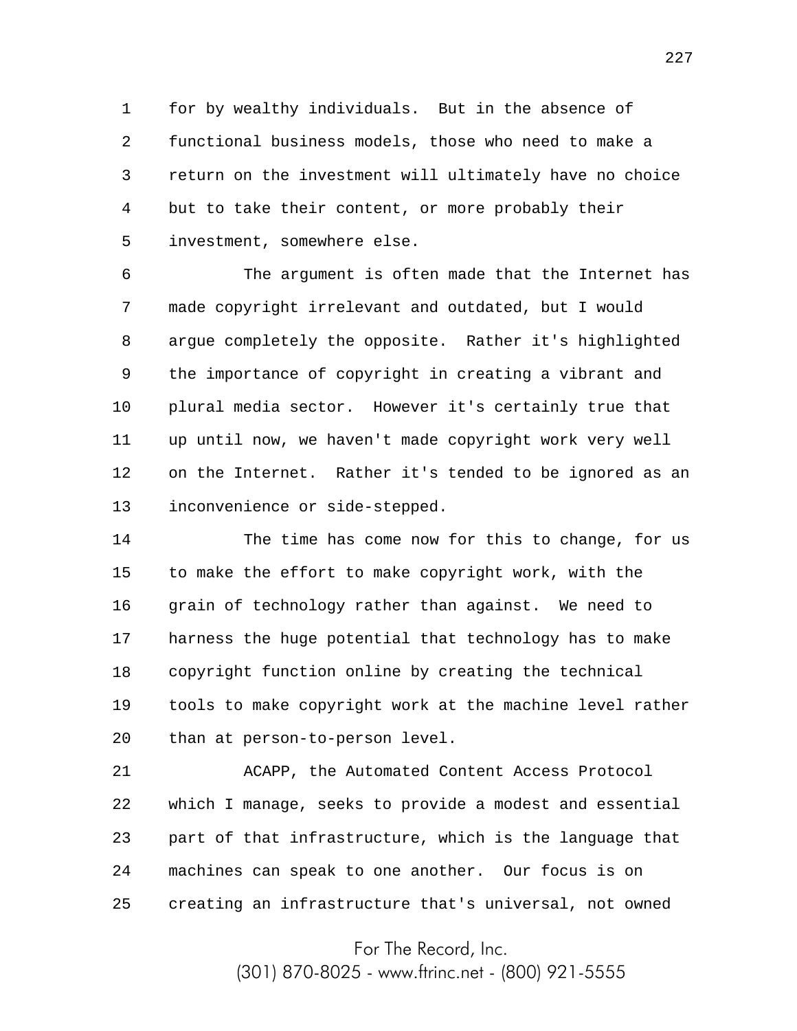for by wealthy individuals. But in the absence of functional business models, those who need to make a return on the investment will ultimately have no choice but to take their content, or more probably their investment, somewhere else.

The argument is often made that the Internet has made copyright irrelevant and outdated, but I would argue completely the opposite. Rather it's highlighted the importance of copyright in creating a vibrant and plural media sector. However it's certainly true that up until now, we haven't made copyright work very well on the Internet. Rather it's tended to be ignored as an inconvenience or side-stepped.

The time has come now for this to change, for us to make the effort to make copyright work, with the grain of technology rather than against. We need to harness the huge potential that technology has to make copyright function online by creating the technical tools to make copyright work at the machine level rather than at person-to-person level.

ACAPP, the Automated Content Access Protocol which I manage, seeks to provide a modest and essential part of that infrastructure, which is the language that machines can speak to one another. Our focus is on creating an infrastructure that's universal, not owned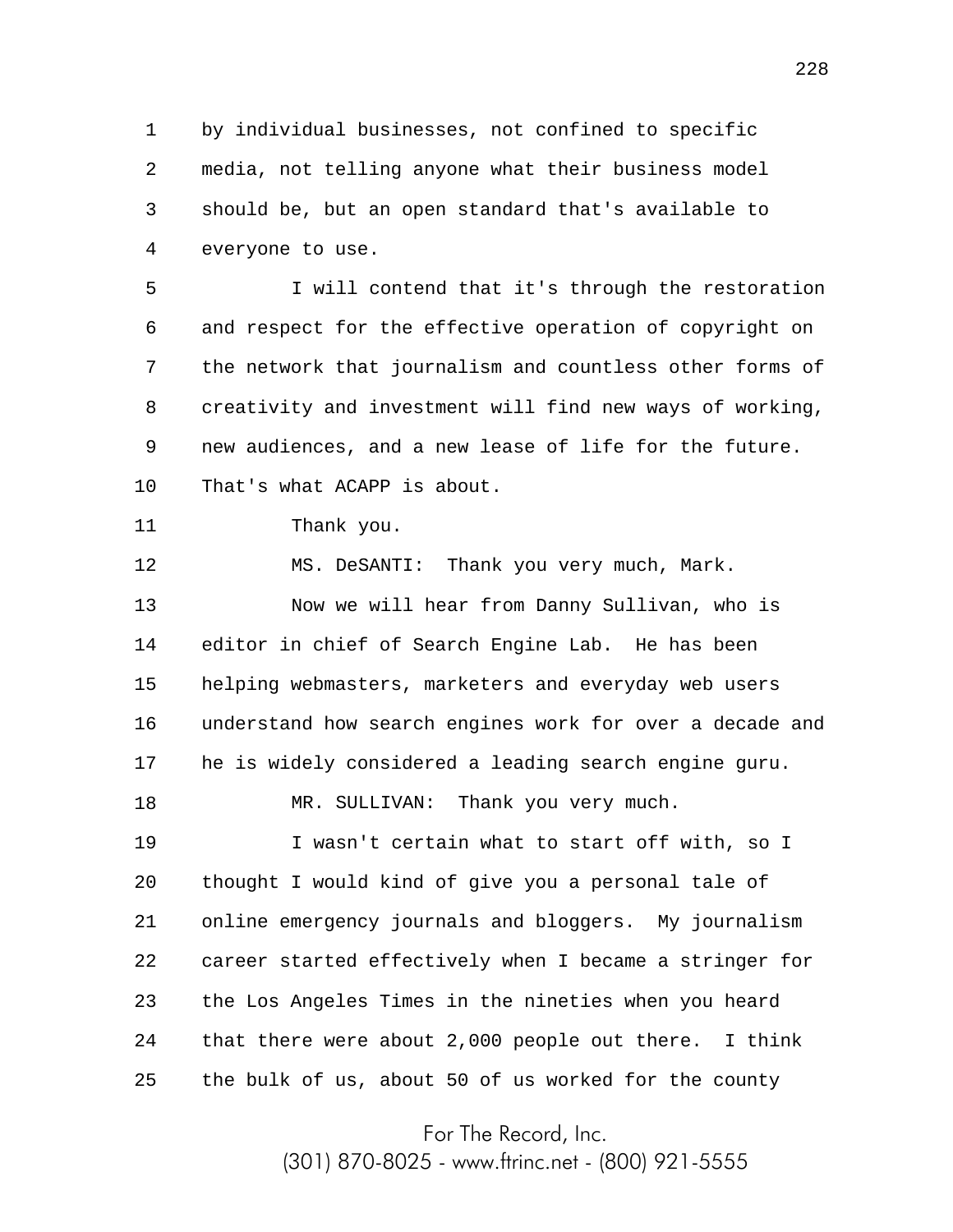by individual businesses, not confined to specific media, not telling anyone what their business model should be, but an open standard that's available to everyone to use.

I will contend that it's through the restoration and respect for the effective operation of copyright on the network that journalism and countless other forms of creativity and investment will find new ways of working, new audiences, and a new lease of life for the future. That's what ACAPP is about.

Thank you.

MS. DeSANTI: Thank you very much, Mark.

Now we will hear from Danny Sullivan, who is editor in chief of Search Engine Lab. He has been helping webmasters, marketers and everyday web users understand how search engines work for over a decade and he is widely considered a leading search engine guru.

MR. SULLIVAN: Thank you very much.

I wasn't certain what to start off with, so I thought I would kind of give you a personal tale of online emergency journals and bloggers. My journalism career started effectively when I became a stringer for the Los Angeles Times in the nineties when you heard that there were about 2,000 people out there. I think the bulk of us, about 50 of us worked for the county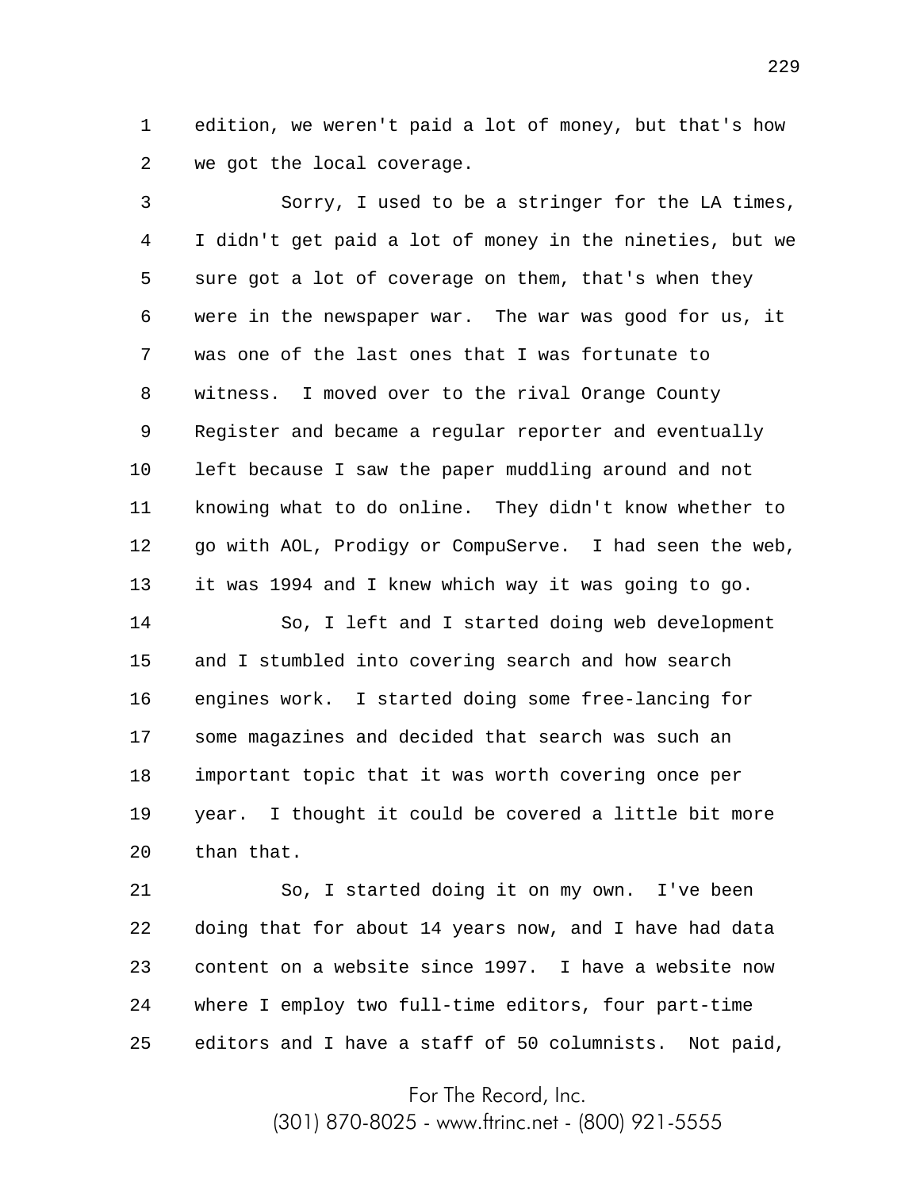edition, we weren't paid a lot of money, but that's how we got the local coverage.

Sorry, I used to be a stringer for the LA times, I didn't get paid a lot of money in the nineties, but we sure got a lot of coverage on them, that's when they were in the newspaper war. The war was good for us, it was one of the last ones that I was fortunate to witness. I moved over to the rival Orange County Register and became a regular reporter and eventually left because I saw the paper muddling around and not knowing what to do online. They didn't know whether to go with AOL, Prodigy or CompuServe. I had seen the web, it was 1994 and I knew which way it was going to go.

So, I left and I started doing web development and I stumbled into covering search and how search engines work. I started doing some free-lancing for some magazines and decided that search was such an important topic that it was worth covering once per year. I thought it could be covered a little bit more than that.

So, I started doing it on my own. I've been doing that for about 14 years now, and I have had data content on a website since 1997. I have a website now where I employ two full-time editors, four part-time editors and I have a staff of 50 columnists. Not paid,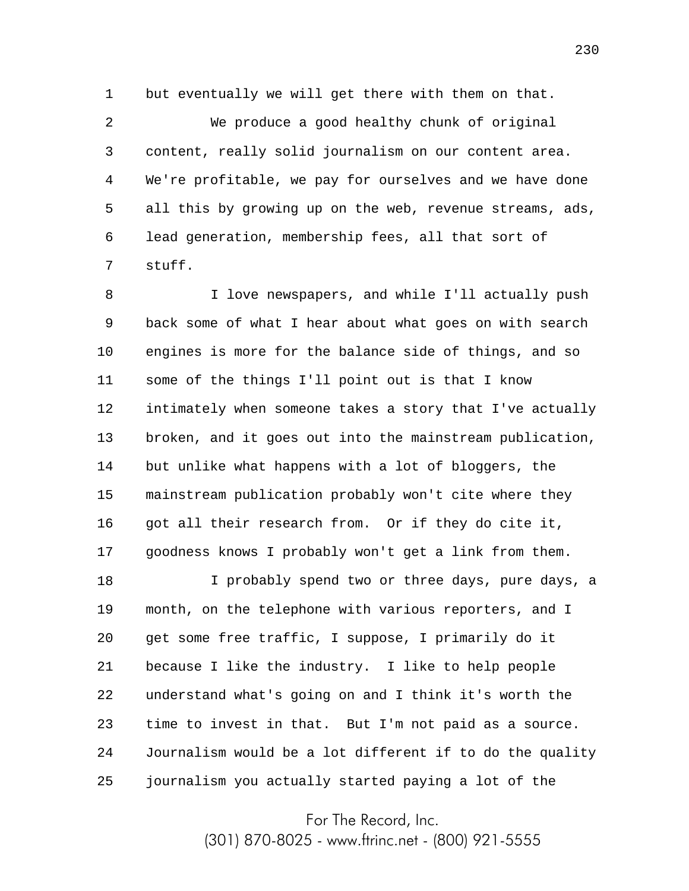but eventually we will get there with them on that.

We produce a good healthy chunk of original content, really solid journalism on our content area. We're profitable, we pay for ourselves and we have done all this by growing up on the web, revenue streams, ads, lead generation, membership fees, all that sort of stuff.

I love newspapers, and while I'll actually push back some of what I hear about what goes on with search engines is more for the balance side of things, and so some of the things I'll point out is that I know intimately when someone takes a story that I've actually broken, and it goes out into the mainstream publication, but unlike what happens with a lot of bloggers, the mainstream publication probably won't cite where they got all their research from. Or if they do cite it, goodness knows I probably won't get a link from them.

I probably spend two or three days, pure days, a month, on the telephone with various reporters, and I get some free traffic, I suppose, I primarily do it because I like the industry. I like to help people understand what's going on and I think it's worth the time to invest in that. But I'm not paid as a source. Journalism would be a lot different if to do the quality journalism you actually started paying a lot of the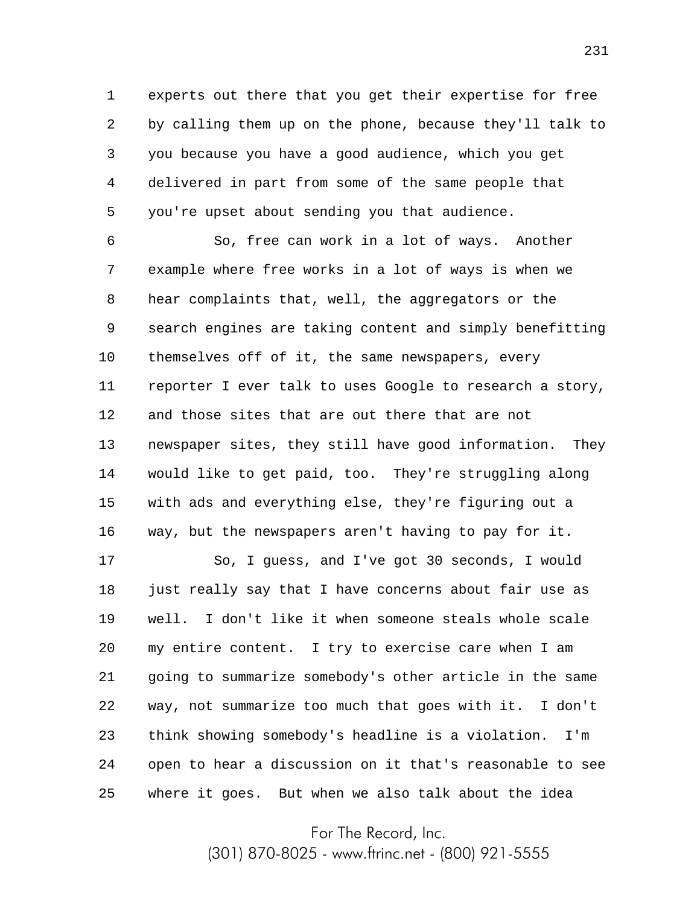experts out there that you get their expertise for free by calling them up on the phone, because they'll talk to you because you have a good audience, which you get delivered in part from some of the same people that you're upset about sending you that audience.

So, free can work in a lot of ways. Another example where free works in a lot of ways is when we hear complaints that, well, the aggregators or the search engines are taking content and simply benefitting themselves off of it, the same newspapers, every reporter I ever talk to uses Google to research a story, and those sites that are out there that are not newspaper sites, they still have good information. They would like to get paid, too. They're struggling along with ads and everything else, they're figuring out a way, but the newspapers aren't having to pay for it.

So, I guess, and I've got 30 seconds, I would just really say that I have concerns about fair use as well. I don't like it when someone steals whole scale my entire content. I try to exercise care when I am going to summarize somebody's other article in the same way, not summarize too much that goes with it. I don't think showing somebody's headline is a violation. I'm open to hear a discussion on it that's reasonable to see where it goes. But when we also talk about the idea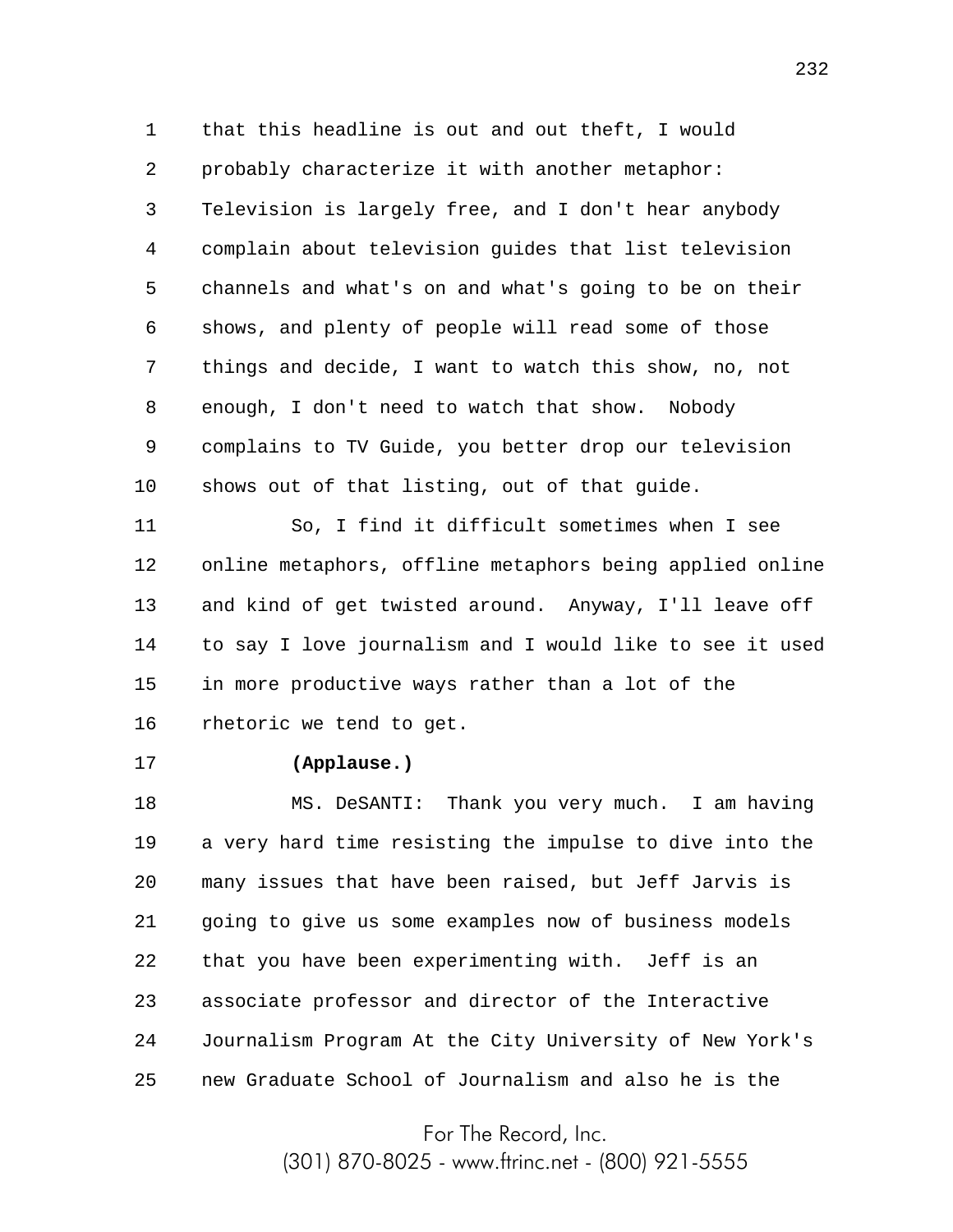that this headline is out and out theft, I would probably characterize it with another metaphor: Television is largely free, and I don't hear anybody complain about television guides that list television channels and what's on and what's going to be on their shows, and plenty of people will read some of those things and decide, I want to watch this show, no, not enough, I don't need to watch that show. Nobody complains to TV Guide, you better drop our television shows out of that listing, out of that guide.

So, I find it difficult sometimes when I see online metaphors, offline metaphors being applied online and kind of get twisted around. Anyway, I'll leave off to say I love journalism and I would like to see it used in more productive ways rather than a lot of the rhetoric we tend to get.

**(Applause.)**

MS. DeSANTI: Thank you very much. I am having a very hard time resisting the impulse to dive into the many issues that have been raised, but Jeff Jarvis is going to give us some examples now of business models that you have been experimenting with. Jeff is an associate professor and director of the Interactive Journalism Program At the City University of New York's new Graduate School of Journalism and also he is the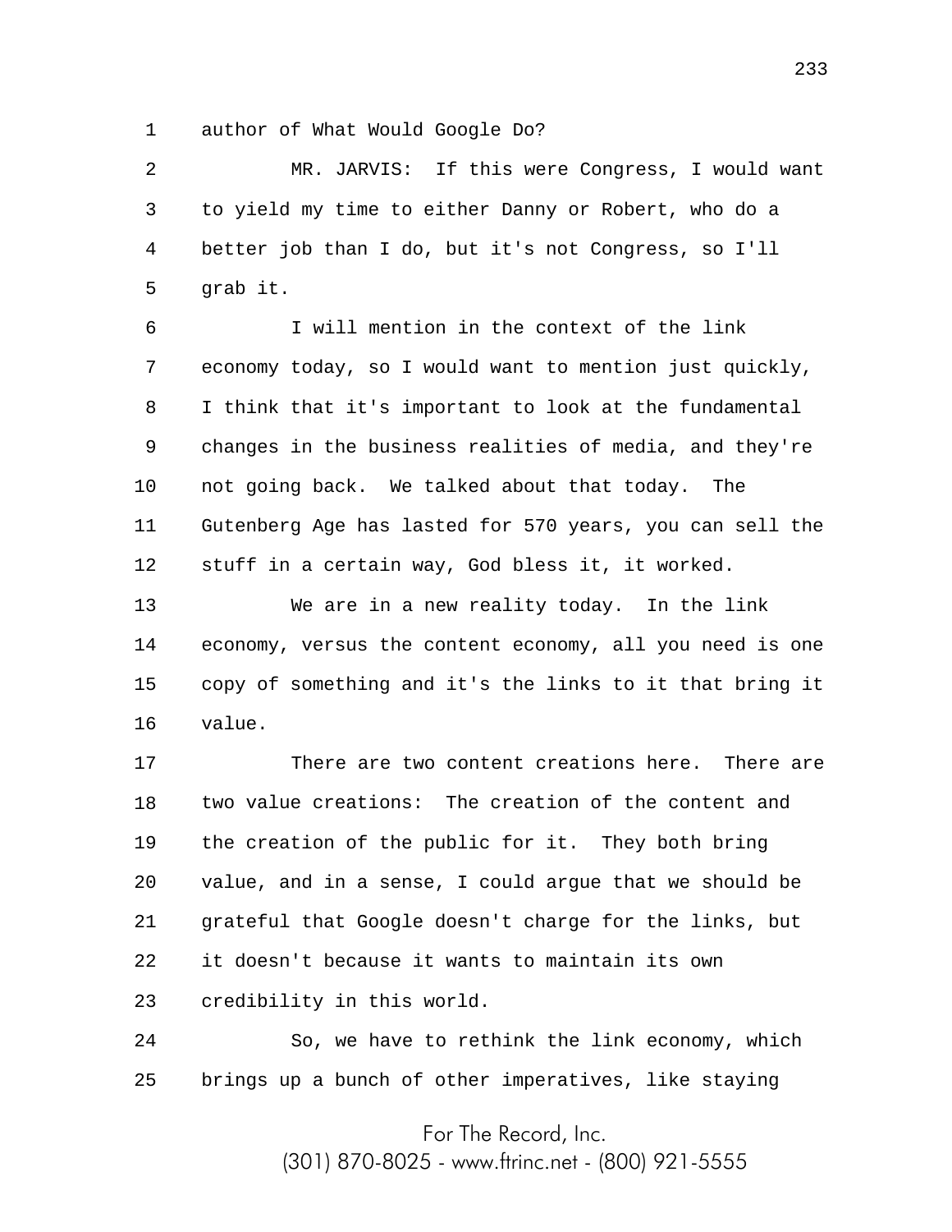author of What Would Google Do?

MR. JARVIS: If this were Congress, I would want to yield my time to either Danny or Robert, who do a better job than I do, but it's not Congress, so I'll grab it.

I will mention in the context of the link economy today, so I would want to mention just quickly, I think that it's important to look at the fundamental changes in the business realities of media, and they're not going back. We talked about that today. The Gutenberg Age has lasted for 570 years, you can sell the stuff in a certain way, God bless it, it worked.

We are in a new reality today. In the link economy, versus the content economy, all you need is one copy of something and it's the links to it that bring it value.

There are two content creations here. There are two value creations: The creation of the content and the creation of the public for it. They both bring value, and in a sense, I could argue that we should be grateful that Google doesn't charge for the links, but it doesn't because it wants to maintain its own credibility in this world.

So, we have to rethink the link economy, which brings up a bunch of other imperatives, like staying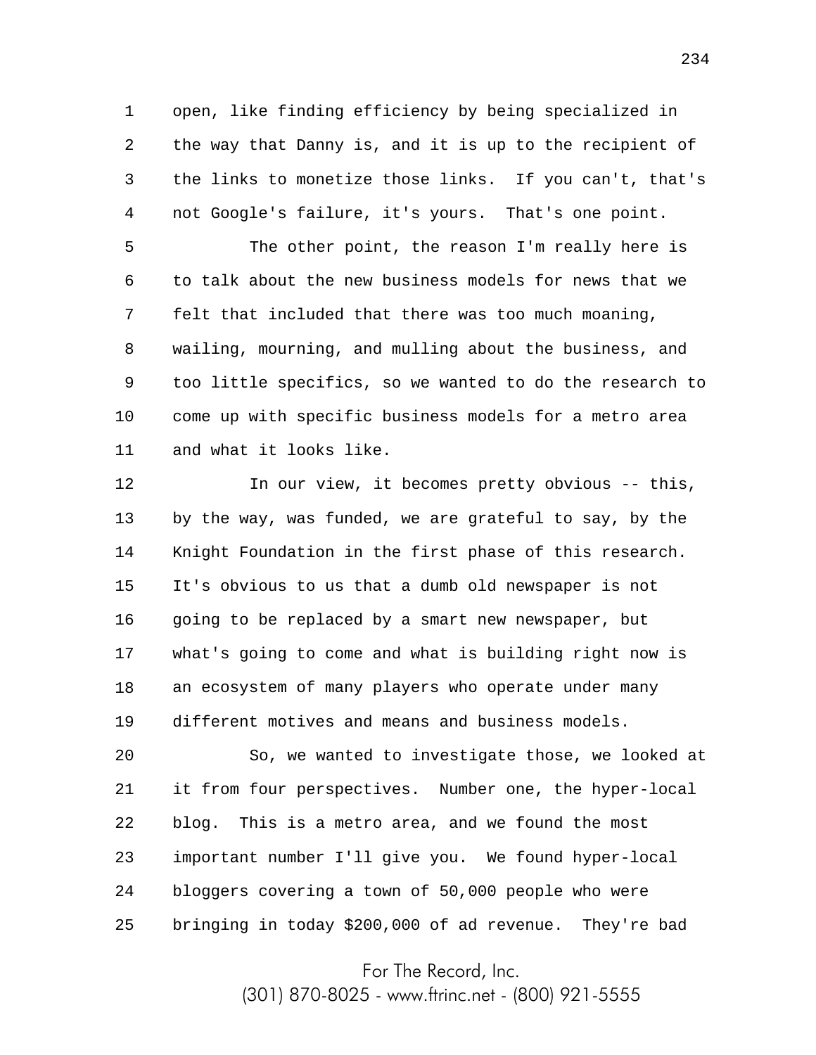open, like finding efficiency by being specialized in the way that Danny is, and it is up to the recipient of the links to monetize those links. If you can't, that's not Google's failure, it's yours. That's one point.

The other point, the reason I'm really here is to talk about the new business models for news that we felt that included that there was too much moaning, wailing, mourning, and mulling about the business, and too little specifics, so we wanted to do the research to come up with specific business models for a metro area and what it looks like.

In our view, it becomes pretty obvious -- this, by the way, was funded, we are grateful to say, by the Knight Foundation in the first phase of this research. It's obvious to us that a dumb old newspaper is not going to be replaced by a smart new newspaper, but what's going to come and what is building right now is an ecosystem of many players who operate under many different motives and means and business models.

So, we wanted to investigate those, we looked at it from four perspectives. Number one, the hyper-local blog. This is a metro area, and we found the most important number I'll give you. We found hyper-local bloggers covering a town of 50,000 people who were bringing in today $200,000 of ad revenue. They're bad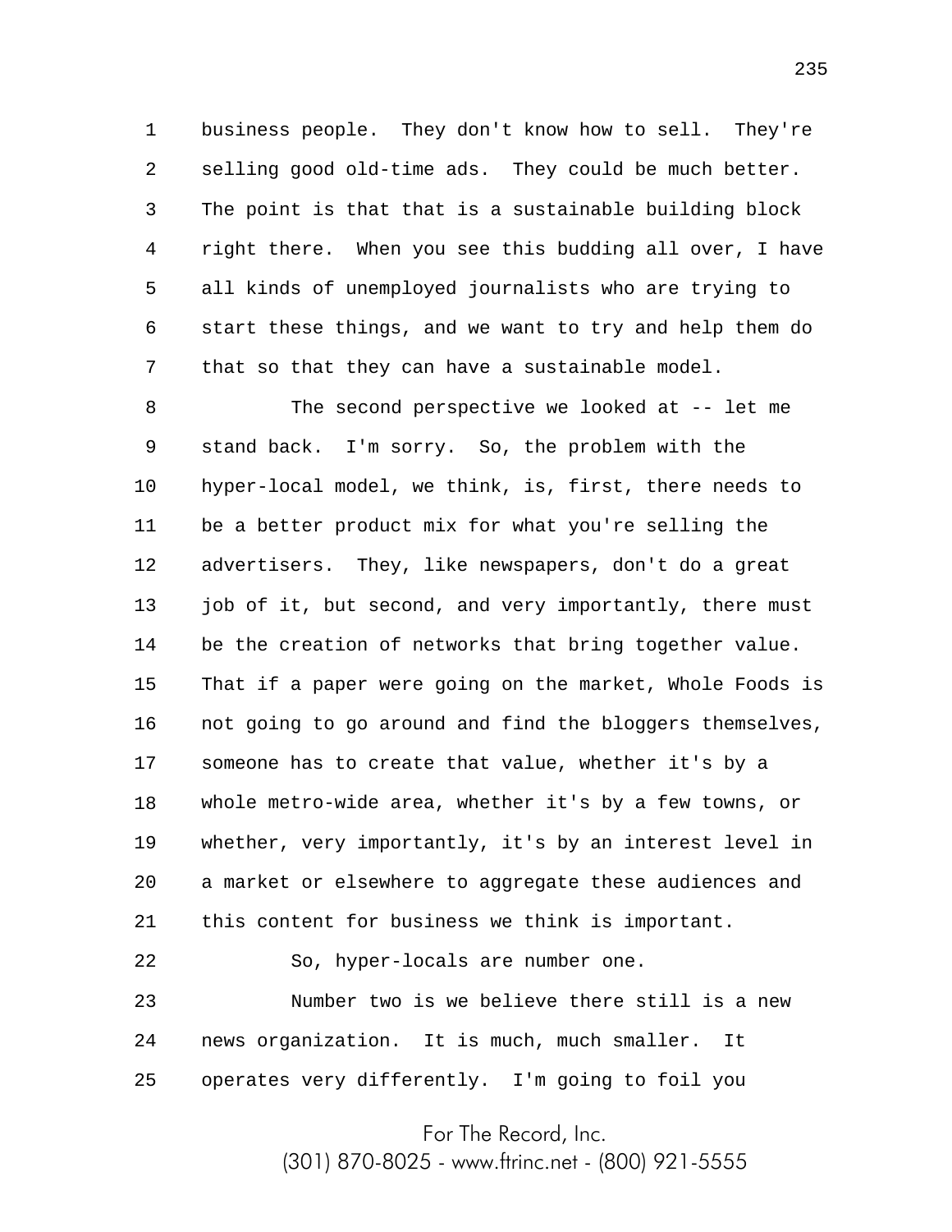business people. They don't know how to sell. They're selling good old-time ads. They could be much better. The point is that that is a sustainable building block right there. When you see this budding all over, I have all kinds of unemployed journalists who are trying to start these things, and we want to try and help them do that so that they can have a sustainable model.

The second perspective we looked at -- let me stand back. I'm sorry. So, the problem with the hyper-local model, we think, is, first, there needs to be a better product mix for what you're selling the advertisers. They, like newspapers, don't do a great job of it, but second, and very importantly, there must be the creation of networks that bring together value. That if a paper were going on the market, Whole Foods is not going to go around and find the bloggers themselves, someone has to create that value, whether it's by a whole metro-wide area, whether it's by a few towns, or whether, very importantly, it's by an interest level in a market or elsewhere to aggregate these audiences and this content for business we think is important.

So, hyper-locals are number one.

Number two is we believe there still is a new news organization. It is much, much smaller. It operates very differently. I'm going to foil you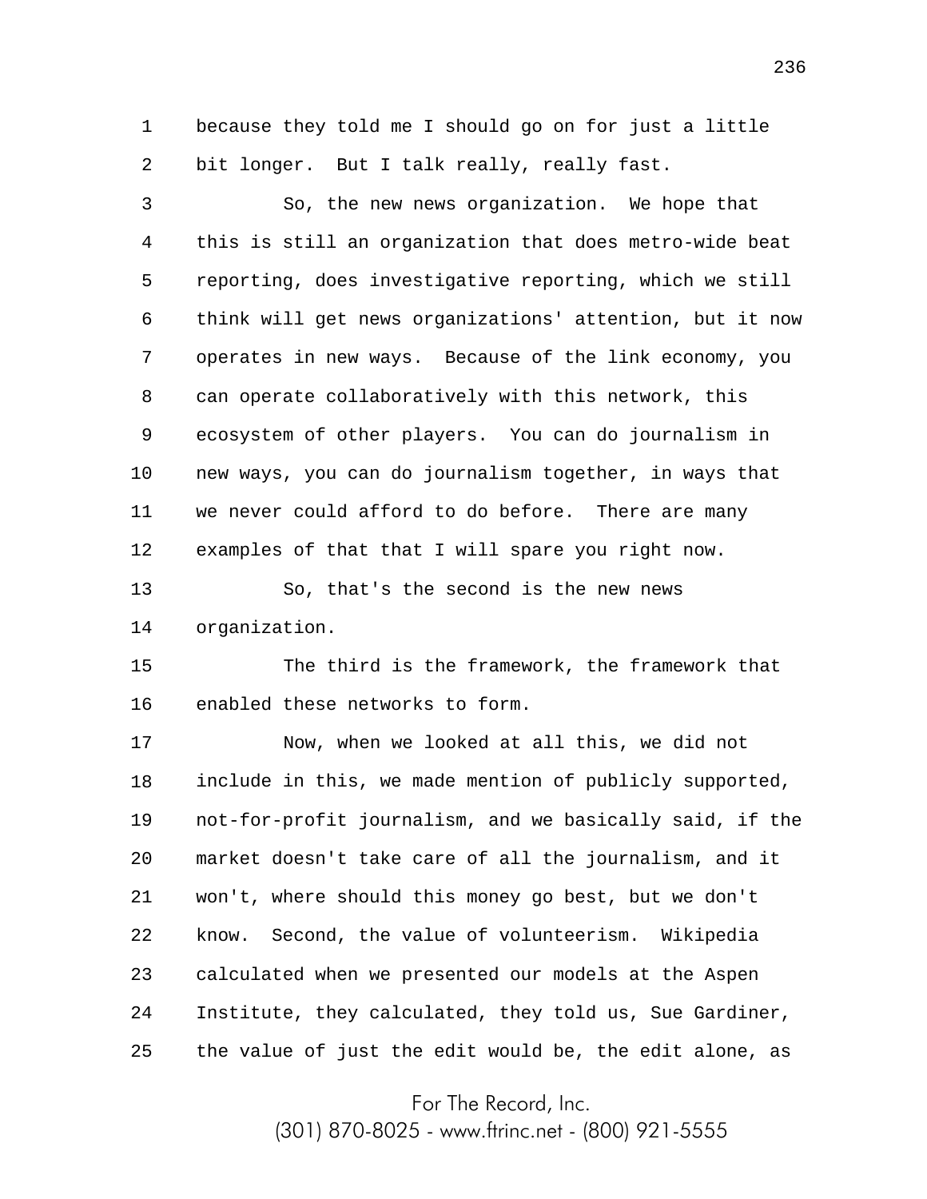because they told me I should go on for just a little bit longer. But I talk really, really fast.

So, the new news organization. We hope that this is still an organization that does metro-wide beat reporting, does investigative reporting, which we still think will get news organizations' attention, but it now operates in new ways. Because of the link economy, you can operate collaboratively with this network, this ecosystem of other players. You can do journalism in new ways, you can do journalism together, in ways that we never could afford to do before. There are many examples of that that I will spare you right now.

So, that's the second is the new news organization.

The third is the framework, the framework that enabled these networks to form.

Now, when we looked at all this, we did not include in this, we made mention of publicly supported, not-for-profit journalism, and we basically said, if the market doesn't take care of all the journalism, and it won't, where should this money go best, but we don't know. Second, the value of volunteerism. Wikipedia calculated when we presented our models at the Aspen Institute, they calculated, they told us, Sue Gardiner, the value of just the edit would be, the edit alone, as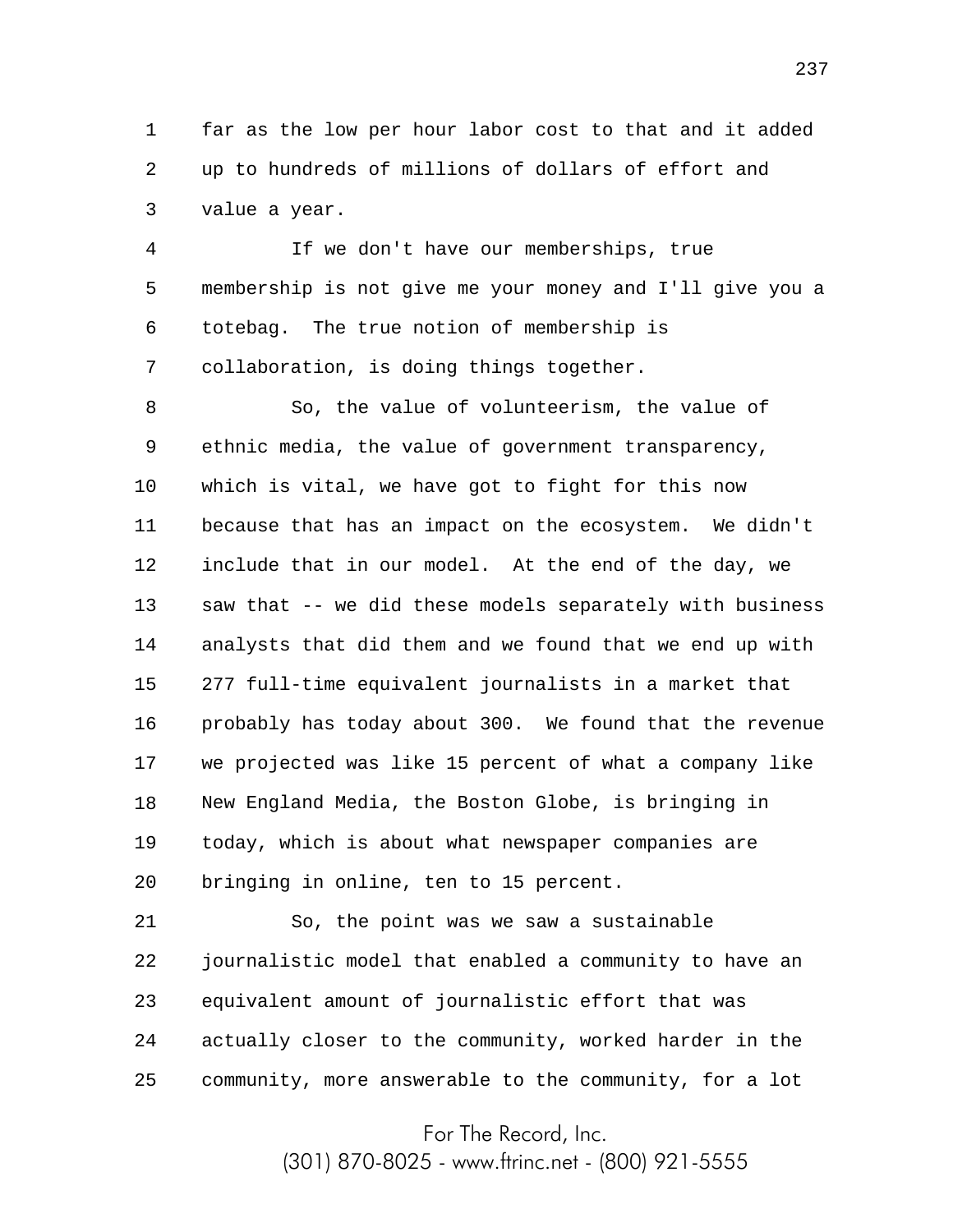far as the low per hour labor cost to that and it added up to hundreds of millions of dollars of effort and value a year.

If we don't have our memberships, true membership is not give me your money and I'll give you a totebag. The true notion of membership is collaboration, is doing things together.

So, the value of volunteerism, the value of ethnic media, the value of government transparency, which is vital, we have got to fight for this now because that has an impact on the ecosystem. We didn't include that in our model. At the end of the day, we saw that -- we did these models separately with business analysts that did them and we found that we end up with 277 full-time equivalent journalists in a market that probably has today about 300. We found that the revenue we projected was like 15 percent of what a company like New England Media, the Boston Globe, is bringing in today, which is about what newspaper companies are bringing in online, ten to 15 percent.

So, the point was we saw a sustainable journalistic model that enabled a community to have an equivalent amount of journalistic effort that was actually closer to the community, worked harder in the community, more answerable to the community, for a lot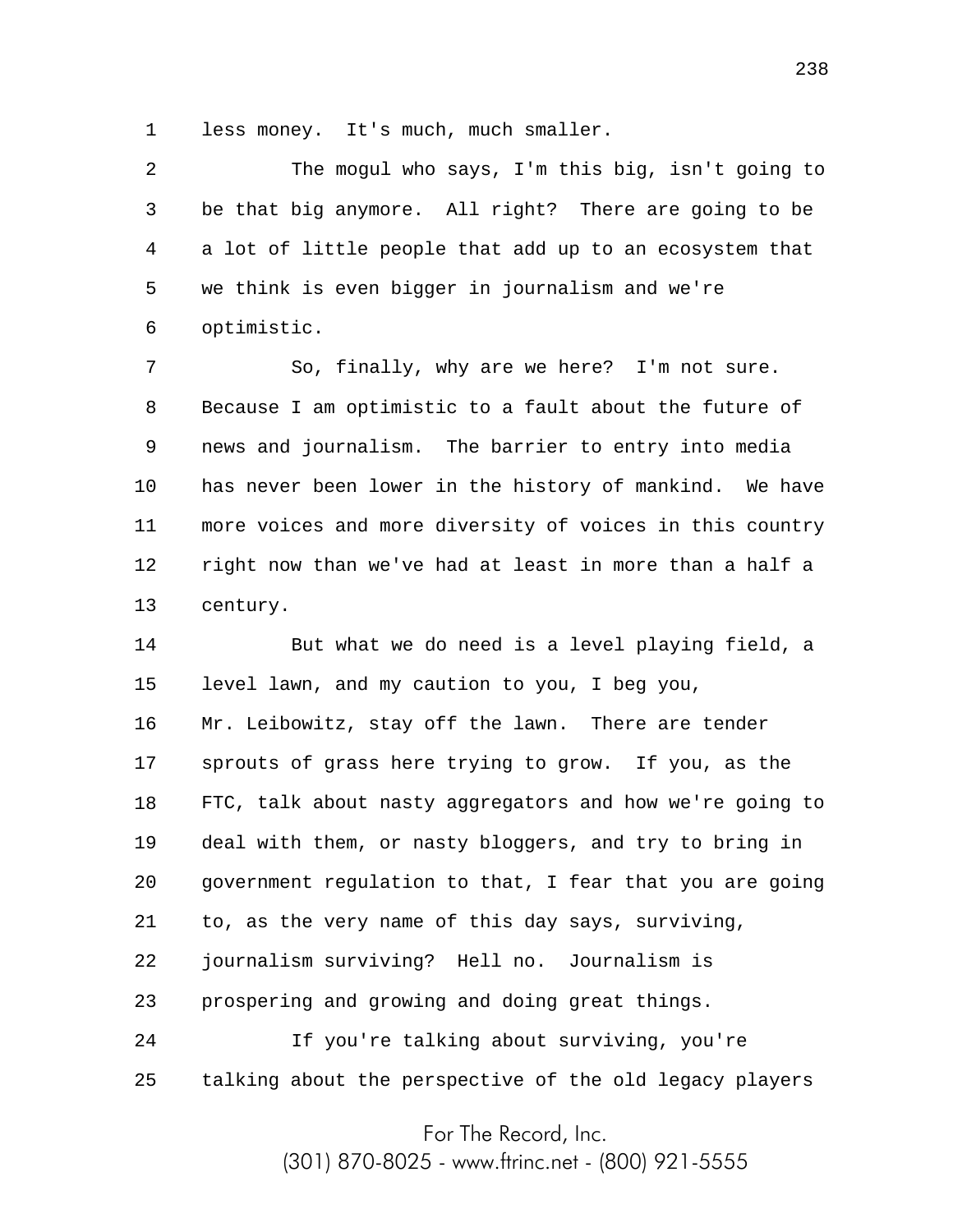less money. It's much, much smaller.

The mogul who says, I'm this big, isn't going to be that big anymore. All right? There are going to be a lot of little people that add up to an ecosystem that we think is even bigger in journalism and we're optimistic.

So, finally, why are we here? I'm not sure. Because I am optimistic to a fault about the future of news and journalism. The barrier to entry into media has never been lower in the history of mankind. We have more voices and more diversity of voices in this country right now than we've had at least in more than a half a century.

But what we do need is a level playing field, a level lawn, and my caution to you, I beg you, Mr. Leibowitz, stay off the lawn. There are tender sprouts of grass here trying to grow. If you, as the FTC, talk about nasty aggregators and how we're going to deal with them, or nasty bloggers, and try to bring in government regulation to that, I fear that you are going to, as the very name of this day says, surviving, journalism surviving? Hell no. Journalism is prospering and growing and doing great things.

If you're talking about surviving, you're talking about the perspective of the old legacy players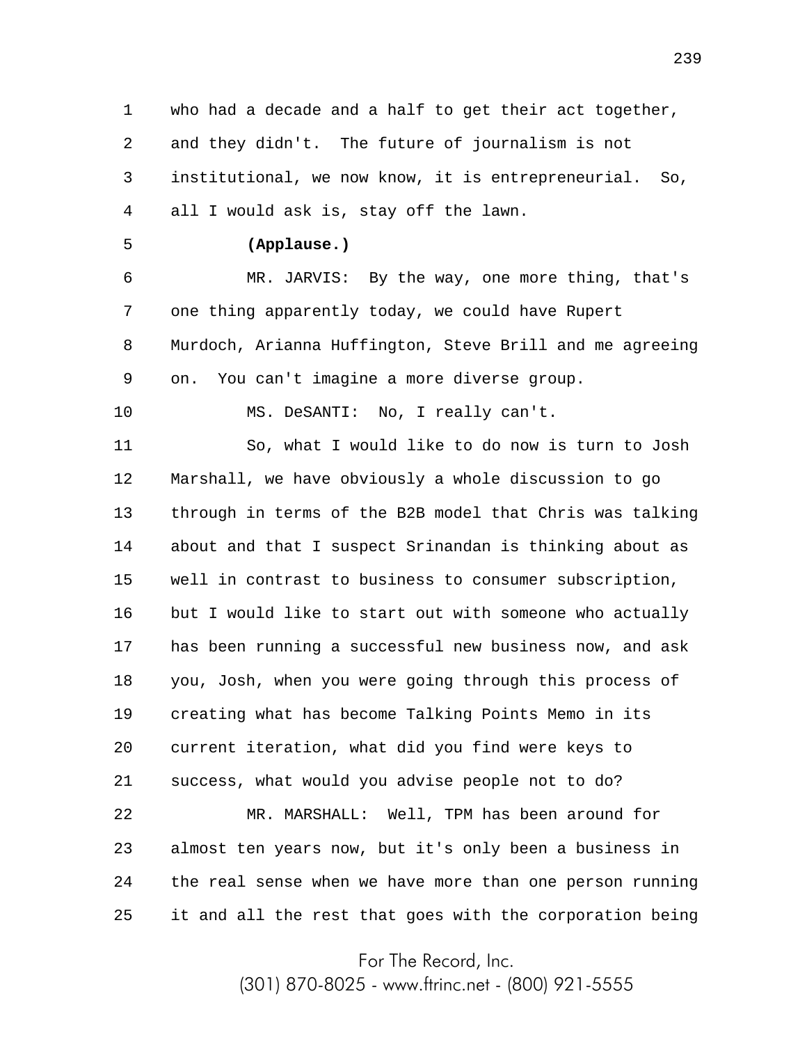who had a decade and a half to get their act together, and they didn't. The future of journalism is not institutional, we now know, it is entrepreneurial. So, all I would ask is, stay off the lawn.

**(Applause.)**

MR. JARVIS: By the way, one more thing, that's one thing apparently today, we could have Rupert Murdoch, Arianna Huffington, Steve Brill and me agreeing on. You can't imagine a more diverse group.

MS. DeSANTI: No, I really can't.

So, what I would like to do now is turn to Josh Marshall, we have obviously a whole discussion to go through in terms of the B2B model that Chris was talking about and that I suspect Srinandan is thinking about as well in contrast to business to consumer subscription, but I would like to start out with someone who actually has been running a successful new business now, and ask you, Josh, when you were going through this process of creating what has become Talking Points Memo in its current iteration, what did you find were keys to success, what would you advise people not to do?

MR. MARSHALL: Well, TPM has been around for almost ten years now, but it's only been a business in the real sense when we have more than one person running it and all the rest that goes with the corporation being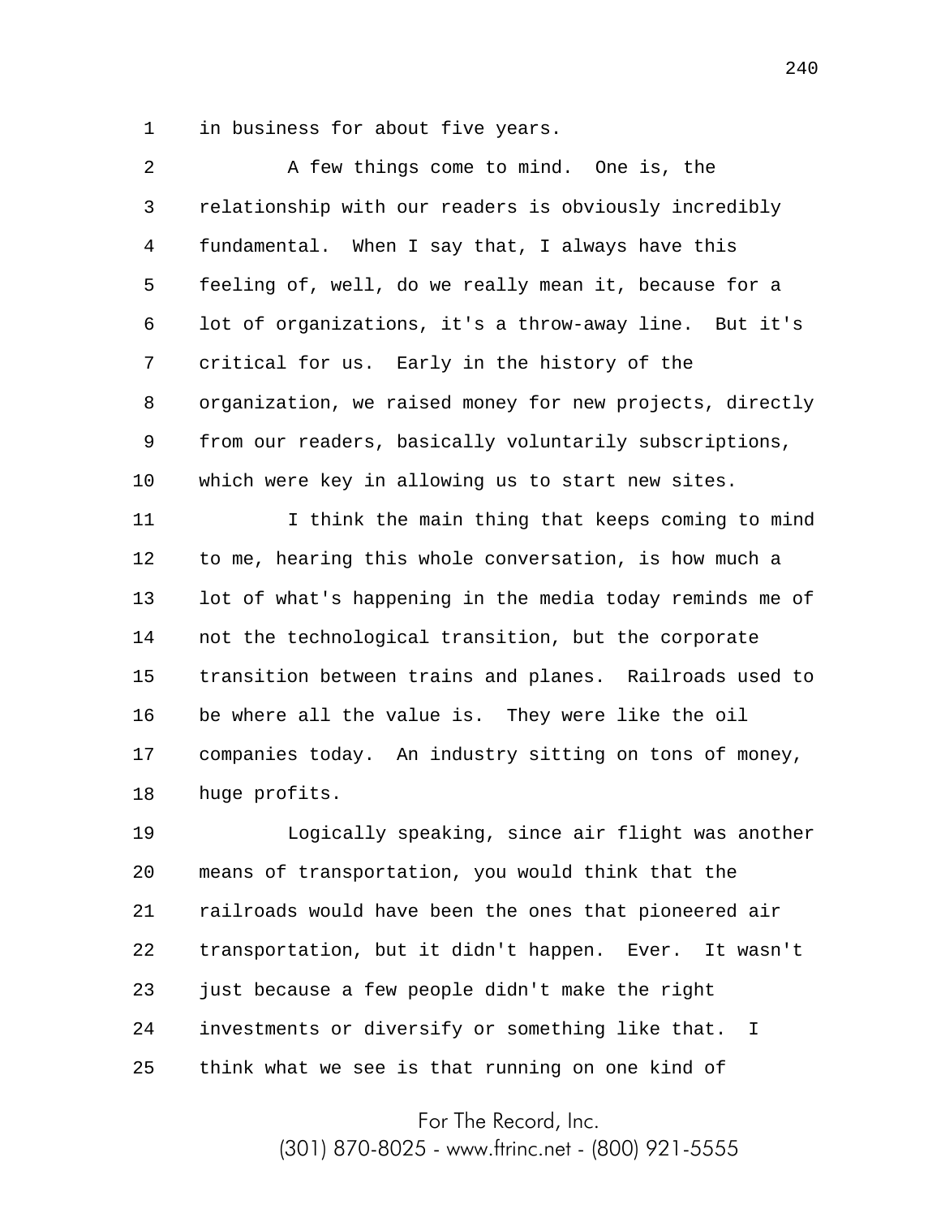in business for about five years.

A few things come to mind. One is, the relationship with our readers is obviously incredibly fundamental. When I say that, I always have this feeling of, well, do we really mean it, because for a lot of organizations, it's a throw-away line. But it's critical for us. Early in the history of the organization, we raised money for new projects, directly from our readers, basically voluntarily subscriptions, which were key in allowing us to start new sites.

I think the main thing that keeps coming to mind to me, hearing this whole conversation, is how much a lot of what's happening in the media today reminds me of not the technological transition, but the corporate transition between trains and planes. Railroads used to be where all the value is. They were like the oil companies today. An industry sitting on tons of money, huge profits.

Logically speaking, since air flight was another means of transportation, you would think that the railroads would have been the ones that pioneered air transportation, but it didn't happen. Ever. It wasn't just because a few people didn't make the right investments or diversify or something like that. I think what we see is that running on one kind of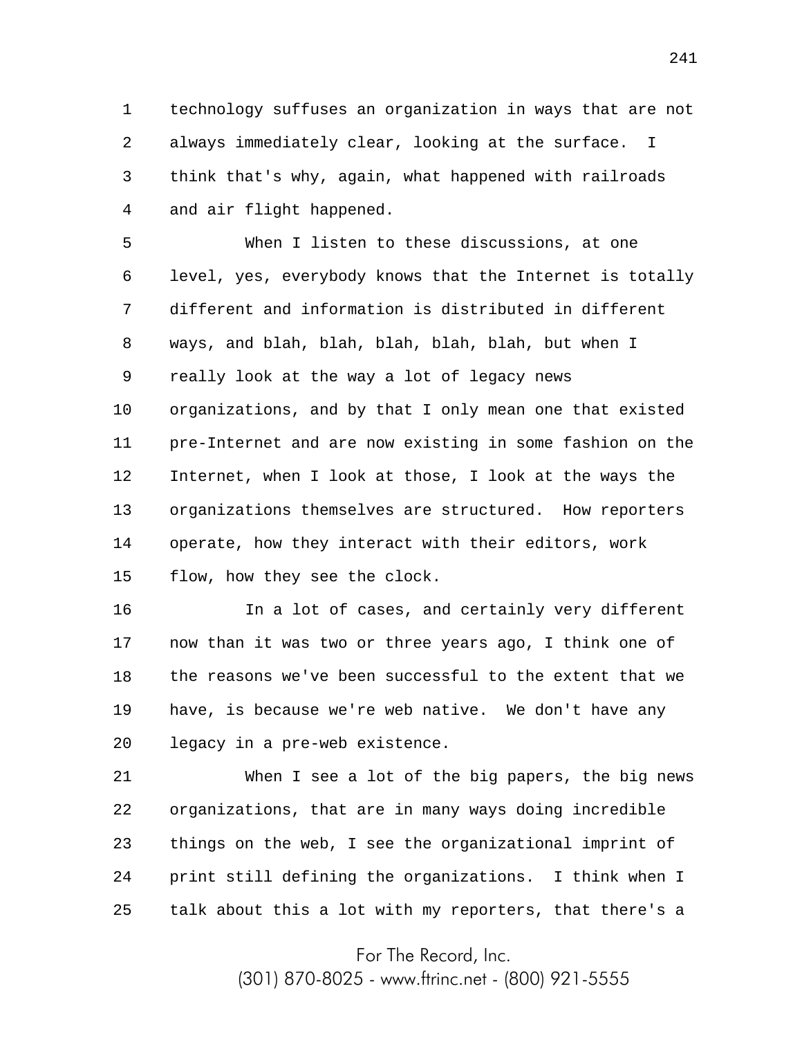technology suffuses an organization in ways that are not always immediately clear, looking at the surface. I think that's why, again, what happened with railroads and air flight happened.

When I listen to these discussions, at one level, yes, everybody knows that the Internet is totally different and information is distributed in different ways, and blah, blah, blah, blah, blah, but when I really look at the way a lot of legacy news organizations, and by that I only mean one that existed pre-Internet and are now existing in some fashion on the Internet, when I look at those, I look at the ways the organizations themselves are structured. How reporters operate, how they interact with their editors, work flow, how they see the clock.

In a lot of cases, and certainly very different now than it was two or three years ago, I think one of the reasons we've been successful to the extent that we have, is because we're web native. We don't have any legacy in a pre-web existence.

When I see a lot of the big papers, the big news organizations, that are in many ways doing incredible things on the web, I see the organizational imprint of print still defining the organizations. I think when I talk about this a lot with my reporters, that there's a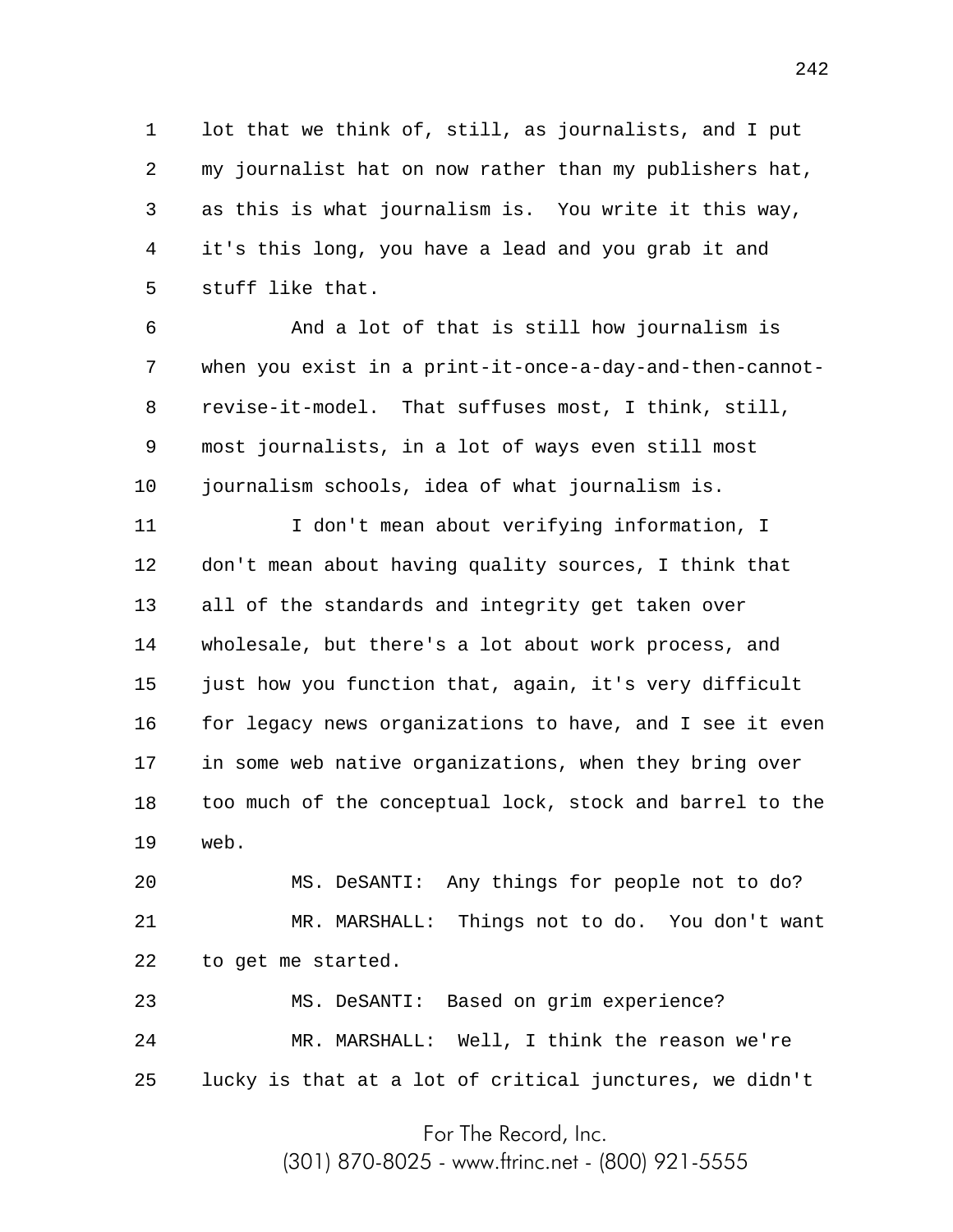lot that we think of, still, as journalists, and I put my journalist hat on now rather than my publishers hat, as this is what journalism is. You write it this way, it's this long, you have a lead and you grab it and stuff like that.

And a lot of that is still how journalism is when you exist in a print-it-once-a-day-and-then-cannot-revise-it-model. That suffuses most, I think, still, most journalists, in a lot of ways even still most journalism schools, idea of what journalism is.

I don't mean about verifying information, I don't mean about having quality sources, I think that all of the standards and integrity get taken over wholesale, but there's a lot about work process, and just how you function that, again, it's very difficult for legacy news organizations to have, and I see it even in some web native organizations, when they bring over too much of the conceptual lock, stock and barrel to the web.

MS. DeSANTI: Any things for people not to do?

MR. MARSHALL: Things not to do. You don't want to get me started.

MS. DeSANTI: Based on grim experience?

MR. MARSHALL: Well, I think the reason we're lucky is that at a lot of critical junctures, we didn't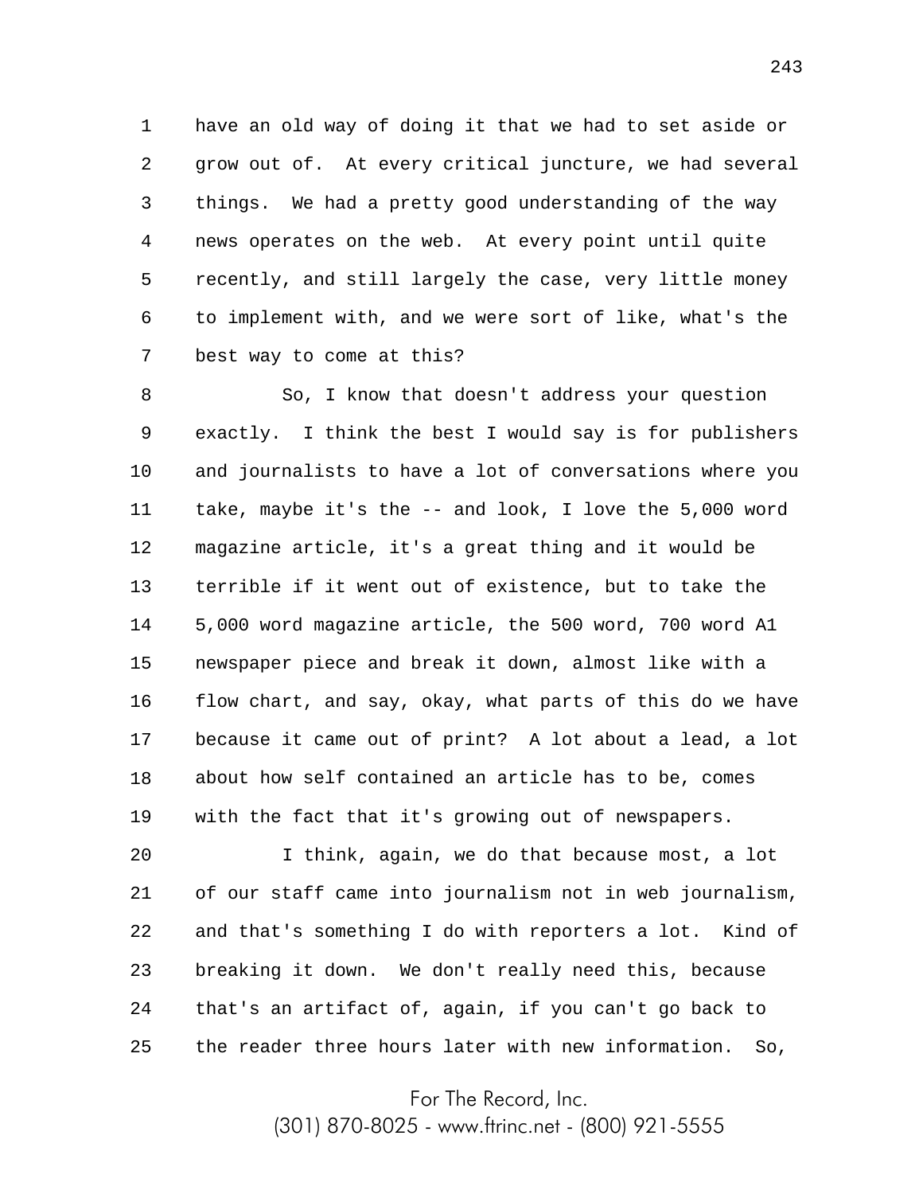have an old way of doing it that we had to set aside or grow out of. At every critical juncture, we had several things. We had a pretty good understanding of the way news operates on the web. At every point until quite recently, and still largely the case, very little money to implement with, and we were sort of like, what's the best way to come at this?

So, I know that doesn't address your question exactly. I think the best I would say is for publishers and journalists to have a lot of conversations where you take, maybe it's the -- and look, I love the 5,000 word magazine article, it's a great thing and it would be terrible if it went out of existence, but to take the 5,000 word magazine article, the 500 word, 700 word A1 newspaper piece and break it down, almost like with a flow chart, and say, okay, what parts of this do we have because it came out of print? A lot about a lead, a lot about how self contained an article has to be, comes with the fact that it's growing out of newspapers.

I think, again, we do that because most, a lot of our staff came into journalism not in web journalism, and that's something I do with reporters a lot. Kind of breaking it down. We don't really need this, because that's an artifact of, again, if you can't go back to the reader three hours later with new information. So,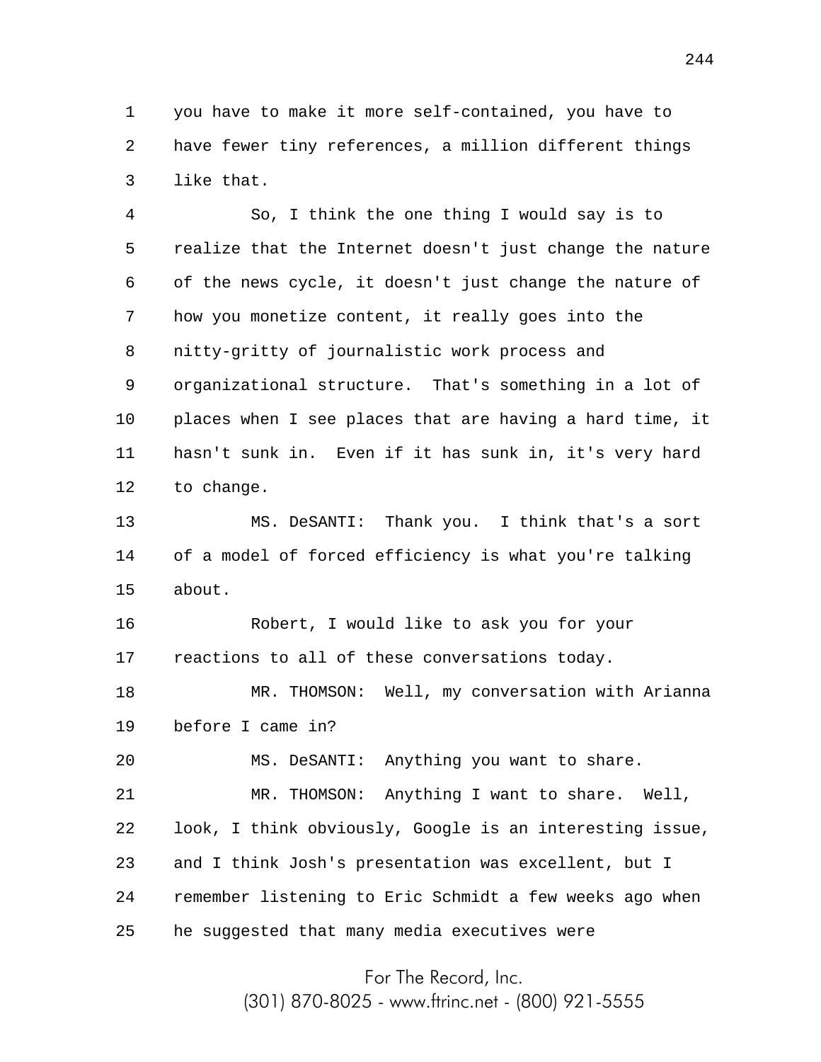you have to make it more self-contained, you have to have fewer tiny references, a million different things like that.

So, I think the one thing I would say is to realize that the Internet doesn't just change the nature of the news cycle, it doesn't just change the nature of how you monetize content, it really goes into the nitty-gritty of journalistic work process and organizational structure. That's something in a lot of places when I see places that are having a hard time, it hasn't sunk in. Even if it has sunk in, it's very hard to change.

MS. DeSANTI: Thank you. I think that's a sort of a model of forced efficiency is what you're talking about.

Robert, I would like to ask you for your reactions to all of these conversations today.

MR. THOMSON: Well, my conversation with Arianna before I came in?

MS. DeSANTI: Anything you want to share.

MR. THOMSON: Anything I want to share. Well, look, I think obviously, Google is an interesting issue, and I think Josh's presentation was excellent, but I remember listening to Eric Schmidt a few weeks ago when he suggested that many media executives were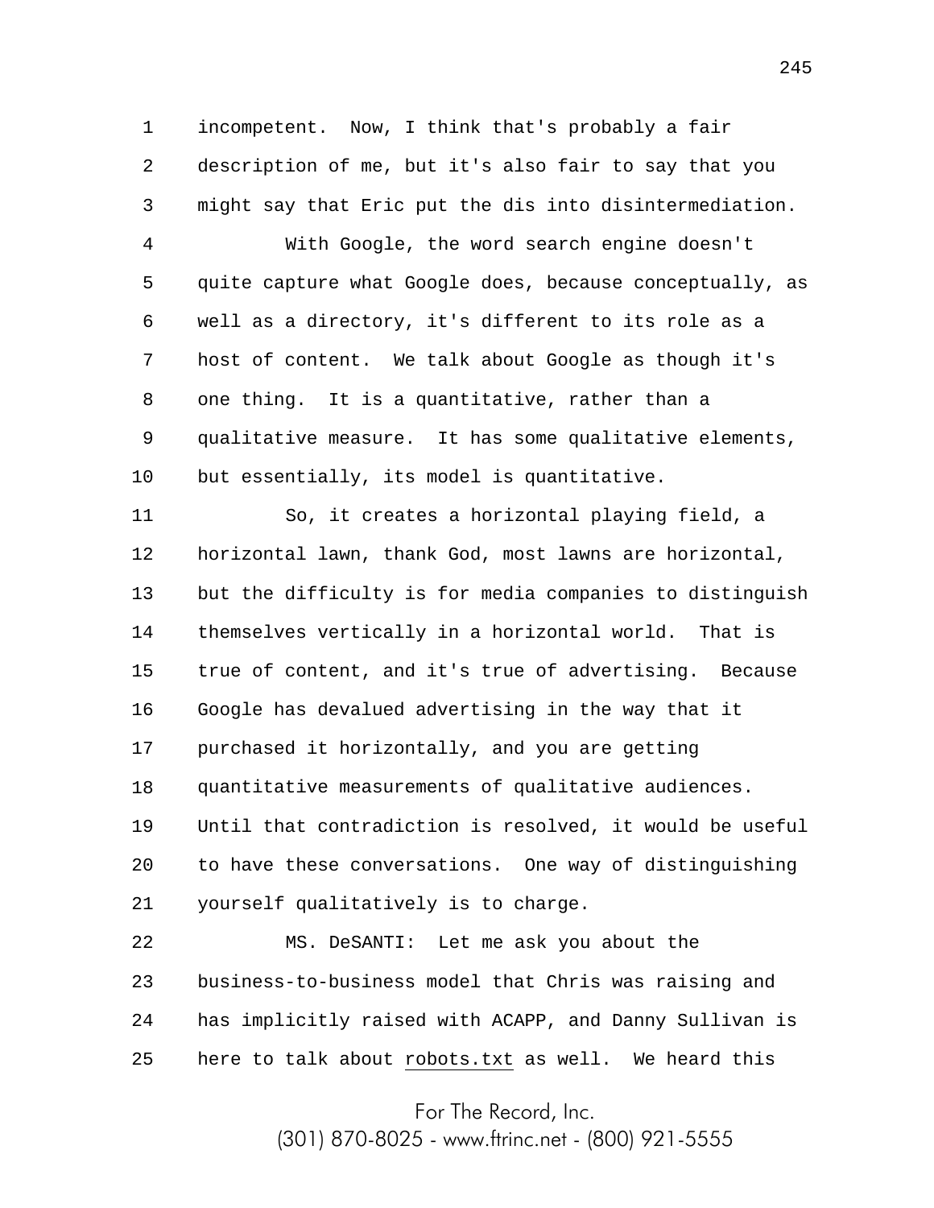incompetent. Now, I think that's probably a fair description of me, but it's also fair to say that you might say that Eric put the dis into disintermediation.

With Google, the word search engine doesn't quite capture what Google does, because conceptually, as well as a directory, it's different to its role as a host of content. We talk about Google as though it's one thing. It is a quantitative, rather than a qualitative measure. It has some qualitative elements, but essentially, its model is quantitative.

So, it creates a horizontal playing field, a horizontal lawn, thank God, most lawns are horizontal, but the difficulty is for media companies to distinguish themselves vertically in a horizontal world. That is true of content, and it's true of advertising. Because Google has devalued advertising in the way that it purchased it horizontally, and you are getting quantitative measurements of qualitative audiences. Until that contradiction is resolved, it would be useful to have these conversations. One way of distinguishing yourself qualitatively is to charge.

MS. DeSANTI: Let me ask you about the business-to-business model that Chris was raising and has implicitly raised with ACAPP, and Danny Sullivan is here to talk about robots.txt as well. We heard this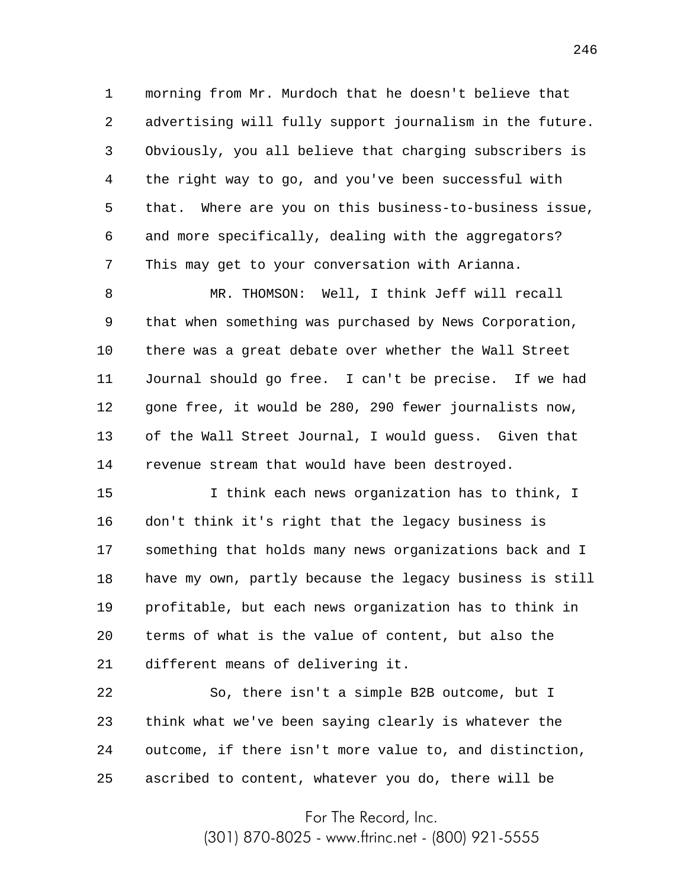morning from Mr. Murdoch that he doesn't believe that advertising will fully support journalism in the future. Obviously, you all believe that charging subscribers is the right way to go, and you've been successful with that. Where are you on this business-to-business issue, and more specifically, dealing with the aggregators? This may get to your conversation with Arianna.

MR. THOMSON: Well, I think Jeff will recall that when something was purchased by News Corporation, there was a great debate over whether the Wall Street Journal should go free. I can't be precise. If we had gone free, it would be 280, 290 fewer journalists now, of the Wall Street Journal, I would guess. Given that revenue stream that would have been destroyed.

I think each news organization has to think, I don't think it's right that the legacy business is something that holds many news organizations back and I have my own, partly because the legacy business is still profitable, but each news organization has to think in terms of what is the value of content, but also the different means of delivering it.

So, there isn't a simple B2B outcome, but I think what we've been saying clearly is whatever the outcome, if there isn't more value to, and distinction, ascribed to content, whatever you do, there will be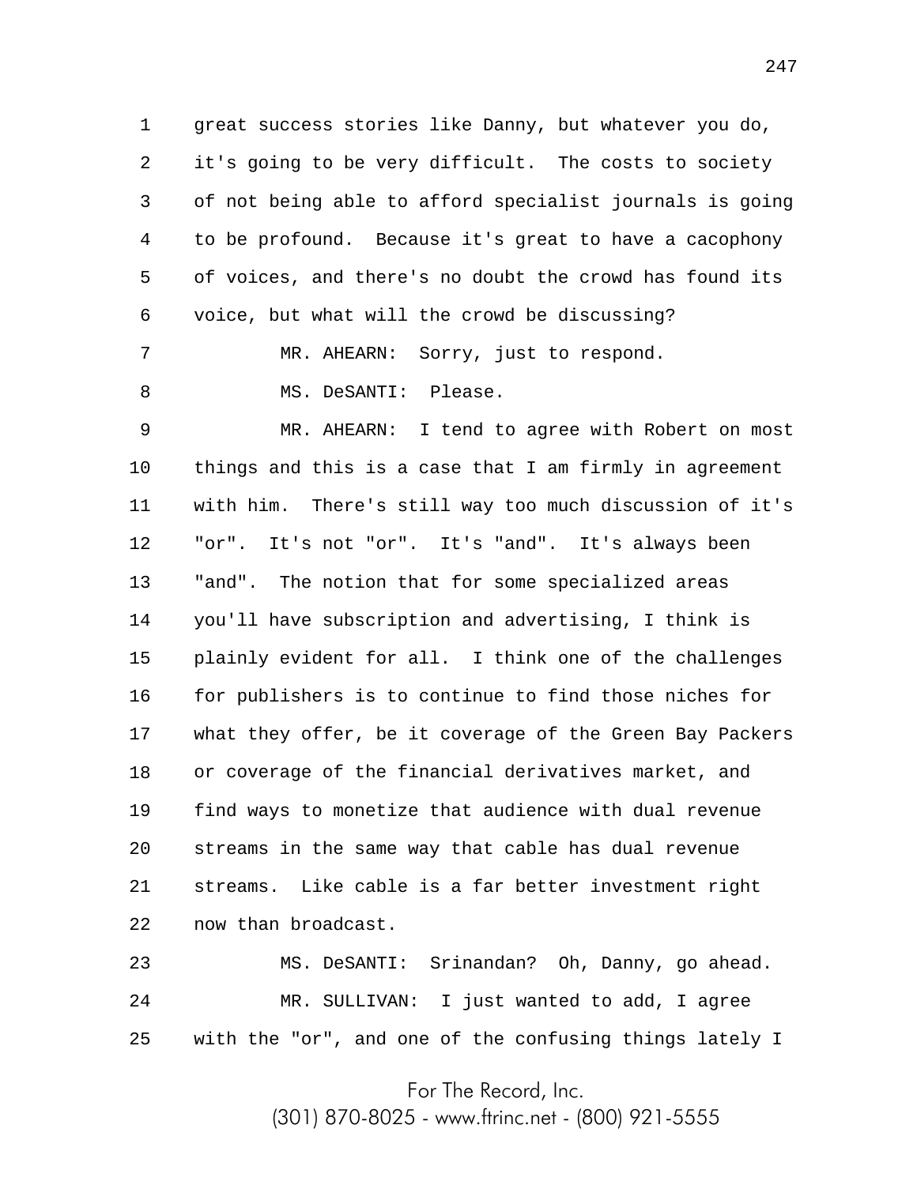great success stories like Danny, but whatever you do, it's going to be very difficult. The costs to society of not being able to afford specialist journals is going to be profound. Because it's great to have a cacophony of voices, and there's no doubt the crowd has found its voice, but what will the crowd be discussing?

MR. AHEARN: Sorry, just to respond.

MS. DeSANTI: Please.

MR. AHEARN: I tend to agree with Robert on most things and this is a case that I am firmly in agreement with him. There's still way too much discussion of it's "or". It's not "or". It's "and". It's always been "and". The notion that for some specialized areas you'll have subscription and advertising, I think is plainly evident for all. I think one of the challenges for publishers is to continue to find those niches for what they offer, be it coverage of the Green Bay Packers or coverage of the financial derivatives market, and find ways to monetize that audience with dual revenue streams in the same way that cable has dual revenue streams. Like cable is a far better investment right now than broadcast.

MS. DeSANTI: Srinandan? Oh, Danny, go ahead.

MR. SULLIVAN: I just wanted to add, I agree with the "or", and one of the confusing things lately I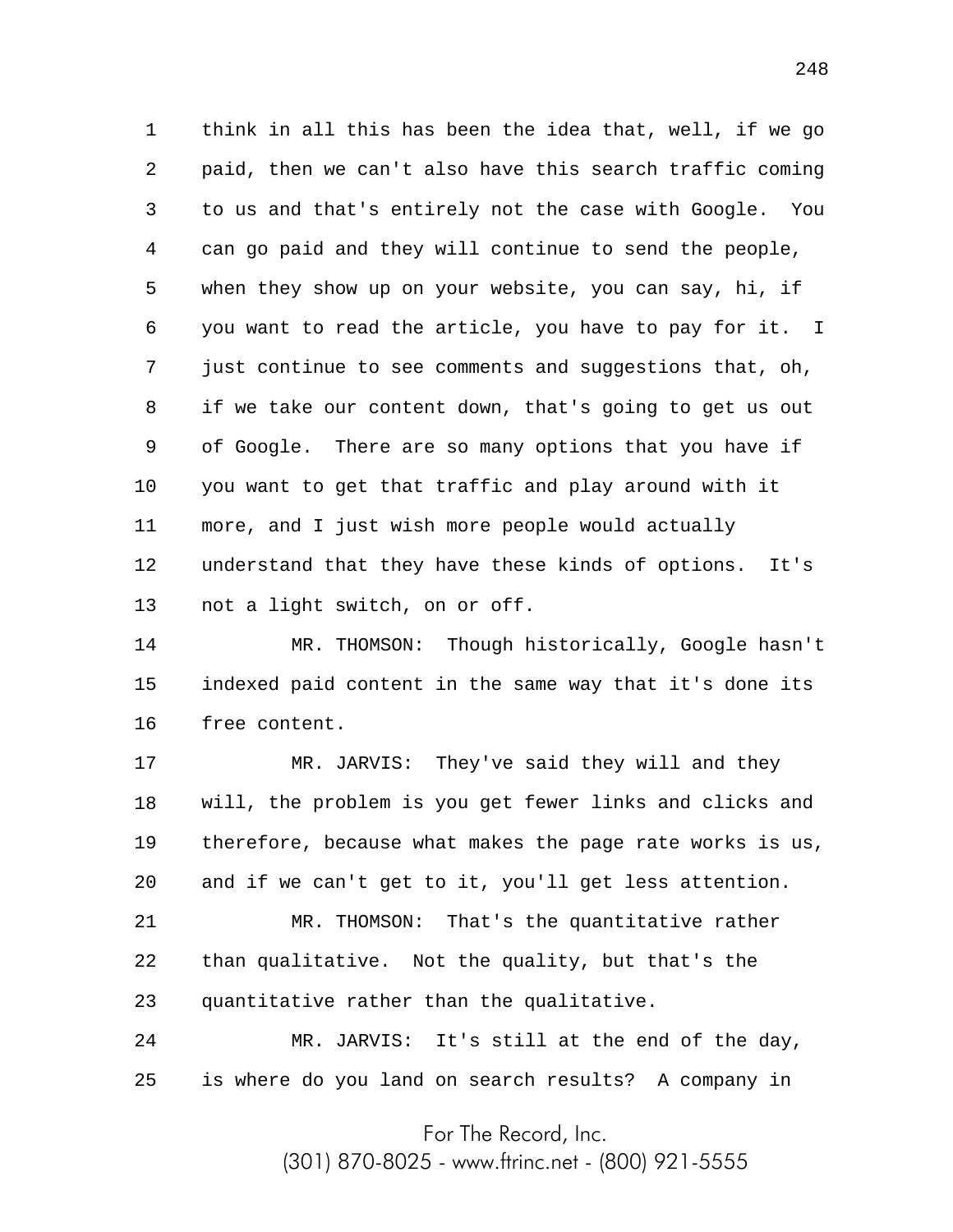think in all this has been the idea that, well, if we go paid, then we can't also have this search traffic coming to us and that's entirely not the case with Google. You can go paid and they will continue to send the people, when they show up on your website, you can say, hi, if you want to read the article, you have to pay for it. I just continue to see comments and suggestions that, oh, if we take our content down, that's going to get us out of Google. There are so many options that you have if you want to get that traffic and play around with it more, and I just wish more people would actually understand that they have these kinds of options. It's not a light switch, on or off.

MR. THOMSON: Though historically, Google hasn't indexed paid content in the same way that it's done its free content.

MR. JARVIS: They've said they will and they will, the problem is you get fewer links and clicks and therefore, because what makes the page rate works is us, and if we can't get to it, you'll get less attention.

MR. THOMSON: That's the quantitative rather than qualitative. Not the quality, but that's the quantitative rather than the qualitative.

MR. JARVIS: It's still at the end of the day, is where do you land on search results? A company in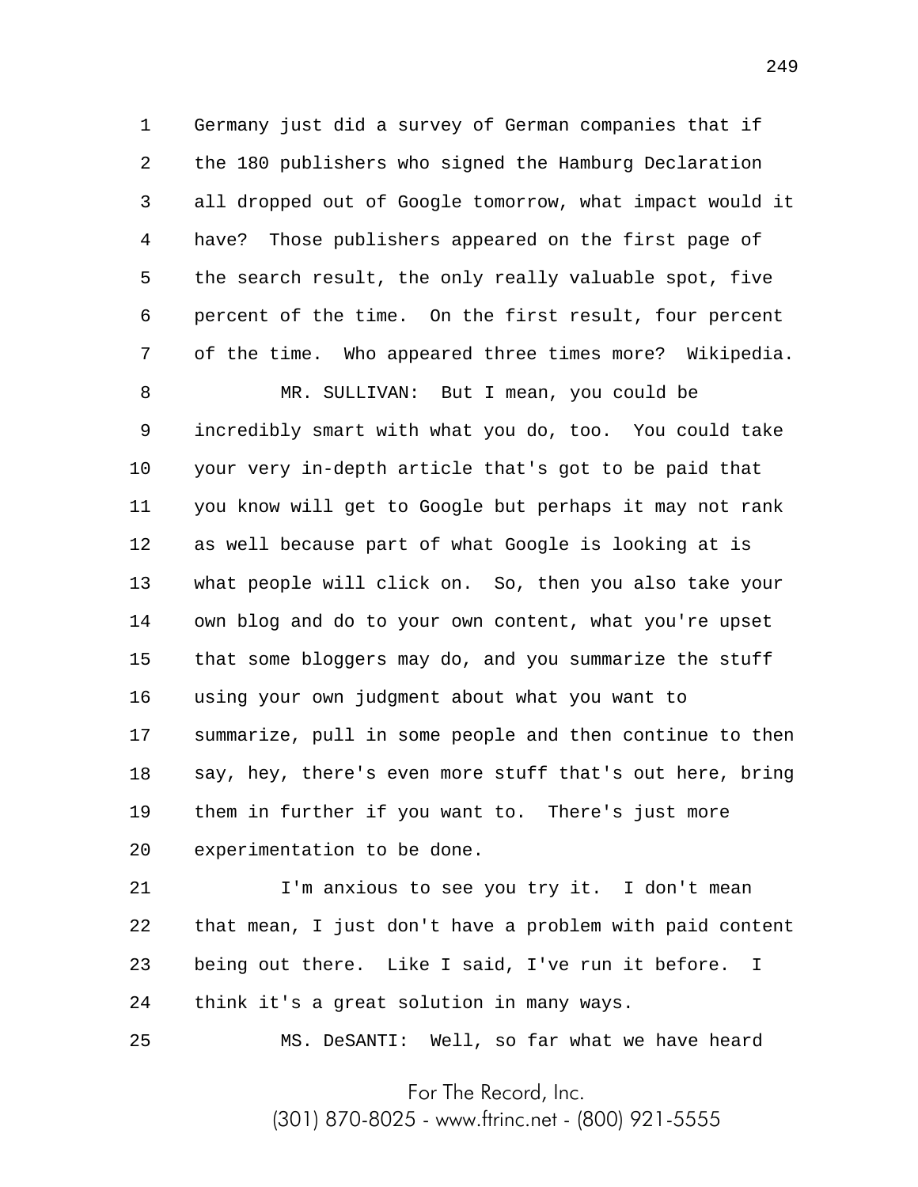Germany just did a survey of German companies that if the 180 publishers who signed the Hamburg Declaration all dropped out of Google tomorrow, what impact would it have? Those publishers appeared on the first page of the search result, the only really valuable spot, five percent of the time. On the first result, four percent of the time. Who appeared three times more? Wikipedia.

MR. SULLIVAN: But I mean, you could be incredibly smart with what you do, too. You could take your very in-depth article that's got to be paid that you know will get to Google but perhaps it may not rank as well because part of what Google is looking at is what people will click on. So, then you also take your own blog and do to your own content, what you're upset that some bloggers may do, and you summarize the stuff using your own judgment about what you want to summarize, pull in some people and then continue to then say, hey, there's even more stuff that's out here, bring them in further if you want to. There's just more experimentation to be done.

I'm anxious to see you try it. I don't mean that mean, I just don't have a problem with paid content being out there. Like I said, I've run it before. I think it's a great solution in many ways.

MS. DeSANTI: Well, so far what we have heard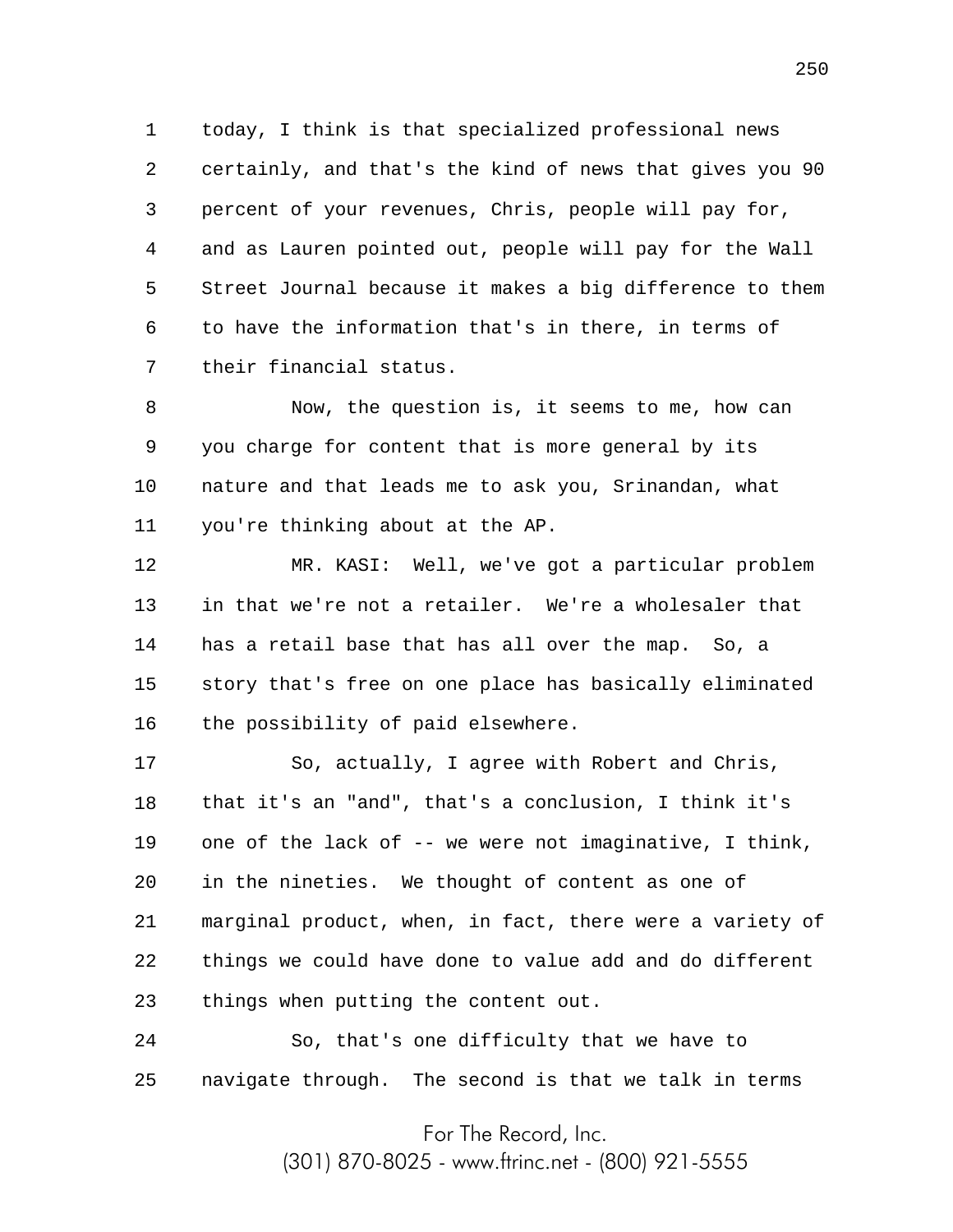today, I think is that specialized professional news certainly, and that's the kind of news that gives you 90 percent of your revenues, Chris, people will pay for, and as Lauren pointed out, people will pay for the Wall Street Journal because it makes a big difference to them to have the information that's in there, in terms of their financial status.

Now, the question is, it seems to me, how can you charge for content that is more general by its nature and that leads me to ask you, Srinandan, what you're thinking about at the AP.

MR. KASI: Well, we've got a particular problem in that we're not a retailer. We're a wholesaler that has a retail base that has all over the map. So, a story that's free on one place has basically eliminated the possibility of paid elsewhere.

So, actually, I agree with Robert and Chris, that it's an "and", that's a conclusion, I think it's one of the lack of -- we were not imaginative, I think, in the nineties. We thought of content as one of marginal product, when, in fact, there were a variety of things we could have done to value add and do different things when putting the content out.

So, that's one difficulty that we have to navigate through. The second is that we talk in terms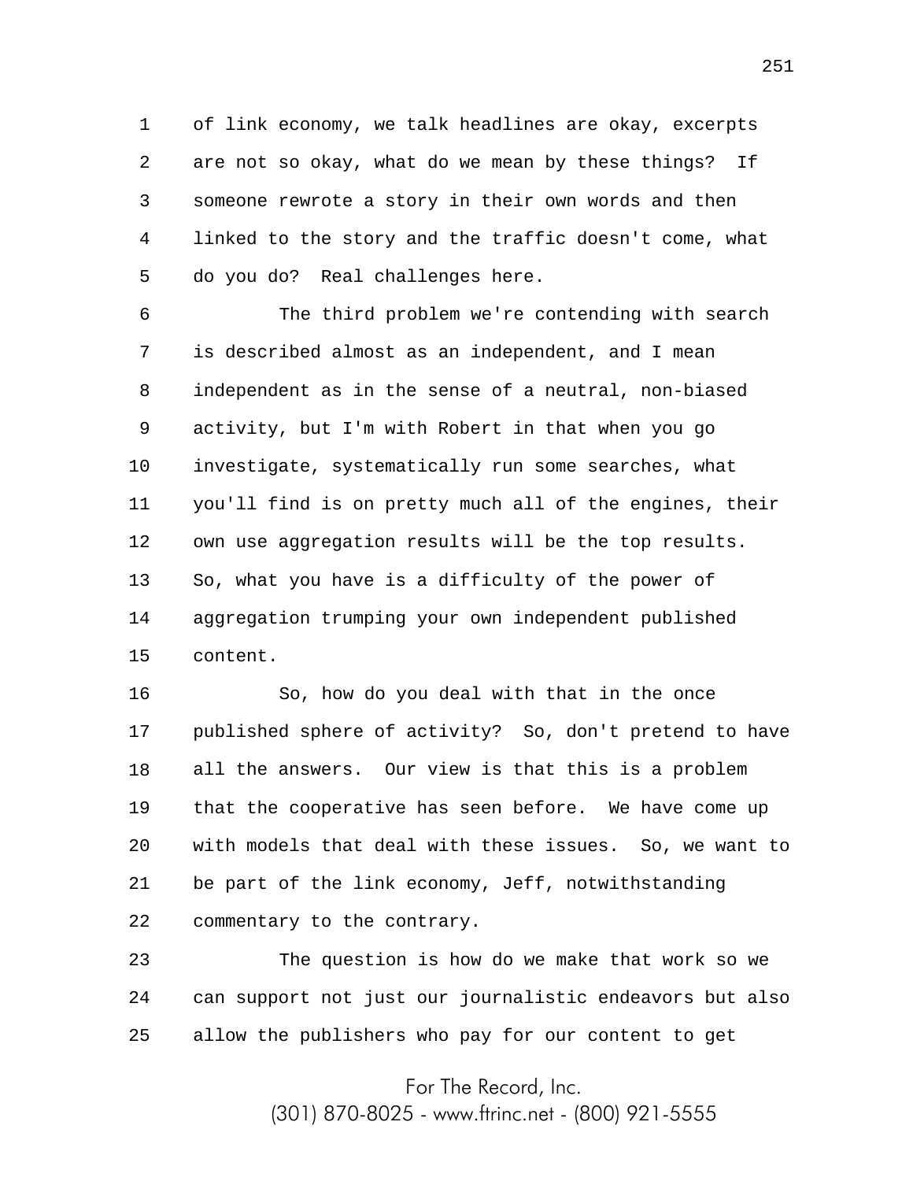of link economy, we talk headlines are okay, excerpts are not so okay, what do we mean by these things? If someone rewrote a story in their own words and then linked to the story and the traffic doesn't come, what do you do? Real challenges here.

The third problem we're contending with search is described almost as an independent, and I mean independent as in the sense of a neutral, non-biased activity, but I'm with Robert in that when you go investigate, systematically run some searches, what you'll find is on pretty much all of the engines, their own use aggregation results will be the top results. So, what you have is a difficulty of the power of aggregation trumping your own independent published content.

So, how do you deal with that in the once published sphere of activity? So, don't pretend to have all the answers. Our view is that this is a problem that the cooperative has seen before. We have come up with models that deal with these issues. So, we want to be part of the link economy, Jeff, notwithstanding commentary to the contrary.

The question is how do we make that work so we can support not just our journalistic endeavors but also allow the publishers who pay for our content to get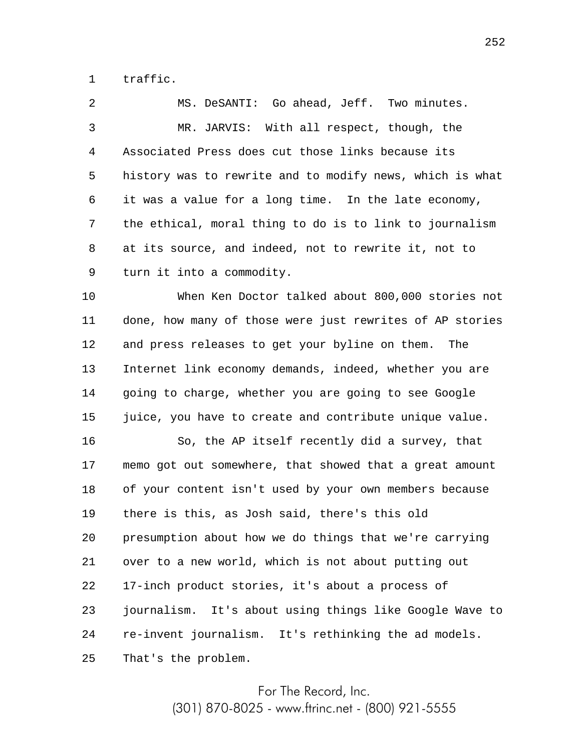traffic.

MS. DeSANTI: Go ahead, Jeff. Two minutes.

MR. JARVIS: With all respect, though, the Associated Press does cut those links because its history was to rewrite and to modify news, which is what it was a value for a long time. In the late economy, the ethical, moral thing to do is to link to journalism at its source, and indeed, not to rewrite it, not to turn it into a commodity.

When Ken Doctor talked about 800,000 stories not done, how many of those were just rewrites of AP stories and press releases to get your byline on them. The Internet link economy demands, indeed, whether you are going to charge, whether you are going to see Google juice, you have to create and contribute unique value.

So, the AP itself recently did a survey, that memo got out somewhere, that showed that a great amount of your content isn't used by your own members because there is this, as Josh said, there's this old presumption about how we do things that we're carrying over to a new world, which is not about putting out 17-inch product stories, it's about a process of journalism. It's about using things like Google Wave to re-invent journalism. It's rethinking the ad models. That's the problem.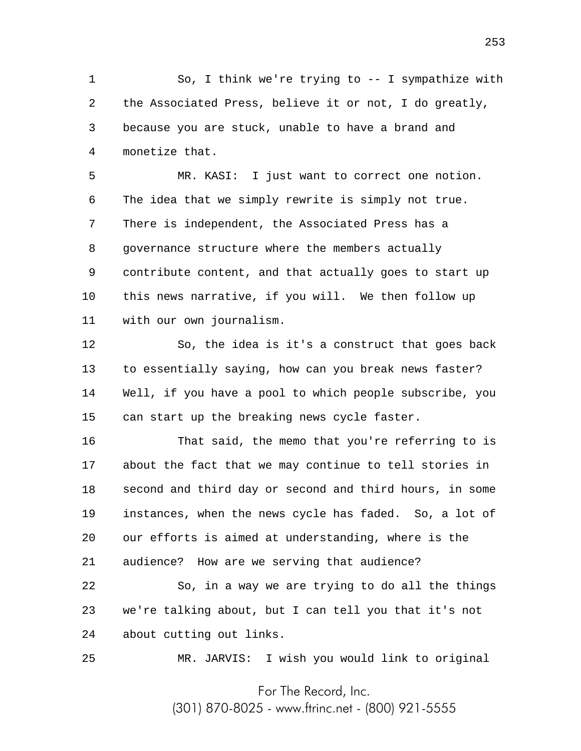So, I think we're trying to -- I sympathize with the Associated Press, believe it or not, I do greatly, because you are stuck, unable to have a brand and monetize that.

MR. KASI: I just want to correct one notion. The idea that we simply rewrite is simply not true. There is independent, the Associated Press has a governance structure where the members actually contribute content, and that actually goes to start up this news narrative, if you will. We then follow up with our own journalism.

So, the idea is it's a construct that goes back to essentially saying, how can you break news faster? Well, if you have a pool to which people subscribe, you can start up the breaking news cycle faster.

That said, the memo that you're referring to is about the fact that we may continue to tell stories in second and third day or second and third hours, in some instances, when the news cycle has faded. So, a lot of our efforts is aimed at understanding, where is the audience? How are we serving that audience?

So, in a way we are trying to do all the things we're talking about, but I can tell you that it's not about cutting out links.

MR. JARVIS: I wish you would link to original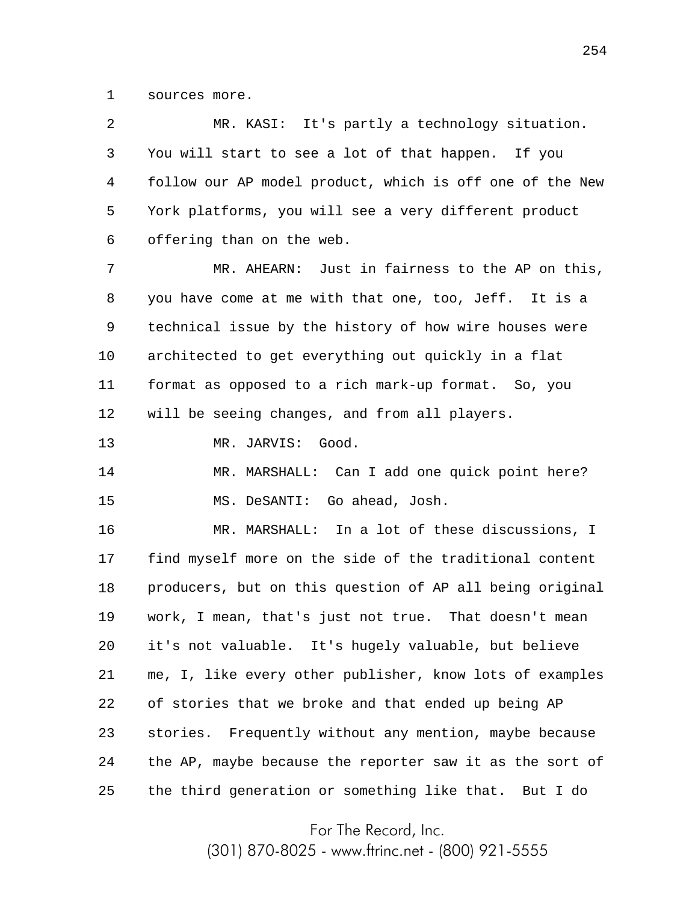sources more.

MR. KASI: It's partly a technology situation. You will start to see a lot of that happen. If you follow our AP model product, which is off one of the New York platforms, you will see a very different product offering than on the web.

MR. AHEARN: Just in fairness to the AP on this, you have come at me with that one, too, Jeff. It is a technical issue by the history of how wire houses were architected to get everything out quickly in a flat format as opposed to a rich mark-up format. So, you will be seeing changes, and from all players.

MR. JARVIS: Good.

MR. MARSHALL: Can I add one quick point here?

MS. DeSANTI: Go ahead, Josh.

MR. MARSHALL: In a lot of these discussions, I find myself more on the side of the traditional content producers, but on this question of AP all being original work, I mean, that's just not true. That doesn't mean it's not valuable. It's hugely valuable, but believe me, I, like every other publisher, know lots of examples of stories that we broke and that ended up being AP stories. Frequently without any mention, maybe because the AP, maybe because the reporter saw it as the sort of the third generation or something like that. But I do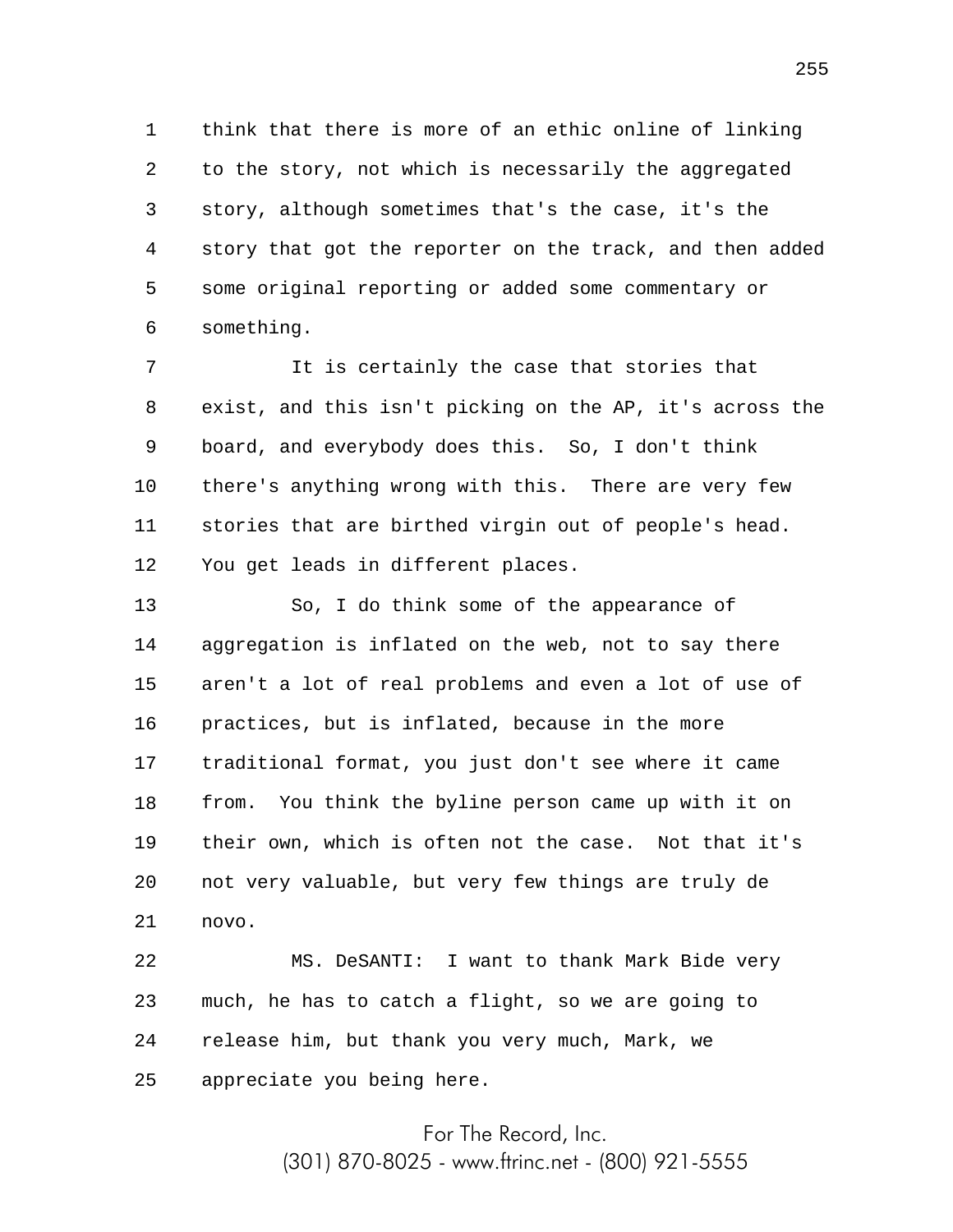think that there is more of an ethic online of linking to the story, not which is necessarily the aggregated story, although sometimes that's the case, it's the story that got the reporter on the track, and then added some original reporting or added some commentary or something.

It is certainly the case that stories that exist, and this isn't picking on the AP, it's across the board, and everybody does this. So, I don't think there's anything wrong with this. There are very few stories that are birthed virgin out of people's head. You get leads in different places.

So, I do think some of the appearance of aggregation is inflated on the web, not to say there aren't a lot of real problems and even a lot of use of practices, but is inflated, because in the more traditional format, you just don't see where it came from. You think the byline person came up with it on their own, which is often not the case. Not that it's not very valuable, but very few things are truly de novo.

MS. DeSANTI: I want to thank Mark Bide very much, he has to catch a flight, so we are going to release him, but thank you very much, Mark, we appreciate you being here.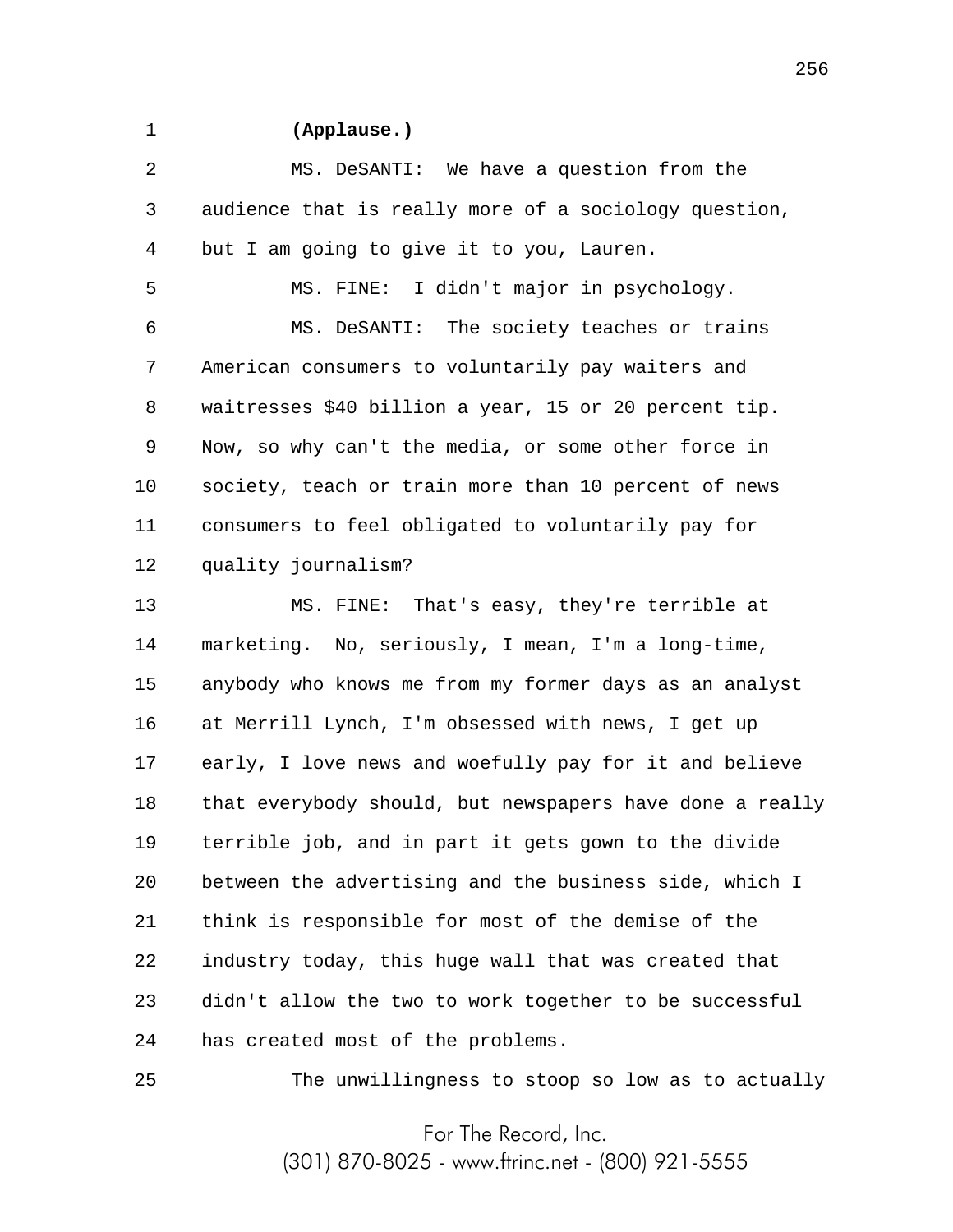**(Applause.)**

MS. DeSANTI: We have a question from the audience that is really more of a sociology question, but I am going to give it to you, Lauren.

MS. FINE: I didn't major in psychology.

MS. DeSANTI: The society teaches or trains American consumers to voluntarily pay waiters and waitresses $40 billion a year, 15 or 20 percent tip. Now, so why can't the media, or some other force in society, teach or train more than 10 percent of news consumers to feel obligated to voluntarily pay for quality journalism?

MS. FINE: That's easy, they're terrible at marketing. No, seriously, I mean, I'm a long-time, anybody who knows me from my former days as an analyst at Merrill Lynch, I'm obsessed with news, I get up early, I love news and woefully pay for it and believe that everybody should, but newspapers have done a really terrible job, and in part it gets gown to the divide between the advertising and the business side, which I think is responsible for most of the demise of the industry today, this huge wall that was created that didn't allow the two to work together to be successful has created most of the problems.

The unwillingness to stoop so low as to actually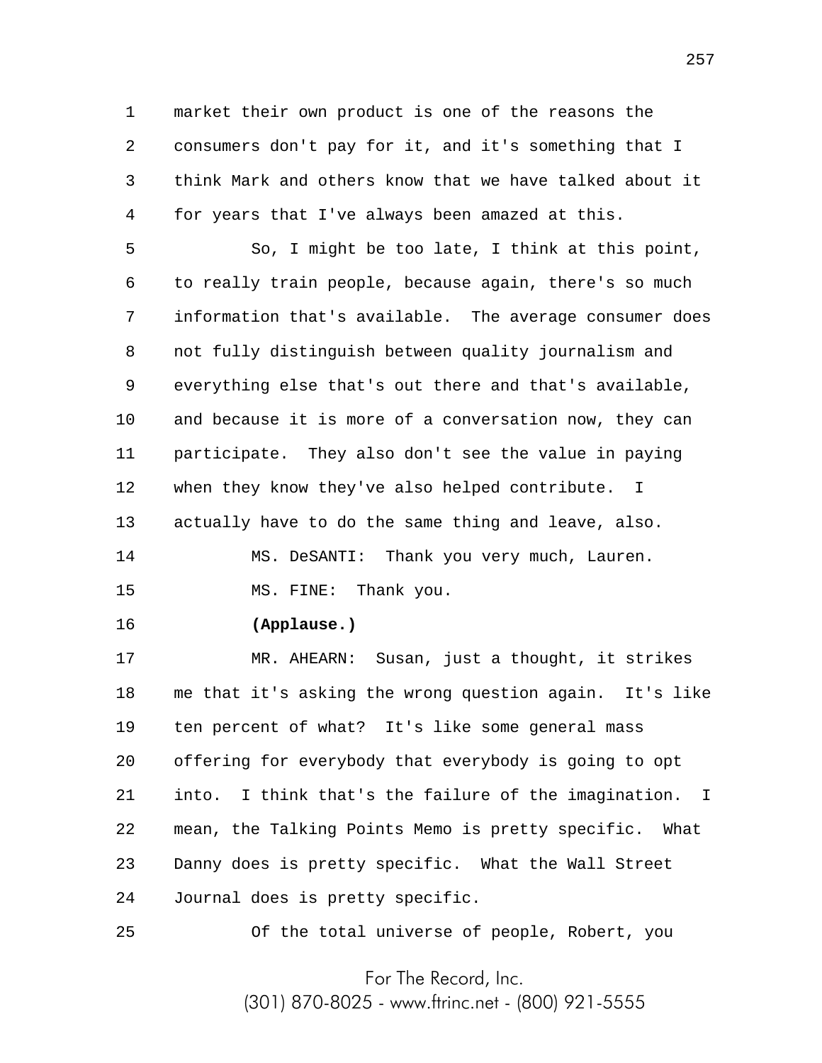market their own product is one of the reasons the consumers don't pay for it, and it's something that I think Mark and others know that we have talked about it for years that I've always been amazed at this.

So, I might be too late, I think at this point, to really train people, because again, there's so much information that's available. The average consumer does not fully distinguish between quality journalism and everything else that's out there and that's available, and because it is more of a conversation now, they can participate. They also don't see the value in paying when they know they've also helped contribute. I actually have to do the same thing and leave, also.

MS. DeSANTI: Thank you very much, Lauren.

MS. FINE: Thank you.

**(Applause.)**

MR. AHEARN: Susan, just a thought, it strikes me that it's asking the wrong question again. It's like ten percent of what? It's like some general mass offering for everybody that everybody is going to opt into. I think that's the failure of the imagination. I mean, the Talking Points Memo is pretty specific. What Danny does is pretty specific. What the Wall Street Journal does is pretty specific.

Of the total universe of people, Robert, you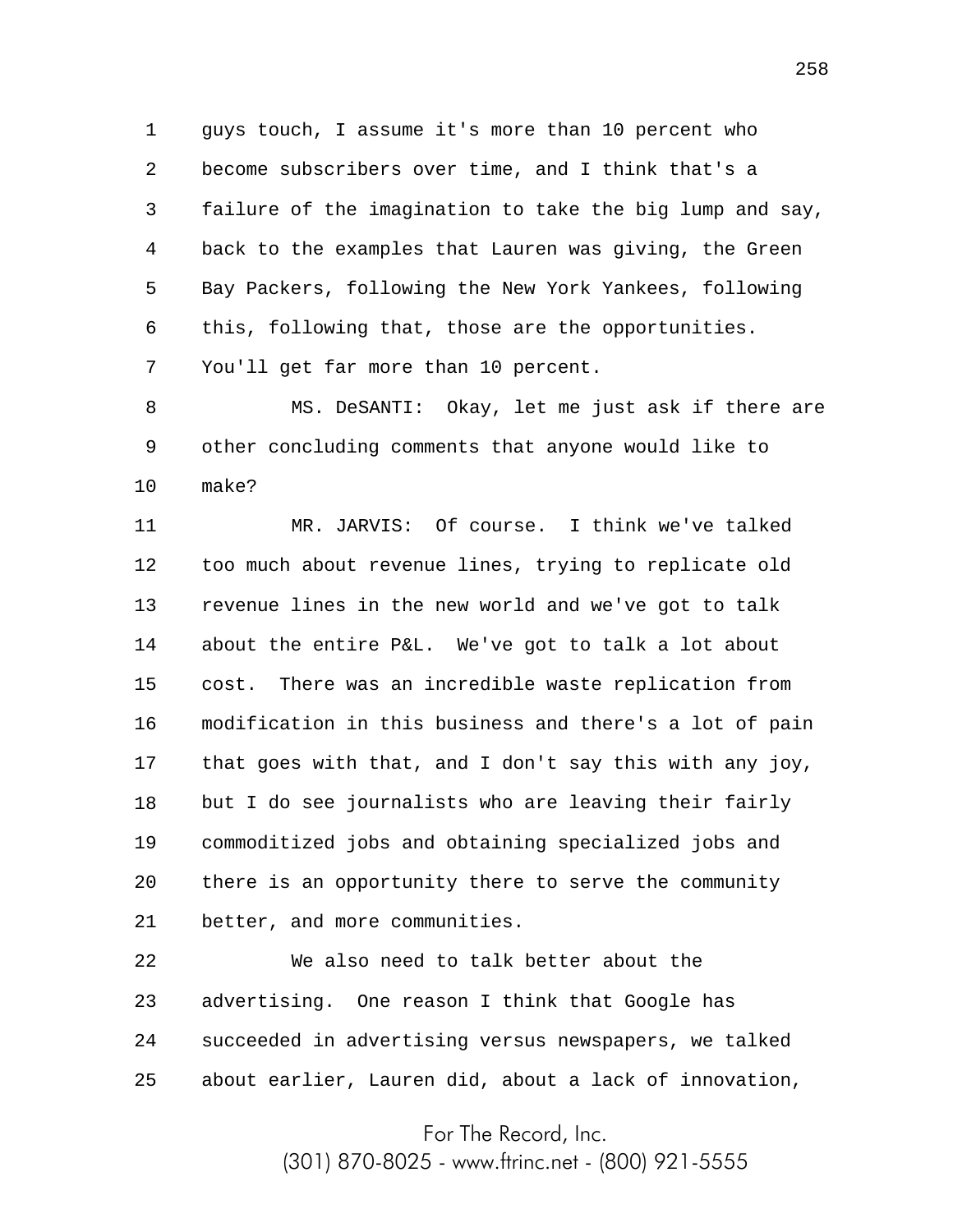1 guys touch, I assume it's more than 10 percent who
2 become subscribers over time, and I think that's a
3 failure of the imagination to take the big lump and say,
4 back to the examples that Lauren was giving, the Green
5 Bay Packers, following the New York Yankees, following
6 this, following that, those are the opportunities.
7 You'll get far more than 10 percent.

8 MS. DeSANTI: Okay, let me just ask if there are
9 other concluding comments that anyone would like to
10 make?

11 MR. JARVIS: Of course. I think we've talked
12 too much about revenue lines, trying to replicate old
13 revenue lines in the new world and we've got to talk
14 about the entire P&L. We've got to talk a lot about
15 cost. There was an incredible waste replication from
16 modification in this business and there's a lot of pain
17 that goes with that, and I don't say this with any joy,
18 but I do see journalists who are leaving their fairly
19 commoditized jobs and obtaining specialized jobs and
20 there is an opportunity there to serve the community
21 better, and more communities.

22 We also need to talk better about the
23 advertising. One reason I think that Google has
24 succeeded in advertising versus newspapers, we talked
25 about earlier, Lauren did, about a lack of innovation,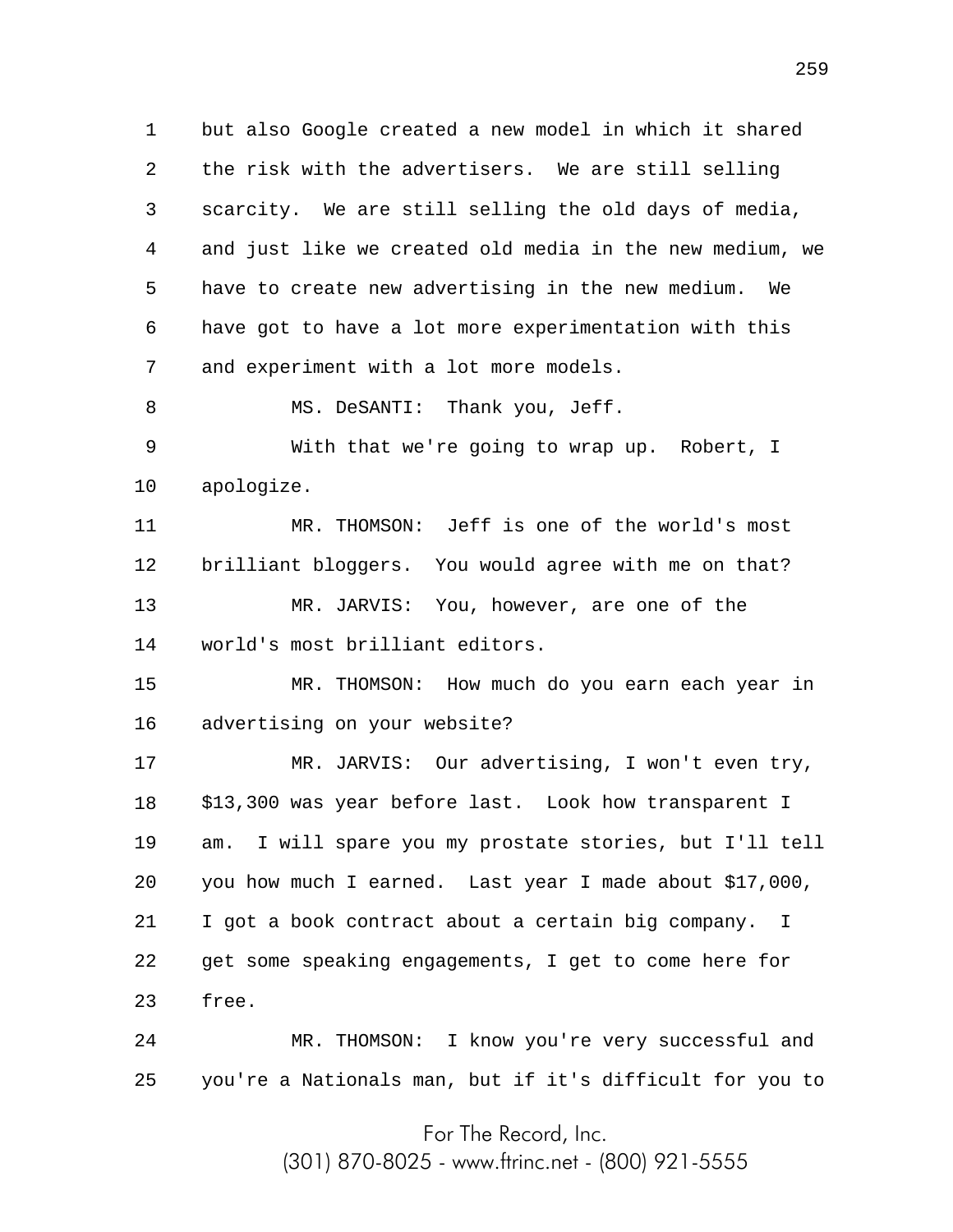but also Google created a new model in which it shared the risk with the advertisers. We are still selling scarcity. We are still selling the old days of media, and just like we created old media in the new medium, we have to create new advertising in the new medium. We have got to have a lot more experimentation with this and experiment with a lot more models.

MS. DeSANTI: Thank you, Jeff.

With that we're going to wrap up. Robert, I apologize.

MR. THOMSON: Jeff is one of the world's most brilliant bloggers. You would agree with me on that?

MR. JARVIS: You, however, are one of the world's most brilliant editors.

MR. THOMSON: How much do you earn each year in advertising on your website?

MR. JARVIS: Our advertising, I won't even try, $13,300 was year before last. Look how transparent I am. I will spare you my prostate stories, but I'll tell you how much I earned. Last year I made about $17,000, I got a book contract about a certain big company. I get some speaking engagements, I get to come here for free.

MR. THOMSON: I know you're very successful and you're a Nationals man, but if it's difficult for you to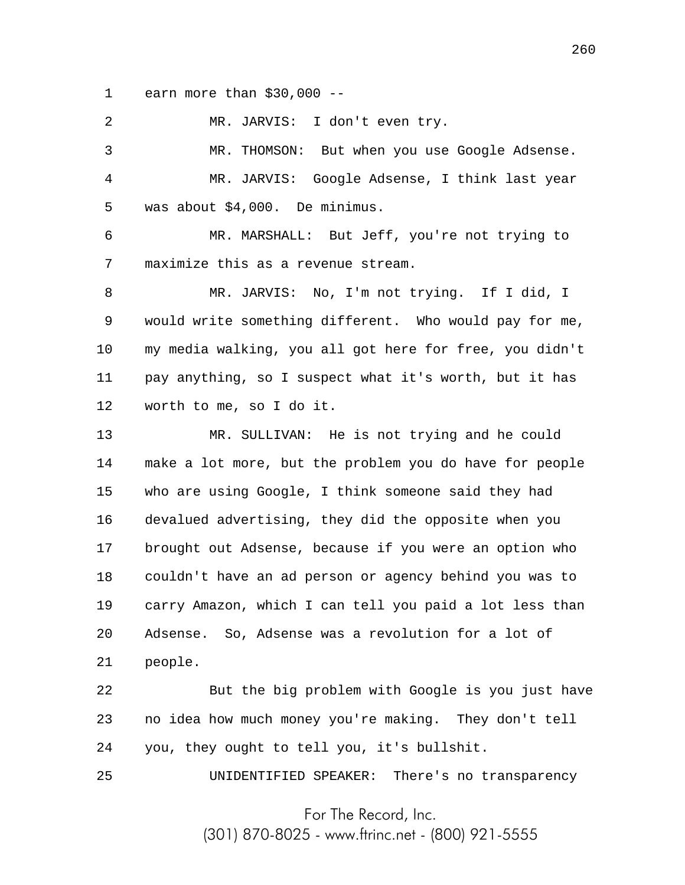earn more than $30,000 --

MR. JARVIS: I don't even try.

MR. THOMSON: But when you use Google Adsense.

MR. JARVIS: Google Adsense, I think last year was about $4,000. De minimus.

MR. MARSHALL: But Jeff, you're not trying to maximize this as a revenue stream.

MR. JARVIS: No, I'm not trying. If I did, I would write something different. Who would pay for me, my media walking, you all got here for free, you didn't pay anything, so I suspect what it's worth, but it has worth to me, so I do it.

MR. SULLIVAN: He is not trying and he could make a lot more, but the problem you do have for people who are using Google, I think someone said they had devalued advertising, they did the opposite when you brought out Adsense, because if you were an option who couldn't have an ad person or agency behind you was to carry Amazon, which I can tell you paid a lot less than Adsense. So, Adsense was a revolution for a lot of people.

But the big problem with Google is you just have no idea how much money you're making. They don't tell you, they ought to tell you, it's bullshit.

UNIDENTIFIED SPEAKER: There's no transparency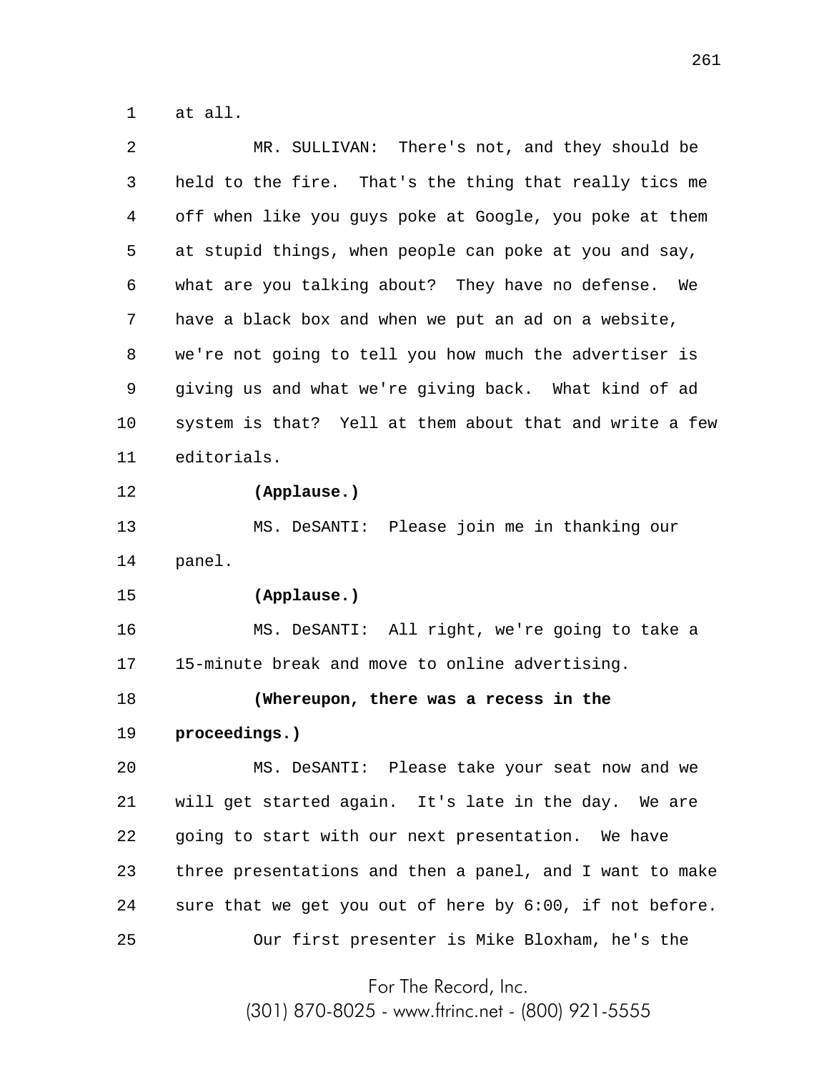at all.

MR. SULLIVAN: There's not, and they should be held to the fire. That's the thing that really tics me off when like you guys poke at Google, you poke at them at stupid things, when people can poke at you and say, what are you talking about? They have no defense. We have a black box and when we put an ad on a website, we're not going to tell you how much the advertiser is giving us and what we're giving back. What kind of ad system is that? Yell at them about that and write a few editorials.

**(Applause.)**

MS. DeSANTI: Please join me in thanking our panel.

**(Applause.)**

MS. DeSANTI: All right, we're going to take a 15-minute break and move to online advertising.

**(Whereupon, there was a recess in the proceedings.)**

MS. DeSANTI: Please take your seat now and we will get started again. It's late in the day. We are going to start with our next presentation. We have three presentations and then a panel, and I want to make sure that we get you out of here by 6:00, if not before.

Our first presenter is Mike Bloxham, he's the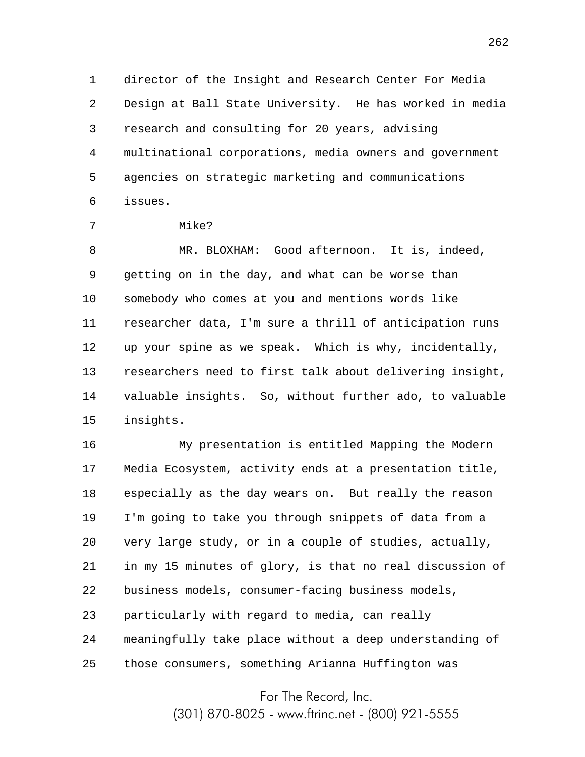director of the Insight and Research Center For Media Design at Ball State University. He has worked in media research and consulting for 20 years, advising multinational corporations, media owners and government agencies on strategic marketing and communications issues.

Mike?

MR. BLOXHAM: Good afternoon. It is, indeed, getting on in the day, and what can be worse than somebody who comes at you and mentions words like researcher data, I'm sure a thrill of anticipation runs up your spine as we speak. Which is why, incidentally, researchers need to first talk about delivering insight, valuable insights. So, without further ado, to valuable insights.

My presentation is entitled Mapping the Modern Media Ecosystem, activity ends at a presentation title, especially as the day wears on. But really the reason I'm going to take you through snippets of data from a very large study, or in a couple of studies, actually, in my 15 minutes of glory, is that no real discussion of business models, consumer-facing business models, particularly with regard to media, can really meaningfully take place without a deep understanding of those consumers, something Arianna Huffington was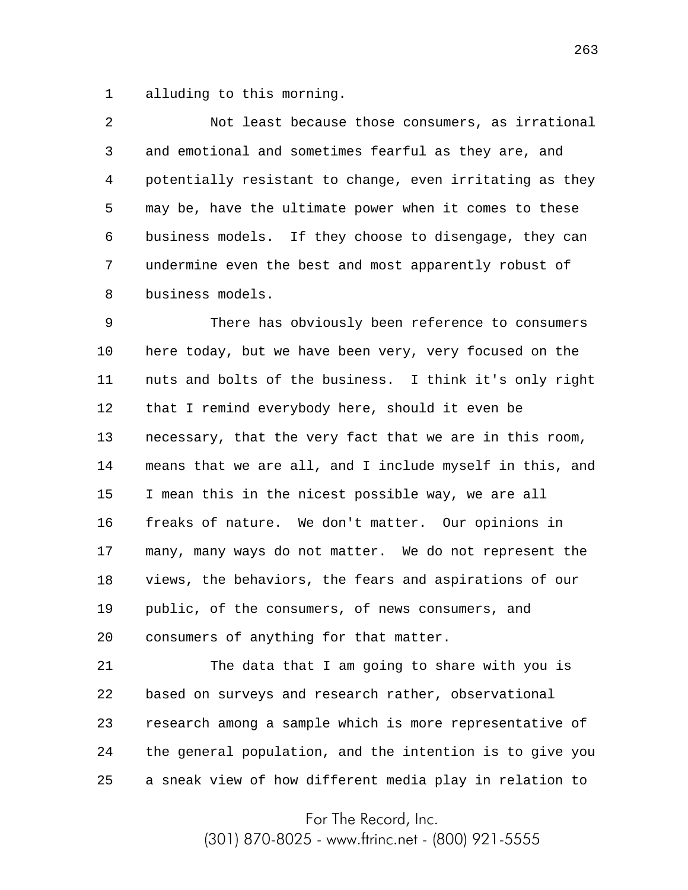alluding to this morning.

Not least because those consumers, as irrational and emotional and sometimes fearful as they are, and potentially resistant to change, even irritating as they may be, have the ultimate power when it comes to these business models. If they choose to disengage, they can undermine even the best and most apparently robust of business models.

There has obviously been reference to consumers here today, but we have been very, very focused on the nuts and bolts of the business. I think it's only right that I remind everybody here, should it even be necessary, that the very fact that we are in this room, means that we are all, and I include myself in this, and I mean this in the nicest possible way, we are all freaks of nature. We don't matter. Our opinions in many, many ways do not matter. We do not represent the views, the behaviors, the fears and aspirations of our public, of the consumers, of news consumers, and consumers of anything for that matter.

The data that I am going to share with you is based on surveys and research rather, observational research among a sample which is more representative of the general population, and the intention is to give you a sneak view of how different media play in relation to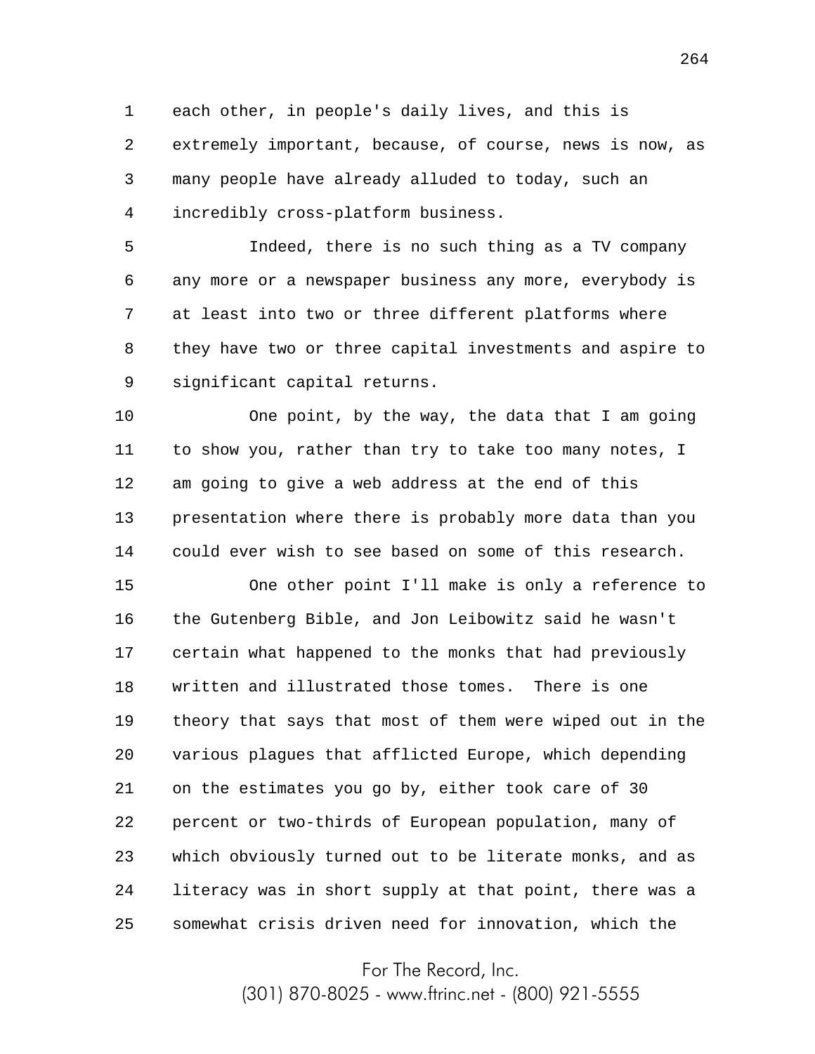each other, in people's daily lives, and this is extremely important, because, of course, news is now, as many people have already alluded to today, such an incredibly cross-platform business.

Indeed, there is no such thing as a TV company any more or a newspaper business any more, everybody is at least into two or three different platforms where they have two or three capital investments and aspire to significant capital returns.

One point, by the way, the data that I am going to show you, rather than try to take too many notes, I am going to give a web address at the end of this presentation where there is probably more data than you could ever wish to see based on some of this research.

One other point I'll make is only a reference to the Gutenberg Bible, and Jon Leibowitz said he wasn't certain what happened to the monks that had previously written and illustrated those tomes. There is one theory that says that most of them were wiped out in the various plagues that afflicted Europe, which depending on the estimates you go by, either took care of 30 percent or two-thirds of European population, many of which obviously turned out to be literate monks, and as literacy was in short supply at that point, there was a somewhat crisis driven need for innovation, which the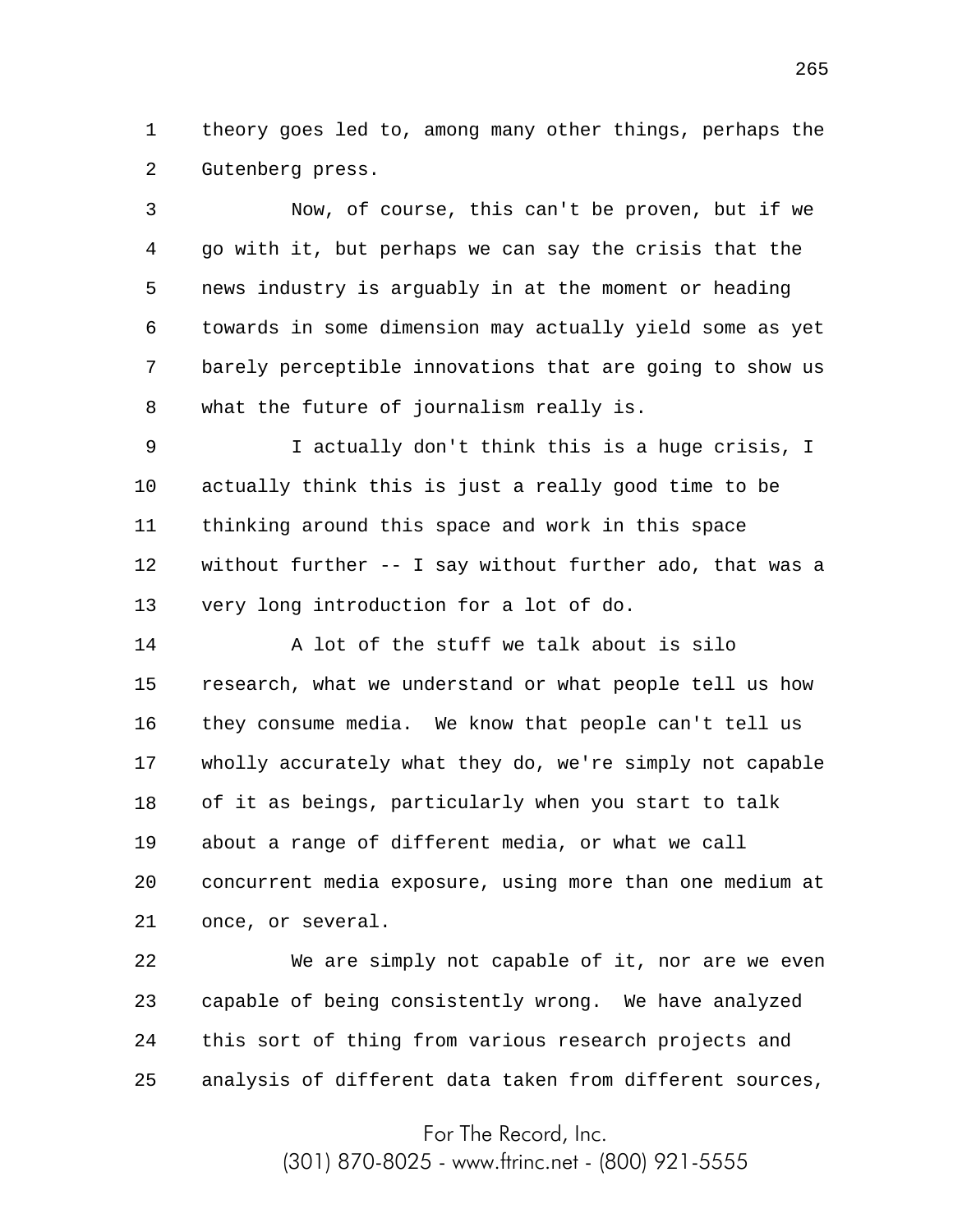theory goes led to, among many other things, perhaps the Gutenberg press.

Now, of course, this can't be proven, but if we go with it, but perhaps we can say the crisis that the news industry is arguably in at the moment or heading towards in some dimension may actually yield some as yet barely perceptible innovations that are going to show us what the future of journalism really is.

I actually don't think this is a huge crisis, I actually think this is just a really good time to be thinking around this space and work in this space without further -- I say without further ado, that was a very long introduction for a lot of do.

A lot of the stuff we talk about is silo research, what we understand or what people tell us how they consume media. We know that people can't tell us wholly accurately what they do, we're simply not capable of it as beings, particularly when you start to talk about a range of different media, or what we call concurrent media exposure, using more than one medium at once, or several.

We are simply not capable of it, nor are we even capable of being consistently wrong. We have analyzed this sort of thing from various research projects and analysis of different data taken from different sources,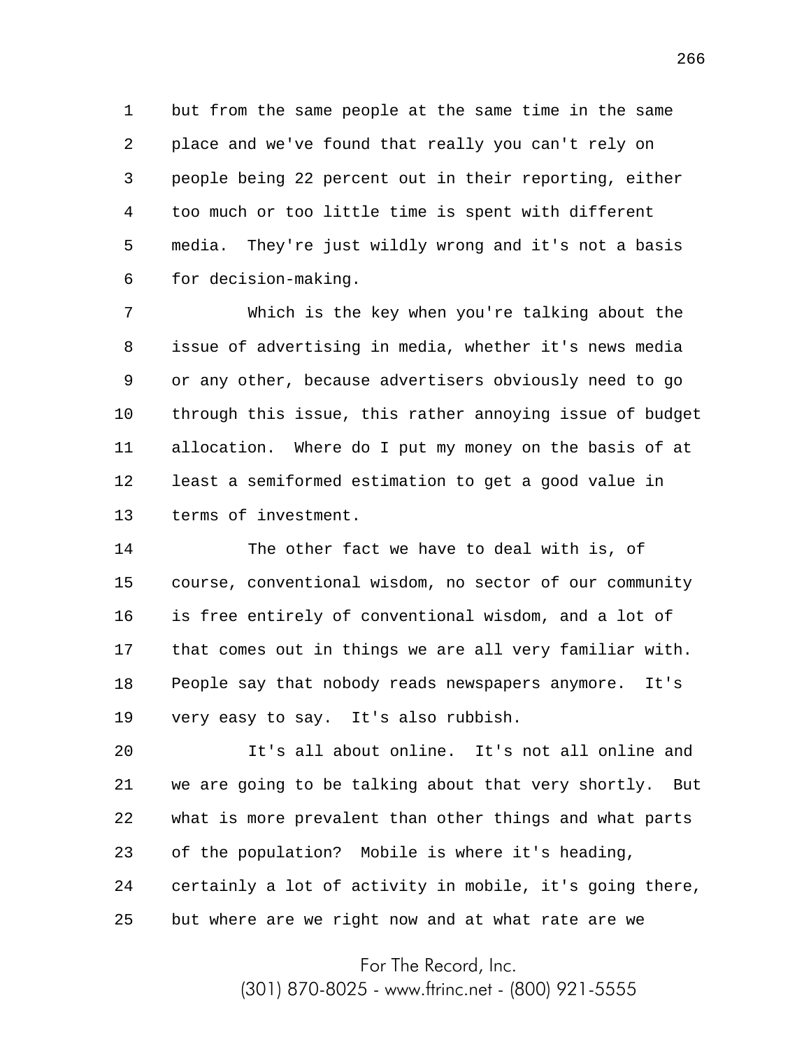but from the same people at the same time in the same place and we've found that really you can't rely on people being 22 percent out in their reporting, either too much or too little time is spent with different media. They're just wildly wrong and it's not a basis for decision-making.

Which is the key when you're talking about the issue of advertising in media, whether it's news media or any other, because advertisers obviously need to go through this issue, this rather annoying issue of budget allocation. Where do I put my money on the basis of at least a semiformed estimation to get a good value in terms of investment.

The other fact we have to deal with is, of course, conventional wisdom, no sector of our community is free entirely of conventional wisdom, and a lot of that comes out in things we are all very familiar with. People say that nobody reads newspapers anymore. It's very easy to say. It's also rubbish.

It's all about online. It's not all online and we are going to be talking about that very shortly. But what is more prevalent than other things and what parts of the population? Mobile is where it's heading, certainly a lot of activity in mobile, it's going there, but where are we right now and at what rate are we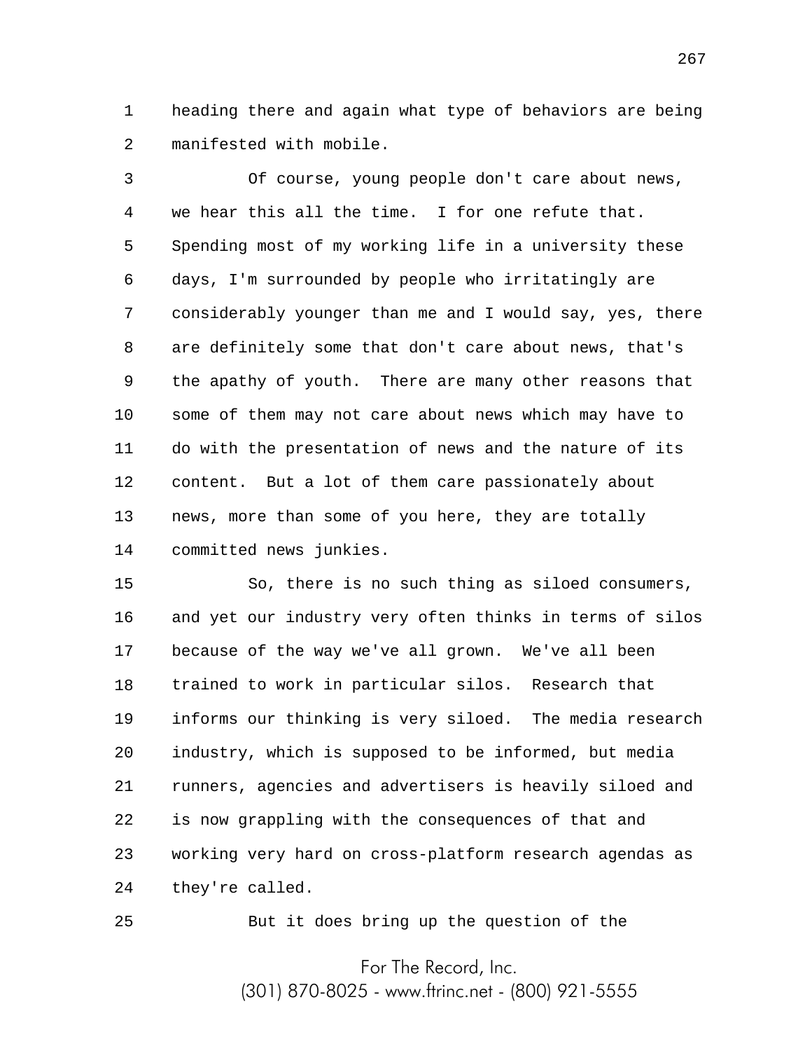heading there and again what type of behaviors are being manifested with mobile.

Of course, young people don't care about news, we hear this all the time. I for one refute that. Spending most of my working life in a university these days, I'm surrounded by people who irritatingly are considerably younger than me and I would say, yes, there are definitely some that don't care about news, that's the apathy of youth. There are many other reasons that some of them may not care about news which may have to do with the presentation of news and the nature of its content. But a lot of them care passionately about news, more than some of you here, they are totally committed news junkies.

So, there is no such thing as siloed consumers, and yet our industry very often thinks in terms of silos because of the way we've all grown. We've all been trained to work in particular silos. Research that informs our thinking is very siloed. The media research industry, which is supposed to be informed, but media runners, agencies and advertisers is heavily siloed and is now grappling with the consequences of that and working very hard on cross-platform research agendas as they're called.

But it does bring up the question of the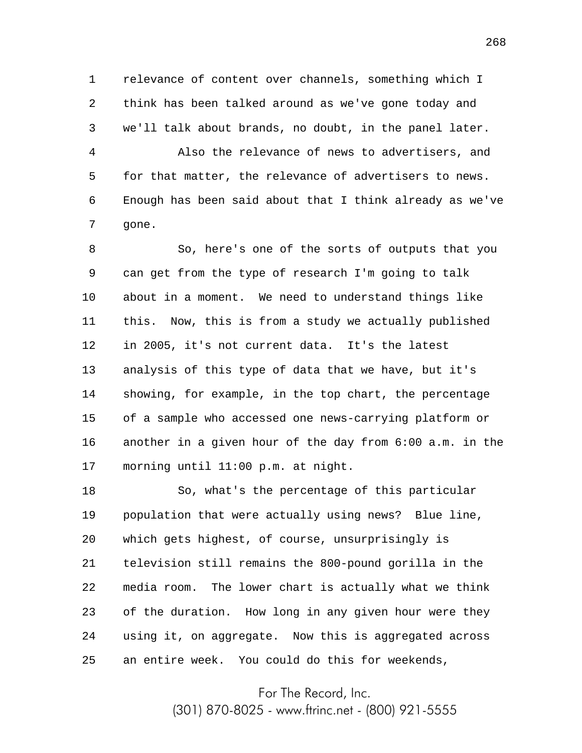relevance of content over channels, something which I think has been talked around as we've gone today and we'll talk about brands, no doubt, in the panel later.

Also the relevance of news to advertisers, and for that matter, the relevance of advertisers to news. Enough has been said about that I think already as we've gone.

So, here's one of the sorts of outputs that you can get from the type of research I'm going to talk about in a moment. We need to understand things like this. Now, this is from a study we actually published in 2005, it's not current data. It's the latest analysis of this type of data that we have, but it's showing, for example, in the top chart, the percentage of a sample who accessed one news-carrying platform or another in a given hour of the day from 6:00 a.m. in the morning until 11:00 p.m. at night.

So, what's the percentage of this particular population that were actually using news? Blue line, which gets highest, of course, unsurprisingly is television still remains the 800-pound gorilla in the media room. The lower chart is actually what we think of the duration. How long in any given hour were they using it, on aggregate. Now this is aggregated across an entire week. You could do this for weekends,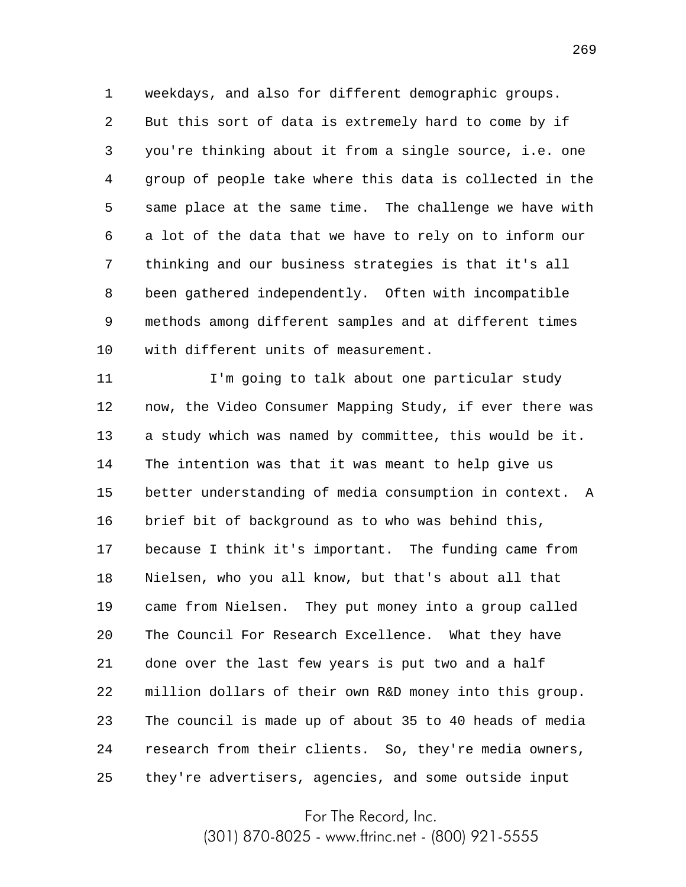weekdays, and also for different demographic groups. But this sort of data is extremely hard to come by if you're thinking about it from a single source, i.e. one group of people take where this data is collected in the same place at the same time. The challenge we have with a lot of the data that we have to rely on to inform our thinking and our business strategies is that it's all been gathered independently. Often with incompatible methods among different samples and at different times with different units of measurement.

I'm going to talk about one particular study now, the Video Consumer Mapping Study, if ever there was a study which was named by committee, this would be it. The intention was that it was meant to help give us better understanding of media consumption in context. A brief bit of background as to who was behind this, because I think it's important. The funding came from Nielsen, who you all know, but that's about all that came from Nielsen. They put money into a group called The Council For Research Excellence. What they have done over the last few years is put two and a half million dollars of their own R&D money into this group. The council is made up of about 35 to 40 heads of media research from their clients. So, they're media owners, they're advertisers, agencies, and some outside input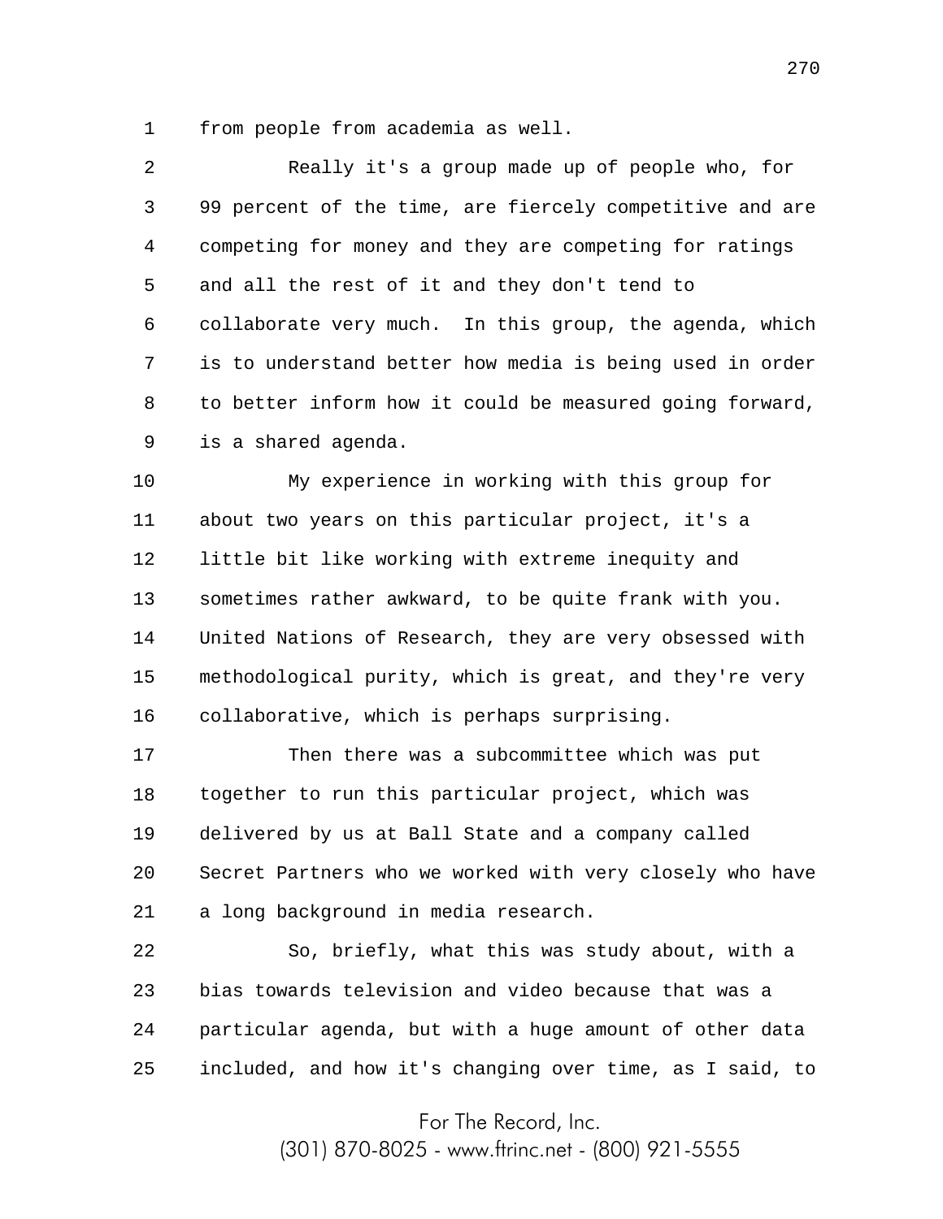from people from academia as well.

Really it's a group made up of people who, for 99 percent of the time, are fiercely competitive and are competing for money and they are competing for ratings and all the rest of it and they don't tend to collaborate very much. In this group, the agenda, which is to understand better how media is being used in order to better inform how it could be measured going forward, is a shared agenda.

My experience in working with this group for about two years on this particular project, it's a little bit like working with extreme inequity and sometimes rather awkward, to be quite frank with you. United Nations of Research, they are very obsessed with methodological purity, which is great, and they're very collaborative, which is perhaps surprising.

Then there was a subcommittee which was put together to run this particular project, which was delivered by us at Ball State and a company called Secret Partners who we worked with very closely who have a long background in media research.

So, briefly, what this was study about, with a bias towards television and video because that was a particular agenda, but with a huge amount of other data included, and how it's changing over time, as I said, to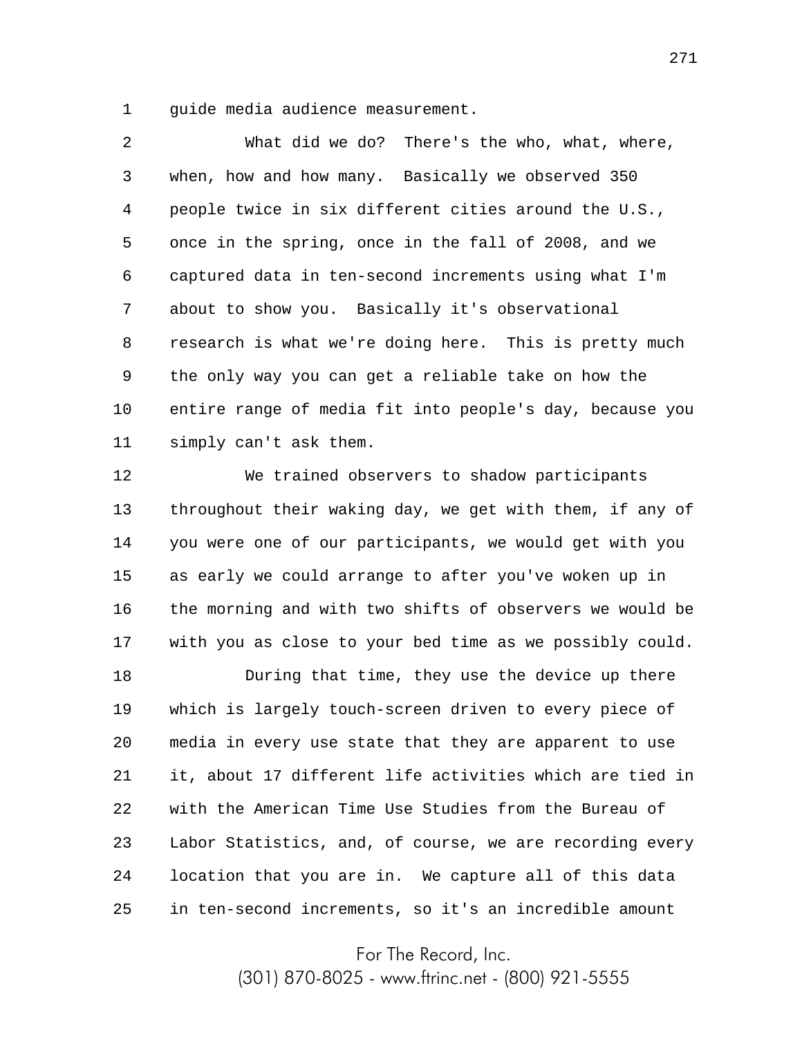guide media audience measurement.

What did we do? There's the who, what, where, when, how and how many. Basically we observed 350 people twice in six different cities around the U.S., once in the spring, once in the fall of 2008, and we captured data in ten-second increments using what I'm about to show you. Basically it's observational research is what we're doing here. This is pretty much the only way you can get a reliable take on how the entire range of media fit into people's day, because you simply can't ask them.

We trained observers to shadow participants throughout their waking day, we get with them, if any of you were one of our participants, we would get with you as early we could arrange to after you've woken up in the morning and with two shifts of observers we would be with you as close to your bed time as we possibly could.

During that time, they use the device up there which is largely touch-screen driven to every piece of media in every use state that they are apparent to use it, about 17 different life activities which are tied in with the American Time Use Studies from the Bureau of Labor Statistics, and, of course, we are recording every location that you are in. We capture all of this data in ten-second increments, so it's an incredible amount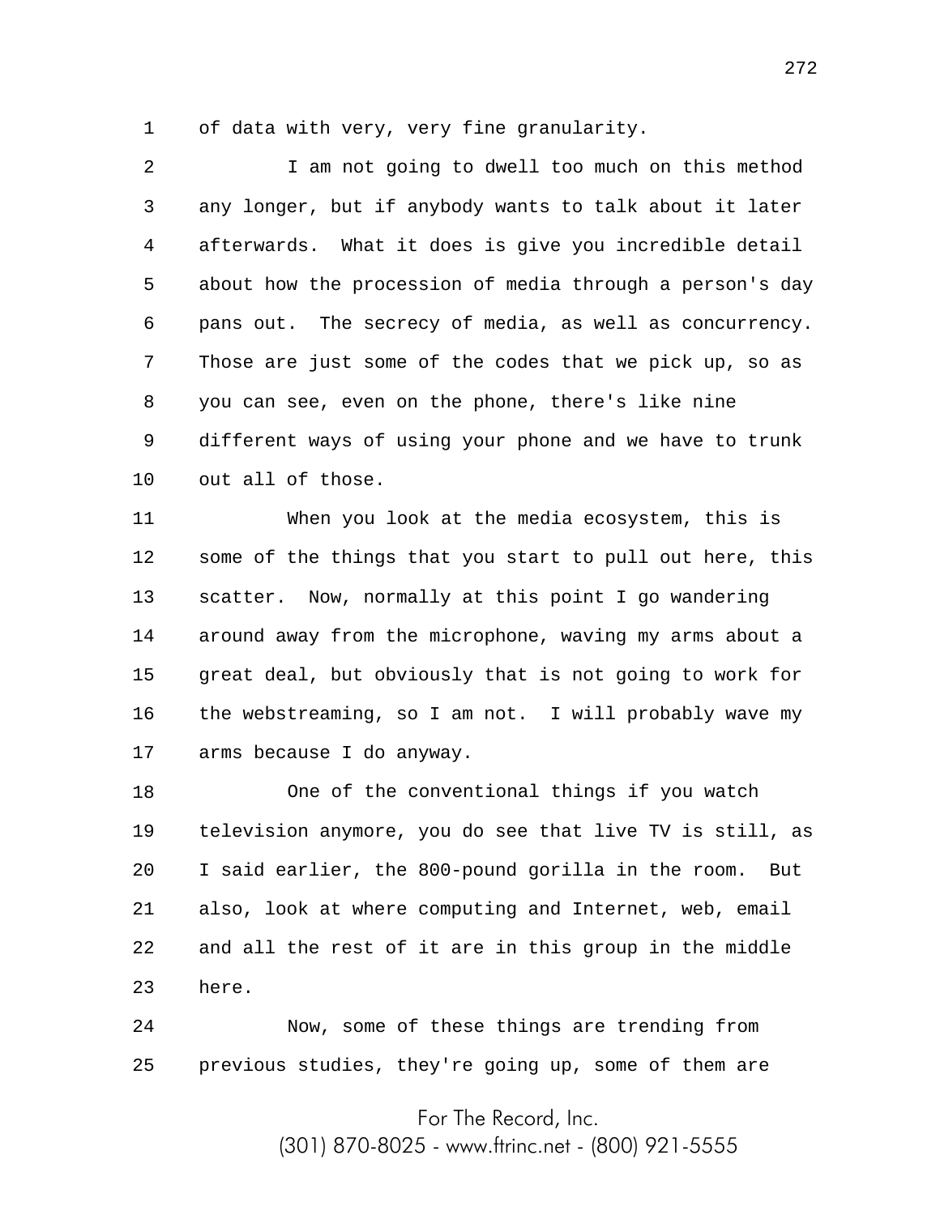of data with very, very fine granularity.

I am not going to dwell too much on this method any longer, but if anybody wants to talk about it later afterwards. What it does is give you incredible detail about how the procession of media through a person's day pans out. The secrecy of media, as well as concurrency. Those are just some of the codes that we pick up, so as you can see, even on the phone, there's like nine different ways of using your phone and we have to trunk out all of those.

When you look at the media ecosystem, this is some of the things that you start to pull out here, this scatter. Now, normally at this point I go wandering around away from the microphone, waving my arms about a great deal, but obviously that is not going to work for the webstreaming, so I am not. I will probably wave my arms because I do anyway.

One of the conventional things if you watch television anymore, you do see that live TV is still, as I said earlier, the 800-pound gorilla in the room. But also, look at where computing and Internet, web, email and all the rest of it are in this group in the middle here.

Now, some of these things are trending from previous studies, they're going up, some of them are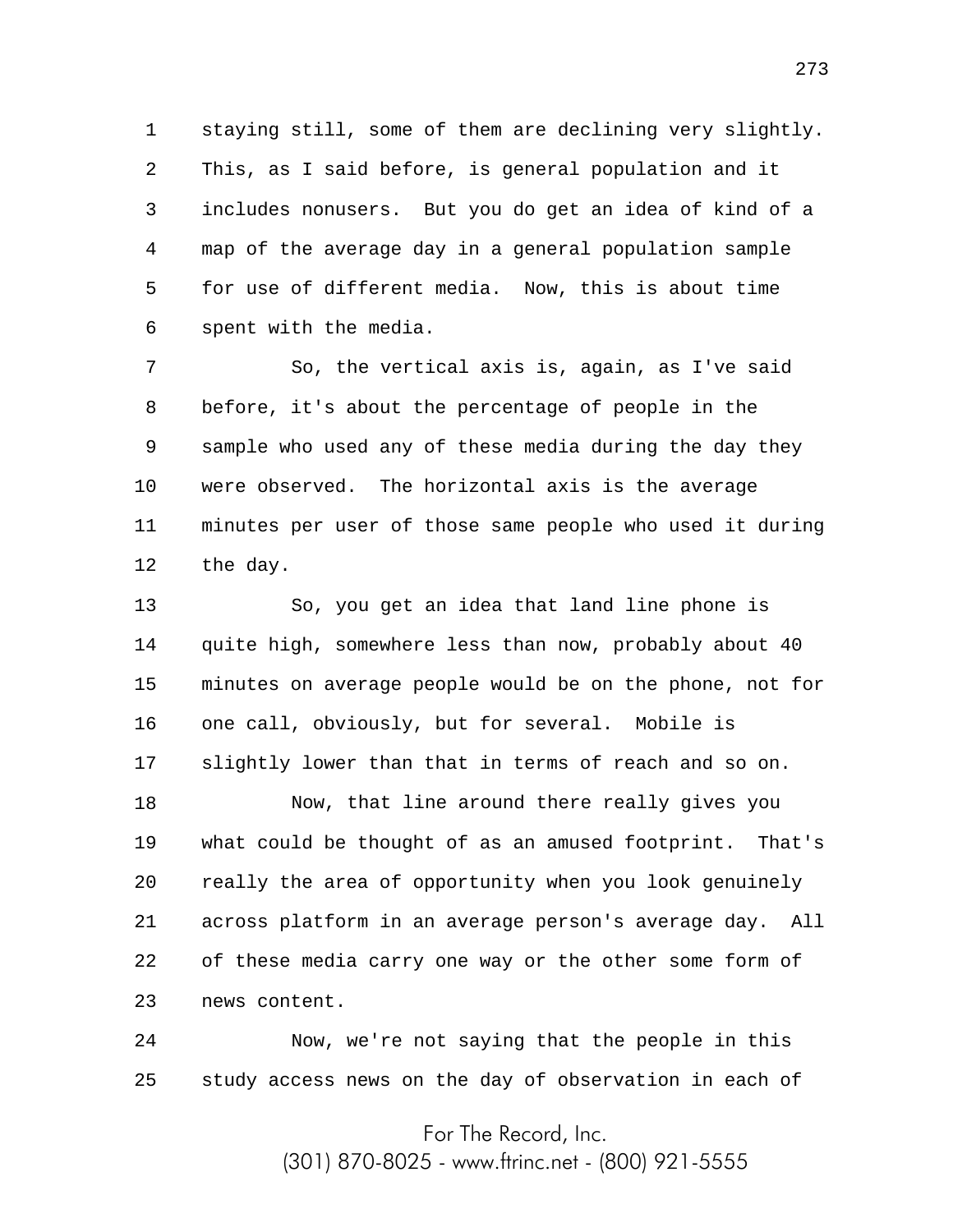staying still, some of them are declining very slightly. This, as I said before, is general population and it includes nonusers. But you do get an idea of kind of a map of the average day in a general population sample for use of different media. Now, this is about time spent with the media.

So, the vertical axis is, again, as I've said before, it's about the percentage of people in the sample who used any of these media during the day they were observed. The horizontal axis is the average minutes per user of those same people who used it during the day.

So, you get an idea that land line phone is quite high, somewhere less than now, probably about 40 minutes on average people would be on the phone, not for one call, obviously, but for several. Mobile is slightly lower than that in terms of reach and so on.

Now, that line around there really gives you what could be thought of as an amused footprint. That's really the area of opportunity when you look genuinely across platform in an average person's average day. All of these media carry one way or the other some form of news content.

Now, we're not saying that the people in this study access news on the day of observation in each of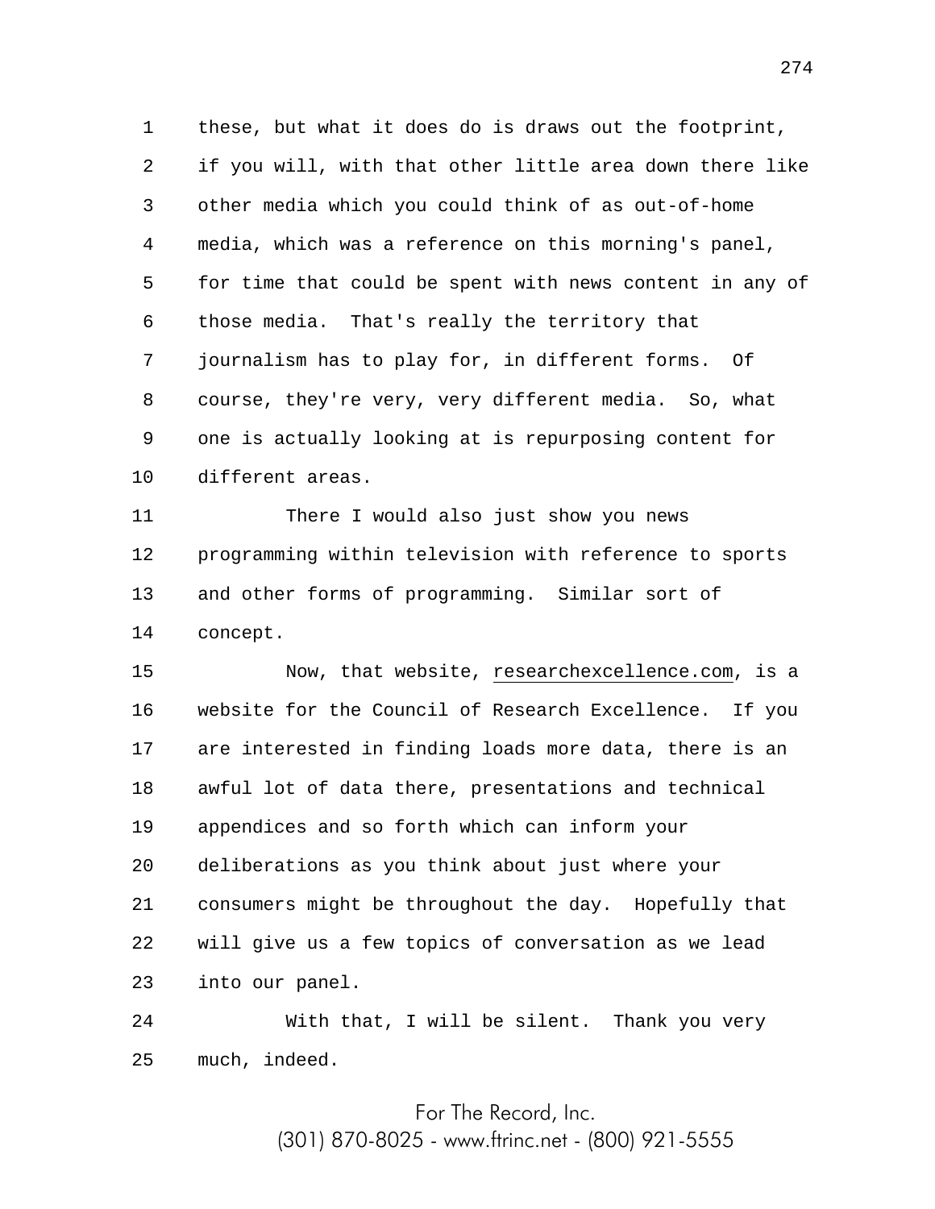these, but what it does do is draws out the footprint, if you will, with that other little area down there like other media which you could think of as out-of-home media, which was a reference on this morning's panel, for time that could be spent with news content in any of those media. That's really the territory that journalism has to play for, in different forms. Of course, they're very, very different media. So, what one is actually looking at is repurposing content for different areas.

There I would also just show you news programming within television with reference to sports and other forms of programming. Similar sort of concept.

Now, that website, researchexcellence.com, is a website for the Council of Research Excellence. If you are interested in finding loads more data, there is an awful lot of data there, presentations and technical appendices and so forth which can inform your deliberations as you think about just where your consumers might be throughout the day. Hopefully that will give us a few topics of conversation as we lead into our panel.

With that, I will be silent. Thank you very much, indeed.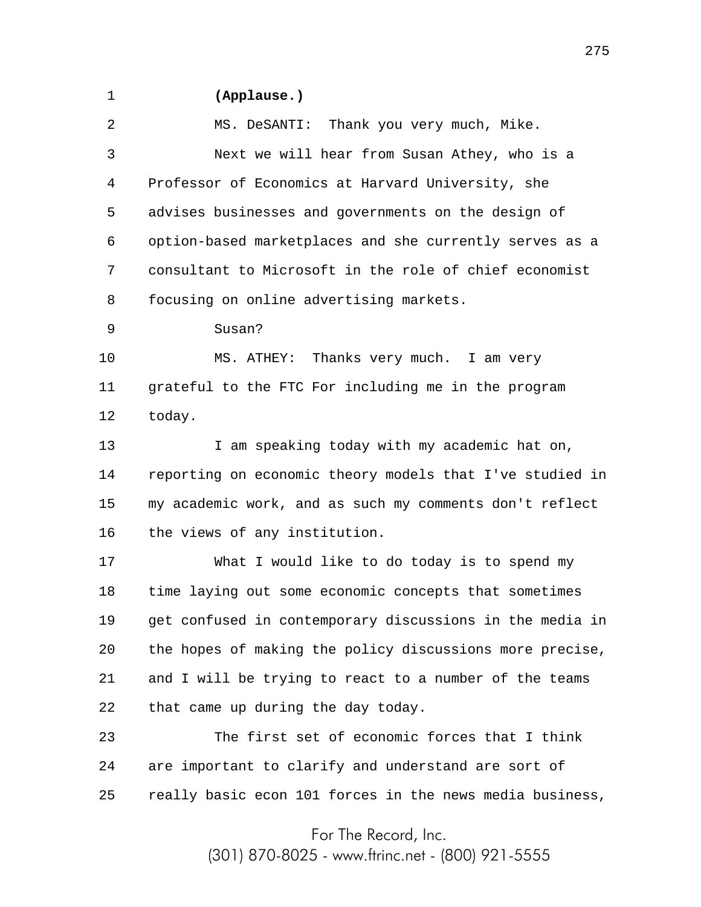**(Applause.)**

MS. DeSANTI: Thank you very much, Mike.

Next we will hear from Susan Athey, who is a Professor of Economics at Harvard University, she advises businesses and governments on the design of option-based marketplaces and she currently serves as a consultant to Microsoft in the role of chief economist focusing on online advertising markets.

Susan?

MS. ATHEY: Thanks very much. I am very grateful to the FTC For including me in the program today.

I am speaking today with my academic hat on, reporting on economic theory models that I've studied in my academic work, and as such my comments don't reflect the views of any institution.

What I would like to do today is to spend my time laying out some economic concepts that sometimes get confused in contemporary discussions in the media in the hopes of making the policy discussions more precise, and I will be trying to react to a number of the teams that came up during the day today.

The first set of economic forces that I think are important to clarify and understand are sort of really basic econ 101 forces in the news media business,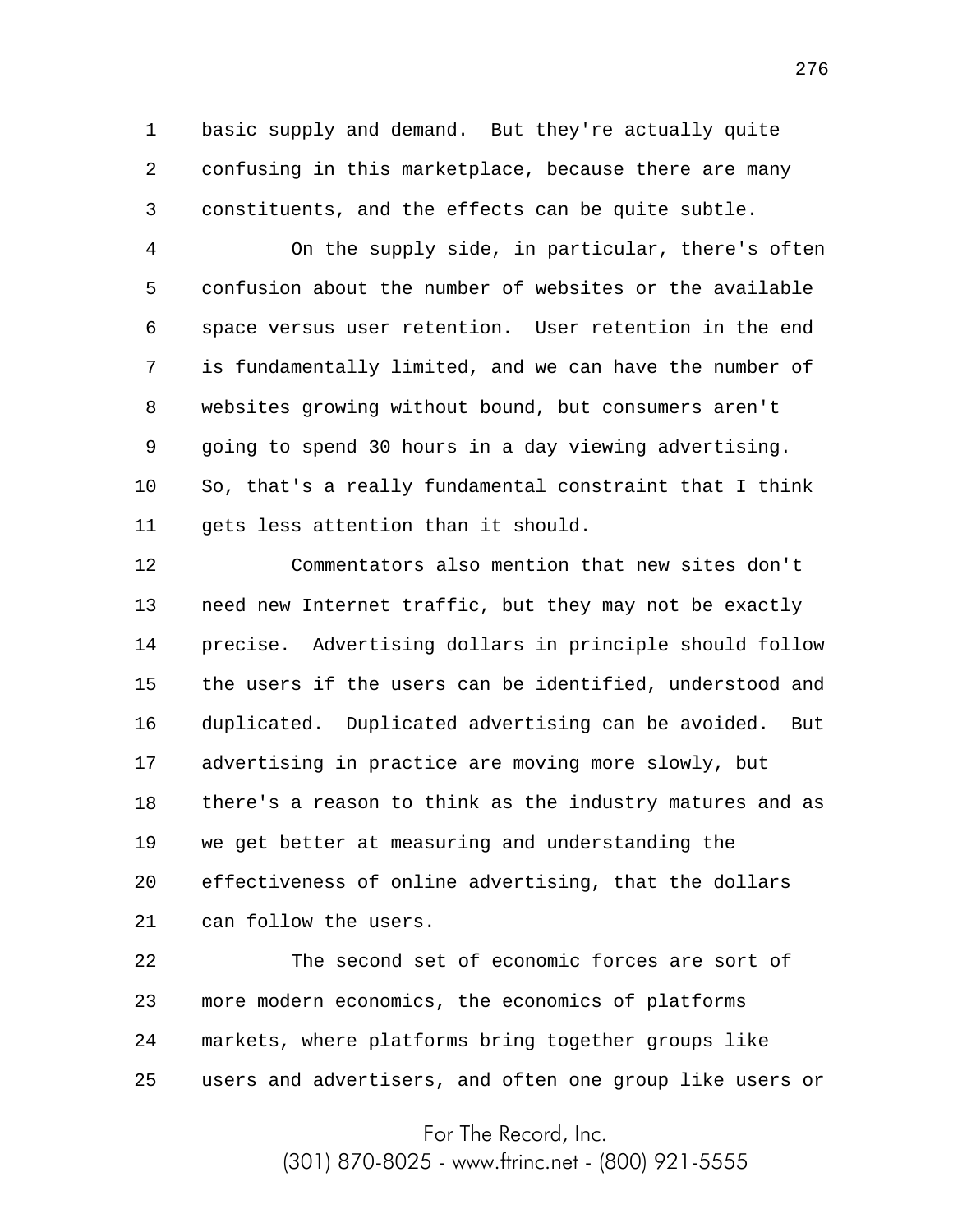basic supply and demand. But they're actually quite confusing in this marketplace, because there are many constituents, and the effects can be quite subtle.

On the supply side, in particular, there's often confusion about the number of websites or the available space versus user retention. User retention in the end is fundamentally limited, and we can have the number of websites growing without bound, but consumers aren't going to spend 30 hours in a day viewing advertising. So, that's a really fundamental constraint that I think gets less attention than it should.

Commentators also mention that new sites don't need new Internet traffic, but they may not be exactly precise. Advertising dollars in principle should follow the users if the users can be identified, understood and duplicated. Duplicated advertising can be avoided. But advertising in practice are moving more slowly, but there's a reason to think as the industry matures and as we get better at measuring and understanding the effectiveness of online advertising, that the dollars can follow the users.

The second set of economic forces are sort of more modern economics, the economics of platforms markets, where platforms bring together groups like users and advertisers, and often one group like users or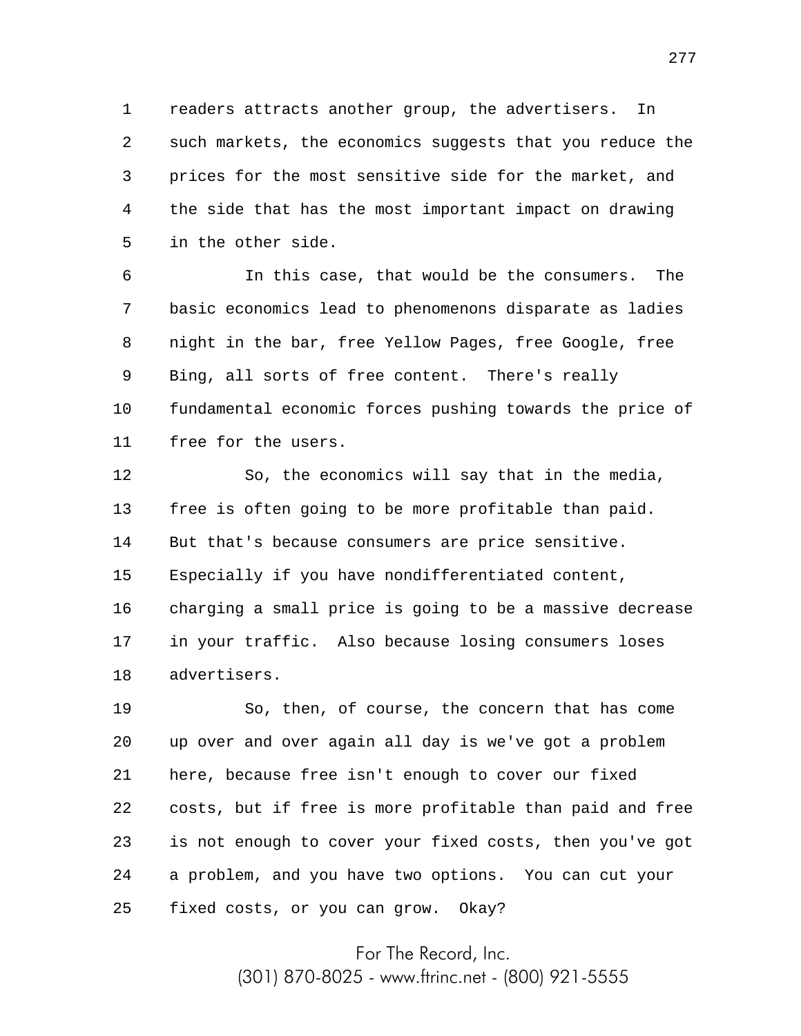readers attracts another group, the advertisers. In such markets, the economics suggests that you reduce the prices for the most sensitive side for the market, and the side that has the most important impact on drawing in the other side.

In this case, that would be the consumers. The basic economics lead to phenomenons disparate as ladies night in the bar, free Yellow Pages, free Google, free Bing, all sorts of free content. There's really fundamental economic forces pushing towards the price of free for the users.

So, the economics will say that in the media, free is often going to be more profitable than paid. But that's because consumers are price sensitive. Especially if you have nondifferentiated content, charging a small price is going to be a massive decrease in your traffic. Also because losing consumers loses advertisers.

So, then, of course, the concern that has come up over and over again all day is we've got a problem here, because free isn't enough to cover our fixed costs, but if free is more profitable than paid and free is not enough to cover your fixed costs, then you've got a problem, and you have two options. You can cut your fixed costs, or you can grow. Okay?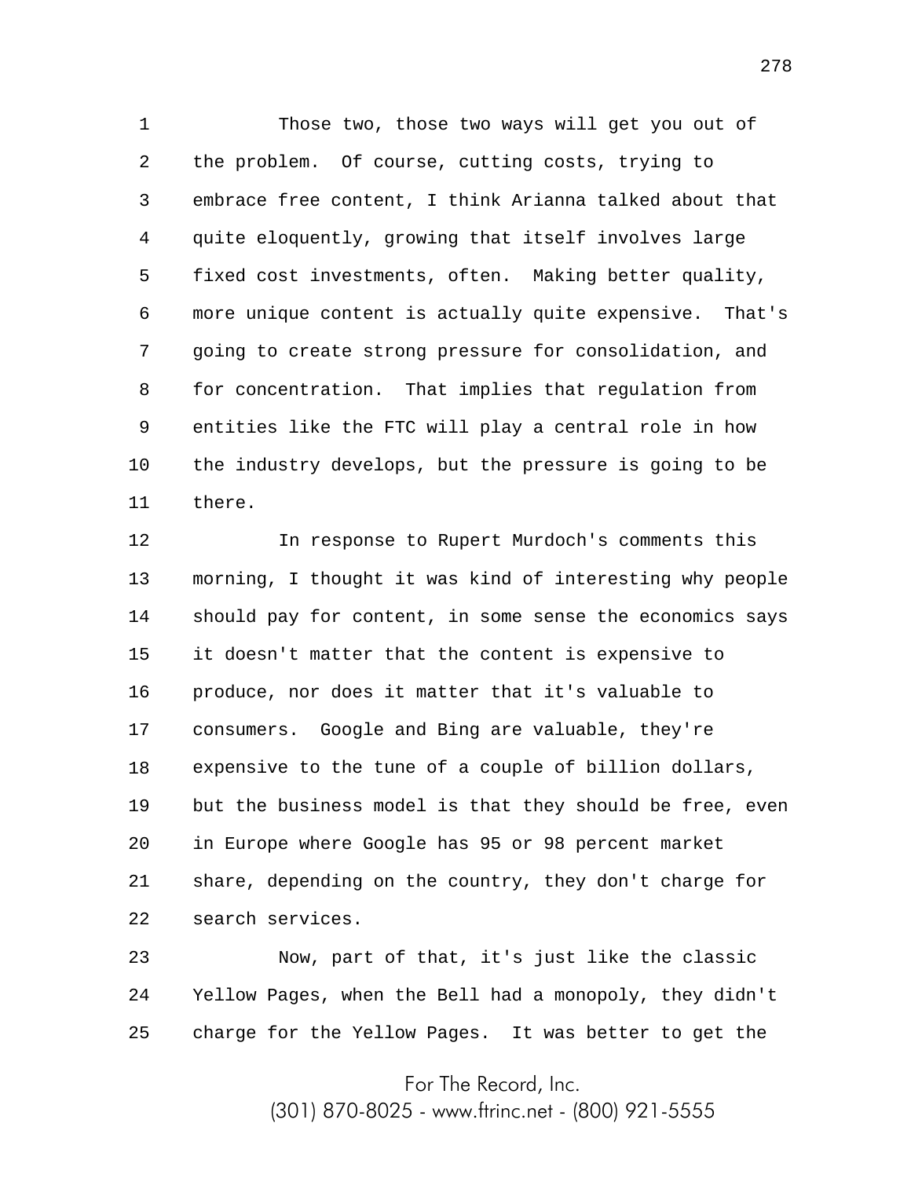Those two, those two ways will get you out of the problem. Of course, cutting costs, trying to embrace free content, I think Arianna talked about that quite eloquently, growing that itself involves large fixed cost investments, often. Making better quality, more unique content is actually quite expensive. That's going to create strong pressure for consolidation, and for concentration. That implies that regulation from entities like the FTC will play a central role in how the industry develops, but the pressure is going to be there.

In response to Rupert Murdoch's comments this morning, I thought it was kind of interesting why people should pay for content, in some sense the economics says it doesn't matter that the content is expensive to produce, nor does it matter that it's valuable to consumers. Google and Bing are valuable, they're expensive to the tune of a couple of billion dollars, but the business model is that they should be free, even in Europe where Google has 95 or 98 percent market share, depending on the country, they don't charge for search services.

Now, part of that, it's just like the classic Yellow Pages, when the Bell had a monopoly, they didn't charge for the Yellow Pages. It was better to get the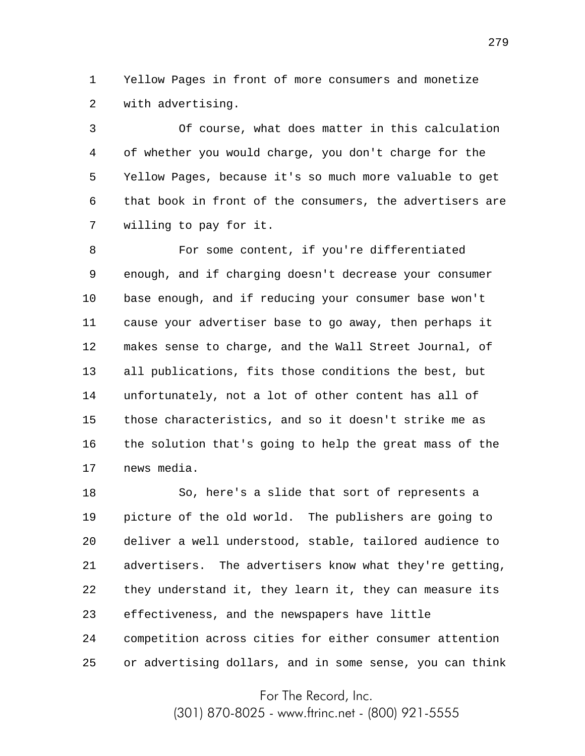Yellow Pages in front of more consumers and monetize with advertising.

Of course, what does matter in this calculation of whether you would charge, you don't charge for the Yellow Pages, because it's so much more valuable to get that book in front of the consumers, the advertisers are willing to pay for it.

For some content, if you're differentiated enough, and if charging doesn't decrease your consumer base enough, and if reducing your consumer base won't cause your advertiser base to go away, then perhaps it makes sense to charge, and the Wall Street Journal, of all publications, fits those conditions the best, but unfortunately, not a lot of other content has all of those characteristics, and so it doesn't strike me as the solution that's going to help the great mass of the news media.

So, here's a slide that sort of represents a picture of the old world. The publishers are going to deliver a well understood, stable, tailored audience to advertisers. The advertisers know what they're getting, they understand it, they learn it, they can measure its effectiveness, and the newspapers have little competition across cities for either consumer attention or advertising dollars, and in some sense, you can think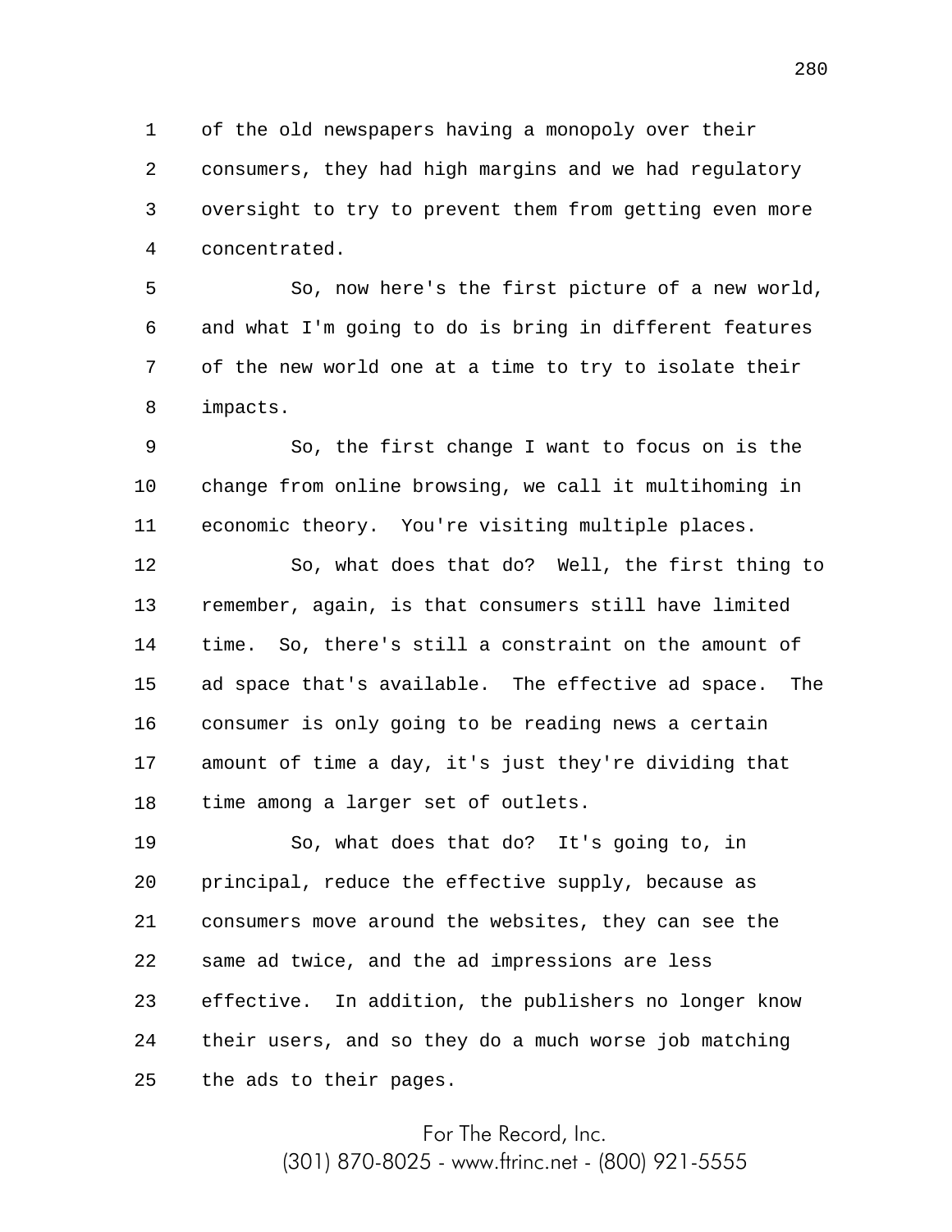of the old newspapers having a monopoly over their consumers, they had high margins and we had regulatory oversight to try to prevent them from getting even more concentrated.

So, now here's the first picture of a new world, and what I'm going to do is bring in different features of the new world one at a time to try to isolate their impacts.

So, the first change I want to focus on is the change from online browsing, we call it multihoming in economic theory. You're visiting multiple places.

So, what does that do? Well, the first thing to remember, again, is that consumers still have limited time. So, there's still a constraint on the amount of ad space that's available. The effective ad space. The consumer is only going to be reading news a certain amount of time a day, it's just they're dividing that time among a larger set of outlets.

So, what does that do? It's going to, in principal, reduce the effective supply, because as consumers move around the websites, they can see the same ad twice, and the ad impressions are less effective. In addition, the publishers no longer know their users, and so they do a much worse job matching the ads to their pages.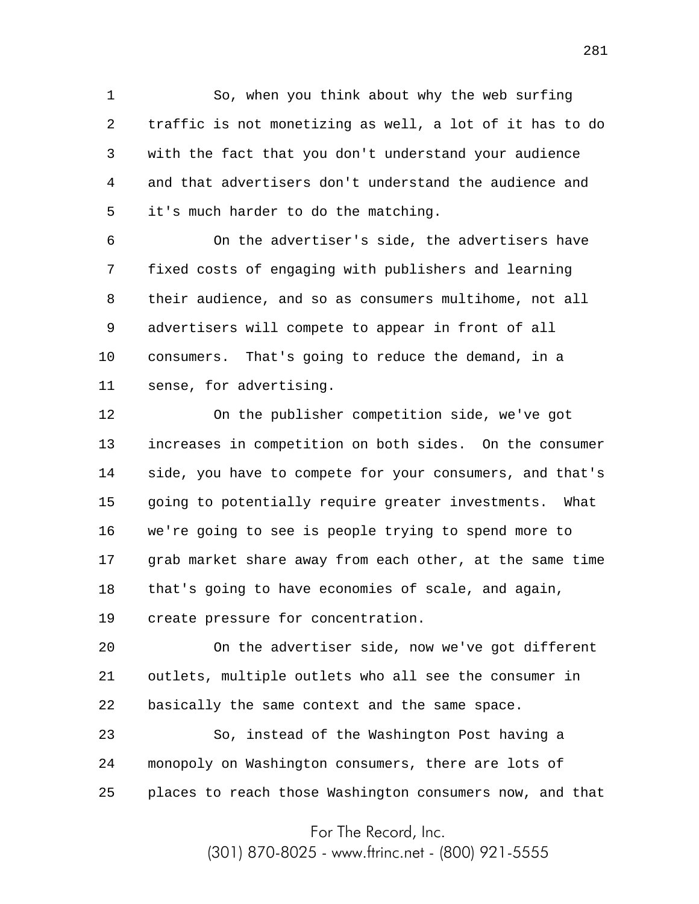So, when you think about why the web surfing traffic is not monetizing as well, a lot of it has to do with the fact that you don't understand your audience and that advertisers don't understand the audience and it's much harder to do the matching.

On the advertiser's side, the advertisers have fixed costs of engaging with publishers and learning their audience, and so as consumers multihome, not all advertisers will compete to appear in front of all consumers. That's going to reduce the demand, in a sense, for advertising.

On the publisher competition side, we've got increases in competition on both sides. On the consumer side, you have to compete for your consumers, and that's going to potentially require greater investments. What we're going to see is people trying to spend more to grab market share away from each other, at the same time that's going to have economies of scale, and again, create pressure for concentration.

On the advertiser side, now we've got different outlets, multiple outlets who all see the consumer in basically the same context and the same space.

So, instead of the Washington Post having a monopoly on Washington consumers, there are lots of places to reach those Washington consumers now, and that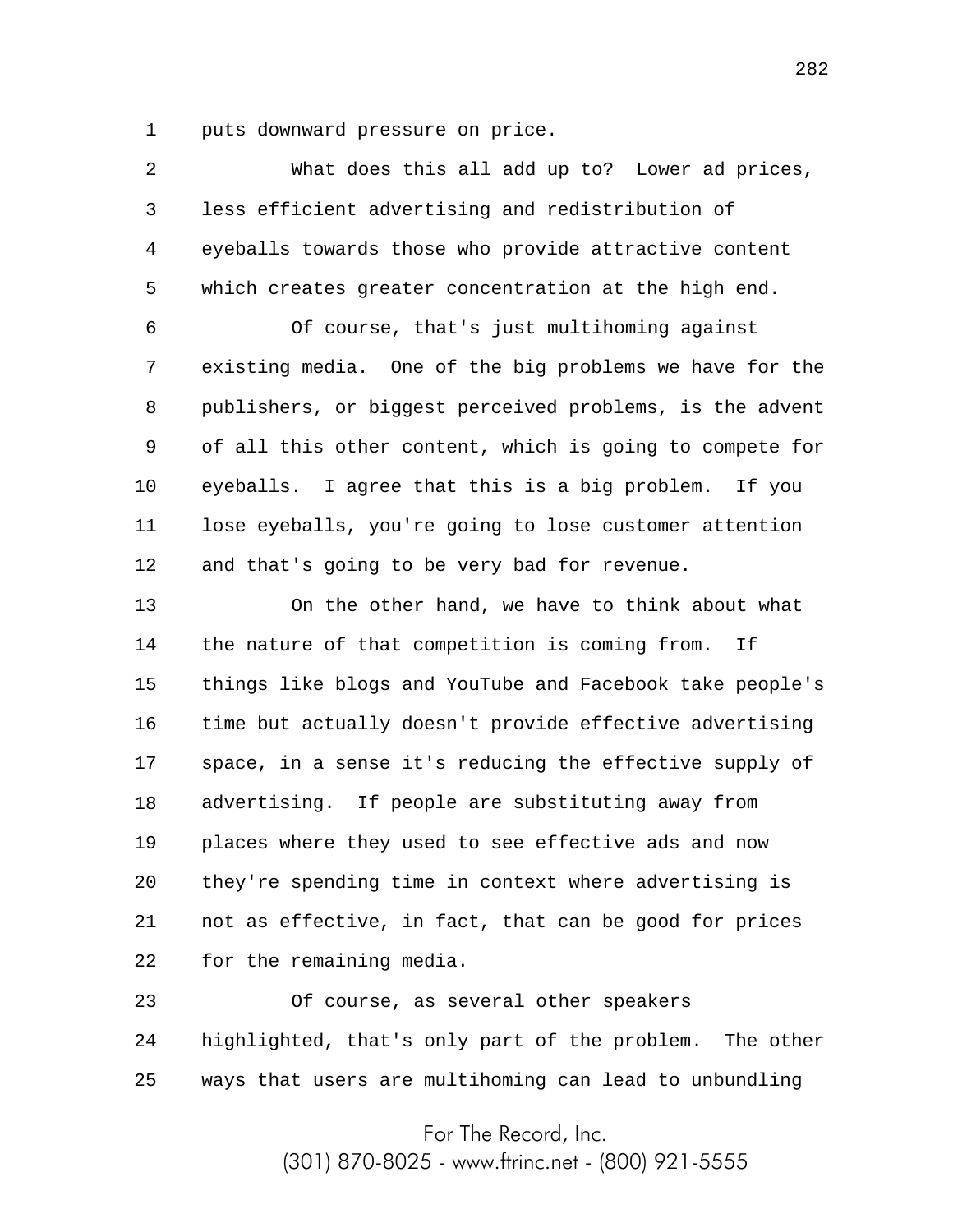puts downward pressure on price.

What does this all add up to? Lower ad prices, less efficient advertising and redistribution of eyeballs towards those who provide attractive content which creates greater concentration at the high end.

Of course, that's just multihoming against existing media. One of the big problems we have for the publishers, or biggest perceived problems, is the advent of all this other content, which is going to compete for eyeballs. I agree that this is a big problem. If you lose eyeballs, you're going to lose customer attention and that's going to be very bad for revenue.

On the other hand, we have to think about what the nature of that competition is coming from. If things like blogs and YouTube and Facebook take people's time but actually doesn't provide effective advertising space, in a sense it's reducing the effective supply of advertising. If people are substituting away from places where they used to see effective ads and now they're spending time in context where advertising is not as effective, in fact, that can be good for prices for the remaining media.

Of course, as several other speakers highlighted, that's only part of the problem. The other ways that users are multihoming can lead to unbundling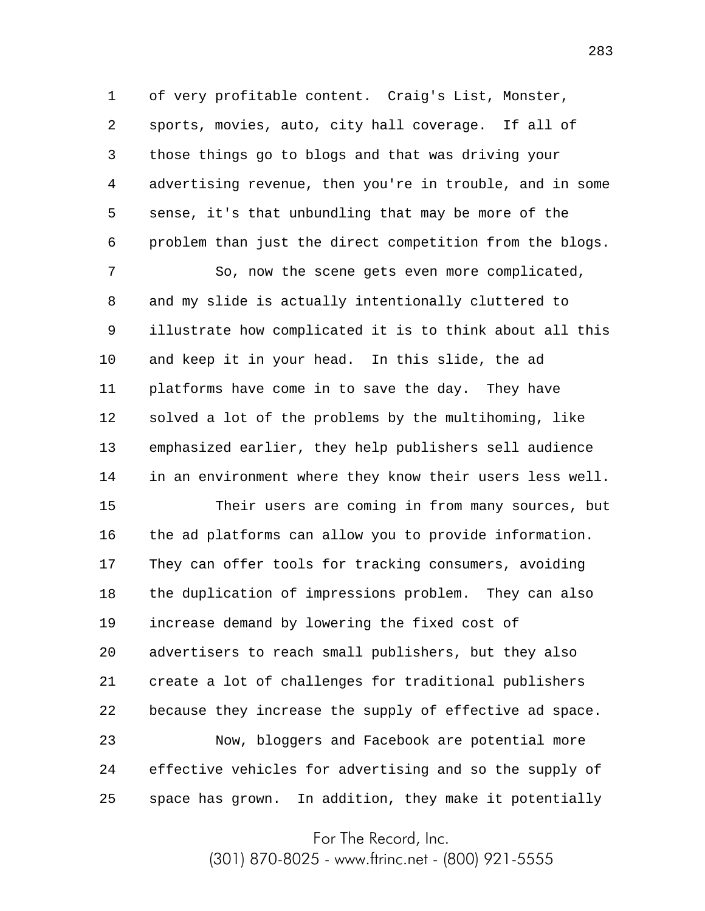of very profitable content. Craig's List, Monster, sports, movies, auto, city hall coverage. If all of those things go to blogs and that was driving your advertising revenue, then you're in trouble, and in some sense, it's that unbundling that may be more of the problem than just the direct competition from the blogs.

So, now the scene gets even more complicated, and my slide is actually intentionally cluttered to illustrate how complicated it is to think about all this and keep it in your head. In this slide, the ad platforms have come in to save the day. They have solved a lot of the problems by the multihoming, like emphasized earlier, they help publishers sell audience in an environment where they know their users less well.

Their users are coming in from many sources, but the ad platforms can allow you to provide information. They can offer tools for tracking consumers, avoiding the duplication of impressions problem. They can also increase demand by lowering the fixed cost of advertisers to reach small publishers, but they also create a lot of challenges for traditional publishers because they increase the supply of effective ad space.

Now, bloggers and Facebook are potential more effective vehicles for advertising and so the supply of space has grown. In addition, they make it potentially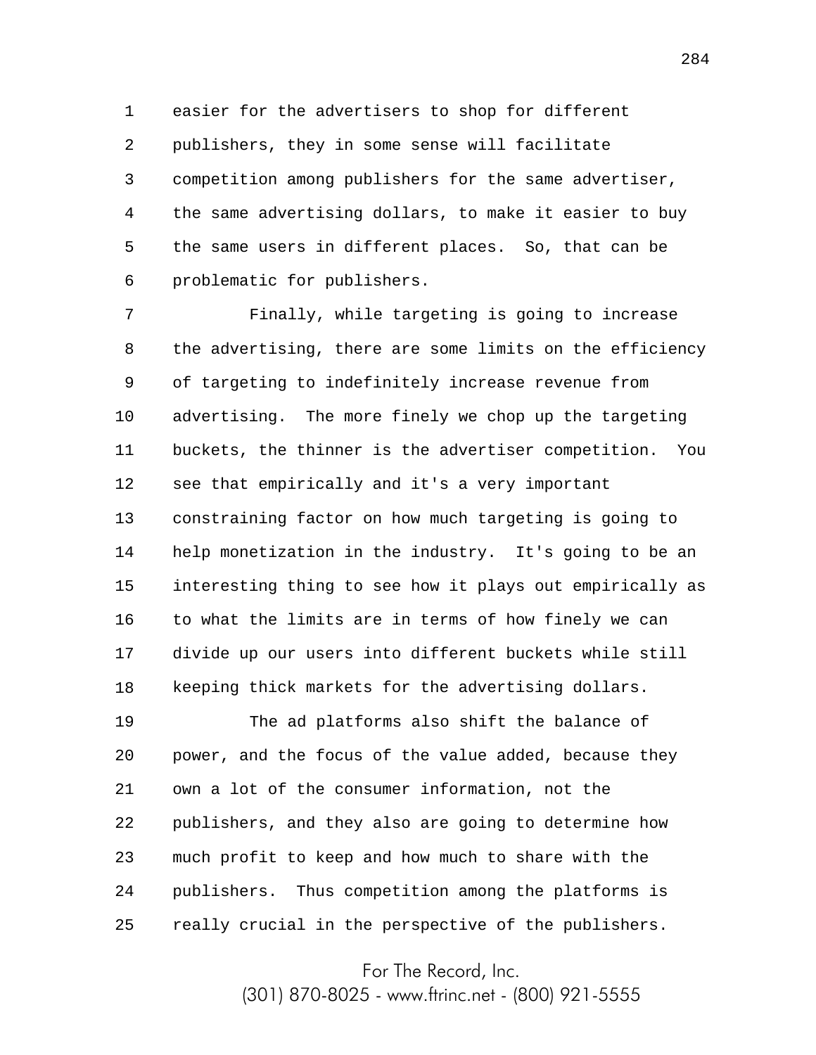easier for the advertisers to shop for different publishers, they in some sense will facilitate competition among publishers for the same advertiser, the same advertising dollars, to make it easier to buy the same users in different places. So, that can be problematic for publishers.

Finally, while targeting is going to increase the advertising, there are some limits on the efficiency of targeting to indefinitely increase revenue from advertising. The more finely we chop up the targeting buckets, the thinner is the advertiser competition. You see that empirically and it's a very important constraining factor on how much targeting is going to help monetization in the industry. It's going to be an interesting thing to see how it plays out empirically as to what the limits are in terms of how finely we can divide up our users into different buckets while still keeping thick markets for the advertising dollars.

The ad platforms also shift the balance of power, and the focus of the value added, because they own a lot of the consumer information, not the publishers, and they also are going to determine how much profit to keep and how much to share with the publishers. Thus competition among the platforms is really crucial in the perspective of the publishers.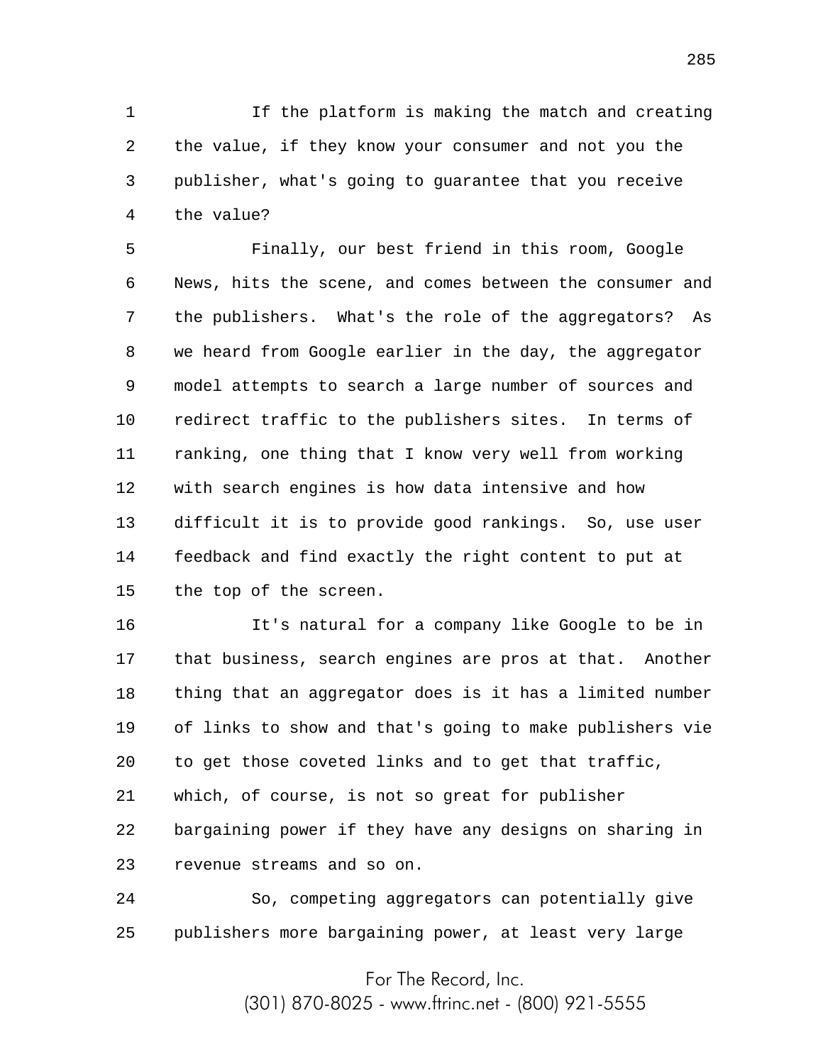If the platform is making the match and creating the value, if they know your consumer and not you the publisher, what's going to guarantee that you receive the value?

Finally, our best friend in this room, Google News, hits the scene, and comes between the consumer and the publishers. What's the role of the aggregators? As we heard from Google earlier in the day, the aggregator model attempts to search a large number of sources and redirect traffic to the publishers sites. In terms of ranking, one thing that I know very well from working with search engines is how data intensive and how difficult it is to provide good rankings. So, use user feedback and find exactly the right content to put at the top of the screen.

It's natural for a company like Google to be in that business, search engines are pros at that. Another thing that an aggregator does is it has a limited number of links to show and that's going to make publishers vie to get those coveted links and to get that traffic, which, of course, is not so great for publisher bargaining power if they have any designs on sharing in revenue streams and so on.

So, competing aggregators can potentially give publishers more bargaining power, at least very large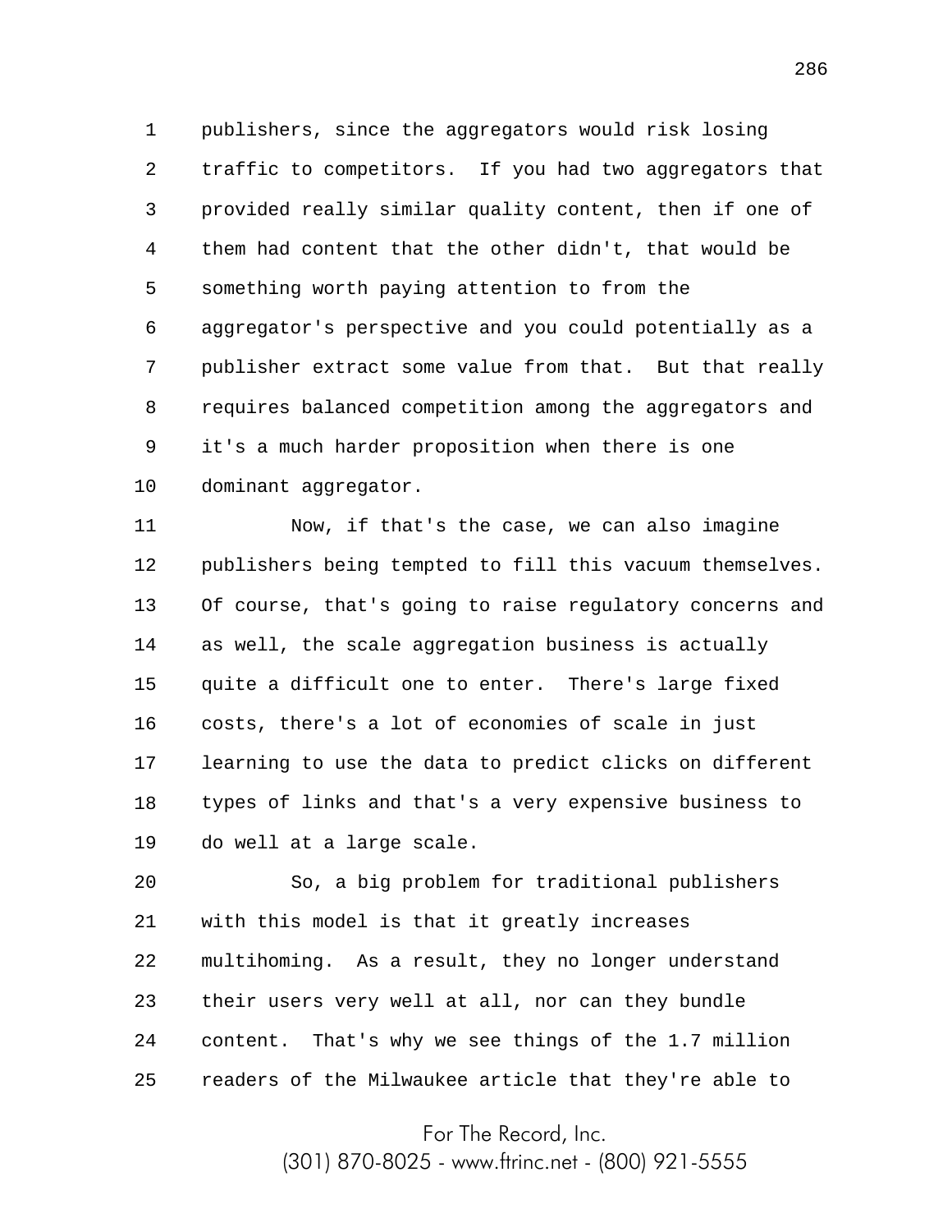publishers, since the aggregators would risk losing traffic to competitors. If you had two aggregators that provided really similar quality content, then if one of them had content that the other didn't, that would be something worth paying attention to from the aggregator's perspective and you could potentially as a publisher extract some value from that. But that really requires balanced competition among the aggregators and it's a much harder proposition when there is one dominant aggregator.

Now, if that's the case, we can also imagine publishers being tempted to fill this vacuum themselves. Of course, that's going to raise regulatory concerns and as well, the scale aggregation business is actually quite a difficult one to enter. There's large fixed costs, there's a lot of economies of scale in just learning to use the data to predict clicks on different types of links and that's a very expensive business to do well at a large scale.

So, a big problem for traditional publishers with this model is that it greatly increases multihoming. As a result, they no longer understand their users very well at all, nor can they bundle content. That's why we see things of the 1.7 million readers of the Milwaukee article that they're able to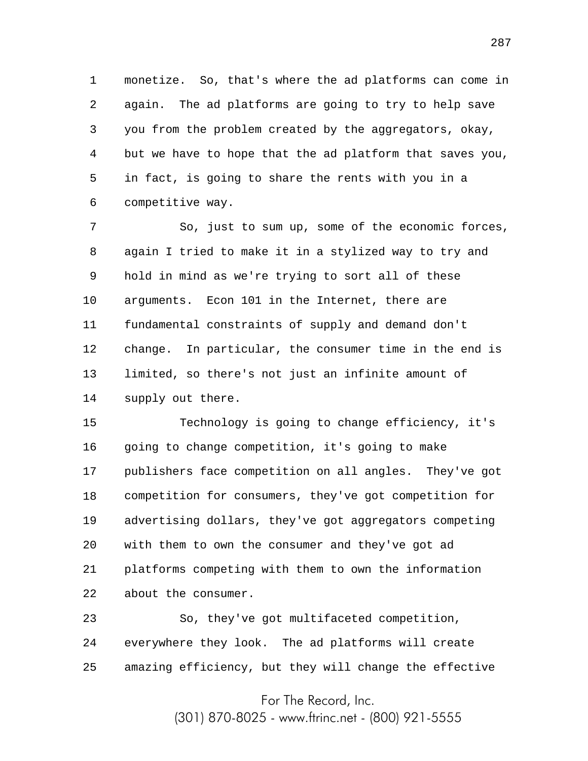monetize. So, that's where the ad platforms can come in again. The ad platforms are going to try to help save you from the problem created by the aggregators, okay, but we have to hope that the ad platform that saves you, in fact, is going to share the rents with you in a competitive way.

So, just to sum up, some of the economic forces, again I tried to make it in a stylized way to try and hold in mind as we're trying to sort all of these arguments. Econ 101 in the Internet, there are fundamental constraints of supply and demand don't change. In particular, the consumer time in the end is limited, so there's not just an infinite amount of supply out there.

Technology is going to change efficiency, it's going to change competition, it's going to make publishers face competition on all angles. They've got competition for consumers, they've got competition for advertising dollars, they've got aggregators competing with them to own the consumer and they've got ad platforms competing with them to own the information about the consumer.

So, they've got multifaceted competition, everywhere they look. The ad platforms will create amazing efficiency, but they will change the effective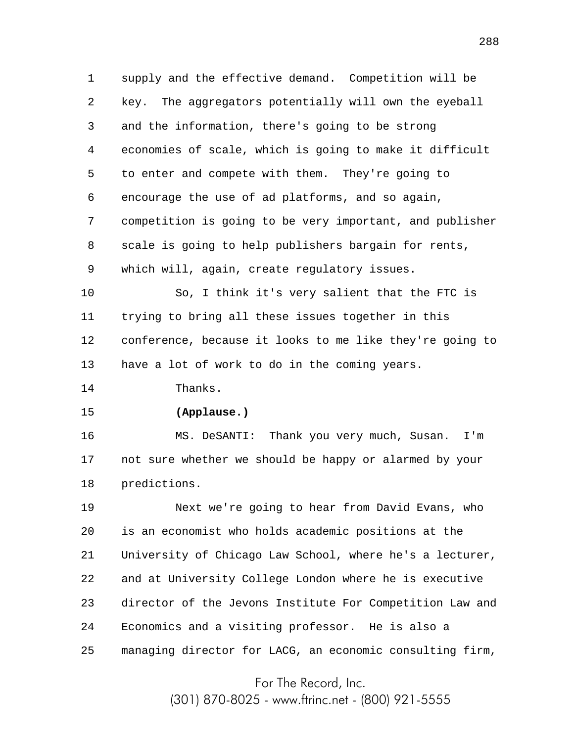supply and the effective demand. Competition will be key. The aggregators potentially will own the eyeball and the information, there's going to be strong economies of scale, which is going to make it difficult to enter and compete with them. They're going to encourage the use of ad platforms, and so again, competition is going to be very important, and publisher scale is going to help publishers bargain for rents, which will, again, create regulatory issues.

So, I think it's very salient that the FTC is trying to bring all these issues together in this conference, because it looks to me like they're going to have a lot of work to do in the coming years.

Thanks.

**(Applause.)**

MS. DeSANTI: Thank you very much, Susan. I'm not sure whether we should be happy or alarmed by your predictions.

Next we're going to hear from David Evans, who is an economist who holds academic positions at the University of Chicago Law School, where he's a lecturer, and at University College London where he is executive director of the Jevons Institute For Competition Law and Economics and a visiting professor. He is also a managing director for LACG, an economic consulting firm,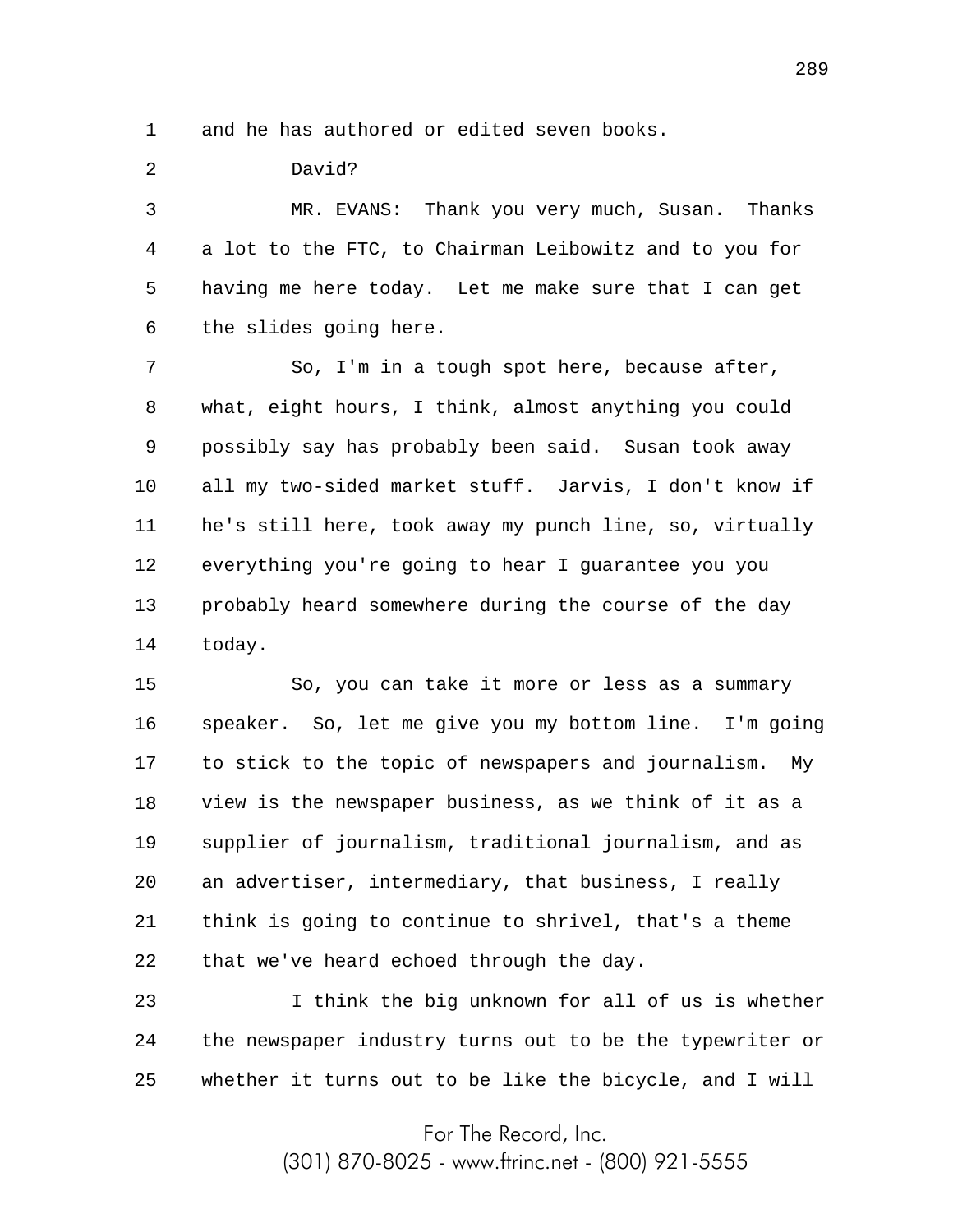and he has authored or edited seven books.

David?

MR. EVANS: Thank you very much, Susan. Thanks a lot to the FTC, to Chairman Leibowitz and to you for having me here today. Let me make sure that I can get the slides going here.

So, I'm in a tough spot here, because after, what, eight hours, I think, almost anything you could possibly say has probably been said. Susan took away all my two-sided market stuff. Jarvis, I don't know if he's still here, took away my punch line, so, virtually everything you're going to hear I guarantee you you probably heard somewhere during the course of the day today.

So, you can take it more or less as a summary speaker. So, let me give you my bottom line. I'm going to stick to the topic of newspapers and journalism. My view is the newspaper business, as we think of it as a supplier of journalism, traditional journalism, and as an advertiser, intermediary, that business, I really think is going to continue to shrivel, that's a theme that we've heard echoed through the day.

I think the big unknown for all of us is whether the newspaper industry turns out to be the typewriter or whether it turns out to be like the bicycle, and I will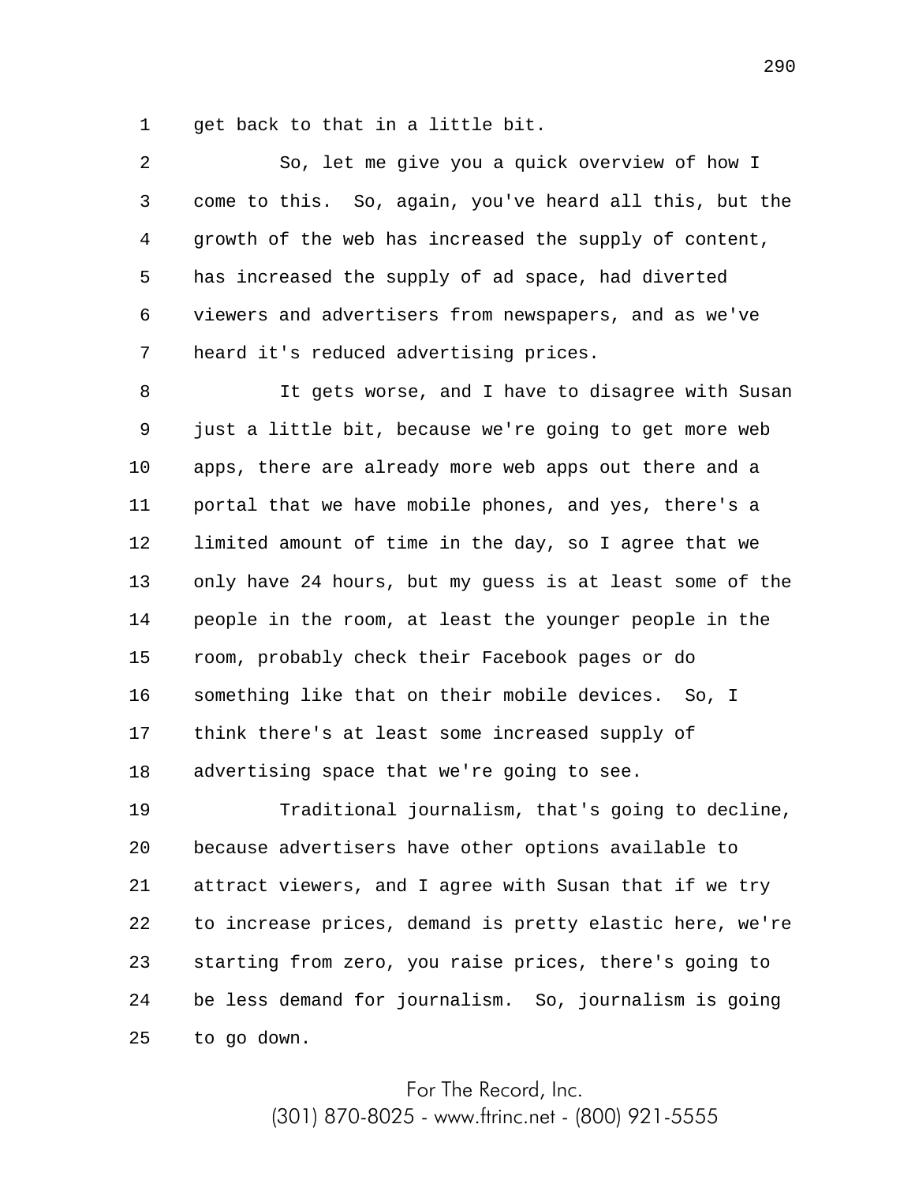get back to that in a little bit.

So, let me give you a quick overview of how I come to this. So, again, you've heard all this, but the growth of the web has increased the supply of content, has increased the supply of ad space, had diverted viewers and advertisers from newspapers, and as we've heard it's reduced advertising prices.

It gets worse, and I have to disagree with Susan just a little bit, because we're going to get more web apps, there are already more web apps out there and a portal that we have mobile phones, and yes, there's a limited amount of time in the day, so I agree that we only have 24 hours, but my guess is at least some of the people in the room, at least the younger people in the room, probably check their Facebook pages or do something like that on their mobile devices. So, I think there's at least some increased supply of advertising space that we're going to see.

Traditional journalism, that's going to decline, because advertisers have other options available to attract viewers, and I agree with Susan that if we try to increase prices, demand is pretty elastic here, we're starting from zero, you raise prices, there's going to be less demand for journalism. So, journalism is going to go down.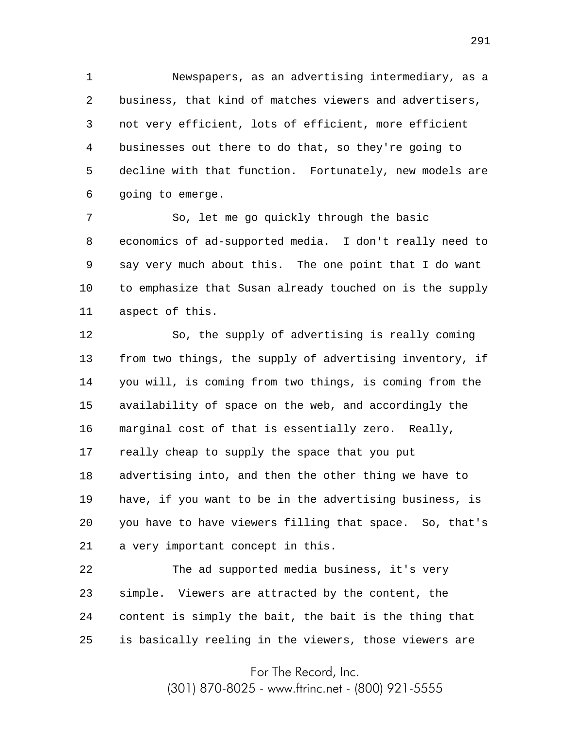Newspapers, as an advertising intermediary, as a business, that kind of matches viewers and advertisers, not very efficient, lots of efficient, more efficient businesses out there to do that, so they're going to decline with that function. Fortunately, new models are going to emerge.

So, let me go quickly through the basic economics of ad-supported media. I don't really need to say very much about this. The one point that I do want to emphasize that Susan already touched on is the supply aspect of this.

So, the supply of advertising is really coming from two things, the supply of advertising inventory, if you will, is coming from two things, is coming from the availability of space on the web, and accordingly the marginal cost of that is essentially zero. Really, really cheap to supply the space that you put advertising into, and then the other thing we have to have, if you want to be in the advertising business, is you have to have viewers filling that space. So, that's a very important concept in this.

The ad supported media business, it's very simple. Viewers are attracted by the content, the content is simply the bait, the bait is the thing that is basically reeling in the viewers, those viewers are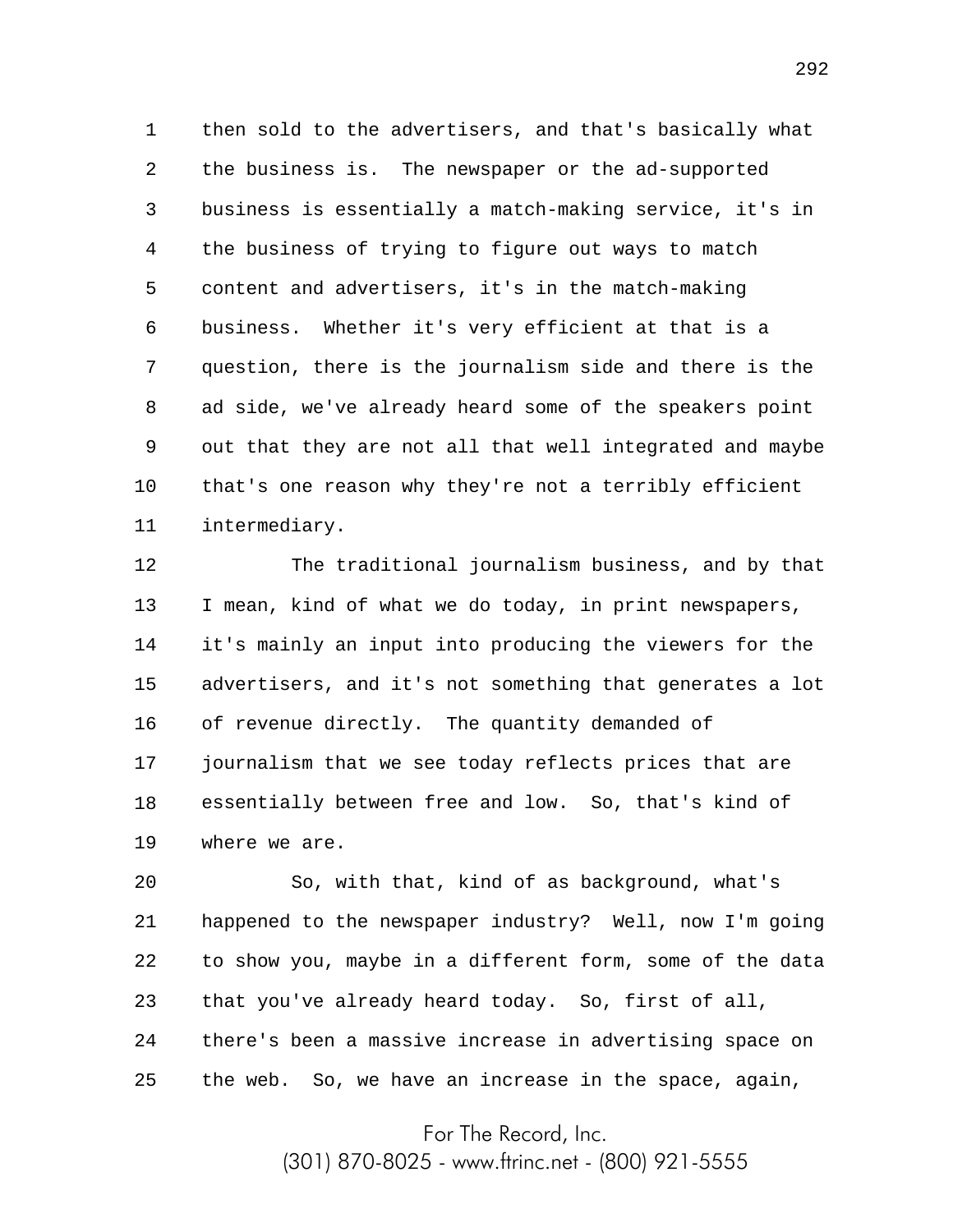then sold to the advertisers, and that's basically what the business is. The newspaper or the ad-supported business is essentially a match-making service, it's in the business of trying to figure out ways to match content and advertisers, it's in the match-making business. Whether it's very efficient at that is a question, there is the journalism side and there is the ad side, we've already heard some of the speakers point out that they are not all that well integrated and maybe that's one reason why they're not a terribly efficient intermediary.

The traditional journalism business, and by that I mean, kind of what we do today, in print newspapers, it's mainly an input into producing the viewers for the advertisers, and it's not something that generates a lot of revenue directly. The quantity demanded of journalism that we see today reflects prices that are essentially between free and low. So, that's kind of where we are.

So, with that, kind of as background, what's happened to the newspaper industry? Well, now I'm going to show you, maybe in a different form, some of the data that you've already heard today. So, first of all, there's been a massive increase in advertising space on the web. So, we have an increase in the space, again,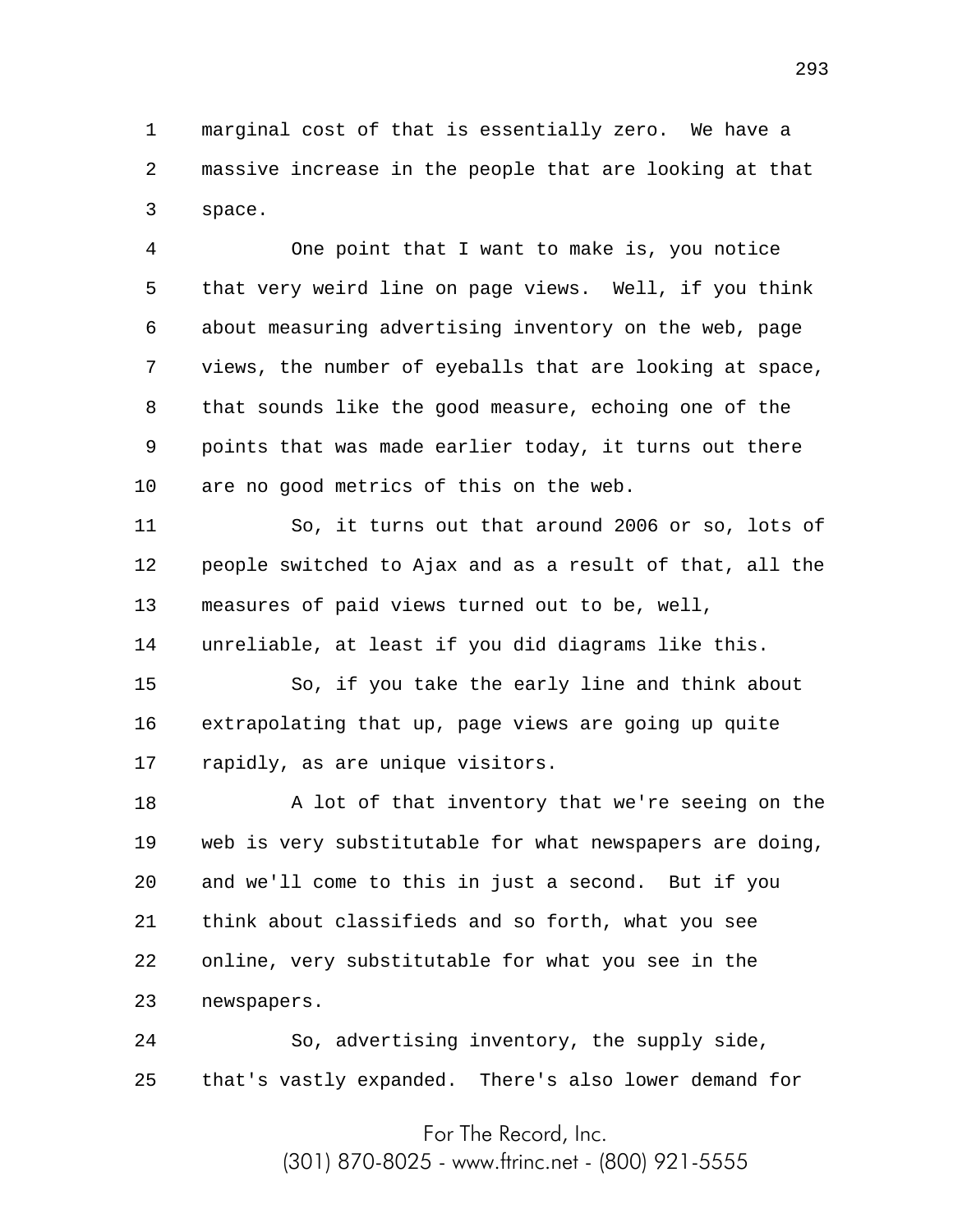marginal cost of that is essentially zero. We have a massive increase in the people that are looking at that space.

One point that I want to make is, you notice that very weird line on page views. Well, if you think about measuring advertising inventory on the web, page views, the number of eyeballs that are looking at space, that sounds like the good measure, echoing one of the points that was made earlier today, it turns out there are no good metrics of this on the web.

So, it turns out that around 2006 or so, lots of people switched to Ajax and as a result of that, all the measures of paid views turned out to be, well, unreliable, at least if you did diagrams like this.

So, if you take the early line and think about extrapolating that up, page views are going up quite rapidly, as are unique visitors.

A lot of that inventory that we're seeing on the web is very substitutable for what newspapers are doing, and we'll come to this in just a second. But if you think about classifieds and so forth, what you see online, very substitutable for what you see in the newspapers.

So, advertising inventory, the supply side, that's vastly expanded. There's also lower demand for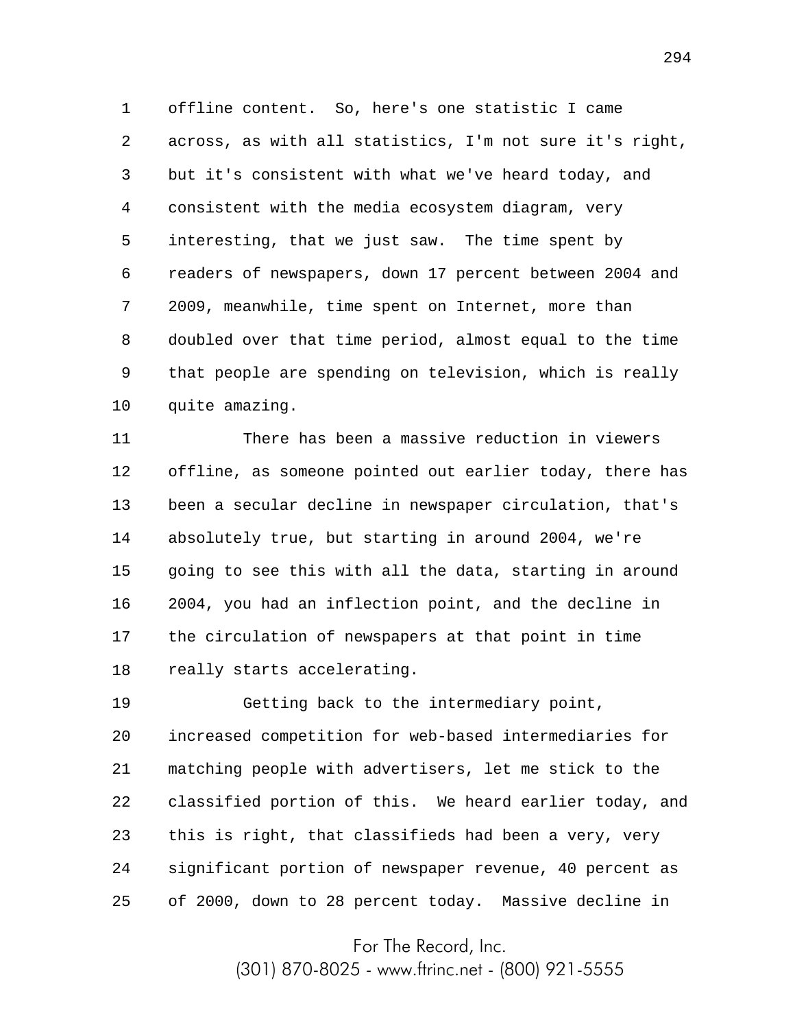offline content. So, here's one statistic I came across, as with all statistics, I'm not sure it's right, but it's consistent with what we've heard today, and consistent with the media ecosystem diagram, very interesting, that we just saw. The time spent by readers of newspapers, down 17 percent between 2004 and 2009, meanwhile, time spent on Internet, more than doubled over that time period, almost equal to the time that people are spending on television, which is really quite amazing.

There has been a massive reduction in viewers offline, as someone pointed out earlier today, there has been a secular decline in newspaper circulation, that's absolutely true, but starting in around 2004, we're going to see this with all the data, starting in around 2004, you had an inflection point, and the decline in the circulation of newspapers at that point in time really starts accelerating.

Getting back to the intermediary point, increased competition for web-based intermediaries for matching people with advertisers, let me stick to the classified portion of this. We heard earlier today, and this is right, that classifieds had been a very, very significant portion of newspaper revenue, 40 percent as of 2000, down to 28 percent today. Massive decline in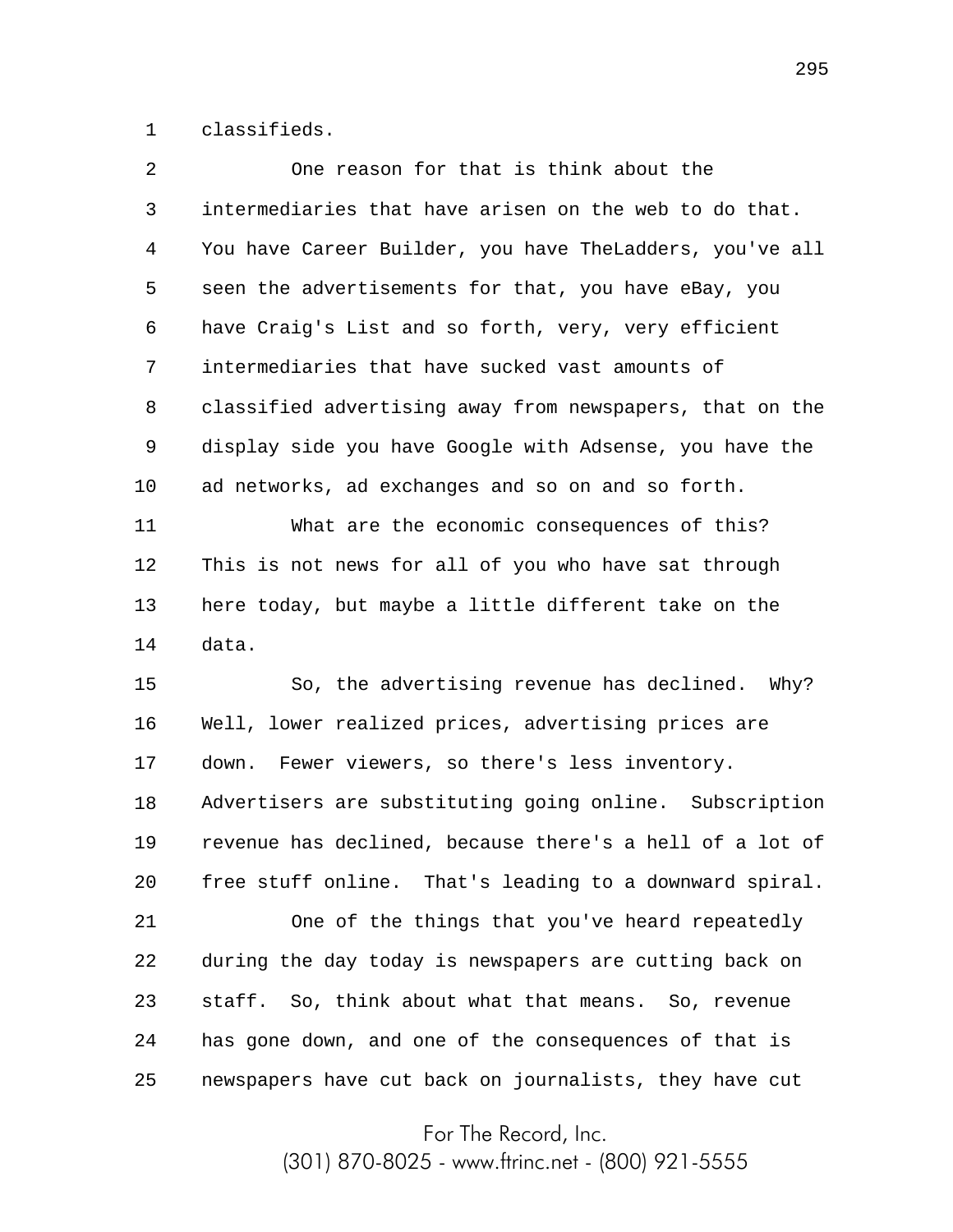classifieds.

One reason for that is think about the intermediaries that have arisen on the web to do that. You have Career Builder, you have TheLadders, you've all seen the advertisements for that, you have eBay, you have Craig's List and so forth, very, very efficient intermediaries that have sucked vast amounts of classified advertising away from newspapers, that on the display side you have Google with Adsense, you have the ad networks, ad exchanges and so on and so forth.

What are the economic consequences of this? This is not news for all of you who have sat through here today, but maybe a little different take on the data.

So, the advertising revenue has declined. Why? Well, lower realized prices, advertising prices are down. Fewer viewers, so there's less inventory. Advertisers are substituting going online. Subscription revenue has declined, because there's a hell of a lot of free stuff online. That's leading to a downward spiral.

One of the things that you've heard repeatedly during the day today is newspapers are cutting back on staff. So, think about what that means. So, revenue has gone down, and one of the consequences of that is newspapers have cut back on journalists, they have cut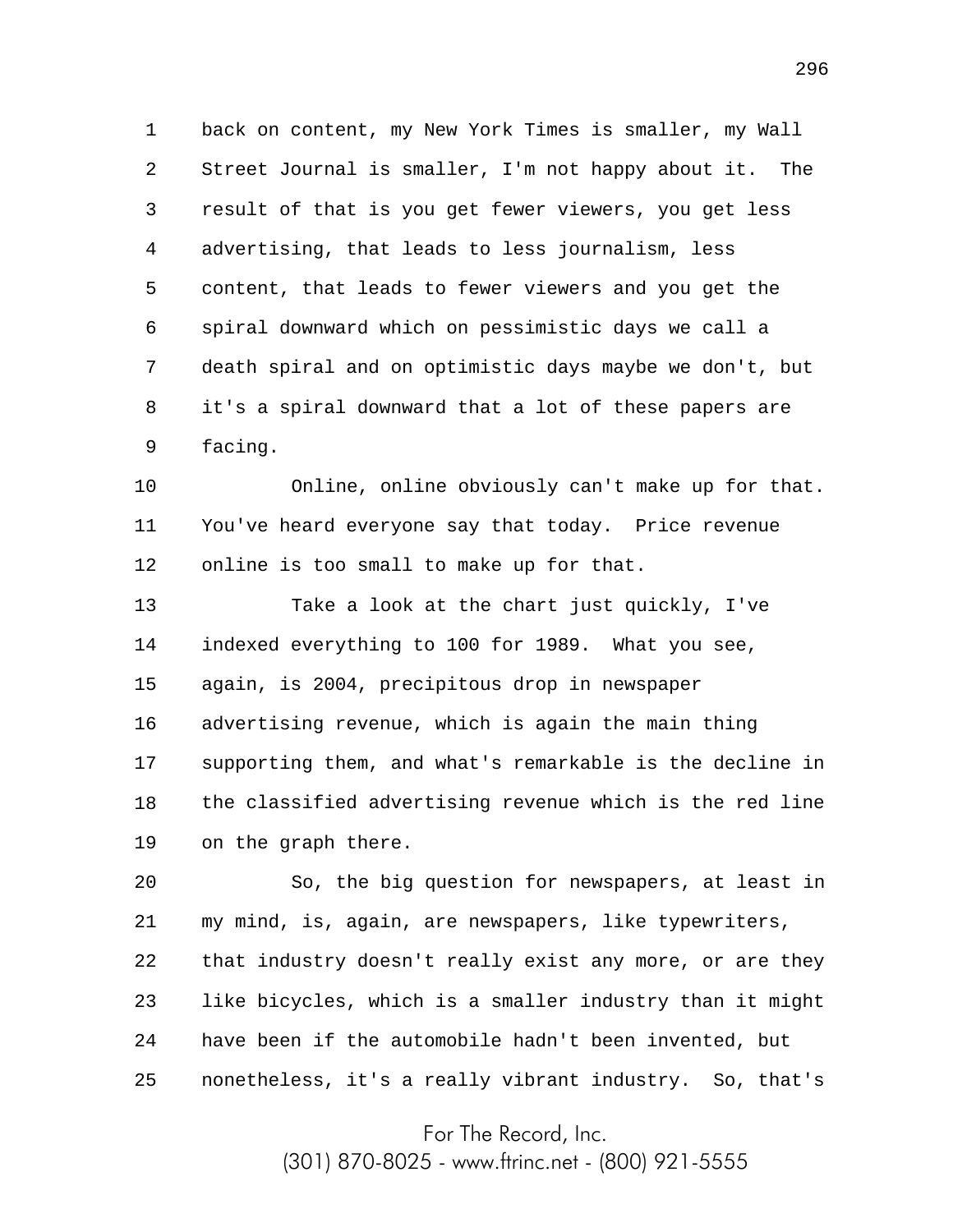back on content, my New York Times is smaller, my Wall Street Journal is smaller, I'm not happy about it. The result of that is you get fewer viewers, you get less advertising, that leads to less journalism, less content, that leads to fewer viewers and you get the spiral downward which on pessimistic days we call a death spiral and on optimistic days maybe we don't, but it's a spiral downward that a lot of these papers are facing.

Online, online obviously can't make up for that. You've heard everyone say that today. Price revenue online is too small to make up for that.

Take a look at the chart just quickly, I've indexed everything to 100 for 1989. What you see, again, is 2004, precipitous drop in newspaper advertising revenue, which is again the main thing supporting them, and what's remarkable is the decline in the classified advertising revenue which is the red line on the graph there.

So, the big question for newspapers, at least in my mind, is, again, are newspapers, like typewriters, that industry doesn't really exist any more, or are they like bicycles, which is a smaller industry than it might have been if the automobile hadn't been invented, but nonetheless, it's a really vibrant industry. So, that's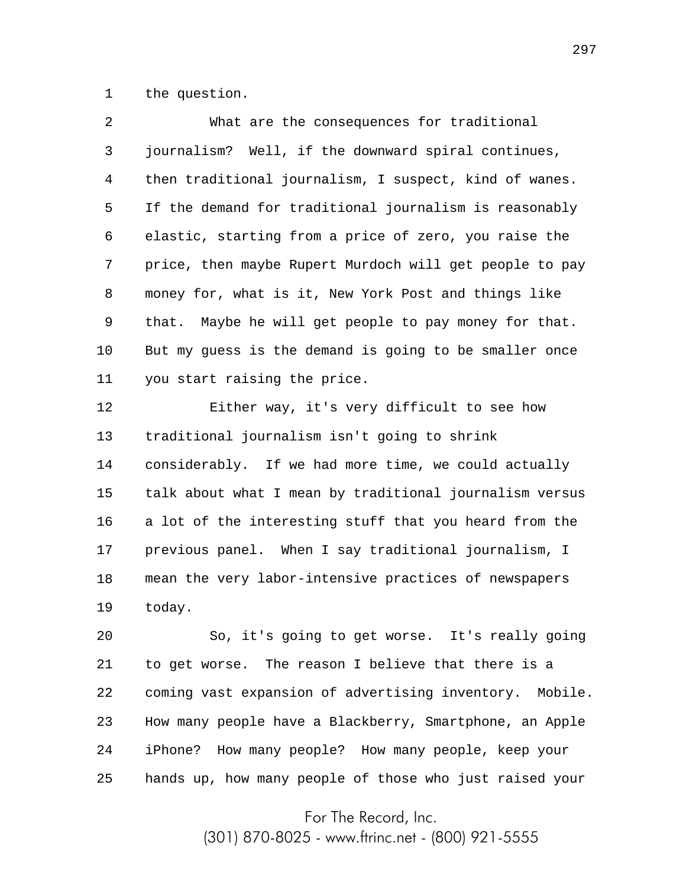the question.

What are the consequences for traditional journalism? Well, if the downward spiral continues, then traditional journalism, I suspect, kind of wanes. If the demand for traditional journalism is reasonably elastic, starting from a price of zero, you raise the price, then maybe Rupert Murdoch will get people to pay money for, what is it, New York Post and things like that. Maybe he will get people to pay money for that. But my guess is the demand is going to be smaller once you start raising the price.

Either way, it's very difficult to see how traditional journalism isn't going to shrink considerably. If we had more time, we could actually talk about what I mean by traditional journalism versus a lot of the interesting stuff that you heard from the previous panel. When I say traditional journalism, I mean the very labor-intensive practices of newspapers today.

So, it's going to get worse. It's really going to get worse. The reason I believe that there is a coming vast expansion of advertising inventory. Mobile. How many people have a Blackberry, Smartphone, an Apple iPhone? How many people? How many people, keep your hands up, how many people of those who just raised your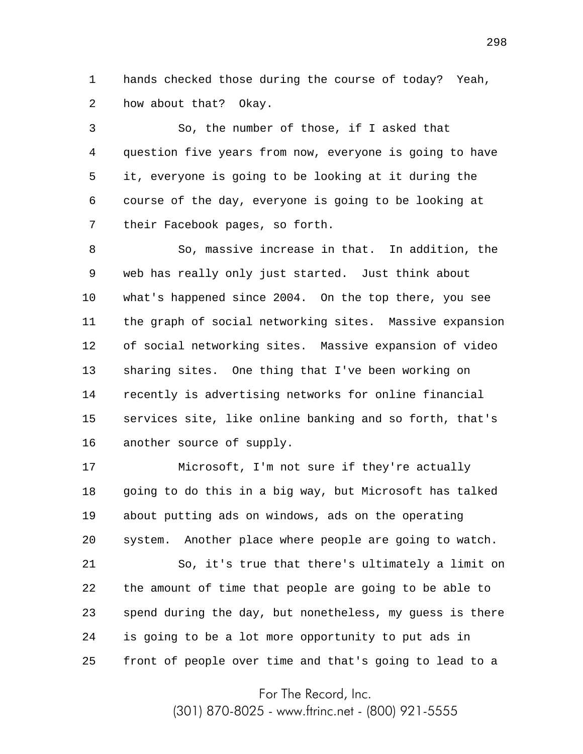hands checked those during the course of today? Yeah, how about that? Okay.

So, the number of those, if I asked that question five years from now, everyone is going to have it, everyone is going to be looking at it during the course of the day, everyone is going to be looking at their Facebook pages, so forth.

So, massive increase in that. In addition, the web has really only just started. Just think about what's happened since 2004. On the top there, you see the graph of social networking sites. Massive expansion of social networking sites. Massive expansion of video sharing sites. One thing that I've been working on recently is advertising networks for online financial services site, like online banking and so forth, that's another source of supply.

Microsoft, I'm not sure if they're actually going to do this in a big way, but Microsoft has talked about putting ads on windows, ads on the operating system. Another place where people are going to watch.

So, it's true that there's ultimately a limit on the amount of time that people are going to be able to spend during the day, but nonetheless, my guess is there is going to be a lot more opportunity to put ads in front of people over time and that's going to lead to a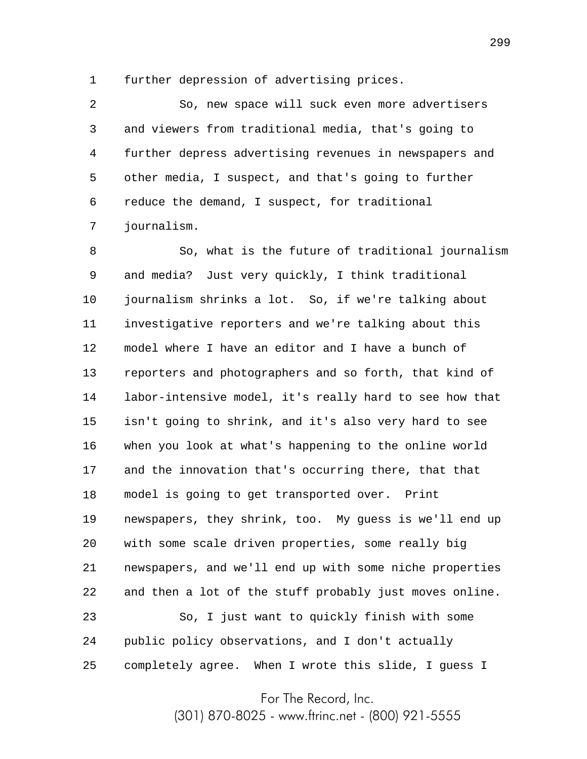further depression of advertising prices.

So, new space will suck even more advertisers and viewers from traditional media, that's going to further depress advertising revenues in newspapers and other media, I suspect, and that's going to further reduce the demand, I suspect, for traditional journalism.

So, what is the future of traditional journalism and media? Just very quickly, I think traditional journalism shrinks a lot. So, if we're talking about investigative reporters and we're talking about this model where I have an editor and I have a bunch of reporters and photographers and so forth, that kind of labor-intensive model, it's really hard to see how that isn't going to shrink, and it's also very hard to see when you look at what's happening to the online world and the innovation that's occurring there, that that model is going to get transported over. Print newspapers, they shrink, too. My guess is we'll end up with some scale driven properties, some really big newspapers, and we'll end up with some niche properties and then a lot of the stuff probably just moves online.

So, I just want to quickly finish with some public policy observations, and I don't actually completely agree. When I wrote this slide, I guess I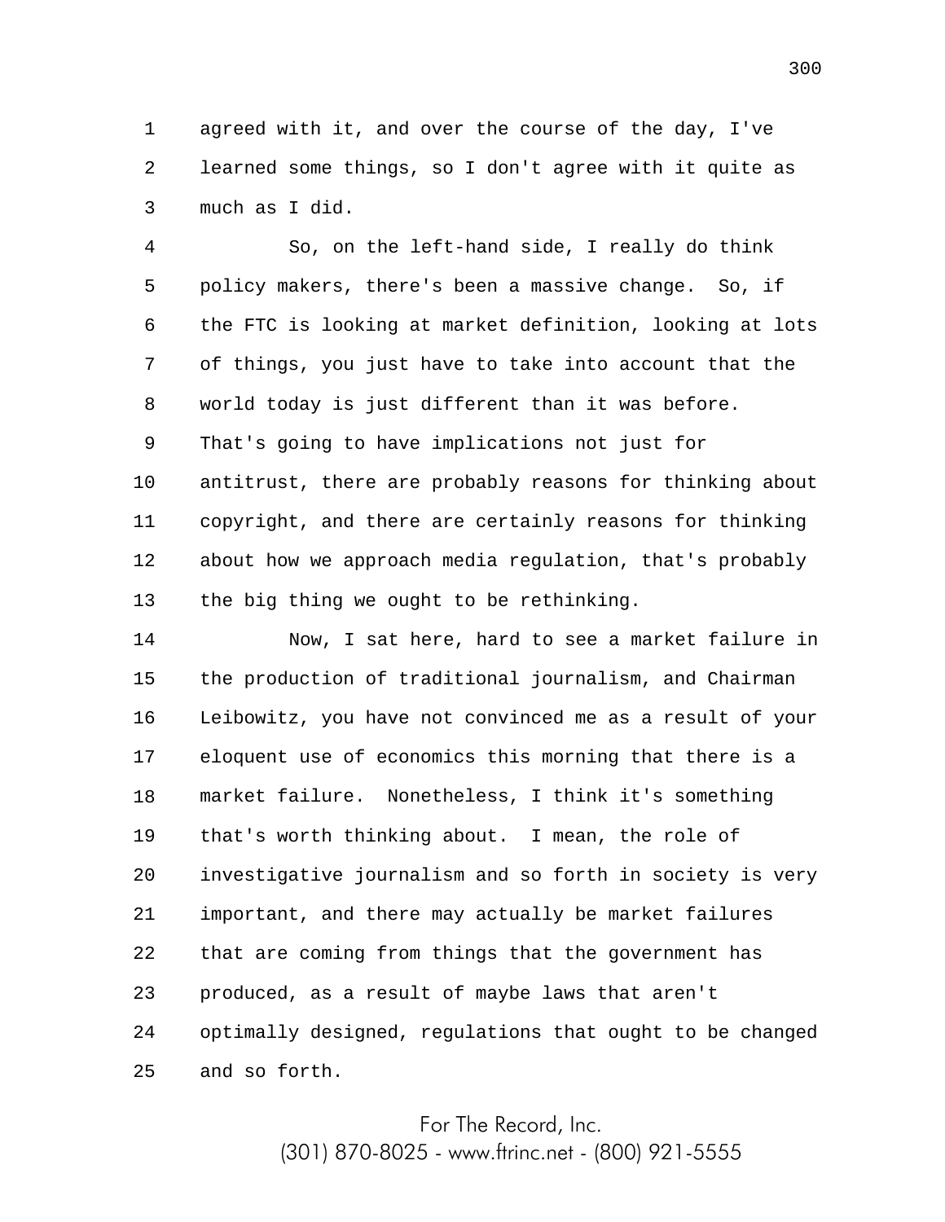agreed with it, and over the course of the day, I've learned some things, so I don't agree with it quite as much as I did.

So, on the left-hand side, I really do think policy makers, there's been a massive change. So, if the FTC is looking at market definition, looking at lots of things, you just have to take into account that the world today is just different than it was before. That's going to have implications not just for antitrust, there are probably reasons for thinking about copyright, and there are certainly reasons for thinking about how we approach media regulation, that's probably the big thing we ought to be rethinking.

Now, I sat here, hard to see a market failure in the production of traditional journalism, and Chairman Leibowitz, you have not convinced me as a result of your eloquent use of economics this morning that there is a market failure. Nonetheless, I think it's something that's worth thinking about. I mean, the role of investigative journalism and so forth in society is very important, and there may actually be market failures that are coming from things that the government has produced, as a result of maybe laws that aren't optimally designed, regulations that ought to be changed and so forth.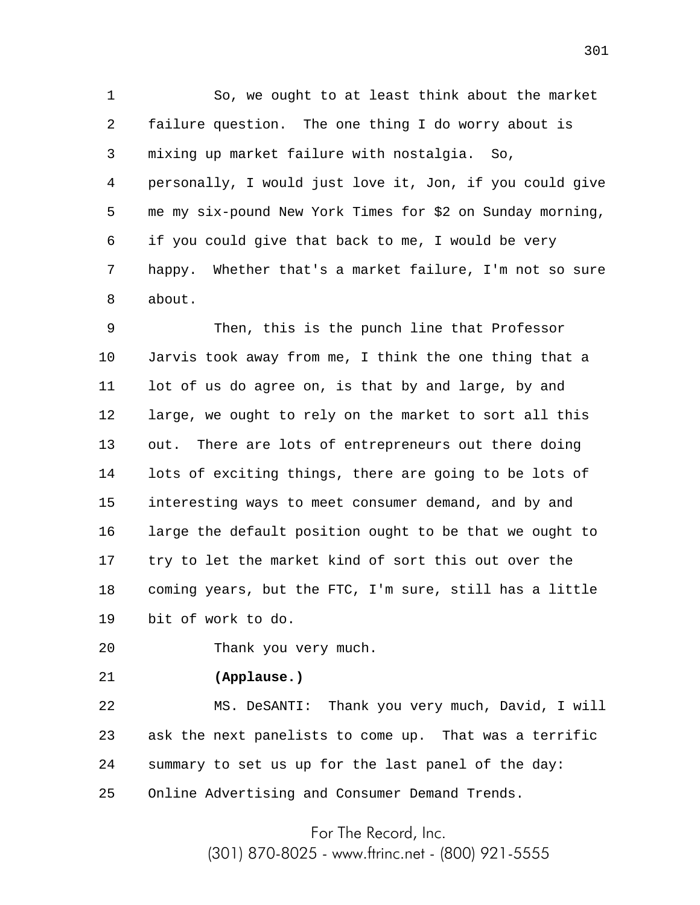So, we ought to at least think about the market failure question. The one thing I do worry about is mixing up market failure with nostalgia. So, personally, I would just love it, Jon, if you could give me my six-pound New York Times for $2 on Sunday morning, if you could give that back to me, I would be very happy. Whether that's a market failure, I'm not so sure about.

Then, this is the punch line that Professor Jarvis took away from me, I think the one thing that a lot of us do agree on, is that by and large, by and large, we ought to rely on the market to sort all this out. There are lots of entrepreneurs out there doing lots of exciting things, there are going to be lots of interesting ways to meet consumer demand, and by and large the default position ought to be that we ought to try to let the market kind of sort this out over the coming years, but the FTC, I'm sure, still has a little bit of work to do.

Thank you very much.

**(Applause.)**

MS. DeSANTI: Thank you very much, David, I will ask the next panelists to come up. That was a terrific summary to set us up for the last panel of the day: Online Advertising and Consumer Demand Trends.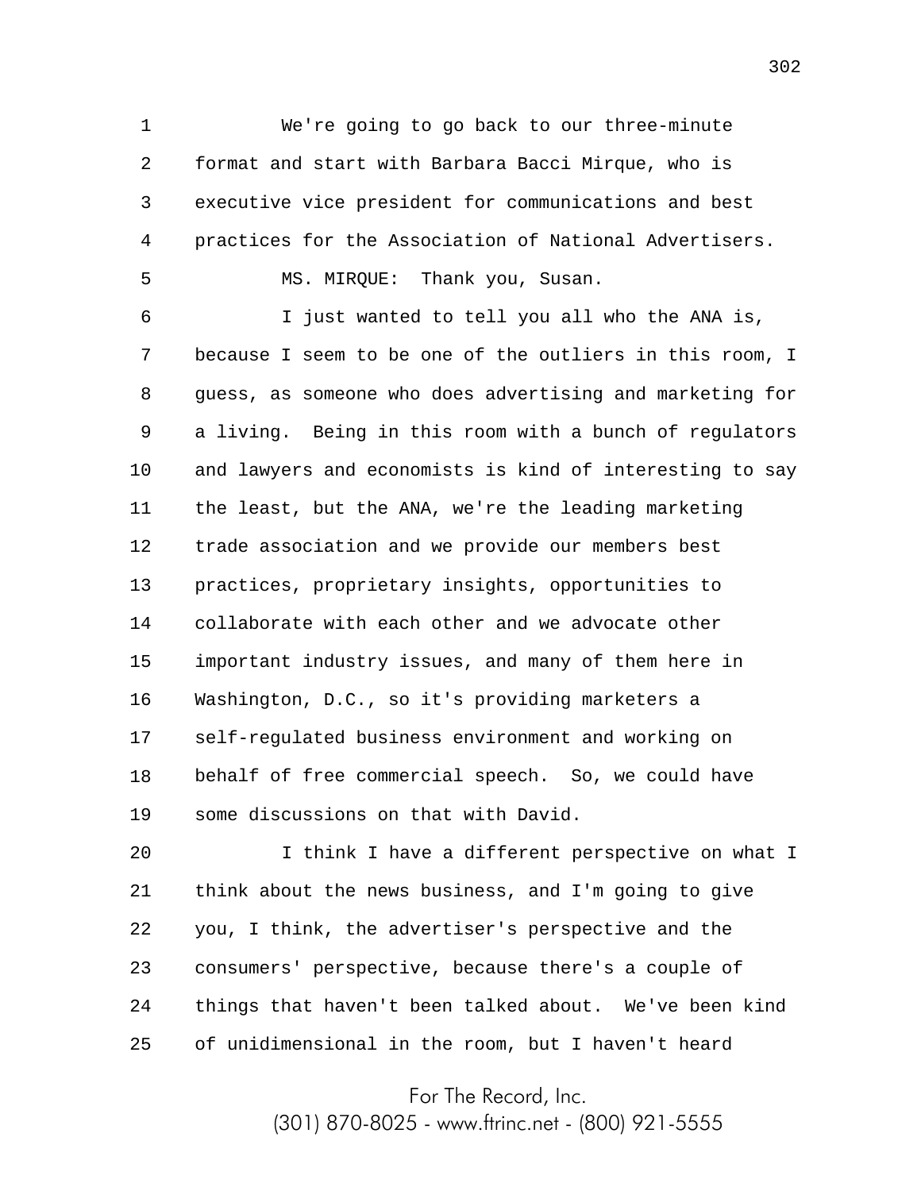We're going to go back to our three-minute format and start with Barbara Bacci Mirque, who is executive vice president for communications and best practices for the Association of National Advertisers.

MS. MIRQUE: Thank you, Susan.

I just wanted to tell you all who the ANA is, because I seem to be one of the outliers in this room, I guess, as someone who does advertising and marketing for a living. Being in this room with a bunch of regulators and lawyers and economists is kind of interesting to say the least, but the ANA, we're the leading marketing trade association and we provide our members best practices, proprietary insights, opportunities to collaborate with each other and we advocate other important industry issues, and many of them here in Washington, D.C., so it's providing marketers a self-regulated business environment and working on behalf of free commercial speech. So, we could have some discussions on that with David.

I think I have a different perspective on what I think about the news business, and I'm going to give you, I think, the advertiser's perspective and the consumers' perspective, because there's a couple of things that haven't been talked about. We've been kind of unidimensional in the room, but I haven't heard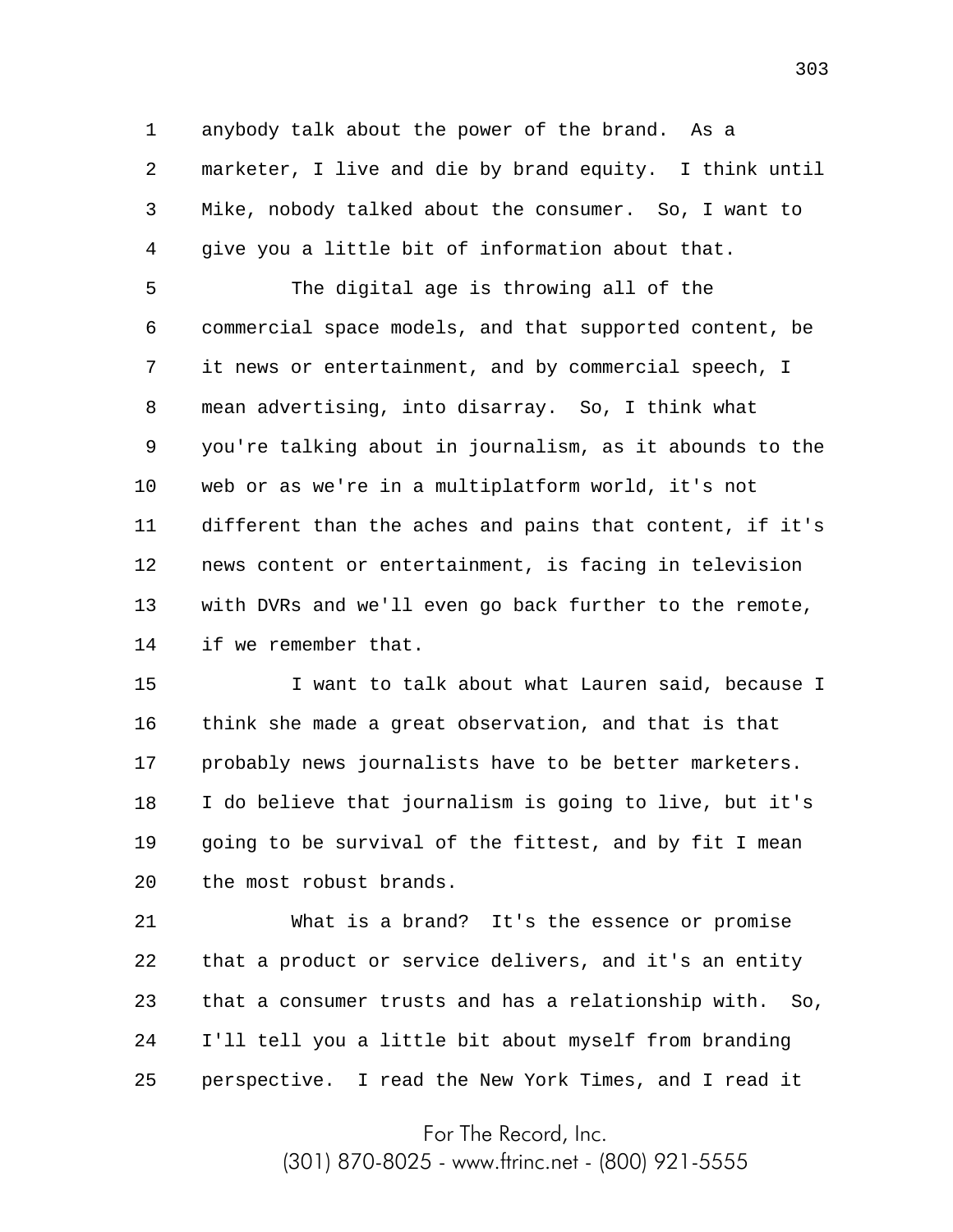anybody talk about the power of the brand. As a marketer, I live and die by brand equity. I think until Mike, nobody talked about the consumer. So, I want to give you a little bit of information about that.

The digital age is throwing all of the commercial space models, and that supported content, be it news or entertainment, and by commercial speech, I mean advertising, into disarray. So, I think what you're talking about in journalism, as it abounds to the web or as we're in a multiplatform world, it's not different than the aches and pains that content, if it's news content or entertainment, is facing in television with DVRs and we'll even go back further to the remote, if we remember that.

I want to talk about what Lauren said, because I think she made a great observation, and that is that probably news journalists have to be better marketers. I do believe that journalism is going to live, but it's going to be survival of the fittest, and by fit I mean the most robust brands.

What is a brand? It's the essence or promise that a product or service delivers, and it's an entity that a consumer trusts and has a relationship with. So, I'll tell you a little bit about myself from branding perspective. I read the New York Times, and I read it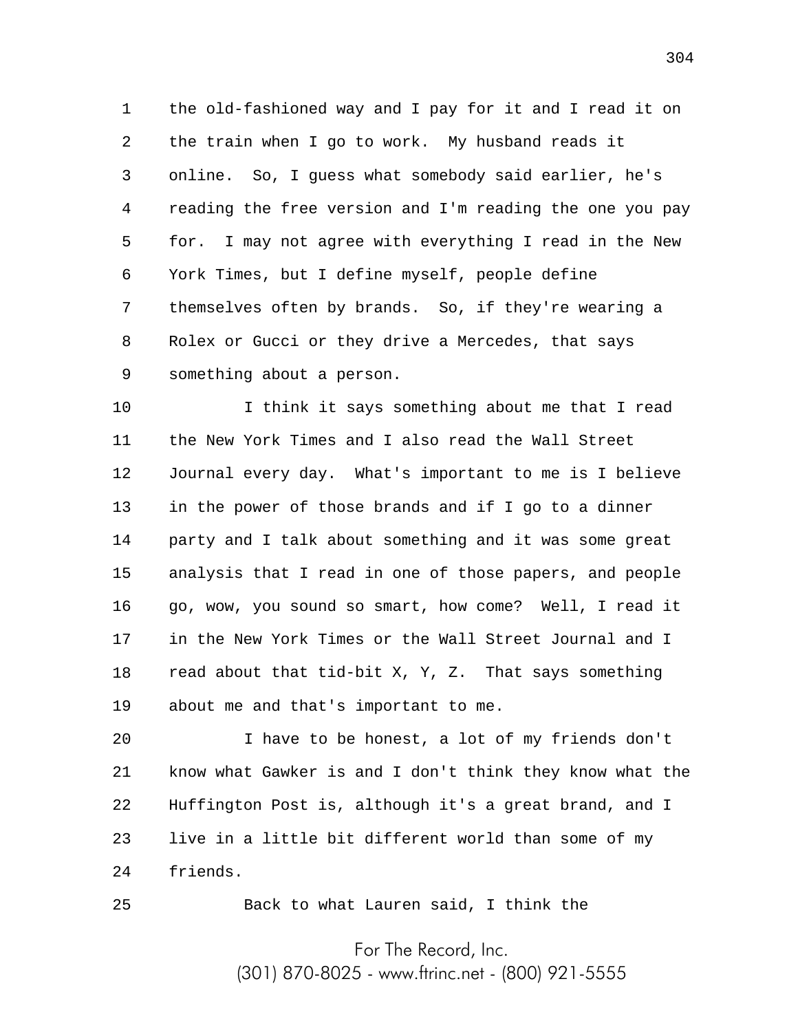the old-fashioned way and I pay for it and I read it on the train when I go to work. My husband reads it online. So, I guess what somebody said earlier, he's reading the free version and I'm reading the one you pay for. I may not agree with everything I read in the New York Times, but I define myself, people define themselves often by brands. So, if they're wearing a Rolex or Gucci or they drive a Mercedes, that says something about a person.

I think it says something about me that I read the New York Times and I also read the Wall Street Journal every day. What's important to me is I believe in the power of those brands and if I go to a dinner party and I talk about something and it was some great analysis that I read in one of those papers, and people go, wow, you sound so smart, how come? Well, I read it in the New York Times or the Wall Street Journal and I read about that tid-bit X, Y, Z. That says something about me and that's important to me.

I have to be honest, a lot of my friends don't know what Gawker is and I don't think they know what the Huffington Post is, although it's a great brand, and I live in a little bit different world than some of my friends.

Back to what Lauren said, I think the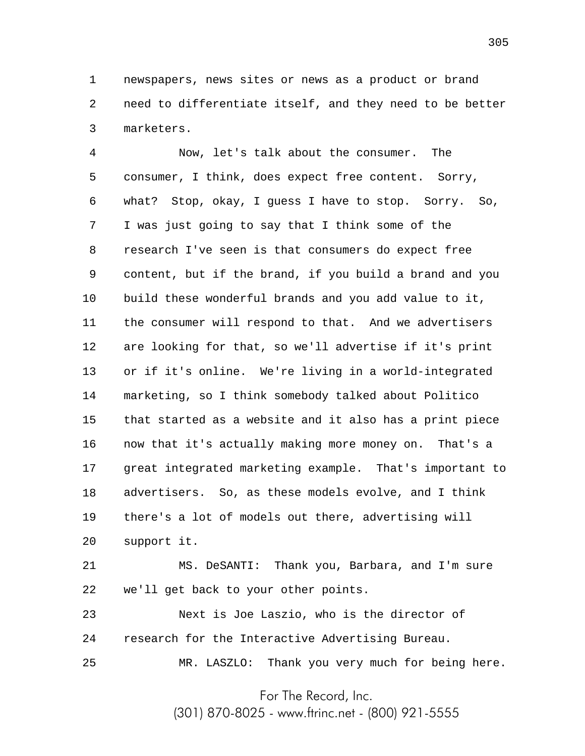newspapers, news sites or news as a product or brand need to differentiate itself, and they need to be better marketers.

Now, let's talk about the consumer. The consumer, I think, does expect free content. Sorry, what? Stop, okay, I guess I have to stop. Sorry. So, I was just going to say that I think some of the research I've seen is that consumers do expect free content, but if the brand, if you build a brand and you build these wonderful brands and you add value to it, the consumer will respond to that. And we advertisers are looking for that, so we'll advertise if it's print or if it's online. We're living in a world-integrated marketing, so I think somebody talked about Politico that started as a website and it also has a print piece now that it's actually making more money on. That's a great integrated marketing example. That's important to advertisers. So, as these models evolve, and I think there's a lot of models out there, advertising will support it.

MS. DeSANTI: Thank you, Barbara, and I'm sure we'll get back to your other points.

Next is Joe Laszio, who is the director of research for the Interactive Advertising Bureau.

MR. LASZLO: Thank you very much for being here.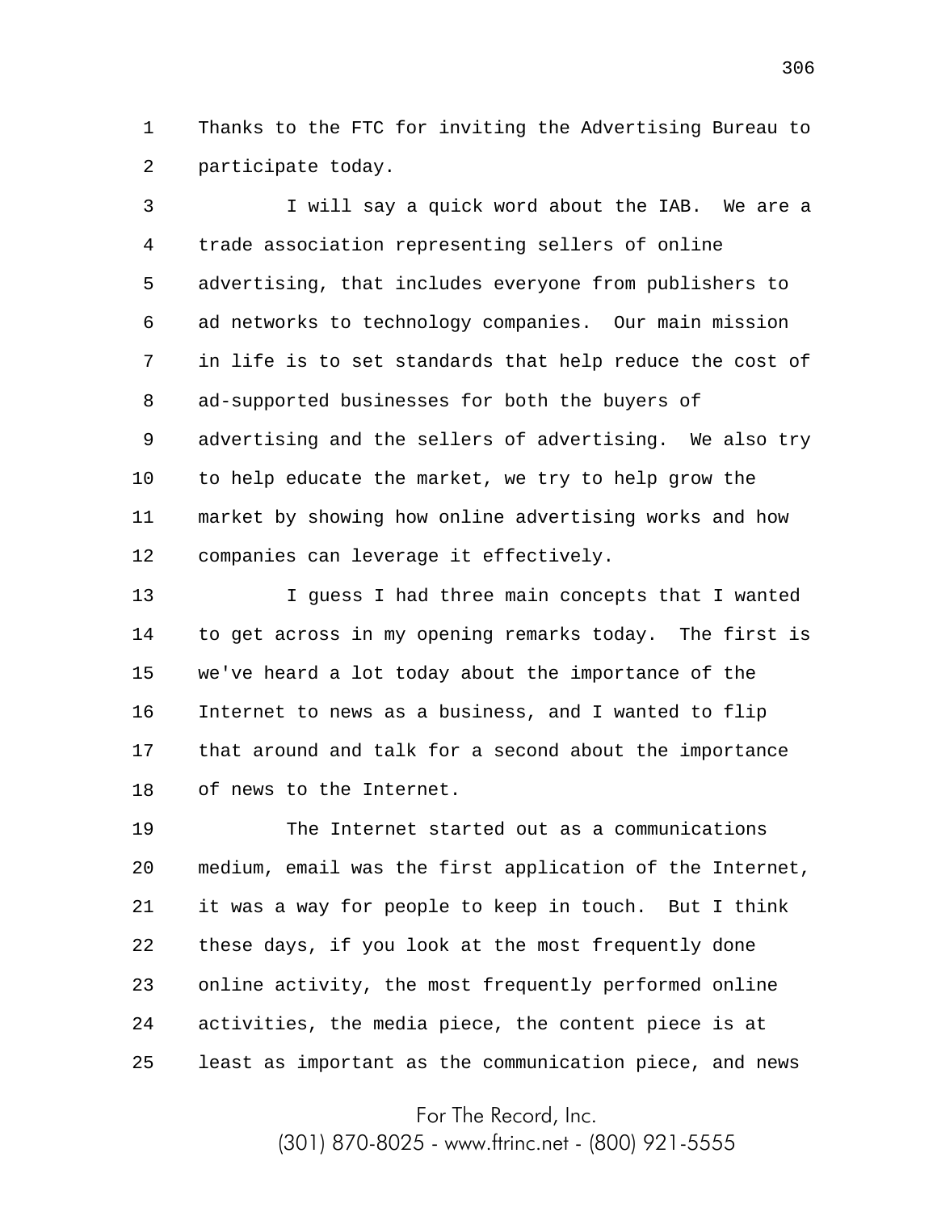Thanks to the FTC for inviting the Advertising Bureau to participate today.

I will say a quick word about the IAB. We are a trade association representing sellers of online advertising, that includes everyone from publishers to ad networks to technology companies. Our main mission in life is to set standards that help reduce the cost of ad-supported businesses for both the buyers of advertising and the sellers of advertising. We also try to help educate the market, we try to help grow the market by showing how online advertising works and how companies can leverage it effectively.

I guess I had three main concepts that I wanted to get across in my opening remarks today. The first is we've heard a lot today about the importance of the Internet to news as a business, and I wanted to flip that around and talk for a second about the importance of news to the Internet.

The Internet started out as a communications medium, email was the first application of the Internet, it was a way for people to keep in touch. But I think these days, if you look at the most frequently done online activity, the most frequently performed online activities, the media piece, the content piece is at least as important as the communication piece, and news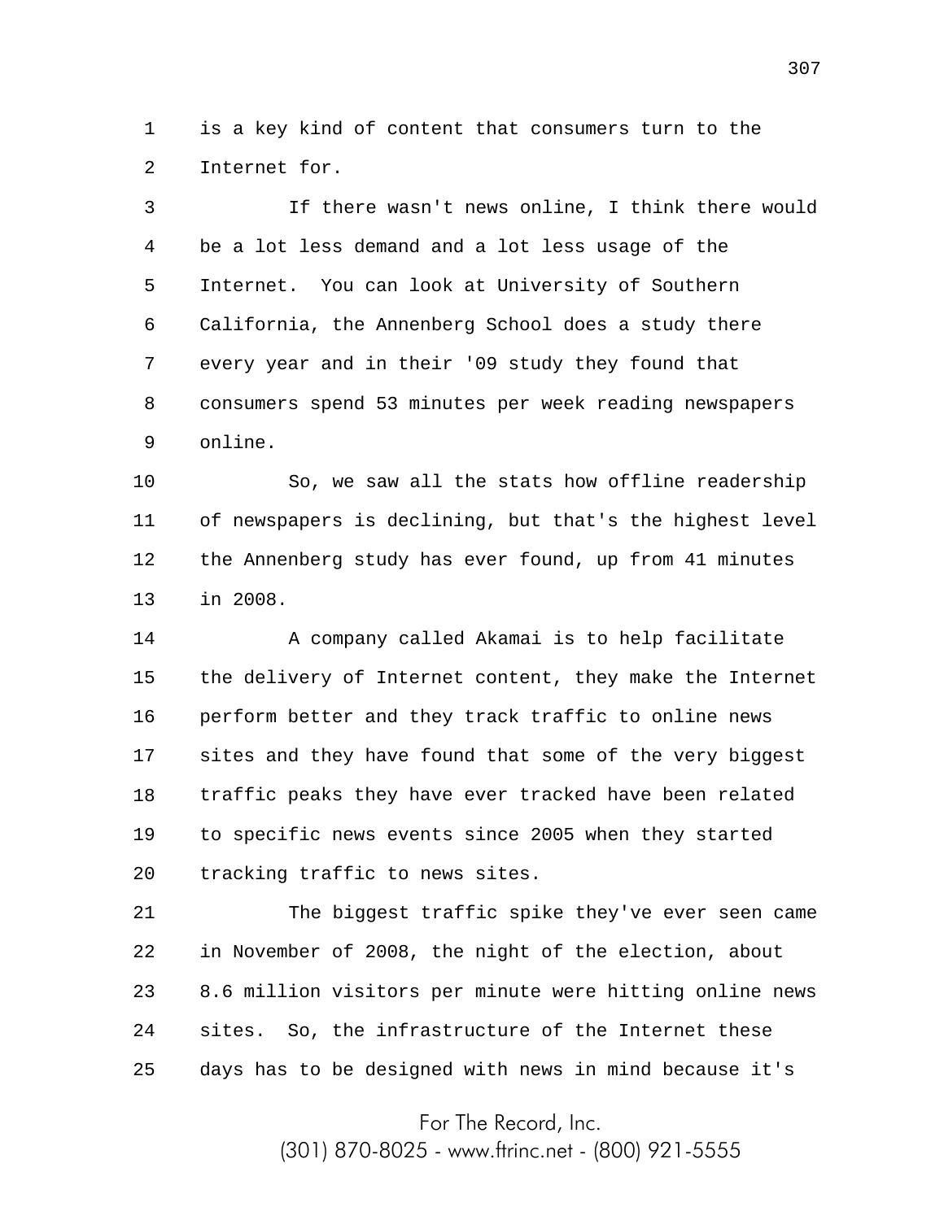is a key kind of content that consumers turn to the Internet for.

If there wasn't news online, I think there would be a lot less demand and a lot less usage of the Internet. You can look at University of Southern California, the Annenberg School does a study there every year and in their '09 study they found that consumers spend 53 minutes per week reading newspapers online.

So, we saw all the stats how offline readership of newspapers is declining, but that's the highest level the Annenberg study has ever found, up from 41 minutes in 2008.

A company called Akamai is to help facilitate the delivery of Internet content, they make the Internet perform better and they track traffic to online news sites and they have found that some of the very biggest traffic peaks they have ever tracked have been related to specific news events since 2005 when they started tracking traffic to news sites.

The biggest traffic spike they've ever seen came in November of 2008, the night of the election, about 8.6 million visitors per minute were hitting online news sites. So, the infrastructure of the Internet these days has to be designed with news in mind because it's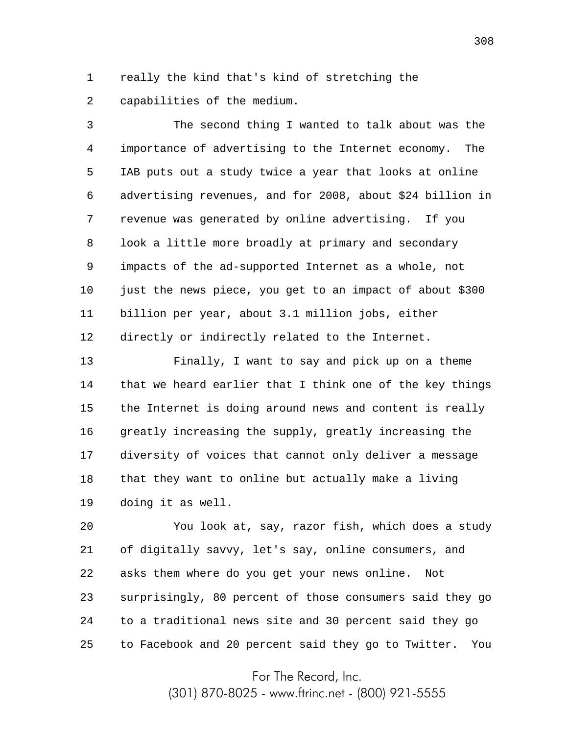really the kind that's kind of stretching the capabilities of the medium.

The second thing I wanted to talk about was the importance of advertising to the Internet economy. The IAB puts out a study twice a year that looks at online advertising revenues, and for 2008, about $24 billion in revenue was generated by online advertising. If you look a little more broadly at primary and secondary impacts of the ad-supported Internet as a whole, not just the news piece, you get to an impact of about $300 billion per year, about 3.1 million jobs, either directly or indirectly related to the Internet.

Finally, I want to say and pick up on a theme that we heard earlier that I think one of the key things the Internet is doing around news and content is really greatly increasing the supply, greatly increasing the diversity of voices that cannot only deliver a message that they want to online but actually make a living doing it as well.

You look at, say, razor fish, which does a study of digitally savvy, let's say, online consumers, and asks them where do you get your news online. Not surprisingly, 80 percent of those consumers said they go to a traditional news site and 30 percent said they go to Facebook and 20 percent said they go to Twitter. You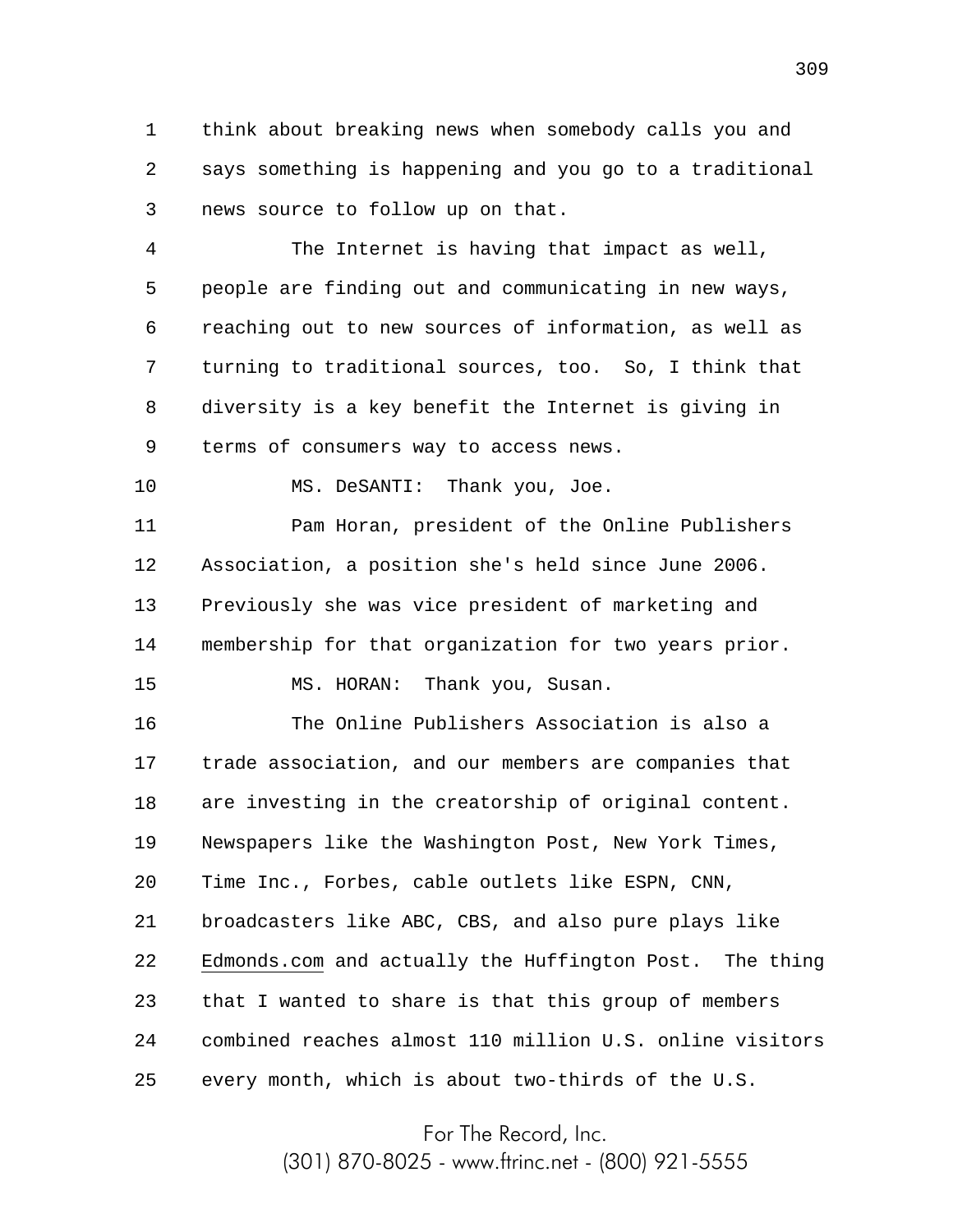think about breaking news when somebody calls you and says something is happening and you go to a traditional news source to follow up on that.

The Internet is having that impact as well, people are finding out and communicating in new ways, reaching out to new sources of information, as well as turning to traditional sources, too. So, I think that diversity is a key benefit the Internet is giving in terms of consumers way to access news.

MS. DeSANTI: Thank you, Joe.

Pam Horan, president of the Online Publishers Association, a position she's held since June 2006. Previously she was vice president of marketing and membership for that organization for two years prior.

MS. HORAN: Thank you, Susan.

The Online Publishers Association is also a trade association, and our members are companies that are investing in the creatorship of original content. Newspapers like the Washington Post, New York Times, Time Inc., Forbes, cable outlets like ESPN, CNN, broadcasters like ABC, CBS, and also pure plays like Edmonds.com and actually the Huffington Post. The thing that I wanted to share is that this group of members combined reaches almost 110 million U.S. online visitors every month, which is about two-thirds of the U.S.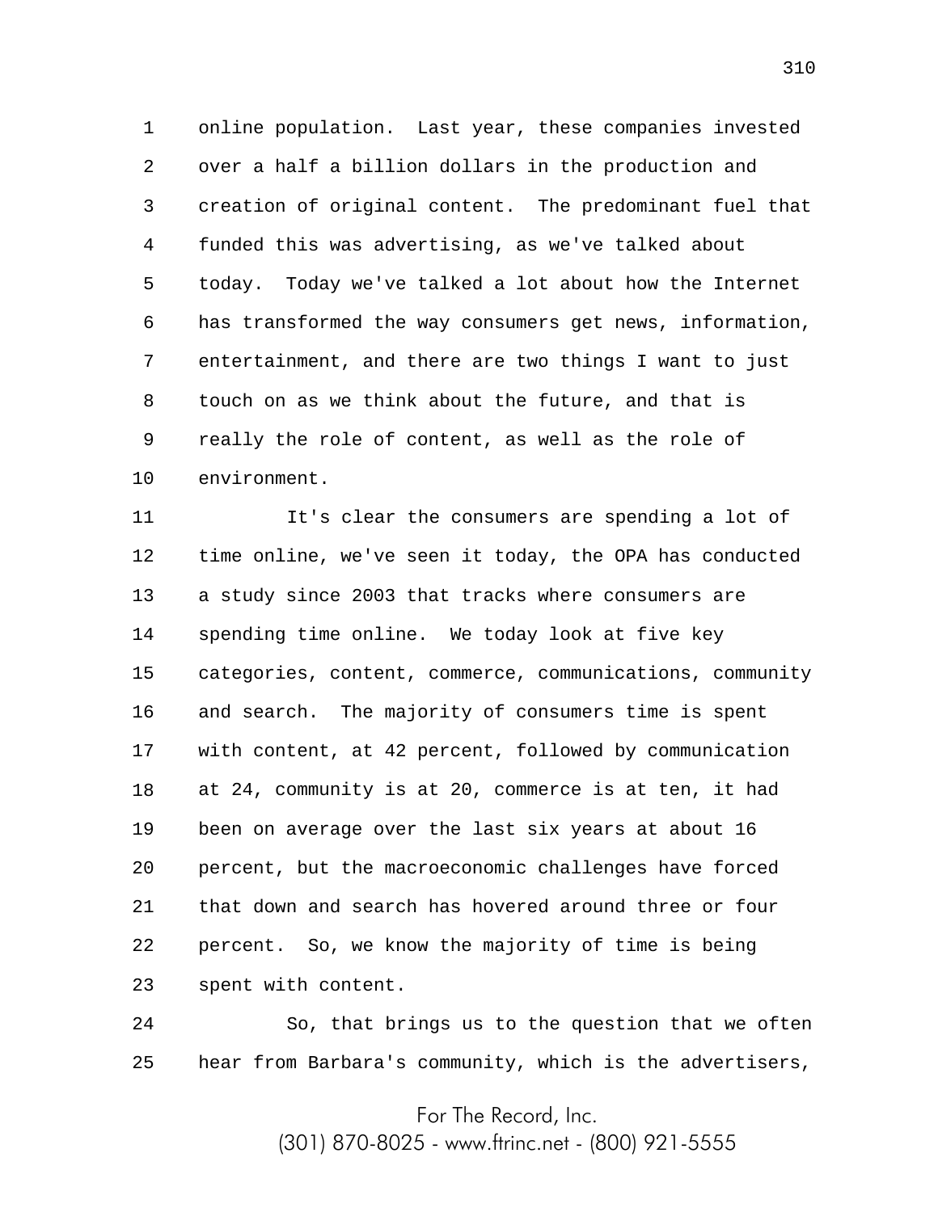online population. Last year, these companies invested over a half a billion dollars in the production and creation of original content. The predominant fuel that funded this was advertising, as we've talked about today. Today we've talked a lot about how the Internet has transformed the way consumers get news, information, entertainment, and there are two things I want to just touch on as we think about the future, and that is really the role of content, as well as the role of environment.

It's clear the consumers are spending a lot of time online, we've seen it today, the OPA has conducted a study since 2003 that tracks where consumers are spending time online. We today look at five key categories, content, commerce, communications, community and search. The majority of consumers time is spent with content, at 42 percent, followed by communication at 24, community is at 20, commerce is at ten, it had been on average over the last six years at about 16 percent, but the macroeconomic challenges have forced that down and search has hovered around three or four percent. So, we know the majority of time is being spent with content.

So, that brings us to the question that we often hear from Barbara's community, which is the advertisers,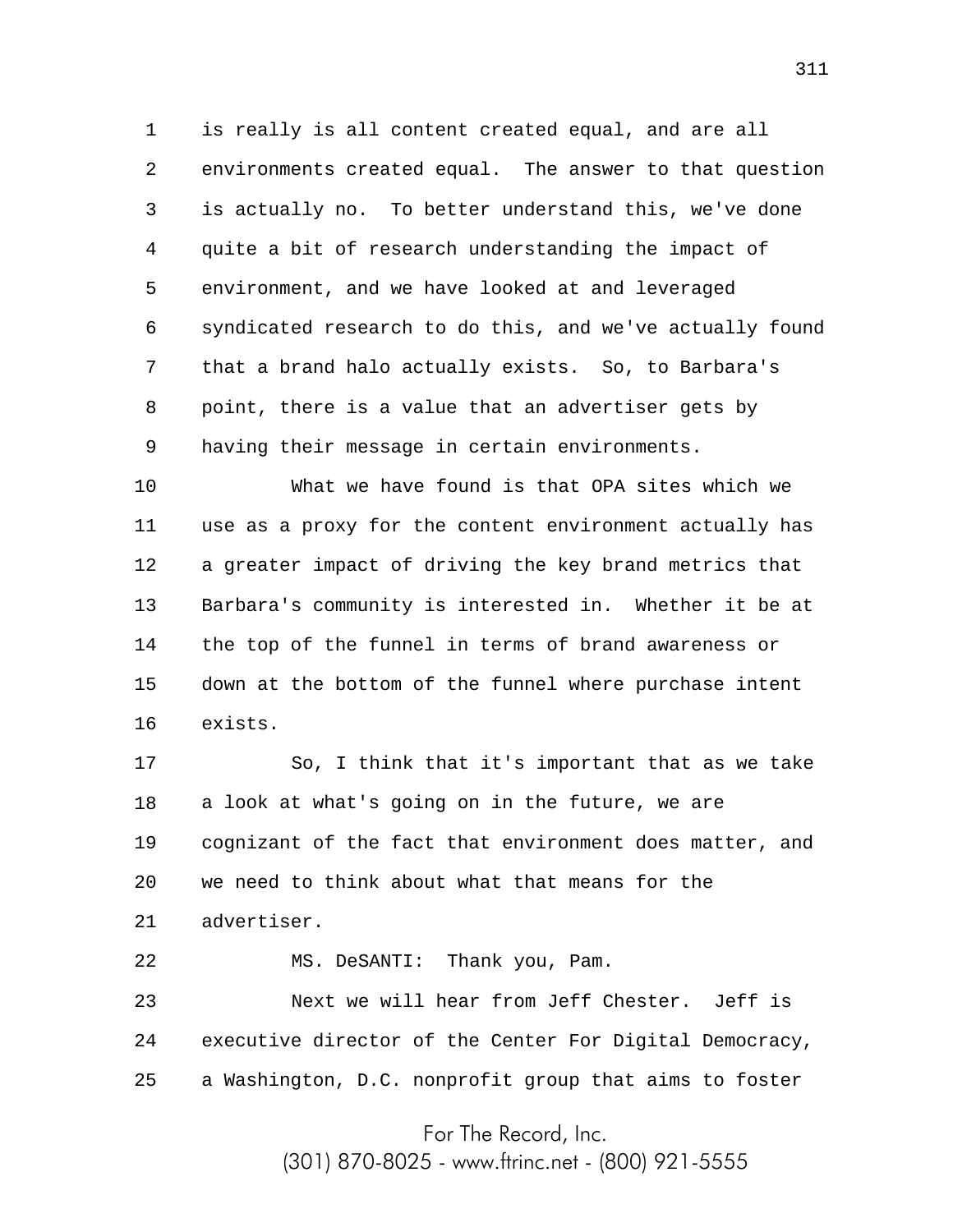is really is all content created equal, and are all environments created equal. The answer to that question is actually no. To better understand this, we've done quite a bit of research understanding the impact of environment, and we have looked at and leveraged syndicated research to do this, and we've actually found that a brand halo actually exists. So, to Barbara's point, there is a value that an advertiser gets by having their message in certain environments.

What we have found is that OPA sites which we use as a proxy for the content environment actually has a greater impact of driving the key brand metrics that Barbara's community is interested in. Whether it be at the top of the funnel in terms of brand awareness or down at the bottom of the funnel where purchase intent exists.

So, I think that it's important that as we take a look at what's going on in the future, we are cognizant of the fact that environment does matter, and we need to think about what that means for the advertiser.

MS. DeSANTI: Thank you, Pam.

Next we will hear from Jeff Chester. Jeff is executive director of the Center For Digital Democracy, a Washington, D.C. nonprofit group that aims to foster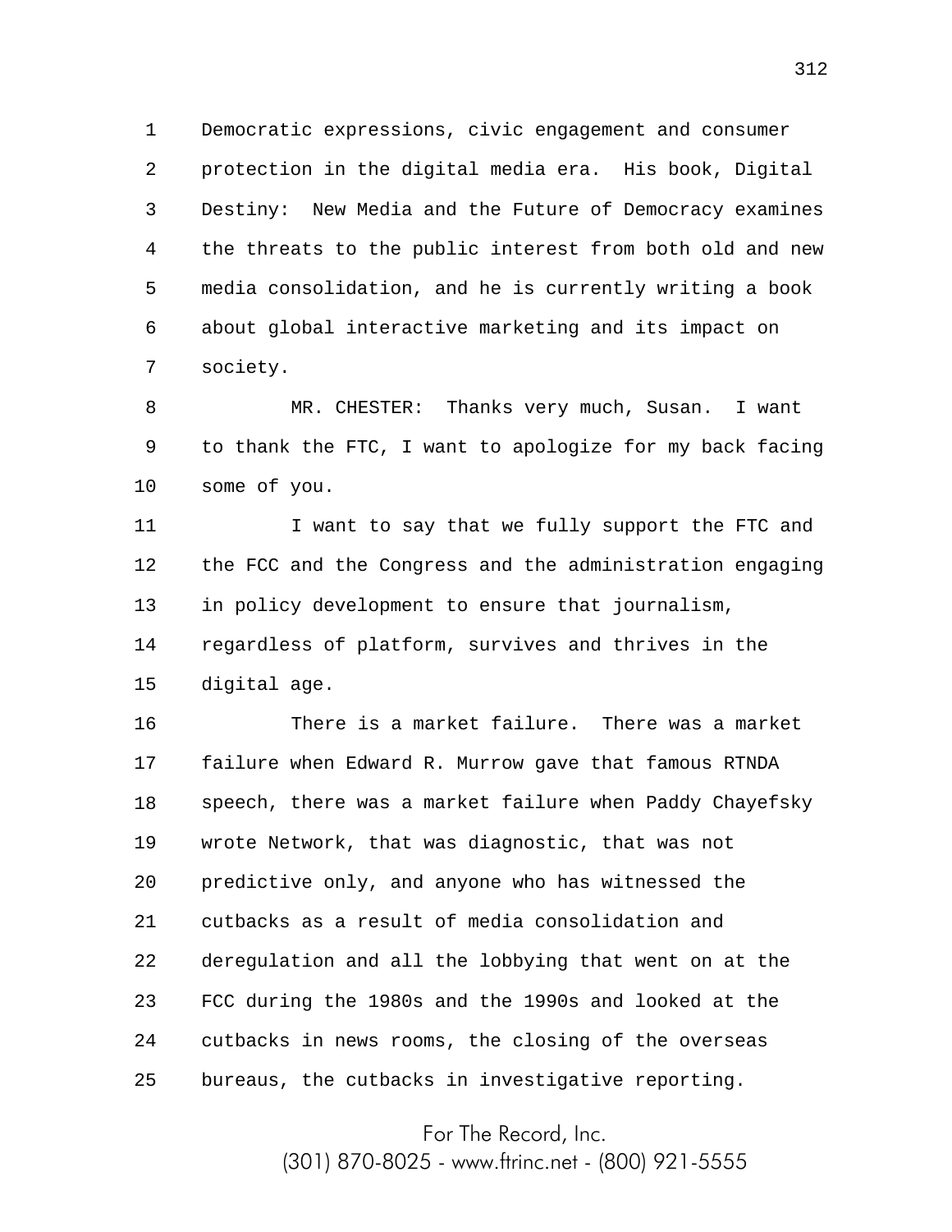Democratic expressions, civic engagement and consumer protection in the digital media era. His book, Digital Destiny: New Media and the Future of Democracy examines the threats to the public interest from both old and new media consolidation, and he is currently writing a book about global interactive marketing and its impact on society.

MR. CHESTER: Thanks very much, Susan. I want to thank the FTC, I want to apologize for my back facing some of you.

I want to say that we fully support the FTC and the FCC and the Congress and the administration engaging in policy development to ensure that journalism, regardless of platform, survives and thrives in the digital age.

There is a market failure. There was a market failure when Edward R. Murrow gave that famous RTNDA speech, there was a market failure when Paddy Chayefsky wrote Network, that was diagnostic, that was not predictive only, and anyone who has witnessed the cutbacks as a result of media consolidation and deregulation and all the lobbying that went on at the FCC during the 1980s and the 1990s and looked at the cutbacks in news rooms, the closing of the overseas bureaus, the cutbacks in investigative reporting.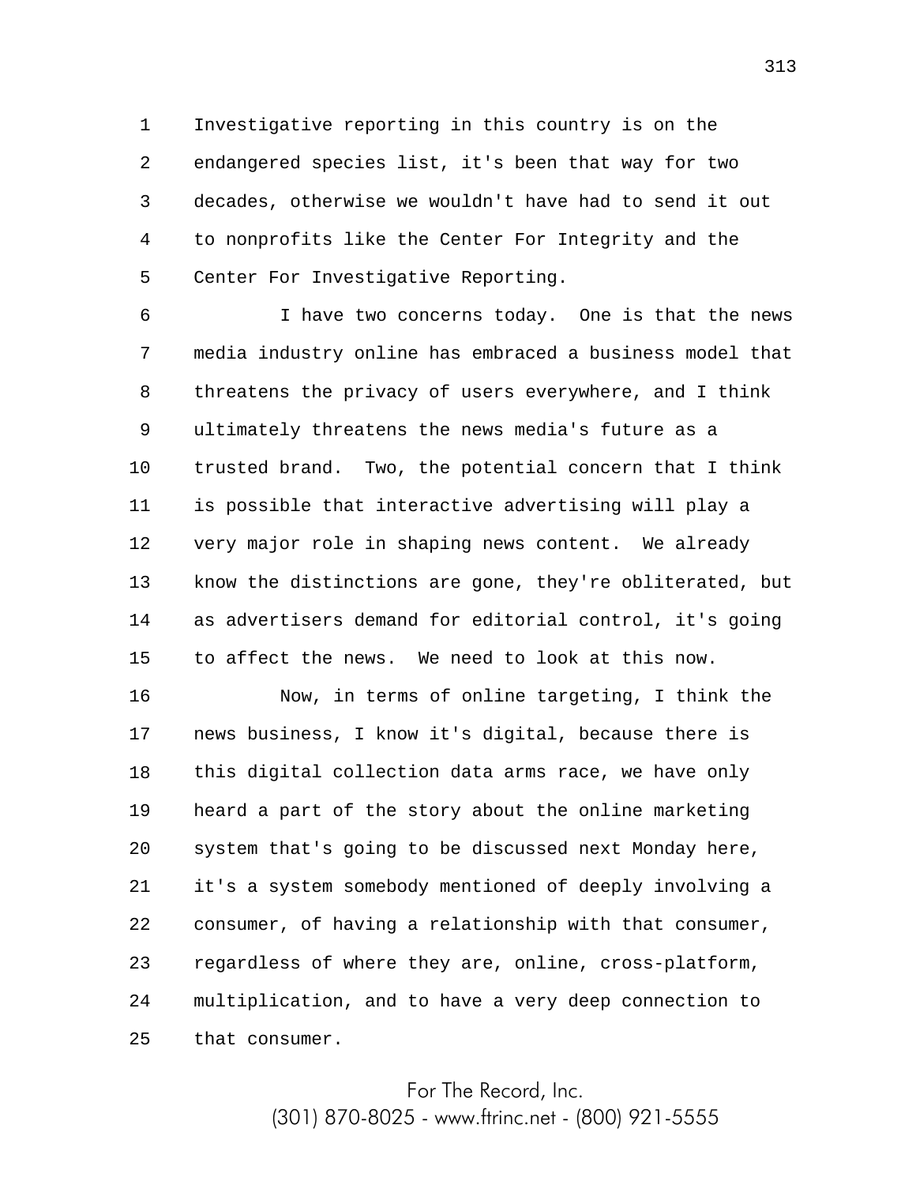Investigative reporting in this country is on the endangered species list, it's been that way for two decades, otherwise we wouldn't have had to send it out to nonprofits like the Center For Integrity and the Center For Investigative Reporting.

I have two concerns today. One is that the news media industry online has embraced a business model that threatens the privacy of users everywhere, and I think ultimately threatens the news media's future as a trusted brand. Two, the potential concern that I think is possible that interactive advertising will play a very major role in shaping news content. We already know the distinctions are gone, they're obliterated, but as advertisers demand for editorial control, it's going to affect the news. We need to look at this now.

Now, in terms of online targeting, I think the news business, I know it's digital, because there is this digital collection data arms race, we have only heard a part of the story about the online marketing system that's going to be discussed next Monday here, it's a system somebody mentioned of deeply involving a consumer, of having a relationship with that consumer, regardless of where they are, online, cross-platform, multiplication, and to have a very deep connection to that consumer.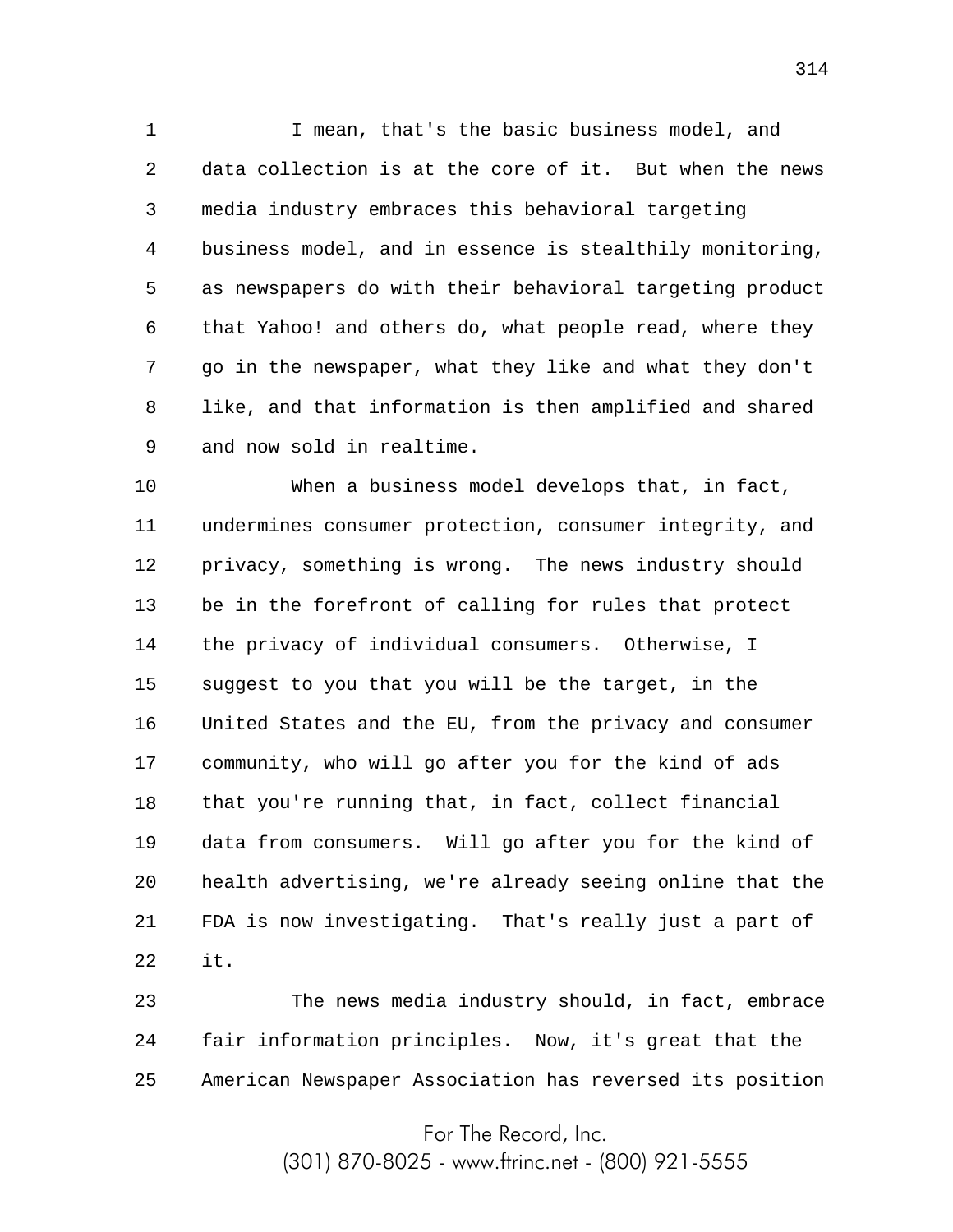I mean, that's the basic business model, and data collection is at the core of it. But when the news media industry embraces this behavioral targeting business model, and in essence is stealthily monitoring, as newspapers do with their behavioral targeting product that Yahoo! and others do, what people read, where they go in the newspaper, what they like and what they don't like, and that information is then amplified and shared and now sold in realtime.

When a business model develops that, in fact, undermines consumer protection, consumer integrity, and privacy, something is wrong. The news industry should be in the forefront of calling for rules that protect the privacy of individual consumers. Otherwise, I suggest to you that you will be the target, in the United States and the EU, from the privacy and consumer community, who will go after you for the kind of ads that you're running that, in fact, collect financial data from consumers. Will go after you for the kind of health advertising, we're already seeing online that the FDA is now investigating. That's really just a part of it.

The news media industry should, in fact, embrace fair information principles. Now, it's great that the American Newspaper Association has reversed its position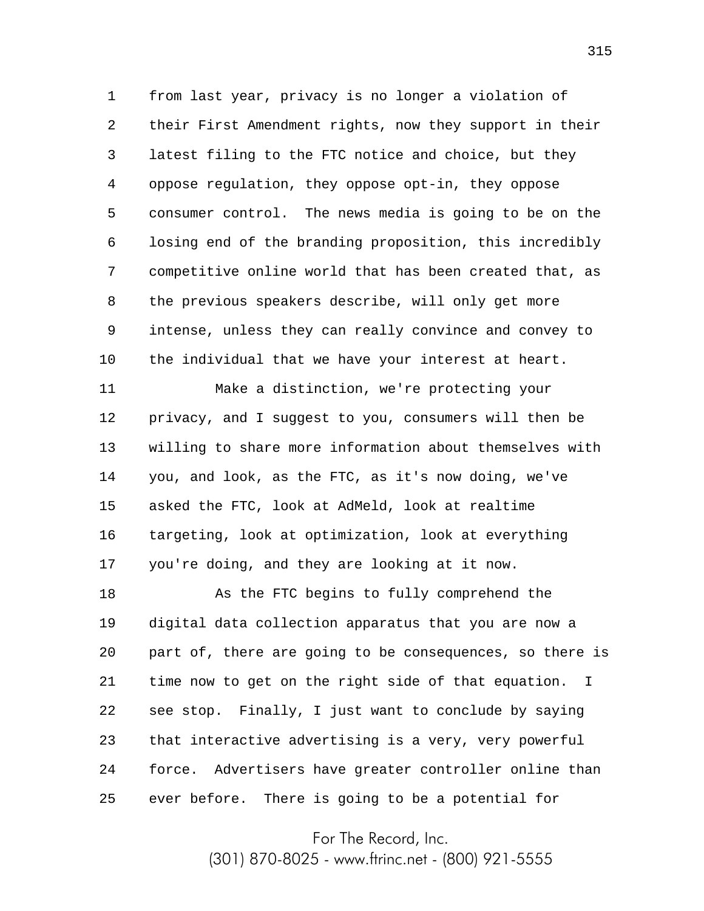from last year, privacy is no longer a violation of their First Amendment rights, now they support in their latest filing to the FTC notice and choice, but they oppose regulation, they oppose opt-in, they oppose consumer control. The news media is going to be on the losing end of the branding proposition, this incredibly competitive online world that has been created that, as the previous speakers describe, will only get more intense, unless they can really convince and convey to the individual that we have your interest at heart.

Make a distinction, we're protecting your privacy, and I suggest to you, consumers will then be willing to share more information about themselves with you, and look, as the FTC, as it's now doing, we've asked the FTC, look at AdMeld, look at realtime targeting, look at optimization, look at everything you're doing, and they are looking at it now.

As the FTC begins to fully comprehend the digital data collection apparatus that you are now a part of, there are going to be consequences, so there is time now to get on the right side of that equation. I see stop. Finally, I just want to conclude by saying that interactive advertising is a very, very powerful force. Advertisers have greater controller online than ever before. There is going to be a potential for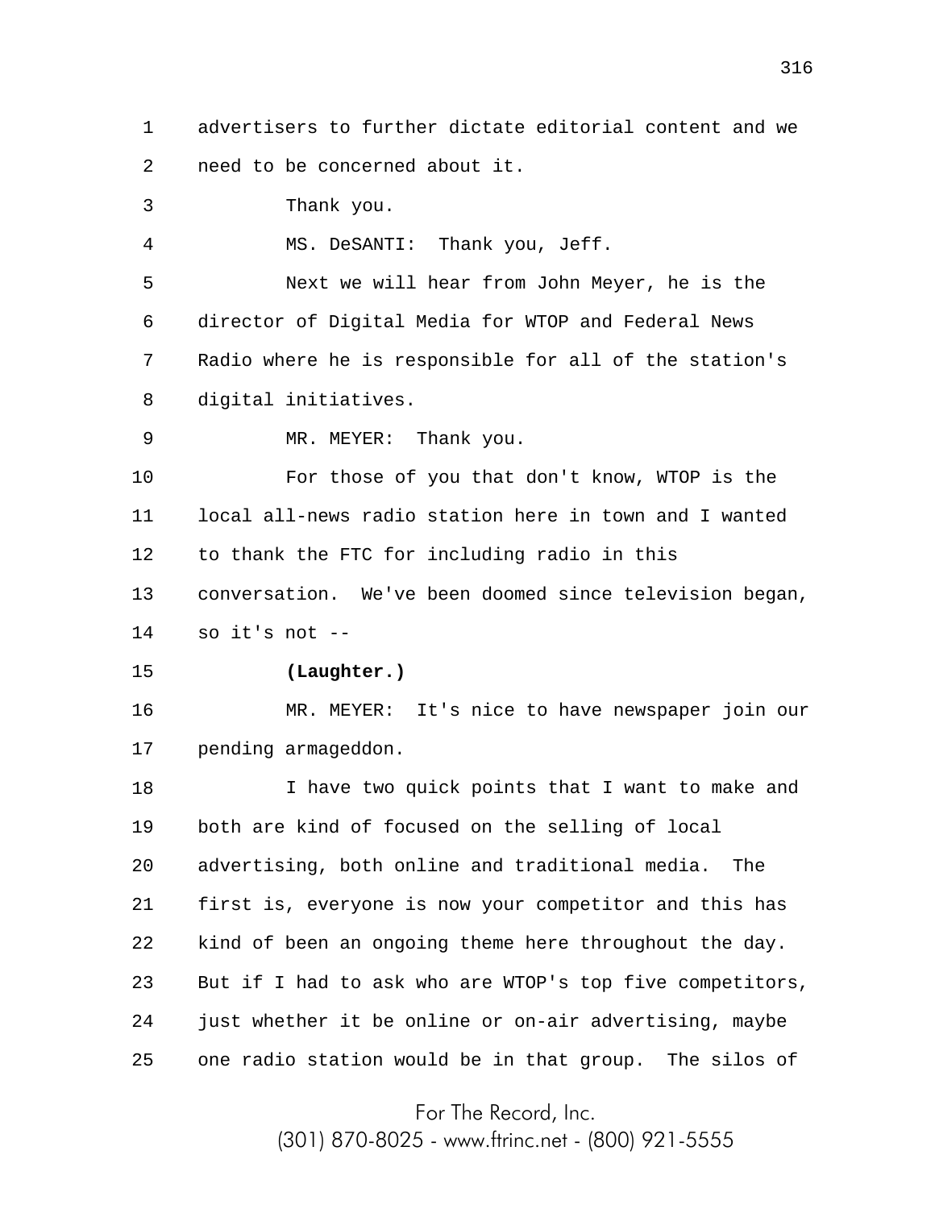advertisers to further dictate editorial content and we need to be concerned about it.

Thank you.

MS. DeSANTI: Thank you, Jeff.

Next we will hear from John Meyer, he is the director of Digital Media for WTOP and Federal News Radio where he is responsible for all of the station's digital initiatives.

MR. MEYER: Thank you.

For those of you that don't know, WTOP is the local all-news radio station here in town and I wanted to thank the FTC for including radio in this conversation. We've been doomed since television began, so it's not --

**(Laughter.)**

MR. MEYER: It's nice to have newspaper join our pending armageddon.

I have two quick points that I want to make and both are kind of focused on the selling of local advertising, both online and traditional media. The first is, everyone is now your competitor and this has kind of been an ongoing theme here throughout the day. But if I had to ask who are WTOP's top five competitors, just whether it be online or on-air advertising, maybe one radio station would be in that group. The silos of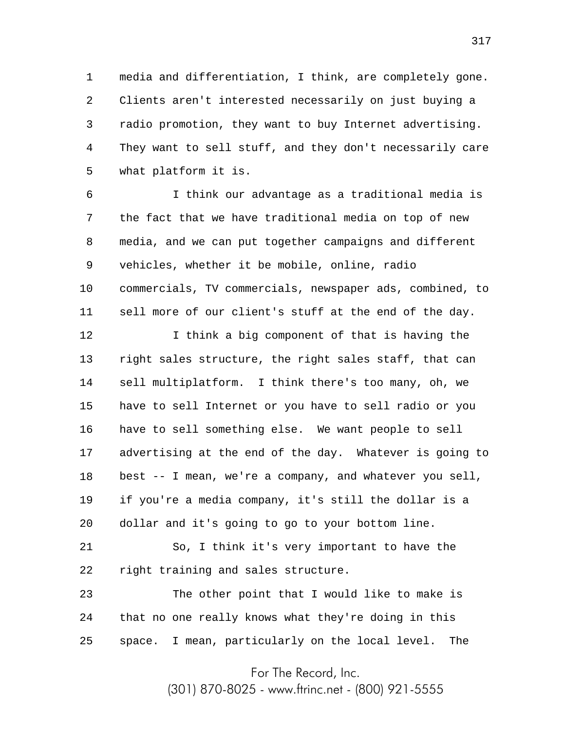media and differentiation, I think, are completely gone. Clients aren't interested necessarily on just buying a radio promotion, they want to buy Internet advertising. They want to sell stuff, and they don't necessarily care what platform it is.

I think our advantage as a traditional media is the fact that we have traditional media on top of new media, and we can put together campaigns and different vehicles, whether it be mobile, online, radio commercials, TV commercials, newspaper ads, combined, to sell more of our client's stuff at the end of the day.

I think a big component of that is having the right sales structure, the right sales staff, that can sell multiplatform. I think there's too many, oh, we have to sell Internet or you have to sell radio or you have to sell something else. We want people to sell advertising at the end of the day. Whatever is going to best -- I mean, we're a company, and whatever you sell, if you're a media company, it's still the dollar is a dollar and it's going to go to your bottom line.

So, I think it's very important to have the right training and sales structure.

The other point that I would like to make is that no one really knows what they're doing in this space. I mean, particularly on the local level. The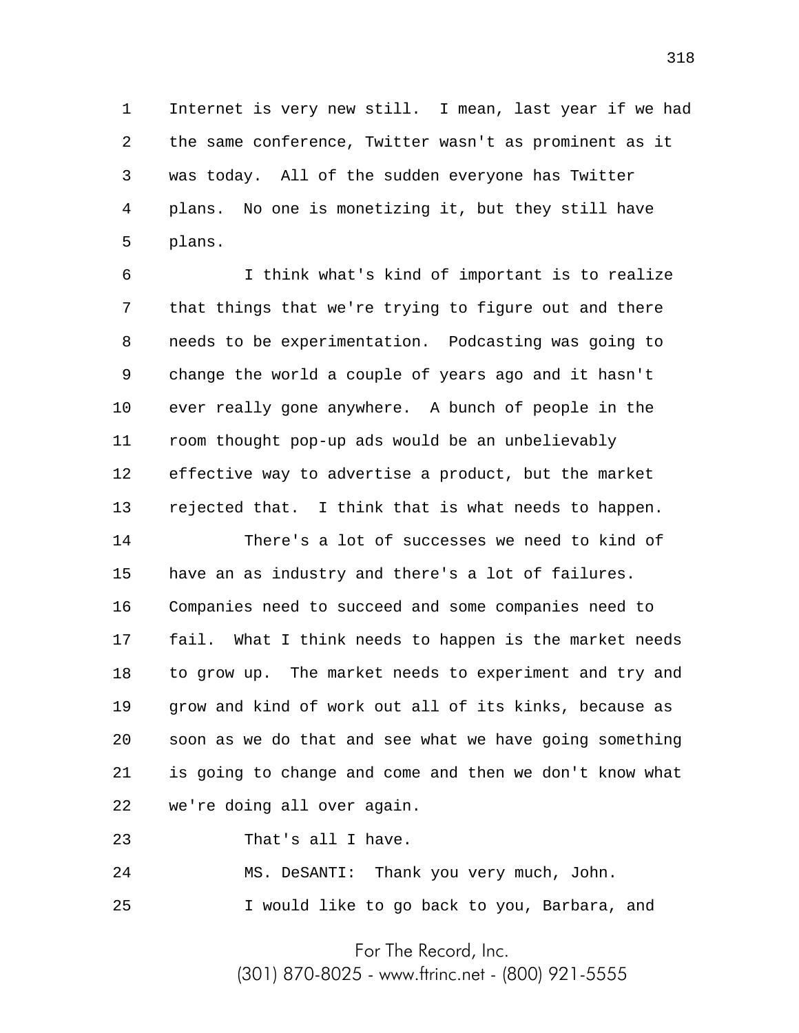Internet is very new still. I mean, last year if we had the same conference, Twitter wasn't as prominent as it was today. All of the sudden everyone has Twitter plans. No one is monetizing it, but they still have plans.

I think what's kind of important is to realize that things that we're trying to figure out and there needs to be experimentation. Podcasting was going to change the world a couple of years ago and it hasn't ever really gone anywhere. A bunch of people in the room thought pop-up ads would be an unbelievably effective way to advertise a product, but the market rejected that. I think that is what needs to happen.

There's a lot of successes we need to kind of have an as industry and there's a lot of failures. Companies need to succeed and some companies need to fail. What I think needs to happen is the market needs to grow up. The market needs to experiment and try and grow and kind of work out all of its kinks, because as soon as we do that and see what we have going something is going to change and come and then we don't know what we're doing all over again.

That's all I have.

MS. DeSANTI: Thank you very much, John.

I would like to go back to you, Barbara, and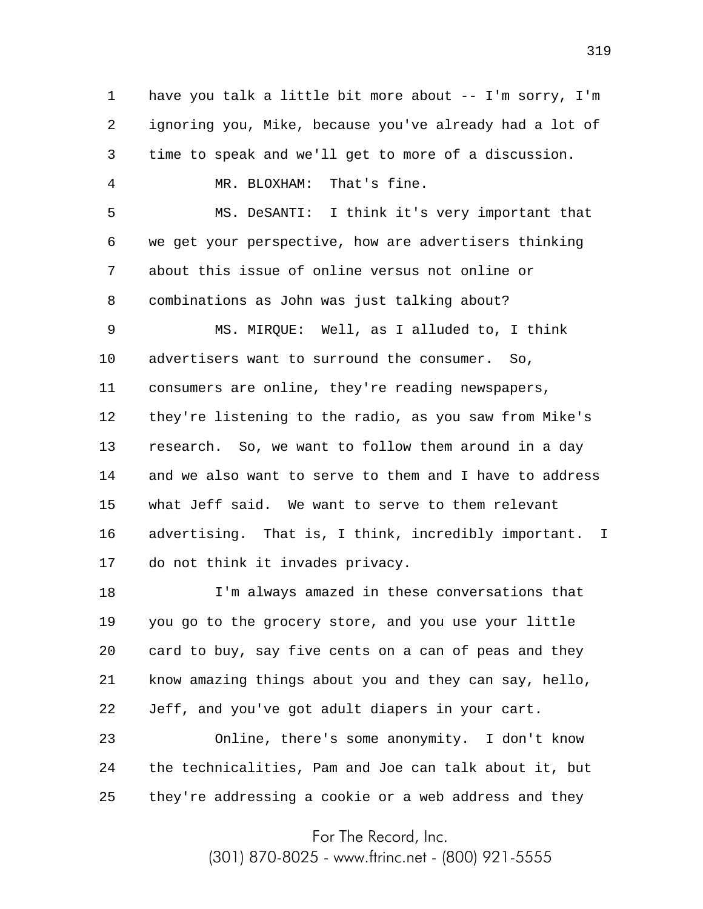have you talk a little bit more about -- I'm sorry, I'm ignoring you, Mike, because you've already had a lot of time to speak and we'll get to more of a discussion.

MR. BLOXHAM: That's fine.

MS. DeSANTI: I think it's very important that we get your perspective, how are advertisers thinking about this issue of online versus not online or combinations as John was just talking about?

MS. MIRQUE: Well, as I alluded to, I think advertisers want to surround the consumer. So, consumers are online, they're reading newspapers, they're listening to the radio, as you saw from Mike's research. So, we want to follow them around in a day and we also want to serve to them and I have to address what Jeff said. We want to serve to them relevant advertising. That is, I think, incredibly important. I do not think it invades privacy.

I'm always amazed in these conversations that you go to the grocery store, and you use your little card to buy, say five cents on a can of peas and they know amazing things about you and they can say, hello, Jeff, and you've got adult diapers in your cart.

Online, there's some anonymity. I don't know the technicalities, Pam and Joe can talk about it, but they're addressing a cookie or a web address and they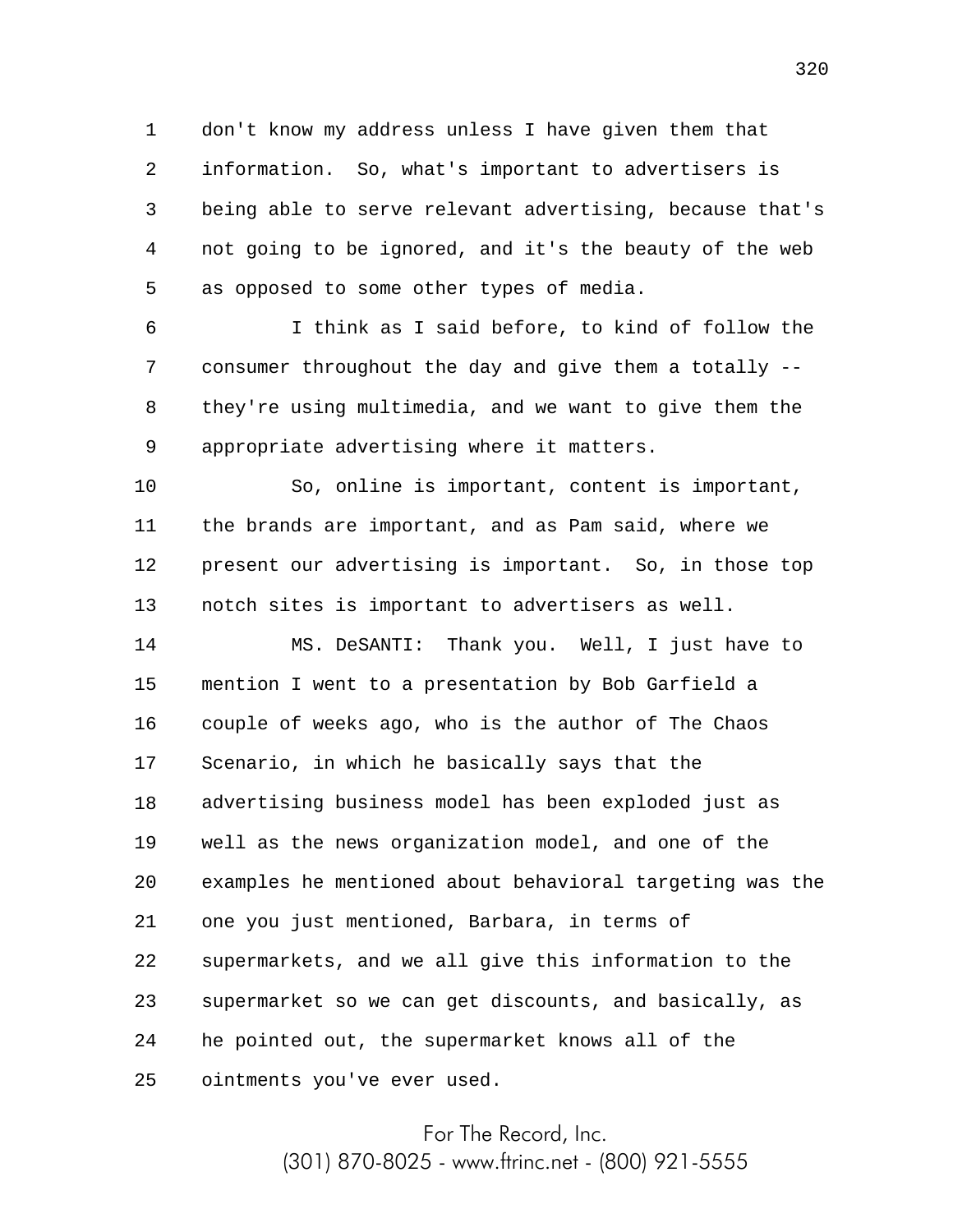don't know my address unless I have given them that information. So, what's important to advertisers is being able to serve relevant advertising, because that's not going to be ignored, and it's the beauty of the web as opposed to some other types of media.

I think as I said before, to kind of follow the consumer throughout the day and give them a totally -- they're using multimedia, and we want to give them the appropriate advertising where it matters.

So, online is important, content is important, the brands are important, and as Pam said, where we present our advertising is important. So, in those top notch sites is important to advertisers as well.

MS. DeSANTI: Thank you. Well, I just have to mention I went to a presentation by Bob Garfield a couple of weeks ago, who is the author of The Chaos Scenario, in which he basically says that the advertising business model has been exploded just as well as the news organization model, and one of the examples he mentioned about behavioral targeting was the one you just mentioned, Barbara, in terms of supermarkets, and we all give this information to the supermarket so we can get discounts, and basically, as he pointed out, the supermarket knows all of the ointments you've ever used.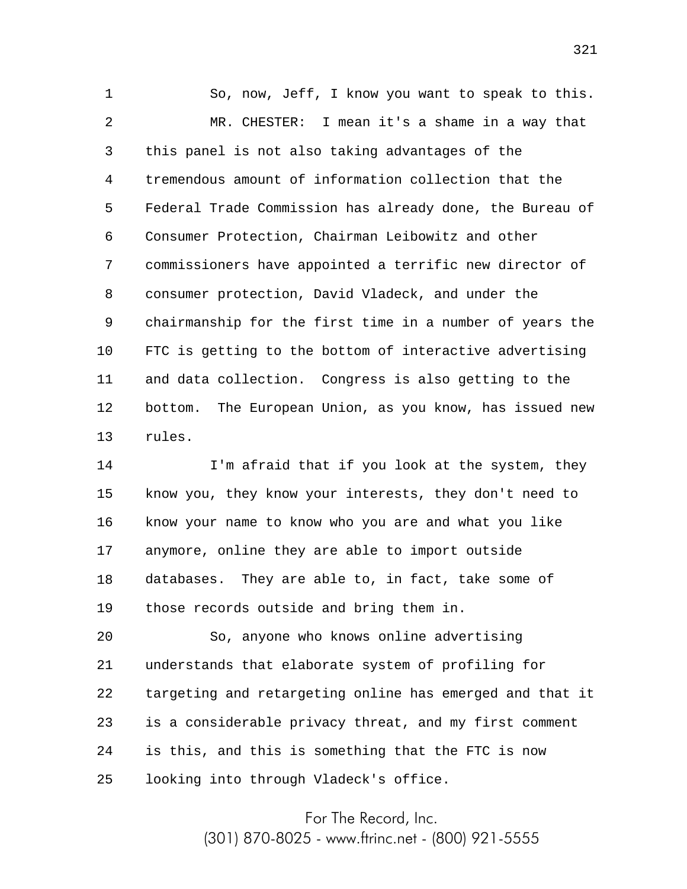So, now, Jeff, I know you want to speak to this.

MR. CHESTER: I mean it's a shame in a way that this panel is not also taking advantages of the tremendous amount of information collection that the Federal Trade Commission has already done, the Bureau of Consumer Protection, Chairman Leibowitz and other commissioners have appointed a terrific new director of consumer protection, David Vladeck, and under the chairmanship for the first time in a number of years the FTC is getting to the bottom of interactive advertising and data collection. Congress is also getting to the bottom. The European Union, as you know, has issued new rules.

I'm afraid that if you look at the system, they know you, they know your interests, they don't need to know your name to know who you are and what you like anymore, online they are able to import outside databases. They are able to, in fact, take some of those records outside and bring them in.

So, anyone who knows online advertising understands that elaborate system of profiling for targeting and retargeting online has emerged and that it is a considerable privacy threat, and my first comment is this, and this is something that the FTC is now looking into through Vladeck's office.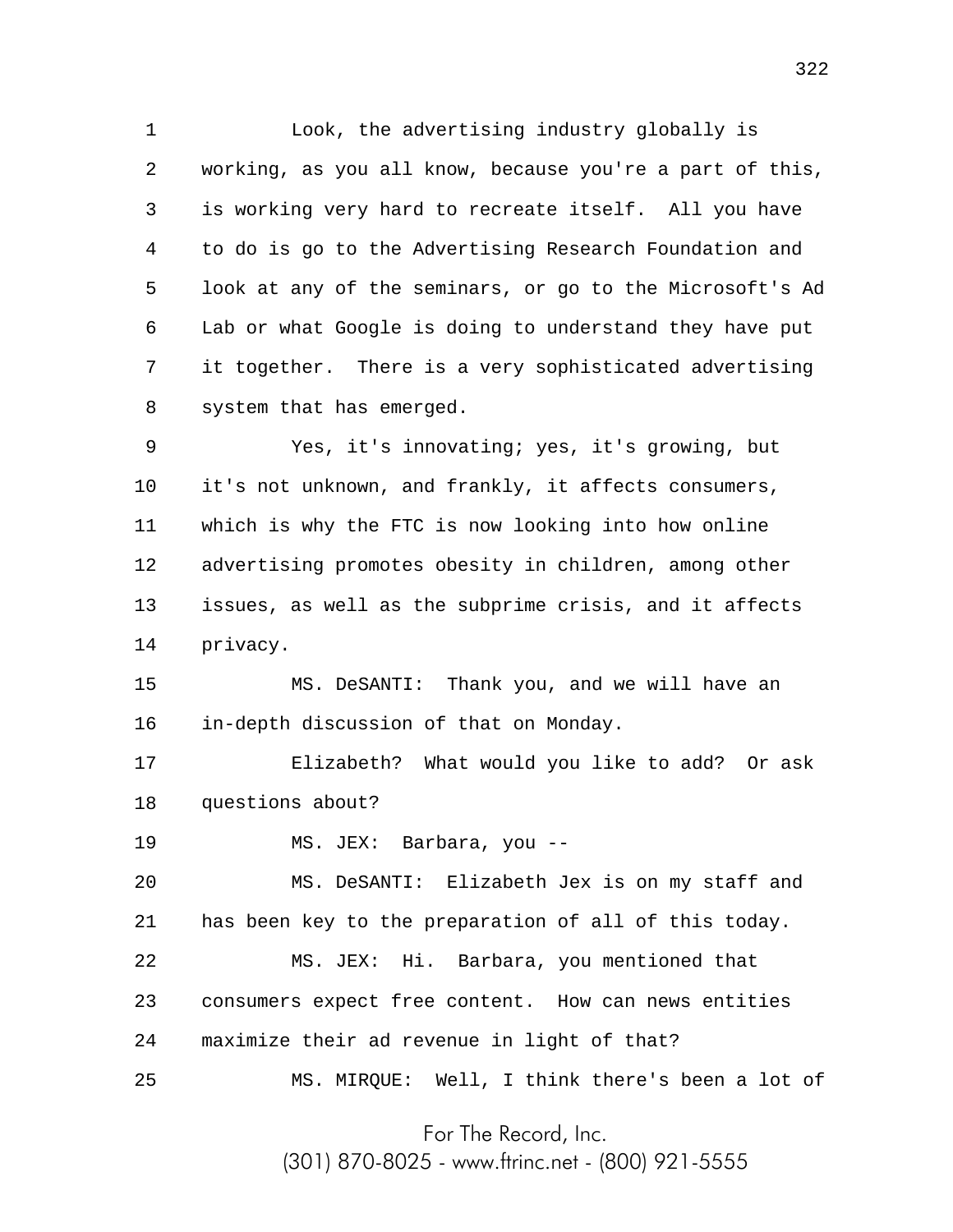Look, the advertising industry globally is working, as you all know, because you're a part of this, is working very hard to recreate itself. All you have to do is go to the Advertising Research Foundation and look at any of the seminars, or go to the Microsoft's Ad Lab or what Google is doing to understand they have put it together. There is a very sophisticated advertising system that has emerged.

Yes, it's innovating; yes, it's growing, but it's not unknown, and frankly, it affects consumers, which is why the FTC is now looking into how online advertising promotes obesity in children, among other issues, as well as the subprime crisis, and it affects privacy.

MS. DeSANTI: Thank you, and we will have an in-depth discussion of that on Monday.

Elizabeth? What would you like to add? Or ask questions about?

MS. JEX: Barbara, you --

MS. DeSANTI: Elizabeth Jex is on my staff and has been key to the preparation of all of this today.

MS. JEX: Hi. Barbara, you mentioned that consumers expect free content. How can news entities maximize their ad revenue in light of that?

MS. MIRQUE: Well, I think there's been a lot of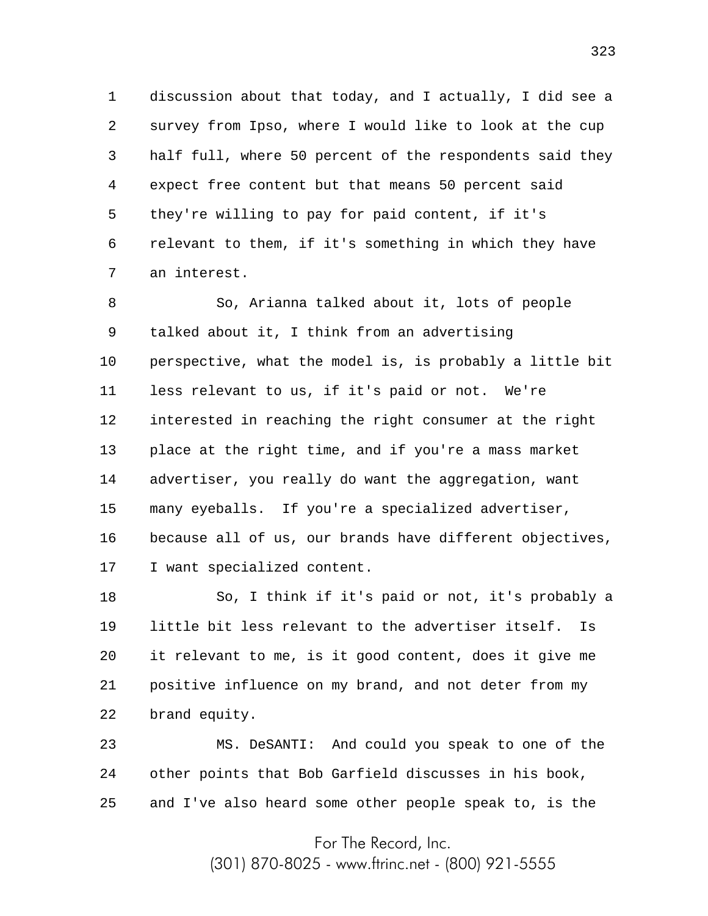discussion about that today, and I actually, I did see a survey from Ipso, where I would like to look at the cup half full, where 50 percent of the respondents said they expect free content but that means 50 percent said they're willing to pay for paid content, if it's relevant to them, if it's something in which they have an interest.

So, Arianna talked about it, lots of people talked about it, I think from an advertising perspective, what the model is, is probably a little bit less relevant to us, if it's paid or not. We're interested in reaching the right consumer at the right place at the right time, and if you're a mass market advertiser, you really do want the aggregation, want many eyeballs. If you're a specialized advertiser, because all of us, our brands have different objectives, I want specialized content.

So, I think if it's paid or not, it's probably a little bit less relevant to the advertiser itself. Is it relevant to me, is it good content, does it give me positive influence on my brand, and not deter from my brand equity.

MS. DeSANTI: And could you speak to one of the other points that Bob Garfield discusses in his book, and I've also heard some other people speak to, is the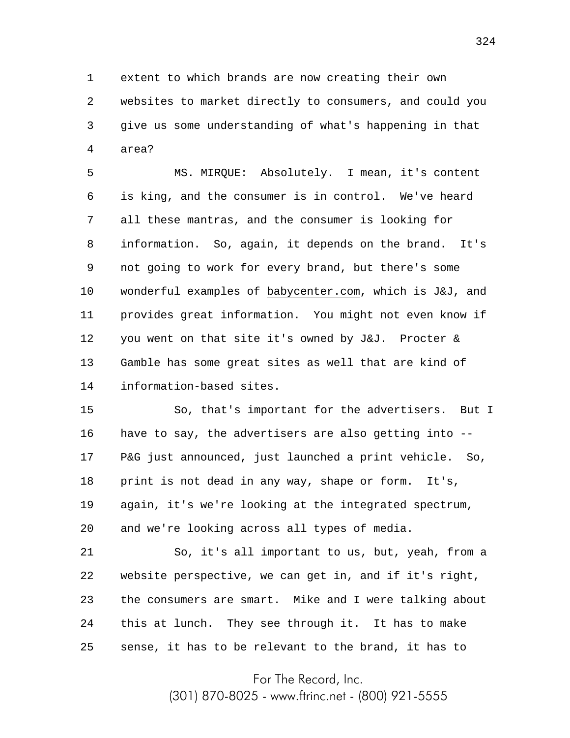extent to which brands are now creating their own websites to market directly to consumers, and could you give us some understanding of what's happening in that area?

MS. MIRQUE: Absolutely. I mean, it's content is king, and the consumer is in control. We've heard all these mantras, and the consumer is looking for information. So, again, it depends on the brand. It's not going to work for every brand, but there's some wonderful examples of babycenter.com, which is J&J, and provides great information. You might not even know if you went on that site it's owned by J&J. Procter & Gamble has some great sites as well that are kind of information-based sites.

So, that's important for the advertisers. But I have to say, the advertisers are also getting into -- P&G just announced, just launched a print vehicle. So, print is not dead in any way, shape or form. It's, again, it's we're looking at the integrated spectrum, and we're looking across all types of media.

So, it's all important to us, but, yeah, from a website perspective, we can get in, and if it's right, the consumers are smart. Mike and I were talking about this at lunch. They see through it. It has to make sense, it has to be relevant to the brand, it has to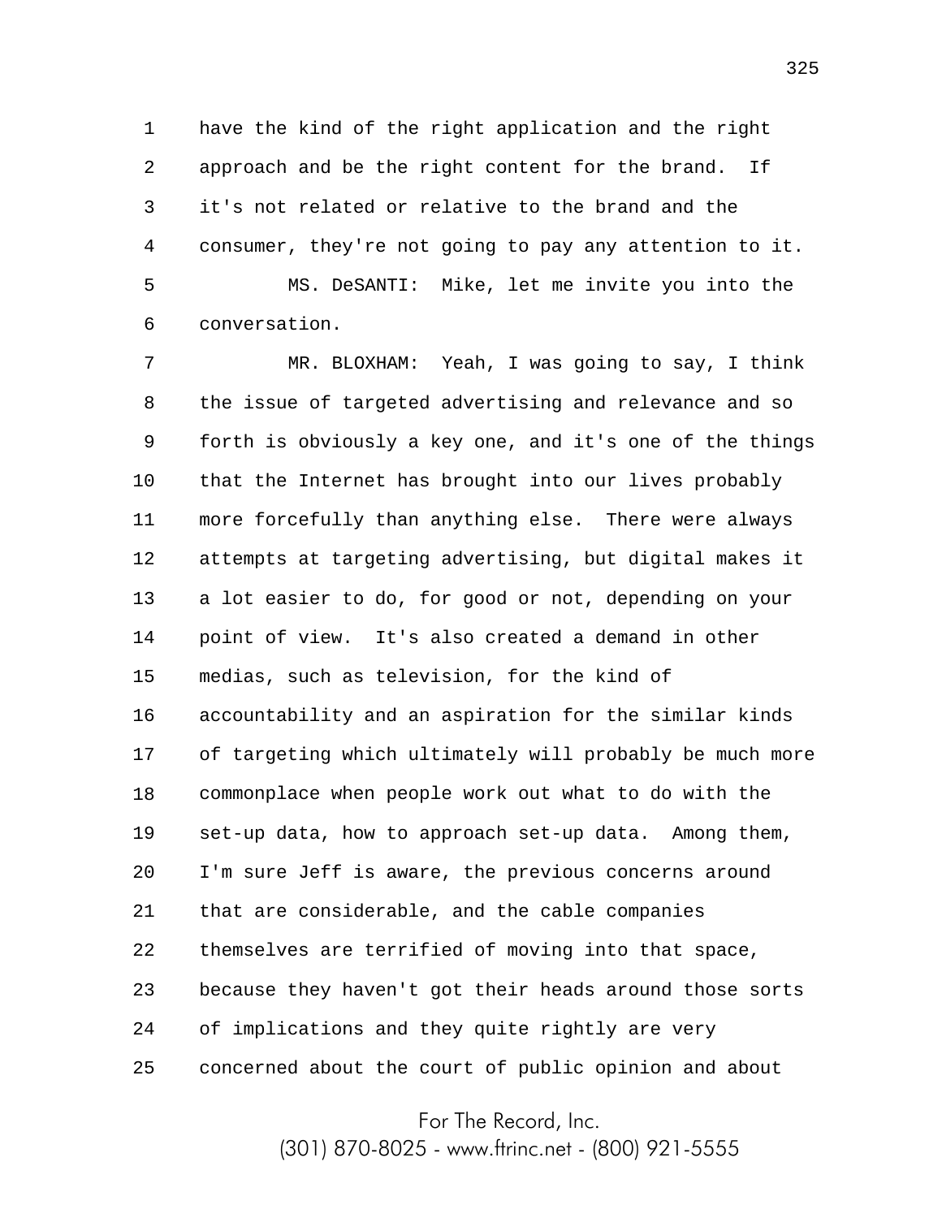have the kind of the right application and the right approach and be the right content for the brand. If it's not related or relative to the brand and the consumer, they're not going to pay any attention to it.

MS. DeSANTI: Mike, let me invite you into the conversation.

MR. BLOXHAM: Yeah, I was going to say, I think the issue of targeted advertising and relevance and so forth is obviously a key one, and it's one of the things that the Internet has brought into our lives probably more forcefully than anything else. There were always attempts at targeting advertising, but digital makes it a lot easier to do, for good or not, depending on your point of view. It's also created a demand in other medias, such as television, for the kind of accountability and an aspiration for the similar kinds of targeting which ultimately will probably be much more commonplace when people work out what to do with the set-up data, how to approach set-up data. Among them, I'm sure Jeff is aware, the previous concerns around that are considerable, and the cable companies themselves are terrified of moving into that space, because they haven't got their heads around those sorts of implications and they quite rightly are very concerned about the court of public opinion and about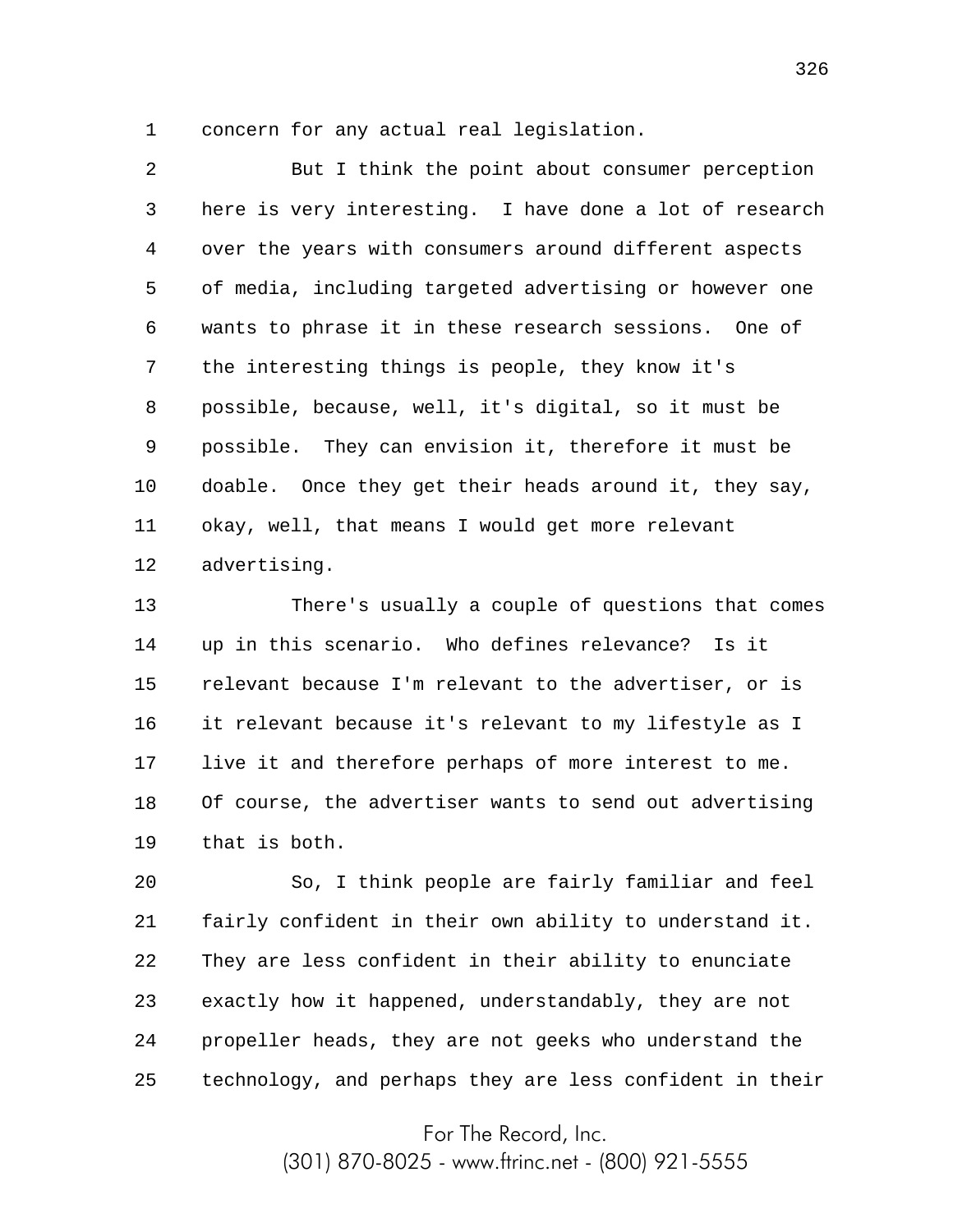concern for any actual real legislation.

But I think the point about consumer perception here is very interesting. I have done a lot of research over the years with consumers around different aspects of media, including targeted advertising or however one wants to phrase it in these research sessions. One of the interesting things is people, they know it's possible, because, well, it's digital, so it must be possible. They can envision it, therefore it must be doable. Once they get their heads around it, they say, okay, well, that means I would get more relevant advertising.

There's usually a couple of questions that comes up in this scenario. Who defines relevance? Is it relevant because I'm relevant to the advertiser, or is it relevant because it's relevant to my lifestyle as I live it and therefore perhaps of more interest to me. Of course, the advertiser wants to send out advertising that is both.

So, I think people are fairly familiar and feel fairly confident in their own ability to understand it. They are less confident in their ability to enunciate exactly how it happened, understandably, they are not propeller heads, they are not geeks who understand the technology, and perhaps they are less confident in their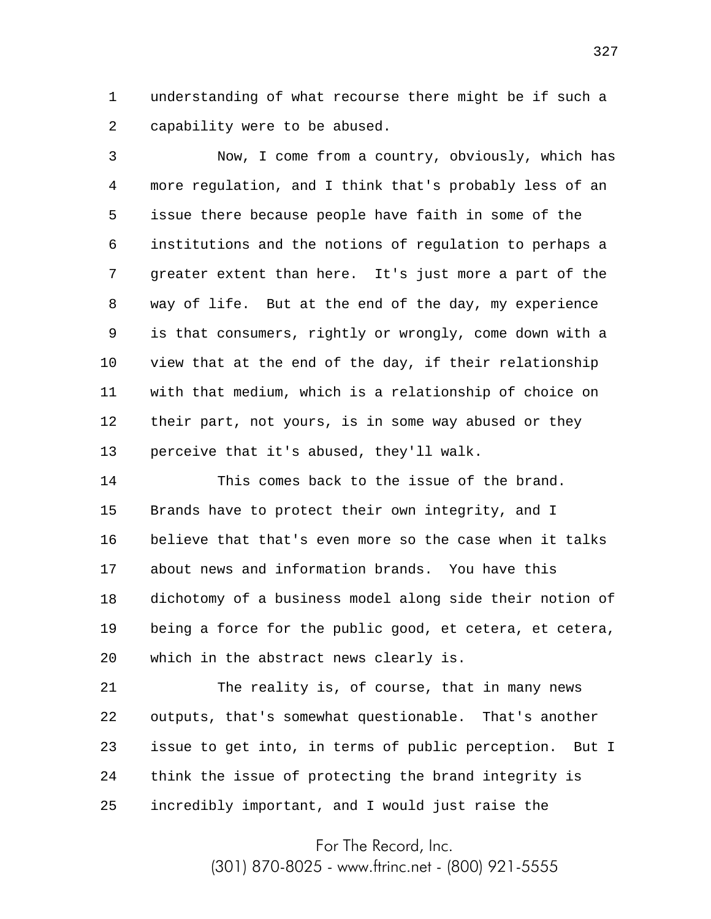understanding of what recourse there might be if such a capability were to be abused.

Now, I come from a country, obviously, which has more regulation, and I think that's probably less of an issue there because people have faith in some of the institutions and the notions of regulation to perhaps a greater extent than here. It's just more a part of the way of life. But at the end of the day, my experience is that consumers, rightly or wrongly, come down with a view that at the end of the day, if their relationship with that medium, which is a relationship of choice on their part, not yours, is in some way abused or they perceive that it's abused, they'll walk.

This comes back to the issue of the brand. Brands have to protect their own integrity, and I believe that that's even more so the case when it talks about news and information brands. You have this dichotomy of a business model along side their notion of being a force for the public good, et cetera, et cetera, which in the abstract news clearly is.

The reality is, of course, that in many news outputs, that's somewhat questionable. That's another issue to get into, in terms of public perception. But I think the issue of protecting the brand integrity is incredibly important, and I would just raise the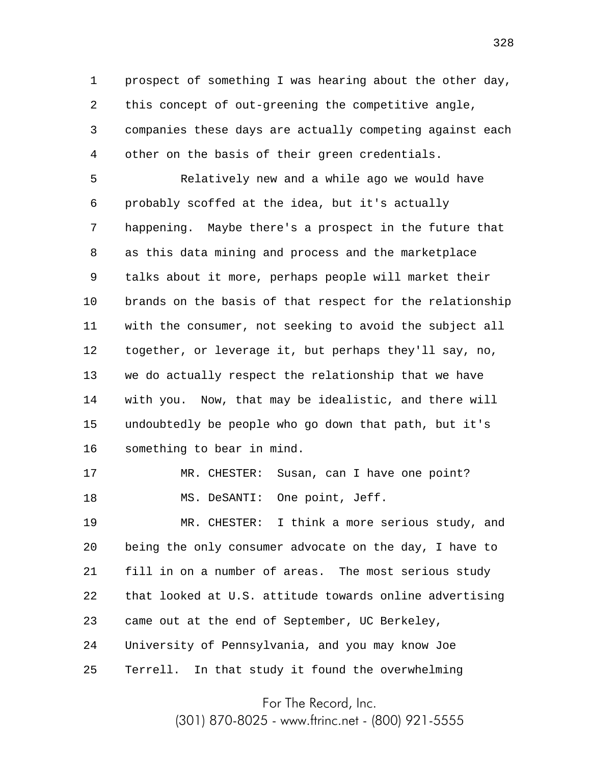prospect of something I was hearing about the other day, this concept of out-greening the competitive angle, companies these days are actually competing against each other on the basis of their green credentials.

Relatively new and a while ago we would have probably scoffed at the idea, but it's actually happening. Maybe there's a prospect in the future that as this data mining and process and the marketplace talks about it more, perhaps people will market their brands on the basis of that respect for the relationship with the consumer, not seeking to avoid the subject all together, or leverage it, but perhaps they'll say, no, we do actually respect the relationship that we have with you. Now, that may be idealistic, and there will undoubtedly be people who go down that path, but it's something to bear in mind.

MR. CHESTER: Susan, can I have one point?

MS. DeSANTI: One point, Jeff.

MR. CHESTER: I think a more serious study, and being the only consumer advocate on the day, I have to fill in on a number of areas. The most serious study that looked at U.S. attitude towards online advertising came out at the end of September, UC Berkeley, University of Pennsylvania, and you may know Joe Terrell. In that study it found the overwhelming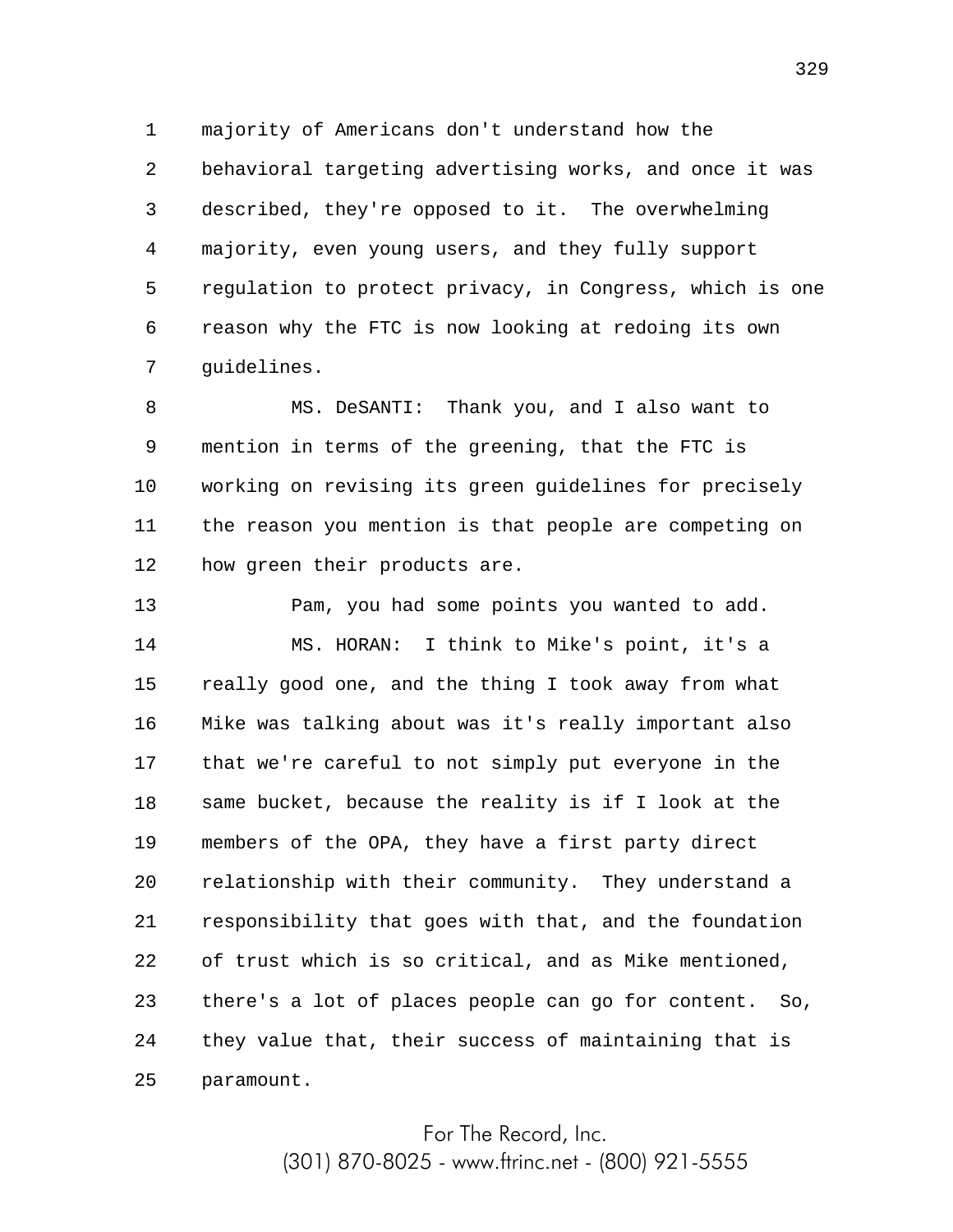majority of Americans don't understand how the behavioral targeting advertising works, and once it was described, they're opposed to it. The overwhelming majority, even young users, and they fully support regulation to protect privacy, in Congress, which is one reason why the FTC is now looking at redoing its own guidelines.

MS. DeSANTI: Thank you, and I also want to mention in terms of the greening, that the FTC is working on revising its green guidelines for precisely the reason you mention is that people are competing on how green their products are.

Pam, you had some points you wanted to add.

MS. HORAN: I think to Mike's point, it's a really good one, and the thing I took away from what Mike was talking about was it's really important also that we're careful to not simply put everyone in the same bucket, because the reality is if I look at the members of the OPA, they have a first party direct relationship with their community. They understand a responsibility that goes with that, and the foundation of trust which is so critical, and as Mike mentioned, there's a lot of places people can go for content. So, they value that, their success of maintaining that is paramount.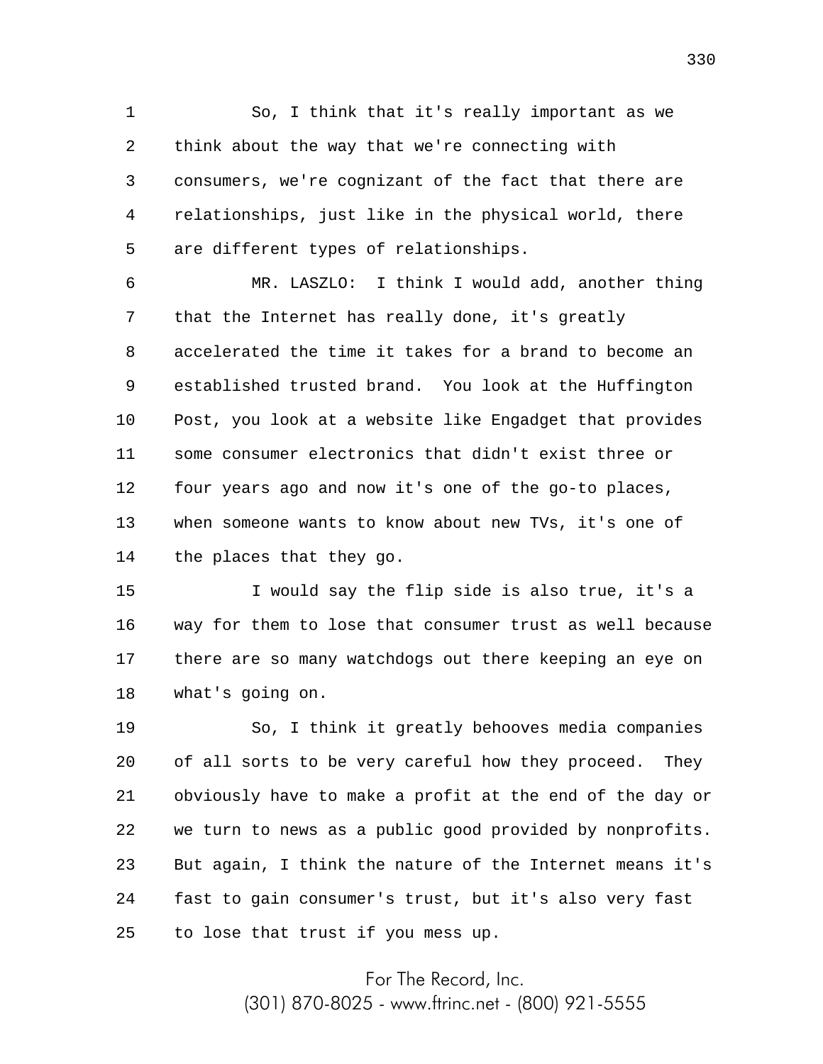So, I think that it's really important as we think about the way that we're connecting with consumers, we're cognizant of the fact that there are relationships, just like in the physical world, there are different types of relationships.

MR. LASZLO: I think I would add, another thing that the Internet has really done, it's greatly accelerated the time it takes for a brand to become an established trusted brand. You look at the Huffington Post, you look at a website like Engadget that provides some consumer electronics that didn't exist three or four years ago and now it's one of the go-to places, when someone wants to know about new TVs, it's one of the places that they go.

I would say the flip side is also true, it's a way for them to lose that consumer trust as well because there are so many watchdogs out there keeping an eye on what's going on.

So, I think it greatly behooves media companies of all sorts to be very careful how they proceed. They obviously have to make a profit at the end of the day or we turn to news as a public good provided by nonprofits. But again, I think the nature of the Internet means it's fast to gain consumer's trust, but it's also very fast to lose that trust if you mess up.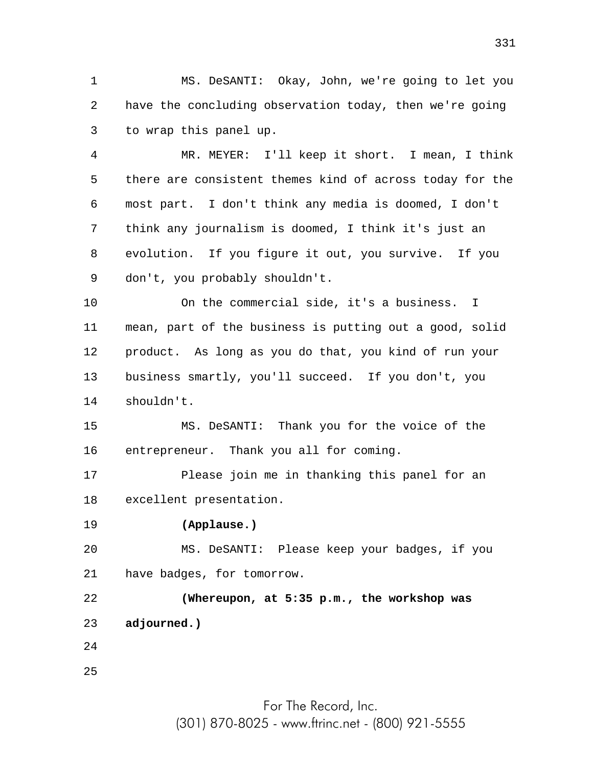MS. DeSANTI: Okay, John, we're going to let you have the concluding observation today, then we're going to wrap this panel up.

MR. MEYER: I'll keep it short. I mean, I think there are consistent themes kind of across today for the most part. I don't think any media is doomed, I don't think any journalism is doomed, I think it's just an evolution. If you figure it out, you survive. If you don't, you probably shouldn't.

On the commercial side, it's a business. I mean, part of the business is putting out a good, solid product. As long as you do that, you kind of run your business smartly, you'll succeed. If you don't, you shouldn't.

MS. DeSANTI: Thank you for the voice of the entrepreneur. Thank you all for coming.

Please join me in thanking this panel for an excellent presentation.

**(Applause.)**

MS. DeSANTI: Please keep your badges, if you have badges, for tomorrow.

**(Whereupon, at 5:35 p.m., the workshop was adjourned.)**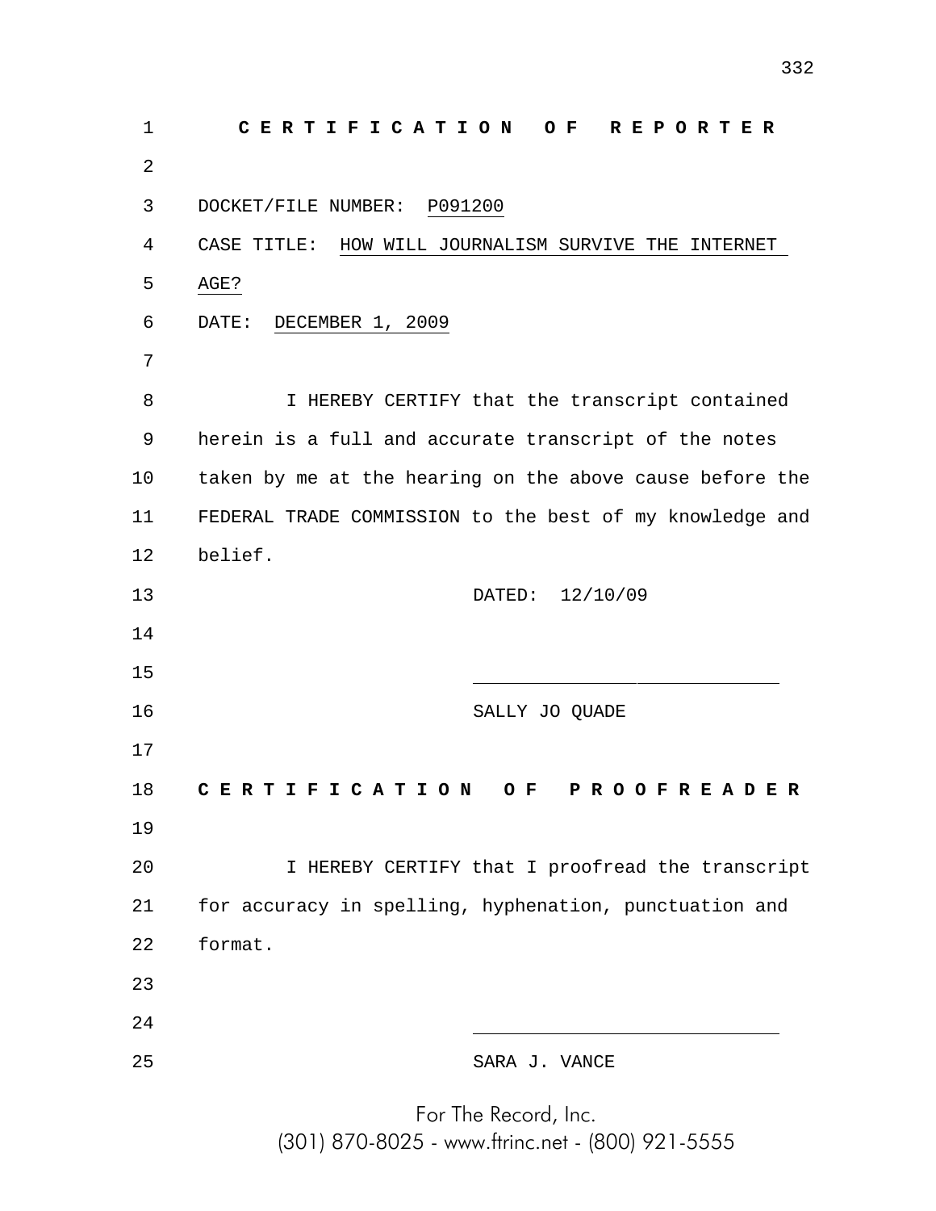# CERTIFICATION OF REPORTER

DOCKET/FILE NUMBER: P091200

CASE TITLE: HOW WILL JOURNALISM SURVIVE THE INTERNET AGE?

DATE: DECEMBER 1, 2009

I HEREBY CERTIFY that the transcript contained herein is a full and accurate transcript of the notes taken by me at the hearing on the above cause before the FEDERAL TRADE COMMISSION to the best of my knowledge and belief.

DATED: 12/10/09

\_\_\_\_\_\_\_\_\_\_\_\_\_\_\_\_\_\_\_\_\_\_\_\_\_\_\_\_

SALLY JO QUADE

# CERTIFICATION OF PROOFREADER

I HEREBY CERTIFY that I proofread the transcript for accuracy in spelling, hyphenation, punctuation and format.

\_\_\_\_\_\_\_\_\_\_\_\_\_\_\_\_\_\_\_\_\_\_\_\_\_\_\_\_

SARA J. VANCE